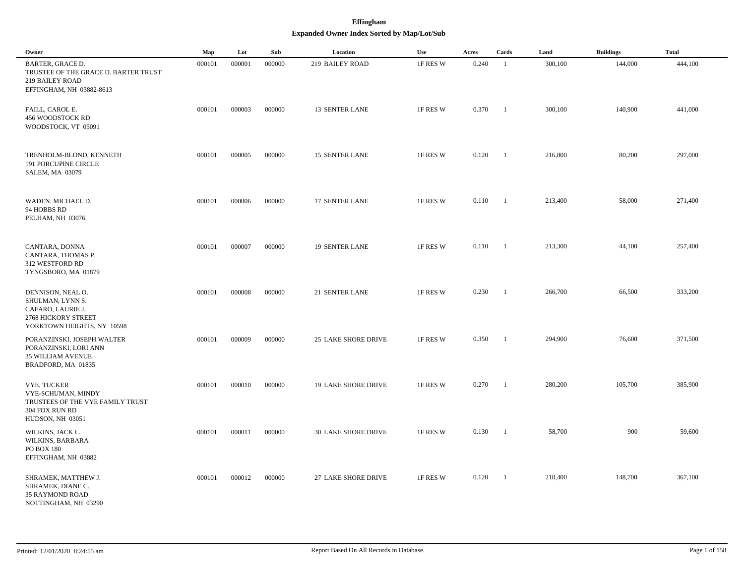# Effingham

## Expanded Owner Index Sorted by Map/Lot/Sub

| Owner | Map | Lot | Sub | Location | Use | Acres | Cards | Land | Buildings | Total |
|---|---|---|---|---|---|---|---|---|---|---|
| BARTER, GRACE D.<br>TRUSTEE OF THE GRACE D. BARTER TRUST<br>219 BAILEY ROAD<br>EFFINGHAM, NH 03882-8613 | 000101 | 000001 | 000000 | 219 BAILEY ROAD | 1F RES W | 0.240 | 1 | 300,100 | 144,000 | 444,100 |
| FAILL, CAROL E.<br>456 WOODSTOCK RD<br>WOODSTOCK, VT 05091 | 000101 | 000003 | 000000 | 13 SENTER LANE | 1F RES W | 0.370 | 1 | 300,100 | 140,900 | 441,000 |
| TRENHOLM-BLOND, KENNETH<br>191 PORCUPINE CIRCLE<br>SALEM, MA 03079 | 000101 | 000005 | 000000 | 15 SENTER LANE | 1F RES W | 0.120 | 1 | 216,800 | 80,200 | 297,000 |
| WADEN, MICHAEL D.<br>94 HOBBS RD<br>PELHAM, NH 03076 | 000101 | 000006 | 000000 | 17 SENTER LANE | 1F RES W | 0.110 | 1 | 213,400 | 58,000 | 271,400 |
| CANTARA, DONNA<br>CANTARA, THOMAS P.<br>312 WESTFORD RD<br>TYNGSBORO, MA 01879 | 000101 | 000007 | 000000 | 19 SENTER LANE | 1F RES W | 0.110 | 1 | 213,300 | 44,100 | 257,400 |
| DENNISON, NEAL O.<br>SHULMAN, LYNN S.<br>CAFARO, LAURIE J.<br>2768 HICKORY STREET<br>YORKTOWN HEIGHTS, NY 10598 | 000101 | 000008 | 000000 | 21 SENTER LANE | 1F RES W | 0.230 | 1 | 266,700 | 66,500 | 333,200 |
| PORANZINSKI, JOSEPH WALTER<br>PORANZINSKI, LORI ANN<br>35 WILLIAM AVENUE<br>BRADFORD, MA 01835 | 000101 | 000009 | 000000 | 25 LAKE SHORE DRIVE | 1F RES W | 0.350 | 1 | 294,900 | 76,600 | 371,500 |
| VYE, TUCKER<br>VYE-SCHUMAN, MINDY<br>TRUSTEES OF THE VYE FAMILY TRUST<br>304 FOX RUN RD<br>HUDSON, NH 03051 | 000101 | 000010 | 000000 | 19 LAKE SHORE DRIVE | 1F RES W | 0.270 | 1 | 280,200 | 105,700 | 385,900 |
| WILKINS, JACK L.<br>WILKINS, BARBARA<br>PO BOX 180<br>EFFINGHAM, NH 03882 | 000101 | 000011 | 000000 | 30 LAKE SHORE DRIVE | 1F RES W | 0.130 | 1 | 58,700 | 900 | 59,600 |
| SHRAMEK, MATTHEW J.<br>SHRAMEK, DIANE C.<br>35 RAYMOND ROAD<br>NOTTINGHAM, NH 03290 | 000101 | 000012 | 000000 | 27 LAKE SHORE DRIVE | 1F RES W | 0.120 | 1 | 218,400 | 148,700 | 367,100 |

Printed: 12/01/2020 8:24:55 am

Report Based On All Records in Database.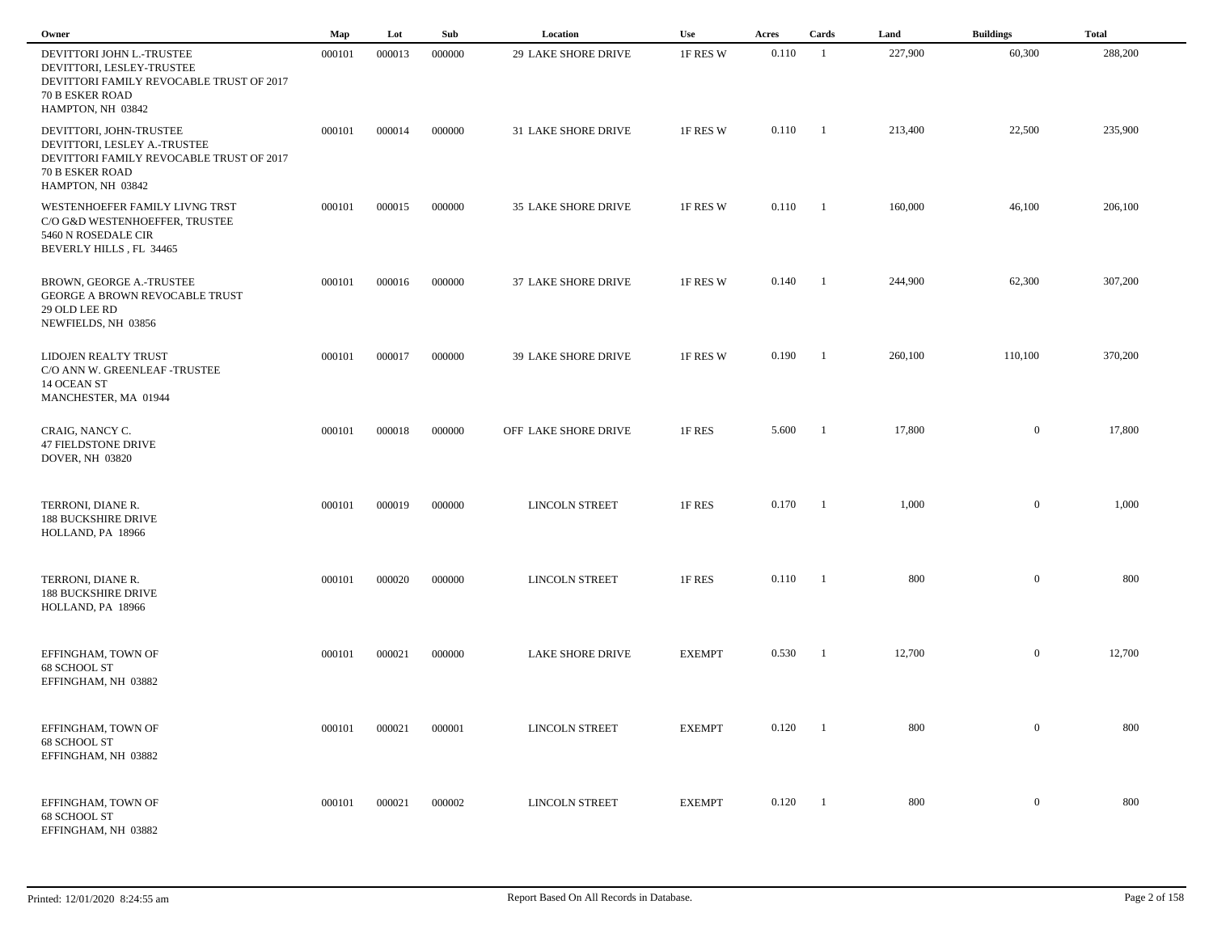| Owner | Map | Lot | Sub | Location | Use | Acres | Cards | Land | Buildings | Total |
|---|---|---|---|---|---|---|---|---|---|---|
| DEVITTORI JOHN L.-TRUSTEE<br>DEVITTORI, LESLEY-TRUSTEE<br>DEVITTORI FAMILY REVOCABLE TRUST OF 2017<br>70 B ESKER ROAD<br>HAMPTON, NH 03842 | 000101 | 000013 | 000000 | 29 LAKE SHORE DRIVE | 1F RES W | 0.110 | 1 | 227,900 | 60,300 | 288,200 |
| DEVITTORI, JOHN-TRUSTEE<br>DEVITTORI, LESLEY A.-TRUSTEE<br>DEVITTORI FAMILY REVOCABLE TRUST OF 2017<br>70 B ESKER ROAD<br>HAMPTON, NH 03842 | 000101 | 000014 | 000000 | 31 LAKE SHORE DRIVE | 1F RES W | 0.110 | 1 | 213,400 | 22,500 | 235,900 |
| WESTENHOEFER FAMILY LIVNG TRST<br>C/O G&D WESTENHOEFFER, TRUSTEE<br>5460 N ROSEDALE CIR<br>BEVERLY HILLS , FL 34465 | 000101 | 000015 | 000000 | 35 LAKE SHORE DRIVE | 1F RES W | 0.110 | 1 | 160,000 | 46,100 | 206,100 |
| BROWN, GEORGE A.-TRUSTEE<br>GEORGE A BROWN REVOCABLE TRUST<br>29 OLD LEE RD<br>NEWFIELDS, NH 03856 | 000101 | 000016 | 000000 | 37 LAKE SHORE DRIVE | 1F RES W | 0.140 | 1 | 244,900 | 62,300 | 307,200 |
| LIDOJEN REALTY TRUST<br>C/O ANN W. GREENLEAF -TRUSTEE<br>14 OCEAN ST<br>MANCHESTER, MA 01944 | 000101 | 000017 | 000000 | 39 LAKE SHORE DRIVE | 1F RES W | 0.190 | 1 | 260,100 | 110,100 | 370,200 |
| CRAIG, NANCY C.<br>47 FIELDSTONE DRIVE<br>DOVER, NH 03820 | 000101 | 000018 | 000000 | OFF LAKE SHORE DRIVE | 1F RES | 5.600 | 1 | 17,800 | 0 | 17,800 |
| TERRONI, DIANE R.<br>188 BUCKSHIRE DRIVE<br>HOLLAND, PA 18966 | 000101 | 000019 | 000000 | LINCOLN STREET | 1F RES | 0.170 | 1 | 1,000 | 0 | 1,000 |
| TERRONI, DIANE R.<br>188 BUCKSHIRE DRIVE<br>HOLLAND, PA 18966 | 000101 | 000020 | 000000 | LINCOLN STREET | 1F RES | 0.110 | 1 | 800 | 0 | 800 |
| EFFINGHAM, TOWN OF<br>68 SCHOOL ST<br>EFFINGHAM, NH 03882 | 000101 | 000021 | 000000 | LAKE SHORE DRIVE | EXEMPT | 0.530 | 1 | 12,700 | 0 | 12,700 |
| EFFINGHAM, TOWN OF<br>68 SCHOOL ST<br>EFFINGHAM, NH 03882 | 000101 | 000021 | 000001 | LINCOLN STREET | EXEMPT | 0.120 | 1 | 800 | 0 | 800 |
| EFFINGHAM, TOWN OF<br>68 SCHOOL ST<br>EFFINGHAM, NH 03882 | 000101 | 000021 | 000002 | LINCOLN STREET | EXEMPT | 0.120 | 1 | 800 | 0 | 800 |

Printed: 12/01/2020 8:24:55 am

Report Based On All Records in Database.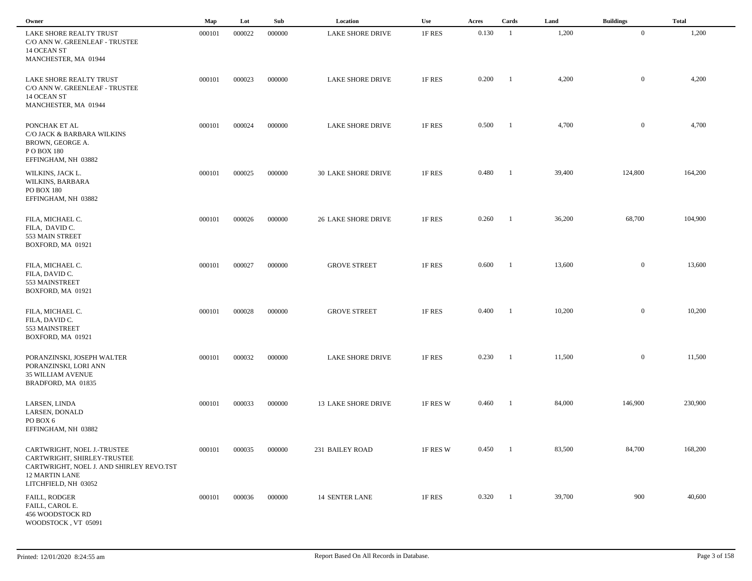| Owner | Map | Lot | Sub | Location | Use | Acres | Cards | Land | Buildings | Total |
|---|---|---|---|---|---|---|---|---|---|---|
| LAKE SHORE REALTY TRUST<br>C/O ANN W. GREENLEAF - TRUSTEE<br>14 OCEAN ST<br>MANCHESTER, MA 01944 | 000101 | 000022 | 000000 | LAKE SHORE DRIVE | 1F RES | 0.130 | 1 | 1,200 | 0 | 1,200 |
| LAKE SHORE REALTY TRUST<br>C/O ANN W. GREENLEAF - TRUSTEE<br>14 OCEAN ST<br>MANCHESTER, MA 01944 | 000101 | 000023 | 000000 | LAKE SHORE DRIVE | 1F RES | 0.200 | 1 | 4,200 | 0 | 4,200 |
| PONCHAK ET AL<br>C/O JACK & BARBARA WILKINS<br>BROWN, GEORGE A.<br>P O BOX 180<br>EFFINGHAM, NH 03882 | 000101 | 000024 | 000000 | LAKE SHORE DRIVE | 1F RES | 0.500 | 1 | 4,700 | 0 | 4,700 |
| WILKINS, JACK L.<br>WILKINS, BARBARA<br>PO BOX 180<br>EFFINGHAM, NH 03882 | 000101 | 000025 | 000000 | 30 LAKE SHORE DRIVE | 1F RES | 0.480 | 1 | 39,400 | 124,800 | 164,200 |
| FILA, MICHAEL C.<br>FILA, DAVID C.<br>553 MAIN STREET<br>BOXFORD, MA 01921 | 000101 | 000026 | 000000 | 26 LAKE SHORE DRIVE | 1F RES | 0.260 | 1 | 36,200 | 68,700 | 104,900 |
| FILA, MICHAEL C.<br>FILA, DAVID C.<br>553 MAINSTREET<br>BOXFORD, MA 01921 | 000101 | 000027 | 000000 | GROVE STREET | 1F RES | 0.600 | 1 | 13,600 | 0 | 13,600 |
| FILA, MICHAEL C.<br>FILA, DAVID C.<br>553 MAINSTREET<br>BOXFORD, MA 01921 | 000101 | 000028 | 000000 | GROVE STREET | 1F RES | 0.400 | 1 | 10,200 | 0 | 10,200 |
| PORANZINSKI, JOSEPH WALTER<br>PORANZINSKI, LORI ANN<br>35 WILLIAM AVENUE<br>BRADFORD, MA 01835 | 000101 | 000032 | 000000 | LAKE SHORE DRIVE | 1F RES | 0.230 | 1 | 11,500 | 0 | 11,500 |
| LARSEN, LINDA<br>LARSEN, DONALD<br>PO BOX 6<br>EFFINGHAM, NH 03882 | 000101 | 000033 | 000000 | 13 LAKE SHORE DRIVE | 1F RES W | 0.460 | 1 | 84,000 | 146,900 | 230,900 |
| CARTWRIGHT, NOEL J.-TRUSTEE<br>CARTWRIGHT, SHIRLEY-TRUSTEE<br>CARTWRIGHT, NOEL J. AND SHIRLEY REVO.TST<br>12 MARTIN LANE<br>LITCHFIELD, NH 03052 | 000101 | 000035 | 000000 | 231 BAILEY ROAD | 1F RES W | 0.450 | 1 | 83,500 | 84,700 | 168,200 |
| FAILL, RODGER<br>FAILL, CAROL E.<br>456 WOODSTOCK RD<br>WOODSTOCK , VT 05091 | 000101 | 000036 | 000000 | 14 SENTER LANE | 1F RES | 0.320 | 1 | 39,700 | 900 | 40,600 |

Printed: 12/01/2020 8:24:55 am

Report Based On All Records in Database.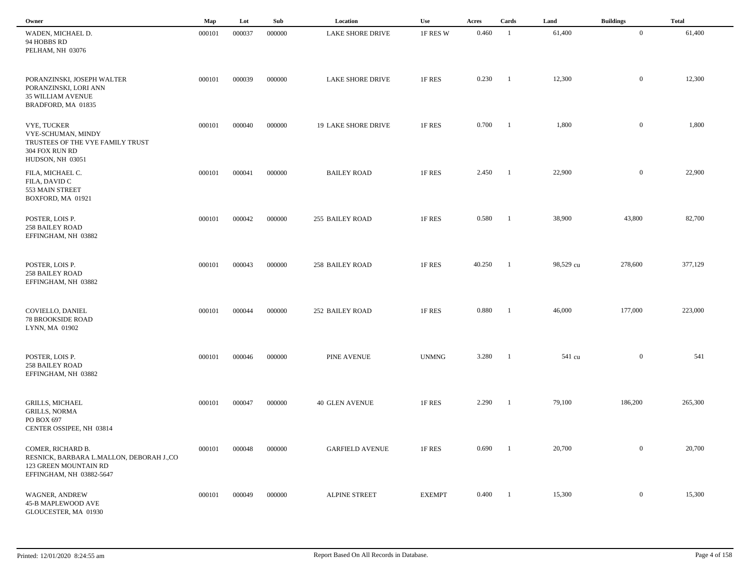| Owner | Map | Lot | Sub | Location | Use | Acres | Cards | Land | Buildings | Total |
|---|---|---|---|---|---|---|---|---|---|---|
| WADEN, MICHAEL D.<br>94 HOBBS RD<br>PELHAM, NH 03076 | 000101 | 000037 | 000000 | LAKE SHORE DRIVE | 1F RES W | 0.460 | 1 | 61,400 | 0 | 61,400 |
| PORANZINSKI, JOSEPH WALTER<br>PORANZINSKI, LORI ANN<br>35 WILLIAM AVENUE<br>BRADFORD, MA 01835 | 000101 | 000039 | 000000 | LAKE SHORE DRIVE | 1F RES | 0.230 | 1 | 12,300 | 0 | 12,300 |
| VYE, TUCKER<br>VYE-SCHUMAN, MINDY<br>TRUSTEES OF THE VYE FAMILY TRUST<br>304 FOX RUN RD<br>HUDSON, NH 03051 | 000101 | 000040 | 000000 | 19 LAKE SHORE DRIVE | 1F RES | 0.700 | 1 | 1,800 | 0 | 1,800 |
| FILA, MICHAEL C.<br>FILA, DAVID C<br>553 MAIN STREET<br>BOXFORD, MA 01921 | 000101 | 000041 | 000000 | BAILEY ROAD | 1F RES | 2.450 | 1 | 22,900 | 0 | 22,900 |
| POSTER, LOIS P.<br>258 BAILEY ROAD<br>EFFINGHAM, NH 03882 | 000101 | 000042 | 000000 | 255 BAILEY ROAD | 1F RES | 0.580 | 1 | 38,900 | 43,800 | 82,700 |
| POSTER, LOIS P.<br>258 BAILEY ROAD<br>EFFINGHAM, NH 03882 | 000101 | 000043 | 000000 | 258 BAILEY ROAD | 1F RES | 40.250 | 1 | 98,529 cu | 278,600 | 377,129 |
| COVIELLO, DANIEL<br>78 BROOKSIDE ROAD<br>LYNN, MA 01902 | 000101 | 000044 | 000000 | 252 BAILEY ROAD | 1F RES | 0.880 | 1 | 46,000 | 177,000 | 223,000 |
| POSTER, LOIS P.<br>258 BAILEY ROAD<br>EFFINGHAM, NH 03882 | 000101 | 000046 | 000000 | PINE AVENUE | UNMNG | 3.280 | 1 | 541 cu | 0 | 541 |
| GRILLS, MICHAEL<br>GRILLS, NORMA<br>PO BOX 697<br>CENTER OSSIPEE, NH 03814 | 000101 | 000047 | 000000 | 40 GLEN AVENUE | 1F RES | 2.290 | 1 | 79,100 | 186,200 | 265,300 |
| COMER, RICHARD B.<br>RESNICK, BARBARA L.MALLON, DEBORAH J.,CO<br>123 GREEN MOUNTAIN RD<br>EFFINGHAM, NH 03882-5647 | 000101 | 000048 | 000000 | GARFIELD AVENUE | 1F RES | 0.690 | 1 | 20,700 | 0 | 20,700 |
| WAGNER, ANDREW<br>45-B MAPLEWOOD AVE<br>GLOUCESTER, MA 01930 | 000101 | 000049 | 000000 | ALPINE STREET | EXEMPT | 0.400 | 1 | 15,300 | 0 | 15,300 |

Printed: 12/01/2020 8:24:55 am — Report Based On All Records in Database.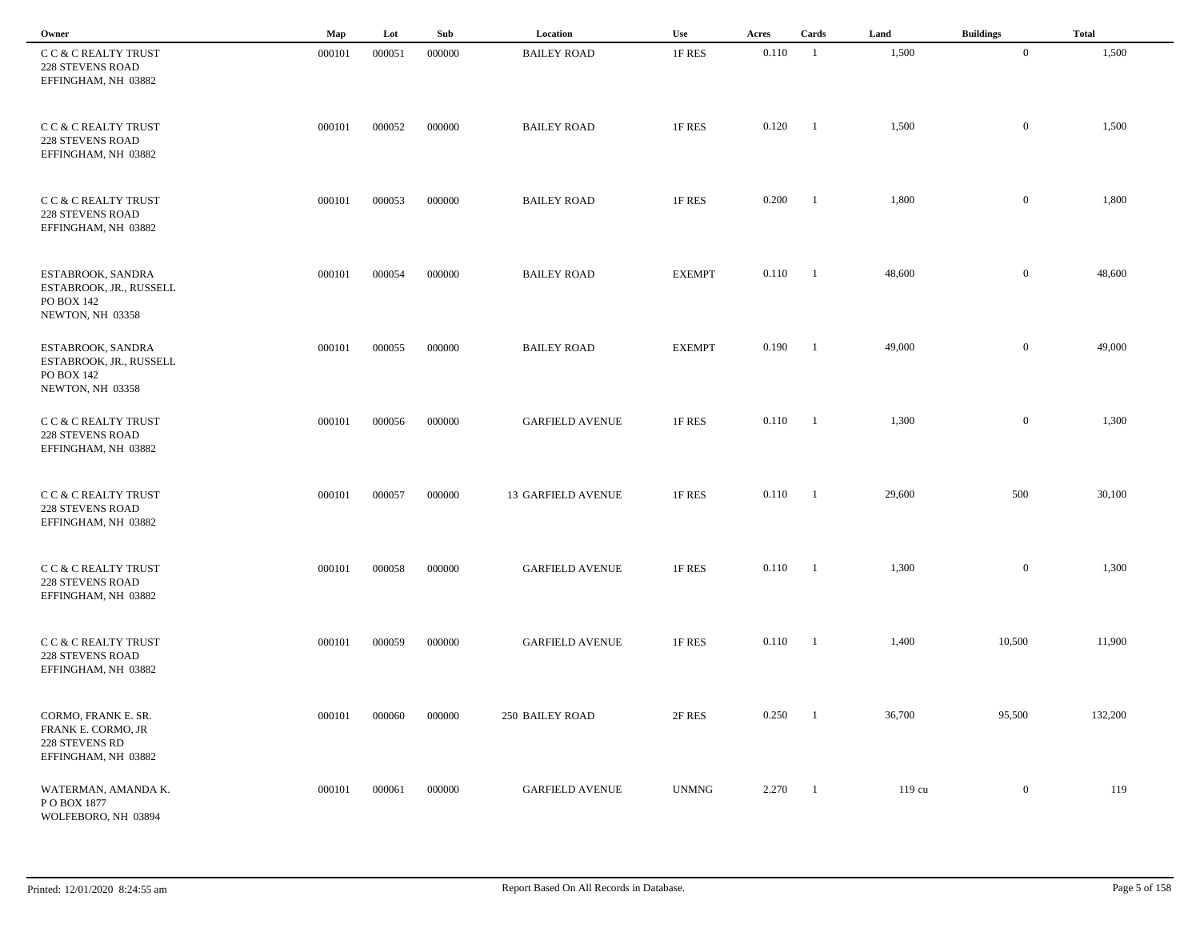| Owner | Map | Lot | Sub | Location | Use | Acres | Cards | Land | Buildings | Total |
|---|---|---|---|---|---|---|---|---|---|---|
| C C & C REALTY TRUST<br>228 STEVENS ROAD<br>EFFINGHAM, NH 03882 | 000101 | 000051 | 000000 | BAILEY ROAD | 1F RES | 0.110 | 1 | 1,500 | 0 | 1,500 |
| C C & C REALTY TRUST<br>228 STEVENS ROAD<br>EFFINGHAM, NH 03882 | 000101 | 000052 | 000000 | BAILEY ROAD | 1F RES | 0.120 | 1 | 1,500 | 0 | 1,500 |
| C C & C REALTY TRUST<br>228 STEVENS ROAD<br>EFFINGHAM, NH 03882 | 000101 | 000053 | 000000 | BAILEY ROAD | 1F RES | 0.200 | 1 | 1,800 | 0 | 1,800 |
| ESTABROOK, SANDRA<br>ESTABROOK, JR., RUSSELL<br>PO BOX 142<br>NEWTON, NH 03358 | 000101 | 000054 | 000000 | BAILEY ROAD | EXEMPT | 0.110 | 1 | 48,600 | 0 | 48,600 |
| ESTABROOK, SANDRA<br>ESTABROOK, JR., RUSSELL<br>PO BOX 142<br>NEWTON, NH 03358 | 000101 | 000055 | 000000 | BAILEY ROAD | EXEMPT | 0.190 | 1 | 49,000 | 0 | 49,000 |
| C C & C REALTY TRUST<br>228 STEVENS ROAD<br>EFFINGHAM, NH 03882 | 000101 | 000056 | 000000 | GARFIELD AVENUE | 1F RES | 0.110 | 1 | 1,300 | 0 | 1,300 |
| C C & C REALTY TRUST<br>228 STEVENS ROAD<br>EFFINGHAM, NH 03882 | 000101 | 000057 | 000000 | 13 GARFIELD AVENUE | 1F RES | 0.110 | 1 | 29,600 | 500 | 30,100 |
| C C & C REALTY TRUST<br>228 STEVENS ROAD<br>EFFINGHAM, NH 03882 | 000101 | 000058 | 000000 | GARFIELD AVENUE | 1F RES | 0.110 | 1 | 1,300 | 0 | 1,300 |
| C C & C REALTY TRUST<br>228 STEVENS ROAD<br>EFFINGHAM, NH 03882 | 000101 | 000059 | 000000 | GARFIELD AVENUE | 1F RES | 0.110 | 1 | 1,400 | 10,500 | 11,900 |
| CORMO, FRANK E. SR.<br>FRANK E. CORMO, JR<br>228 STEVENS RD<br>EFFINGHAM, NH 03882 | 000101 | 000060 | 000000 | 250 BAILEY ROAD | 2F RES | 0.250 | 1 | 36,700 | 95,500 | 132,200 |
| WATERMAN, AMANDA K.<br>P O BOX 1877<br>WOLFEBORO, NH 03894 | 000101 | 000061 | 000000 | GARFIELD AVENUE | UNMNG | 2.270 | 1 | 119 cu | 0 | 119 |

Printed: 12/01/2020 8:24:55 am

Report Based On All Records in Database.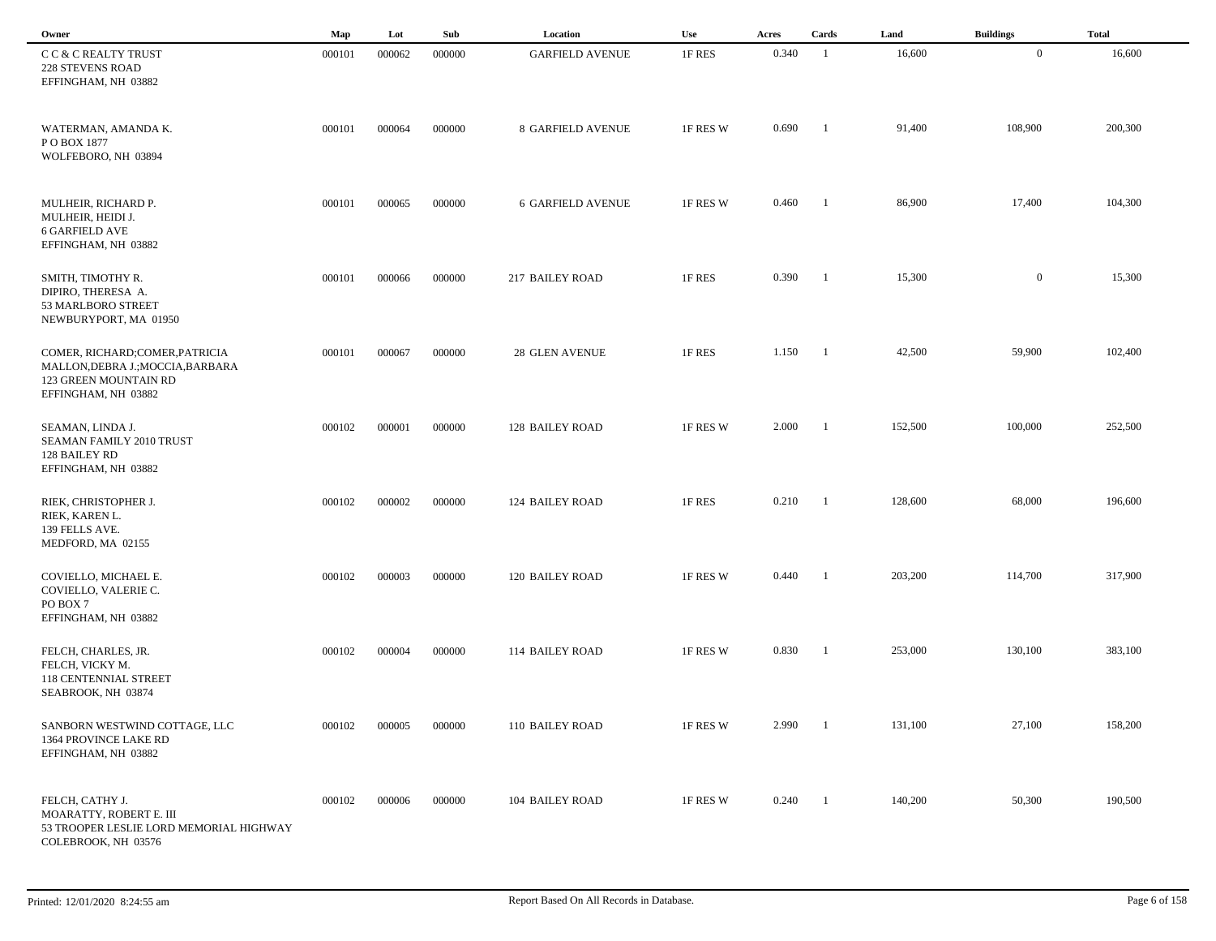| Owner | Map | Lot | Sub | Location | Use | Acres | Cards | Land | Buildings | Total |
|---|---|---|---|---|---|---|---|---|---|---|
| C C & C REALTY TRUST<br>228 STEVENS ROAD<br>EFFINGHAM, NH 03882 | 000101 | 000062 | 000000 | GARFIELD AVENUE | 1F RES | 0.340 | 1 | 16,600 | 0 | 16,600 |
| WATERMAN, AMANDA K.<br>P O BOX 1877<br>WOLFEBORO, NH 03894 | 000101 | 000064 | 000000 | 8 GARFIELD AVENUE | 1F RES W | 0.690 | 1 | 91,400 | 108,900 | 200,300 |
| MULHEIR, RICHARD P.<br>MULHEIR, HEIDI J.<br>6 GARFIELD AVE<br>EFFINGHAM, NH 03882 | 000101 | 000065 | 000000 | 6 GARFIELD AVENUE | 1F RES W | 0.460 | 1 | 86,900 | 17,400 | 104,300 |
| SMITH, TIMOTHY R.<br>DIPIRO, THERESA A.<br>53 MARLBORO STREET<br>NEWBURYPORT, MA 01950 | 000101 | 000066 | 000000 | 217 BAILEY ROAD | 1F RES | 0.390 | 1 | 15,300 | 0 | 15,300 |
| COMER, RICHARD;COMER,PATRICIA<br>MALLON,DEBRA J.;MOCCIA,BARBARA<br>123 GREEN MOUNTAIN RD<br>EFFINGHAM, NH 03882 | 000101 | 000067 | 000000 | 28 GLEN AVENUE | 1F RES | 1.150 | 1 | 42,500 | 59,900 | 102,400 |
| SEAMAN, LINDA J.<br>SEAMAN FAMILY 2010 TRUST<br>128 BAILEY RD<br>EFFINGHAM, NH 03882 | 000102 | 000001 | 000000 | 128 BAILEY ROAD | 1F RES W | 2.000 | 1 | 152,500 | 100,000 | 252,500 |
| RIEK, CHRISTOPHER J.<br>RIEK, KAREN L.<br>139 FELLS AVE.<br>MEDFORD, MA 02155 | 000102 | 000002 | 000000 | 124 BAILEY ROAD | 1F RES | 0.210 | 1 | 128,600 | 68,000 | 196,600 |
| COVIELLO, MICHAEL E.<br>COVIELLO, VALERIE C.<br>PO BOX 7<br>EFFINGHAM, NH 03882 | 000102 | 000003 | 000000 | 120 BAILEY ROAD | 1F RES W | 0.440 | 1 | 203,200 | 114,700 | 317,900 |
| FELCH, CHARLES, JR.<br>FELCH, VICKY M.<br>118 CENTENNIAL STREET<br>SEABROOK, NH 03874 | 000102 | 000004 | 000000 | 114 BAILEY ROAD | 1F RES W | 0.830 | 1 | 253,000 | 130,100 | 383,100 |
| SANBORN WESTWIND COTTAGE, LLC<br>1364 PROVINCE LAKE RD<br>EFFINGHAM, NH 03882 | 000102 | 000005 | 000000 | 110 BAILEY ROAD | 1F RES W | 2.990 | 1 | 131,100 | 27,100 | 158,200 |
| FELCH, CATHY J.<br>MOARATTY, ROBERT E. III<br>53 TROOPER LESLIE LORD MEMORIAL HIGHWAY<br>COLEBROOK, NH 03576 | 000102 | 000006 | 000000 | 104 BAILEY ROAD | 1F RES W | 0.240 | 1 | 140,200 | 50,300 | 190,500 |

Printed: 12/01/2020 8:24:55 am

Report Based On All Records in Database.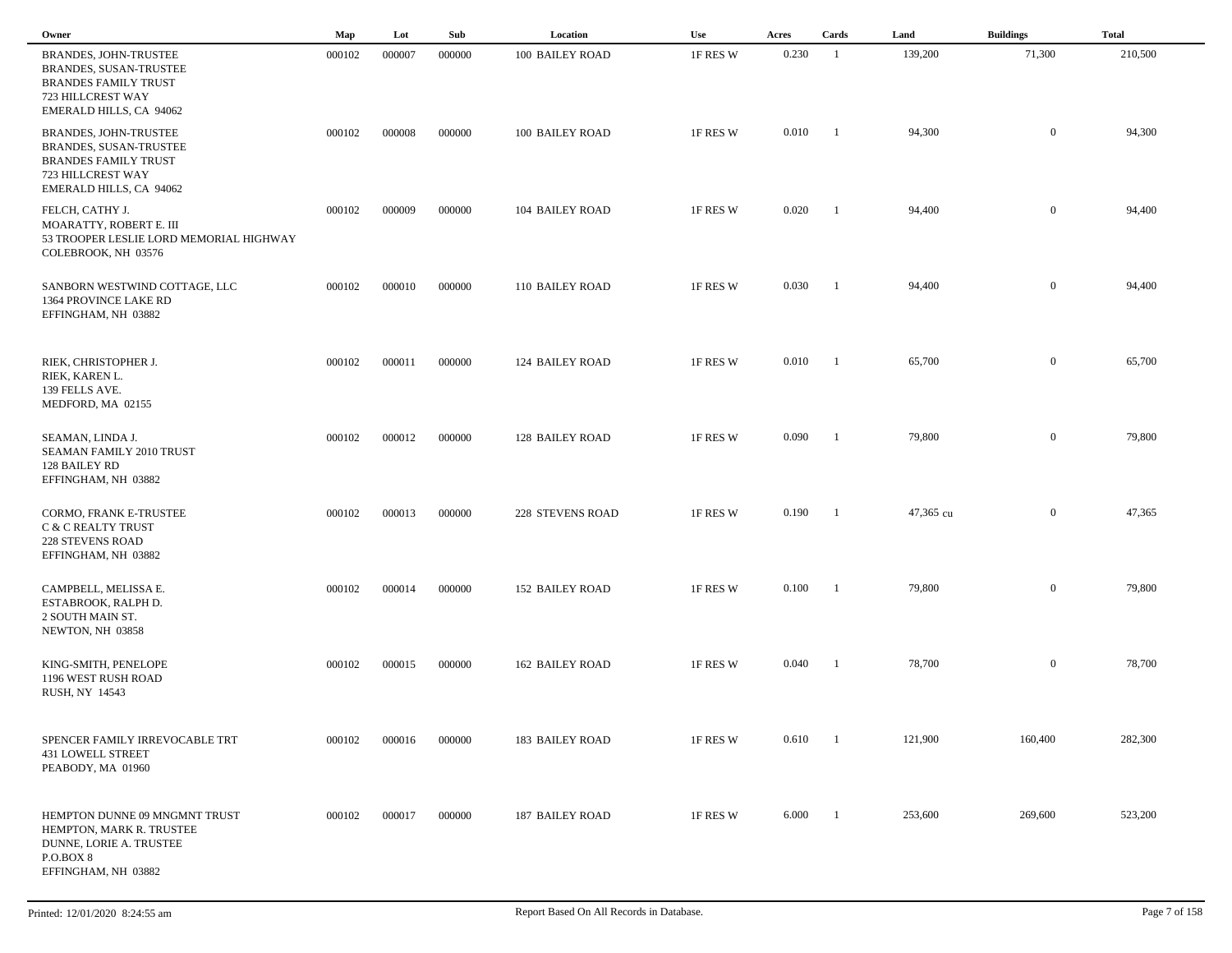| Owner | Map | Lot | Sub | Location | Use | Acres | Cards | Land | Buildings | Total |
|---|---|---|---|---|---|---|---|---|---|---|
| BRANDES, JOHN-TRUSTEE<br>BRANDES, SUSAN-TRUSTEE<br>BRANDES FAMILY TRUST<br>723 HILLCREST WAY<br>EMERALD HILLS, CA 94062 | 000102 | 000007 | 000000 | 100 BAILEY ROAD | 1F RES W | 0.230 | 1 | 139,200 | 71,300 | 210,500 |
| BRANDES, JOHN-TRUSTEE<br>BRANDES, SUSAN-TRUSTEE<br>BRANDES FAMILY TRUST<br>723 HILLCREST WAY<br>EMERALD HILLS, CA 94062 | 000102 | 000008 | 000000 | 100 BAILEY ROAD | 1F RES W | 0.010 | 1 | 94,300 | 0 | 94,300 |
| FELCH, CATHY J.<br>MOARATTY, ROBERT E. III<br>53 TROOPER LESLIE LORD MEMORIAL HIGHWAY<br>COLEBROOK, NH 03576 | 000102 | 000009 | 000000 | 104 BAILEY ROAD | 1F RES W | 0.020 | 1 | 94,400 | 0 | 94,400 |
| SANBORN WESTWIND COTTAGE, LLC<br>1364 PROVINCE LAKE RD<br>EFFINGHAM, NH 03882 | 000102 | 000010 | 000000 | 110 BAILEY ROAD | 1F RES W | 0.030 | 1 | 94,400 | 0 | 94,400 |
| RIEK, CHRISTOPHER J.<br>RIEK, KAREN L.<br>139 FELLS AVE.<br>MEDFORD, MA 02155 | 000102 | 000011 | 000000 | 124 BAILEY ROAD | 1F RES W | 0.010 | 1 | 65,700 | 0 | 65,700 |
| SEAMAN, LINDA J.<br>SEAMAN FAMILY 2010 TRUST<br>128 BAILEY RD<br>EFFINGHAM, NH 03882 | 000102 | 000012 | 000000 | 128 BAILEY ROAD | 1F RES W | 0.090 | 1 | 79,800 | 0 | 79,800 |
| CORMO, FRANK E-TRUSTEE<br>C & C REALTY TRUST<br>228 STEVENS ROAD<br>EFFINGHAM, NH 03882 | 000102 | 000013 | 000000 | 228 STEVENS ROAD | 1F RES W | 0.190 | 1 | 47,365 cu | 0 | 47,365 |
| CAMPBELL, MELISSA E.<br>ESTABROOK, RALPH D.<br>2 SOUTH MAIN ST.<br>NEWTON, NH 03858 | 000102 | 000014 | 000000 | 152 BAILEY ROAD | 1F RES W | 0.100 | 1 | 79,800 | 0 | 79,800 |
| KING-SMITH, PENELOPE<br>1196 WEST RUSH ROAD<br>RUSH, NY 14543 | 000102 | 000015 | 000000 | 162 BAILEY ROAD | 1F RES W | 0.040 | 1 | 78,700 | 0 | 78,700 |
| SPENCER FAMILY IRREVOCABLE TRT<br>431 LOWELL STREET<br>PEABODY, MA 01960 | 000102 | 000016 | 000000 | 183 BAILEY ROAD | 1F RES W | 0.610 | 1 | 121,900 | 160,400 | 282,300 |
| HEMPTON DUNNE 09 MNGMNT TRUST<br>HEMPTON, MARK R. TRUSTEE<br>DUNNE, LORIE A. TRUSTEE<br>P.O.BOX 8<br>EFFINGHAM, NH 03882 | 000102 | 000017 | 000000 | 187 BAILEY ROAD | 1F RES W | 6.000 | 1 | 253,600 | 269,600 | 523,200 |

Printed: 12/01/2020 8:24:55 am — Report Based On All Records in Database.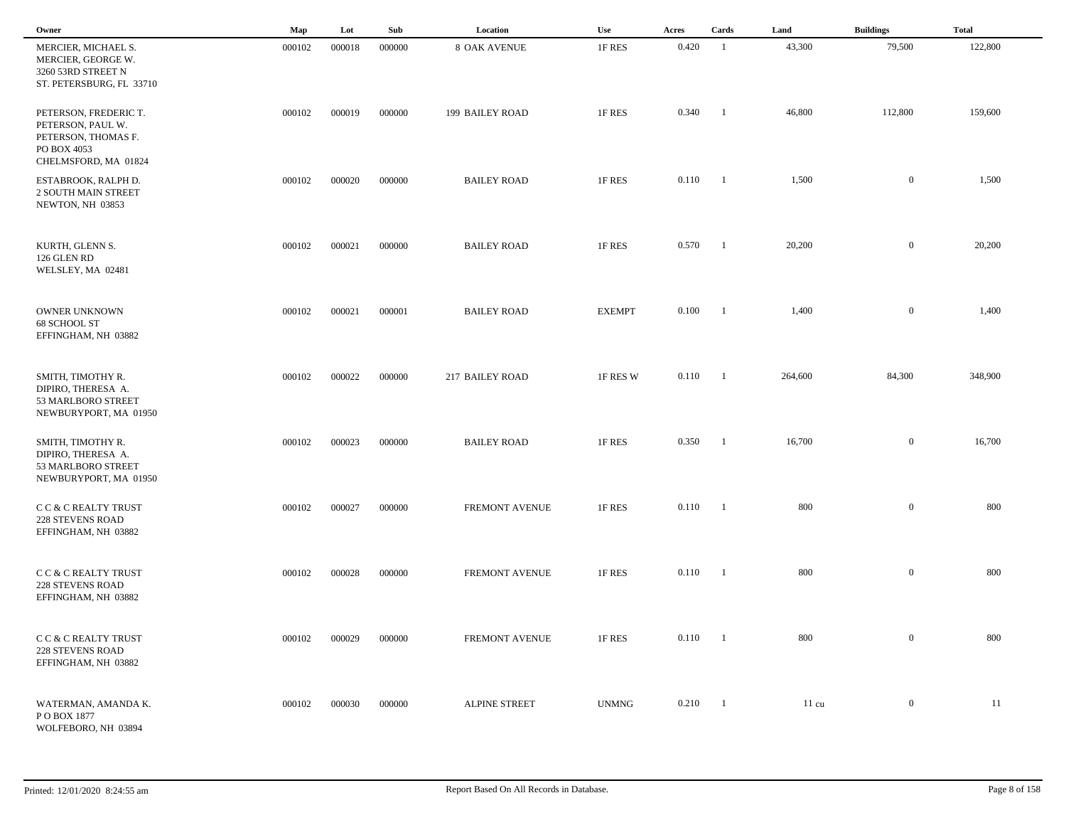| Owner | Map | Lot | Sub | Location | Use | Acres | Cards | Land | Buildings | Total |
|---|---|---|---|---|---|---|---|---|---|---|
| MERCIER, MICHAEL S.<br>MERCIER, GEORGE W.<br>3260 53RD STREET N<br>ST. PETERSBURG, FL 33710 | 000102 | 000018 | 000000 | 8 OAK AVENUE | 1F RES | 0.420 | 1 | 43,300 | 79,500 | 122,800 |
| PETERSON, FREDERIC T.<br>PETERSON, PAUL W.<br>PETERSON, THOMAS F.<br>PO BOX 4053<br>CHELMSFORD, MA 01824 | 000102 | 000019 | 000000 | 199 BAILEY ROAD | 1F RES | 0.340 | 1 | 46,800 | 112,800 | 159,600 |
| ESTABROOK, RALPH D.<br>2 SOUTH MAIN STREET<br>NEWTON, NH 03853 | 000102 | 000020 | 000000 | BAILEY ROAD | 1F RES | 0.110 | 1 | 1,500 | 0 | 1,500 |
| KURTH, GLENN S.<br>126 GLEN RD<br>WELSLEY, MA 02481 | 000102 | 000021 | 000000 | BAILEY ROAD | 1F RES | 0.570 | 1 | 20,200 | 0 | 20,200 |
| OWNER UNKNOWN<br>68 SCHOOL ST<br>EFFINGHAM, NH 03882 | 000102 | 000021 | 000001 | BAILEY ROAD | EXEMPT | 0.100 | 1 | 1,400 | 0 | 1,400 |
| SMITH, TIMOTHY R.<br>DIPIRO, THERESA A.<br>53 MARLBORO STREET<br>NEWBURYPORT, MA 01950 | 000102 | 000022 | 000000 | 217 BAILEY ROAD | 1F RES W | 0.110 | 1 | 264,600 | 84,300 | 348,900 |
| SMITH, TIMOTHY R.<br>DIPIRO, THERESA A.<br>53 MARLBORO STREET<br>NEWBURYPORT, MA 01950 | 000102 | 000023 | 000000 | BAILEY ROAD | 1F RES | 0.350 | 1 | 16,700 | 0 | 16,700 |
| C C & C REALTY TRUST<br>228 STEVENS ROAD<br>EFFINGHAM, NH 03882 | 000102 | 000027 | 000000 | FREMONT AVENUE | 1F RES | 0.110 | 1 | 800 | 0 | 800 |
| C C & C REALTY TRUST<br>228 STEVENS ROAD<br>EFFINGHAM, NH 03882 | 000102 | 000028 | 000000 | FREMONT AVENUE | 1F RES | 0.110 | 1 | 800 | 0 | 800 |
| C C & C REALTY TRUST<br>228 STEVENS ROAD<br>EFFINGHAM, NH 03882 | 000102 | 000029 | 000000 | FREMONT AVENUE | 1F RES | 0.110 | 1 | 800 | 0 | 800 |
| WATERMAN, AMANDA K.<br>P O BOX 1877<br>WOLFEBORO, NH 03894 | 000102 | 000030 | 000000 | ALPINE STREET | UNMNG | 0.210 | 1 | 11 cu | 0 | 11 |

Printed: 12/01/2020 8:24:55 am

Report Based On All Records in Database.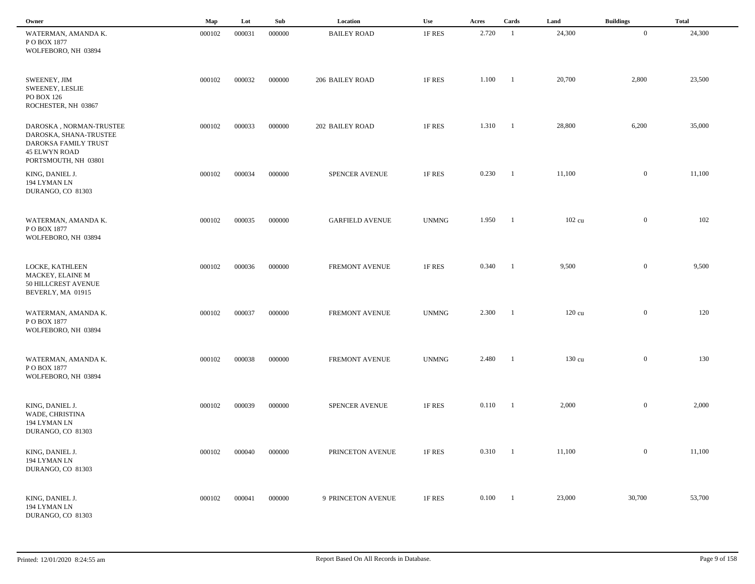| Owner | Map | Lot | Sub | Location | Use | Acres | Cards | Land | Buildings | Total |
|---|---|---|---|---|---|---|---|---|---|---|
| WATERMAN, AMANDA K.<br>P O BOX 1877<br>WOLFEBORO, NH 03894 | 000102 | 000031 | 000000 | BAILEY ROAD | 1F RES | 2.720 | 1 | 24,300 | 0 | 24,300 |
| SWEENEY, JIM<br>SWEENEY, LESLIE<br>PO BOX 126<br>ROCHESTER, NH 03867 | 000102 | 000032 | 000000 | 206 BAILEY ROAD | 1F RES | 1.100 | 1 | 20,700 | 2,800 | 23,500 |
| DAROSKA , NORMAN-TRUSTEE<br>DAROSKA, SHANA-TRUSTEE<br>DAROKSA FAMILY TRUST<br>45 ELWYN ROAD<br>PORTSMOUTH, NH 03801 | 000102 | 000033 | 000000 | 202 BAILEY ROAD | 1F RES | 1.310 | 1 | 28,800 | 6,200 | 35,000 |
| KING, DANIEL J.<br>194 LYMAN LN<br>DURANGO, CO 81303 | 000102 | 000034 | 000000 | SPENCER AVENUE | 1F RES | 0.230 | 1 | 11,100 | 0 | 11,100 |
| WATERMAN, AMANDA K.<br>P O BOX 1877<br>WOLFEBORO, NH 03894 | 000102 | 000035 | 000000 | GARFIELD AVENUE | UNMNG | 1.950 | 1 | 102 cu | 0 | 102 |
| LOCKE, KATHLEEN<br>MACKEY, ELAINE M<br>50 HILLCREST AVENUE<br>BEVERLY, MA 01915 | 000102 | 000036 | 000000 | FREMONT AVENUE | 1F RES | 0.340 | 1 | 9,500 | 0 | 9,500 |
| WATERMAN, AMANDA K.<br>P O BOX 1877<br>WOLFEBORO, NH 03894 | 000102 | 000037 | 000000 | FREMONT AVENUE | UNMNG | 2.300 | 1 | 120 cu | 0 | 120 |
| WATERMAN, AMANDA K.<br>P O BOX 1877<br>WOLFEBORO, NH 03894 | 000102 | 000038 | 000000 | FREMONT AVENUE | UNMNG | 2.480 | 1 | 130 cu | 0 | 130 |
| KING, DANIEL J.<br>WADE, CHRISTINA<br>194 LYMAN LN<br>DURANGO, CO 81303 | 000102 | 000039 | 000000 | SPENCER AVENUE | 1F RES | 0.110 | 1 | 2,000 | 0 | 2,000 |
| KING, DANIEL J.<br>194 LYMAN LN<br>DURANGO, CO 81303 | 000102 | 000040 | 000000 | PRINCETON AVENUE | 1F RES | 0.310 | 1 | 11,100 | 0 | 11,100 |
| KING, DANIEL J.<br>194 LYMAN LN<br>DURANGO, CO 81303 | 000102 | 000041 | 000000 | 9 PRINCETON AVENUE | 1F RES | 0.100 | 1 | 23,000 | 30,700 | 53,700 |

Printed: 12/01/2020 8:24:55 am

Report Based On All Records in Database.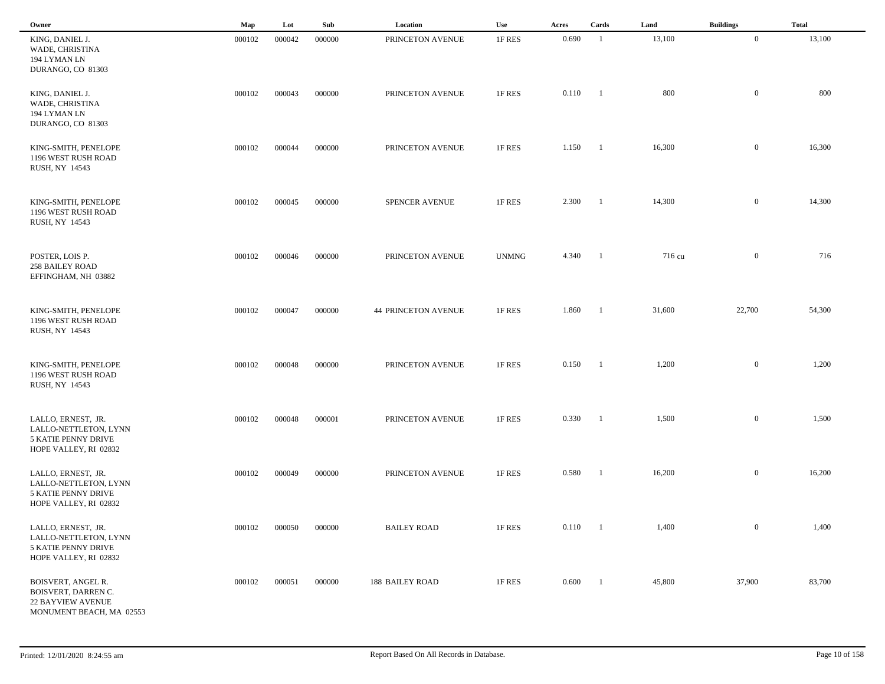| Owner | Map | Lot | Sub | Location | Use | Acres | Cards | Land | Buildings | Total |
|---|---|---|---|---|---|---|---|---|---|---|
| KING, DANIEL J.<br>WADE, CHRISTINA<br>194 LYMAN LN<br>DURANGO, CO 81303 | 000102 | 000042 | 000000 | PRINCETON AVENUE | 1F RES | 0.690 | 1 | 13,100 | 0 | 13,100 |
| KING, DANIEL J.<br>WADE, CHRISTINA<br>194 LYMAN LN<br>DURANGO, CO 81303 | 000102 | 000043 | 000000 | PRINCETON AVENUE | 1F RES | 0.110 | 1 | 800 | 0 | 800 |
| KING-SMITH, PENELOPE<br>1196 WEST RUSH ROAD<br>RUSH, NY 14543 | 000102 | 000044 | 000000 | PRINCETON AVENUE | 1F RES | 1.150 | 1 | 16,300 | 0 | 16,300 |
| KING-SMITH, PENELOPE<br>1196 WEST RUSH ROAD<br>RUSH, NY 14543 | 000102 | 000045 | 000000 | SPENCER AVENUE | 1F RES | 2.300 | 1 | 14,300 | 0 | 14,300 |
| POSTER, LOIS P.<br>258 BAILEY ROAD<br>EFFINGHAM, NH 03882 | 000102 | 000046 | 000000 | PRINCETON AVENUE | UNMNG | 4.340 | 1 | 716 cu | 0 | 716 |
| KING-SMITH, PENELOPE<br>1196 WEST RUSH ROAD<br>RUSH, NY 14543 | 000102 | 000047 | 000000 | 44 PRINCETON AVENUE | 1F RES | 1.860 | 1 | 31,600 | 22,700 | 54,300 |
| KING-SMITH, PENELOPE<br>1196 WEST RUSH ROAD<br>RUSH, NY 14543 | 000102 | 000048 | 000000 | PRINCETON AVENUE | 1F RES | 0.150 | 1 | 1,200 | 0 | 1,200 |
| LALLO, ERNEST, JR.<br>LALLO-NETTLETON, LYNN<br>5 KATIE PENNY DRIVE<br>HOPE VALLEY, RI 02832 | 000102 | 000048 | 000001 | PRINCETON AVENUE | 1F RES | 0.330 | 1 | 1,500 | 0 | 1,500 |
| LALLO, ERNEST, JR.<br>LALLO-NETTLETON, LYNN<br>5 KATIE PENNY DRIVE<br>HOPE VALLEY, RI 02832 | 000102 | 000049 | 000000 | PRINCETON AVENUE | 1F RES | 0.580 | 1 | 16,200 | 0 | 16,200 |
| LALLO, ERNEST, JR.<br>LALLO-NETTLETON, LYNN<br>5 KATIE PENNY DRIVE<br>HOPE VALLEY, RI 02832 | 000102 | 000050 | 000000 | BAILEY ROAD | 1F RES | 0.110 | 1 | 1,400 | 0 | 1,400 |
| BOISVERT, ANGEL R.<br>BOISVERT, DARREN C.<br>22 BAYVIEW AVENUE<br>MONUMENT BEACH, MA 02553 | 000102 | 000051 | 000000 | 188 BAILEY ROAD | 1F RES | 0.600 | 1 | 45,800 | 37,900 | 83,700 |

Printed: 12/01/2020 8:24:55 am — Report Based On All Records in Database.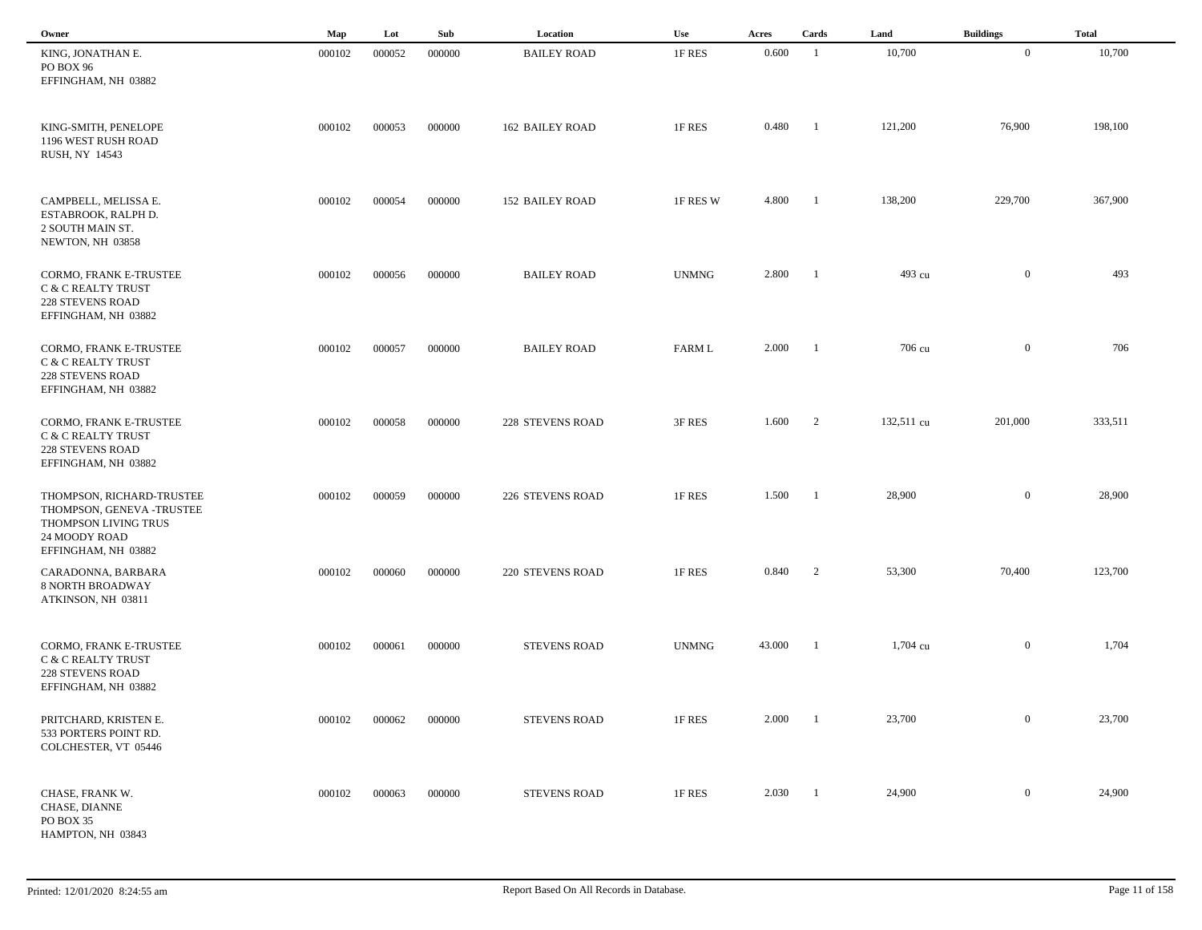| Owner | Map | Lot | Sub | Location | Use | Acres | Cards | Land | Buildings | Total |
|---|---|---|---|---|---|---|---|---|---|---|
| KING, JONATHAN E.<br>PO BOX 96<br>EFFINGHAM, NH 03882 | 000102 | 000052 | 000000 | BAILEY ROAD | 1F RES | 0.600 | 1 | 10,700 | 0 | 10,700 |
| KING-SMITH, PENELOPE<br>1196 WEST RUSH ROAD<br>RUSH, NY 14543 | 000102 | 000053 | 000000 | 162 BAILEY ROAD | 1F RES | 0.480 | 1 | 121,200 | 76,900 | 198,100 |
| CAMPBELL, MELISSA E.<br>ESTABROOK, RALPH D.<br>2 SOUTH MAIN ST.<br>NEWTON, NH 03858 | 000102 | 000054 | 000000 | 152 BAILEY ROAD | 1F RES W | 4.800 | 1 | 138,200 | 229,700 | 367,900 |
| CORMO, FRANK E-TRUSTEE<br>C & C REALTY TRUST<br>228 STEVENS ROAD<br>EFFINGHAM, NH 03882 | 000102 | 000056 | 000000 | BAILEY ROAD | UNMNG | 2.800 | 1 | 493 cu | 0 | 493 |
| CORMO, FRANK E-TRUSTEE<br>C & C REALTY TRUST<br>228 STEVENS ROAD<br>EFFINGHAM, NH 03882 | 000102 | 000057 | 000000 | BAILEY ROAD | FARM L | 2.000 | 1 | 706 cu | 0 | 706 |
| CORMO, FRANK E-TRUSTEE<br>C & C REALTY TRUST<br>228 STEVENS ROAD<br>EFFINGHAM, NH 03882 | 000102 | 000058 | 000000 | 228 STEVENS ROAD | 3F RES | 1.600 | 2 | 132,511 cu | 201,000 | 333,511 |
| THOMPSON, RICHARD-TRUSTEE<br>THOMPSON, GENEVA -TRUSTEE<br>THOMPSON LIVING TRUS<br>24 MOODY ROAD<br>EFFINGHAM, NH 03882 | 000102 | 000059 | 000000 | 226 STEVENS ROAD | 1F RES | 1.500 | 1 | 28,900 | 0 | 28,900 |
| CARADONNA, BARBARA<br>8 NORTH BROADWAY<br>ATKINSON, NH 03811 | 000102 | 000060 | 000000 | 220 STEVENS ROAD | 1F RES | 0.840 | 2 | 53,300 | 70,400 | 123,700 |
| CORMO, FRANK E-TRUSTEE<br>C & C REALTY TRUST<br>228 STEVENS ROAD<br>EFFINGHAM, NH 03882 | 000102 | 000061 | 000000 | STEVENS ROAD | UNMNG | 43.000 | 1 | 1,704 cu | 0 | 1,704 |
| PRITCHARD, KRISTEN E.<br>533 PORTERS POINT RD.<br>COLCHESTER, VT 05446 | 000102 | 000062 | 000000 | STEVENS ROAD | 1F RES | 2.000 | 1 | 23,700 | 0 | 23,700 |
| CHASE, FRANK W.<br>CHASE, DIANNE<br>PO BOX 35<br>HAMPTON, NH 03843 | 000102 | 000063 | 000000 | STEVENS ROAD | 1F RES | 2.030 | 1 | 24,900 | 0 | 24,900 |

Printed: 12/01/2020 8:24:55 am — Report Based On All Records in Database.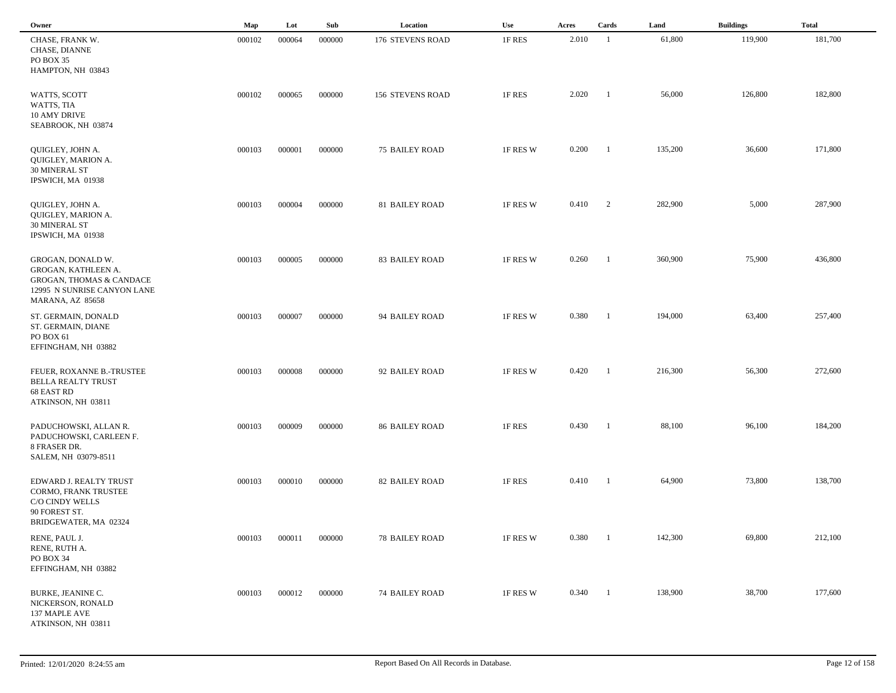| Owner | Map | Lot | Sub | Location | Use | Acres | Cards | Land | Buildings | Total |
|---|---|---|---|---|---|---|---|---|---|---|
| CHASE, FRANK W.<br>CHASE, DIANNE<br>PO BOX 35<br>HAMPTON, NH 03843 | 000102 | 000064 | 000000 | 176 STEVENS ROAD | 1F RES | 2.010 | 1 | 61,800 | 119,900 | 181,700 |
| WATTS, SCOTT<br>WATTS, TIA<br>10 AMY DRIVE<br>SEABROOK, NH 03874 | 000102 | 000065 | 000000 | 156 STEVENS ROAD | 1F RES | 2.020 | 1 | 56,000 | 126,800 | 182,800 |
| QUIGLEY, JOHN A.<br>QUIGLEY, MARION A.<br>30 MINERAL ST<br>IPSWICH, MA 01938 | 000103 | 000001 | 000000 | 75 BAILEY ROAD | 1F RES W | 0.200 | 1 | 135,200 | 36,600 | 171,800 |
| QUIGLEY, JOHN A.<br>QUIGLEY, MARION A.<br>30 MINERAL ST<br>IPSWICH, MA 01938 | 000103 | 000004 | 000000 | 81 BAILEY ROAD | 1F RES W | 0.410 | 2 | 282,900 | 5,000 | 287,900 |
| GROGAN, DONALD W.<br>GROGAN, KATHLEEN A.<br>GROGAN, THOMAS & CANDACE<br>12995 N SUNRISE CANYON LANE<br>MARANA, AZ 85658 | 000103 | 000005 | 000000 | 83 BAILEY ROAD | 1F RES W | 0.260 | 1 | 360,900 | 75,900 | 436,800 |
| ST. GERMAIN, DONALD<br>ST. GERMAIN, DIANE<br>PO BOX 61<br>EFFINGHAM, NH 03882 | 000103 | 000007 | 000000 | 94 BAILEY ROAD | 1F RES W | 0.380 | 1 | 194,000 | 63,400 | 257,400 |
| FEUER, ROXANNE B.-TRUSTEE<br>BELLA REALTY TRUST<br>68 EAST RD<br>ATKINSON, NH 03811 | 000103 | 000008 | 000000 | 92 BAILEY ROAD | 1F RES W | 0.420 | 1 | 216,300 | 56,300 | 272,600 |
| PADUCHOWSKI, ALLAN R.<br>PADUCHOWSKI, CARLEEN F.<br>8 FRASER DR.<br>SALEM, NH 03079-8511 | 000103 | 000009 | 000000 | 86 BAILEY ROAD | 1F RES | 0.430 | 1 | 88,100 | 96,100 | 184,200 |
| EDWARD J. REALTY TRUST<br>CORMO, FRANK TRUSTEE<br>C/O CINDY WELLS<br>90 FOREST ST.<br>BRIDGEWATER, MA 02324 | 000103 | 000010 | 000000 | 82 BAILEY ROAD | 1F RES | 0.410 | 1 | 64,900 | 73,800 | 138,700 |
| RENE, PAUL J.<br>RENE, RUTH A.<br>PO BOX 34<br>EFFINGHAM, NH 03882 | 000103 | 000011 | 000000 | 78 BAILEY ROAD | 1F RES W | 0.380 | 1 | 142,300 | 69,800 | 212,100 |
| BURKE, JEANINE C.<br>NICKERSON, RONALD<br>137 MAPLE AVE<br>ATKINSON, NH 03811 | 000103 | 000012 | 000000 | 74 BAILEY ROAD | 1F RES W | 0.340 | 1 | 138,900 | 38,700 | 177,600 |

Printed: 12/01/2020 8:24:55 am

Report Based On All Records in Database.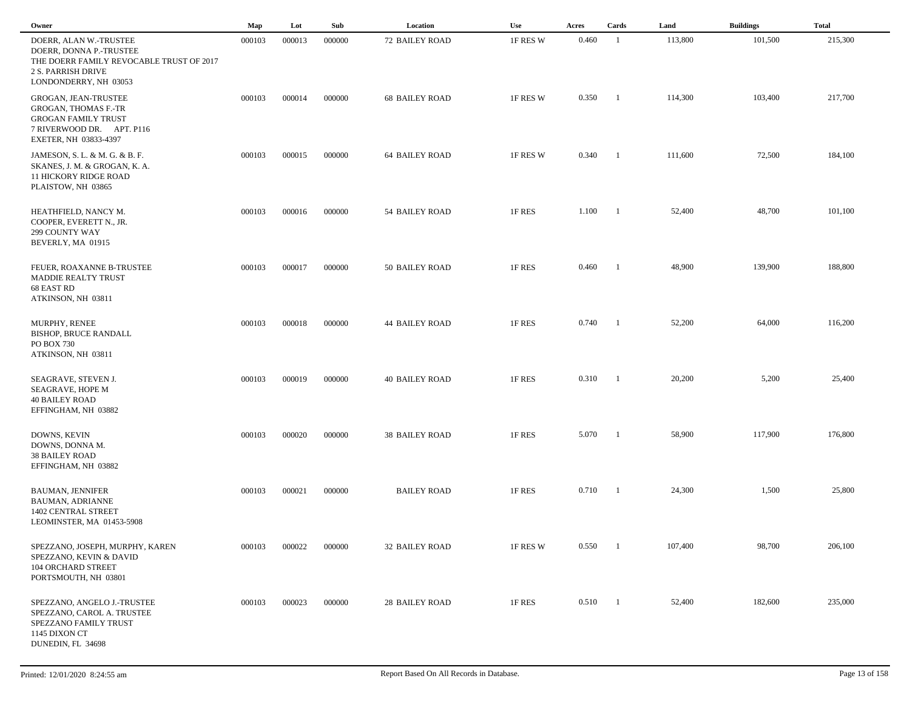| Owner | Map | Lot | Sub | Location | Use | Acres | Cards | Land | Buildings | Total |
|---|---|---|---|---|---|---|---|---|---|---|
| DOERR, ALAN W.-TRUSTEE<br>DOERR, DONNA P.-TRUSTEE<br>THE DOERR FAMILY REVOCABLE TRUST OF 2017<br>2 S. PARRISH DRIVE<br>LONDONDERRY, NH 03053 | 000103 | 000013 | 000000 | 72 BAILEY ROAD | 1F RES W | 0.460 | 1 | 113,800 | 101,500 | 215,300 |
| GROGAN, JEAN-TRUSTEE<br>GROGAN, THOMAS F.-TR<br>GROGAN FAMILY TRUST<br>7 RIVERWOOD DR. APT. P116<br>EXETER, NH 03833-4397 | 000103 | 000014 | 000000 | 68 BAILEY ROAD | 1F RES W | 0.350 | 1 | 114,300 | 103,400 | 217,700 |
| JAMESON, S. L. & M. G. & B. F.<br>SKANES, J. M. & GROGAN, K. A.<br>11 HICKORY RIDGE ROAD<br>PLAISTOW, NH 03865 | 000103 | 000015 | 000000 | 64 BAILEY ROAD | 1F RES W | 0.340 | 1 | 111,600 | 72,500 | 184,100 |
| HEATHFIELD, NANCY M.<br>COOPER, EVERETT N., JR.<br>299 COUNTY WAY<br>BEVERLY, MA 01915 | 000103 | 000016 | 000000 | 54 BAILEY ROAD | 1F RES | 1.100 | 1 | 52,400 | 48,700 | 101,100 |
| FEUER, ROAXANNE B-TRUSTEE<br>MADDIE REALTY TRUST<br>68 EAST RD<br>ATKINSON, NH 03811 | 000103 | 000017 | 000000 | 50 BAILEY ROAD | 1F RES | 0.460 | 1 | 48,900 | 139,900 | 188,800 |
| MURPHY, RENEE<br>BISHOP, BRUCE RANDALL<br>PO BOX 730<br>ATKINSON, NH 03811 | 000103 | 000018 | 000000 | 44 BAILEY ROAD | 1F RES | 0.740 | 1 | 52,200 | 64,000 | 116,200 |
| SEAGRAVE, STEVEN J.<br>SEAGRAVE, HOPE M<br>40 BAILEY ROAD<br>EFFINGHAM, NH 03882 | 000103 | 000019 | 000000 | 40 BAILEY ROAD | 1F RES | 0.310 | 1 | 20,200 | 5,200 | 25,400 |
| DOWNS, KEVIN<br>DOWNS, DONNA M.<br>38 BAILEY ROAD<br>EFFINGHAM, NH 03882 | 000103 | 000020 | 000000 | 38 BAILEY ROAD | 1F RES | 5.070 | 1 | 58,900 | 117,900 | 176,800 |
| BAUMAN, JENNIFER<br>BAUMAN, ADRIANNE<br>1402 CENTRAL STREET<br>LEOMINSTER, MA 01453-5908 | 000103 | 000021 | 000000 | BAILEY ROAD | 1F RES | 0.710 | 1 | 24,300 | 1,500 | 25,800 |
| SPEZZANO, JOSEPH, MURPHY, KAREN<br>SPEZZANO, KEVIN & DAVID<br>104 ORCHARD STREET<br>PORTSMOUTH, NH 03801 | 000103 | 000022 | 000000 | 32 BAILEY ROAD | 1F RES W | 0.550 | 1 | 107,400 | 98,700 | 206,100 |
| SPEZZANO, ANGELO J.-TRUSTEE<br>SPEZZANO, CAROL A. TRUSTEE<br>SPEZZANO FAMILY TRUST<br>1145 DIXON CT<br>DUNEDIN, FL 34698 | 000103 | 000023 | 000000 | 28 BAILEY ROAD | 1F RES | 0.510 | 1 | 52,400 | 182,600 | 235,000 |

Printed: 12/01/2020 8:24:55 am — Report Based On All Records in Database.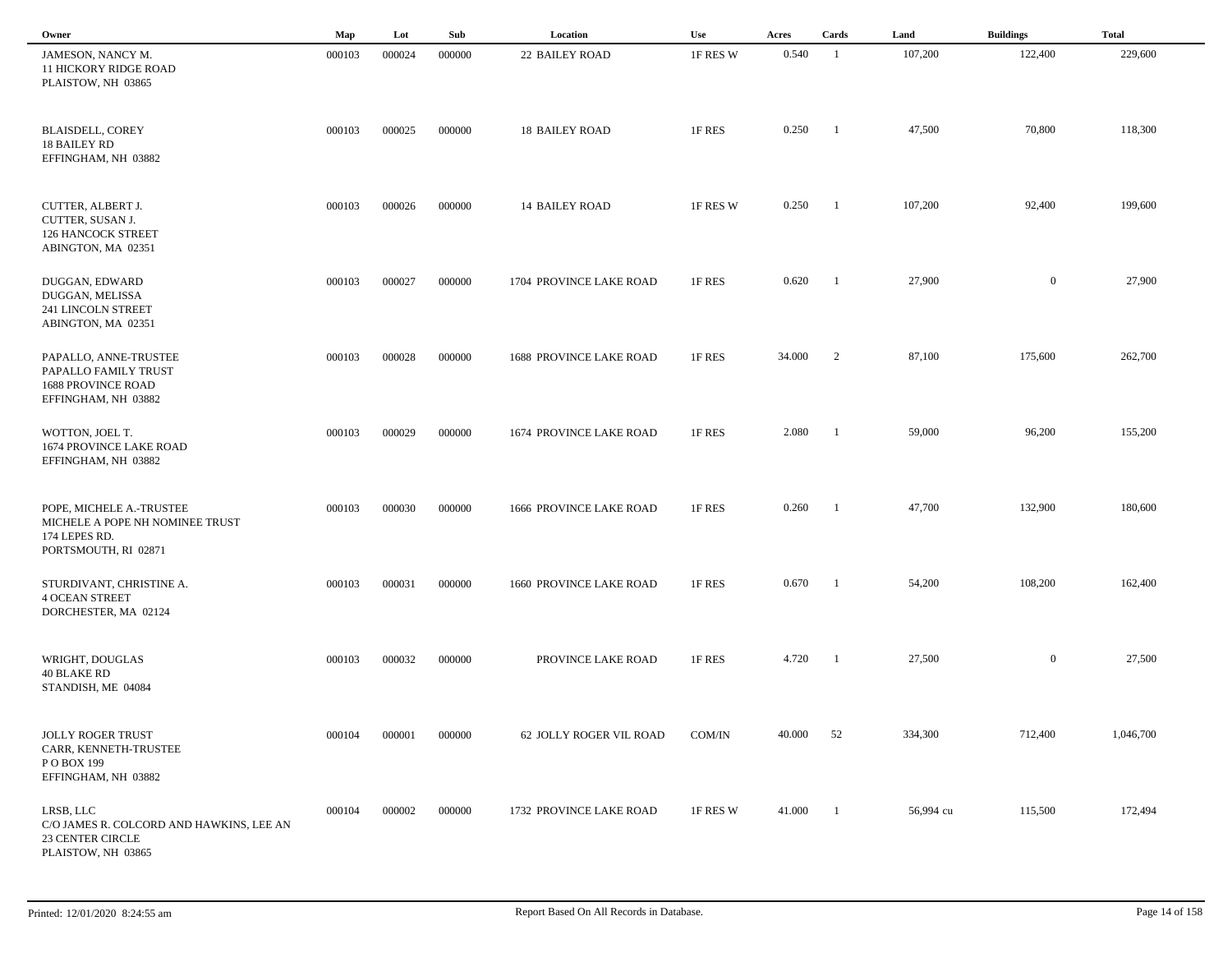| Owner | Map | Lot | Sub | Location | Use | Acres | Cards | Land | Buildings | Total |
|---|---|---|---|---|---|---|---|---|---|---|
| JAMESON, NANCY M.<br>11 HICKORY RIDGE ROAD<br>PLAISTOW, NH 03865 | 000103 | 000024 | 000000 | 22 BAILEY ROAD | 1F RES W | 0.540 | 1 | 107,200 | 122,400 | 229,600 |
| BLAISDELL, COREY<br>18 BAILEY RD<br>EFFINGHAM, NH 03882 | 000103 | 000025 | 000000 | 18 BAILEY ROAD | 1F RES | 0.250 | 1 | 47,500 | 70,800 | 118,300 |
| CUTTER, ALBERT J.<br>CUTTER, SUSAN J.<br>126 HANCOCK STREET<br>ABINGTON, MA 02351 | 000103 | 000026 | 000000 | 14 BAILEY ROAD | 1F RES W | 0.250 | 1 | 107,200 | 92,400 | 199,600 |
| DUGGAN, EDWARD<br>DUGGAN, MELISSA<br>241 LINCOLN STREET<br>ABINGTON, MA 02351 | 000103 | 000027 | 000000 | 1704 PROVINCE LAKE ROAD | 1F RES | 0.620 | 1 | 27,900 | 0 | 27,900 |
| PAPALLO, ANNE-TRUSTEE<br>PAPALLO FAMILY TRUST<br>1688 PROVINCE ROAD<br>EFFINGHAM, NH 03882 | 000103 | 000028 | 000000 | 1688 PROVINCE LAKE ROAD | 1F RES | 34.000 | 2 | 87,100 | 175,600 | 262,700 |
| WOTTON, JOEL T.<br>1674 PROVINCE LAKE ROAD<br>EFFINGHAM, NH 03882 | 000103 | 000029 | 000000 | 1674 PROVINCE LAKE ROAD | 1F RES | 2.080 | 1 | 59,000 | 96,200 | 155,200 |
| POPE, MICHELE A.-TRUSTEE<br>MICHELE A POPE NH NOMINEE TRUST<br>174 LEPES RD.<br>PORTSMOUTH, RI 02871 | 000103 | 000030 | 000000 | 1666 PROVINCE LAKE ROAD | 1F RES | 0.260 | 1 | 47,700 | 132,900 | 180,600 |
| STURDIVANT, CHRISTINE A.<br>4 OCEAN STREET<br>DORCHESTER, MA 02124 | 000103 | 000031 | 000000 | 1660 PROVINCE LAKE ROAD | 1F RES | 0.670 | 1 | 54,200 | 108,200 | 162,400 |
| WRIGHT, DOUGLAS<br>40 BLAKE RD<br>STANDISH, ME 04084 | 000103 | 000032 | 000000 | PROVINCE LAKE ROAD | 1F RES | 4.720 | 1 | 27,500 | 0 | 27,500 |
| JOLLY ROGER TRUST<br>CARR, KENNETH-TRUSTEE<br>P O BOX 199<br>EFFINGHAM, NH 03882 | 000104 | 000001 | 000000 | 62 JOLLY ROGER VIL ROAD | COM/IN | 40.000 | 52 | 334,300 | 712,400 | 1,046,700 |
| LRSB, LLC<br>C/O JAMES R. COLCORD AND HAWKINS, LEE AN<br>23 CENTER CIRCLE<br>PLAISTOW, NH 03865 | 000104 | 000002 | 000000 | 1732 PROVINCE LAKE ROAD | 1F RES W | 41.000 | 1 | 56,994 cu | 115,500 | 172,494 |

Printed: 12/01/2020 8:24:55 am

Report Based On All Records in Database.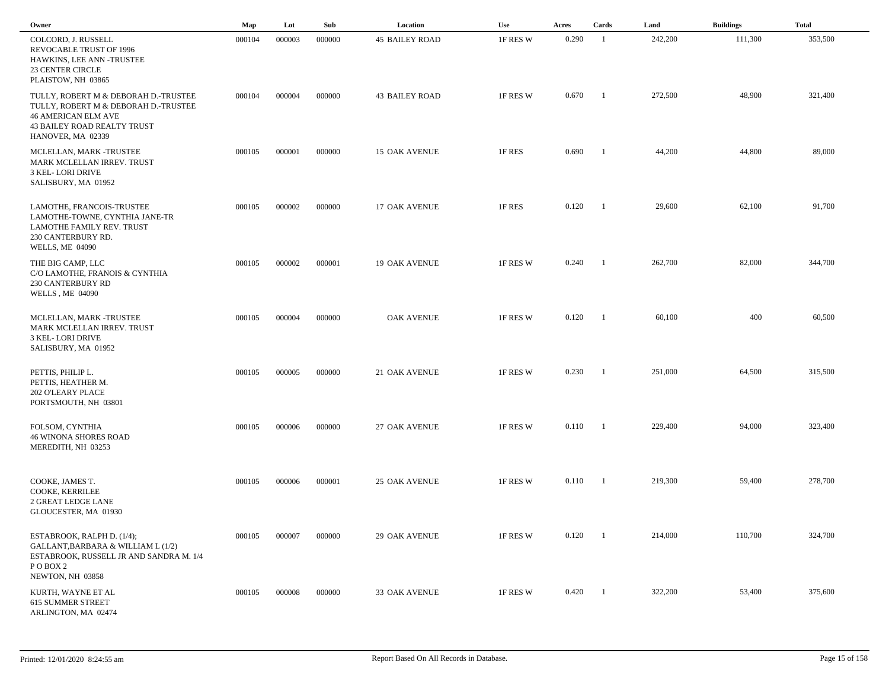| Owner | Map | Lot | Sub | Location | Use | Acres | Cards | Land | Buildings | Total |
|---|---|---|---|---|---|---|---|---|---|---|
| COLCORD, J. RUSSELL<br>REVOCABLE TRUST OF 1996<br>HAWKINS, LEE ANN -TRUSTEE<br>23 CENTER CIRCLE<br>PLAISTOW, NH 03865 | 000104 | 000003 | 000000 | 45 BAILEY ROAD | 1F RES W | 0.290 | 1 | 242,200 | 111,300 | 353,500 |
| TULLY, ROBERT M & DEBORAH D.-TRUSTEE<br>TULLY, ROBERT M & DEBORAH D.-TRUSTEE<br>46 AMERICAN ELM AVE<br>43 BAILEY ROAD REALTY TRUST<br>HANOVER, MA 02339 | 000104 | 000004 | 000000 | 43 BAILEY ROAD | 1F RES W | 0.670 | 1 | 272,500 | 48,900 | 321,400 |
| MCLELLAN, MARK -TRUSTEE<br>MARK MCLELLAN IRREV. TRUST<br>3 KEL- LORI DRIVE<br>SALISBURY, MA 01952 | 000105 | 000001 | 000000 | 15 OAK AVENUE | 1F RES | 0.690 | 1 | 44,200 | 44,800 | 89,000 |
| LAMOTHE, FRANCOIS-TRUSTEE<br>LAMOTHE-TOWNE, CYNTHIA JANE-TR<br>LAMOTHE FAMILY REV. TRUST<br>230 CANTERBURY RD.<br>WELLS, ME 04090 | 000105 | 000002 | 000000 | 17 OAK AVENUE | 1F RES | 0.120 | 1 | 29,600 | 62,100 | 91,700 |
| THE BIG CAMP, LLC<br>C/O LAMOTHE, FRANOIS & CYNTHIA<br>230 CANTERBURY RD<br>WELLS , ME 04090 | 000105 | 000002 | 000001 | 19 OAK AVENUE | 1F RES W | 0.240 | 1 | 262,700 | 82,000 | 344,700 |
| MCLELLAN, MARK -TRUSTEE<br>MARK MCLELLAN IRREV. TRUST<br>3 KEL- LORI DRIVE<br>SALISBURY, MA 01952 | 000105 | 000004 | 000000 | OAK AVENUE | 1F RES W | 0.120 | 1 | 60,100 | 400 | 60,500 |
| PETTIS, PHILIP L.<br>PETTIS, HEATHER M.<br>202 O'LEARY PLACE<br>PORTSMOUTH, NH 03801 | 000105 | 000005 | 000000 | 21 OAK AVENUE | 1F RES W | 0.230 | 1 | 251,000 | 64,500 | 315,500 |
| FOLSOM, CYNTHIA<br>46 WINONA SHORES ROAD<br>MEREDITH, NH 03253 | 000105 | 000006 | 000000 | 27 OAK AVENUE | 1F RES W | 0.110 | 1 | 229,400 | 94,000 | 323,400 |
| COOKE, JAMES T.<br>COOKE, KERRILEE<br>2 GREAT LEDGE LANE<br>GLOUCESTER, MA 01930 | 000105 | 000006 | 000001 | 25 OAK AVENUE | 1F RES W | 0.110 | 1 | 219,300 | 59,400 | 278,700 |
| ESTABROOK, RALPH D. (1/4);<br>GALLANT,BARBARA & WILLIAM L (1/2)<br>ESTABROOK, RUSSELL JR AND SANDRA M. 1/4<br>P O BOX 2<br>NEWTON, NH 03858 | 000105 | 000007 | 000000 | 29 OAK AVENUE | 1F RES W | 0.120 | 1 | 214,000 | 110,700 | 324,700 |
| KURTH, WAYNE ET AL<br>615 SUMMER STREET<br>ARLINGTON, MA 02474 | 000105 | 000008 | 000000 | 33 OAK AVENUE | 1F RES W | 0.420 | 1 | 322,200 | 53,400 | 375,600 |

Printed: 12/01/2020 8:24:55 am

Report Based On All Records in Database.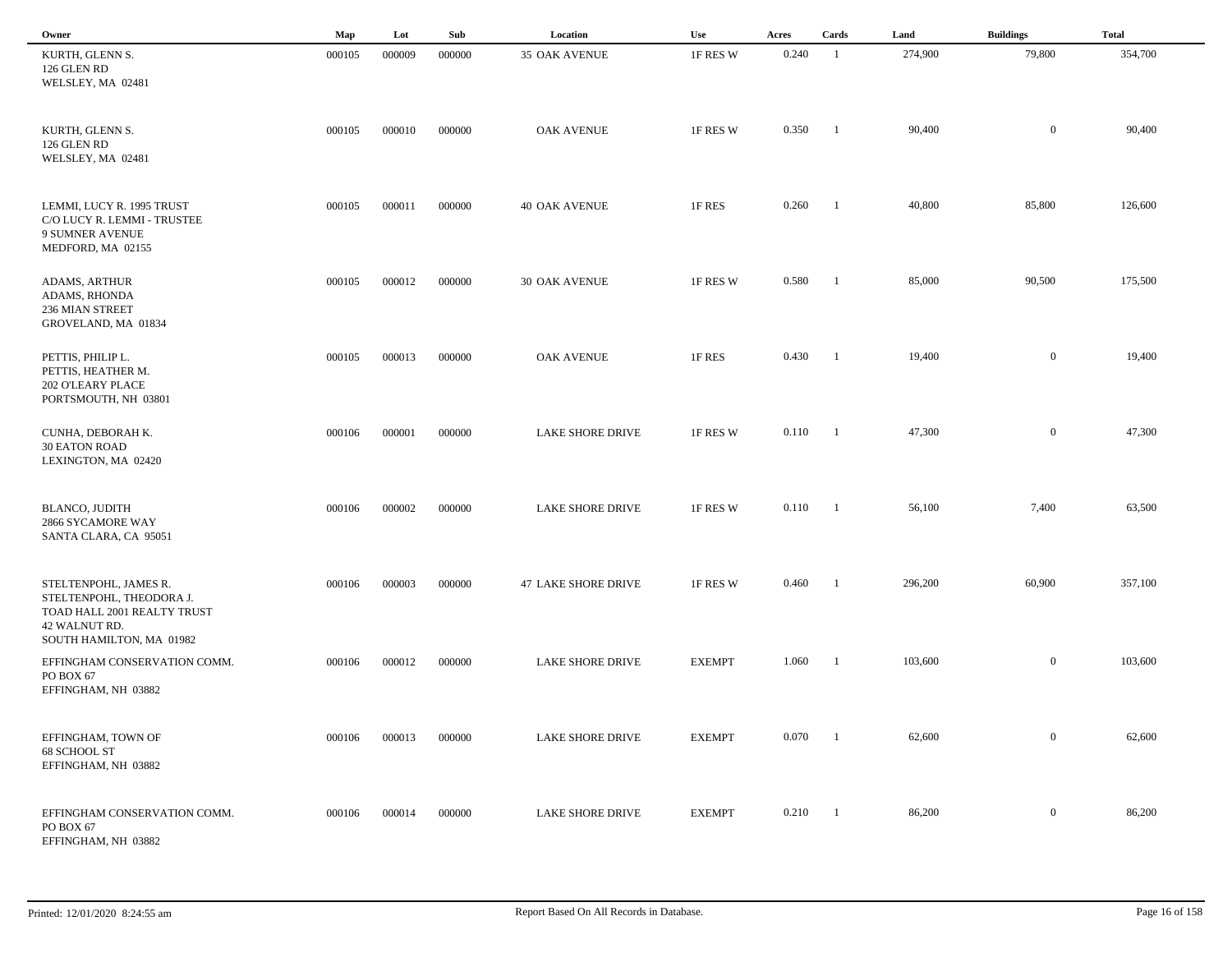| Owner | Map | Lot | Sub | Location | Use | Acres | Cards | Land | Buildings | Total |
|---|---|---|---|---|---|---|---|---|---|---|
| KURTH, GLENN S.<br>126 GLEN RD<br>WELSLEY, MA 02481 | 000105 | 000009 | 000000 | 35 OAK AVENUE | 1F RES W | 0.240 | 1 | 274,900 | 79,800 | 354,700 |
| KURTH, GLENN S.<br>126 GLEN RD<br>WELSLEY, MA 02481 | 000105 | 000010 | 000000 | OAK AVENUE | 1F RES W | 0.350 | 1 | 90,400 | 0 | 90,400 |
| LEMMI, LUCY R. 1995 TRUST<br>C/O LUCY R. LEMMI - TRUSTEE<br>9 SUMNER AVENUE<br>MEDFORD, MA 02155 | 000105 | 000011 | 000000 | 40 OAK AVENUE | 1F RES | 0.260 | 1 | 40,800 | 85,800 | 126,600 |
| ADAMS, ARTHUR<br>ADAMS, RHONDA<br>236 MIAN STREET<br>GROVELAND, MA 01834 | 000105 | 000012 | 000000 | 30 OAK AVENUE | 1F RES W | 0.580 | 1 | 85,000 | 90,500 | 175,500 |
| PETTIS, PHILIP L.<br>PETTIS, HEATHER M.<br>202 O'LEARY PLACE<br>PORTSMOUTH, NH 03801 | 000105 | 000013 | 000000 | OAK AVENUE | 1F RES | 0.430 | 1 | 19,400 | 0 | 19,400 |
| CUNHA, DEBORAH K.<br>30 EATON ROAD<br>LEXINGTON, MA 02420 | 000106 | 000001 | 000000 | LAKE SHORE DRIVE | 1F RES W | 0.110 | 1 | 47,300 | 0 | 47,300 |
| BLANCO, JUDITH<br>2866 SYCAMORE WAY<br>SANTA CLARA, CA 95051 | 000106 | 000002 | 000000 | LAKE SHORE DRIVE | 1F RES W | 0.110 | 1 | 56,100 | 7,400 | 63,500 |
| STELTENPOHL, JAMES R.<br>STELTENPOHL, THEODORA J.<br>TOAD HALL 2001 REALTY TRUST<br>42 WALNUT RD.<br>SOUTH HAMILTON, MA 01982 | 000106 | 000003 | 000000 | 47 LAKE SHORE DRIVE | 1F RES W | 0.460 | 1 | 296,200 | 60,900 | 357,100 |
| EFFINGHAM CONSERVATION COMM.<br>PO BOX 67<br>EFFINGHAM, NH 03882 | 000106 | 000012 | 000000 | LAKE SHORE DRIVE | EXEMPT | 1.060 | 1 | 103,600 | 0 | 103,600 |
| EFFINGHAM, TOWN OF<br>68 SCHOOL ST<br>EFFINGHAM, NH 03882 | 000106 | 000013 | 000000 | LAKE SHORE DRIVE | EXEMPT | 0.070 | 1 | 62,600 | 0 | 62,600 |
| EFFINGHAM CONSERVATION COMM.<br>PO BOX 67<br>EFFINGHAM, NH 03882 | 000106 | 000014 | 000000 | LAKE SHORE DRIVE | EXEMPT | 0.210 | 1 | 86,200 | 0 | 86,200 |

Printed: 12/01/2020 8:24:55 am Report Based On All Records in Database.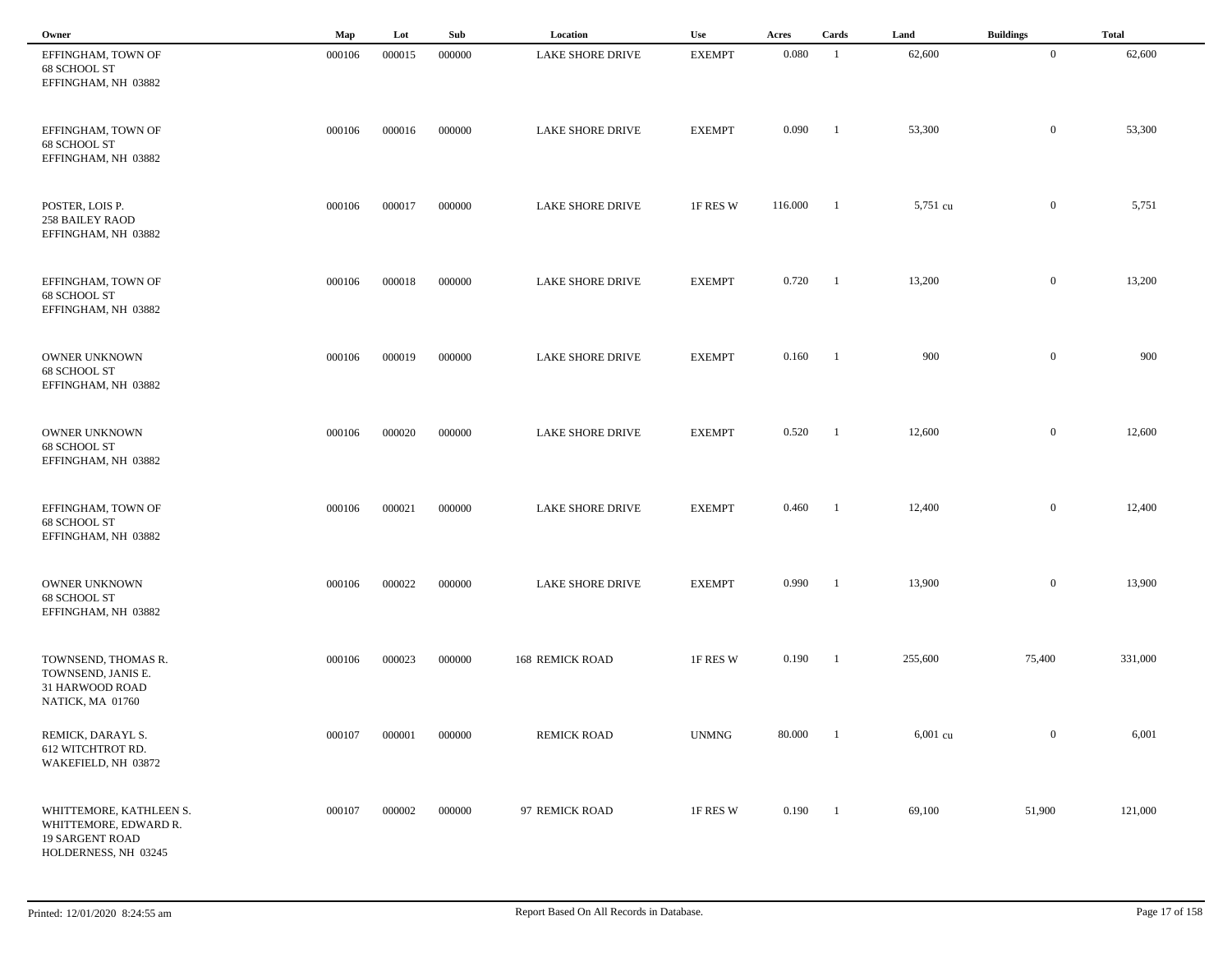| Owner | Map | Lot | Sub | Location | Use | Acres | Cards | Land | Buildings | Total |
|---|---|---|---|---|---|---|---|---|---|---|
| EFFINGHAM, TOWN OF<br>68 SCHOOL ST<br>EFFINGHAM, NH 03882 | 000106 | 000015 | 000000 | LAKE SHORE DRIVE | EXEMPT | 0.080 | 1 | 62,600 | 0 | 62,600 |
| EFFINGHAM, TOWN OF<br>68 SCHOOL ST<br>EFFINGHAM, NH 03882 | 000106 | 000016 | 000000 | LAKE SHORE DRIVE | EXEMPT | 0.090 | 1 | 53,300 | 0 | 53,300 |
| POSTER, LOIS P.<br>258 BAILEY RAOD<br>EFFINGHAM, NH 03882 | 000106 | 000017 | 000000 | LAKE SHORE DRIVE | 1F RES W | 116.000 | 1 | 5,751 cu | 0 | 5,751 |
| EFFINGHAM, TOWN OF<br>68 SCHOOL ST<br>EFFINGHAM, NH 03882 | 000106 | 000018 | 000000 | LAKE SHORE DRIVE | EXEMPT | 0.720 | 1 | 13,200 | 0 | 13,200 |
| OWNER UNKNOWN<br>68 SCHOOL ST<br>EFFINGHAM, NH 03882 | 000106 | 000019 | 000000 | LAKE SHORE DRIVE | EXEMPT | 0.160 | 1 | 900 | 0 | 900 |
| OWNER UNKNOWN<br>68 SCHOOL ST<br>EFFINGHAM, NH 03882 | 000106 | 000020 | 000000 | LAKE SHORE DRIVE | EXEMPT | 0.520 | 1 | 12,600 | 0 | 12,600 |
| EFFINGHAM, TOWN OF<br>68 SCHOOL ST<br>EFFINGHAM, NH 03882 | 000106 | 000021 | 000000 | LAKE SHORE DRIVE | EXEMPT | 0.460 | 1 | 12,400 | 0 | 12,400 |
| OWNER UNKNOWN<br>68 SCHOOL ST<br>EFFINGHAM, NH 03882 | 000106 | 000022 | 000000 | LAKE SHORE DRIVE | EXEMPT | 0.990 | 1 | 13,900 | 0 | 13,900 |
| TOWNSEND, THOMAS R.<br>TOWNSEND, JANIS E.<br>31 HARWOOD ROAD<br>NATICK, MA 01760 | 000106 | 000023 | 000000 | 168 REMICK ROAD | 1F RES W | 0.190 | 1 | 255,600 | 75,400 | 331,000 |
| REMICK, DARAYL S.<br>612 WITCHTROT RD.<br>WAKEFIELD, NH 03872 | 000107 | 000001 | 000000 | REMICK ROAD | UNMNG | 80.000 | 1 | 6,001 cu | 0 | 6,001 |
| WHITTEMORE, KATHLEEN S.<br>WHITTEMORE, EDWARD R.<br>19 SARGENT ROAD<br>HOLDERNESS, NH 03245 | 000107 | 000002 | 000000 | 97 REMICK ROAD | 1F RES W | 0.190 | 1 | 69,100 | 51,900 | 121,000 |

Printed: 12/01/2020 8:24:55 am

Report Based On All Records in Database.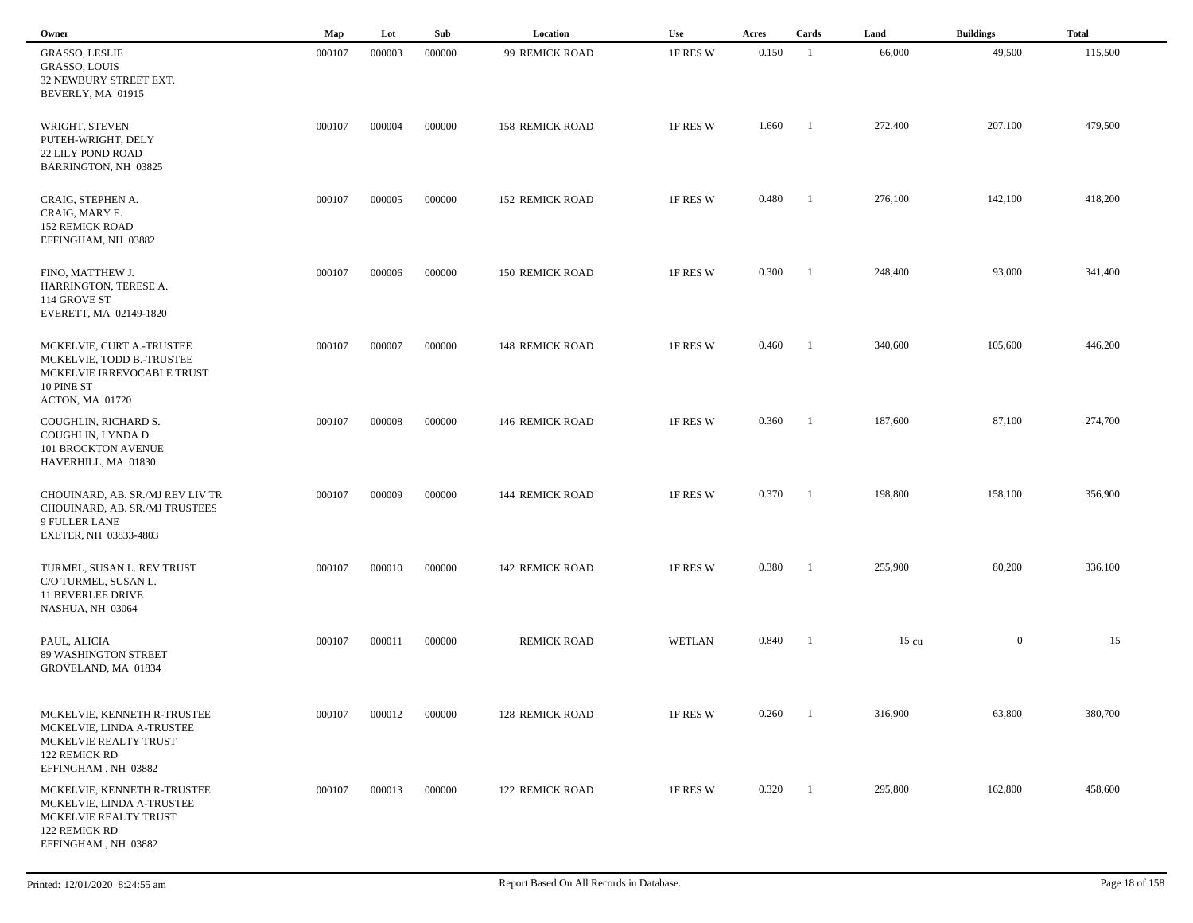| Owner | Map | Lot | Sub | Location | Use | Acres | Cards | Land | Buildings | Total |
|---|---|---|---|---|---|---|---|---|---|---|
| GRASSO, LESLIE<br>GRASSO, LOUIS<br>32 NEWBURY STREET EXT.<br>BEVERLY, MA 01915 | 000107 | 000003 | 000000 | 99 REMICK ROAD | 1F RES W | 0.150 | 1 | 66,000 | 49,500 | 115,500 |
| WRIGHT, STEVEN<br>PUTEH-WRIGHT, DELY<br>22 LILY POND ROAD<br>BARRINGTON, NH 03825 | 000107 | 000004 | 000000 | 158 REMICK ROAD | 1F RES W | 1.660 | 1 | 272,400 | 207,100 | 479,500 |
| CRAIG, STEPHEN A.<br>CRAIG, MARY E.<br>152 REMICK ROAD<br>EFFINGHAM, NH 03882 | 000107 | 000005 | 000000 | 152 REMICK ROAD | 1F RES W | 0.480 | 1 | 276,100 | 142,100 | 418,200 |
| FINO, MATTHEW J.<br>HARRINGTON, TERESE A.<br>114 GROVE ST<br>EVERETT, MA 02149-1820 | 000107 | 000006 | 000000 | 150 REMICK ROAD | 1F RES W | 0.300 | 1 | 248,400 | 93,000 | 341,400 |
| MCKELVIE, CURT A.-TRUSTEE<br>MCKELVIE, TODD B.-TRUSTEE<br>MCKELVIE IRREVOCABLE TRUST<br>10 PINE ST<br>ACTON, MA 01720 | 000107 | 000007 | 000000 | 148 REMICK ROAD | 1F RES W | 0.460 | 1 | 340,600 | 105,600 | 446,200 |
| COUGHLIN, RICHARD S.<br>COUGHLIN, LYNDA D.<br>101 BROCKTON AVENUE<br>HAVERHILL, MA 01830 | 000107 | 000008 | 000000 | 146 REMICK ROAD | 1F RES W | 0.360 | 1 | 187,600 | 87,100 | 274,700 |
| CHOUINARD, AB. SR./MJ REV LIV TR<br>CHOUINARD, AB. SR./MJ TRUSTEES<br>9 FULLER LANE<br>EXETER, NH 03833-4803 | 000107 | 000009 | 000000 | 144 REMICK ROAD | 1F RES W | 0.370 | 1 | 198,800 | 158,100 | 356,900 |
| TURMEL, SUSAN L. REV TRUST<br>C/O TURMEL, SUSAN L.<br>11 BEVERLEE DRIVE<br>NASHUA, NH 03064 | 000107 | 000010 | 000000 | 142 REMICK ROAD | 1F RES W | 0.380 | 1 | 255,900 | 80,200 | 336,100 |
| PAUL, ALICIA<br>89 WASHINGTON STREET<br>GROVELAND, MA 01834 | 000107 | 000011 | 000000 | REMICK ROAD | WETLAN | 0.840 | 1 | 15 cu | 0 | 15 |
| MCKELVIE, KENNETH R-TRUSTEE<br>MCKELVIE, LINDA A-TRUSTEE<br>MCKELVIE REALTY TRUST<br>122 REMICK RD<br>EFFINGHAM , NH 03882 | 000107 | 000012 | 000000 | 128 REMICK ROAD | 1F RES W | 0.260 | 1 | 316,900 | 63,800 | 380,700 |
| MCKELVIE, KENNETH R-TRUSTEE<br>MCKELVIE, LINDA A-TRUSTEE<br>MCKELVIE REALTY TRUST<br>122 REMICK RD<br>EFFINGHAM , NH 03882 | 000107 | 000013 | 000000 | 122 REMICK ROAD | 1F RES W | 0.320 | 1 | 295,800 | 162,800 | 458,600 |

Printed: 12/01/2020 8:24:55 am — Report Based On All Records in Database.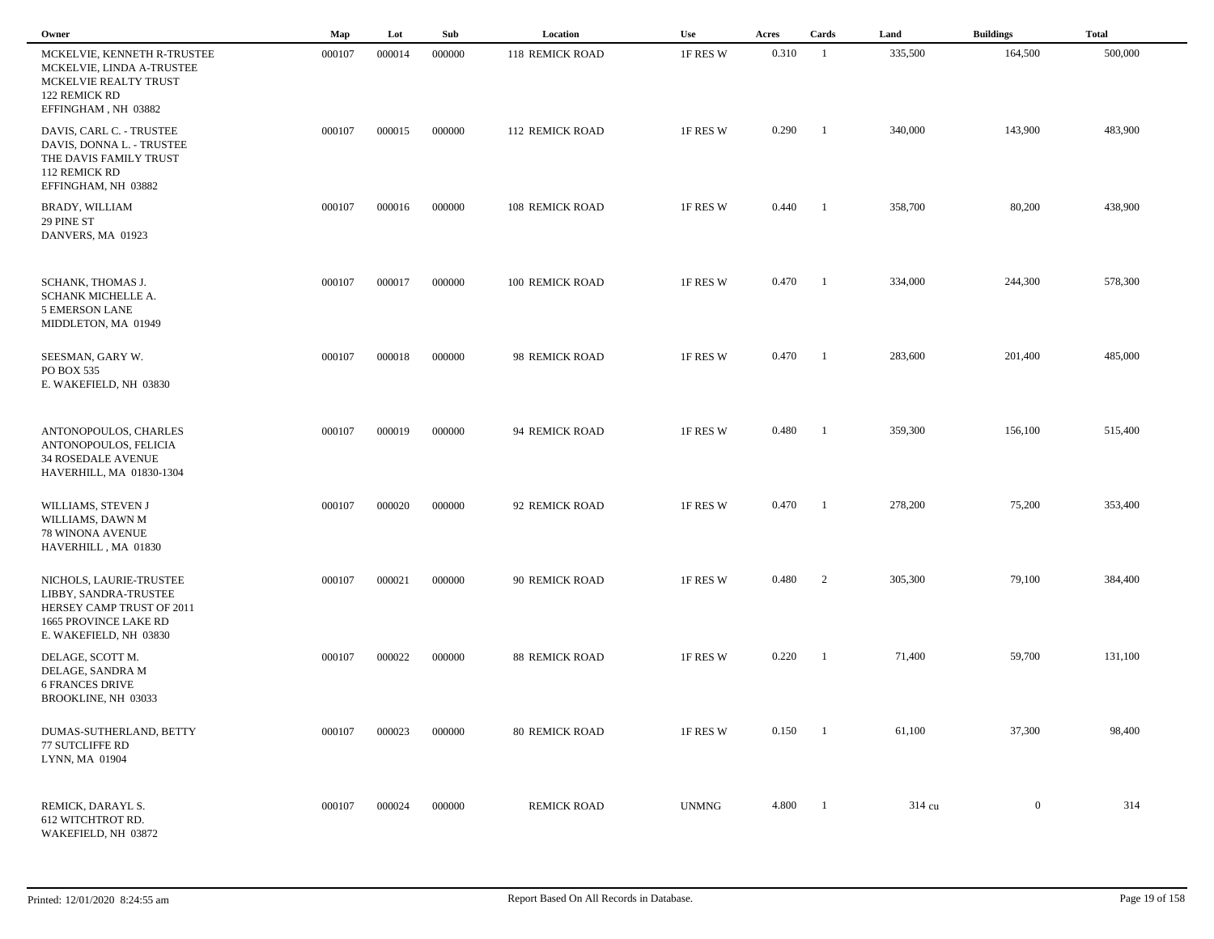| Owner | Map | Lot | Sub | Location | Use | Acres | Cards | Land | Buildings | Total |
|---|---|---|---|---|---|---|---|---|---|---|
| MCKELVIE, KENNETH R-TRUSTEE<br>MCKELVIE, LINDA A-TRUSTEE<br>MCKELVIE REALTY TRUST<br>122 REMICK RD<br>EFFINGHAM , NH 03882 | 000107 | 000014 | 000000 | 118 REMICK ROAD | 1F RES W | 0.310 | 1 | 335,500 | 164,500 | 500,000 |
| DAVIS, CARL C. - TRUSTEE<br>DAVIS, DONNA L. - TRUSTEE<br>THE DAVIS FAMILY TRUST<br>112 REMICK RD<br>EFFINGHAM, NH 03882 | 000107 | 000015 | 000000 | 112 REMICK ROAD | 1F RES W | 0.290 | 1 | 340,000 | 143,900 | 483,900 |
| BRADY, WILLIAM<br>29 PINE ST<br>DANVERS, MA 01923 | 000107 | 000016 | 000000 | 108 REMICK ROAD | 1F RES W | 0.440 | 1 | 358,700 | 80,200 | 438,900 |
| SCHANK, THOMAS J.<br>SCHANK MICHELLE A.<br>5 EMERSON LANE<br>MIDDLETON, MA 01949 | 000107 | 000017 | 000000 | 100 REMICK ROAD | 1F RES W | 0.470 | 1 | 334,000 | 244,300 | 578,300 |
| SEESMAN, GARY W.<br>PO BOX 535<br>E. WAKEFIELD, NH 03830 | 000107 | 000018 | 000000 | 98 REMICK ROAD | 1F RES W | 0.470 | 1 | 283,600 | 201,400 | 485,000 |
| ANTONOPOULOS, CHARLES<br>ANTONOPOULOS, FELICIA<br>34 ROSEDALE AVENUE<br>HAVERHILL, MA 01830-1304 | 000107 | 000019 | 000000 | 94 REMICK ROAD | 1F RES W | 0.480 | 1 | 359,300 | 156,100 | 515,400 |
| WILLIAMS, STEVEN J<br>WILLIAMS, DAWN M<br>78 WINONA AVENUE<br>HAVERHILL , MA 01830 | 000107 | 000020 | 000000 | 92 REMICK ROAD | 1F RES W | 0.470 | 1 | 278,200 | 75,200 | 353,400 |
| NICHOLS, LAURIE-TRUSTEE<br>LIBBY, SANDRA-TRUSTEE<br>HERSEY CAMP TRUST OF 2011<br>1665 PROVINCE LAKE RD<br>E. WAKEFIELD, NH 03830 | 000107 | 000021 | 000000 | 90 REMICK ROAD | 1F RES W | 0.480 | 2 | 305,300 | 79,100 | 384,400 |
| DELAGE, SCOTT M.<br>DELAGE, SANDRA M<br>6 FRANCES DRIVE<br>BROOKLINE, NH 03033 | 000107 | 000022 | 000000 | 88 REMICK ROAD | 1F RES W | 0.220 | 1 | 71,400 | 59,700 | 131,100 |
| DUMAS-SUTHERLAND, BETTY<br>77 SUTCLIFFE RD<br>LYNN, MA 01904 | 000107 | 000023 | 000000 | 80 REMICK ROAD | 1F RES W | 0.150 | 1 | 61,100 | 37,300 | 98,400 |
| REMICK, DARAYL S.<br>612 WITCHTROT RD.<br>WAKEFIELD, NH 03872 | 000107 | 000024 | 000000 | REMICK ROAD | UNMNG | 4.800 | 1 | 314 cu | 0 | 314 |

Printed: 12/01/2020 8:24:55 am

Report Based On All Records in Database.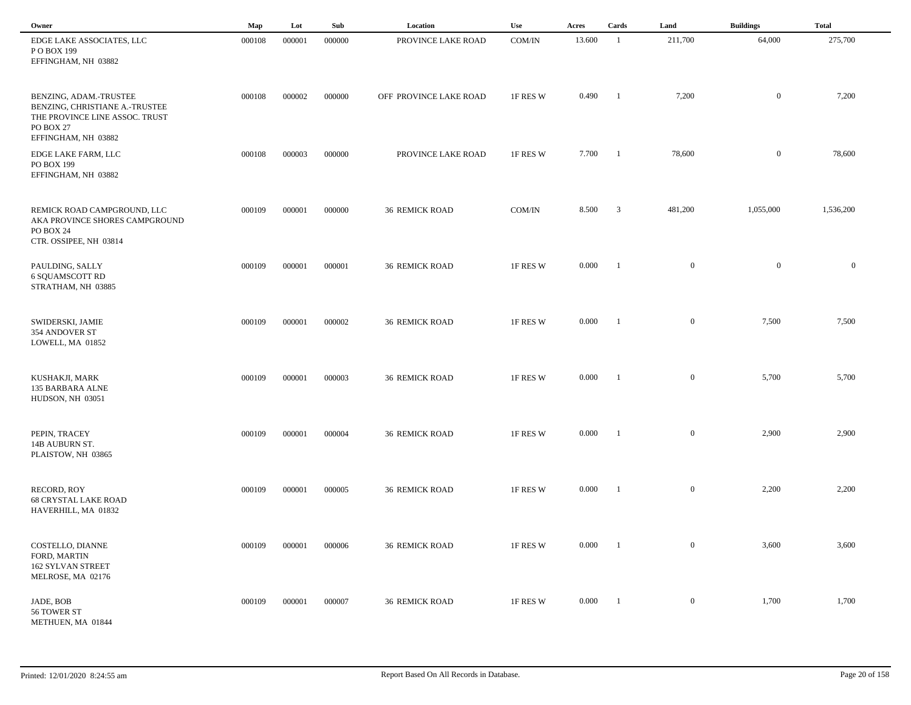| Owner | Map | Lot | Sub | Location | Use | Acres | Cards | Land | Buildings | Total |
|---|---|---|---|---|---|---|---|---|---|---|
| EDGE LAKE ASSOCIATES, LLC<br>P O BOX 199<br>EFFINGHAM, NH 03882 | 000108 | 000001 | 000000 | PROVINCE LAKE ROAD | COM/IN | 13.600 | 1 | 211,700 | 64,000 | 275,700 |
| BENZING, ADAM.-TRUSTEE<br>BENZING, CHRISTIANE A.-TRUSTEE<br>THE PROVINCE LINE ASSOC. TRUST<br>PO BOX 27<br>EFFINGHAM, NH 03882 | 000108 | 000002 | 000000 | OFF PROVINCE LAKE ROAD | 1F RES W | 0.490 | 1 | 7,200 | 0 | 7,200 |
| EDGE LAKE FARM, LLC<br>PO BOX 199<br>EFFINGHAM, NH 03882 | 000108 | 000003 | 000000 | PROVINCE LAKE ROAD | 1F RES W | 7.700 | 1 | 78,600 | 0 | 78,600 |
| REMICK ROAD CAMPGROUND, LLC<br>AKA PROVINCE SHORES CAMPGROUND<br>PO BOX 24<br>CTR. OSSIPEE, NH 03814 | 000109 | 000001 | 000000 | 36 REMICK ROAD | COM/IN | 8.500 | 3 | 481,200 | 1,055,000 | 1,536,200 |
| PAULDING, SALLY<br>6 SQUAMSCOTT RD<br>STRATHAM, NH 03885 | 000109 | 000001 | 000001 | 36 REMICK ROAD | 1F RES W | 0.000 | 1 | 0 | 0 | 0 |
| SWIDERSKI, JAMIE<br>354 ANDOVER ST<br>LOWELL, MA 01852 | 000109 | 000001 | 000002 | 36 REMICK ROAD | 1F RES W | 0.000 | 1 | 0 | 7,500 | 7,500 |
| KUSHAKJI, MARK<br>135 BARBARA ALNE<br>HUDSON, NH 03051 | 000109 | 000001 | 000003 | 36 REMICK ROAD | 1F RES W | 0.000 | 1 | 0 | 5,700 | 5,700 |
| PEPIN, TRACEY<br>14B AUBURN ST.<br>PLAISTOW, NH 03865 | 000109 | 000001 | 000004 | 36 REMICK ROAD | 1F RES W | 0.000 | 1 | 0 | 2,900 | 2,900 |
| RECORD, ROY<br>68 CRYSTAL LAKE ROAD<br>HAVERHILL, MA 01832 | 000109 | 000001 | 000005 | 36 REMICK ROAD | 1F RES W | 0.000 | 1 | 0 | 2,200 | 2,200 |
| COSTELLO, DIANNE<br>FORD, MARTIN<br>162 SYLVAN STREET<br>MELROSE, MA 02176 | 000109 | 000001 | 000006 | 36 REMICK ROAD | 1F RES W | 0.000 | 1 | 0 | 3,600 | 3,600 |
| JADE, BOB<br>56 TOWER ST<br>METHUEN, MA 01844 | 000109 | 000001 | 000007 | 36 REMICK ROAD | 1F RES W | 0.000 | 1 | 0 | 1,700 | 1,700 |

Printed: 12/01/2020 8:24:55 am Report Based On All Records in Database.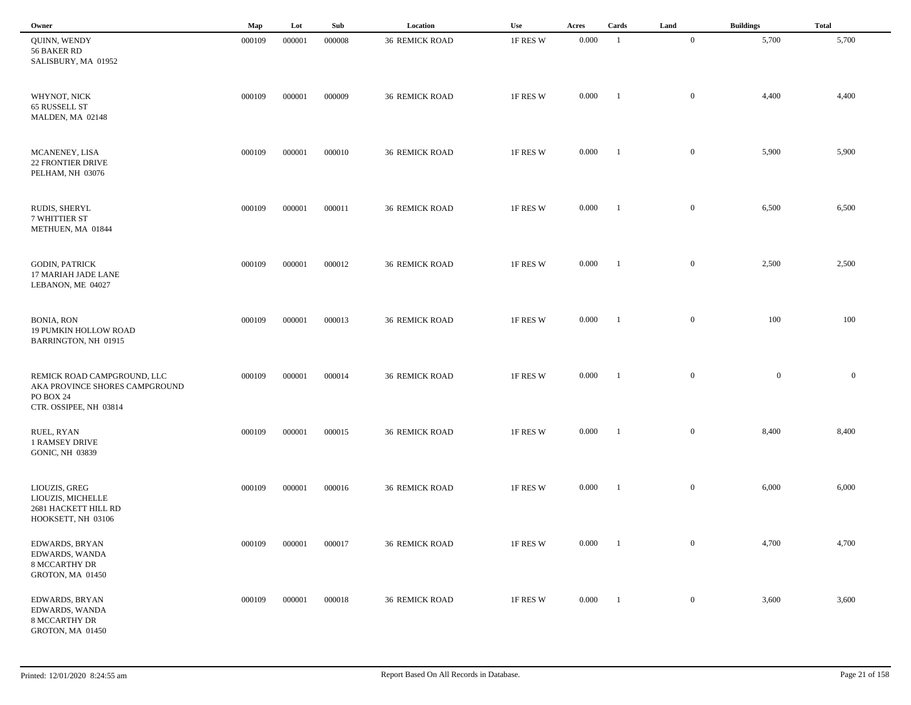| Owner | Map | Lot | Sub | Location | Use | Acres | Cards | Land | Buildings | Total |
|---|---|---|---|---|---|---|---|---|---|---|
| QUINN, WENDY<br>56 BAKER RD<br>SALISBURY, MA 01952 | 000109 | 000001 | 000008 | 36 REMICK ROAD | 1F RES W | 0.000 | 1 | 0 | 5,700 | 5,700 |
| WHYNOT, NICK<br>65 RUSSELL ST<br>MALDEN, MA 02148 | 000109 | 000001 | 000009 | 36 REMICK ROAD | 1F RES W | 0.000 | 1 | 0 | 4,400 | 4,400 |
| MCANENEY, LISA<br>22 FRONTIER DRIVE<br>PELHAM, NH 03076 | 000109 | 000001 | 000010 | 36 REMICK ROAD | 1F RES W | 0.000 | 1 | 0 | 5,900 | 5,900 |
| RUDIS, SHERYL<br>7 WHITTIER ST<br>METHUEN, MA 01844 | 000109 | 000001 | 000011 | 36 REMICK ROAD | 1F RES W | 0.000 | 1 | 0 | 6,500 | 6,500 |
| GODIN, PATRICK<br>17 MARIAH JADE LANE<br>LEBANON, ME 04027 | 000109 | 000001 | 000012 | 36 REMICK ROAD | 1F RES W | 0.000 | 1 | 0 | 2,500 | 2,500 |
| BONIA, RON<br>19 PUMKIN HOLLOW ROAD<br>BARRINGTON, NH 01915 | 000109 | 000001 | 000013 | 36 REMICK ROAD | 1F RES W | 0.000 | 1 | 0 | 100 | 100 |
| REMICK ROAD CAMPGROUND, LLC<br>AKA PROVINCE SHORES CAMPGROUND<br>PO BOX 24<br>CTR. OSSIPEE, NH 03814 | 000109 | 000001 | 000014 | 36 REMICK ROAD | 1F RES W | 0.000 | 1 | 0 | 0 | 0 |
| RUEL, RYAN<br>1 RAMSEY DRIVE<br>GONIC, NH 03839 | 000109 | 000001 | 000015 | 36 REMICK ROAD | 1F RES W | 0.000 | 1 | 0 | 8,400 | 8,400 |
| LIOUZIS, GREG<br>LIOUZIS, MICHELLE<br>2681 HACKETT HILL RD<br>HOOKSETT, NH 03106 | 000109 | 000001 | 000016 | 36 REMICK ROAD | 1F RES W | 0.000 | 1 | 0 | 6,000 | 6,000 |
| EDWARDS, BRYAN<br>EDWARDS, WANDA<br>8 MCCARTHY DR<br>GROTON, MA 01450 | 000109 | 000001 | 000017 | 36 REMICK ROAD | 1F RES W | 0.000 | 1 | 0 | 4,700 | 4,700 |
| EDWARDS, BRYAN<br>EDWARDS, WANDA<br>8 MCCARTHY DR<br>GROTON, MA 01450 | 000109 | 000001 | 000018 | 36 REMICK ROAD | 1F RES W | 0.000 | 1 | 0 | 3,600 | 3,600 |

Printed: 12/01/2020 8:24:55 am

Report Based On All Records in Database.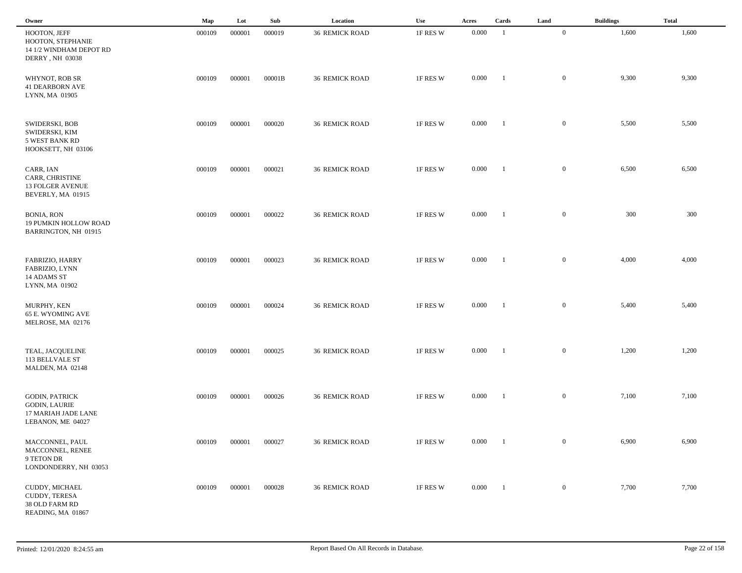| Owner | Map | Lot | Sub | Location | Use | Acres | Cards | Land | Buildings | Total |
|---|---|---|---|---|---|---|---|---|---|---|
| HOOTON, JEFF<br>HOOTON, STEPHANIE<br>14 1/2 WINDHAM DEPOT RD<br>DERRY , NH 03038 | 000109 | 000001 | 000019 | 36 REMICK ROAD | 1F RES W | 0.000 | 1 | 0 | 1,600 | 1,600 |
| WHYNOT, ROB SR<br>41 DEARBORN AVE<br>LYNN, MA 01905 | 000109 | 000001 | 00001B | 36 REMICK ROAD | 1F RES W | 0.000 | 1 | 0 | 9,300 | 9,300 |
| SWIDERSKI, BOB<br>SWIDERSKI, KIM<br>5 WEST BANK RD<br>HOOKSETT, NH 03106 | 000109 | 000001 | 000020 | 36 REMICK ROAD | 1F RES W | 0.000 | 1 | 0 | 5,500 | 5,500 |
| CARR, IAN<br>CARR, CHRISTINE<br>13 FOLGER AVENUE<br>BEVERLY, MA 01915 | 000109 | 000001 | 000021 | 36 REMICK ROAD | 1F RES W | 0.000 | 1 | 0 | 6,500 | 6,500 |
| BONIA, RON<br>19 PUMKIN HOLLOW ROAD<br>BARRINGTON, NH 01915 | 000109 | 000001 | 000022 | 36 REMICK ROAD | 1F RES W | 0.000 | 1 | 0 | 300 | 300 |
| FABRIZIO, HARRY<br>FABRIZIO, LYNN<br>14 ADAMS ST<br>LYNN, MA 01902 | 000109 | 000001 | 000023 | 36 REMICK ROAD | 1F RES W | 0.000 | 1 | 0 | 4,000 | 4,000 |
| MURPHY, KEN<br>65 E. WYOMING AVE<br>MELROSE, MA 02176 | 000109 | 000001 | 000024 | 36 REMICK ROAD | 1F RES W | 0.000 | 1 | 0 | 5,400 | 5,400 |
| TEAL, JACQUELINE<br>113 BELLVALE ST<br>MALDEN, MA 02148 | 000109 | 000001 | 000025 | 36 REMICK ROAD | 1F RES W | 0.000 | 1 | 0 | 1,200 | 1,200 |
| GODIN, PATRICK<br>GODIN, LAURIE<br>17 MARIAH JADE LANE<br>LEBANON, ME 04027 | 000109 | 000001 | 000026 | 36 REMICK ROAD | 1F RES W | 0.000 | 1 | 0 | 7,100 | 7,100 |
| MACCONNEL, PAUL<br>MACCONNEL, RENEE<br>9 TETON DR<br>LONDONDERRY, NH 03053 | 000109 | 000001 | 000027 | 36 REMICK ROAD | 1F RES W | 0.000 | 1 | 0 | 6,900 | 6,900 |
| CUDDY, MICHAEL<br>CUDDY, TERESA<br>38 OLD FARM RD<br>READING, MA 01867 | 000109 | 000001 | 000028 | 36 REMICK ROAD | 1F RES W | 0.000 | 1 | 0 | 7,700 | 7,700 |

Printed: 12/01/2020 8:24:55 am

Report Based On All Records in Database.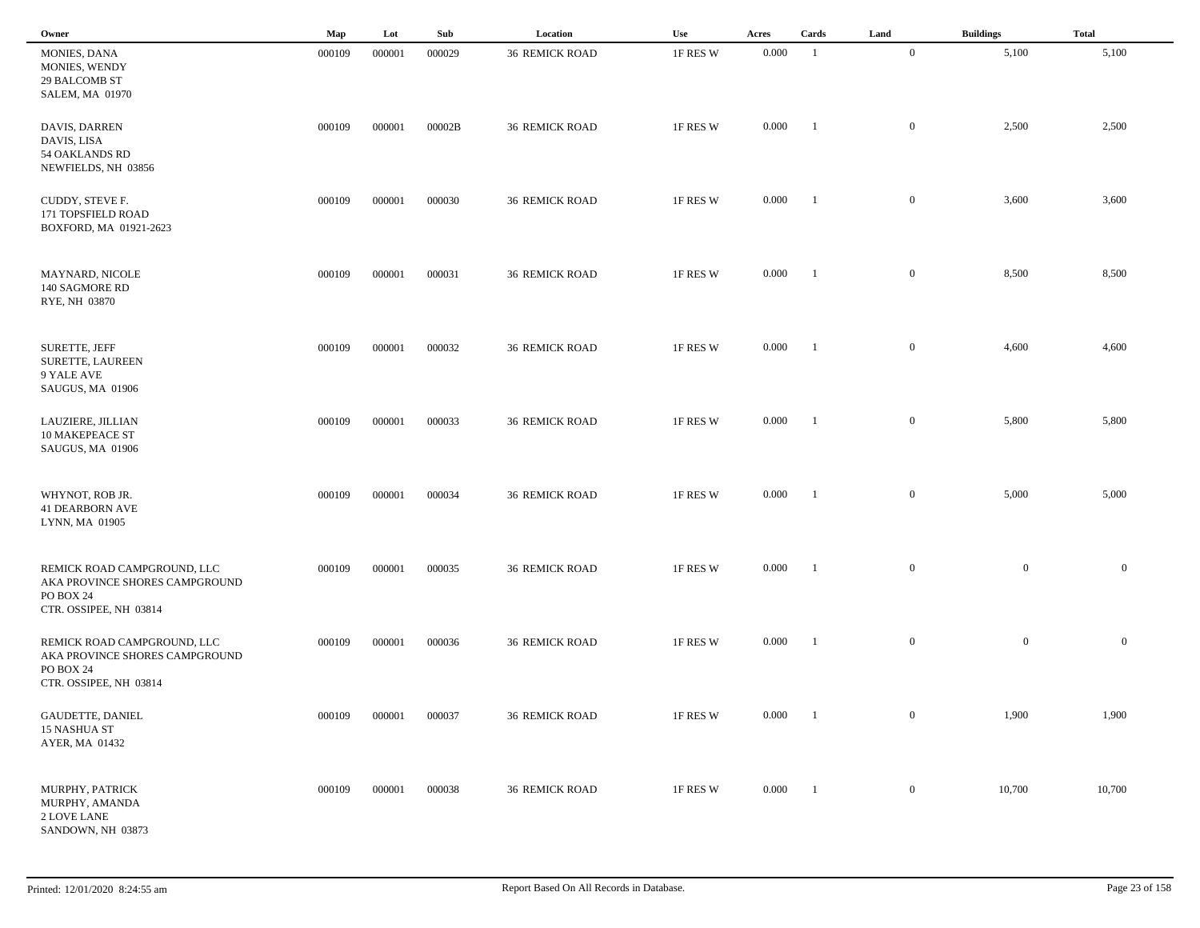| Owner | Map | Lot | Sub | Location | Use | Acres | Cards | Land | Buildings | Total |
|---|---|---|---|---|---|---|---|---|---|---|
| MONIES, DANA<br>MONIES, WENDY<br>29 BALCOMB ST<br>SALEM, MA 01970 | 000109 | 000001 | 000029 | 36 REMICK ROAD | 1F RES W | 0.000 | 1 | 0 | 5,100 | 5,100 |
| DAVIS, DARREN<br>DAVIS, LISA<br>54 OAKLANDS RD<br>NEWFIELDS, NH 03856 | 000109 | 000001 | 00002B | 36 REMICK ROAD | 1F RES W | 0.000 | 1 | 0 | 2,500 | 2,500 |
| CUDDY, STEVE F.<br>171 TOPSFIELD ROAD<br>BOXFORD, MA 01921-2623 | 000109 | 000001 | 000030 | 36 REMICK ROAD | 1F RES W | 0.000 | 1 | 0 | 3,600 | 3,600 |
| MAYNARD, NICOLE<br>140 SAGMORE RD<br>RYE, NH 03870 | 000109 | 000001 | 000031 | 36 REMICK ROAD | 1F RES W | 0.000 | 1 | 0 | 8,500 | 8,500 |
| SURETTE, JEFF<br>SURETTE, LAUREEN<br>9 YALE AVE<br>SAUGUS, MA 01906 | 000109 | 000001 | 000032 | 36 REMICK ROAD | 1F RES W | 0.000 | 1 | 0 | 4,600 | 4,600 |
| LAUZIERE, JILLIAN<br>10 MAKEPEACE ST<br>SAUGUS, MA 01906 | 000109 | 000001 | 000033 | 36 REMICK ROAD | 1F RES W | 0.000 | 1 | 0 | 5,800 | 5,800 |
| WHYNOT, ROB JR.<br>41 DEARBORN AVE<br>LYNN, MA 01905 | 000109 | 000001 | 000034 | 36 REMICK ROAD | 1F RES W | 0.000 | 1 | 0 | 5,000 | 5,000 |
| REMICK ROAD CAMPGROUND, LLC<br>AKA PROVINCE SHORES CAMPGROUND<br>PO BOX 24<br>CTR. OSSIPEE, NH 03814 | 000109 | 000001 | 000035 | 36 REMICK ROAD | 1F RES W | 0.000 | 1 | 0 | 0 | 0 |
| REMICK ROAD CAMPGROUND, LLC<br>AKA PROVINCE SHORES CAMPGROUND<br>PO BOX 24<br>CTR. OSSIPEE, NH 03814 | 000109 | 000001 | 000036 | 36 REMICK ROAD | 1F RES W | 0.000 | 1 | 0 | 0 | 0 |
| GAUDETTE, DANIEL<br>15 NASHUA ST<br>AYER, MA 01432 | 000109 | 000001 | 000037 | 36 REMICK ROAD | 1F RES W | 0.000 | 1 | 0 | 1,900 | 1,900 |
| MURPHY, PATRICK<br>MURPHY, AMANDA<br>2 LOVE LANE<br>SANDOWN, NH 03873 | 000109 | 000001 | 000038 | 36 REMICK ROAD | 1F RES W | 0.000 | 1 | 0 | 10,700 | 10,700 |

Printed: 12/01/2020 8:24:55 am

Report Based On All Records in Database.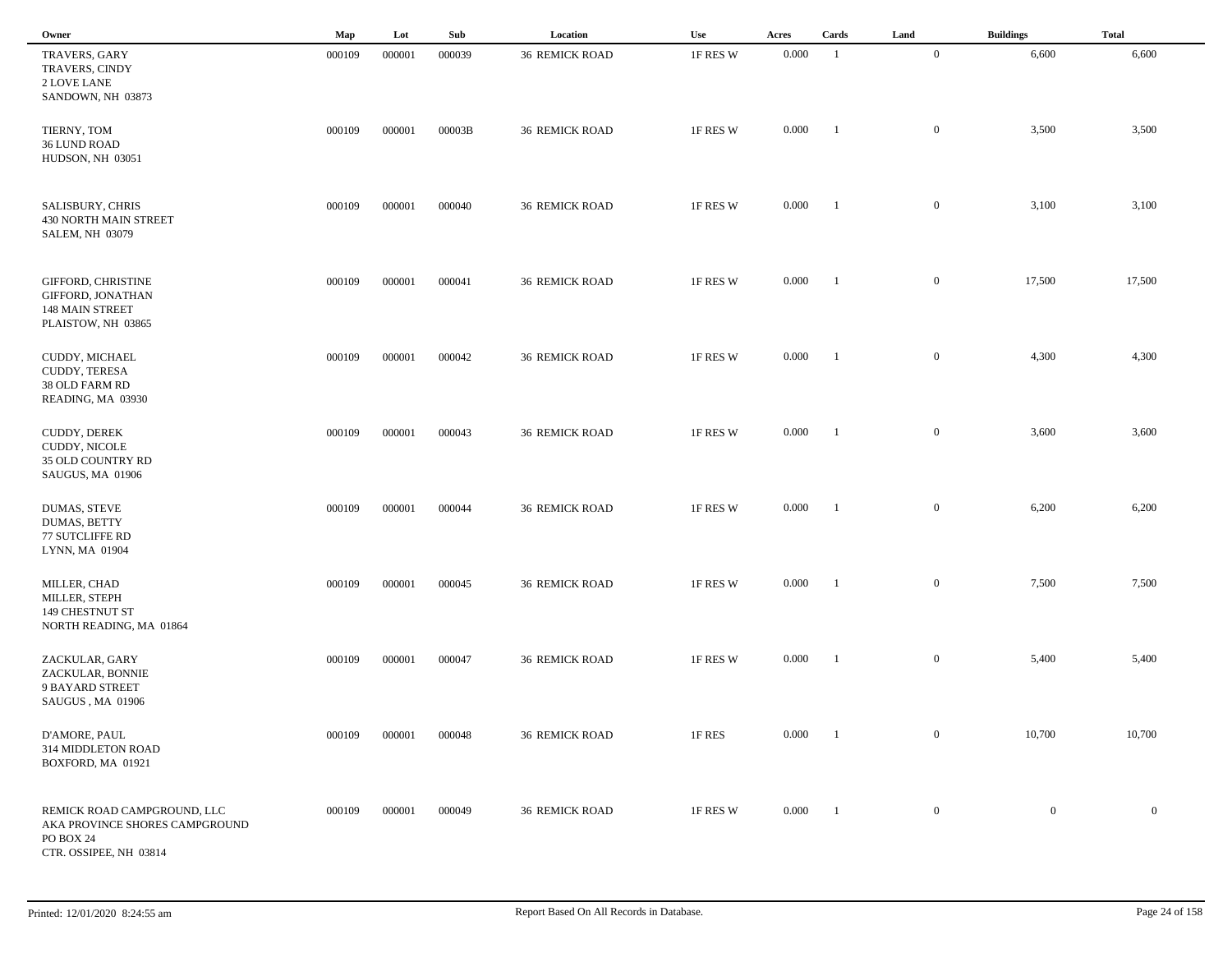| Owner | Map | Lot | Sub | Location | Use | Acres | Cards | Land | Buildings | Total |
|---|---|---|---|---|---|---|---|---|---|---|
| TRAVERS, GARY<br>TRAVERS, CINDY<br>2 LOVE LANE<br>SANDOWN, NH 03873 | 000109 | 000001 | 000039 | 36 REMICK ROAD | 1F RES W | 0.000 | 1 | 0 | 6,600 | 6,600 |
| TIERNY, TOM<br>36 LUND ROAD<br>HUDSON, NH 03051 | 000109 | 000001 | 00003B | 36 REMICK ROAD | 1F RES W | 0.000 | 1 | 0 | 3,500 | 3,500 |
| SALISBURY, CHRIS<br>430 NORTH MAIN STREET<br>SALEM, NH 03079 | 000109 | 000001 | 000040 | 36 REMICK ROAD | 1F RES W | 0.000 | 1 | 0 | 3,100 | 3,100 |
| GIFFORD, CHRISTINE<br>GIFFORD, JONATHAN<br>148 MAIN STREET<br>PLAISTOW, NH 03865 | 000109 | 000001 | 000041 | 36 REMICK ROAD | 1F RES W | 0.000 | 1 | 0 | 17,500 | 17,500 |
| CUDDY, MICHAEL<br>CUDDY, TERESA<br>38 OLD FARM RD<br>READING, MA 03930 | 000109 | 000001 | 000042 | 36 REMICK ROAD | 1F RES W | 0.000 | 1 | 0 | 4,300 | 4,300 |
| CUDDY, DEREK<br>CUDDY, NICOLE<br>35 OLD COUNTRY RD<br>SAUGUS, MA 01906 | 000109 | 000001 | 000043 | 36 REMICK ROAD | 1F RES W | 0.000 | 1 | 0 | 3,600 | 3,600 |
| DUMAS, STEVE<br>DUMAS, BETTY<br>77 SUTCLIFFE RD<br>LYNN, MA 01904 | 000109 | 000001 | 000044 | 36 REMICK ROAD | 1F RES W | 0.000 | 1 | 0 | 6,200 | 6,200 |
| MILLER, CHAD<br>MILLER, STEPH<br>149 CHESTNUT ST<br>NORTH READING, MA 01864 | 000109 | 000001 | 000045 | 36 REMICK ROAD | 1F RES W | 0.000 | 1 | 0 | 7,500 | 7,500 |
| ZACKULAR, GARY<br>ZACKULAR, BONNIE<br>9 BAYARD STREET<br>SAUGUS , MA 01906 | 000109 | 000001 | 000047 | 36 REMICK ROAD | 1F RES W | 0.000 | 1 | 0 | 5,400 | 5,400 |
| D'AMORE, PAUL<br>314 MIDDLETON ROAD<br>BOXFORD, MA 01921 | 000109 | 000001 | 000048 | 36 REMICK ROAD | 1F RES | 0.000 | 1 | 0 | 10,700 | 10,700 |
| REMICK ROAD CAMPGROUND, LLC<br>AKA PROVINCE SHORES CAMPGROUND<br>PO BOX 24<br>CTR. OSSIPEE, NH 03814 | 000109 | 000001 | 000049 | 36 REMICK ROAD | 1F RES W | 0.000 | 1 | 0 | 0 | 0 |

Printed: 12/01/2020 8:24:55 am — Report Based On All Records in Database.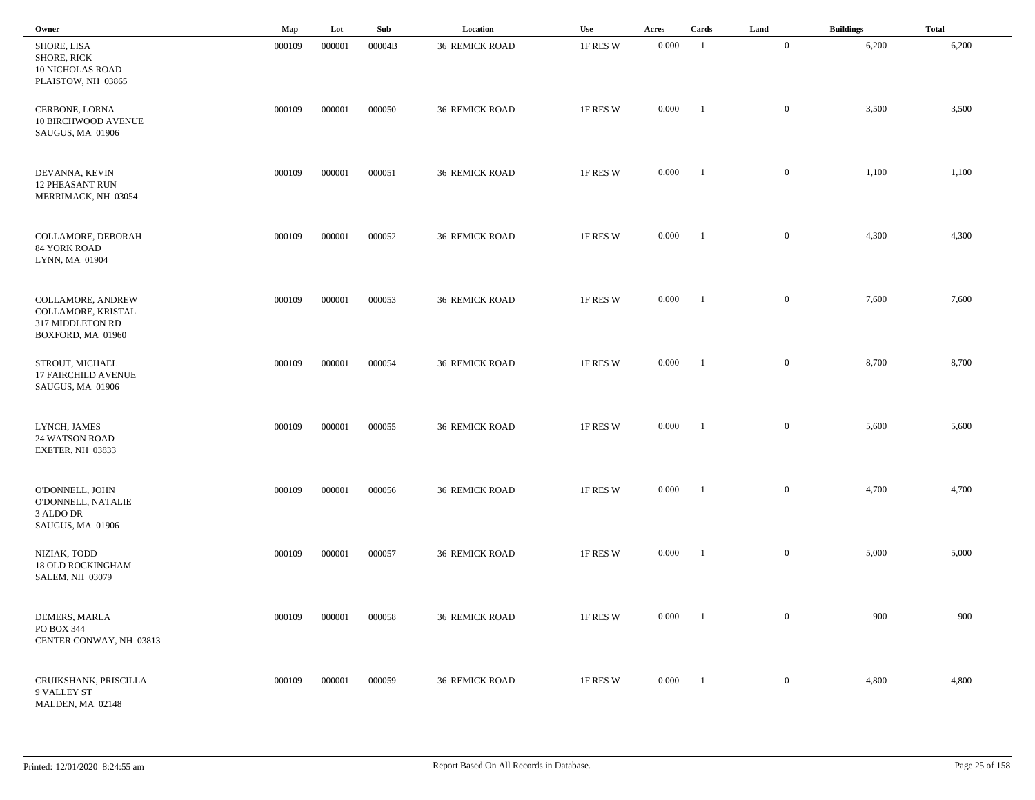| Owner | Map | Lot | Sub | Location | Use | Acres | Cards | Land | Buildings | Total |
|---|---|---|---|---|---|---|---|---|---|---|
| SHORE, LISA<br>SHORE, RICK<br>10 NICHOLAS ROAD<br>PLAISTOW, NH 03865 | 000109 | 000001 | 00004B | 36 REMICK ROAD | 1F RES W | 0.000 | 1 | 0 | 6,200 | 6,200 |
| CERBONE, LORNA<br>10 BIRCHWOOD AVENUE<br>SAUGUS, MA 01906 | 000109 | 000001 | 000050 | 36 REMICK ROAD | 1F RES W | 0.000 | 1 | 0 | 3,500 | 3,500 |
| DEVANNA, KEVIN<br>12 PHEASANT RUN<br>MERRIMACK, NH 03054 | 000109 | 000001 | 000051 | 36 REMICK ROAD | 1F RES W | 0.000 | 1 | 0 | 1,100 | 1,100 |
| COLLAMORE, DEBORAH<br>84 YORK ROAD<br>LYNN, MA 01904 | 000109 | 000001 | 000052 | 36 REMICK ROAD | 1F RES W | 0.000 | 1 | 0 | 4,300 | 4,300 |
| COLLAMORE, ANDREW<br>COLLAMORE, KRISTAL<br>317 MIDDLETON RD<br>BOXFORD, MA 01960 | 000109 | 000001 | 000053 | 36 REMICK ROAD | 1F RES W | 0.000 | 1 | 0 | 7,600 | 7,600 |
| STROUT, MICHAEL<br>17 FAIRCHILD AVENUE<br>SAUGUS, MA 01906 | 000109 | 000001 | 000054 | 36 REMICK ROAD | 1F RES W | 0.000 | 1 | 0 | 8,700 | 8,700 |
| LYNCH, JAMES<br>24 WATSON ROAD<br>EXETER, NH 03833 | 000109 | 000001 | 000055 | 36 REMICK ROAD | 1F RES W | 0.000 | 1 | 0 | 5,600 | 5,600 |
| O'DONNELL, JOHN<br>O'DONNELL, NATALIE<br>3 ALDO DR<br>SAUGUS, MA 01906 | 000109 | 000001 | 000056 | 36 REMICK ROAD | 1F RES W | 0.000 | 1 | 0 | 4,700 | 4,700 |
| NIZIAK, TODD<br>18 OLD ROCKINGHAM<br>SALEM, NH 03079 | 000109 | 000001 | 000057 | 36 REMICK ROAD | 1F RES W | 0.000 | 1 | 0 | 5,000 | 5,000 |
| DEMERS, MARLA<br>PO BOX 344<br>CENTER CONWAY, NH 03813 | 000109 | 000001 | 000058 | 36 REMICK ROAD | 1F RES W | 0.000 | 1 | 0 | 900 | 900 |
| CRUIKSHANK, PRISCILLA<br>9 VALLEY ST<br>MALDEN, MA 02148 | 000109 | 000001 | 000059 | 36 REMICK ROAD | 1F RES W | 0.000 | 1 | 0 | 4,800 | 4,800 |

Printed: 12/01/2020 8:24:55 am

Report Based On All Records in Database.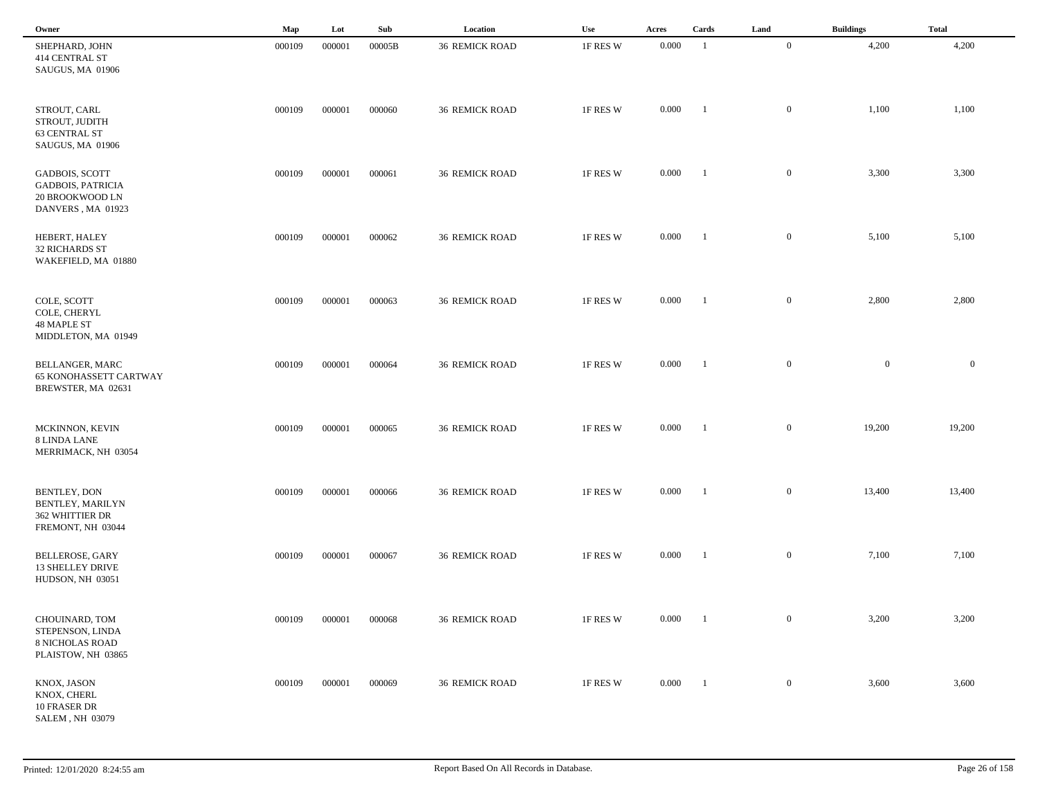| Owner | Map | Lot | Sub | Location | Use | Acres | Cards | Land | Buildings | Total |
|---|---|---|---|---|---|---|---|---|---|---|
| SHEPHARD, JOHN<br>414 CENTRAL ST<br>SAUGUS, MA 01906 | 000109 | 000001 | 00005B | 36 REMICK ROAD | 1F RES W | 0.000 | 1 | 0 | 4,200 | 4,200 |
| STROUT, CARL<br>STROUT, JUDITH<br>63 CENTRAL ST<br>SAUGUS, MA 01906 | 000109 | 000001 | 000060 | 36 REMICK ROAD | 1F RES W | 0.000 | 1 | 0 | 1,100 | 1,100 |
| GADBOIS, SCOTT<br>GADBOIS, PATRICIA<br>20 BROOKWOOD LN<br>DANVERS , MA 01923 | 000109 | 000001 | 000061 | 36 REMICK ROAD | 1F RES W | 0.000 | 1 | 0 | 3,300 | 3,300 |
| HEBERT, HALEY<br>32 RICHARDS ST<br>WAKEFIELD, MA 01880 | 000109 | 000001 | 000062 | 36 REMICK ROAD | 1F RES W | 0.000 | 1 | 0 | 5,100 | 5,100 |
| COLE, SCOTT<br>COLE, CHERYL<br>48 MAPLE ST<br>MIDDLETON, MA 01949 | 000109 | 000001 | 000063 | 36 REMICK ROAD | 1F RES W | 0.000 | 1 | 0 | 2,800 | 2,800 |
| BELLANGER, MARC<br>65 KONOHASSETT CARTWAY<br>BREWSTER, MA 02631 | 000109 | 000001 | 000064 | 36 REMICK ROAD | 1F RES W | 0.000 | 1 | 0 | 0 | 0 |
| MCKINNON, KEVIN<br>8 LINDA LANE<br>MERRIMACK, NH 03054 | 000109 | 000001 | 000065 | 36 REMICK ROAD | 1F RES W | 0.000 | 1 | 0 | 19,200 | 19,200 |
| BENTLEY, DON<br>BENTLEY, MARILYN<br>362 WHITTIER DR<br>FREMONT, NH 03044 | 000109 | 000001 | 000066 | 36 REMICK ROAD | 1F RES W | 0.000 | 1 | 0 | 13,400 | 13,400 |
| BELLEROSE, GARY<br>13 SHELLEY DRIVE<br>HUDSON, NH 03051 | 000109 | 000001 | 000067 | 36 REMICK ROAD | 1F RES W | 0.000 | 1 | 0 | 7,100 | 7,100 |
| CHOUINARD, TOM<br>STEPENSON, LINDA<br>8 NICHOLAS ROAD<br>PLAISTOW, NH 03865 | 000109 | 000001 | 000068 | 36 REMICK ROAD | 1F RES W | 0.000 | 1 | 0 | 3,200 | 3,200 |
| KNOX, JASON<br>KNOX, CHERL<br>10 FRASER DR<br>SALEM , NH 03079 | 000109 | 000001 | 000069 | 36 REMICK ROAD | 1F RES W | 0.000 | 1 | 0 | 3,600 | 3,600 |

Printed: 12/01/2020 8:24:55 am    Report Based On All Records in Database.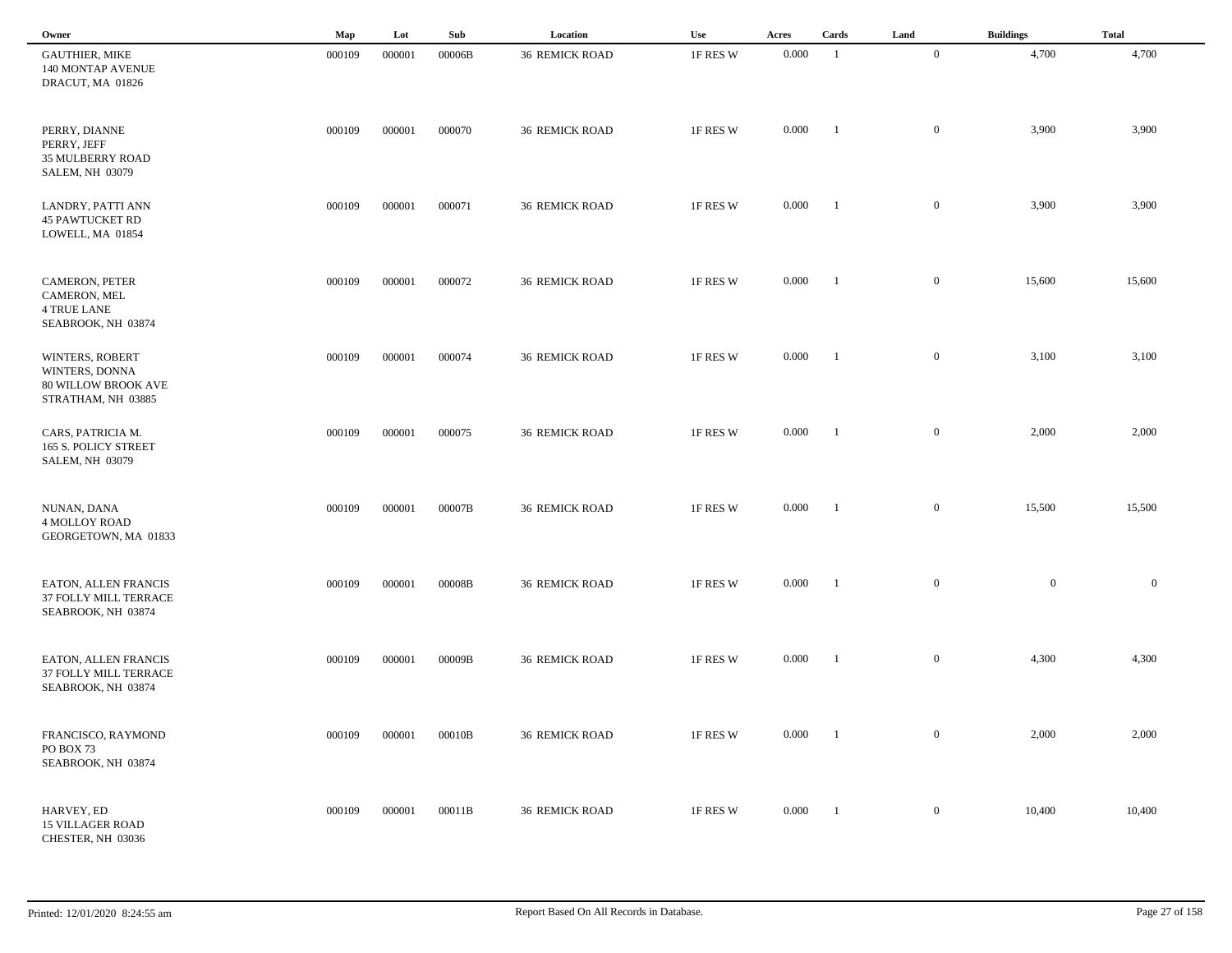| Owner | Map | Lot | Sub | Location | Use | Acres | Cards | Land | Buildings | Total |
|---|---|---|---|---|---|---|---|---|---|---|
| GAUTHIER, MIKE<br>140 MONTAP AVENUE<br>DRACUT, MA 01826 | 000109 | 000001 | 00006B | 36 REMICK ROAD | 1F RES W | 0.000 | 1 | 0 | 4,700 | 4,700 |
| PERRY, DIANNE<br>PERRY, JEFF<br>35 MULBERRY ROAD<br>SALEM, NH 03079 | 000109 | 000001 | 000070 | 36 REMICK ROAD | 1F RES W | 0.000 | 1 | 0 | 3,900 | 3,900 |
| LANDRY, PATTI ANN<br>45 PAWTUCKET RD<br>LOWELL, MA 01854 | 000109 | 000001 | 000071 | 36 REMICK ROAD | 1F RES W | 0.000 | 1 | 0 | 3,900 | 3,900 |
| CAMERON, PETER<br>CAMERON, MEL<br>4 TRUE LANE<br>SEABROOK, NH 03874 | 000109 | 000001 | 000072 | 36 REMICK ROAD | 1F RES W | 0.000 | 1 | 0 | 15,600 | 15,600 |
| WINTERS, ROBERT<br>WINTERS, DONNA<br>80 WILLOW BROOK AVE<br>STRATHAM, NH 03885 | 000109 | 000001 | 000074 | 36 REMICK ROAD | 1F RES W | 0.000 | 1 | 0 | 3,100 | 3,100 |
| CARS, PATRICIA M.<br>165 S. POLICY STREET<br>SALEM, NH 03079 | 000109 | 000001 | 000075 | 36 REMICK ROAD | 1F RES W | 0.000 | 1 | 0 | 2,000 | 2,000 |
| NUNAN, DANA<br>4 MOLLOY ROAD<br>GEORGETOWN, MA 01833 | 000109 | 000001 | 00007B | 36 REMICK ROAD | 1F RES W | 0.000 | 1 | 0 | 15,500 | 15,500 |
| EATON, ALLEN FRANCIS<br>37 FOLLY MILL TERRACE<br>SEABROOK, NH 03874 | 000109 | 000001 | 00008B | 36 REMICK ROAD | 1F RES W | 0.000 | 1 | 0 | 0 | 0 |
| EATON, ALLEN FRANCIS<br>37 FOLLY MILL TERRACE<br>SEABROOK, NH 03874 | 000109 | 000001 | 00009B | 36 REMICK ROAD | 1F RES W | 0.000 | 1 | 0 | 4,300 | 4,300 |
| FRANCISCO, RAYMOND<br>PO BOX 73<br>SEABROOK, NH 03874 | 000109 | 000001 | 00010B | 36 REMICK ROAD | 1F RES W | 0.000 | 1 | 0 | 2,000 | 2,000 |
| HARVEY, ED<br>15 VILLAGER ROAD<br>CHESTER, NH 03036 | 000109 | 000001 | 00011B | 36 REMICK ROAD | 1F RES W | 0.000 | 1 | 0 | 10,400 | 10,400 |

Printed: 12/01/2020 8:24:55 am

Report Based On All Records in Database.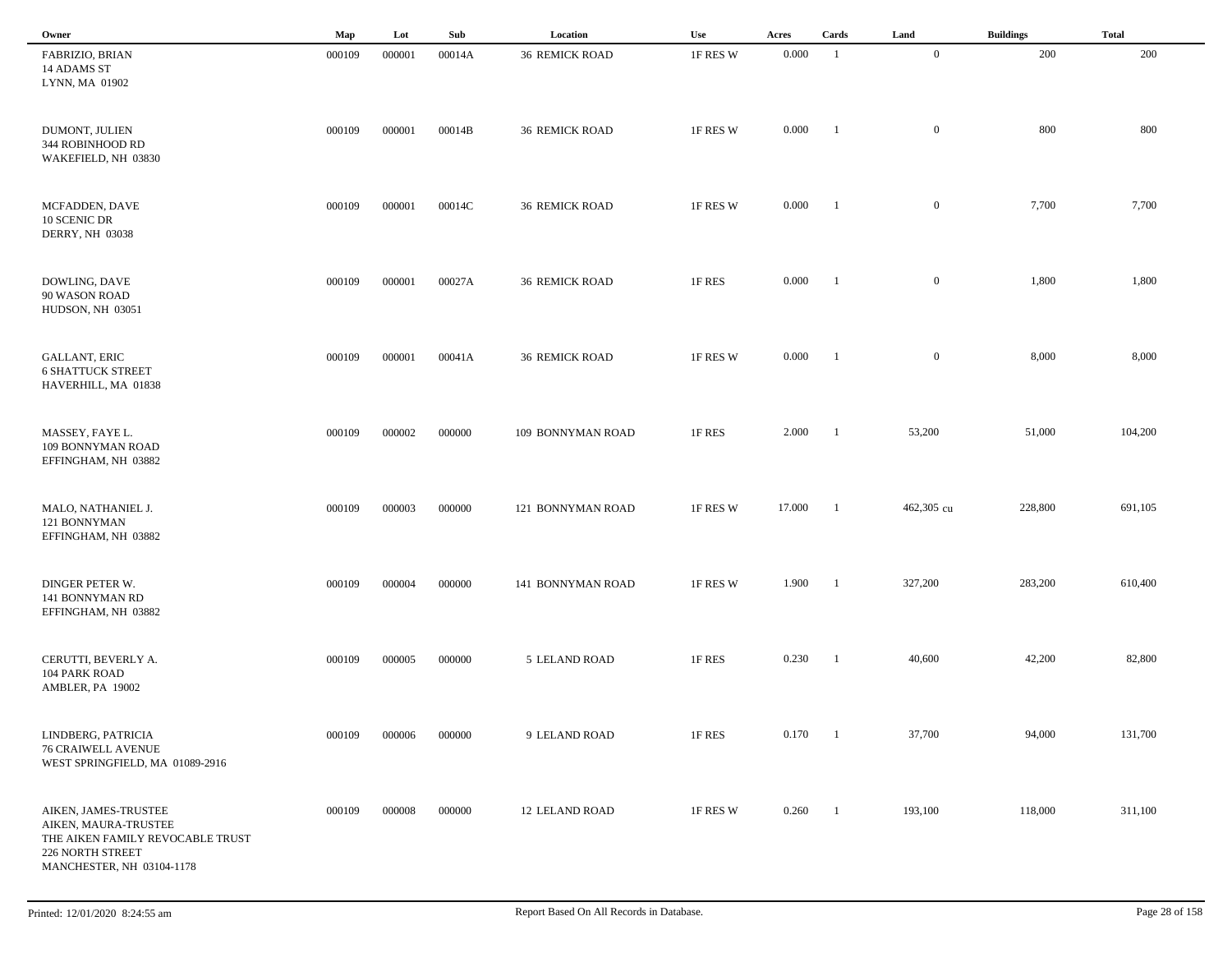| Owner | Map | Lot | Sub | Location | Use | Acres | Cards | Land | Buildings | Total |
|---|---|---|---|---|---|---|---|---|---|---|
| FABRIZIO, BRIAN<br>14 ADAMS ST<br>LYNN, MA 01902 | 000109 | 000001 | 00014A | 36 REMICK ROAD | 1F RES W | 0.000 | 1 | 0 | 200 | 200 |
| DUMONT, JULIEN<br>344 ROBINHOOD RD<br>WAKEFIELD, NH 03830 | 000109 | 000001 | 00014B | 36 REMICK ROAD | 1F RES W | 0.000 | 1 | 0 | 800 | 800 |
| MCFADDEN, DAVE<br>10 SCENIC DR<br>DERRY, NH 03038 | 000109 | 000001 | 00014C | 36 REMICK ROAD | 1F RES W | 0.000 | 1 | 0 | 7,700 | 7,700 |
| DOWLING, DAVE<br>90 WASON ROAD<br>HUDSON, NH 03051 | 000109 | 000001 | 00027A | 36 REMICK ROAD | 1F RES | 0.000 | 1 | 0 | 1,800 | 1,800 |
| GALLANT, ERIC<br>6 SHATTUCK STREET<br>HAVERHILL, MA 01838 | 000109 | 000001 | 00041A | 36 REMICK ROAD | 1F RES W | 0.000 | 1 | 0 | 8,000 | 8,000 |
| MASSEY, FAYE L.<br>109 BONNYMAN ROAD<br>EFFINGHAM, NH 03882 | 000109 | 000002 | 000000 | 109 BONNYMAN ROAD | 1F RES | 2.000 | 1 | 53,200 | 51,000 | 104,200 |
| MALO, NATHANIEL J.<br>121 BONNYMAN<br>EFFINGHAM, NH 03882 | 000109 | 000003 | 000000 | 121 BONNYMAN ROAD | 1F RES W | 17.000 | 1 | 462,305 cu | 228,800 | 691,105 |
| DINGER PETER W.<br>141 BONNYMAN RD<br>EFFINGHAM, NH 03882 | 000109 | 000004 | 000000 | 141 BONNYMAN ROAD | 1F RES W | 1.900 | 1 | 327,200 | 283,200 | 610,400 |
| CERUTTI, BEVERLY A.<br>104 PARK ROAD<br>AMBLER, PA 19002 | 000109 | 000005 | 000000 | 5 LELAND ROAD | 1F RES | 0.230 | 1 | 40,600 | 42,200 | 82,800 |
| LINDBERG, PATRICIA<br>76 CRAIWELL AVENUE<br>WEST SPRINGFIELD, MA 01089-2916 | 000109 | 000006 | 000000 | 9 LELAND ROAD | 1F RES | 0.170 | 1 | 37,700 | 94,000 | 131,700 |
| AIKEN, JAMES-TRUSTEE<br>AIKEN, MAURA-TRUSTEE<br>THE AIKEN FAMILY REVOCABLE TRUST<br>226 NORTH STREET<br>MANCHESTER, NH 03104-1178 | 000109 | 000008 | 000000 | 12 LELAND ROAD | 1F RES W | 0.260 | 1 | 193,100 | 118,000 | 311,100 |

Printed: 12/01/2020 8:24:55 am

Report Based On All Records in Database.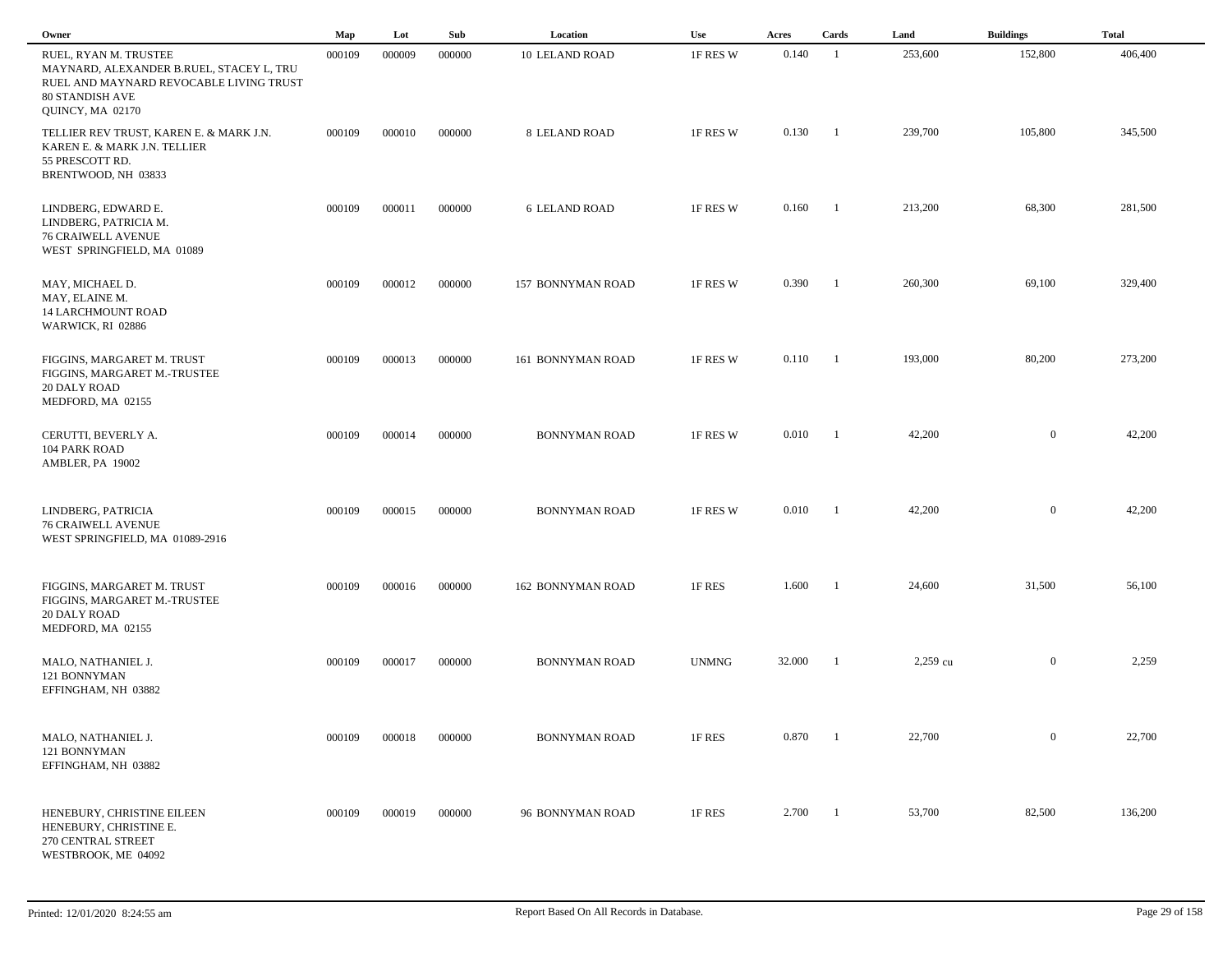| Owner | Map | Lot | Sub | Location | Use | Acres | Cards | Land | Buildings | Total |
|---|---|---|---|---|---|---|---|---|---|---|
| RUEL, RYAN M. TRUSTEE<br>MAYNARD, ALEXANDER B.RUEL, STACEY L, TRU<br>RUEL AND MAYNARD REVOCABLE LIVING TRUST<br>80 STANDISH AVE<br>QUINCY, MA 02170 | 000109 | 000009 | 000000 | 10 LELAND ROAD | 1F RES W | 0.140 | 1 | 253,600 | 152,800 | 406,400 |
| TELLIER REV TRUST, KAREN E. & MARK J.N.<br>KAREN E. & MARK J.N. TELLIER<br>55 PRESCOTT RD.<br>BRENTWOOD, NH 03833 | 000109 | 000010 | 000000 | 8 LELAND ROAD | 1F RES W | 0.130 | 1 | 239,700 | 105,800 | 345,500 |
| LINDBERG, EDWARD E.<br>LINDBERG, PATRICIA M.<br>76 CRAIWELL AVENUE<br>WEST SPRINGFIELD, MA 01089 | 000109 | 000011 | 000000 | 6 LELAND ROAD | 1F RES W | 0.160 | 1 | 213,200 | 68,300 | 281,500 |
| MAY, MICHAEL D.<br>MAY, ELAINE M.<br>14 LARCHMOUNT ROAD<br>WARWICK, RI 02886 | 000109 | 000012 | 000000 | 157 BONNYMAN ROAD | 1F RES W | 0.390 | 1 | 260,300 | 69,100 | 329,400 |
| FIGGINS, MARGARET M. TRUST<br>FIGGINS, MARGARET M.-TRUSTEE<br>20 DALY ROAD<br>MEDFORD, MA 02155 | 000109 | 000013 | 000000 | 161 BONNYMAN ROAD | 1F RES W | 0.110 | 1 | 193,000 | 80,200 | 273,200 |
| CERUTTI, BEVERLY A.<br>104 PARK ROAD<br>AMBLER, PA 19002 | 000109 | 000014 | 000000 | BONNYMAN ROAD | 1F RES W | 0.010 | 1 | 42,200 | 0 | 42,200 |
| LINDBERG, PATRICIA<br>76 CRAIWELL AVENUE<br>WEST SPRINGFIELD, MA 01089-2916 | 000109 | 000015 | 000000 | BONNYMAN ROAD | 1F RES W | 0.010 | 1 | 42,200 | 0 | 42,200 |
| FIGGINS, MARGARET M. TRUST<br>FIGGINS, MARGARET M.-TRUSTEE<br>20 DALY ROAD<br>MEDFORD, MA 02155 | 000109 | 000016 | 000000 | 162 BONNYMAN ROAD | 1F RES | 1.600 | 1 | 24,600 | 31,500 | 56,100 |
| MALO, NATHANIEL J.<br>121 BONNYMAN<br>EFFINGHAM, NH 03882 | 000109 | 000017 | 000000 | BONNYMAN ROAD | UNMNG | 32.000 | 1 | 2,259 cu | 0 | 2,259 |
| MALO, NATHANIEL J.<br>121 BONNYMAN<br>EFFINGHAM, NH 03882 | 000109 | 000018 | 000000 | BONNYMAN ROAD | 1F RES | 0.870 | 1 | 22,700 | 0 | 22,700 |
| HENEBURY, CHRISTINE EILEEN<br>HENEBURY, CHRISTINE E.<br>270 CENTRAL STREET<br>WESTBROOK, ME 04092 | 000109 | 000019 | 000000 | 96 BONNYMAN ROAD | 1F RES | 2.700 | 1 | 53,700 | 82,500 | 136,200 |

Printed: 12/01/2020 8:24:55 am

Report Based On All Records in Database.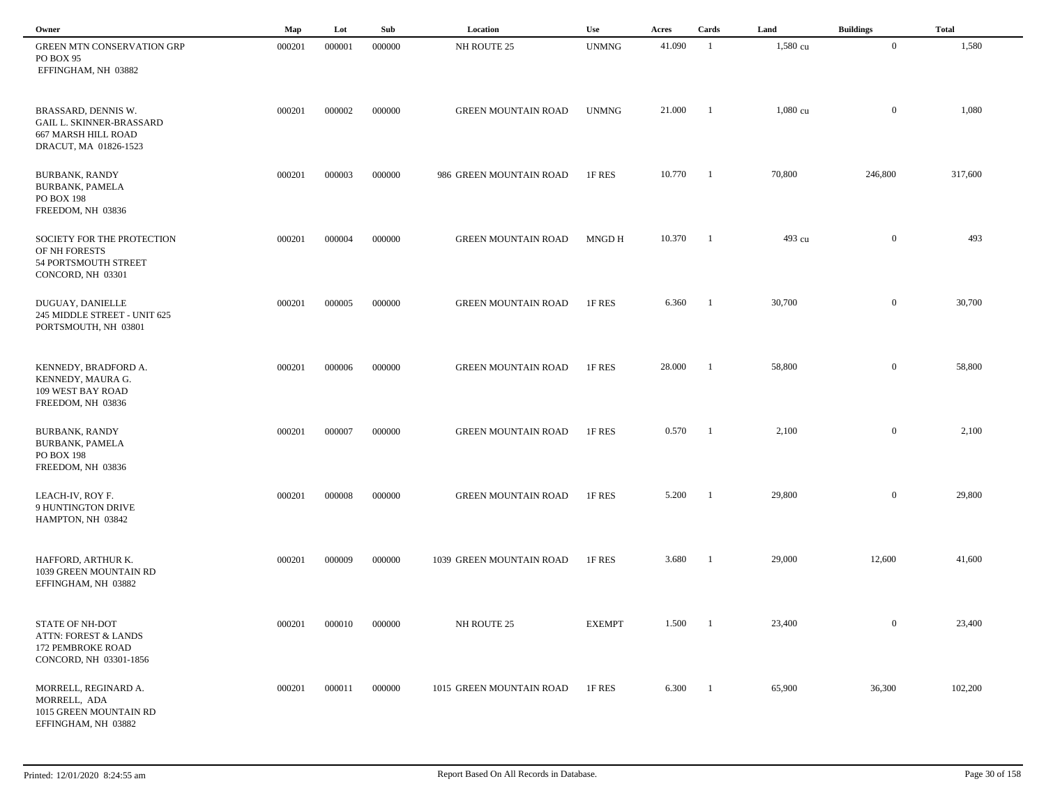| Owner | Map | Lot | Sub | Location | Use | Acres | Cards | Land | Buildings | Total |
|---|---|---|---|---|---|---|---|---|---|---|
| GREEN MTN CONSERVATION GRP<br>PO BOX 95<br>EFFINGHAM, NH 03882 | 000201 | 000001 | 000000 | NH ROUTE 25 | UNMNG | 41.090 | 1 | 1,580 cu | 0 | 1,580 |
| BRASSARD, DENNIS W.<br>GAIL L. SKINNER-BRASSARD<br>667 MARSH HILL ROAD<br>DRACUT, MA 01826-1523 | 000201 | 000002 | 000000 | GREEN MOUNTAIN ROAD | UNMNG | 21.000 | 1 | 1,080 cu | 0 | 1,080 |
| BURBANK, RANDY<br>BURBANK, PAMELA<br>PO BOX 198<br>FREEDOM, NH 03836 | 000201 | 000003 | 000000 | 986 GREEN MOUNTAIN ROAD | 1F RES | 10.770 | 1 | 70,800 | 246,800 | 317,600 |
| SOCIETY FOR THE PROTECTION<br>OF NH FORESTS<br>54 PORTSMOUTH STREET<br>CONCORD, NH 03301 | 000201 | 000004 | 000000 | GREEN MOUNTAIN ROAD | MNGD H | 10.370 | 1 | 493 cu | 0 | 493 |
| DUGUAY, DANIELLE<br>245 MIDDLE STREET - UNIT 625<br>PORTSMOUTH, NH 03801 | 000201 | 000005 | 000000 | GREEN MOUNTAIN ROAD | 1F RES | 6.360 | 1 | 30,700 | 0 | 30,700 |
| KENNEDY, BRADFORD A.<br>KENNEDY, MAURA G.<br>109 WEST BAY ROAD<br>FREEDOM, NH 03836 | 000201 | 000006 | 000000 | GREEN MOUNTAIN ROAD | 1F RES | 28.000 | 1 | 58,800 | 0 | 58,800 |
| BURBANK, RANDY<br>BURBANK, PAMELA<br>PO BOX 198<br>FREEDOM, NH 03836 | 000201 | 000007 | 000000 | GREEN MOUNTAIN ROAD | 1F RES | 0.570 | 1 | 2,100 | 0 | 2,100 |
| LEACH-IV, ROY F.<br>9 HUNTINGTON DRIVE<br>HAMPTON, NH 03842 | 000201 | 000008 | 000000 | GREEN MOUNTAIN ROAD | 1F RES | 5.200 | 1 | 29,800 | 0 | 29,800 |
| HAFFORD, ARTHUR K.<br>1039 GREEN MOUNTAIN RD<br>EFFINGHAM, NH 03882 | 000201 | 000009 | 000000 | 1039 GREEN MOUNTAIN ROAD | 1F RES | 3.680 | 1 | 29,000 | 12,600 | 41,600 |
| STATE OF NH-DOT<br>ATTN: FOREST & LANDS<br>172 PEMBROKE ROAD<br>CONCORD, NH 03301-1856 | 000201 | 000010 | 000000 | NH ROUTE 25 | EXEMPT | 1.500 | 1 | 23,400 | 0 | 23,400 |
| MORRELL, REGINARD A.<br>MORRELL, ADA<br>1015 GREEN MOUNTAIN RD<br>EFFINGHAM, NH 03882 | 000201 | 000011 | 000000 | 1015 GREEN MOUNTAIN ROAD | 1F RES | 6.300 | 1 | 65,900 | 36,300 | 102,200 |

Printed: 12/01/2020 8:24:55 am

Report Based On All Records in Database.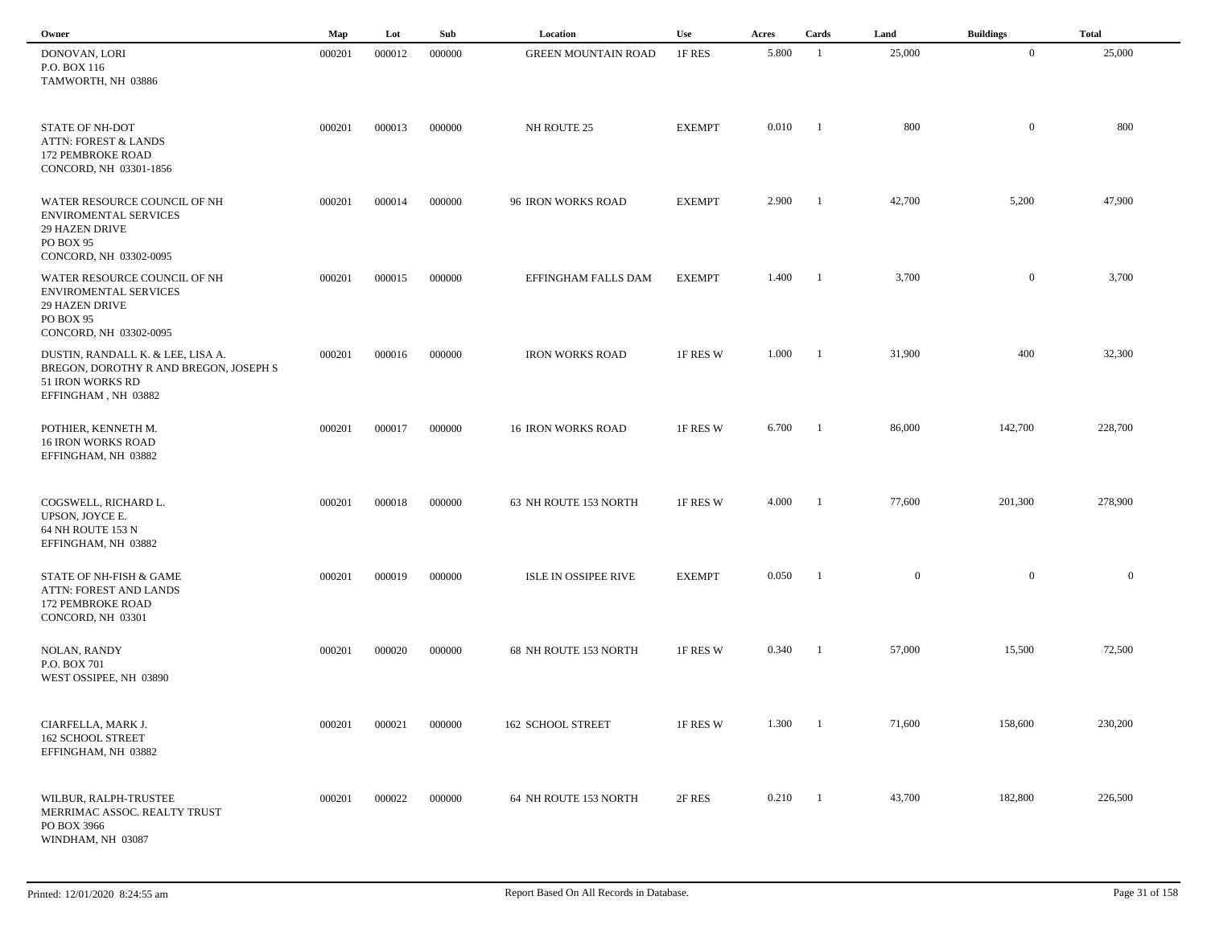| Owner | Map | Lot | Sub | Location | Use | Acres | Cards | Land | Buildings | Total |
|---|---|---|---|---|---|---|---|---|---|---|
| DONOVAN, LORI<br>P.O. BOX 116<br>TAMWORTH, NH 03886 | 000201 | 000012 | 000000 | GREEN MOUNTAIN ROAD | 1F RES | 5.800 | 1 | 25,000 | 0 | 25,000 |
| STATE OF NH-DOT<br>ATTN: FOREST & LANDS<br>172 PEMBROKE ROAD<br>CONCORD, NH 03301-1856 | 000201 | 000013 | 000000 | NH ROUTE 25 | EXEMPT | 0.010 | 1 | 800 | 0 | 800 |
| WATER RESOURCE COUNCIL OF NH<br>ENVIROMENTAL SERVICES<br>29 HAZEN DRIVE<br>PO BOX 95<br>CONCORD, NH 03302-0095 | 000201 | 000014 | 000000 | 96 IRON WORKS ROAD | EXEMPT | 2.900 | 1 | 42,700 | 5,200 | 47,900 |
| WATER RESOURCE COUNCIL OF NH<br>ENVIROMENTAL SERVICES<br>29 HAZEN DRIVE<br>PO BOX 95<br>CONCORD, NH 03302-0095 | 000201 | 000015 | 000000 | EFFINGHAM FALLS DAM | EXEMPT | 1.400 | 1 | 3,700 | 0 | 3,700 |
| DUSTIN, RANDALL K. & LEE, LISA A.<br>BREGON, DOROTHY R AND BREGON, JOSEPH S<br>51 IRON WORKS RD<br>EFFINGHAM , NH 03882 | 000201 | 000016 | 000000 | IRON WORKS ROAD | 1F RES W | 1.000 | 1 | 31,900 | 400 | 32,300 |
| POTHIER, KENNETH M.<br>16 IRON WORKS ROAD<br>EFFINGHAM, NH 03882 | 000201 | 000017 | 000000 | 16 IRON WORKS ROAD | 1F RES W | 6.700 | 1 | 86,000 | 142,700 | 228,700 |
| COGSWELL, RICHARD L.<br>UPSON, JOYCE E.<br>64 NH ROUTE 153 N<br>EFFINGHAM, NH 03882 | 000201 | 000018 | 000000 | 63 NH ROUTE 153 NORTH | 1F RES W | 4.000 | 1 | 77,600 | 201,300 | 278,900 |
| STATE OF NH-FISH & GAME<br>ATTN: FOREST AND LANDS<br>172 PEMBROKE ROAD<br>CONCORD, NH 03301 | 000201 | 000019 | 000000 | ISLE IN OSSIPEE RIVE | EXEMPT | 0.050 | 1 | 0 | 0 | 0 |
| NOLAN, RANDY<br>P.O. BOX 701<br>WEST OSSIPEE, NH 03890 | 000201 | 000020 | 000000 | 68 NH ROUTE 153 NORTH | 1F RES W | 0.340 | 1 | 57,000 | 15,500 | 72,500 |
| CIARFELLA, MARK J.<br>162 SCHOOL STREET<br>EFFINGHAM, NH 03882 | 000201 | 000021 | 000000 | 162 SCHOOL STREET | 1F RES W | 1.300 | 1 | 71,600 | 158,600 | 230,200 |
| WILBUR, RALPH-TRUSTEE<br>MERRIMAC ASSOC. REALTY TRUST<br>PO BOX 3966<br>WINDHAM, NH 03087 | 000201 | 000022 | 000000 | 64 NH ROUTE 153 NORTH | 2F RES | 0.210 | 1 | 43,700 | 182,800 | 226,500 |

Printed: 12/01/2020 8:24:55 am

Report Based On All Records in Database.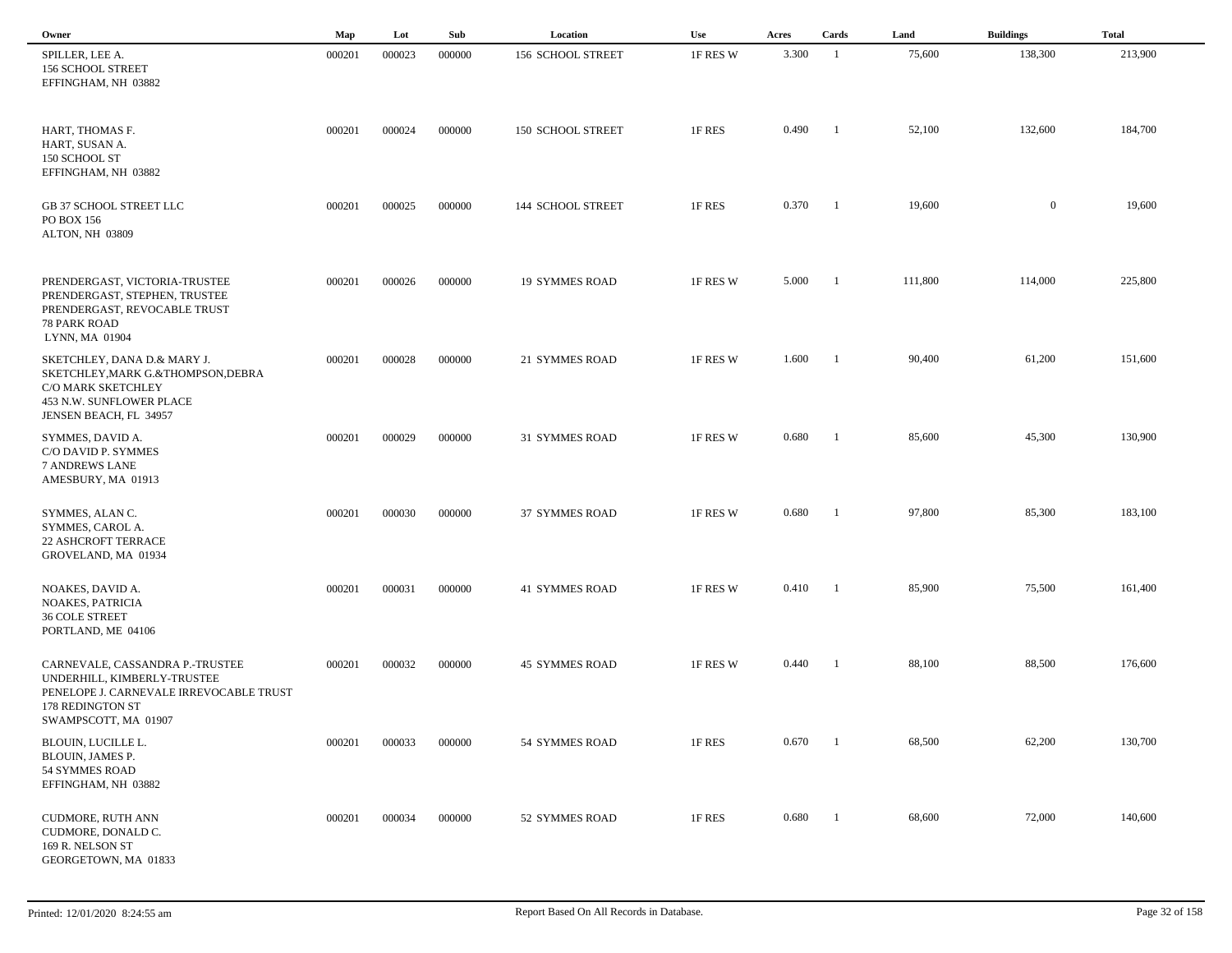| Owner | Map | Lot | Sub | Location | Use | Acres | Cards | Land | Buildings | Total |
|---|---|---|---|---|---|---|---|---|---|---|
| SPILLER, LEE A.<br>156 SCHOOL STREET<br>EFFINGHAM, NH 03882 | 000201 | 000023 | 000000 | 156 SCHOOL STREET | 1F RES W | 3.300 | 1 | 75,600 | 138,300 | 213,900 |
| HART, THOMAS F.<br>HART, SUSAN A.<br>150 SCHOOL ST<br>EFFINGHAM, NH 03882 | 000201 | 000024 | 000000 | 150 SCHOOL STREET | 1F RES | 0.490 | 1 | 52,100 | 132,600 | 184,700 |
| GB 37 SCHOOL STREET LLC<br>PO BOX 156<br>ALTON, NH 03809 | 000201 | 000025 | 000000 | 144 SCHOOL STREET | 1F RES | 0.370 | 1 | 19,600 | 0 | 19,600 |
| PRENDERGAST, VICTORIA-TRUSTEE<br>PRENDERGAST, STEPHEN, TRUSTEE<br>PRENDERGAST, REVOCABLE TRUST<br>78 PARK ROAD<br>LYNN, MA 01904 | 000201 | 000026 | 000000 | 19 SYMMES ROAD | 1F RES W | 5.000 | 1 | 111,800 | 114,000 | 225,800 |
| SKETCHLEY, DANA D.& MARY J.<br>SKETCHLEY,MARK G.&THOMPSON,DEBRA<br>C/O MARK SKETCHLEY<br>453 N.W. SUNFLOWER PLACE<br>JENSEN BEACH, FL 34957 | 000201 | 000028 | 000000 | 21 SYMMES ROAD | 1F RES W | 1.600 | 1 | 90,400 | 61,200 | 151,600 |
| SYMMES, DAVID A.<br>C/O DAVID P. SYMMES<br>7 ANDREWS LANE<br>AMESBURY, MA 01913 | 000201 | 000029 | 000000 | 31 SYMMES ROAD | 1F RES W | 0.680 | 1 | 85,600 | 45,300 | 130,900 |
| SYMMES, ALAN C.<br>SYMMES, CAROL A.<br>22 ASHCROFT TERRACE<br>GROVELAND, MA 01934 | 000201 | 000030 | 000000 | 37 SYMMES ROAD | 1F RES W | 0.680 | 1 | 97,800 | 85,300 | 183,100 |
| NOAKES, DAVID A.<br>NOAKES, PATRICIA<br>36 COLE STREET<br>PORTLAND, ME 04106 | 000201 | 000031 | 000000 | 41 SYMMES ROAD | 1F RES W | 0.410 | 1 | 85,900 | 75,500 | 161,400 |
| CARNEVALE, CASSANDRA P.-TRUSTEE<br>UNDERHILL, KIMBERLY-TRUSTEE<br>PENELOPE J. CARNEVALE IRREVOCABLE TRUST<br>178 REDINGTON ST<br>SWAMPSCOTT, MA 01907 | 000201 | 000032 | 000000 | 45 SYMMES ROAD | 1F RES W | 0.440 | 1 | 88,100 | 88,500 | 176,600 |
| BLOUIN, LUCILLE L.<br>BLOUIN, JAMES P.<br>54 SYMMES ROAD<br>EFFINGHAM, NH 03882 | 000201 | 000033 | 000000 | 54 SYMMES ROAD | 1F RES | 0.670 | 1 | 68,500 | 62,200 | 130,700 |
| CUDMORE, RUTH ANN<br>CUDMORE, DONALD C.<br>169 R. NELSON ST<br>GEORGETOWN, MA 01833 | 000201 | 000034 | 000000 | 52 SYMMES ROAD | 1F RES | 0.680 | 1 | 68,600 | 72,000 | 140,600 |

Printed: 12/01/2020 8:24:55 am — Report Based On All Records in Database.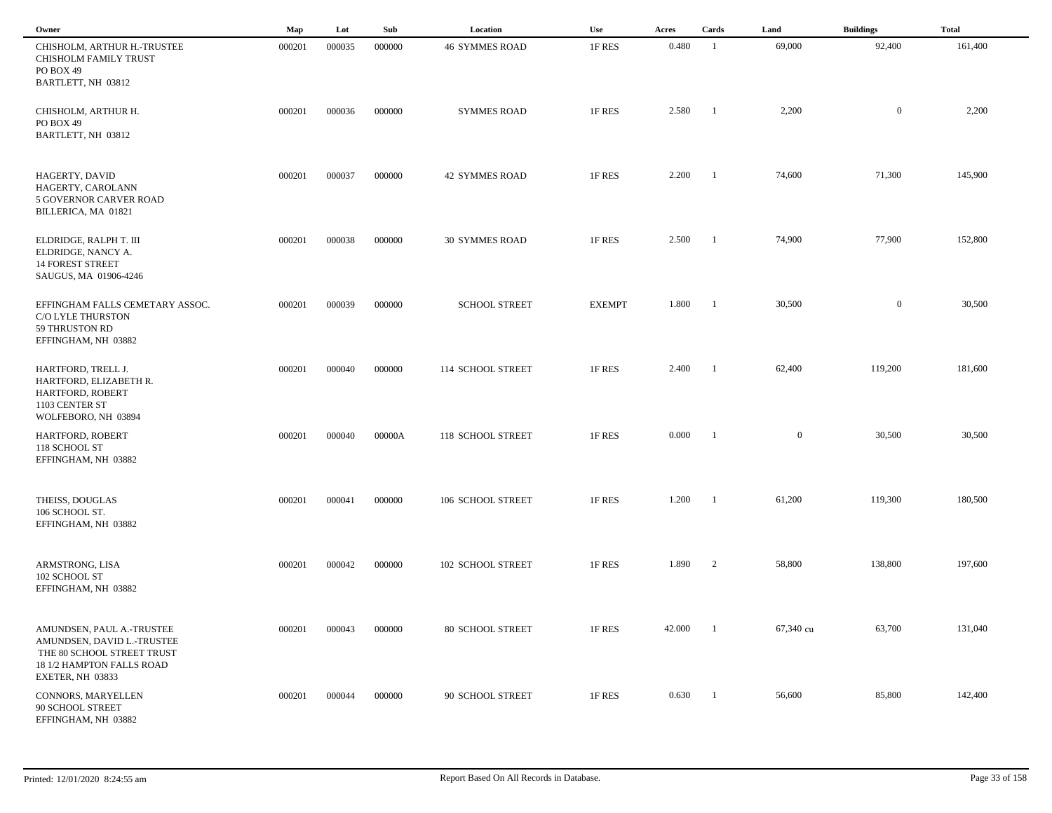| Owner | Map | Lot | Sub | Location | Use | Acres | Cards | Land | Buildings | Total |
|---|---|---|---|---|---|---|---|---|---|---|
| CHISHOLM, ARTHUR H.-TRUSTEE<br>CHISHOLM FAMILY TRUST<br>PO BOX 49<br>BARTLETT, NH 03812 | 000201 | 000035 | 000000 | 46 SYMMES ROAD | 1F RES | 0.480 | 1 | 69,000 | 92,400 | 161,400 |
| CHISHOLM, ARTHUR H.<br>PO BOX 49<br>BARTLETT, NH 03812 | 000201 | 000036 | 000000 | SYMMES ROAD | 1F RES | 2.580 | 1 | 2,200 | 0 | 2,200 |
| HAGERTY, DAVID<br>HAGERTY, CAROLANN<br>5 GOVERNOR CARVER ROAD<br>BILLERICA, MA 01821 | 000201 | 000037 | 000000 | 42 SYMMES ROAD | 1F RES | 2.200 | 1 | 74,600 | 71,300 | 145,900 |
| ELDRIDGE, RALPH T. III<br>ELDRIDGE, NANCY A.<br>14 FOREST STREET<br>SAUGUS, MA 01906-4246 | 000201 | 000038 | 000000 | 30 SYMMES ROAD | 1F RES | 2.500 | 1 | 74,900 | 77,900 | 152,800 |
| EFFINGHAM FALLS CEMETARY ASSOC.<br>C/O LYLE THURSTON<br>59 THRUSTON RD<br>EFFINGHAM, NH 03882 | 000201 | 000039 | 000000 | SCHOOL STREET | EXEMPT | 1.800 | 1 | 30,500 | 0 | 30,500 |
| HARTFORD, TRELL J.<br>HARTFORD, ELIZABETH R.<br>HARTFORD, ROBERT<br>1103 CENTER ST<br>WOLFEBORO, NH 03894 | 000201 | 000040 | 000000 | 114 SCHOOL STREET | 1F RES | 2.400 | 1 | 62,400 | 119,200 | 181,600 |
| HARTFORD, ROBERT<br>118 SCHOOL ST<br>EFFINGHAM, NH 03882 | 000201 | 000040 | 00000A | 118 SCHOOL STREET | 1F RES | 0.000 | 1 | 0 | 30,500 | 30,500 |
| THEISS, DOUGLAS<br>106 SCHOOL ST.<br>EFFINGHAM, NH 03882 | 000201 | 000041 | 000000 | 106 SCHOOL STREET | 1F RES | 1.200 | 1 | 61,200 | 119,300 | 180,500 |
| ARMSTRONG, LISA<br>102 SCHOOL ST<br>EFFINGHAM, NH 03882 | 000201 | 000042 | 000000 | 102 SCHOOL STREET | 1F RES | 1.890 | 2 | 58,800 | 138,800 | 197,600 |
| AMUNDSEN, PAUL A.-TRUSTEE<br>AMUNDSEN, DAVID L.-TRUSTEE<br>THE 80 SCHOOL STREET TRUST<br>18 1/2 HAMPTON FALLS ROAD<br>EXETER, NH 03833 | 000201 | 000043 | 000000 | 80 SCHOOL STREET | 1F RES | 42.000 | 1 | 67,340 cu | 63,700 | 131,040 |
| CONNORS, MARYELLEN<br>90 SCHOOL STREET<br>EFFINGHAM, NH 03882 | 000201 | 000044 | 000000 | 90 SCHOOL STREET | 1F RES | 0.630 | 1 | 56,600 | 85,800 | 142,400 |

Printed: 12/01/2020 8:24:55 am Report Based On All Records in Database.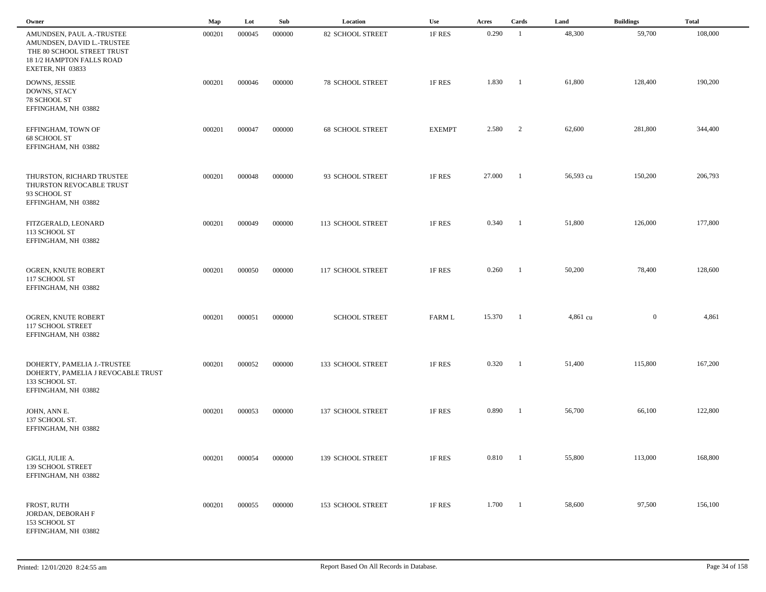| Owner | Map | Lot | Sub | Location | Use | Acres | Cards | Land | Buildings | Total |
|---|---|---|---|---|---|---|---|---|---|---|
| AMUNDSEN, PAUL A.-TRUSTEE<br>AMUNDSEN, DAVID L.-TRUSTEE<br>THE 80 SCHOOL STREET TRUST<br>18 1/2 HAMPTON FALLS ROAD<br>EXETER, NH 03833 | 000201 | 000045 | 000000 | 82 SCHOOL STREET | 1F RES | 0.290 | 1 | 48,300 | 59,700 | 108,000 |
| DOWNS, JESSIE<br>DOWNS, STACY<br>78 SCHOOL ST<br>EFFINGHAM, NH 03882 | 000201 | 000046 | 000000 | 78 SCHOOL STREET | 1F RES | 1.830 | 1 | 61,800 | 128,400 | 190,200 |
| EFFINGHAM, TOWN OF<br>68 SCHOOL ST<br>EFFINGHAM, NH 03882 | 000201 | 000047 | 000000 | 68 SCHOOL STREET | EXEMPT | 2.580 | 2 | 62,600 | 281,800 | 344,400 |
| THURSTON, RICHARD TRUSTEE<br>THURSTON REVOCABLE TRUST<br>93 SCHOOL ST<br>EFFINGHAM, NH 03882 | 000201 | 000048 | 000000 | 93 SCHOOL STREET | 1F RES | 27.000 | 1 | 56,593 cu | 150,200 | 206,793 |
| FITZGERALD, LEONARD<br>113 SCHOOL ST<br>EFFINGHAM, NH 03882 | 000201 | 000049 | 000000 | 113 SCHOOL STREET | 1F RES | 0.340 | 1 | 51,800 | 126,000 | 177,800 |
| OGREN, KNUTE ROBERT<br>117 SCHOOL ST<br>EFFINGHAM, NH 03882 | 000201 | 000050 | 000000 | 117 SCHOOL STREET | 1F RES | 0.260 | 1 | 50,200 | 78,400 | 128,600 |
| OGREN, KNUTE ROBERT<br>117 SCHOOL STREET<br>EFFINGHAM, NH 03882 | 000201 | 000051 | 000000 | SCHOOL STREET | FARM L | 15.370 | 1 | 4,861 cu | 0 | 4,861 |
| DOHERTY, PAMELIA J.-TRUSTEE<br>DOHERTY, PAMELIA J REVOCABLE TRUST<br>133 SCHOOL ST.<br>EFFINGHAM, NH 03882 | 000201 | 000052 | 000000 | 133 SCHOOL STREET | 1F RES | 0.320 | 1 | 51,400 | 115,800 | 167,200 |
| JOHN, ANN E.<br>137 SCHOOL ST.<br>EFFINGHAM, NH 03882 | 000201 | 000053 | 000000 | 137 SCHOOL STREET | 1F RES | 0.890 | 1 | 56,700 | 66,100 | 122,800 |
| GIGLI, JULIE A.<br>139 SCHOOL STREET<br>EFFINGHAM, NH 03882 | 000201 | 000054 | 000000 | 139 SCHOOL STREET | 1F RES | 0.810 | 1 | 55,800 | 113,000 | 168,800 |
| FROST, RUTH<br>JORDAN, DEBORAH F<br>153 SCHOOL ST<br>EFFINGHAM, NH 03882 | 000201 | 000055 | 000000 | 153 SCHOOL STREET | 1F RES | 1.700 | 1 | 58,600 | 97,500 | 156,100 |

Printed: 12/01/2020 8:24:55 am — Report Based On All Records in Database.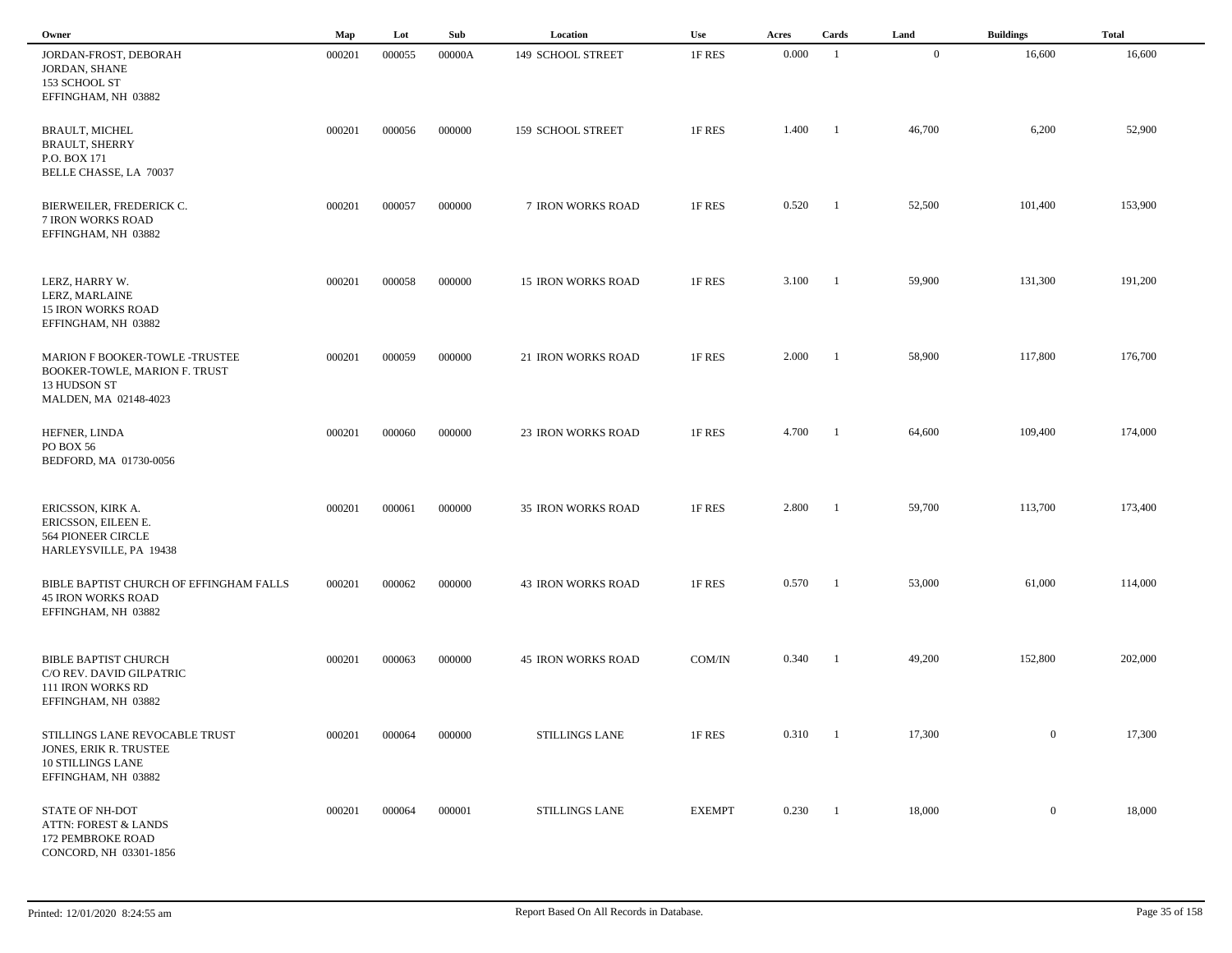| Owner | Map | Lot | Sub | Location | Use | Acres | Cards | Land | Buildings | Total |
|---|---|---|---|---|---|---|---|---|---|---|
| JORDAN-FROST, DEBORAH<br>JORDAN, SHANE<br>153 SCHOOL ST<br>EFFINGHAM, NH 03882 | 000201 | 000055 | 00000A | 149 SCHOOL STREET | 1F RES | 0.000 | 1 | 0 | 16,600 | 16,600 |
| BRAULT, MICHEL<br>BRAULT, SHERRY<br>P.O. BOX 171<br>BELLE CHASSE, LA 70037 | 000201 | 000056 | 000000 | 159 SCHOOL STREET | 1F RES | 1.400 | 1 | 46,700 | 6,200 | 52,900 |
| BIERWEILER, FREDERICK C.<br>7 IRON WORKS ROAD<br>EFFINGHAM, NH 03882 | 000201 | 000057 | 000000 | 7 IRON WORKS ROAD | 1F RES | 0.520 | 1 | 52,500 | 101,400 | 153,900 |
| LERZ, HARRY W.<br>LERZ, MARLAINE<br>15 IRON WORKS ROAD<br>EFFINGHAM, NH 03882 | 000201 | 000058 | 000000 | 15 IRON WORKS ROAD | 1F RES | 3.100 | 1 | 59,900 | 131,300 | 191,200 |
| MARION F BOOKER-TOWLE -TRUSTEE<br>BOOKER-TOWLE, MARION F. TRUST<br>13 HUDSON ST<br>MALDEN, MA 02148-4023 | 000201 | 000059 | 000000 | 21 IRON WORKS ROAD | 1F RES | 2.000 | 1 | 58,900 | 117,800 | 176,700 |
| HEFNER, LINDA<br>PO BOX 56<br>BEDFORD, MA 01730-0056 | 000201 | 000060 | 000000 | 23 IRON WORKS ROAD | 1F RES | 4.700 | 1 | 64,600 | 109,400 | 174,000 |
| ERICSSON, KIRK A.<br>ERICSSON, EILEEN E.<br>564 PIONEER CIRCLE<br>HARLEYSVILLE, PA 19438 | 000201 | 000061 | 000000 | 35 IRON WORKS ROAD | 1F RES | 2.800 | 1 | 59,700 | 113,700 | 173,400 |
| BIBLE BAPTIST CHURCH OF EFFINGHAM FALLS<br>45 IRON WORKS ROAD<br>EFFINGHAM, NH 03882 | 000201 | 000062 | 000000 | 43 IRON WORKS ROAD | 1F RES | 0.570 | 1 | 53,000 | 61,000 | 114,000 |
| BIBLE BAPTIST CHURCH<br>C/O REV. DAVID GILPATRIC<br>111 IRON WORKS RD<br>EFFINGHAM, NH 03882 | 000201 | 000063 | 000000 | 45 IRON WORKS ROAD | COM/IN | 0.340 | 1 | 49,200 | 152,800 | 202,000 |
| STILLINGS LANE REVOCABLE TRUST<br>JONES, ERIK R. TRUSTEE<br>10 STILLINGS LANE<br>EFFINGHAM, NH 03882 | 000201 | 000064 | 000000 | STILLINGS LANE | 1F RES | 0.310 | 1 | 17,300 | 0 | 17,300 |
| STATE OF NH-DOT<br>ATTN: FOREST & LANDS<br>172 PEMBROKE ROAD<br>CONCORD, NH 03301-1856 | 000201 | 000064 | 000001 | STILLINGS LANE | EXEMPT | 0.230 | 1 | 18,000 | 0 | 18,000 |

Printed: 12/01/2020 8:24:55 am | Report Based On All Records in Database.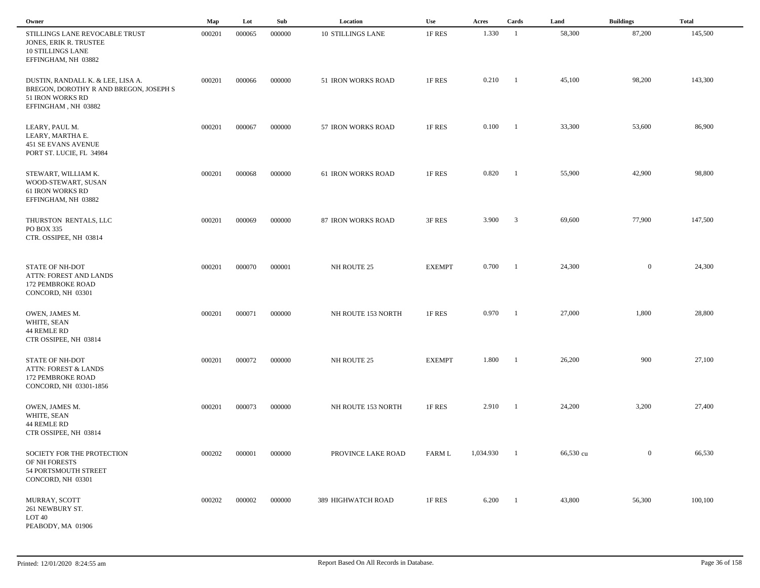| Owner | Map | Lot | Sub | Location | Use | Acres | Cards | Land | Buildings | Total |
|---|---|---|---|---|---|---|---|---|---|---|
| STILLINGS LANE REVOCABLE TRUST<br>JONES, ERIK R. TRUSTEE<br>10 STILLINGS LANE<br>EFFINGHAM, NH 03882 | 000201 | 000065 | 000000 | 10 STILLINGS LANE | 1F RES | 1.330 | 1 | 58,300 | 87,200 | 145,500 |
| DUSTIN, RANDALL K. & LEE, LISA A.<br>BREGON, DOROTHY R AND BREGON, JOSEPH S<br>51 IRON WORKS RD<br>EFFINGHAM , NH 03882 | 000201 | 000066 | 000000 | 51 IRON WORKS ROAD | 1F RES | 0.210 | 1 | 45,100 | 98,200 | 143,300 |
| LEARY, PAUL M.<br>LEARY, MARTHA E.<br>451 SE EVANS AVENUE<br>PORT ST. LUCIE, FL 34984 | 000201 | 000067 | 000000 | 57 IRON WORKS ROAD | 1F RES | 0.100 | 1 | 33,300 | 53,600 | 86,900 |
| STEWART, WILLIAM K.<br>WOOD-STEWART, SUSAN<br>61 IRON WORKS RD<br>EFFINGHAM, NH 03882 | 000201 | 000068 | 000000 | 61 IRON WORKS ROAD | 1F RES | 0.820 | 1 | 55,900 | 42,900 | 98,800 |
| THURSTON RENTALS, LLC<br>PO BOX 335<br>CTR. OSSIPEE, NH 03814 | 000201 | 000069 | 000000 | 87 IRON WORKS ROAD | 3F RES | 3.900 | 3 | 69,600 | 77,900 | 147,500 |
| STATE OF NH-DOT<br>ATTN: FOREST AND LANDS<br>172 PEMBROKE ROAD<br>CONCORD, NH 03301 | 000201 | 000070 | 000001 | NH ROUTE 25 | EXEMPT | 0.700 | 1 | 24,300 | 0 | 24,300 |
| OWEN, JAMES M.<br>WHITE, SEAN<br>44 REMLE RD<br>CTR OSSIPEE, NH 03814 | 000201 | 000071 | 000000 | NH ROUTE 153 NORTH | 1F RES | 0.970 | 1 | 27,000 | 1,800 | 28,800 |
| STATE OF NH-DOT<br>ATTN: FOREST & LANDS<br>172 PEMBROKE ROAD<br>CONCORD, NH 03301-1856 | 000201 | 000072 | 000000 | NH ROUTE 25 | EXEMPT | 1.800 | 1 | 26,200 | 900 | 27,100 |
| OWEN, JAMES M.<br>WHITE, SEAN<br>44 REMLE RD<br>CTR OSSIPEE, NH 03814 | 000201 | 000073 | 000000 | NH ROUTE 153 NORTH | 1F RES | 2.910 | 1 | 24,200 | 3,200 | 27,400 |
| SOCIETY FOR THE PROTECTION<br>OF NH FORESTS<br>54 PORTSMOUTH STREET<br>CONCORD, NH 03301 | 000202 | 000001 | 000000 | PROVINCE LAKE ROAD | FARM L | 1,034.930 | 1 | 66,530 cu | 0 | 66,530 |
| MURRAY, SCOTT<br>261 NEWBURY ST.<br>LOT 40<br>PEABODY, MA 01906 | 000202 | 000002 | 000000 | 389 HIGHWATCH ROAD | 1F RES | 6.200 | 1 | 43,800 | 56,300 | 100,100 |

Printed: 12/01/2020 8:24:55 am

Report Based On All Records in Database.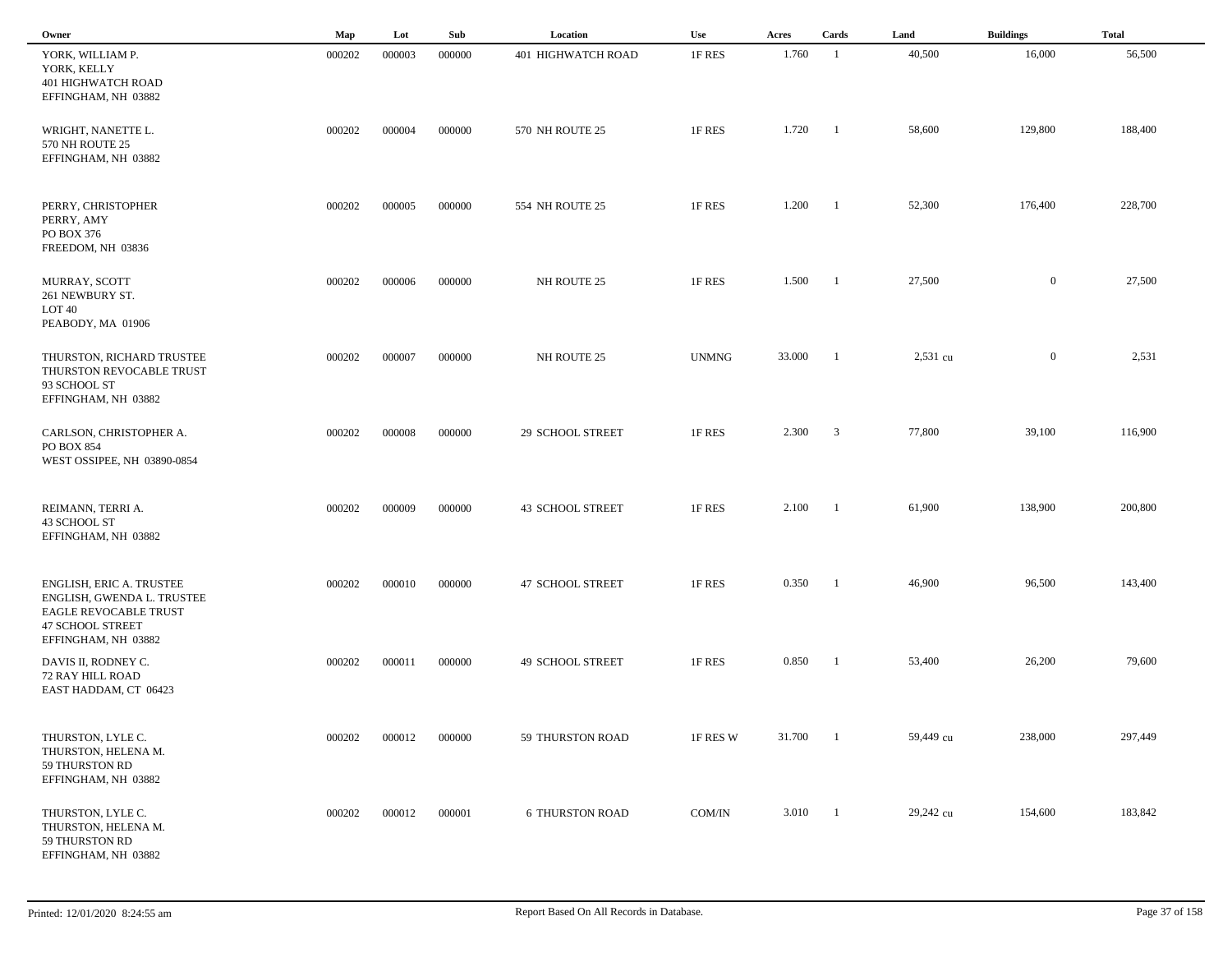| Owner | Map | Lot | Sub | Location | Use | Acres | Cards | Land | Buildings | Total |
|---|---|---|---|---|---|---|---|---|---|---|
| YORK, WILLIAM P.<br>YORK, KELLY<br>401 HIGHWATCH ROAD<br>EFFINGHAM, NH 03882 | 000202 | 000003 | 000000 | 401 HIGHWATCH ROAD | 1F RES | 1.760 | 1 | 40,500 | 16,000 | 56,500 |
| WRIGHT, NANETTE L.<br>570 NH ROUTE 25<br>EFFINGHAM, NH 03882 | 000202 | 000004 | 000000 | 570 NH ROUTE 25 | 1F RES | 1.720 | 1 | 58,600 | 129,800 | 188,400 |
| PERRY, CHRISTOPHER<br>PERRY, AMY<br>PO BOX 376<br>FREEDOM, NH 03836 | 000202 | 000005 | 000000 | 554 NH ROUTE 25 | 1F RES | 1.200 | 1 | 52,300 | 176,400 | 228,700 |
| MURRAY, SCOTT<br>261 NEWBURY ST.<br>LOT 40<br>PEABODY, MA 01906 | 000202 | 000006 | 000000 | NH ROUTE 25 | 1F RES | 1.500 | 1 | 27,500 | 0 | 27,500 |
| THURSTON, RICHARD TRUSTEE<br>THURSTON REVOCABLE TRUST<br>93 SCHOOL ST<br>EFFINGHAM, NH 03882 | 000202 | 000007 | 000000 | NH ROUTE 25 | UNMNG | 33.000 | 1 | 2,531 cu | 0 | 2,531 |
| CARLSON, CHRISTOPHER A.<br>PO BOX 854<br>WEST OSSIPEE, NH 03890-0854 | 000202 | 000008 | 000000 | 29 SCHOOL STREET | 1F RES | 2.300 | 3 | 77,800 | 39,100 | 116,900 |
| REIMANN, TERRI A.<br>43 SCHOOL ST<br>EFFINGHAM, NH 03882 | 000202 | 000009 | 000000 | 43 SCHOOL STREET | 1F RES | 2.100 | 1 | 61,900 | 138,900 | 200,800 |
| ENGLISH, ERIC A. TRUSTEE<br>ENGLISH, GWENDA L. TRUSTEE<br>EAGLE REVOCABLE TRUST<br>47 SCHOOL STREET<br>EFFINGHAM, NH 03882 | 000202 | 000010 | 000000 | 47 SCHOOL STREET | 1F RES | 0.350 | 1 | 46,900 | 96,500 | 143,400 |
| DAVIS II, RODNEY C.<br>72 RAY HILL ROAD<br>EAST HADDAM, CT 06423 | 000202 | 000011 | 000000 | 49 SCHOOL STREET | 1F RES | 0.850 | 1 | 53,400 | 26,200 | 79,600 |
| THURSTON, LYLE C.<br>THURSTON, HELENA M.<br>59 THURSTON RD<br>EFFINGHAM, NH 03882 | 000202 | 000012 | 000000 | 59 THURSTON ROAD | 1F RES W | 31.700 | 1 | 59,449 cu | 238,000 | 297,449 |
| THURSTON, LYLE C.<br>THURSTON, HELENA M.<br>59 THURSTON RD<br>EFFINGHAM, NH 03882 | 000202 | 000012 | 000001 | 6 THURSTON ROAD | COM/IN | 3.010 | 1 | 29,242 cu | 154,600 | 183,842 |

Printed: 12/01/2020 8:24:55 am

Report Based On All Records in Database.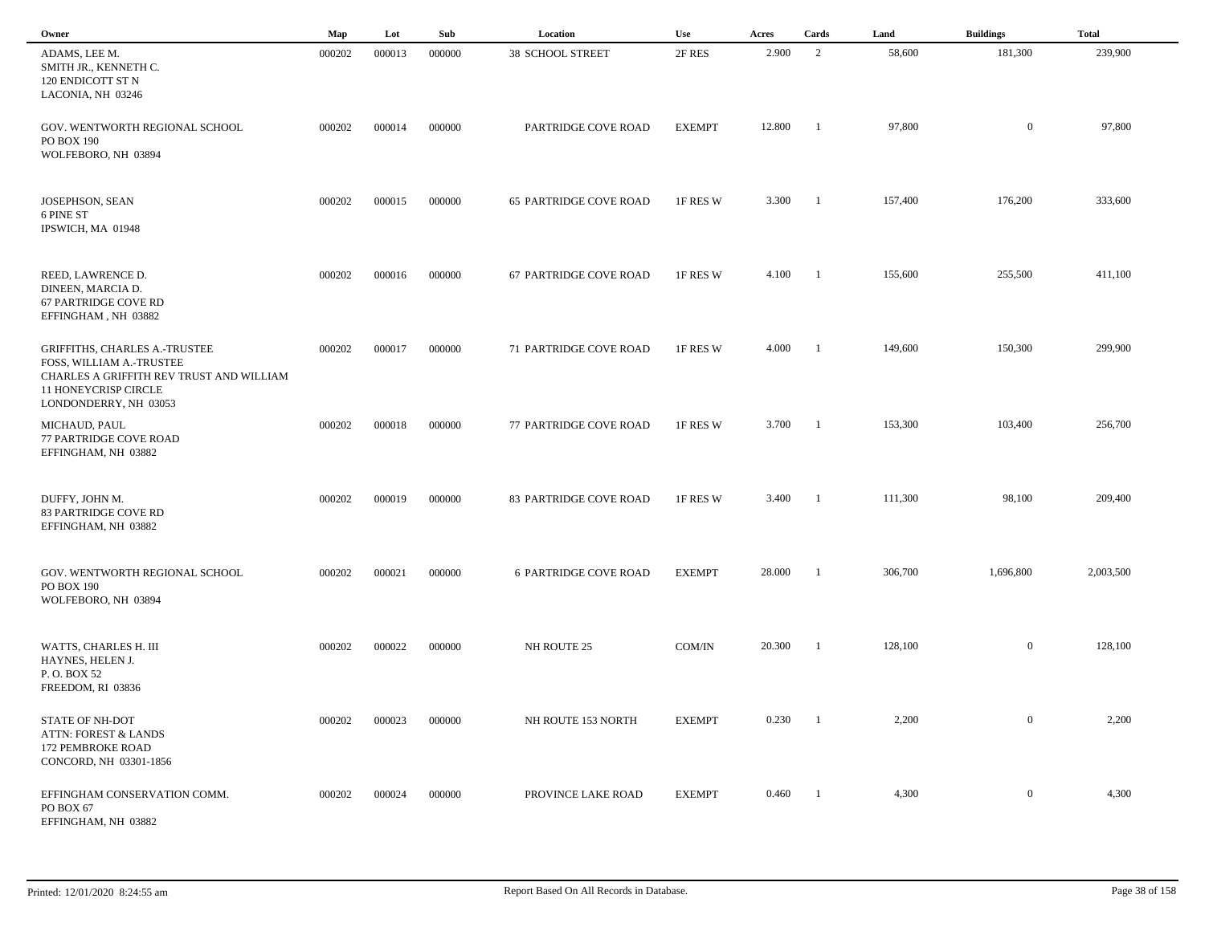| Owner | Map | Lot | Sub | Location | Use | Acres | Cards | Land | Buildings | Total |
|---|---|---|---|---|---|---|---|---|---|---|
| ADAMS, LEE M.<br>SMITH JR., KENNETH C.<br>120 ENDICOTT ST N<br>LACONIA, NH 03246 | 000202 | 000013 | 000000 | 38 SCHOOL STREET | 2F RES | 2.900 | 2 | 58,600 | 181,300 | 239,900 |
| GOV. WENTWORTH REGIONAL SCHOOL<br>PO BOX 190<br>WOLFEBORO, NH 03894 | 000202 | 000014 | 000000 | PARTRIDGE COVE ROAD | EXEMPT | 12.800 | 1 | 97,800 | 0 | 97,800 |
| JOSEPHSON, SEAN<br>6 PINE ST<br>IPSWICH, MA 01948 | 000202 | 000015 | 000000 | 65 PARTRIDGE COVE ROAD | 1F RES W | 3.300 | 1 | 157,400 | 176,200 | 333,600 |
| REED, LAWRENCE D.<br>DINEEN, MARCIA D.<br>67 PARTRIDGE COVE RD<br>EFFINGHAM , NH 03882 | 000202 | 000016 | 000000 | 67 PARTRIDGE COVE ROAD | 1F RES W | 4.100 | 1 | 155,600 | 255,500 | 411,100 |
| GRIFFITHS, CHARLES A.-TRUSTEE<br>FOSS, WILLIAM A.-TRUSTEE<br>CHARLES A GRIFFITH REV TRUST AND WILLIAM<br>11 HONEYCRISP CIRCLE<br>LONDONDERRY, NH 03053 | 000202 | 000017 | 000000 | 71 PARTRIDGE COVE ROAD | 1F RES W | 4.000 | 1 | 149,600 | 150,300 | 299,900 |
| MICHAUD, PAUL<br>77 PARTRIDGE COVE ROAD<br>EFFINGHAM, NH 03882 | 000202 | 000018 | 000000 | 77 PARTRIDGE COVE ROAD | 1F RES W | 3.700 | 1 | 153,300 | 103,400 | 256,700 |
| DUFFY, JOHN M.<br>83 PARTRIDGE COVE RD<br>EFFINGHAM, NH 03882 | 000202 | 000019 | 000000 | 83 PARTRIDGE COVE ROAD | 1F RES W | 3.400 | 1 | 111,300 | 98,100 | 209,400 |
| GOV. WENTWORTH REGIONAL SCHOOL<br>PO BOX 190<br>WOLFEBORO, NH 03894 | 000202 | 000021 | 000000 | 6 PARTRIDGE COVE ROAD | EXEMPT | 28.000 | 1 | 306,700 | 1,696,800 | 2,003,500 |
| WATTS, CHARLES H. III<br>HAYNES, HELEN J.<br>P. O. BOX 52<br>FREEDOM, RI 03836 | 000202 | 000022 | 000000 | NH ROUTE 25 | COM/IN | 20.300 | 1 | 128,100 | 0 | 128,100 |
| STATE OF NH-DOT<br>ATTN: FOREST & LANDS<br>172 PEMBROKE ROAD<br>CONCORD, NH 03301-1856 | 000202 | 000023 | 000000 | NH ROUTE 153 NORTH | EXEMPT | 0.230 | 1 | 2,200 | 0 | 2,200 |
| EFFINGHAM CONSERVATION COMM.<br>PO BOX 67<br>EFFINGHAM, NH 03882 | 000202 | 000024 | 000000 | PROVINCE LAKE ROAD | EXEMPT | 0.460 | 1 | 4,300 | 0 | 4,300 |

Printed: 12/01/2020 8:24:55 am — Report Based On All Records in Database.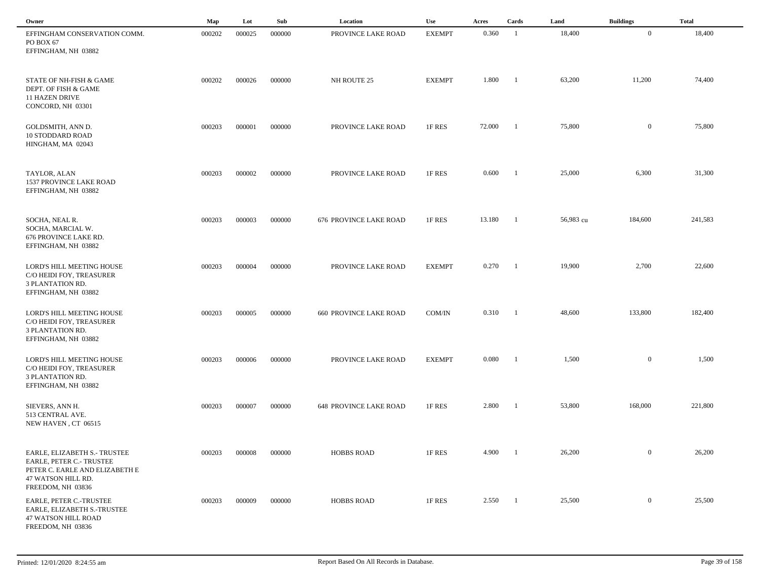| Owner | Map | Lot | Sub | Location | Use | Acres | Cards | Land | Buildings | Total |
|---|---|---|---|---|---|---|---|---|---|---|
| EFFINGHAM CONSERVATION COMM.<br>PO BOX 67<br>EFFINGHAM, NH 03882 | 000202 | 000025 | 000000 | PROVINCE LAKE ROAD | EXEMPT | 0.360 | 1 | 18,400 | 0 | 18,400 |
| STATE OF NH-FISH & GAME<br>DEPT. OF FISH & GAME<br>11 HAZEN DRIVE<br>CONCORD, NH 03301 | 000202 | 000026 | 000000 | NH ROUTE 25 | EXEMPT | 1.800 | 1 | 63,200 | 11,200 | 74,400 |
| GOLDSMITH, ANN D.<br>10 STODDARD ROAD<br>HINGHAM, MA 02043 | 000203 | 000001 | 000000 | PROVINCE LAKE ROAD | 1F RES | 72.000 | 1 | 75,800 | 0 | 75,800 |
| TAYLOR, ALAN<br>1537 PROVINCE LAKE ROAD<br>EFFINGHAM, NH 03882 | 000203 | 000002 | 000000 | PROVINCE LAKE ROAD | 1F RES | 0.600 | 1 | 25,000 | 6,300 | 31,300 |
| SOCHA, NEAL R.<br>SOCHA, MARCIAL W.<br>676 PROVINCE LAKE RD.<br>EFFINGHAM, NH 03882 | 000203 | 000003 | 000000 | 676 PROVINCE LAKE ROAD | 1F RES | 13.180 | 1 | 56,983 cu | 184,600 | 241,583 |
| LORD'S HILL MEETING HOUSE<br>C/O HEIDI FOY, TREASURER<br>3 PLANTATION RD.<br>EFFINGHAM, NH 03882 | 000203 | 000004 | 000000 | PROVINCE LAKE ROAD | EXEMPT | 0.270 | 1 | 19,900 | 2,700 | 22,600 |
| LORD'S HILL MEETING HOUSE<br>C/O HEIDI FOY, TREASURER<br>3 PLANTATION RD.<br>EFFINGHAM, NH 03882 | 000203 | 000005 | 000000 | 660 PROVINCE LAKE ROAD | COM/IN | 0.310 | 1 | 48,600 | 133,800 | 182,400 |
| LORD'S HILL MEETING HOUSE<br>C/O HEIDI FOY, TREASURER<br>3 PLANTATION RD.<br>EFFINGHAM, NH 03882 | 000203 | 000006 | 000000 | PROVINCE LAKE ROAD | EXEMPT | 0.080 | 1 | 1,500 | 0 | 1,500 |
| SIEVERS, ANN H.<br>513 CENTRAL AVE.<br>NEW HAVEN , CT 06515 | 000203 | 000007 | 000000 | 648 PROVINCE LAKE ROAD | 1F RES | 2.800 | 1 | 53,800 | 168,000 | 221,800 |
| EARLE, ELIZABETH S.- TRUSTEE<br>EARLE, PETER C.- TRUSTEE<br>PETER C. EARLE AND ELIZABETH E<br>47 WATSON HILL RD.<br>FREEDOM, NH 03836 | 000203 | 000008 | 000000 | HOBBS ROAD | 1F RES | 4.900 | 1 | 26,200 | 0 | 26,200 |
| EARLE, PETER C.-TRUSTEE<br>EARLE, ELIZABETH S.-TRUSTEE<br>47 WATSON HILL ROAD<br>FREEDOM, NH 03836 | 000203 | 000009 | 000000 | HOBBS ROAD | 1F RES | 2.550 | 1 | 25,500 | 0 | 25,500 |

Printed: 12/01/2020 8:24:55 am

Report Based On All Records in Database.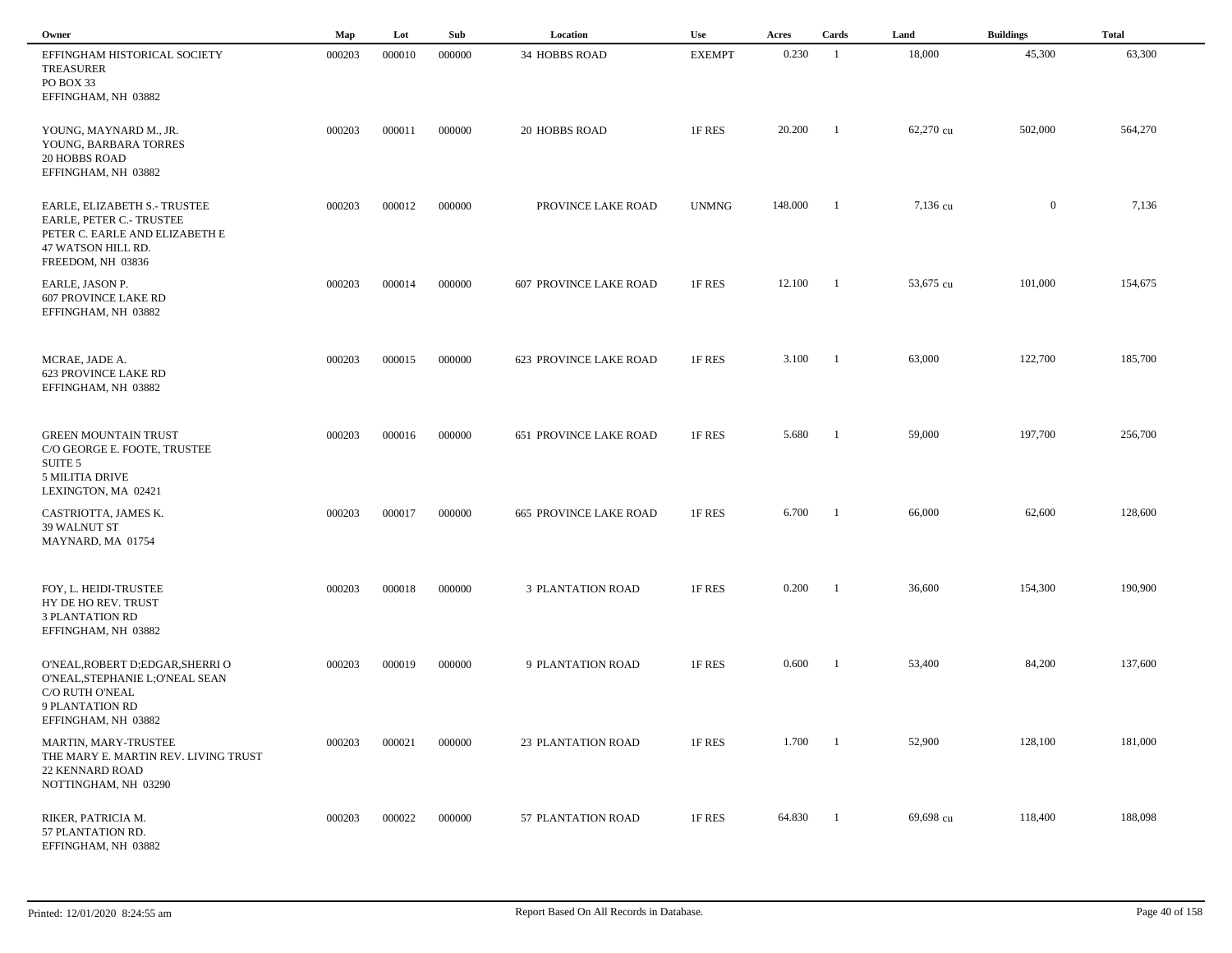| Owner | Map | Lot | Sub | Location | Use | Acres | Cards | Land | Buildings | Total |
|---|---|---|---|---|---|---|---|---|---|---|
| EFFINGHAM HISTORICAL SOCIETY<br>TREASURER<br>PO BOX 33<br>EFFINGHAM, NH 03882 | 000203 | 000010 | 000000 | 34 HOBBS ROAD | EXEMPT | 0.230 | 1 | 18,000 | 45,300 | 63,300 |
| YOUNG, MAYNARD M., JR.<br>YOUNG, BARBARA TORRES<br>20 HOBBS ROAD<br>EFFINGHAM, NH 03882 | 000203 | 000011 | 000000 | 20 HOBBS ROAD | 1F RES | 20.200 | 1 | 62,270 cu | 502,000 | 564,270 |
| EARLE, ELIZABETH S.- TRUSTEE<br>EARLE, PETER C.- TRUSTEE<br>PETER C. EARLE AND ELIZABETH E<br>47 WATSON HILL RD.<br>FREEDOM, NH 03836 | 000203 | 000012 | 000000 | PROVINCE LAKE ROAD | UNMNG | 148.000 | 1 | 7,136 cu | 0 | 7,136 |
| EARLE, JASON P.<br>607 PROVINCE LAKE RD<br>EFFINGHAM, NH 03882 | 000203 | 000014 | 000000 | 607 PROVINCE LAKE ROAD | 1F RES | 12.100 | 1 | 53,675 cu | 101,000 | 154,675 |
| MCRAE, JADE A.<br>623 PROVINCE LAKE RD<br>EFFINGHAM, NH 03882 | 000203 | 000015 | 000000 | 623 PROVINCE LAKE ROAD | 1F RES | 3.100 | 1 | 63,000 | 122,700 | 185,700 |
| GREEN MOUNTAIN TRUST<br>C/O GEORGE E. FOOTE, TRUSTEE<br>SUITE 5<br>5 MILITIA DRIVE<br>LEXINGTON, MA 02421 | 000203 | 000016 | 000000 | 651 PROVINCE LAKE ROAD | 1F RES | 5.680 | 1 | 59,000 | 197,700 | 256,700 |
| CASTRIOTTA, JAMES K.<br>39 WALNUT ST<br>MAYNARD, MA 01754 | 000203 | 000017 | 000000 | 665 PROVINCE LAKE ROAD | 1F RES | 6.700 | 1 | 66,000 | 62,600 | 128,600 |
| FOY, L. HEIDI-TRUSTEE<br>HY DE HO REV. TRUST<br>3 PLANTATION RD<br>EFFINGHAM, NH 03882 | 000203 | 000018 | 000000 | 3 PLANTATION ROAD | 1F RES | 0.200 | 1 | 36,600 | 154,300 | 190,900 |
| O'NEAL,ROBERT D;EDGAR,SHERRI O<br>O'NEAL,STEPHANIE L;O'NEAL SEAN<br>C/O RUTH O'NEAL<br>9 PLANTATION RD<br>EFFINGHAM, NH 03882 | 000203 | 000019 | 000000 | 9 PLANTATION ROAD | 1F RES | 0.600 | 1 | 53,400 | 84,200 | 137,600 |
| MARTIN, MARY-TRUSTEE<br>THE MARY E. MARTIN REV. LIVING TRUST<br>22 KENNARD ROAD<br>NOTTINGHAM, NH 03290 | 000203 | 000021 | 000000 | 23 PLANTATION ROAD | 1F RES | 1.700 | 1 | 52,900 | 128,100 | 181,000 |
| RIKER, PATRICIA M.<br>57 PLANTATION RD.<br>EFFINGHAM, NH 03882 | 000203 | 000022 | 000000 | 57 PLANTATION ROAD | 1F RES | 64.830 | 1 | 69,698 cu | 118,400 | 188,098 |

Printed: 12/01/2020 8:24:55 am

Report Based On All Records in Database.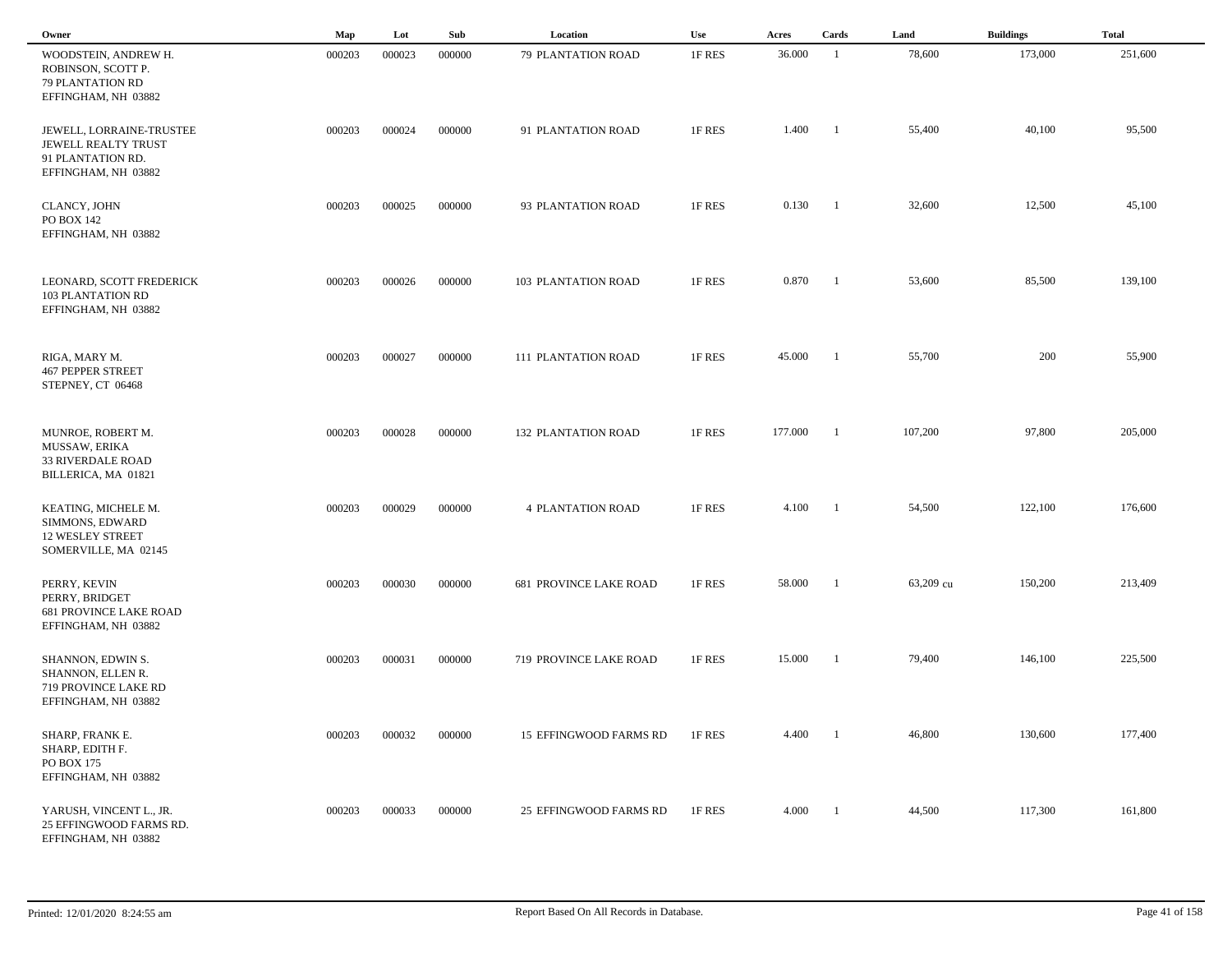| Owner | Map | Lot | Sub | Location | Use | Acres | Cards | Land | Buildings | Total |
|---|---|---|---|---|---|---|---|---|---|---|
| WOODSTEIN, ANDREW H.<br>ROBINSON, SCOTT P.<br>79 PLANTATION RD<br>EFFINGHAM, NH 03882 | 000203 | 000023 | 000000 | 79 PLANTATION ROAD | 1F RES | 36.000 | 1 | 78,600 | 173,000 | 251,600 |
| JEWELL, LORRAINE-TRUSTEE<br>JEWELL REALTY TRUST<br>91 PLANTATION RD.<br>EFFINGHAM, NH 03882 | 000203 | 000024 | 000000 | 91 PLANTATION ROAD | 1F RES | 1.400 | 1 | 55,400 | 40,100 | 95,500 |
| CLANCY, JOHN<br>PO BOX 142<br>EFFINGHAM, NH 03882 | 000203 | 000025 | 000000 | 93 PLANTATION ROAD | 1F RES | 0.130 | 1 | 32,600 | 12,500 | 45,100 |
| LEONARD, SCOTT FREDERICK<br>103 PLANTATION RD<br>EFFINGHAM, NH 03882 | 000203 | 000026 | 000000 | 103 PLANTATION ROAD | 1F RES | 0.870 | 1 | 53,600 | 85,500 | 139,100 |
| RIGA, MARY M.<br>467 PEPPER STREET<br>STEPNEY, CT 06468 | 000203 | 000027 | 000000 | 111 PLANTATION ROAD | 1F RES | 45.000 | 1 | 55,700 | 200 | 55,900 |
| MUNROE, ROBERT M.<br>MUSSAW, ERIKA<br>33 RIVERDALE ROAD<br>BILLERICA, MA 01821 | 000203 | 000028 | 000000 | 132 PLANTATION ROAD | 1F RES | 177.000 | 1 | 107,200 | 97,800 | 205,000 |
| KEATING, MICHELE M.<br>SIMMONS, EDWARD<br>12 WESLEY STREET<br>SOMERVILLE, MA 02145 | 000203 | 000029 | 000000 | 4 PLANTATION ROAD | 1F RES | 4.100 | 1 | 54,500 | 122,100 | 176,600 |
| PERRY, KEVIN<br>PERRY, BRIDGET<br>681 PROVINCE LAKE ROAD<br>EFFINGHAM, NH 03882 | 000203 | 000030 | 000000 | 681 PROVINCE LAKE ROAD | 1F RES | 58.000 | 1 | 63,209 cu | 150,200 | 213,409 |
| SHANNON, EDWIN S.<br>SHANNON, ELLEN R.<br>719 PROVINCE LAKE RD<br>EFFINGHAM, NH 03882 | 000203 | 000031 | 000000 | 719 PROVINCE LAKE ROAD | 1F RES | 15.000 | 1 | 79,400 | 146,100 | 225,500 |
| SHARP, FRANK E.<br>SHARP, EDITH F.<br>PO BOX 175<br>EFFINGHAM, NH 03882 | 000203 | 000032 | 000000 | 15 EFFINGWOOD FARMS RD | 1F RES | 4.400 | 1 | 46,800 | 130,600 | 177,400 |
| YARUSH, VINCENT L., JR.<br>25 EFFINGWOOD FARMS RD.<br>EFFINGHAM, NH 03882 | 000203 | 000033 | 000000 | 25 EFFINGWOOD FARMS RD | 1F RES | 4.000 | 1 | 44,500 | 117,300 | 161,800 |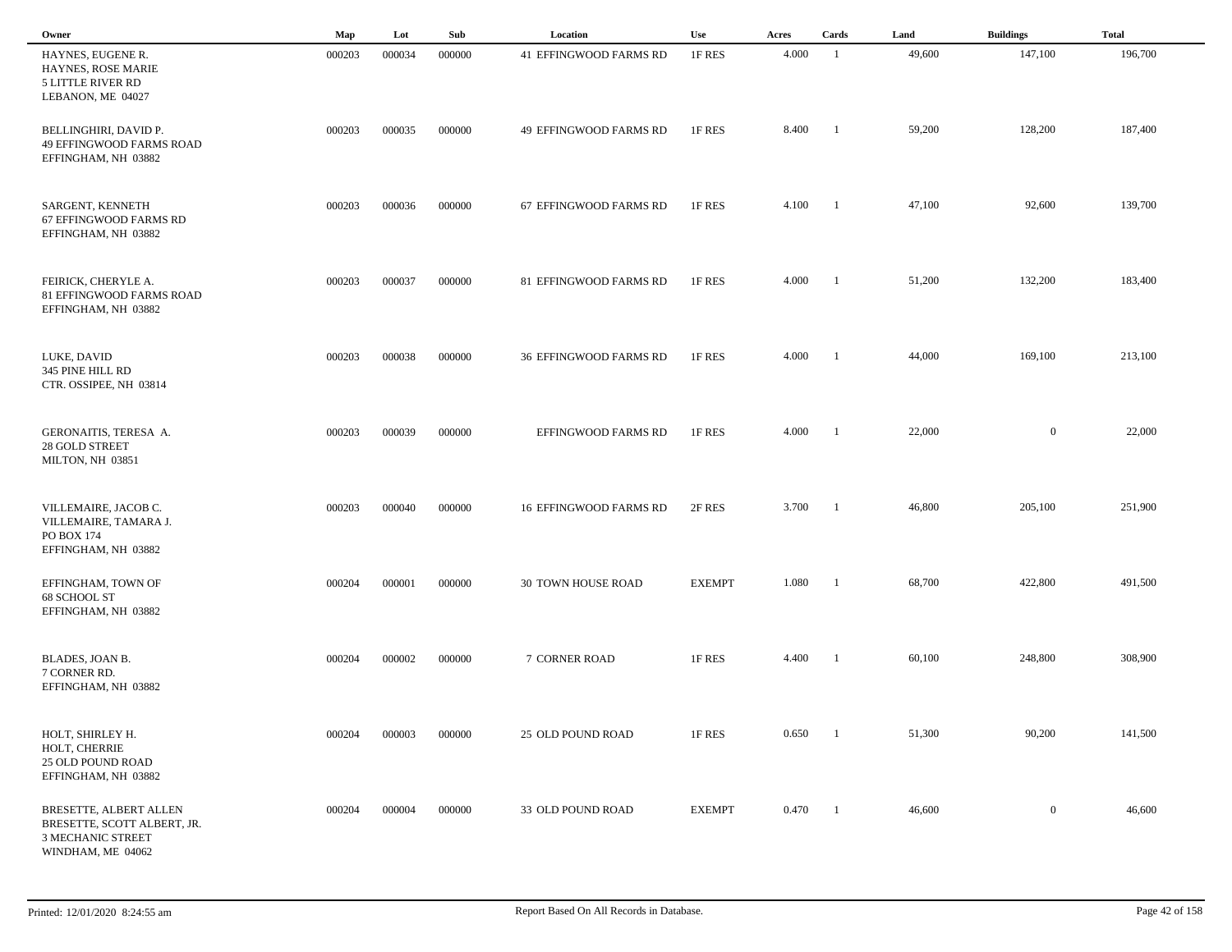| Owner | Map | Lot | Sub | Location | Use | Acres | Cards | Land | Buildings | Total |
|---|---|---|---|---|---|---|---|---|---|---|
| HAYNES, EUGENE R.<br>HAYNES, ROSE MARIE<br>5 LITTLE RIVER RD<br>LEBANON, ME 04027 | 000203 | 000034 | 000000 | 41 EFFINGWOOD FARMS RD | 1F RES | 4.000 | 1 | 49,600 | 147,100 | 196,700 |
| BELLINGHIRI, DAVID P.<br>49 EFFINGWOOD FARMS ROAD<br>EFFINGHAM, NH 03882 | 000203 | 000035 | 000000 | 49 EFFINGWOOD FARMS RD | 1F RES | 8.400 | 1 | 59,200 | 128,200 | 187,400 |
| SARGENT, KENNETH<br>67 EFFINGWOOD FARMS RD<br>EFFINGHAM, NH 03882 | 000203 | 000036 | 000000 | 67 EFFINGWOOD FARMS RD | 1F RES | 4.100 | 1 | 47,100 | 92,600 | 139,700 |
| FEIRICK, CHERYLE A.<br>81 EFFINGWOOD FARMS ROAD<br>EFFINGHAM, NH 03882 | 000203 | 000037 | 000000 | 81 EFFINGWOOD FARMS RD | 1F RES | 4.000 | 1 | 51,200 | 132,200 | 183,400 |
| LUKE, DAVID<br>345 PINE HILL RD<br>CTR. OSSIPEE, NH 03814 | 000203 | 000038 | 000000 | 36 EFFINGWOOD FARMS RD | 1F RES | 4.000 | 1 | 44,000 | 169,100 | 213,100 |
| GERONAITIS, TERESA A.<br>28 GOLD STREET<br>MILTON, NH 03851 | 000203 | 000039 | 000000 | EFFINGWOOD FARMS RD | 1F RES | 4.000 | 1 | 22,000 | 0 | 22,000 |
| VILLEMAIRE, JACOB C.<br>VILLEMAIRE, TAMARA J.<br>PO BOX 174<br>EFFINGHAM, NH 03882 | 000203 | 000040 | 000000 | 16 EFFINGWOOD FARMS RD | 2F RES | 3.700 | 1 | 46,800 | 205,100 | 251,900 |
| EFFINGHAM, TOWN OF<br>68 SCHOOL ST<br>EFFINGHAM, NH 03882 | 000204 | 000001 | 000000 | 30 TOWN HOUSE ROAD | EXEMPT | 1.080 | 1 | 68,700 | 422,800 | 491,500 |
| BLADES, JOAN B.<br>7 CORNER RD.<br>EFFINGHAM, NH 03882 | 000204 | 000002 | 000000 | 7 CORNER ROAD | 1F RES | 4.400 | 1 | 60,100 | 248,800 | 308,900 |
| HOLT, SHIRLEY H.<br>HOLT, CHERRIE<br>25 OLD POUND ROAD<br>EFFINGHAM, NH 03882 | 000204 | 000003 | 000000 | 25 OLD POUND ROAD | 1F RES | 0.650 | 1 | 51,300 | 90,200 | 141,500 |
| BRESETTE, ALBERT ALLEN<br>BRESETTE, SCOTT ALBERT, JR.<br>3 MECHANIC STREET<br>WINDHAM, ME 04062 | 000204 | 000004 | 000000 | 33 OLD POUND ROAD | EXEMPT | 0.470 | 1 | 46,600 | 0 | 46,600 |

Printed: 12/01/2020 8:24:55 am

Report Based On All Records in Database.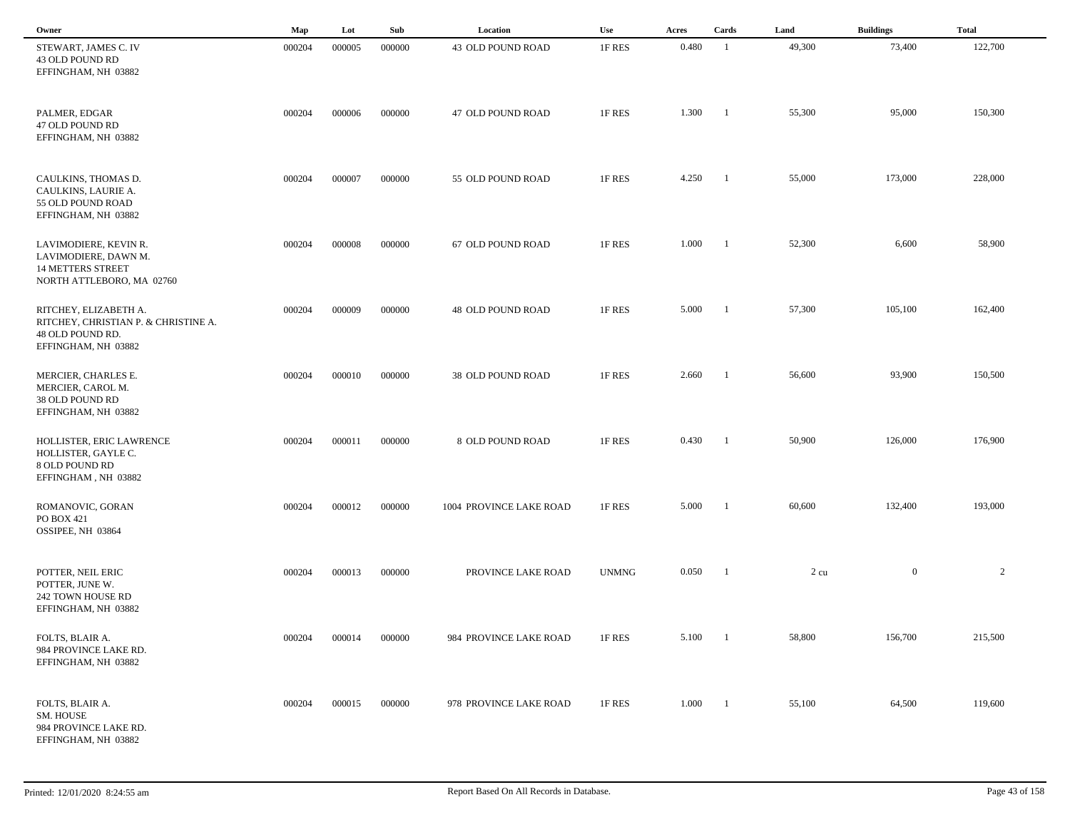| Owner | Map | Lot | Sub | Location | Use | Acres | Cards | Land | Buildings | Total |
|---|---|---|---|---|---|---|---|---|---|---|
| STEWART, JAMES C. IV<br>43 OLD POUND RD<br>EFFINGHAM, NH 03882 | 000204 | 000005 | 000000 | 43 OLD POUND ROAD | 1F RES | 0.480 | 1 | 49,300 | 73,400 | 122,700 |
| PALMER, EDGAR<br>47 OLD POUND RD<br>EFFINGHAM, NH 03882 | 000204 | 000006 | 000000 | 47 OLD POUND ROAD | 1F RES | 1.300 | 1 | 55,300 | 95,000 | 150,300 |
| CAULKINS, THOMAS D.<br>CAULKINS, LAURIE A.<br>55 OLD POUND ROAD<br>EFFINGHAM, NH 03882 | 000204 | 000007 | 000000 | 55 OLD POUND ROAD | 1F RES | 4.250 | 1 | 55,000 | 173,000 | 228,000 |
| LAVIMODIERE, KEVIN R.<br>LAVIMODIERE, DAWN M.<br>14 METTERS STREET<br>NORTH ATTLEBORO, MA 02760 | 000204 | 000008 | 000000 | 67 OLD POUND ROAD | 1F RES | 1.000 | 1 | 52,300 | 6,600 | 58,900 |
| RITCHEY, ELIZABETH A.<br>RITCHEY, CHRISTIAN P. & CHRISTINE A.<br>48 OLD POUND RD.<br>EFFINGHAM, NH 03882 | 000204 | 000009 | 000000 | 48 OLD POUND ROAD | 1F RES | 5.000 | 1 | 57,300 | 105,100 | 162,400 |
| MERCIER, CHARLES E.<br>MERCIER, CAROL M.<br>38 OLD POUND RD<br>EFFINGHAM, NH 03882 | 000204 | 000010 | 000000 | 38 OLD POUND ROAD | 1F RES | 2.660 | 1 | 56,600 | 93,900 | 150,500 |
| HOLLISTER, ERIC LAWRENCE<br>HOLLISTER, GAYLE C.<br>8 OLD POUND RD<br>EFFINGHAM , NH 03882 | 000204 | 000011 | 000000 | 8 OLD POUND ROAD | 1F RES | 0.430 | 1 | 50,900 | 126,000 | 176,900 |
| ROMANOVIC, GORAN<br>PO BOX 421<br>OSSIPEE, NH 03864 | 000204 | 000012 | 000000 | 1004 PROVINCE LAKE ROAD | 1F RES | 5.000 | 1 | 60,600 | 132,400 | 193,000 |
| POTTER, NEIL ERIC<br>POTTER, JUNE W.<br>242 TOWN HOUSE RD<br>EFFINGHAM, NH 03882 | 000204 | 000013 | 000000 | PROVINCE LAKE ROAD | UNMNG | 0.050 | 1 | 2 cu | 0 | 2 |
| FOLTS, BLAIR A.<br>984 PROVINCE LAKE RD.<br>EFFINGHAM, NH 03882 | 000204 | 000014 | 000000 | 984 PROVINCE LAKE ROAD | 1F RES | 5.100 | 1 | 58,800 | 156,700 | 215,500 |
| FOLTS, BLAIR A.<br>SM. HOUSE<br>984 PROVINCE LAKE RD.<br>EFFINGHAM, NH 03882 | 000204 | 000015 | 000000 | 978 PROVINCE LAKE ROAD | 1F RES | 1.000 | 1 | 55,100 | 64,500 | 119,600 |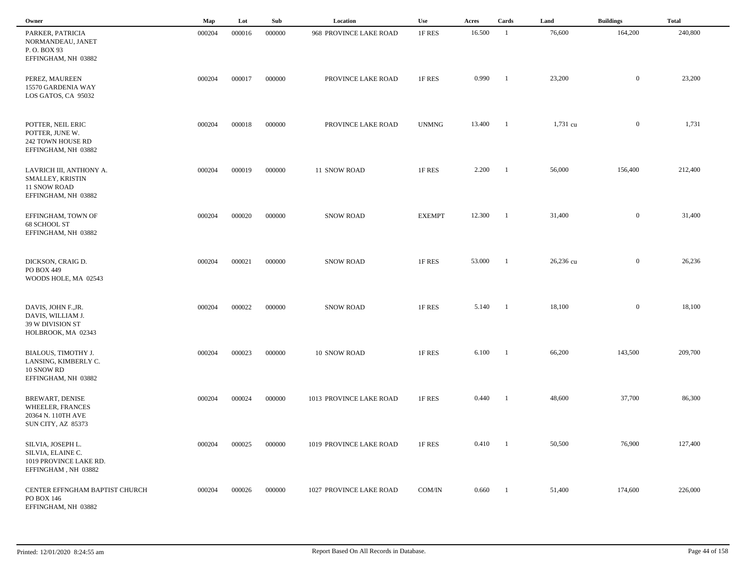| Owner | Map | Lot | Sub | Location | Use | Acres | Cards | Land | Buildings | Total |
|---|---|---|---|---|---|---|---|---|---|---|
| PARKER, PATRICIA<br>NORMANDEAU, JANET<br>P. O. BOX 93<br>EFFINGHAM, NH 03882 | 000204 | 000016 | 000000 | 968 PROVINCE LAKE ROAD | 1F RES | 16.500 | 1 | 76,600 | 164,200 | 240,800 |
| PEREZ, MAUREEN<br>15570 GARDENIA WAY<br>LOS GATOS, CA 95032 | 000204 | 000017 | 000000 | PROVINCE LAKE ROAD | 1F RES | 0.990 | 1 | 23,200 | 0 | 23,200 |
| POTTER, NEIL ERIC<br>POTTER, JUNE W.<br>242 TOWN HOUSE RD<br>EFFINGHAM, NH 03882 | 000204 | 000018 | 000000 | PROVINCE LAKE ROAD | UNMNG | 13.400 | 1 | 1,731 cu | 0 | 1,731 |
| LAVRICH III, ANTHONY A.<br>SMALLEY, KRISTIN<br>11 SNOW ROAD<br>EFFINGHAM, NH 03882 | 000204 | 000019 | 000000 | 11 SNOW ROAD | 1F RES | 2.200 | 1 | 56,000 | 156,400 | 212,400 |
| EFFINGHAM, TOWN OF<br>68 SCHOOL ST<br>EFFINGHAM, NH 03882 | 000204 | 000020 | 000000 | SNOW ROAD | EXEMPT | 12.300 | 1 | 31,400 | 0 | 31,400 |
| DICKSON, CRAIG D.<br>PO BOX 449<br>WOODS HOLE, MA 02543 | 000204 | 000021 | 000000 | SNOW ROAD | 1F RES | 53.000 | 1 | 26,236 cu | 0 | 26,236 |
| DAVIS, JOHN F.,JR.<br>DAVIS, WILLIAM J.<br>39 W DIVISION ST<br>HOLBROOK, MA 02343 | 000204 | 000022 | 000000 | SNOW ROAD | 1F RES | 5.140 | 1 | 18,100 | 0 | 18,100 |
| BIALOUS, TIMOTHY J.<br>LANSING, KIMBERLY C.<br>10 SNOW RD<br>EFFINGHAM, NH 03882 | 000204 | 000023 | 000000 | 10 SNOW ROAD | 1F RES | 6.100 | 1 | 66,200 | 143,500 | 209,700 |
| BREWART, DENISE<br>WHEELER, FRANCES<br>20364 N. 110TH AVE<br>SUN CITY, AZ 85373 | 000204 | 000024 | 000000 | 1013 PROVINCE LAKE ROAD | 1F RES | 0.440 | 1 | 48,600 | 37,700 | 86,300 |
| SILVIA, JOSEPH L.<br>SILVIA, ELAINE C.<br>1019 PROVINCE LAKE RD.<br>EFFINGHAM , NH 03882 | 000204 | 000025 | 000000 | 1019 PROVINCE LAKE ROAD | 1F RES | 0.410 | 1 | 50,500 | 76,900 | 127,400 |
| CENTER EFFNGHAM BAPTIST CHURCH<br>PO BOX 146<br>EFFINGHAM, NH 03882 | 000204 | 000026 | 000000 | 1027 PROVINCE LAKE ROAD | COM/IN | 0.660 | 1 | 51,400 | 174,600 | 226,000 |

Printed: 12/01/2020 8:24:55 am

Report Based On All Records in Database.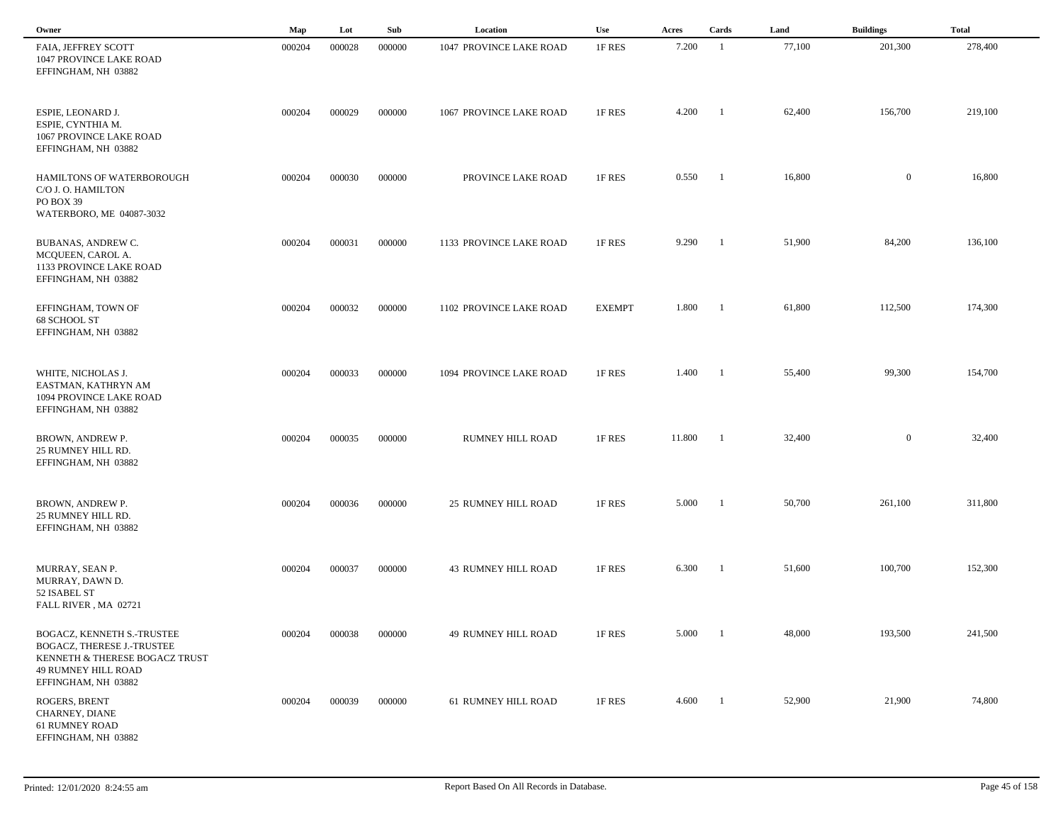| Owner | Map | Lot | Sub | Location | Use | Acres | Cards | Land | Buildings | Total |
|---|---|---|---|---|---|---|---|---|---|---|
| FAIA, JEFFREY SCOTT<br>1047 PROVINCE LAKE ROAD<br>EFFINGHAM, NH 03882 | 000204 | 000028 | 000000 | 1047 PROVINCE LAKE ROAD | 1F RES | 7.200 | 1 | 77,100 | 201,300 | 278,400 |
| ESPIE, LEONARD J.<br>ESPIE, CYNTHIA M.<br>1067 PROVINCE LAKE ROAD<br>EFFINGHAM, NH 03882 | 000204 | 000029 | 000000 | 1067 PROVINCE LAKE ROAD | 1F RES | 4.200 | 1 | 62,400 | 156,700 | 219,100 |
| HAMILTONS OF WATERBOROUGH<br>C/O J. O. HAMILTON<br>PO BOX 39<br>WATERBORO, ME 04087-3032 | 000204 | 000030 | 000000 | PROVINCE LAKE ROAD | 1F RES | 0.550 | 1 | 16,800 | 0 | 16,800 |
| BUBANAS, ANDREW C.<br>MCQUEEN, CAROL A.<br>1133 PROVINCE LAKE ROAD<br>EFFINGHAM, NH 03882 | 000204 | 000031 | 000000 | 1133 PROVINCE LAKE ROAD | 1F RES | 9.290 | 1 | 51,900 | 84,200 | 136,100 |
| EFFINGHAM, TOWN OF<br>68 SCHOOL ST<br>EFFINGHAM, NH 03882 | 000204 | 000032 | 000000 | 1102 PROVINCE LAKE ROAD | EXEMPT | 1.800 | 1 | 61,800 | 112,500 | 174,300 |
| WHITE, NICHOLAS J.<br>EASTMAN, KATHRYN AM<br>1094 PROVINCE LAKE ROAD<br>EFFINGHAM, NH 03882 | 000204 | 000033 | 000000 | 1094 PROVINCE LAKE ROAD | 1F RES | 1.400 | 1 | 55,400 | 99,300 | 154,700 |
| BROWN, ANDREW P.<br>25 RUMNEY HILL RD.<br>EFFINGHAM, NH 03882 | 000204 | 000035 | 000000 | RUMNEY HILL ROAD | 1F RES | 11.800 | 1 | 32,400 | 0 | 32,400 |
| BROWN, ANDREW P.<br>25 RUMNEY HILL RD.<br>EFFINGHAM, NH 03882 | 000204 | 000036 | 000000 | 25 RUMNEY HILL ROAD | 1F RES | 5.000 | 1 | 50,700 | 261,100 | 311,800 |
| MURRAY, SEAN P.<br>MURRAY, DAWN D.<br>52 ISABEL ST<br>FALL RIVER , MA 02721 | 000204 | 000037 | 000000 | 43 RUMNEY HILL ROAD | 1F RES | 6.300 | 1 | 51,600 | 100,700 | 152,300 |
| BOGACZ, KENNETH S.-TRUSTEE<br>BOGACZ, THERESE J.-TRUSTEE<br>KENNETH & THERESE BOGACZ TRUST<br>49 RUMNEY HILL ROAD<br>EFFINGHAM, NH 03882 | 000204 | 000038 | 000000 | 49 RUMNEY HILL ROAD | 1F RES | 5.000 | 1 | 48,000 | 193,500 | 241,500 |
| ROGERS, BRENT<br>CHARNEY, DIANE<br>61 RUMNEY ROAD<br>EFFINGHAM, NH 03882 | 000204 | 000039 | 000000 | 61 RUMNEY HILL ROAD | 1F RES | 4.600 | 1 | 52,900 | 21,900 | 74,800 |

Printed: 12/01/2020 8:24:55 am — Report Based On All Records in Database.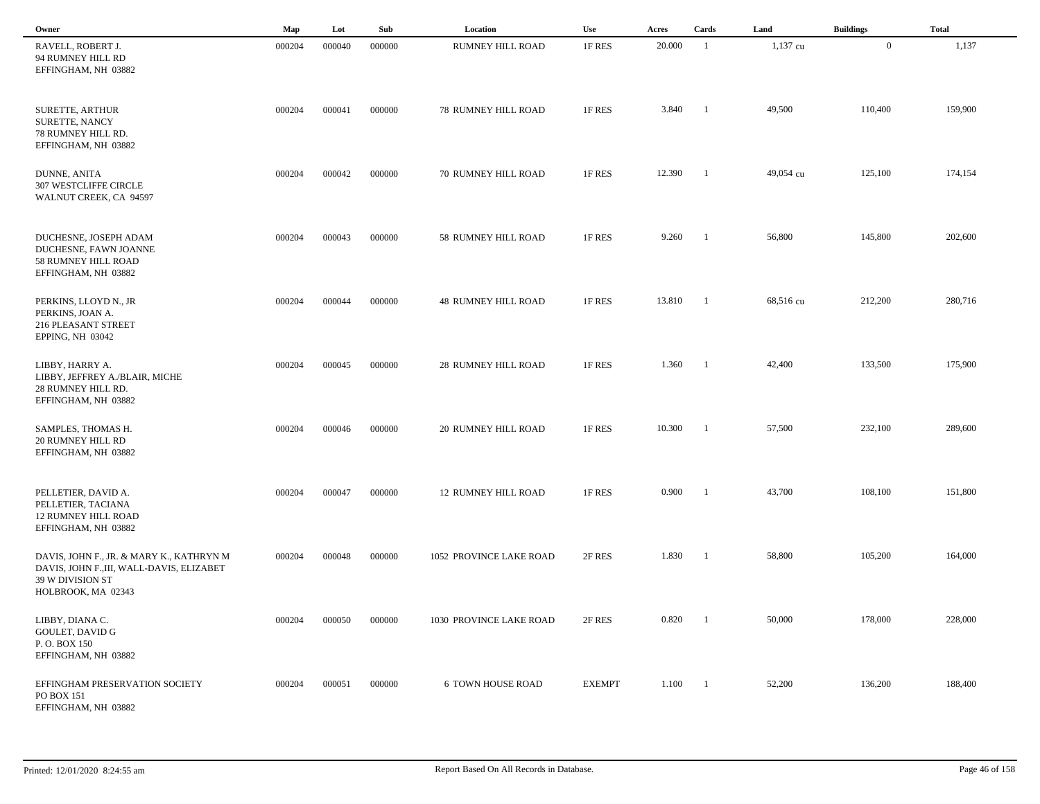| Owner | Map | Lot | Sub | Location | Use | Acres | Cards | Land | Buildings | Total |
|---|---|---|---|---|---|---|---|---|---|---|
| RAVELL, ROBERT J.<br>94 RUMNEY HILL RD<br>EFFINGHAM, NH 03882 | 000204 | 000040 | 000000 | RUMNEY HILL ROAD | 1F RES | 20.000 | 1 | 1,137 cu | 0 | 1,137 |
| SURETTE, ARTHUR<br>SURETTE, NANCY<br>78 RUMNEY HILL RD.<br>EFFINGHAM, NH 03882 | 000204 | 000041 | 000000 | 78 RUMNEY HILL ROAD | 1F RES | 3.840 | 1 | 49,500 | 110,400 | 159,900 |
| DUNNE, ANITA<br>307 WESTCLIFFE CIRCLE<br>WALNUT CREEK, CA 94597 | 000204 | 000042 | 000000 | 70 RUMNEY HILL ROAD | 1F RES | 12.390 | 1 | 49,054 cu | 125,100 | 174,154 |
| DUCHESNE, JOSEPH ADAM<br>DUCHESNE, FAWN JOANNE<br>58 RUMNEY HILL ROAD<br>EFFINGHAM, NH 03882 | 000204 | 000043 | 000000 | 58 RUMNEY HILL ROAD | 1F RES | 9.260 | 1 | 56,800 | 145,800 | 202,600 |
| PERKINS, LLOYD N., JR<br>PERKINS, JOAN A.<br>216 PLEASANT STREET<br>EPPING, NH 03042 | 000204 | 000044 | 000000 | 48 RUMNEY HILL ROAD | 1F RES | 13.810 | 1 | 68,516 cu | 212,200 | 280,716 |
| LIBBY, HARRY A.<br>LIBBY, JEFFREY A./BLAIR, MICHE<br>28 RUMNEY HILL RD.<br>EFFINGHAM, NH 03882 | 000204 | 000045 | 000000 | 28 RUMNEY HILL ROAD | 1F RES | 1.360 | 1 | 42,400 | 133,500 | 175,900 |
| SAMPLES, THOMAS H.<br>20 RUMNEY HILL RD<br>EFFINGHAM, NH 03882 | 000204 | 000046 | 000000 | 20 RUMNEY HILL ROAD | 1F RES | 10.300 | 1 | 57,500 | 232,100 | 289,600 |
| PELLETIER, DAVID A.<br>PELLETIER, TACIANA<br>12 RUMNEY HILL ROAD<br>EFFINGHAM, NH 03882 | 000204 | 000047 | 000000 | 12 RUMNEY HILL ROAD | 1F RES | 0.900 | 1 | 43,700 | 108,100 | 151,800 |
| DAVIS, JOHN F., JR. & MARY K., KATHRYN M<br>DAVIS, JOHN F.,III, WALL-DAVIS, ELIZABET<br>39 W DIVISION ST<br>HOLBROOK, MA 02343 | 000204 | 000048 | 000000 | 1052 PROVINCE LAKE ROAD | 2F RES | 1.830 | 1 | 58,800 | 105,200 | 164,000 |
| LIBBY, DIANA C.<br>GOULET, DAVID G<br>P. O. BOX 150<br>EFFINGHAM, NH 03882 | 000204 | 000050 | 000000 | 1030 PROVINCE LAKE ROAD | 2F RES | 0.820 | 1 | 50,000 | 178,000 | 228,000 |
| EFFINGHAM PRESERVATION SOCIETY<br>PO BOX 151<br>EFFINGHAM, NH 03882 | 000204 | 000051 | 000000 | 6 TOWN HOUSE ROAD | EXEMPT | 1.100 | 1 | 52,200 | 136,200 | 188,400 |

Printed: 12/01/2020 8:24:55 am — Report Based On All Records in Database.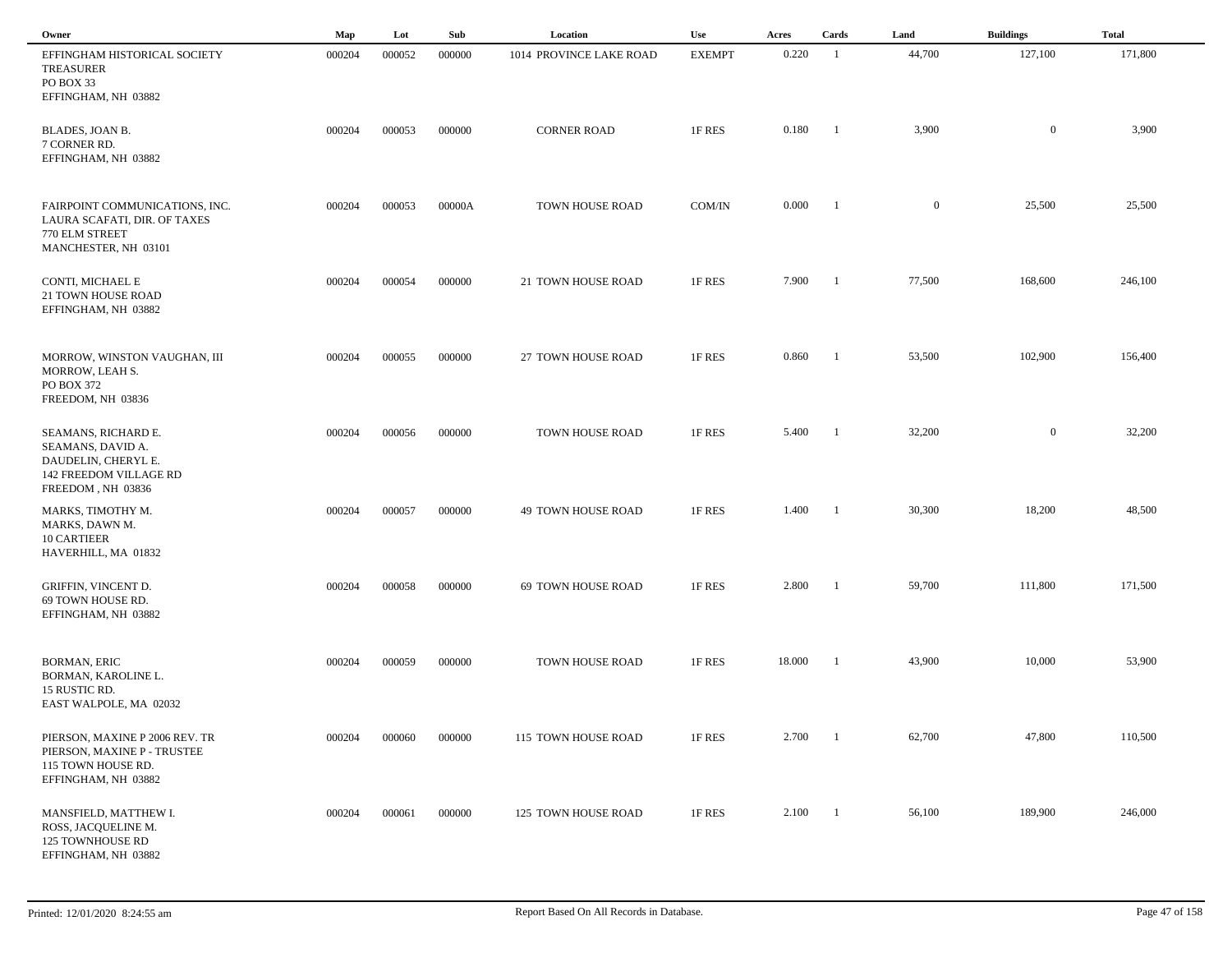| Owner | Map | Lot | Sub | Location | Use | Acres | Cards | Land | Buildings | Total |
|---|---|---|---|---|---|---|---|---|---|---|
| EFFINGHAM HISTORICAL SOCIETY<br>TREASURER<br>PO BOX 33<br>EFFINGHAM, NH 03882 | 000204 | 000052 | 000000 | 1014 PROVINCE LAKE ROAD | EXEMPT | 0.220 | 1 | 44,700 | 127,100 | 171,800 |
| BLADES, JOAN B.<br>7 CORNER RD.<br>EFFINGHAM, NH 03882 | 000204 | 000053 | 000000 | CORNER ROAD | 1F RES | 0.180 | 1 | 3,900 | 0 | 3,900 |
| FAIRPOINT COMMUNICATIONS, INC.<br>LAURA SCAFATI, DIR. OF TAXES<br>770 ELM STREET<br>MANCHESTER, NH 03101 | 000204 | 000053 | 00000A | TOWN HOUSE ROAD | COM/IN | 0.000 | 1 | 0 | 25,500 | 25,500 |
| CONTI, MICHAEL E<br>21 TOWN HOUSE ROAD<br>EFFINGHAM, NH 03882 | 000204 | 000054 | 000000 | 21 TOWN HOUSE ROAD | 1F RES | 7.900 | 1 | 77,500 | 168,600 | 246,100 |
| MORROW, WINSTON VAUGHAN, III<br>MORROW, LEAH S.<br>PO BOX 372<br>FREEDOM, NH 03836 | 000204 | 000055 | 000000 | 27 TOWN HOUSE ROAD | 1F RES | 0.860 | 1 | 53,500 | 102,900 | 156,400 |
| SEAMANS, RICHARD E.<br>SEAMANS, DAVID A.<br>DAUDELIN, CHERYL E.<br>142 FREEDOM VILLAGE RD<br>FREEDOM , NH 03836 | 000204 | 000056 | 000000 | TOWN HOUSE ROAD | 1F RES | 5.400 | 1 | 32,200 | 0 | 32,200 |
| MARKS, TIMOTHY M.<br>MARKS, DAWN M.<br>10 CARTIEER<br>HAVERHILL, MA 01832 | 000204 | 000057 | 000000 | 49 TOWN HOUSE ROAD | 1F RES | 1.400 | 1 | 30,300 | 18,200 | 48,500 |
| GRIFFIN, VINCENT D.<br>69 TOWN HOUSE RD.<br>EFFINGHAM, NH 03882 | 000204 | 000058 | 000000 | 69 TOWN HOUSE ROAD | 1F RES | 2.800 | 1 | 59,700 | 111,800 | 171,500 |
| BORMAN, ERIC<br>BORMAN, KAROLINE L.<br>15 RUSTIC RD.<br>EAST WALPOLE, MA 02032 | 000204 | 000059 | 000000 | TOWN HOUSE ROAD | 1F RES | 18.000 | 1 | 43,900 | 10,000 | 53,900 |
| PIERSON, MAXINE P 2006 REV. TR<br>PIERSON, MAXINE P - TRUSTEE<br>115 TOWN HOUSE RD.<br>EFFINGHAM, NH 03882 | 000204 | 000060 | 000000 | 115 TOWN HOUSE ROAD | 1F RES | 2.700 | 1 | 62,700 | 47,800 | 110,500 |
| MANSFIELD, MATTHEW I.<br>ROSS, JACQUELINE M.<br>125 TOWNHOUSE RD<br>EFFINGHAM, NH 03882 | 000204 | 000061 | 000000 | 125 TOWN HOUSE ROAD | 1F RES | 2.100 | 1 | 56,100 | 189,900 | 246,000 |

Printed: 12/01/2020 8:24:55 am — Report Based On All Records in Database.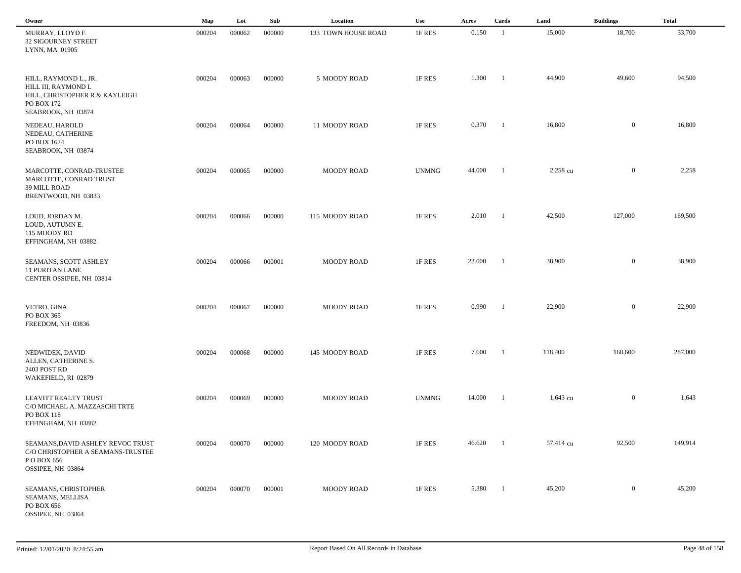| Owner | Map | Lot | Sub | Location | Use | Acres | Cards | Land | Buildings | Total |
|---|---|---|---|---|---|---|---|---|---|---|
| MURRAY, LLOYD F.<br>32 SIGOURNEY STREET<br>LYNN, MA 01905 | 000204 | 000062 | 000000 | 133 TOWN HOUSE ROAD | 1F RES | 0.150 | 1 | 15,000 | 18,700 | 33,700 |
| HILL, RAYMOND L., JR.<br>HILL III, RAYMOND L<br>HILL, CHRISTOPHER R & KAYLEIGH<br>PO BOX 172<br>SEABROOK, NH 03874 | 000204 | 000063 | 000000 | 5 MOODY ROAD | 1F RES | 1.300 | 1 | 44,900 | 49,600 | 94,500 |
| NEDEAU, HAROLD<br>NEDEAU, CATHERINE<br>PO BOX 1624<br>SEABROOK, NH 03874 | 000204 | 000064 | 000000 | 11 MOODY ROAD | 1F RES | 0.370 | 1 | 16,800 | 0 | 16,800 |
| MARCOTTE, CONRAD-TRUSTEE<br>MARCOTTE, CONRAD TRUST<br>39 MILL ROAD<br>BRENTWOOD, NH 03833 | 000204 | 000065 | 000000 | MOODY ROAD | UNMNG | 44.000 | 1 | 2,258 cu | 0 | 2,258 |
| LOUD, JORDAN M.<br>LOUD, AUTUMN E.<br>115 MOODY RD<br>EFFINGHAM, NH 03882 | 000204 | 000066 | 000000 | 115 MOODY ROAD | 1F RES | 2.010 | 1 | 42,500 | 127,000 | 169,500 |
| SEAMANS, SCOTT ASHLEY<br>11 PURITAN LANE<br>CENTER OSSIPEE, NH 03814 | 000204 | 000066 | 000001 | MOODY ROAD | 1F RES | 22.000 | 1 | 38,900 | 0 | 38,900 |
| VETRO, GINA<br>PO BOX 365<br>FREEDOM, NH 03836 | 000204 | 000067 | 000000 | MOODY ROAD | 1F RES | 0.990 | 1 | 22,900 | 0 | 22,900 |
| NEDWIDEK, DAVID<br>ALLEN, CATHERINE S.<br>2403 POST RD<br>WAKEFIELD, RI 02879 | 000204 | 000068 | 000000 | 145 MOODY ROAD | 1F RES | 7.600 | 1 | 118,400 | 168,600 | 287,000 |
| LEAVITT REALTY TRUST<br>C/O MICHAEL A. MAZZASCHI TRTE<br>PO BOX 118<br>EFFINGHAM, NH 03882 | 000204 | 000069 | 000000 | MOODY ROAD | UNMNG | 14.000 | 1 | 1,643 cu | 0 | 1,643 |
| SEAMANS,DAVID ASHLEY REVOC TRUST<br>C/O CHRISTOPHER A SEAMANS-TRUSTEE<br>P O BOX 656<br>OSSIPEE, NH 03864 | 000204 | 000070 | 000000 | 120 MOODY ROAD | 1F RES | 46.620 | 1 | 57,414 cu | 92,500 | 149,914 |
| SEAMANS, CHRISTOPHER<br>SEAMANS, MELLISA<br>PO BOX 656<br>OSSIPEE, NH 03864 | 000204 | 000070 | 000001 | MOODY ROAD | 1F RES | 5.380 | 1 | 45,200 | 0 | 45,200 |

Printed: 12/01/2020 8:24:55 am

Report Based On All Records in Database.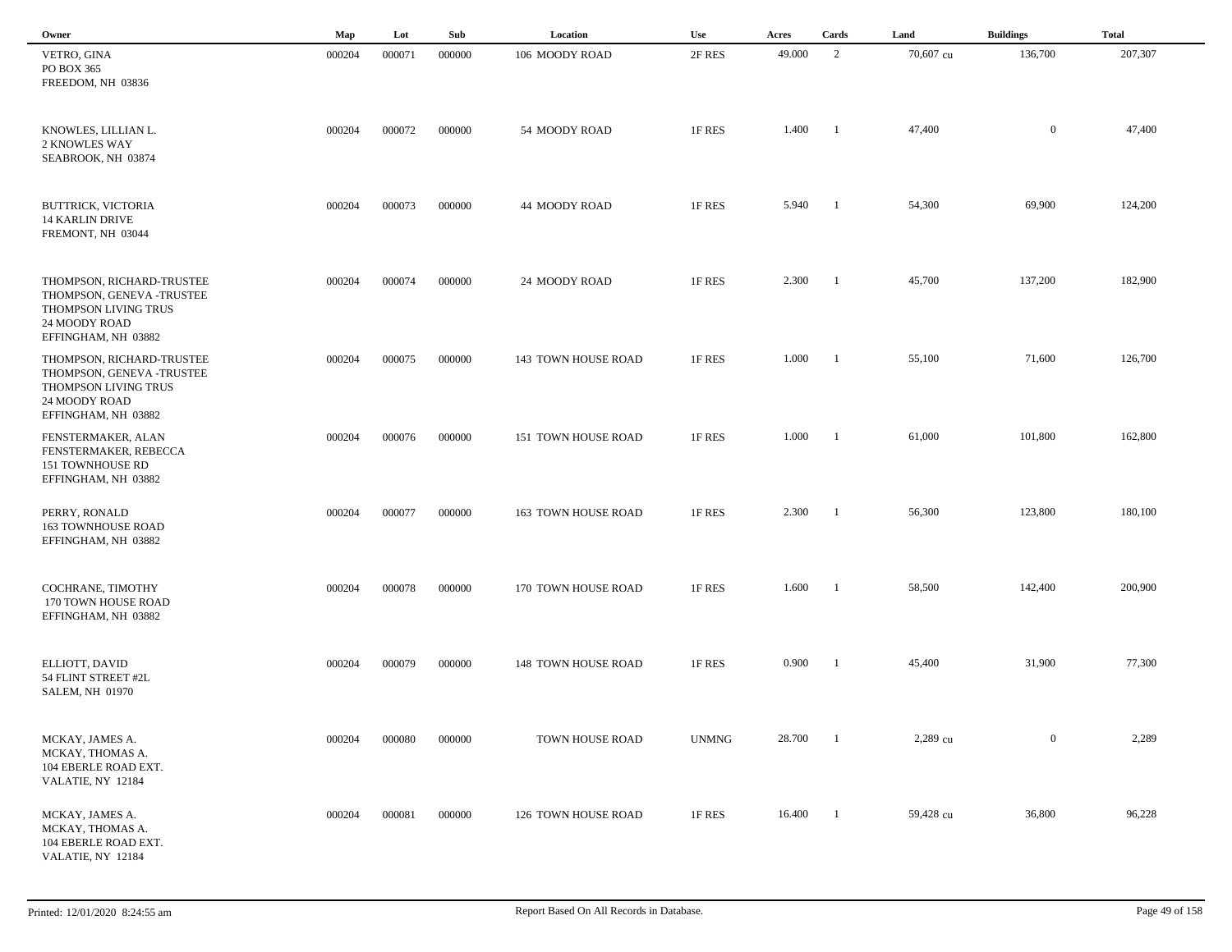| Owner | Map | Lot | Sub | Location | Use | Acres | Cards | Land | Buildings | Total |
|---|---|---|---|---|---|---|---|---|---|---|
| VETRO, GINA<br>PO BOX 365<br>FREEDOM, NH 03836 | 000204 | 000071 | 000000 | 106 MOODY ROAD | 2F RES | 49.000 | 2 | 70,607 cu | 136,700 | 207,307 |
| KNOWLES, LILLIAN L.<br>2 KNOWLES WAY<br>SEABROOK, NH 03874 | 000204 | 000072 | 000000 | 54 MOODY ROAD | 1F RES | 1.400 | 1 | 47,400 | 0 | 47,400 |
| BUTTRICK, VICTORIA<br>14 KARLIN DRIVE<br>FREMONT, NH 03044 | 000204 | 000073 | 000000 | 44 MOODY ROAD | 1F RES | 5.940 | 1 | 54,300 | 69,900 | 124,200 |
| THOMPSON, RICHARD-TRUSTEE<br>THOMPSON, GENEVA -TRUSTEE<br>THOMPSON LIVING TRUS<br>24 MOODY ROAD<br>EFFINGHAM, NH 03882 | 000204 | 000074 | 000000 | 24 MOODY ROAD | 1F RES | 2.300 | 1 | 45,700 | 137,200 | 182,900 |
| THOMPSON, RICHARD-TRUSTEE<br>THOMPSON, GENEVA -TRUSTEE<br>THOMPSON LIVING TRUS<br>24 MOODY ROAD<br>EFFINGHAM, NH 03882 | 000204 | 000075 | 000000 | 143 TOWN HOUSE ROAD | 1F RES | 1.000 | 1 | 55,100 | 71,600 | 126,700 |
| FENSTERMAKER, ALAN<br>FENSTERMAKER, REBECCA<br>151 TOWNHOUSE RD<br>EFFINGHAM, NH 03882 | 000204 | 000076 | 000000 | 151 TOWN HOUSE ROAD | 1F RES | 1.000 | 1 | 61,000 | 101,800 | 162,800 |
| PERRY, RONALD<br>163 TOWNHOUSE ROAD<br>EFFINGHAM, NH 03882 | 000204 | 000077 | 000000 | 163 TOWN HOUSE ROAD | 1F RES | 2.300 | 1 | 56,300 | 123,800 | 180,100 |
| COCHRANE, TIMOTHY<br>170 TOWN HOUSE ROAD<br>EFFINGHAM, NH 03882 | 000204 | 000078 | 000000 | 170 TOWN HOUSE ROAD | 1F RES | 1.600 | 1 | 58,500 | 142,400 | 200,900 |
| ELLIOTT, DAVID<br>54 FLINT STREET #2L<br>SALEM, NH 01970 | 000204 | 000079 | 000000 | 148 TOWN HOUSE ROAD | 1F RES | 0.900 | 1 | 45,400 | 31,900 | 77,300 |
| MCKAY, JAMES A.<br>MCKAY, THOMAS A.<br>104 EBERLE ROAD EXT.<br>VALATIE, NY 12184 | 000204 | 000080 | 000000 | TOWN HOUSE ROAD | UNMNG | 28.700 | 1 | 2,289 cu | 0 | 2,289 |
| MCKAY, JAMES A.<br>MCKAY, THOMAS A.<br>104 EBERLE ROAD EXT.<br>VALATIE, NY 12184 | 000204 | 000081 | 000000 | 126 TOWN HOUSE ROAD | 1F RES | 16.400 | 1 | 59,428 cu | 36,800 | 96,228 |

Printed: 12/01/2020 8:24:55 am

Report Based On All Records in Database.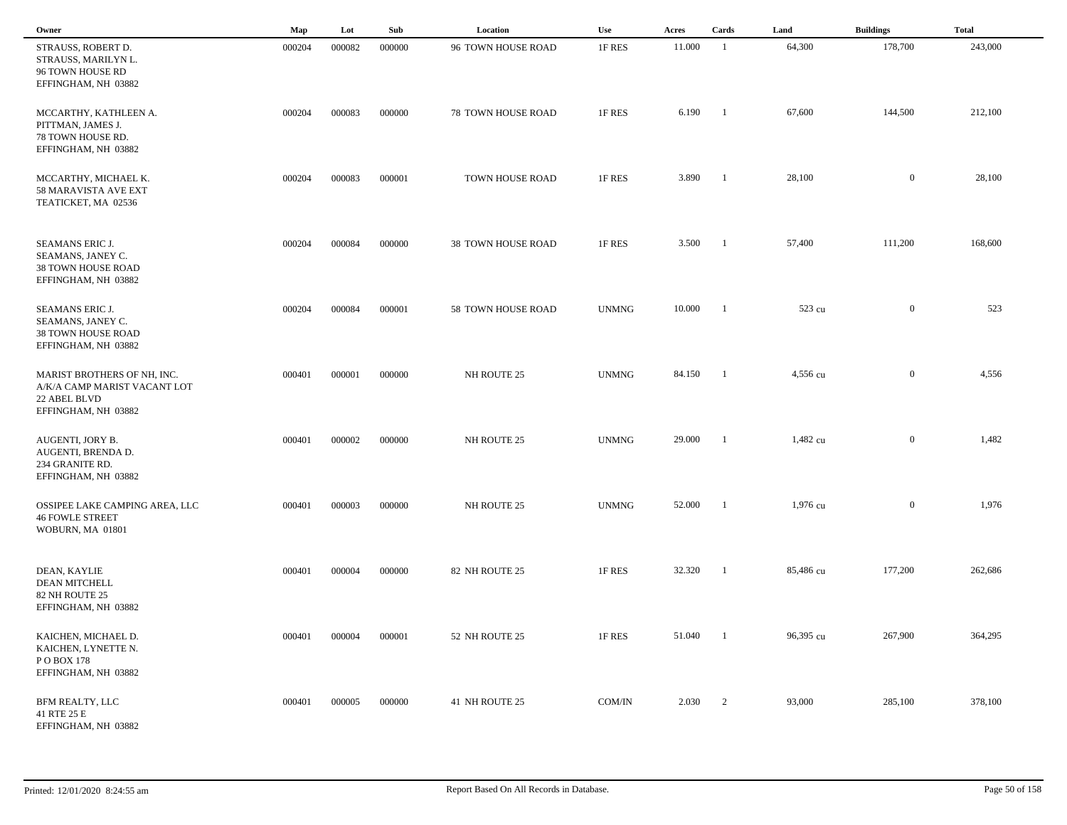| Owner | Map | Lot | Sub | Location | Use | Acres | Cards | Land | Buildings | Total |
|---|---|---|---|---|---|---|---|---|---|---|
| STRAUSS, ROBERT D.<br>STRAUSS, MARILYN L.<br>96 TOWN HOUSE RD<br>EFFINGHAM, NH 03882 | 000204 | 000082 | 000000 | 96 TOWN HOUSE ROAD | 1F RES | 11.000 | 1 | 64,300 | 178,700 | 243,000 |
| MCCARTHY, KATHLEEN A.<br>PITTMAN, JAMES J.<br>78 TOWN HOUSE RD.<br>EFFINGHAM, NH 03882 | 000204 | 000083 | 000000 | 78 TOWN HOUSE ROAD | 1F RES | 6.190 | 1 | 67,600 | 144,500 | 212,100 |
| MCCARTHY, MICHAEL K.<br>58 MARAVISTA AVE EXT<br>TEATICKET, MA 02536 | 000204 | 000083 | 000001 | TOWN HOUSE ROAD | 1F RES | 3.890 | 1 | 28,100 | 0 | 28,100 |
| SEAMANS ERIC J.<br>SEAMANS, JANEY C.<br>38 TOWN HOUSE ROAD<br>EFFINGHAM, NH 03882 | 000204 | 000084 | 000000 | 38 TOWN HOUSE ROAD | 1F RES | 3.500 | 1 | 57,400 | 111,200 | 168,600 |
| SEAMANS ERIC J.<br>SEAMANS, JANEY C.<br>38 TOWN HOUSE ROAD<br>EFFINGHAM, NH 03882 | 000204 | 000084 | 000001 | 58 TOWN HOUSE ROAD | UNMNG | 10.000 | 1 | 523 cu | 0 | 523 |
| MARIST BROTHERS OF NH, INC.<br>A/K/A CAMP MARIST VACANT LOT<br>22 ABEL BLVD<br>EFFINGHAM, NH 03882 | 000401 | 000001 | 000000 | NH ROUTE 25 | UNMNG | 84.150 | 1 | 4,556 cu | 0 | 4,556 |
| AUGENTI, JORY B.<br>AUGENTI, BRENDA D.<br>234 GRANITE RD.<br>EFFINGHAM, NH 03882 | 000401 | 000002 | 000000 | NH ROUTE 25 | UNMNG | 29.000 | 1 | 1,482 cu | 0 | 1,482 |
| OSSIPEE LAKE CAMPING AREA, LLC<br>46 FOWLE STREET<br>WOBURN, MA 01801 | 000401 | 000003 | 000000 | NH ROUTE 25 | UNMNG | 52.000 | 1 | 1,976 cu | 0 | 1,976 |
| DEAN, KAYLIE<br>DEAN MITCHELL<br>82 NH ROUTE 25<br>EFFINGHAM, NH 03882 | 000401 | 000004 | 000000 | 82 NH ROUTE 25 | 1F RES | 32.320 | 1 | 85,486 cu | 177,200 | 262,686 |
| KAICHEN, MICHAEL D.<br>KAICHEN, LYNETTE N.<br>P O BOX 178<br>EFFINGHAM, NH 03882 | 000401 | 000004 | 000001 | 52 NH ROUTE 25 | 1F RES | 51.040 | 1 | 96,395 cu | 267,900 | 364,295 |
| BFM REALTY, LLC<br>41 RTE 25 E<br>EFFINGHAM, NH 03882 | 000401 | 000005 | 000000 | 41 NH ROUTE 25 | COM/IN | 2.030 | 2 | 93,000 | 285,100 | 378,100 |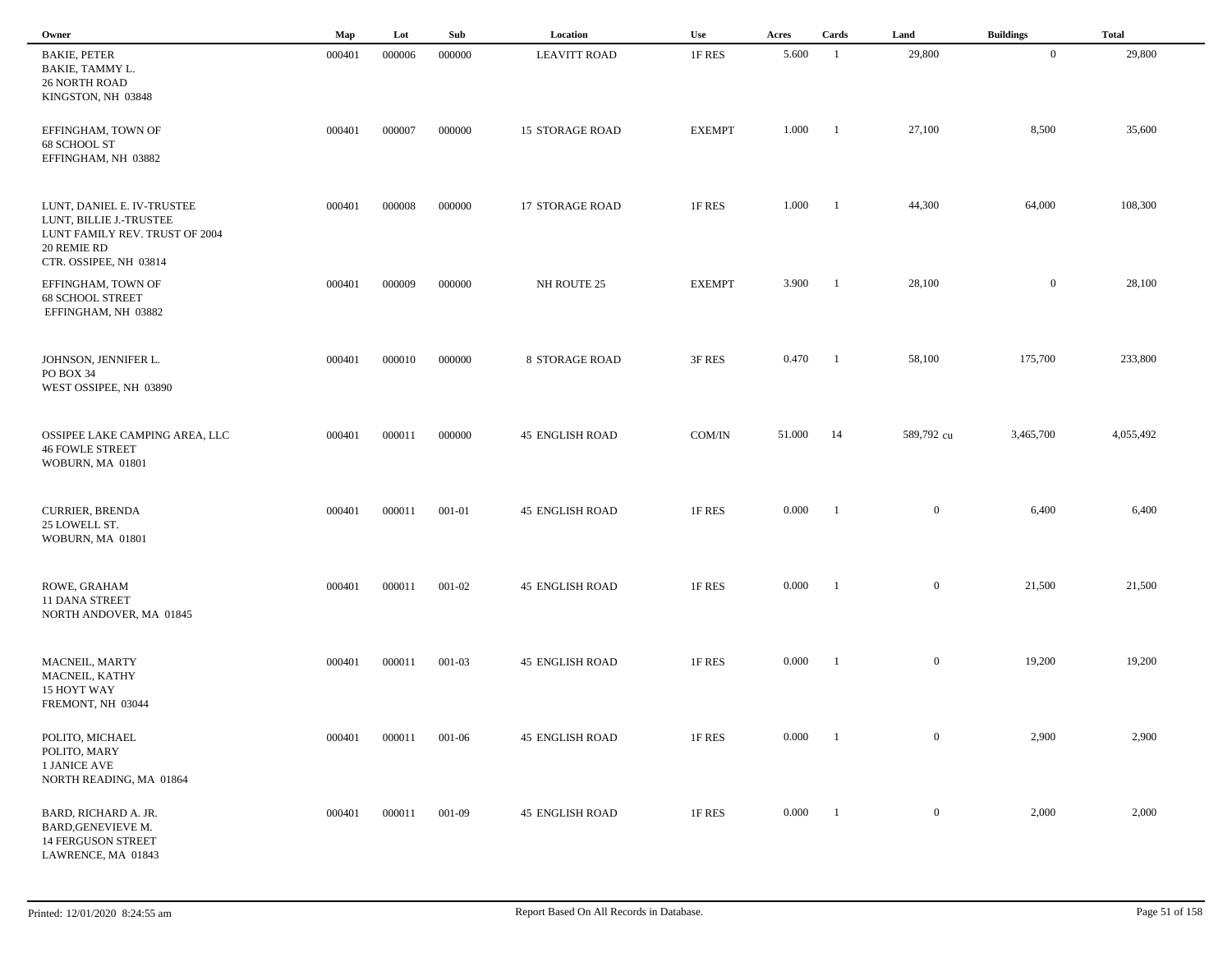| Owner | Map | Lot | Sub | Location | Use | Acres | Cards | Land | Buildings | Total |
|---|---|---|---|---|---|---|---|---|---|---|
| BAKIE, PETER<br>BAKIE, TAMMY L.<br>26 NORTH ROAD<br>KINGSTON, NH 03848 | 000401 | 000006 | 000000 | LEAVITT ROAD | 1F RES | 5.600 | 1 | 29,800 | 0 | 29,800 |
| EFFINGHAM, TOWN OF<br>68 SCHOOL ST<br>EFFINGHAM, NH 03882 | 000401 | 000007 | 000000 | 15 STORAGE ROAD | EXEMPT | 1.000 | 1 | 27,100 | 8,500 | 35,600 |
| LUNT, DANIEL E. IV-TRUSTEE<br>LUNT, BILLIE J.-TRUSTEE<br>LUNT FAMILY REV. TRUST OF 2004<br>20 REMIE RD<br>CTR. OSSIPEE, NH 03814 | 000401 | 000008 | 000000 | 17 STORAGE ROAD | 1F RES | 1.000 | 1 | 44,300 | 64,000 | 108,300 |
| EFFINGHAM, TOWN OF<br>68 SCHOOL STREET<br>EFFINGHAM, NH 03882 | 000401 | 000009 | 000000 | NH ROUTE 25 | EXEMPT | 3.900 | 1 | 28,100 | 0 | 28,100 |
| JOHNSON, JENNIFER L.<br>PO BOX 34<br>WEST OSSIPEE, NH 03890 | 000401 | 000010 | 000000 | 8 STORAGE ROAD | 3F RES | 0.470 | 1 | 58,100 | 175,700 | 233,800 |
| OSSIPEE LAKE CAMPING AREA, LLC<br>46 FOWLE STREET<br>WOBURN, MA 01801 | 000401 | 000011 | 000000 | 45 ENGLISH ROAD | COM/IN | 51.000 | 14 | 589,792 cu | 3,465,700 | 4,055,492 |
| CURRIER, BRENDA<br>25 LOWELL ST.<br>WOBURN, MA 01801 | 000401 | 000011 | 001-01 | 45 ENGLISH ROAD | 1F RES | 0.000 | 1 | 0 | 6,400 | 6,400 |
| ROWE, GRAHAM<br>11 DANA STREET<br>NORTH ANDOVER, MA 01845 | 000401 | 000011 | 001-02 | 45 ENGLISH ROAD | 1F RES | 0.000 | 1 | 0 | 21,500 | 21,500 |
| MACNEIL, MARTY<br>MACNEIL, KATHY<br>15 HOYT WAY<br>FREMONT, NH 03044 | 000401 | 000011 | 001-03 | 45 ENGLISH ROAD | 1F RES | 0.000 | 1 | 0 | 19,200 | 19,200 |
| POLITO, MICHAEL<br>POLITO, MARY<br>1 JANICE AVE<br>NORTH READING, MA 01864 | 000401 | 000011 | 001-06 | 45 ENGLISH ROAD | 1F RES | 0.000 | 1 | 0 | 2,900 | 2,900 |
| BARD, RICHARD A. JR.<br>BARD,GENEVIEVE M.<br>14 FERGUSON STREET<br>LAWRENCE, MA 01843 | 000401 | 000011 | 001-09 | 45 ENGLISH ROAD | 1F RES | 0.000 | 1 | 0 | 2,000 | 2,000 |

Printed: 12/01/2020 8:24:55 am

Report Based On All Records in Database.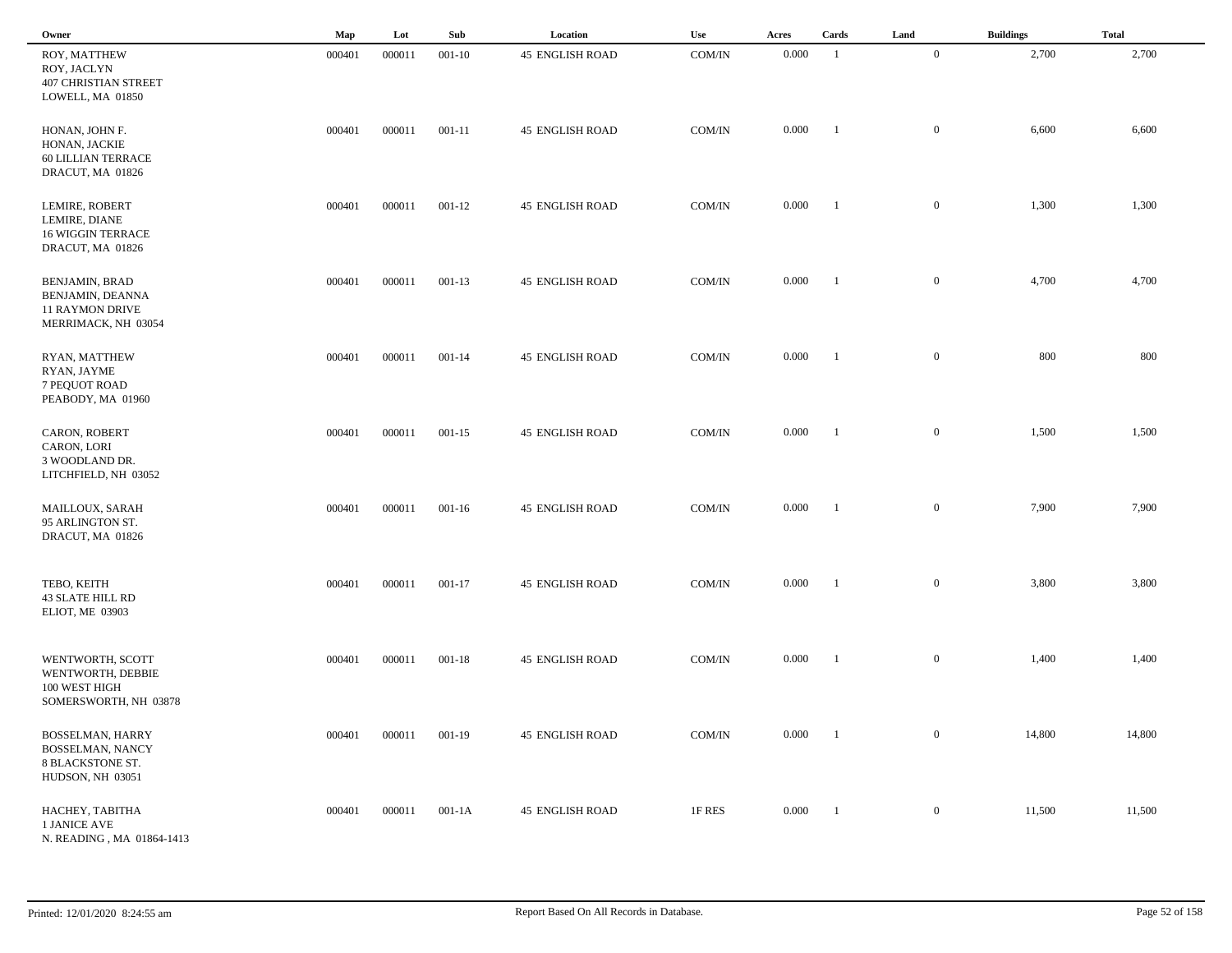| Owner | Map | Lot | Sub | Location | Use | Acres | Cards | Land | Buildings | Total |
|---|---|---|---|---|---|---|---|---|---|---|
| ROY, MATTHEW<br>ROY, JACLYN<br>407 CHRISTIAN STREET<br>LOWELL, MA 01850 | 000401 | 000011 | 001-10 | 45 ENGLISH ROAD | COM/IN | 0.000 | 1 | 0 | 2,700 | 2,700 |
| HONAN, JOHN F.<br>HONAN, JACKIE<br>60 LILLIAN TERRACE<br>DRACUT, MA 01826 | 000401 | 000011 | 001-11 | 45 ENGLISH ROAD | COM/IN | 0.000 | 1 | 0 | 6,600 | 6,600 |
| LEMIRE, ROBERT<br>LEMIRE, DIANE<br>16 WIGGIN TERRACE<br>DRACUT, MA 01826 | 000401 | 000011 | 001-12 | 45 ENGLISH ROAD | COM/IN | 0.000 | 1 | 0 | 1,300 | 1,300 |
| BENJAMIN, BRAD<br>BENJAMIN, DEANNA<br>11 RAYMON DRIVE<br>MERRIMACK, NH 03054 | 000401 | 000011 | 001-13 | 45 ENGLISH ROAD | COM/IN | 0.000 | 1 | 0 | 4,700 | 4,700 |
| RYAN, MATTHEW<br>RYAN, JAYME<br>7 PEQUOT ROAD<br>PEABODY, MA 01960 | 000401 | 000011 | 001-14 | 45 ENGLISH ROAD | COM/IN | 0.000 | 1 | 0 | 800 | 800 |
| CARON, ROBERT<br>CARON, LORI<br>3 WOODLAND DR.<br>LITCHFIELD, NH 03052 | 000401 | 000011 | 001-15 | 45 ENGLISH ROAD | COM/IN | 0.000 | 1 | 0 | 1,500 | 1,500 |
| MAILLOUX, SARAH<br>95 ARLINGTON ST.<br>DRACUT, MA 01826 | 000401 | 000011 | 001-16 | 45 ENGLISH ROAD | COM/IN | 0.000 | 1 | 0 | 7,900 | 7,900 |
| TEBO, KEITH<br>43 SLATE HILL RD<br>ELIOT, ME 03903 | 000401 | 000011 | 001-17 | 45 ENGLISH ROAD | COM/IN | 0.000 | 1 | 0 | 3,800 | 3,800 |
| WENTWORTH, SCOTT<br>WENTWORTH, DEBBIE<br>100 WEST HIGH<br>SOMERSWORTH, NH 03878 | 000401 | 000011 | 001-18 | 45 ENGLISH ROAD | COM/IN | 0.000 | 1 | 0 | 1,400 | 1,400 |
| BOSSELMAN, HARRY<br>BOSSELMAN, NANCY<br>8 BLACKSTONE ST.<br>HUDSON, NH 03051 | 000401 | 000011 | 001-19 | 45 ENGLISH ROAD | COM/IN | 0.000 | 1 | 0 | 14,800 | 14,800 |
| HACHEY, TABITHA<br>1 JANICE AVE<br>N. READING , MA 01864-1413 | 000401 | 000011 | 001-1A | 45 ENGLISH ROAD | 1F RES | 0.000 | 1 | 0 | 11,500 | 11,500 |

Printed: 12/01/2020 8:24:55 am

Report Based On All Records in Database.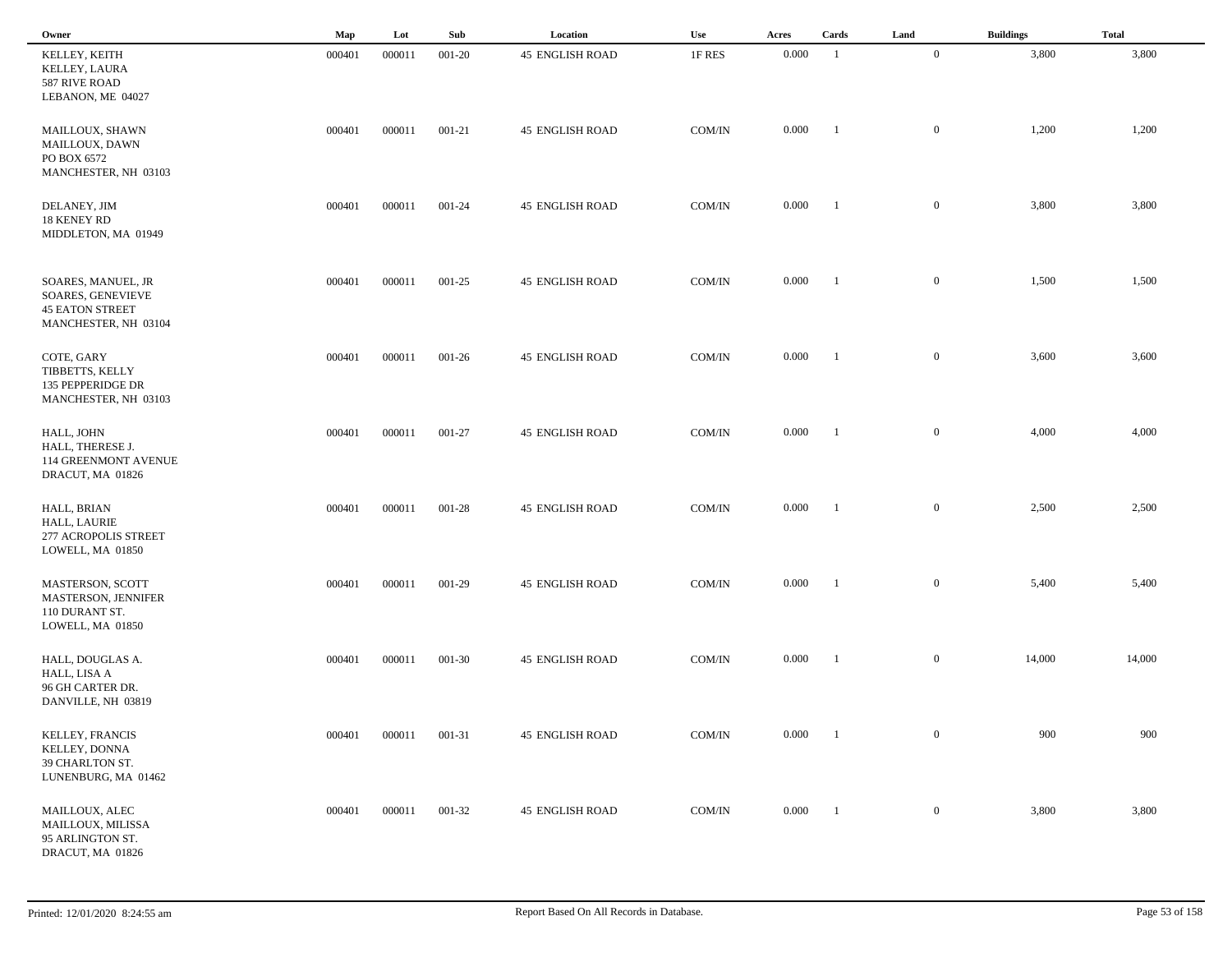| Owner | Map | Lot | Sub | Location | Use | Acres | Cards | Land | Buildings | Total |
|---|---|---|---|---|---|---|---|---|---|---|
| KELLEY, KEITH<br>KELLEY, LAURA<br>587 RIVE ROAD<br>LEBANON, ME 04027 | 000401 | 000011 | 001-20 | 45 ENGLISH ROAD | 1F RES | 0.000 | 1 | 0 | 3,800 | 3,800 |
| MAILLOUX, SHAWN<br>MAILLOUX, DAWN<br>PO BOX 6572<br>MANCHESTER, NH 03103 | 000401 | 000011 | 001-21 | 45 ENGLISH ROAD | COM/IN | 0.000 | 1 | 0 | 1,200 | 1,200 |
| DELANEY, JIM<br>18 KENEY RD<br>MIDDLETON, MA 01949 | 000401 | 000011 | 001-24 | 45 ENGLISH ROAD | COM/IN | 0.000 | 1 | 0 | 3,800 | 3,800 |
| SOARES, MANUEL, JR<br>SOARES, GENEVIEVE<br>45 EATON STREET<br>MANCHESTER, NH 03104 | 000401 | 000011 | 001-25 | 45 ENGLISH ROAD | COM/IN | 0.000 | 1 | 0 | 1,500 | 1,500 |
| COTE, GARY<br>TIBBETTS, KELLY<br>135 PEPPERIDGE DR<br>MANCHESTER, NH 03103 | 000401 | 000011 | 001-26 | 45 ENGLISH ROAD | COM/IN | 0.000 | 1 | 0 | 3,600 | 3,600 |
| HALL, JOHN<br>HALL, THERESE J.<br>114 GREENMONT AVENUE<br>DRACUT, MA 01826 | 000401 | 000011 | 001-27 | 45 ENGLISH ROAD | COM/IN | 0.000 | 1 | 0 | 4,000 | 4,000 |
| HALL, BRIAN<br>HALL, LAURIE<br>277 ACROPOLIS STREET<br>LOWELL, MA 01850 | 000401 | 000011 | 001-28 | 45 ENGLISH ROAD | COM/IN | 0.000 | 1 | 0 | 2,500 | 2,500 |
| MASTERSON, SCOTT<br>MASTERSON, JENNIFER<br>110 DURANT ST.<br>LOWELL, MA 01850 | 000401 | 000011 | 001-29 | 45 ENGLISH ROAD | COM/IN | 0.000 | 1 | 0 | 5,400 | 5,400 |
| HALL, DOUGLAS A.<br>HALL, LISA A<br>96 GH CARTER DR.<br>DANVILLE, NH 03819 | 000401 | 000011 | 001-30 | 45 ENGLISH ROAD | COM/IN | 0.000 | 1 | 0 | 14,000 | 14,000 |
| KELLEY, FRANCIS<br>KELLEY, DONNA<br>39 CHARLTON ST.<br>LUNENBURG, MA 01462 | 000401 | 000011 | 001-31 | 45 ENGLISH ROAD | COM/IN | 0.000 | 1 | 0 | 900 | 900 |
| MAILLOUX, ALEC<br>MAILLOUX, MILISSA<br>95 ARLINGTON ST.<br>DRACUT, MA 01826 | 000401 | 000011 | 001-32 | 45 ENGLISH ROAD | COM/IN | 0.000 | 1 | 0 | 3,800 | 3,800 |

Printed: 12/01/2020 8:24:55 am — Report Based On All Records in Database.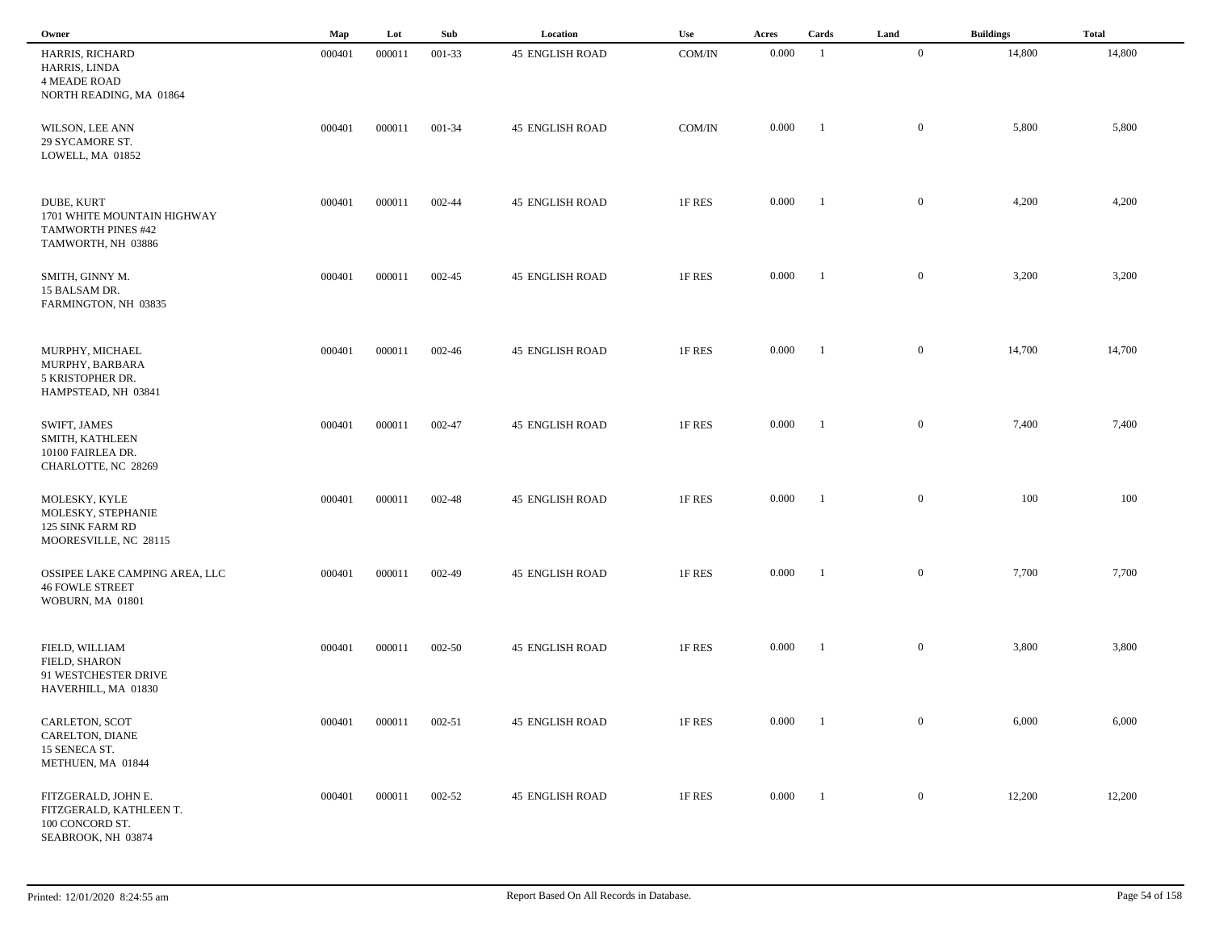| Owner | Map | Lot | Sub | Location | Use | Acres | Cards | Land | Buildings | Total |
|---|---|---|---|---|---|---|---|---|---|---|
| HARRIS, RICHARD<br>HARRIS, LINDA<br>4 MEADE ROAD<br>NORTH READING, MA 01864 | 000401 | 000011 | 001-33 | 45 ENGLISH ROAD | COM/IN | 0.000 | 1 | 0 | 14,800 | 14,800 |
| WILSON, LEE ANN<br>29 SYCAMORE ST.<br>LOWELL, MA 01852 | 000401 | 000011 | 001-34 | 45 ENGLISH ROAD | COM/IN | 0.000 | 1 | 0 | 5,800 | 5,800 |
| DUBE, KURT<br>1701 WHITE MOUNTAIN HIGHWAY<br>TAMWORTH PINES #42<br>TAMWORTH, NH 03886 | 000401 | 000011 | 002-44 | 45 ENGLISH ROAD | 1F RES | 0.000 | 1 | 0 | 4,200 | 4,200 |
| SMITH, GINNY M.<br>15 BALSAM DR.<br>FARMINGTON, NH 03835 | 000401 | 000011 | 002-45 | 45 ENGLISH ROAD | 1F RES | 0.000 | 1 | 0 | 3,200 | 3,200 |
| MURPHY, MICHAEL<br>MURPHY, BARBARA<br>5 KRISTOPHER DR.<br>HAMPSTEAD, NH 03841 | 000401 | 000011 | 002-46 | 45 ENGLISH ROAD | 1F RES | 0.000 | 1 | 0 | 14,700 | 14,700 |
| SWIFT, JAMES<br>SMITH, KATHLEEN<br>10100 FAIRLEA DR.<br>CHARLOTTE, NC 28269 | 000401 | 000011 | 002-47 | 45 ENGLISH ROAD | 1F RES | 0.000 | 1 | 0 | 7,400 | 7,400 |
| MOLESKY, KYLE<br>MOLESKY, STEPHANIE<br>125 SINK FARM RD<br>MOORESVILLE, NC 28115 | 000401 | 000011 | 002-48 | 45 ENGLISH ROAD | 1F RES | 0.000 | 1 | 0 | 100 | 100 |
| OSSIPEE LAKE CAMPING AREA, LLC<br>46 FOWLE STREET<br>WOBURN, MA 01801 | 000401 | 000011 | 002-49 | 45 ENGLISH ROAD | 1F RES | 0.000 | 1 | 0 | 7,700 | 7,700 |
| FIELD, WILLIAM<br>FIELD, SHARON<br>91 WESTCHESTER DRIVE<br>HAVERHILL, MA 01830 | 000401 | 000011 | 002-50 | 45 ENGLISH ROAD | 1F RES | 0.000 | 1 | 0 | 3,800 | 3,800 |
| CARLETON, SCOT<br>CARELTON, DIANE<br>15 SENECA ST.<br>METHUEN, MA 01844 | 000401 | 000011 | 002-51 | 45 ENGLISH ROAD | 1F RES | 0.000 | 1 | 0 | 6,000 | 6,000 |
| FITZGERALD, JOHN E.<br>FITZGERALD, KATHLEEN T.<br>100 CONCORD ST.<br>SEABROOK, NH 03874 | 000401 | 000011 | 002-52 | 45 ENGLISH ROAD | 1F RES | 0.000 | 1 | 0 | 12,200 | 12,200 |

Printed: 12/01/2020 8:24:55 am

Report Based On All Records in Database.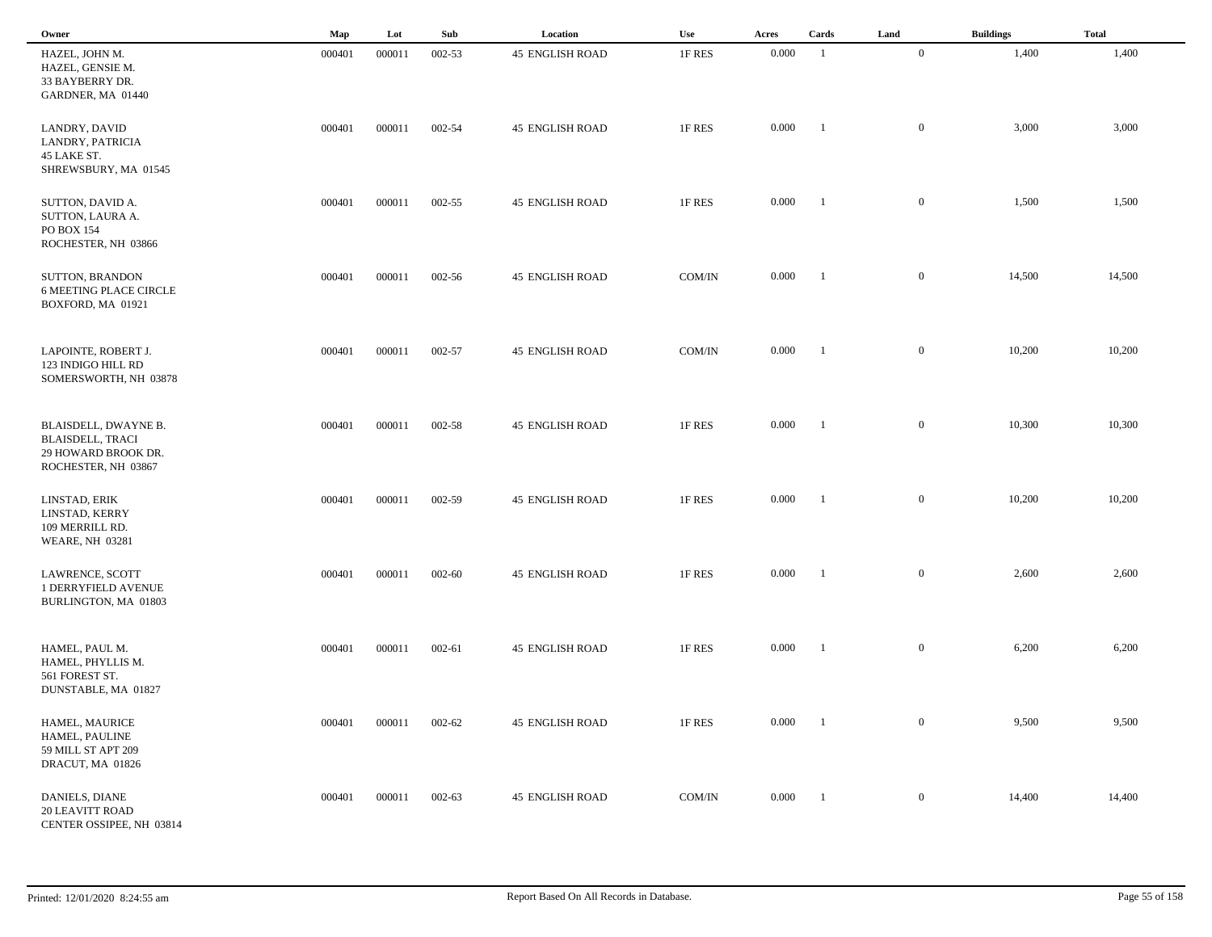| Owner | Map | Lot | Sub | Location | Use | Acres | Cards | Land | Buildings | Total |
|---|---|---|---|---|---|---|---|---|---|---|
| HAZEL, JOHN M.<br>HAZEL, GENSIE M.<br>33 BAYBERRY DR.<br>GARDNER, MA 01440 | 000401 | 000011 | 002-53 | 45 ENGLISH ROAD | 1F RES | 0.000 | 1 | 0 | 1,400 | 1,400 |
| LANDRY, DAVID<br>LANDRY, PATRICIA<br>45 LAKE ST.<br>SHREWSBURY, MA 01545 | 000401 | 000011 | 002-54 | 45 ENGLISH ROAD | 1F RES | 0.000 | 1 | 0 | 3,000 | 3,000 |
| SUTTON, DAVID A.<br>SUTTON, LAURA A.<br>PO BOX 154<br>ROCHESTER, NH 03866 | 000401 | 000011 | 002-55 | 45 ENGLISH ROAD | 1F RES | 0.000 | 1 | 0 | 1,500 | 1,500 |
| SUTTON, BRANDON<br>6 MEETING PLACE CIRCLE<br>BOXFORD, MA 01921 | 000401 | 000011 | 002-56 | 45 ENGLISH ROAD | COM/IN | 0.000 | 1 | 0 | 14,500 | 14,500 |
| LAPOINTE, ROBERT J.<br>123 INDIGO HILL RD<br>SOMERSWORTH, NH 03878 | 000401 | 000011 | 002-57 | 45 ENGLISH ROAD | COM/IN | 0.000 | 1 | 0 | 10,200 | 10,200 |
| BLAISDELL, DWAYNE B.<br>BLAISDELL, TRACI<br>29 HOWARD BROOK DR.<br>ROCHESTER, NH 03867 | 000401 | 000011 | 002-58 | 45 ENGLISH ROAD | 1F RES | 0.000 | 1 | 0 | 10,300 | 10,300 |
| LINSTAD, ERIK<br>LINSTAD, KERRY<br>109 MERRILL RD.<br>WEARE, NH 03281 | 000401 | 000011 | 002-59 | 45 ENGLISH ROAD | 1F RES | 0.000 | 1 | 0 | 10,200 | 10,200 |
| LAWRENCE, SCOTT<br>1 DERRYFIELD AVENUE<br>BURLINGTON, MA 01803 | 000401 | 000011 | 002-60 | 45 ENGLISH ROAD | 1F RES | 0.000 | 1 | 0 | 2,600 | 2,600 |
| HAMEL, PAUL M.<br>HAMEL, PHYLLIS M.<br>561 FOREST ST.<br>DUNSTABLE, MA 01827 | 000401 | 000011 | 002-61 | 45 ENGLISH ROAD | 1F RES | 0.000 | 1 | 0 | 6,200 | 6,200 |
| HAMEL, MAURICE<br>HAMEL, PAULINE<br>59 MILL ST APT 209<br>DRACUT, MA 01826 | 000401 | 000011 | 002-62 | 45 ENGLISH ROAD | 1F RES | 0.000 | 1 | 0 | 9,500 | 9,500 |
| DANIELS, DIANE<br>20 LEAVITT ROAD<br>CENTER OSSIPEE, NH 03814 | 000401 | 000011 | 002-63 | 45 ENGLISH ROAD | COM/IN | 0.000 | 1 | 0 | 14,400 | 14,400 |

Printed: 12/01/2020 8:24:55 am | Report Based On All Records in Database.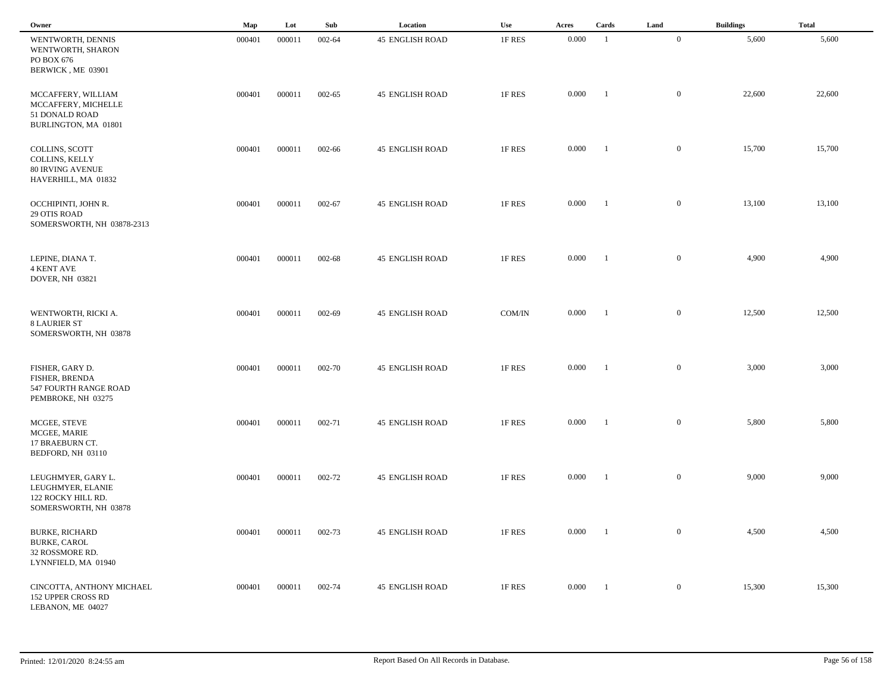| Owner | Map | Lot | Sub | Location | Use | Acres | Cards | Land | Buildings | Total |
|---|---|---|---|---|---|---|---|---|---|---|
| WENTWORTH, DENNIS<br>WENTWORTH, SHARON<br>PO BOX 676<br>BERWICK , ME 03901 | 000401 | 000011 | 002-64 | 45 ENGLISH ROAD | 1F RES | 0.000 | 1 | 0 | 5,600 | 5,600 |
| MCCAFFERY, WILLIAM<br>MCCAFFERY, MICHELLE<br>51 DONALD ROAD<br>BURLINGTON, MA 01801 | 000401 | 000011 | 002-65 | 45 ENGLISH ROAD | 1F RES | 0.000 | 1 | 0 | 22,600 | 22,600 |
| COLLINS, SCOTT<br>COLLINS, KELLY<br>80 IRVING AVENUE<br>HAVERHILL, MA 01832 | 000401 | 000011 | 002-66 | 45 ENGLISH ROAD | 1F RES | 0.000 | 1 | 0 | 15,700 | 15,700 |
| OCCHIPINTI, JOHN R.<br>29 OTIS ROAD<br>SOMERSWORTH, NH 03878-2313 | 000401 | 000011 | 002-67 | 45 ENGLISH ROAD | 1F RES | 0.000 | 1 | 0 | 13,100 | 13,100 |
| LEPINE, DIANA T.<br>4 KENT AVE<br>DOVER, NH 03821 | 000401 | 000011 | 002-68 | 45 ENGLISH ROAD | 1F RES | 0.000 | 1 | 0 | 4,900 | 4,900 |
| WENTWORTH, RICKI A.<br>8 LAURIER ST<br>SOMERSWORTH, NH 03878 | 000401 | 000011 | 002-69 | 45 ENGLISH ROAD | COM/IN | 0.000 | 1 | 0 | 12,500 | 12,500 |
| FISHER, GARY D.<br>FISHER, BRENDA<br>547 FOURTH RANGE ROAD<br>PEMBROKE, NH 03275 | 000401 | 000011 | 002-70 | 45 ENGLISH ROAD | 1F RES | 0.000 | 1 | 0 | 3,000 | 3,000 |
| MCGEE, STEVE<br>MCGEE, MARIE<br>17 BRAEBURN CT.<br>BEDFORD, NH 03110 | 000401 | 000011 | 002-71 | 45 ENGLISH ROAD | 1F RES | 0.000 | 1 | 0 | 5,800 | 5,800 |
| LEUGHMYER, GARY L.<br>LEUGHMYER, ELANIE<br>122 ROCKY HILL RD.<br>SOMERSWORTH, NH 03878 | 000401 | 000011 | 002-72 | 45 ENGLISH ROAD | 1F RES | 0.000 | 1 | 0 | 9,000 | 9,000 |
| BURKE, RICHARD<br>BURKE, CAROL<br>32 ROSSMORE RD.<br>LYNNFIELD, MA 01940 | 000401 | 000011 | 002-73 | 45 ENGLISH ROAD | 1F RES | 0.000 | 1 | 0 | 4,500 | 4,500 |
| CINCOTTA, ANTHONY MICHAEL<br>152 UPPER CROSS RD<br>LEBANON, ME 04027 | 000401 | 000011 | 002-74 | 45 ENGLISH ROAD | 1F RES | 0.000 | 1 | 0 | 15,300 | 15,300 |

Printed: 12/01/2020 8:24:55 am — Report Based On All Records in Database.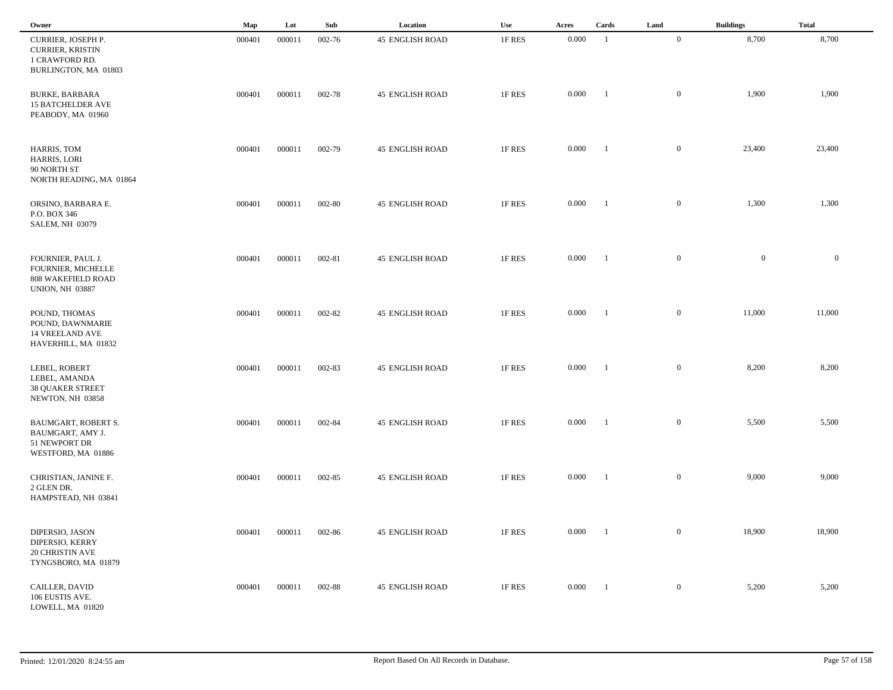| Owner | Map | Lot | Sub | Location | Use | Acres | Cards | Land | Buildings | Total |
|---|---|---|---|---|---|---|---|---|---|---|
| CURRIER, JOSEPH P.<br>CURRIER, KRISTIN<br>1 CRAWFORD RD.<br>BURLINGTON, MA 01803 | 000401 | 000011 | 002-76 | 45 ENGLISH ROAD | 1F RES | 0.000 | 1 | 0 | 8,700 | 8,700 |
| BURKE, BARBARA<br>15 BATCHELDER AVE<br>PEABODY, MA 01960 | 000401 | 000011 | 002-78 | 45 ENGLISH ROAD | 1F RES | 0.000 | 1 | 0 | 1,900 | 1,900 |
| HARRIS, TOM<br>HARRIS, LORI<br>90 NORTH ST<br>NORTH READING, MA 01864 | 000401 | 000011 | 002-79 | 45 ENGLISH ROAD | 1F RES | 0.000 | 1 | 0 | 23,400 | 23,400 |
| ORSINO, BARBARA E.<br>P.O. BOX 346<br>SALEM, NH 03079 | 000401 | 000011 | 002-80 | 45 ENGLISH ROAD | 1F RES | 0.000 | 1 | 0 | 1,300 | 1,300 |
| FOURNIER, PAUL J.<br>FOURNIER, MICHELLE<br>808 WAKEFIELD ROAD<br>UNION, NH 03887 | 000401 | 000011 | 002-81 | 45 ENGLISH ROAD | 1F RES | 0.000 | 1 | 0 | 0 | 0 |
| POUND, THOMAS<br>POUND, DAWNMARIE<br>14 VREELAND AVE<br>HAVERHILL, MA 01832 | 000401 | 000011 | 002-82 | 45 ENGLISH ROAD | 1F RES | 0.000 | 1 | 0 | 11,000 | 11,000 |
| LEBEL, ROBERT<br>LEBEL, AMANDA<br>38 QUAKER STREET<br>NEWTON, NH 03858 | 000401 | 000011 | 002-83 | 45 ENGLISH ROAD | 1F RES | 0.000 | 1 | 0 | 8,200 | 8,200 |
| BAUMGART, ROBERT S.<br>BAUMGART, AMY J.<br>51 NEWPORT DR<br>WESTFORD, MA 01886 | 000401 | 000011 | 002-84 | 45 ENGLISH ROAD | 1F RES | 0.000 | 1 | 0 | 5,500 | 5,500 |
| CHRISTIAN, JANINE F.<br>2 GLEN DR.<br>HAMPSTEAD, NH 03841 | 000401 | 000011 | 002-85 | 45 ENGLISH ROAD | 1F RES | 0.000 | 1 | 0 | 9,000 | 9,000 |
| DIPERSIO, JASON<br>DIPERSIO, KERRY<br>20 CHRISTIN AVE<br>TYNGSBORO, MA 01879 | 000401 | 000011 | 002-86 | 45 ENGLISH ROAD | 1F RES | 0.000 | 1 | 0 | 18,900 | 18,900 |
| CAILLER, DAVID<br>106 EUSTIS AVE.<br>LOWELL, MA 01820 | 000401 | 000011 | 002-88 | 45 ENGLISH ROAD | 1F RES | 0.000 | 1 | 0 | 5,200 | 5,200 |

Printed: 12/01/2020 8:24:55 am

Report Based On All Records in Database.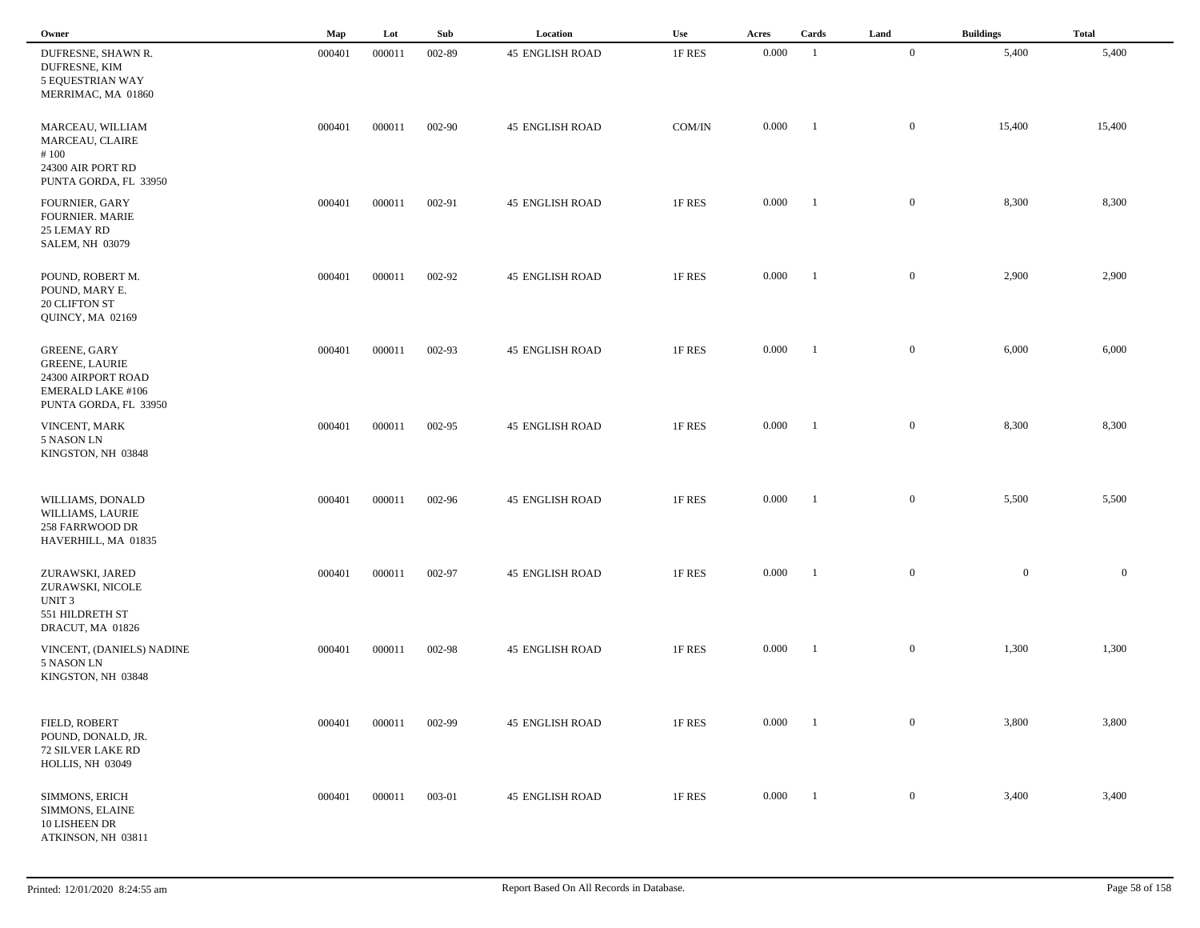| Owner | Map | Lot | Sub | Location | Use | Acres | Cards | Land | Buildings | Total |
|---|---|---|---|---|---|---|---|---|---|---|
| DUFRESNE, SHAWN R.<br>DUFRESNE, KIM<br>5 EQUESTRIAN WAY<br>MERRIMAC, MA 01860 | 000401 | 000011 | 002-89 | 45 ENGLISH ROAD | 1F RES | 0.000 | 1 | 0 | 5,400 | 5,400 |
| MARCEAU, WILLIAM<br>MARCEAU, CLAIRE<br># 100<br>24300 AIR PORT RD<br>PUNTA GORDA, FL 33950 | 000401 | 000011 | 002-90 | 45 ENGLISH ROAD | COM/IN | 0.000 | 1 | 0 | 15,400 | 15,400 |
| FOURNIER, GARY<br>FOURNIER. MARIE<br>25 LEMAY RD<br>SALEM, NH 03079 | 000401 | 000011 | 002-91 | 45 ENGLISH ROAD | 1F RES | 0.000 | 1 | 0 | 8,300 | 8,300 |
| POUND, ROBERT M.<br>POUND, MARY E.<br>20 CLIFTON ST<br>QUINCY, MA 02169 | 000401 | 000011 | 002-92 | 45 ENGLISH ROAD | 1F RES | 0.000 | 1 | 0 | 2,900 | 2,900 |
| GREENE, GARY<br>GREENE, LAURIE<br>24300 AIRPORT ROAD<br>EMERALD LAKE #106<br>PUNTA GORDA, FL 33950 | 000401 | 000011 | 002-93 | 45 ENGLISH ROAD | 1F RES | 0.000 | 1 | 0 | 6,000 | 6,000 |
| VINCENT, MARK<br>5 NASON LN<br>KINGSTON, NH 03848 | 000401 | 000011 | 002-95 | 45 ENGLISH ROAD | 1F RES | 0.000 | 1 | 0 | 8,300 | 8,300 |
| WILLIAMS, DONALD<br>WILLIAMS, LAURIE<br>258 FARRWOOD DR<br>HAVERHILL, MA 01835 | 000401 | 000011 | 002-96 | 45 ENGLISH ROAD | 1F RES | 0.000 | 1 | 0 | 5,500 | 5,500 |
| ZURAWSKI, JARED<br>ZURAWSKI, NICOLE<br>UNIT 3<br>551 HILDRETH ST<br>DRACUT, MA 01826 | 000401 | 000011 | 002-97 | 45 ENGLISH ROAD | 1F RES | 0.000 | 1 | 0 | 0 | 0 |
| VINCENT, (DANIELS) NADINE<br>5 NASON LN<br>KINGSTON, NH 03848 | 000401 | 000011 | 002-98 | 45 ENGLISH ROAD | 1F RES | 0.000 | 1 | 0 | 1,300 | 1,300 |
| FIELD, ROBERT<br>POUND, DONALD, JR.<br>72 SILVER LAKE RD<br>HOLLIS, NH 03049 | 000401 | 000011 | 002-99 | 45 ENGLISH ROAD | 1F RES | 0.000 | 1 | 0 | 3,800 | 3,800 |
| SIMMONS, ERICH<br>SIMMONS, ELAINE<br>10 LISHEEN DR<br>ATKINSON, NH 03811 | 000401 | 000011 | 003-01 | 45 ENGLISH ROAD | 1F RES | 0.000 | 1 | 0 | 3,400 | 3,400 |

Printed: 12/01/2020 8:24:55 am

Report Based On All Records in Database.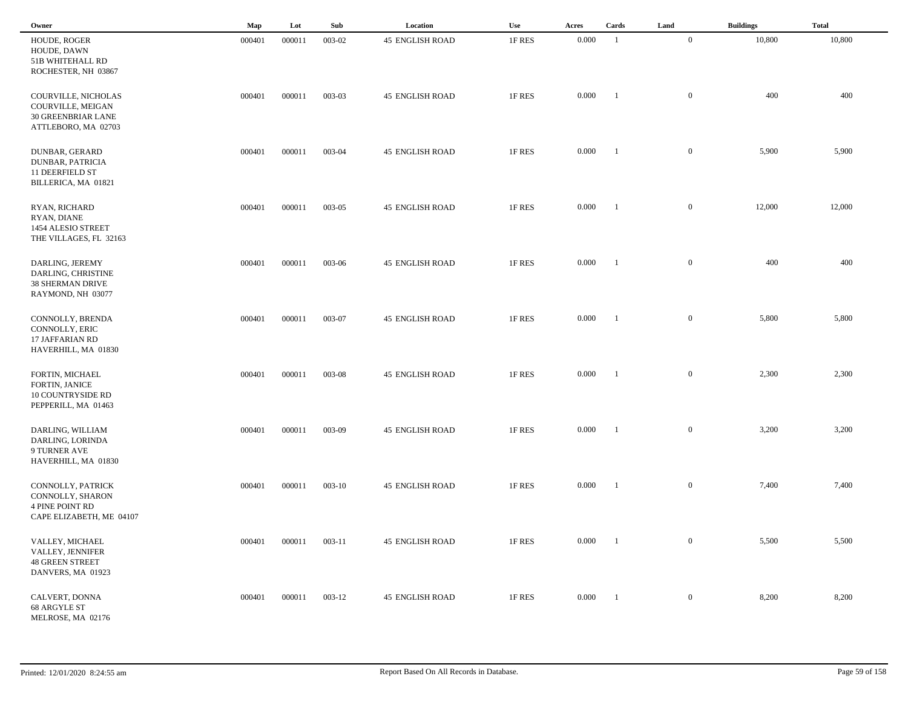| Owner | Map | Lot | Sub | Location | Use | Acres | Cards | Land | Buildings | Total |
|---|---|---|---|---|---|---|---|---|---|---|
| HOUDE, ROGER<br>HOUDE, DAWN<br>51B WHITEHALL RD<br>ROCHESTER, NH 03867 | 000401 | 000011 | 003-02 | 45 ENGLISH ROAD | 1F RES | 0.000 | 1 | 0 | 10,800 | 10,800 |
| COURVILLE, NICHOLAS<br>COURVILLE, MEIGAN<br>30 GREENBRIAR LANE<br>ATTLEBORO, MA 02703 | 000401 | 000011 | 003-03 | 45 ENGLISH ROAD | 1F RES | 0.000 | 1 | 0 | 400 | 400 |
| DUNBAR, GERARD<br>DUNBAR, PATRICIA<br>11 DEERFIELD ST<br>BILLERICA, MA 01821 | 000401 | 000011 | 003-04 | 45 ENGLISH ROAD | 1F RES | 0.000 | 1 | 0 | 5,900 | 5,900 |
| RYAN, RICHARD<br>RYAN, DIANE<br>1454 ALESIO STREET<br>THE VILLAGES, FL 32163 | 000401 | 000011 | 003-05 | 45 ENGLISH ROAD | 1F RES | 0.000 | 1 | 0 | 12,000 | 12,000 |
| DARLING, JEREMY<br>DARLING, CHRISTINE<br>38 SHERMAN DRIVE<br>RAYMOND, NH 03077 | 000401 | 000011 | 003-06 | 45 ENGLISH ROAD | 1F RES | 0.000 | 1 | 0 | 400 | 400 |
| CONNOLLY, BRENDA<br>CONNOLLY, ERIC<br>17 JAFFARIAN RD<br>HAVERHILL, MA 01830 | 000401 | 000011 | 003-07 | 45 ENGLISH ROAD | 1F RES | 0.000 | 1 | 0 | 5,800 | 5,800 |
| FORTIN, MICHAEL<br>FORTIN, JANICE<br>10 COUNTRYSIDE RD<br>PEPPERILL, MA 01463 | 000401 | 000011 | 003-08 | 45 ENGLISH ROAD | 1F RES | 0.000 | 1 | 0 | 2,300 | 2,300 |
| DARLING, WILLIAM<br>DARLING, LORINDA<br>9 TURNER AVE<br>HAVERHILL, MA 01830 | 000401 | 000011 | 003-09 | 45 ENGLISH ROAD | 1F RES | 0.000 | 1 | 0 | 3,200 | 3,200 |
| CONNOLLY, PATRICK<br>CONNOLLY, SHARON<br>4 PINE POINT RD<br>CAPE ELIZABETH, ME 04107 | 000401 | 000011 | 003-10 | 45 ENGLISH ROAD | 1F RES | 0.000 | 1 | 0 | 7,400 | 7,400 |
| VALLEY, MICHAEL<br>VALLEY, JENNIFER<br>48 GREEN STREET<br>DANVERS, MA 01923 | 000401 | 000011 | 003-11 | 45 ENGLISH ROAD | 1F RES | 0.000 | 1 | 0 | 5,500 | 5,500 |
| CALVERT, DONNA<br>68 ARGYLE ST<br>MELROSE, MA 02176 | 000401 | 000011 | 003-12 | 45 ENGLISH ROAD | 1F RES | 0.000 | 1 | 0 | 8,200 | 8,200 |

Printed: 12/01/2020 8:24:55 am Report Based On All Records in Database.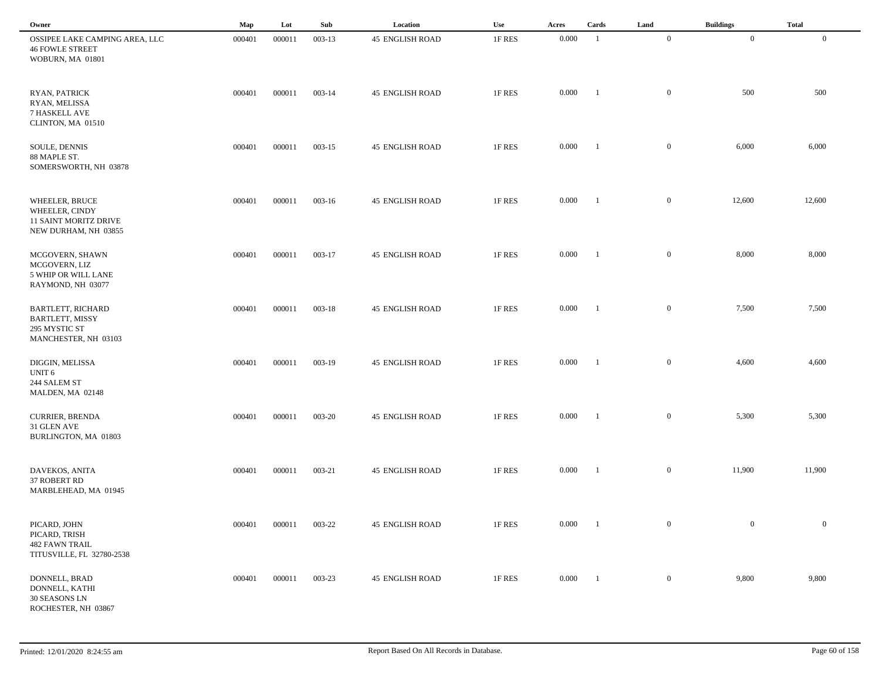| Owner | Map | Lot | Sub | Location | Use | Acres | Cards | Land | Buildings | Total |
|---|---|---|---|---|---|---|---|---|---|---|
| OSSIPEE LAKE CAMPING AREA, LLC<br>46 FOWLE STREET<br>WOBURN, MA 01801 | 000401 | 000011 | 003-13 | 45 ENGLISH ROAD | 1F RES | 0.000 | 1 | 0 | 0 | 0 |
| RYAN, PATRICK<br>RYAN, MELISSA<br>7 HASKELL AVE<br>CLINTON, MA 01510 | 000401 | 000011 | 003-14 | 45 ENGLISH ROAD | 1F RES | 0.000 | 1 | 0 | 500 | 500 |
| SOULE, DENNIS<br>88 MAPLE ST.<br>SOMERSWORTH, NH 03878 | 000401 | 000011 | 003-15 | 45 ENGLISH ROAD | 1F RES | 0.000 | 1 | 0 | 6,000 | 6,000 |
| WHEELER, BRUCE<br>WHEELER, CINDY<br>11 SAINT MORITZ DRIVE<br>NEW DURHAM, NH 03855 | 000401 | 000011 | 003-16 | 45 ENGLISH ROAD | 1F RES | 0.000 | 1 | 0 | 12,600 | 12,600 |
| MCGOVERN, SHAWN<br>MCGOVERN, LIZ<br>5 WHIP OR WILL LANE<br>RAYMOND, NH 03077 | 000401 | 000011 | 003-17 | 45 ENGLISH ROAD | 1F RES | 0.000 | 1 | 0 | 8,000 | 8,000 |
| BARTLETT, RICHARD<br>BARTLETT, MISSY<br>295 MYSTIC ST<br>MANCHESTER, NH 03103 | 000401 | 000011 | 003-18 | 45 ENGLISH ROAD | 1F RES | 0.000 | 1 | 0 | 7,500 | 7,500 |
| DIGGIN, MELISSA<br>UNIT 6<br>244 SALEM ST<br>MALDEN, MA 02148 | 000401 | 000011 | 003-19 | 45 ENGLISH ROAD | 1F RES | 0.000 | 1 | 0 | 4,600 | 4,600 |
| CURRIER, BRENDA<br>31 GLEN AVE<br>BURLINGTON, MA 01803 | 000401 | 000011 | 003-20 | 45 ENGLISH ROAD | 1F RES | 0.000 | 1 | 0 | 5,300 | 5,300 |
| DAVEKOS, ANITA<br>37 ROBERT RD<br>MARBLEHEAD, MA 01945 | 000401 | 000011 | 003-21 | 45 ENGLISH ROAD | 1F RES | 0.000 | 1 | 0 | 11,900 | 11,900 |
| PICARD, JOHN<br>PICARD, TRISH<br>482 FAWN TRAIL<br>TITUSVILLE, FL 32780-2538 | 000401 | 000011 | 003-22 | 45 ENGLISH ROAD | 1F RES | 0.000 | 1 | 0 | 0 | 0 |
| DONNELL, BRAD<br>DONNELL, KATHI<br>30 SEASONS LN<br>ROCHESTER, NH 03867 | 000401 | 000011 | 003-23 | 45 ENGLISH ROAD | 1F RES | 0.000 | 1 | 0 | 9,800 | 9,800 |

Printed: 12/01/2020 8:24:55 am

Report Based On All Records in Database.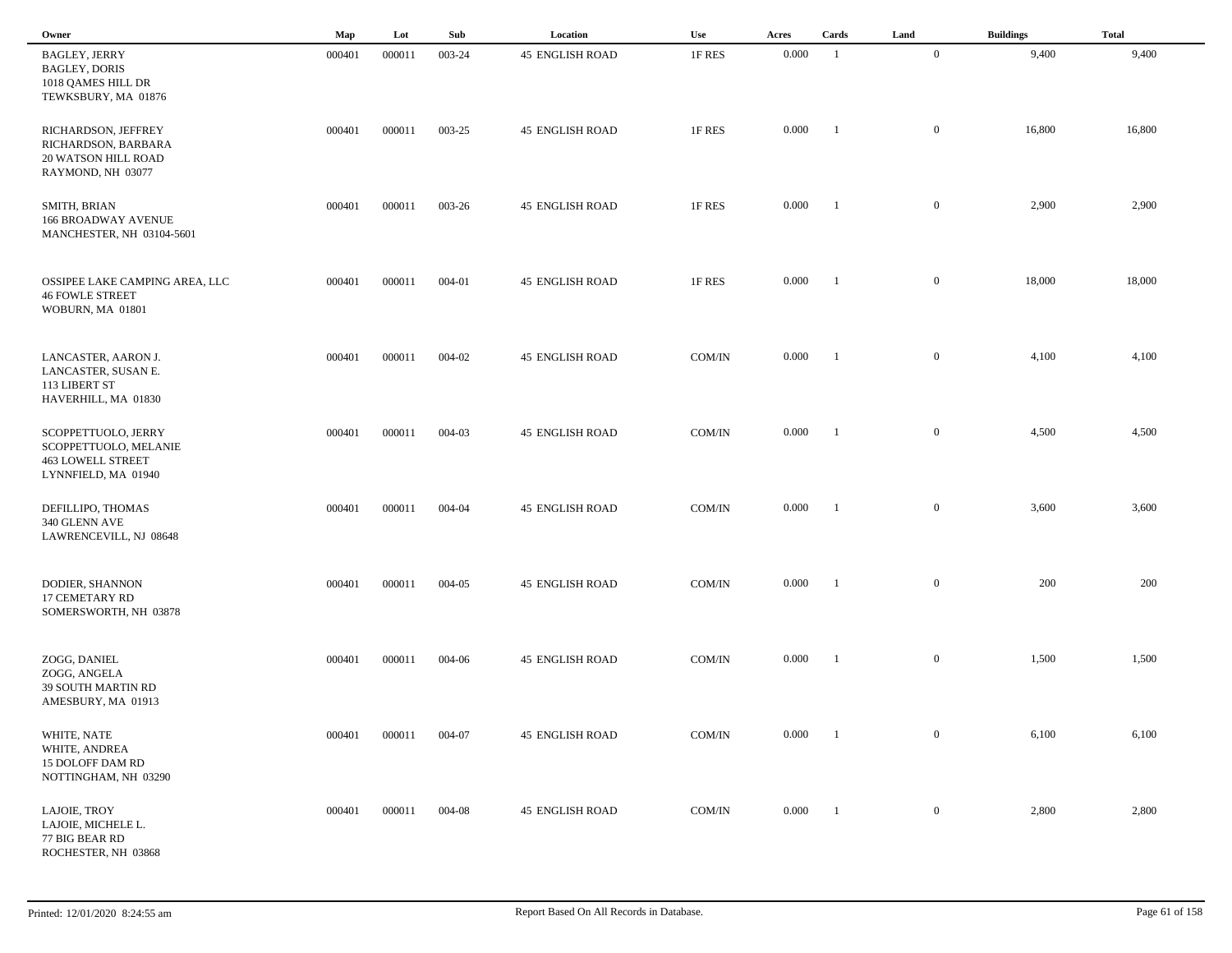| Owner | Map | Lot | Sub | Location | Use | Acres | Cards | Land | Buildings | Total |
|---|---|---|---|---|---|---|---|---|---|---|
| BAGLEY, JERRY<br>BAGLEY, DORIS<br>1018 QAMES HILL DR<br>TEWKSBURY, MA 01876 | 000401 | 000011 | 003-24 | 45 ENGLISH ROAD | 1F RES | 0.000 | 1 | 0 | 9,400 | 9,400 |
| RICHARDSON, JEFFREY<br>RICHARDSON, BARBARA<br>20 WATSON HILL ROAD<br>RAYMOND, NH 03077 | 000401 | 000011 | 003-25 | 45 ENGLISH ROAD | 1F RES | 0.000 | 1 | 0 | 16,800 | 16,800 |
| SMITH, BRIAN<br>166 BROADWAY AVENUE<br>MANCHESTER, NH 03104-5601 | 000401 | 000011 | 003-26 | 45 ENGLISH ROAD | 1F RES | 0.000 | 1 | 0 | 2,900 | 2,900 |
| OSSIPEE LAKE CAMPING AREA, LLC<br>46 FOWLE STREET<br>WOBURN, MA 01801 | 000401 | 000011 | 004-01 | 45 ENGLISH ROAD | 1F RES | 0.000 | 1 | 0 | 18,000 | 18,000 |
| LANCASTER, AARON J.<br>LANCASTER, SUSAN E.<br>113 LIBERT ST<br>HAVERHILL, MA 01830 | 000401 | 000011 | 004-02 | 45 ENGLISH ROAD | COM/IN | 0.000 | 1 | 0 | 4,100 | 4,100 |
| SCOPPETTUOLO, JERRY<br>SCOPPETTUOLO, MELANIE<br>463 LOWELL STREET<br>LYNNFIELD, MA 01940 | 000401 | 000011 | 004-03 | 45 ENGLISH ROAD | COM/IN | 0.000 | 1 | 0 | 4,500 | 4,500 |
| DEFILLIPO, THOMAS<br>340 GLENN AVE<br>LAWRENCEVILL, NJ 08648 | 000401 | 000011 | 004-04 | 45 ENGLISH ROAD | COM/IN | 0.000 | 1 | 0 | 3,600 | 3,600 |
| DODIER, SHANNON<br>17 CEMETARY RD<br>SOMERSWORTH, NH 03878 | 000401 | 000011 | 004-05 | 45 ENGLISH ROAD | COM/IN | 0.000 | 1 | 0 | 200 | 200 |
| ZOGG, DANIEL<br>ZOGG, ANGELA<br>39 SOUTH MARTIN RD<br>AMESBURY, MA 01913 | 000401 | 000011 | 004-06 | 45 ENGLISH ROAD | COM/IN | 0.000 | 1 | 0 | 1,500 | 1,500 |
| WHITE, NATE<br>WHITE, ANDREA<br>15 DOLOFF DAM RD<br>NOTTINGHAM, NH 03290 | 000401 | 000011 | 004-07 | 45 ENGLISH ROAD | COM/IN | 0.000 | 1 | 0 | 6,100 | 6,100 |
| LAJOIE, TROY<br>LAJOIE, MICHELE L.<br>77 BIG BEAR RD<br>ROCHESTER, NH 03868 | 000401 | 000011 | 004-08 | 45 ENGLISH ROAD | COM/IN | 0.000 | 1 | 0 | 2,800 | 2,800 |

Printed: 12/01/2020 8:24:55 am

Report Based On All Records in Database.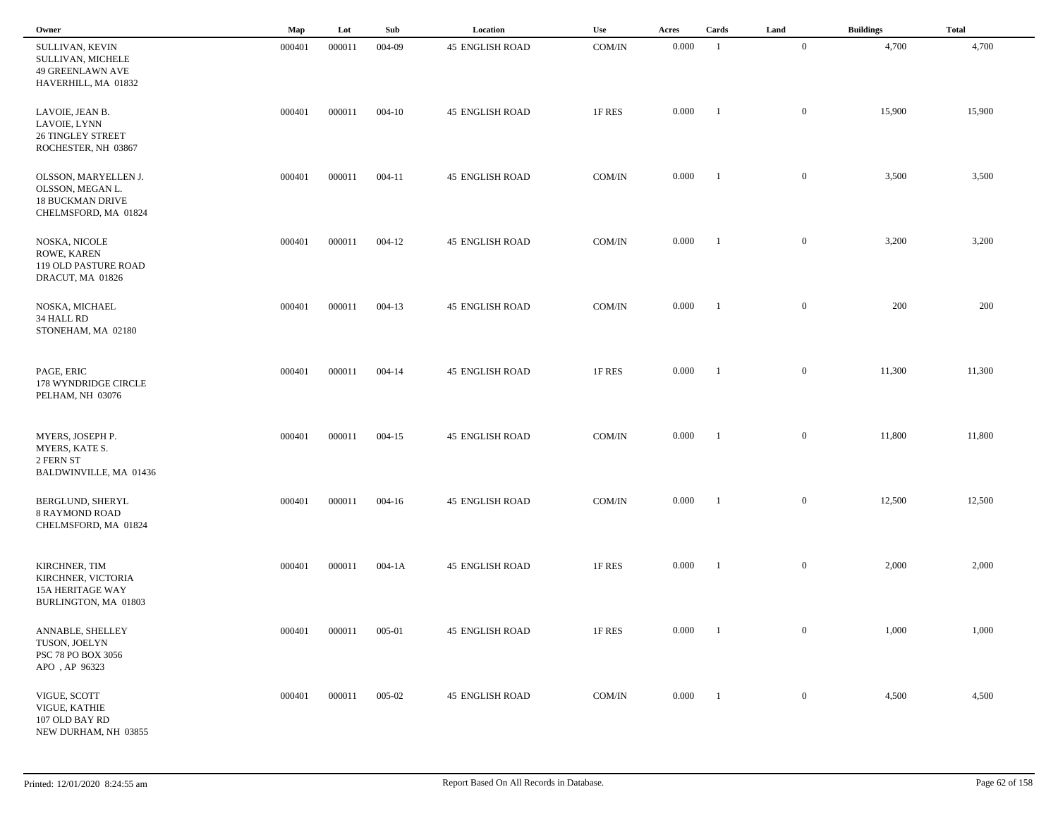| Owner | Map | Lot | Sub | Location | Use | Acres | Cards | Land | Buildings | Total |
|---|---|---|---|---|---|---|---|---|---|---|
| SULLIVAN, KEVIN<br>SULLIVAN, MICHELE<br>49 GREENLAWN AVE<br>HAVERHILL, MA 01832 | 000401 | 000011 | 004-09 | 45 ENGLISH ROAD | COM/IN | 0.000 | 1 | 0 | 4,700 | 4,700 |
| LAVOIE, JEAN B.<br>LAVOIE, LYNN<br>26 TINGLEY STREET<br>ROCHESTER, NH 03867 | 000401 | 000011 | 004-10 | 45 ENGLISH ROAD | 1F RES | 0.000 | 1 | 0 | 15,900 | 15,900 |
| OLSSON, MARYELLEN J.<br>OLSSON, MEGAN L.<br>18 BUCKMAN DRIVE<br>CHELMSFORD, MA 01824 | 000401 | 000011 | 004-11 | 45 ENGLISH ROAD | COM/IN | 0.000 | 1 | 0 | 3,500 | 3,500 |
| NOSKA, NICOLE<br>ROWE, KAREN<br>119 OLD PASTURE ROAD<br>DRACUT, MA 01826 | 000401 | 000011 | 004-12 | 45 ENGLISH ROAD | COM/IN | 0.000 | 1 | 0 | 3,200 | 3,200 |
| NOSKA, MICHAEL<br>34 HALL RD<br>STONEHAM, MA 02180 | 000401 | 000011 | 004-13 | 45 ENGLISH ROAD | COM/IN | 0.000 | 1 | 0 | 200 | 200 |
| PAGE, ERIC<br>178 WYNDRIDGE CIRCLE<br>PELHAM, NH 03076 | 000401 | 000011 | 004-14 | 45 ENGLISH ROAD | 1F RES | 0.000 | 1 | 0 | 11,300 | 11,300 |
| MYERS, JOSEPH P.<br>MYERS, KATE S.<br>2 FERN ST<br>BALDWINVILLE, MA 01436 | 000401 | 000011 | 004-15 | 45 ENGLISH ROAD | COM/IN | 0.000 | 1 | 0 | 11,800 | 11,800 |
| BERGLUND, SHERYL<br>8 RAYMOND ROAD<br>CHELMSFORD, MA 01824 | 000401 | 000011 | 004-16 | 45 ENGLISH ROAD | COM/IN | 0.000 | 1 | 0 | 12,500 | 12,500 |
| KIRCHNER, TIM<br>KIRCHNER, VICTORIA<br>15A HERITAGE WAY<br>BURLINGTON, MA 01803 | 000401 | 000011 | 004-1A | 45 ENGLISH ROAD | 1F RES | 0.000 | 1 | 0 | 2,000 | 2,000 |
| ANNABLE, SHELLEY<br>TUSON, JOELYN<br>PSC 78 PO BOX 3056<br>APO , AP 96323 | 000401 | 000011 | 005-01 | 45 ENGLISH ROAD | 1F RES | 0.000 | 1 | 0 | 1,000 | 1,000 |
| VIGUE, SCOTT<br>VIGUE, KATHIE<br>107 OLD BAY RD<br>NEW DURHAM, NH 03855 | 000401 | 000011 | 005-02 | 45 ENGLISH ROAD | COM/IN | 0.000 | 1 | 0 | 4,500 | 4,500 |

Printed: 12/01/2020 8:24:55 am

Report Based On All Records in Database.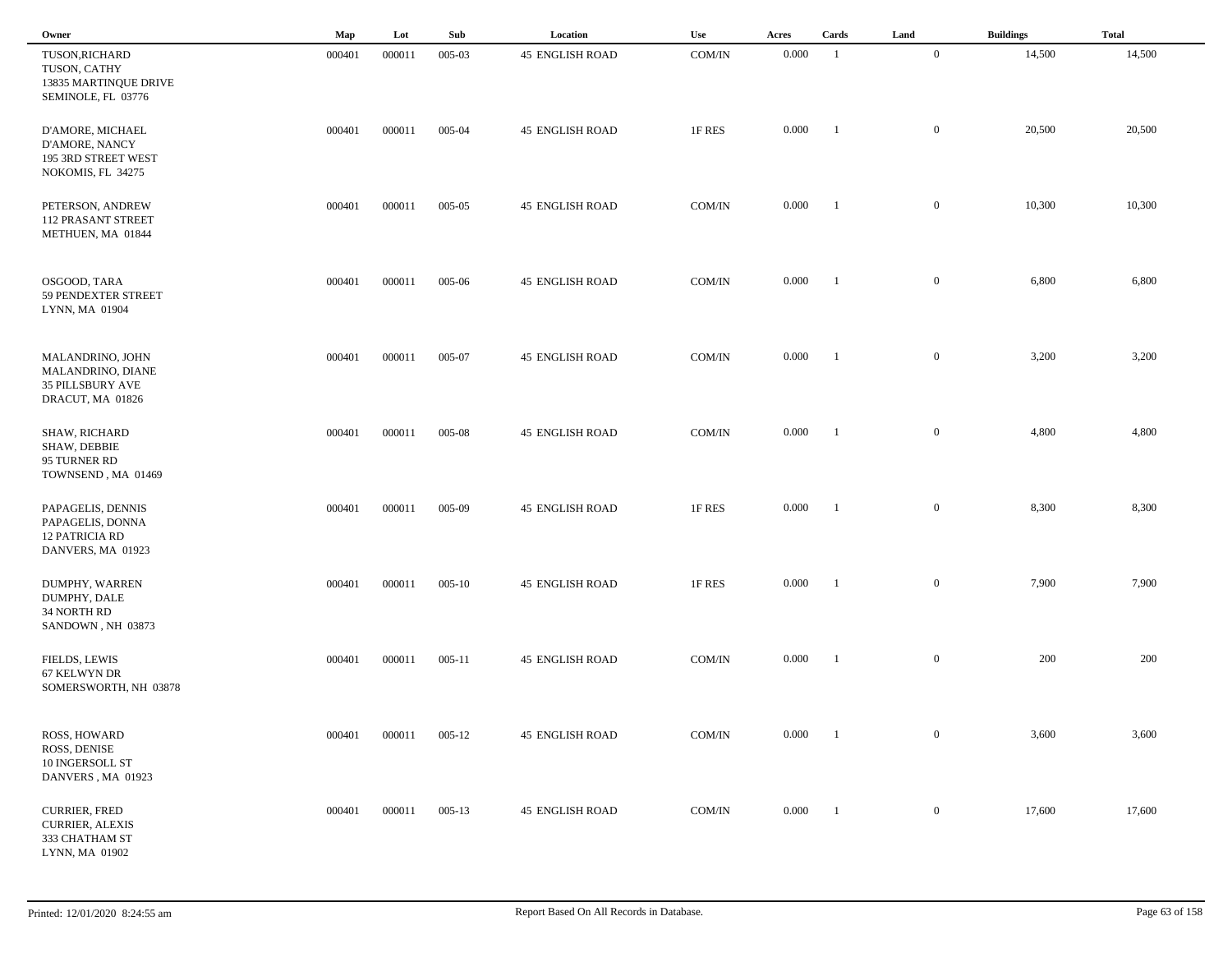| Owner | Map | Lot | Sub | Location | Use | Acres | Cards | Land | Buildings | Total |
|---|---|---|---|---|---|---|---|---|---|---|
| TUSON,RICHARD<br>TUSON, CATHY<br>13835 MARTINQUE DRIVE<br>SEMINOLE, FL 03776 | 000401 | 000011 | 005-03 | 45 ENGLISH ROAD | COM/IN | 0.000 | 1 | 0 | 14,500 | 14,500 |
| D'AMORE, MICHAEL<br>D'AMORE, NANCY<br>195 3RD STREET WEST<br>NOKOMIS, FL 34275 | 000401 | 000011 | 005-04 | 45 ENGLISH ROAD | 1F RES | 0.000 | 1 | 0 | 20,500 | 20,500 |
| PETERSON, ANDREW<br>112 PRASANT STREET<br>METHUEN, MA 01844 | 000401 | 000011 | 005-05 | 45 ENGLISH ROAD | COM/IN | 0.000 | 1 | 0 | 10,300 | 10,300 |
| OSGOOD, TARA<br>59 PENDEXTER STREET<br>LYNN, MA 01904 | 000401 | 000011 | 005-06 | 45 ENGLISH ROAD | COM/IN | 0.000 | 1 | 0 | 6,800 | 6,800 |
| MALANDRINO, JOHN<br>MALANDRINO, DIANE<br>35 PILLSBURY AVE<br>DRACUT, MA 01826 | 000401 | 000011 | 005-07 | 45 ENGLISH ROAD | COM/IN | 0.000 | 1 | 0 | 3,200 | 3,200 |
| SHAW, RICHARD<br>SHAW, DEBBIE<br>95 TURNER RD<br>TOWNSEND , MA 01469 | 000401 | 000011 | 005-08 | 45 ENGLISH ROAD | COM/IN | 0.000 | 1 | 0 | 4,800 | 4,800 |
| PAPAGELIS, DENNIS<br>PAPAGELIS, DONNA<br>12 PATRICIA RD<br>DANVERS, MA 01923 | 000401 | 000011 | 005-09 | 45 ENGLISH ROAD | 1F RES | 0.000 | 1 | 0 | 8,300 | 8,300 |
| DUMPHY, WARREN<br>DUMPHY, DALE<br>34 NORTH RD<br>SANDOWN , NH 03873 | 000401 | 000011 | 005-10 | 45 ENGLISH ROAD | 1F RES | 0.000 | 1 | 0 | 7,900 | 7,900 |
| FIELDS, LEWIS<br>67 KELWYN DR<br>SOMERSWORTH, NH 03878 | 000401 | 000011 | 005-11 | 45 ENGLISH ROAD | COM/IN | 0.000 | 1 | 0 | 200 | 200 |
| ROSS, HOWARD<br>ROSS, DENISE<br>10 INGERSOLL ST<br>DANVERS , MA 01923 | 000401 | 000011 | 005-12 | 45 ENGLISH ROAD | COM/IN | 0.000 | 1 | 0 | 3,600 | 3,600 |
| CURRIER, FRED<br>CURRIER, ALEXIS<br>333 CHATHAM ST<br>LYNN, MA 01902 | 000401 | 000011 | 005-13 | 45 ENGLISH ROAD | COM/IN | 0.000 | 1 | 0 | 17,600 | 17,600 |

Printed: 12/01/2020 8:24:55 am

Report Based On All Records in Database.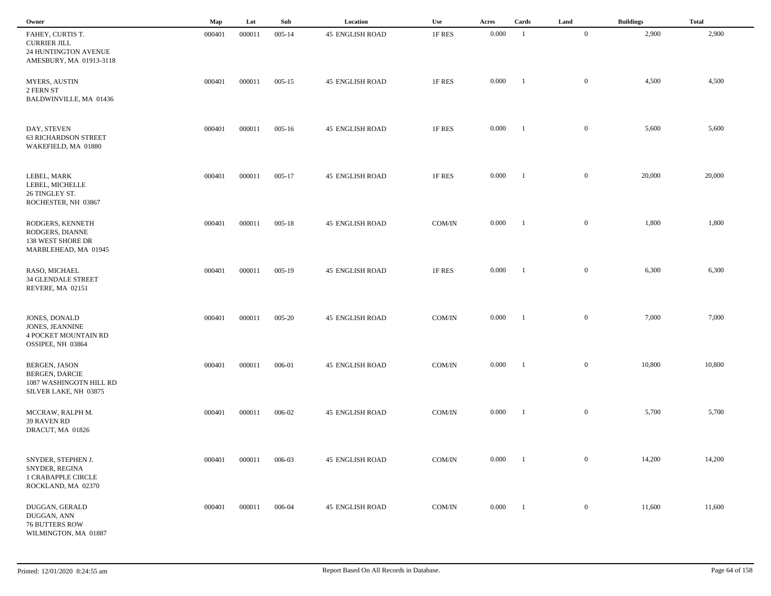| Owner | Map | Lot | Sub | Location | Use | Acres | Cards | Land | Buildings | Total |
|---|---|---|---|---|---|---|---|---|---|---|
| FAHEY, CURTIS T.<br>CURRIER JILL<br>24 HUNTINGTON AVENUE<br>AMESBURY, MA 01913-3118 | 000401 | 000011 | 005-14 | 45 ENGLISH ROAD | 1F RES | 0.000 | 1 | 0 | 2,900 | 2,900 |
| MYERS, AUSTIN<br>2 FERN ST<br>BALDWINVILLE, MA 01436 | 000401 | 000011 | 005-15 | 45 ENGLISH ROAD | 1F RES | 0.000 | 1 | 0 | 4,500 | 4,500 |
| DAY, STEVEN<br>63 RICHARDSON STREET<br>WAKEFIELD, MA 01880 | 000401 | 000011 | 005-16 | 45 ENGLISH ROAD | 1F RES | 0.000 | 1 | 0 | 5,600 | 5,600 |
| LEBEL, MARK<br>LEBEL, MICHELLE<br>26 TINGLEY ST.<br>ROCHESTER, NH 03867 | 000401 | 000011 | 005-17 | 45 ENGLISH ROAD | 1F RES | 0.000 | 1 | 0 | 20,000 | 20,000 |
| RODGERS, KENNETH<br>RODGERS, DIANNE<br>138 WEST SHORE DR<br>MARBLEHEAD, MA 01945 | 000401 | 000011 | 005-18 | 45 ENGLISH ROAD | COM/IN | 0.000 | 1 | 0 | 1,800 | 1,800 |
| RASO, MICHAEL<br>34 GLENDALE STREET<br>REVERE, MA 02151 | 000401 | 000011 | 005-19 | 45 ENGLISH ROAD | 1F RES | 0.000 | 1 | 0 | 6,300 | 6,300 |
| JONES, DONALD<br>JONES, JEANNINE<br>4 POCKET MOUNTAIN RD<br>OSSIPEE, NH 03864 | 000401 | 000011 | 005-20 | 45 ENGLISH ROAD | COM/IN | 0.000 | 1 | 0 | 7,000 | 7,000 |
| BERGEN, JASON<br>BERGEN, DARCIE<br>1087 WASHINGOTN HILL RD<br>SILVER LAKE, NH 03875 | 000401 | 000011 | 006-01 | 45 ENGLISH ROAD | COM/IN | 0.000 | 1 | 0 | 10,800 | 10,800 |
| MCCRAW, RALPH M.<br>39 RAVEN RD<br>DRACUT, MA 01826 | 000401 | 000011 | 006-02 | 45 ENGLISH ROAD | COM/IN | 0.000 | 1 | 0 | 5,700 | 5,700 |
| SNYDER, STEPHEN J.<br>SNYDER, REGINA<br>1 CRABAPPLE CIRCLE<br>ROCKLAND, MA 02370 | 000401 | 000011 | 006-03 | 45 ENGLISH ROAD | COM/IN | 0.000 | 1 | 0 | 14,200 | 14,200 |
| DUGGAN, GERALD<br>DUGGAN, ANN<br>76 BUTTERS ROW<br>WILMINGTON, MA 01887 | 000401 | 000011 | 006-04 | 45 ENGLISH ROAD | COM/IN | 0.000 | 1 | 0 | 11,600 | 11,600 |

Printed: 12/01/2020 8:24:55 am

Report Based On All Records in Database.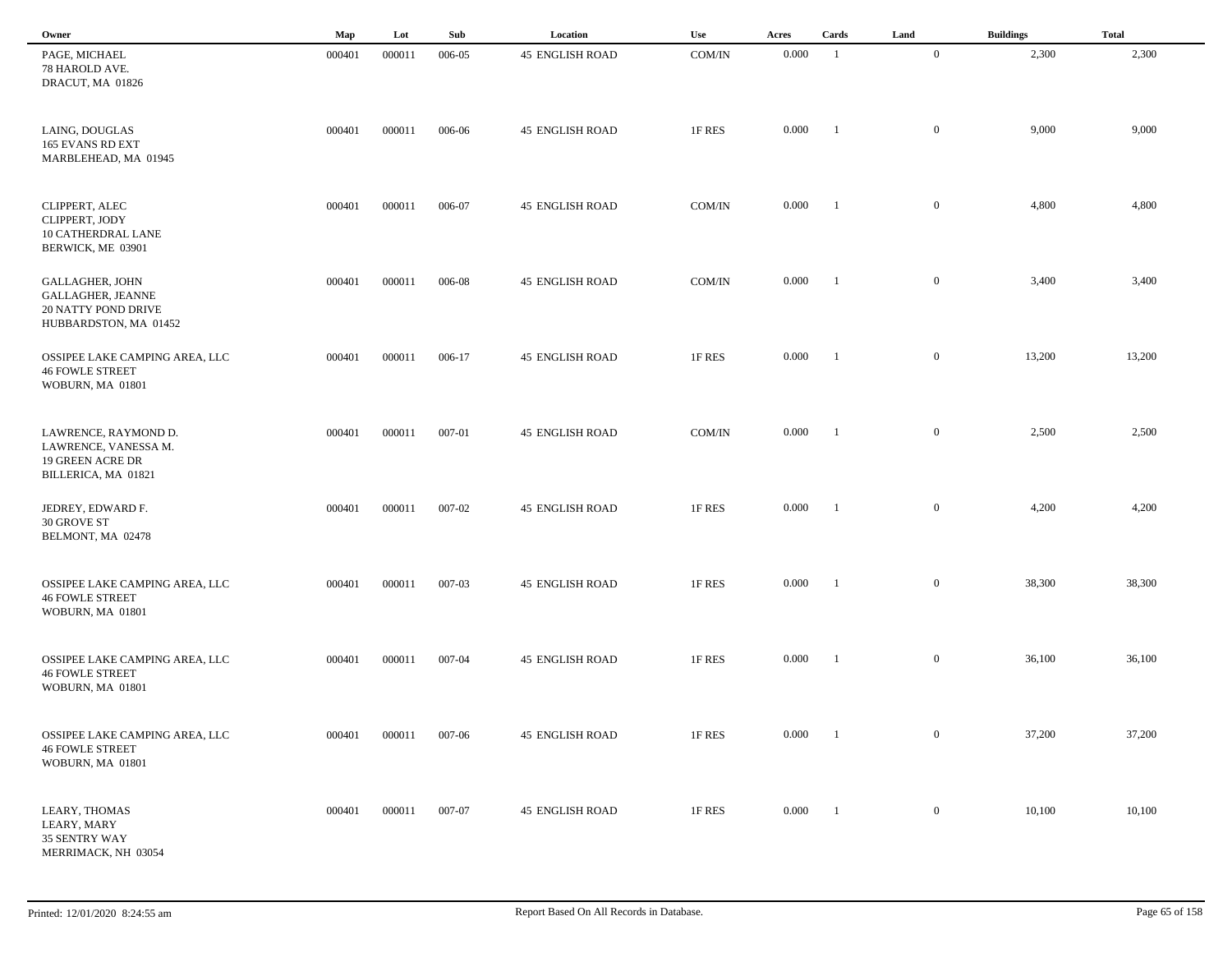| Owner | Map | Lot | Sub | Location | Use | Acres | Cards | Land | Buildings | Total |
|---|---|---|---|---|---|---|---|---|---|---|
| PAGE, MICHAEL<br>78 HAROLD AVE.<br>DRACUT, MA 01826 | 000401 | 000011 | 006-05 | 45 ENGLISH ROAD | COM/IN | 0.000 | 1 | 0 | 2,300 | 2,300 |
| LAING, DOUGLAS<br>165 EVANS RD EXT<br>MARBLEHEAD, MA 01945 | 000401 | 000011 | 006-06 | 45 ENGLISH ROAD | 1F RES | 0.000 | 1 | 0 | 9,000 | 9,000 |
| CLIPPERT, ALEC<br>CLIPPERT, JODY<br>10 CATHERDRAL LANE<br>BERWICK, ME 03901 | 000401 | 000011 | 006-07 | 45 ENGLISH ROAD | COM/IN | 0.000 | 1 | 0 | 4,800 | 4,800 |
| GALLAGHER, JOHN<br>GALLAGHER, JEANNE<br>20 NATTY POND DRIVE<br>HUBBARDSTON, MA 01452 | 000401 | 000011 | 006-08 | 45 ENGLISH ROAD | COM/IN | 0.000 | 1 | 0 | 3,400 | 3,400 |
| OSSIPEE LAKE CAMPING AREA, LLC<br>46 FOWLE STREET<br>WOBURN, MA 01801 | 000401 | 000011 | 006-17 | 45 ENGLISH ROAD | 1F RES | 0.000 | 1 | 0 | 13,200 | 13,200 |
| LAWRENCE, RAYMOND D.<br>LAWRENCE, VANESSA M.<br>19 GREEN ACRE DR<br>BILLERICA, MA 01821 | 000401 | 000011 | 007-01 | 45 ENGLISH ROAD | COM/IN | 0.000 | 1 | 0 | 2,500 | 2,500 |
| JEDREY, EDWARD F.<br>30 GROVE ST<br>BELMONT, MA 02478 | 000401 | 000011 | 007-02 | 45 ENGLISH ROAD | 1F RES | 0.000 | 1 | 0 | 4,200 | 4,200 |
| OSSIPEE LAKE CAMPING AREA, LLC<br>46 FOWLE STREET<br>WOBURN, MA 01801 | 000401 | 000011 | 007-03 | 45 ENGLISH ROAD | 1F RES | 0.000 | 1 | 0 | 38,300 | 38,300 |
| OSSIPEE LAKE CAMPING AREA, LLC<br>46 FOWLE STREET<br>WOBURN, MA 01801 | 000401 | 000011 | 007-04 | 45 ENGLISH ROAD | 1F RES | 0.000 | 1 | 0 | 36,100 | 36,100 |
| OSSIPEE LAKE CAMPING AREA, LLC<br>46 FOWLE STREET<br>WOBURN, MA 01801 | 000401 | 000011 | 007-06 | 45 ENGLISH ROAD | 1F RES | 0.000 | 1 | 0 | 37,200 | 37,200 |
| LEARY, THOMAS<br>LEARY, MARY<br>35 SENTRY WAY<br>MERRIMACK, NH 03054 | 000401 | 000011 | 007-07 | 45 ENGLISH ROAD | 1F RES | 0.000 | 1 | 0 | 10,100 | 10,100 |

Printed: 12/01/2020 8:24:55 am

Report Based On All Records in Database.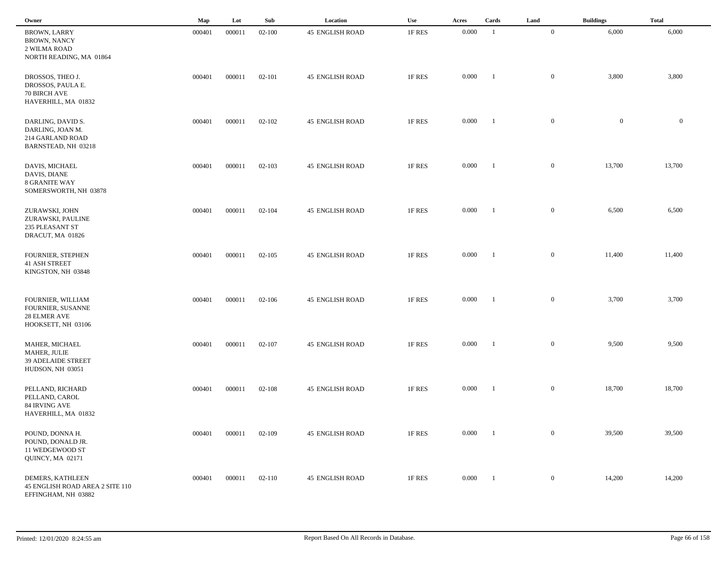| Owner | Map | Lot | Sub | Location | Use | Acres | Cards | Land | Buildings | Total |
|---|---|---|---|---|---|---|---|---|---|---|
| BROWN, LARRY<br>BROWN, NANCY<br>2 WILMA ROAD<br>NORTH READING, MA 01864 | 000401 | 000011 | 02-100 | 45 ENGLISH ROAD | 1F RES | 0.000 | 1 | 0 | 6,000 | 6,000 |
| DROSSOS, THEO J.<br>DROSSOS, PAULA E.<br>70 BIRCH AVE<br>HAVERHILL, MA 01832 | 000401 | 000011 | 02-101 | 45 ENGLISH ROAD | 1F RES | 0.000 | 1 | 0 | 3,800 | 3,800 |
| DARLING, DAVID S.<br>DARLING, JOAN M.<br>214 GARLAND ROAD<br>BARNSTEAD, NH 03218 | 000401 | 000011 | 02-102 | 45 ENGLISH ROAD | 1F RES | 0.000 | 1 | 0 | 0 | 0 |
| DAVIS, MICHAEL<br>DAVIS, DIANE<br>8 GRANITE WAY<br>SOMERSWORTH, NH 03878 | 000401 | 000011 | 02-103 | 45 ENGLISH ROAD | 1F RES | 0.000 | 1 | 0 | 13,700 | 13,700 |
| ZURAWSKI, JOHN<br>ZURAWSKI, PAULINE<br>235 PLEASANT ST<br>DRACUT, MA 01826 | 000401 | 000011 | 02-104 | 45 ENGLISH ROAD | 1F RES | 0.000 | 1 | 0 | 6,500 | 6,500 |
| FOURNIER, STEPHEN<br>41 ASH STREET<br>KINGSTON, NH 03848 | 000401 | 000011 | 02-105 | 45 ENGLISH ROAD | 1F RES | 0.000 | 1 | 0 | 11,400 | 11,400 |
| FOURNIER, WILLIAM<br>FOURNIER, SUSANNE<br>28 ELMER AVE<br>HOOKSETT, NH 03106 | 000401 | 000011 | 02-106 | 45 ENGLISH ROAD | 1F RES | 0.000 | 1 | 0 | 3,700 | 3,700 |
| MAHER, MICHAEL<br>MAHER, JULIE<br>39 ADELAIDE STREET<br>HUDSON, NH 03051 | 000401 | 000011 | 02-107 | 45 ENGLISH ROAD | 1F RES | 0.000 | 1 | 0 | 9,500 | 9,500 |
| PELLAND, RICHARD<br>PELLAND, CAROL<br>84 IRVING AVE<br>HAVERHILL, MA 01832 | 000401 | 000011 | 02-108 | 45 ENGLISH ROAD | 1F RES | 0.000 | 1 | 0 | 18,700 | 18,700 |
| POUND, DONNA H.<br>POUND, DONALD JR.<br>11 WEDGEWOOD ST<br>QUINCY, MA 02171 | 000401 | 000011 | 02-109 | 45 ENGLISH ROAD | 1F RES | 0.000 | 1 | 0 | 39,500 | 39,500 |
| DEMERS, KATHLEEN<br>45 ENGLISH ROAD AREA 2 SITE 110<br>EFFINGHAM, NH 03882 | 000401 | 000011 | 02-110 | 45 ENGLISH ROAD | 1F RES | 0.000 | 1 | 0 | 14,200 | 14,200 |

Printed: 12/01/2020 8:24:55 am Report Based On All Records in Database.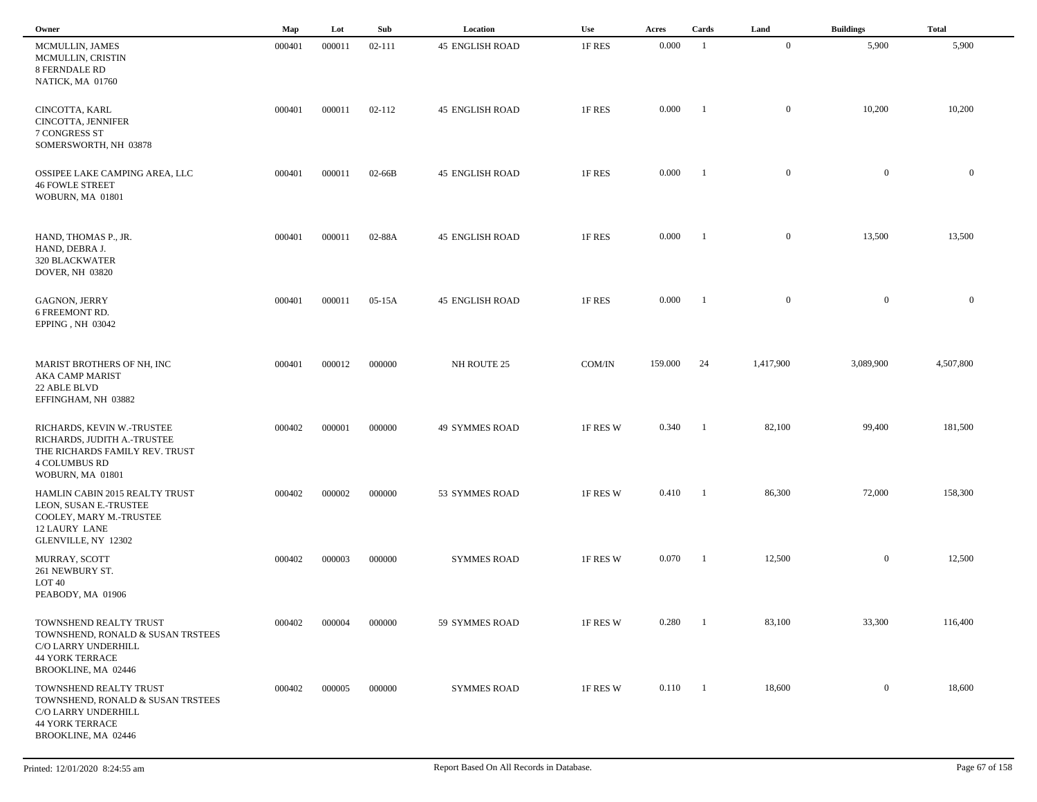| Owner | Map | Lot | Sub | Location | Use | Acres | Cards | Land | Buildings | Total |
|---|---|---|---|---|---|---|---|---|---|---|
| MCMULLIN, JAMES<br>MCMULLIN, CRISTIN<br>8 FERNDALE RD<br>NATICK, MA 01760 | 000401 | 000011 | 02-111 | 45 ENGLISH ROAD | 1F RES | 0.000 | 1 | 0 | 5,900 | 5,900 |
| CINCOTTA, KARL<br>CINCOTTA, JENNIFER<br>7 CONGRESS ST<br>SOMERSWORTH, NH 03878 | 000401 | 000011 | 02-112 | 45 ENGLISH ROAD | 1F RES | 0.000 | 1 | 0 | 10,200 | 10,200 |
| OSSIPEE LAKE CAMPING AREA, LLC<br>46 FOWLE STREET<br>WOBURN, MA 01801 | 000401 | 000011 | 02-66B | 45 ENGLISH ROAD | 1F RES | 0.000 | 1 | 0 | 0 | 0 |
| HAND, THOMAS P., JR.<br>HAND, DEBRA J.<br>320 BLACKWATER<br>DOVER, NH 03820 | 000401 | 000011 | 02-88A | 45 ENGLISH ROAD | 1F RES | 0.000 | 1 | 0 | 13,500 | 13,500 |
| GAGNON, JERRY<br>6 FREEMONT RD.<br>EPPING , NH 03042 | 000401 | 000011 | 05-15A | 45 ENGLISH ROAD | 1F RES | 0.000 | 1 | 0 | 0 | 0 |
| MARIST BROTHERS OF NH, INC<br>AKA CAMP MARIST<br>22 ABLE BLVD<br>EFFINGHAM, NH 03882 | 000401 | 000012 | 000000 | NH ROUTE 25 | COM/IN | 159.000 | 24 | 1,417,900 | 3,089,900 | 4,507,800 |
| RICHARDS, KEVIN W.-TRUSTEE<br>RICHARDS, JUDITH A.-TRUSTEE<br>THE RICHARDS FAMILY REV. TRUST<br>4 COLUMBUS RD<br>WOBURN, MA 01801 | 000402 | 000001 | 000000 | 49 SYMMES ROAD | 1F RES W | 0.340 | 1 | 82,100 | 99,400 | 181,500 |
| HAMLIN CABIN 2015 REALTY TRUST<br>LEON, SUSAN E.-TRUSTEE<br>COOLEY, MARY M.-TRUSTEE<br>12 LAURY LANE<br>GLENVILLE, NY 12302 | 000402 | 000002 | 000000 | 53 SYMMES ROAD | 1F RES W | 0.410 | 1 | 86,300 | 72,000 | 158,300 |
| MURRAY, SCOTT<br>261 NEWBURY ST.<br>LOT 40<br>PEABODY, MA 01906 | 000402 | 000003 | 000000 | SYMMES ROAD | 1F RES W | 0.070 | 1 | 12,500 | 0 | 12,500 |
| TOWNSHEND REALTY TRUST<br>TOWNSHEND, RONALD & SUSAN TRSTEES<br>C/O LARRY UNDERHILL<br>44 YORK TERRACE<br>BROOKLINE, MA 02446 | 000402 | 000004 | 000000 | 59 SYMMES ROAD | 1F RES W | 0.280 | 1 | 83,100 | 33,300 | 116,400 |
| TOWNSHEND REALTY TRUST<br>TOWNSHEND, RONALD & SUSAN TRSTEES<br>C/O LARRY UNDERHILL<br>44 YORK TERRACE<br>BROOKLINE, MA 02446 | 000402 | 000005 | 000000 | SYMMES ROAD | 1F RES W | 0.110 | 1 | 18,600 | 0 | 18,600 |

Printed: 12/01/2020 8:24:55 am

Report Based On All Records in Database.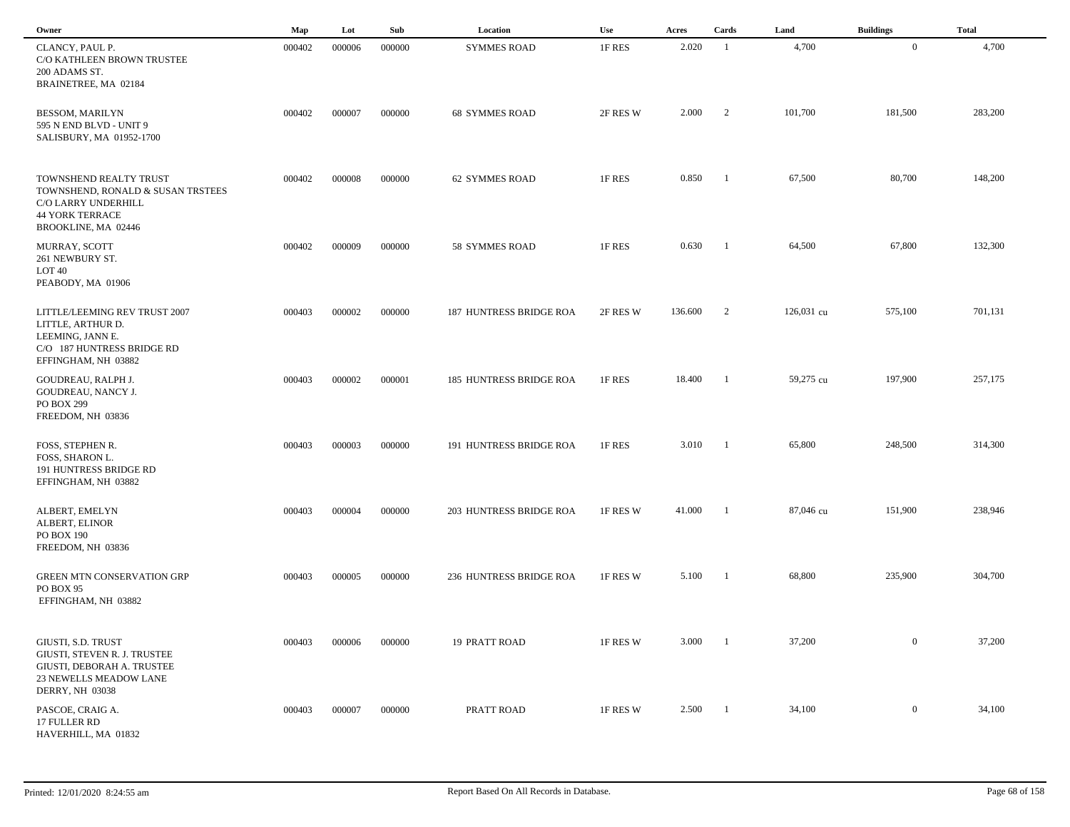| Owner | Map | Lot | Sub | Location | Use | Acres | Cards | Land | Buildings | Total |
|---|---|---|---|---|---|---|---|---|---|---|
| CLANCY, PAUL P.<br>C/O KATHLEEN BROWN TRUSTEE<br>200 ADAMS ST.<br>BRAINETREE, MA 02184 | 000402 | 000006 | 000000 | SYMMES ROAD | 1F RES | 2.020 | 1 | 4,700 | 0 | 4,700 |
| BESSOM, MARILYN<br>595 N END BLVD - UNIT 9<br>SALISBURY, MA 01952-1700 | 000402 | 000007 | 000000 | 68 SYMMES ROAD | 2F RES W | 2.000 | 2 | 101,700 | 181,500 | 283,200 |
| TOWNSHEND REALTY TRUST<br>TOWNSHEND, RONALD & SUSAN TRSTEES<br>C/O LARRY UNDERHILL<br>44 YORK TERRACE<br>BROOKLINE, MA 02446 | 000402 | 000008 | 000000 | 62 SYMMES ROAD | 1F RES | 0.850 | 1 | 67,500 | 80,700 | 148,200 |
| MURRAY, SCOTT<br>261 NEWBURY ST.<br>LOT 40<br>PEABODY, MA 01906 | 000402 | 000009 | 000000 | 58 SYMMES ROAD | 1F RES | 0.630 | 1 | 64,500 | 67,800 | 132,300 |
| LITTLE/LEEMING REV TRUST 2007<br>LITTLE, ARTHUR D.<br>LEEMING, JANN E.<br>C/O 187 HUNTRESS BRIDGE RD<br>EFFINGHAM, NH 03882 | 000403 | 000002 | 000000 | 187 HUNTRESS BRIDGE ROA | 2F RES W | 136.600 | 2 | 126,031 cu | 575,100 | 701,131 |
| GOUDREAU, RALPH J.<br>GOUDREAU, NANCY J.<br>PO BOX 299<br>FREEDOM, NH 03836 | 000403 | 000002 | 000001 | 185 HUNTRESS BRIDGE ROA | 1F RES | 18.400 | 1 | 59,275 cu | 197,900 | 257,175 |
| FOSS, STEPHEN R.<br>FOSS, SHARON L.<br>191 HUNTRESS BRIDGE RD<br>EFFINGHAM, NH 03882 | 000403 | 000003 | 000000 | 191 HUNTRESS BRIDGE ROA | 1F RES | 3.010 | 1 | 65,800 | 248,500 | 314,300 |
| ALBERT, EMELYN<br>ALBERT, ELINOR<br>PO BOX 190<br>FREEDOM, NH 03836 | 000403 | 000004 | 000000 | 203 HUNTRESS BRIDGE ROA | 1F RES W | 41.000 | 1 | 87,046 cu | 151,900 | 238,946 |
| GREEN MTN CONSERVATION GRP<br>PO BOX 95<br>EFFINGHAM, NH 03882 | 000403 | 000005 | 000000 | 236 HUNTRESS BRIDGE ROA | 1F RES W | 5.100 | 1 | 68,800 | 235,900 | 304,700 |
| GIUSTI, S.D. TRUST<br>GIUSTI, STEVEN R. J. TRUSTEE<br>GIUSTI, DEBORAH A. TRUSTEE<br>23 NEWELLS MEADOW LANE<br>DERRY, NH 03038 | 000403 | 000006 | 000000 | 19 PRATT ROAD | 1F RES W | 3.000 | 1 | 37,200 | 0 | 37,200 |
| PASCOE, CRAIG A.<br>17 FULLER RD<br>HAVERHILL, MA 01832 | 000403 | 000007 | 000000 | PRATT ROAD | 1F RES W | 2.500 | 1 | 34,100 | 0 | 34,100 |

Printed: 12/01/2020 8:24:55 am  Report Based On All Records in Database.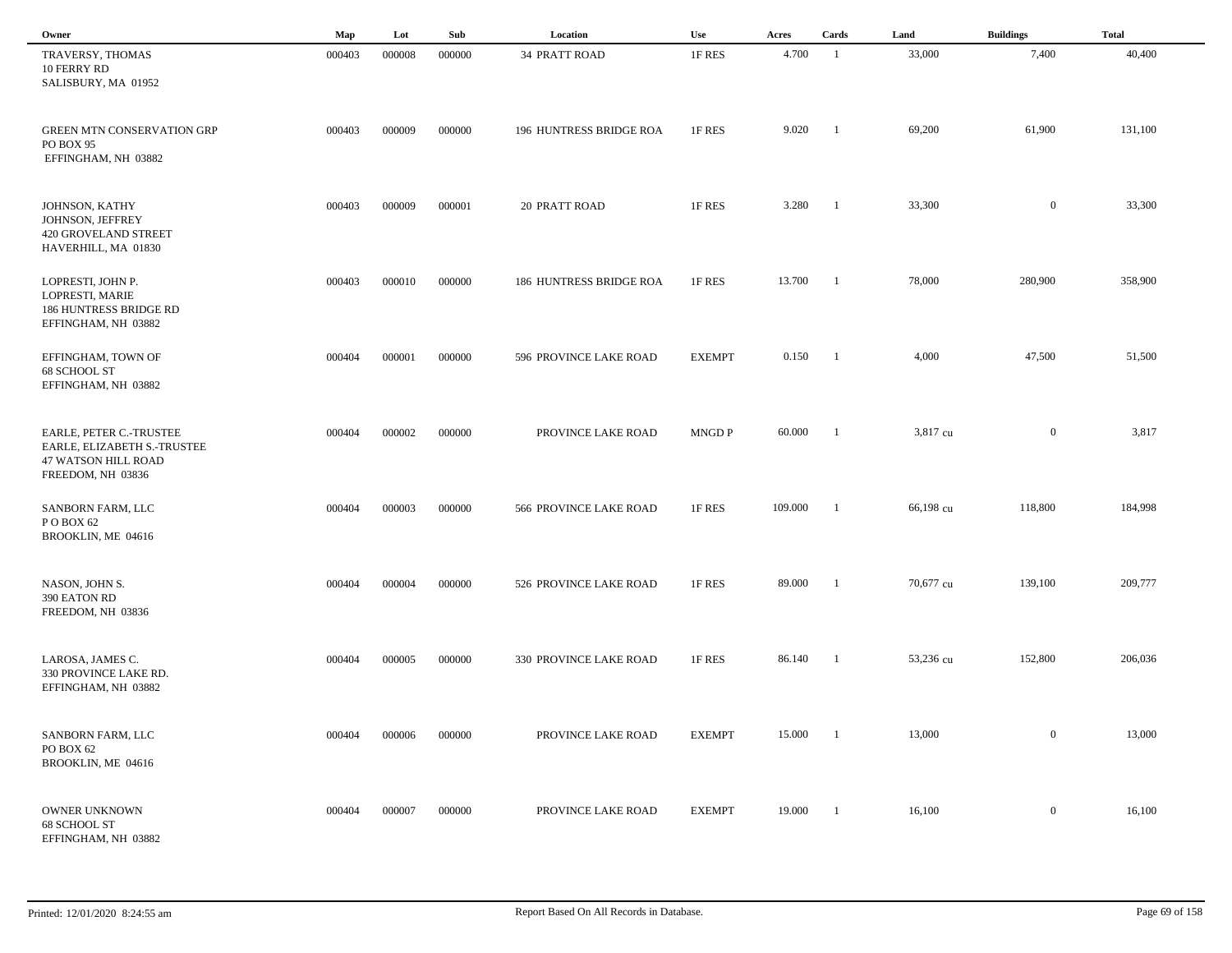| Owner | Map | Lot | Sub | Location | Use | Acres | Cards | Land | Buildings | Total |
|---|---|---|---|---|---|---|---|---|---|---|
| TRAVERSY, THOMAS<br>10 FERRY RD<br>SALISBURY, MA 01952 | 000403 | 000008 | 000000 | 34 PRATT ROAD | 1F RES | 4.700 | 1 | 33,000 | 7,400 | 40,400 |
| GREEN MTN CONSERVATION GRP<br>PO BOX 95<br>EFFINGHAM, NH 03882 | 000403 | 000009 | 000000 | 196 HUNTRESS BRIDGE ROA | 1F RES | 9.020 | 1 | 69,200 | 61,900 | 131,100 |
| JOHNSON, KATHY<br>JOHNSON, JEFFREY<br>420 GROVELAND STREET<br>HAVERHILL, MA 01830 | 000403 | 000009 | 000001 | 20 PRATT ROAD | 1F RES | 3.280 | 1 | 33,300 | 0 | 33,300 |
| LOPRESTI, JOHN P.<br>LOPRESTI, MARIE<br>186 HUNTRESS BRIDGE RD<br>EFFINGHAM, NH 03882 | 000403 | 000010 | 000000 | 186 HUNTRESS BRIDGE ROA | 1F RES | 13.700 | 1 | 78,000 | 280,900 | 358,900 |
| EFFINGHAM, TOWN OF<br>68 SCHOOL ST<br>EFFINGHAM, NH 03882 | 000404 | 000001 | 000000 | 596 PROVINCE LAKE ROAD | EXEMPT | 0.150 | 1 | 4,000 | 47,500 | 51,500 |
| EARLE, PETER C.-TRUSTEE<br>EARLE, ELIZABETH S.-TRUSTEE<br>47 WATSON HILL ROAD<br>FREEDOM, NH 03836 | 000404 | 000002 | 000000 | PROVINCE LAKE ROAD | MNGD P | 60.000 | 1 | 3,817 cu | 0 | 3,817 |
| SANBORN FARM, LLC<br>P O BOX 62<br>BROOKLIN, ME 04616 | 000404 | 000003 | 000000 | 566 PROVINCE LAKE ROAD | 1F RES | 109.000 | 1 | 66,198 cu | 118,800 | 184,998 |
| NASON, JOHN S.<br>390 EATON RD<br>FREEDOM, NH 03836 | 000404 | 000004 | 000000 | 526 PROVINCE LAKE ROAD | 1F RES | 89.000 | 1 | 70,677 cu | 139,100 | 209,777 |
| LAROSA, JAMES C.<br>330 PROVINCE LAKE RD.<br>EFFINGHAM, NH 03882 | 000404 | 000005 | 000000 | 330 PROVINCE LAKE ROAD | 1F RES | 86.140 | 1 | 53,236 cu | 152,800 | 206,036 |
| SANBORN FARM, LLC<br>PO BOX 62<br>BROOKLIN, ME 04616 | 000404 | 000006 | 000000 | PROVINCE LAKE ROAD | EXEMPT | 15.000 | 1 | 13,000 | 0 | 13,000 |
| OWNER UNKNOWN<br>68 SCHOOL ST<br>EFFINGHAM, NH 03882 | 000404 | 000007 | 000000 | PROVINCE LAKE ROAD | EXEMPT | 19.000 | 1 | 16,100 | 0 | 16,100 |

Printed: 12/01/2020 8:24:55 am

Report Based On All Records in Database.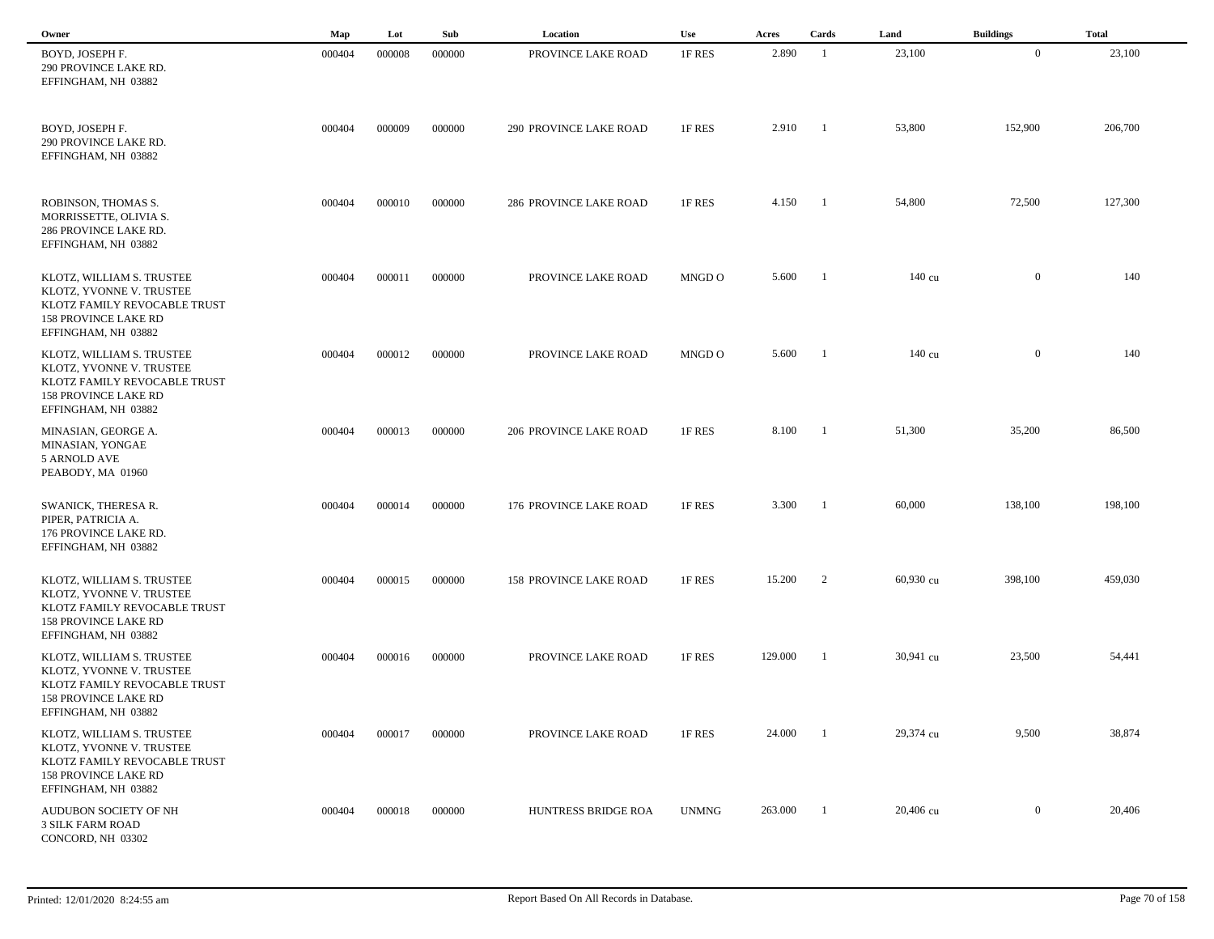| Owner | Map | Lot | Sub | Location | Use | Acres | Cards | Land | Buildings | Total |
|---|---|---|---|---|---|---|---|---|---|---|
| BOYD, JOSEPH F.<br>290 PROVINCE LAKE RD.<br>EFFINGHAM, NH 03882 | 000404 | 000008 | 000000 | PROVINCE LAKE ROAD | 1F RES | 2.890 | 1 | 23,100 | 0 | 23,100 |
| BOYD, JOSEPH F.<br>290 PROVINCE LAKE RD.<br>EFFINGHAM, NH 03882 | 000404 | 000009 | 000000 | 290 PROVINCE LAKE ROAD | 1F RES | 2.910 | 1 | 53,800 | 152,900 | 206,700 |
| ROBINSON, THOMAS S.<br>MORRISSETTE, OLIVIA S.<br>286 PROVINCE LAKE RD.<br>EFFINGHAM, NH 03882 | 000404 | 000010 | 000000 | 286 PROVINCE LAKE ROAD | 1F RES | 4.150 | 1 | 54,800 | 72,500 | 127,300 |
| KLOTZ, WILLIAM S. TRUSTEE<br>KLOTZ, YVONNE V. TRUSTEE<br>KLOTZ FAMILY REVOCABLE TRUST<br>158 PROVINCE LAKE RD<br>EFFINGHAM, NH 03882 | 000404 | 000011 | 000000 | PROVINCE LAKE ROAD | MNGD O | 5.600 | 1 | 140 cu | 0 | 140 |
| KLOTZ, WILLIAM S. TRUSTEE<br>KLOTZ, YVONNE V. TRUSTEE<br>KLOTZ FAMILY REVOCABLE TRUST<br>158 PROVINCE LAKE RD<br>EFFINGHAM, NH 03882 | 000404 | 000012 | 000000 | PROVINCE LAKE ROAD | MNGD O | 5.600 | 1 | 140 cu | 0 | 140 |
| MINASIAN, GEORGE A.<br>MINASIAN, YONGAE<br>5 ARNOLD AVE<br>PEABODY, MA 01960 | 000404 | 000013 | 000000 | 206 PROVINCE LAKE ROAD | 1F RES | 8.100 | 1 | 51,300 | 35,200 | 86,500 |
| SWANICK, THERESA R.<br>PIPER, PATRICIA A.<br>176 PROVINCE LAKE RD.<br>EFFINGHAM, NH 03882 | 000404 | 000014 | 000000 | 176 PROVINCE LAKE ROAD | 1F RES | 3.300 | 1 | 60,000 | 138,100 | 198,100 |
| KLOTZ, WILLIAM S. TRUSTEE<br>KLOTZ, YVONNE V. TRUSTEE<br>KLOTZ FAMILY REVOCABLE TRUST<br>158 PROVINCE LAKE RD<br>EFFINGHAM, NH 03882 | 000404 | 000015 | 000000 | 158 PROVINCE LAKE ROAD | 1F RES | 15.200 | 2 | 60,930 cu | 398,100 | 459,030 |
| KLOTZ, WILLIAM S. TRUSTEE<br>KLOTZ, YVONNE V. TRUSTEE<br>KLOTZ FAMILY REVOCABLE TRUST<br>158 PROVINCE LAKE RD<br>EFFINGHAM, NH 03882 | 000404 | 000016 | 000000 | PROVINCE LAKE ROAD | 1F RES | 129.000 | 1 | 30,941 cu | 23,500 | 54,441 |
| KLOTZ, WILLIAM S. TRUSTEE<br>KLOTZ, YVONNE V. TRUSTEE<br>KLOTZ FAMILY REVOCABLE TRUST<br>158 PROVINCE LAKE RD<br>EFFINGHAM, NH 03882 | 000404 | 000017 | 000000 | PROVINCE LAKE ROAD | 1F RES | 24.000 | 1 | 29,374 cu | 9,500 | 38,874 |
| AUDUBON SOCIETY OF NH<br>3 SILK FARM ROAD<br>CONCORD, NH 03302 | 000404 | 000018 | 000000 | HUNTRESS BRIDGE ROA | UNMNG | 263.000 | 1 | 20,406 cu | 0 | 20,406 |

Printed: 12/01/2020 8:24:55 am Report Based On All Records in Database.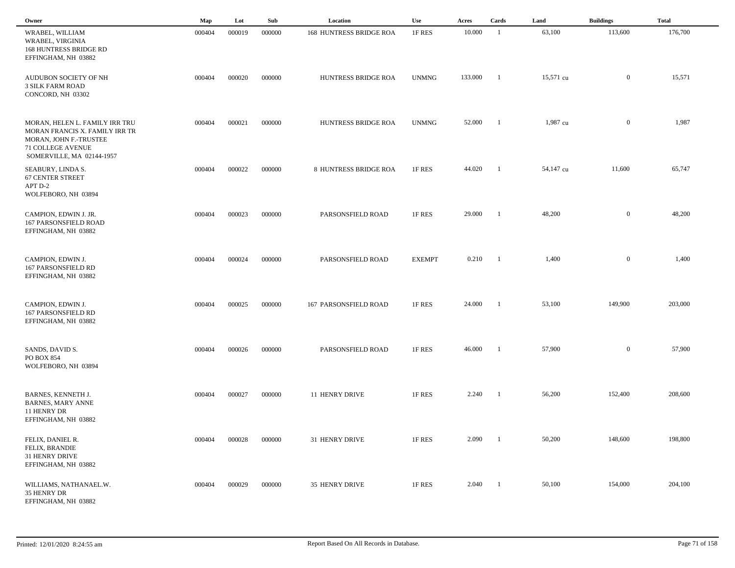| Owner | Map | Lot | Sub | Location | Use | Acres | Cards | Land | Buildings | Total |
|---|---|---|---|---|---|---|---|---|---|---|
| WRABEL, WILLIAM<br>WRABEL, VIRGINIA<br>168 HUNTRESS BRIDGE RD<br>EFFINGHAM, NH 03882 | 000404 | 000019 | 000000 | 168 HUNTRESS BRIDGE ROA | 1F RES | 10.000 | 1 | 63,100 | 113,600 | 176,700 |
| AUDUBON SOCIETY OF NH<br>3 SILK FARM ROAD<br>CONCORD, NH 03302 | 000404 | 000020 | 000000 | HUNTRESS BRIDGE ROA | UNMNG | 133.000 | 1 | 15,571 cu | 0 | 15,571 |
| MORAN, HELEN L. FAMILY IRR TRU<br>MORAN FRANCIS X. FAMILY IRR TR<br>MORAN, JOHN F.-TRUSTEE<br>71 COLLEGE AVENUE<br>SOMERVILLE, MA 02144-1957 | 000404 | 000021 | 000000 | HUNTRESS BRIDGE ROA | UNMNG | 52.000 | 1 | 1,987 cu | 0 | 1,987 |
| SEABURY, LINDA S.<br>67 CENTER STREET<br>APT D-2<br>WOLFEBORO, NH 03894 | 000404 | 000022 | 000000 | 8 HUNTRESS BRIDGE ROA | 1F RES | 44.020 | 1 | 54,147 cu | 11,600 | 65,747 |
| CAMPION, EDWIN J. JR.<br>167 PARSONSFIELD ROAD<br>EFFINGHAM, NH 03882 | 000404 | 000023 | 000000 | PARSONSFIELD ROAD | 1F RES | 29.000 | 1 | 48,200 | 0 | 48,200 |
| CAMPION, EDWIN J.<br>167 PARSONSFIELD RD<br>EFFINGHAM, NH 03882 | 000404 | 000024 | 000000 | PARSONSFIELD ROAD | EXEMPT | 0.210 | 1 | 1,400 | 0 | 1,400 |
| CAMPION, EDWIN J.<br>167 PARSONSFIELD RD<br>EFFINGHAM, NH 03882 | 000404 | 000025 | 000000 | 167 PARSONSFIELD ROAD | 1F RES | 24.000 | 1 | 53,100 | 149,900 | 203,000 |
| SANDS, DAVID S.<br>PO BOX 854<br>WOLFEBORO, NH 03894 | 000404 | 000026 | 000000 | PARSONSFIELD ROAD | 1F RES | 46.000 | 1 | 57,900 | 0 | 57,900 |
| BARNES, KENNETH J.<br>BARNES, MARY ANNE<br>11 HENRY DR<br>EFFINGHAM, NH 03882 | 000404 | 000027 | 000000 | 11 HENRY DRIVE | 1F RES | 2.240 | 1 | 56,200 | 152,400 | 208,600 |
| FELIX, DANIEL R.<br>FELIX, BRANDIE<br>31 HENRY DRIVE<br>EFFINGHAM, NH 03882 | 000404 | 000028 | 000000 | 31 HENRY DRIVE | 1F RES | 2.090 | 1 | 50,200 | 148,600 | 198,800 |
| WILLIAMS, NATHANAEL.W.<br>35 HENRY DR<br>EFFINGHAM, NH 03882 | 000404 | 000029 | 000000 | 35 HENRY DRIVE | 1F RES | 2.040 | 1 | 50,100 | 154,000 | 204,100 |

Printed: 12/01/2020 8:24:55 am

Report Based On All Records in Database.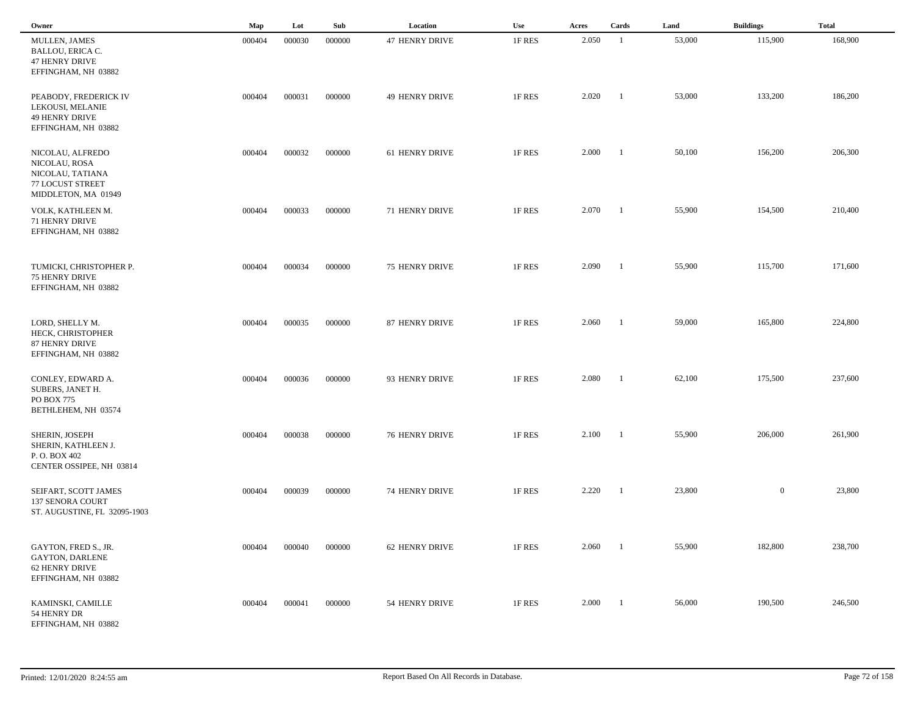| Owner | Map | Lot | Sub | Location | Use | Acres | Cards | Land | Buildings | Total |
|---|---|---|---|---|---|---|---|---|---|---|
| MULLEN, JAMES<br>BALLOU, ERICA C.<br>47 HENRY DRIVE<br>EFFINGHAM, NH 03882 | 000404 | 000030 | 000000 | 47 HENRY DRIVE | 1F RES | 2.050 | 1 | 53,000 | 115,900 | 168,900 |
| PEABODY, FREDERICK IV<br>LEKOUSI, MELANIE<br>49 HENRY DRIVE<br>EFFINGHAM, NH 03882 | 000404 | 000031 | 000000 | 49 HENRY DRIVE | 1F RES | 2.020 | 1 | 53,000 | 133,200 | 186,200 |
| NICOLAU, ALFREDO<br>NICOLAU, ROSA<br>NICOLAU, TATIANA<br>77 LOCUST STREET<br>MIDDLETON, MA 01949 | 000404 | 000032 | 000000 | 61 HENRY DRIVE | 1F RES | 2.000 | 1 | 50,100 | 156,200 | 206,300 |
| VOLK, KATHLEEN M.<br>71 HENRY DRIVE<br>EFFINGHAM, NH 03882 | 000404 | 000033 | 000000 | 71 HENRY DRIVE | 1F RES | 2.070 | 1 | 55,900 | 154,500 | 210,400 |
| TUMICKI, CHRISTOPHER P.<br>75 HENRY DRIVE<br>EFFINGHAM, NH 03882 | 000404 | 000034 | 000000 | 75 HENRY DRIVE | 1F RES | 2.090 | 1 | 55,900 | 115,700 | 171,600 |
| LORD, SHELLY M.<br>HECK, CHRISTOPHER<br>87 HENRY DRIVE<br>EFFINGHAM, NH 03882 | 000404 | 000035 | 000000 | 87 HENRY DRIVE | 1F RES | 2.060 | 1 | 59,000 | 165,800 | 224,800 |
| CONLEY, EDWARD A.<br>SUBERS, JANET H.<br>PO BOX 775<br>BETHLEHEM, NH 03574 | 000404 | 000036 | 000000 | 93 HENRY DRIVE | 1F RES | 2.080 | 1 | 62,100 | 175,500 | 237,600 |
| SHERIN, JOSEPH<br>SHERIN, KATHLEEN J.<br>P. O. BOX 402<br>CENTER OSSIPEE, NH 03814 | 000404 | 000038 | 000000 | 76 HENRY DRIVE | 1F RES | 2.100 | 1 | 55,900 | 206,000 | 261,900 |
| SEIFART, SCOTT JAMES<br>137 SENORA COURT<br>ST. AUGUSTINE, FL 32095-1903 | 000404 | 000039 | 000000 | 74 HENRY DRIVE | 1F RES | 2.220 | 1 | 23,800 | 0 | 23,800 |
| GAYTON, FRED S., JR.<br>GAYTON, DARLENE<br>62 HENRY DRIVE<br>EFFINGHAM, NH 03882 | 000404 | 000040 | 000000 | 62 HENRY DRIVE | 1F RES | 2.060 | 1 | 55,900 | 182,800 | 238,700 |
| KAMINSKI, CAMILLE<br>54 HENRY DR<br>EFFINGHAM, NH 03882 | 000404 | 000041 | 000000 | 54 HENRY DRIVE | 1F RES | 2.000 | 1 | 56,000 | 190,500 | 246,500 |

Printed: 12/01/2020 8:24:55 am Report Based On All Records in Database.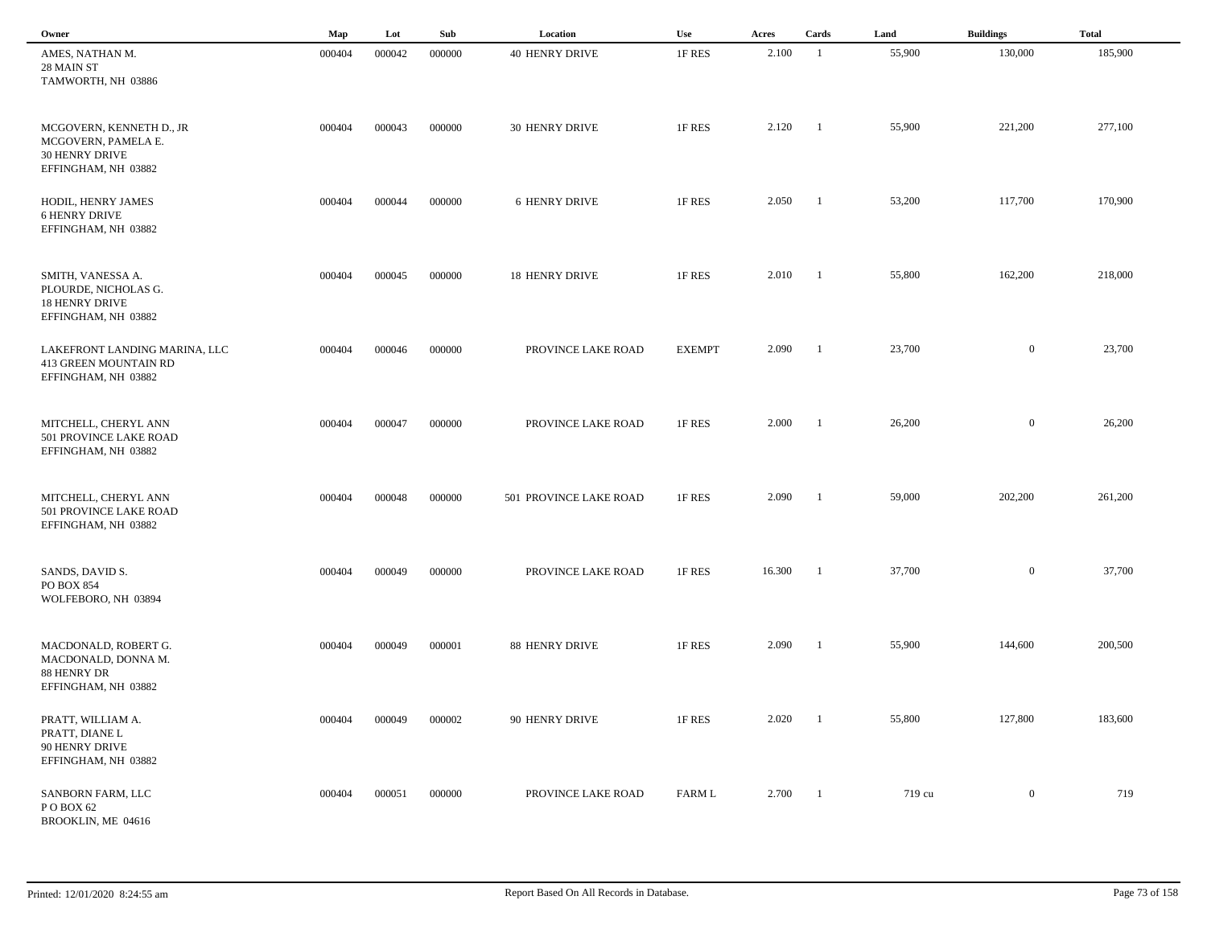| Owner | Map | Lot | Sub | Location | Use | Acres | Cards | Land | Buildings | Total |
|---|---|---|---|---|---|---|---|---|---|---|
| AMES, NATHAN M.<br>28 MAIN ST<br>TAMWORTH, NH 03886 | 000404 | 000042 | 000000 | 40 HENRY DRIVE | 1F RES | 2.100 | 1 | 55,900 | 130,000 | 185,900 |
| MCGOVERN, KENNETH D., JR<br>MCGOVERN, PAMELA E.<br>30 HENRY DRIVE<br>EFFINGHAM, NH 03882 | 000404 | 000043 | 000000 | 30 HENRY DRIVE | 1F RES | 2.120 | 1 | 55,900 | 221,200 | 277,100 |
| HODIL, HENRY JAMES<br>6 HENRY DRIVE<br>EFFINGHAM, NH 03882 | 000404 | 000044 | 000000 | 6 HENRY DRIVE | 1F RES | 2.050 | 1 | 53,200 | 117,700 | 170,900 |
| SMITH, VANESSA A.<br>PLOURDE, NICHOLAS G.<br>18 HENRY DRIVE<br>EFFINGHAM, NH 03882 | 000404 | 000045 | 000000 | 18 HENRY DRIVE | 1F RES | 2.010 | 1 | 55,800 | 162,200 | 218,000 |
| LAKEFRONT LANDING MARINA, LLC<br>413 GREEN MOUNTAIN RD<br>EFFINGHAM, NH 03882 | 000404 | 000046 | 000000 | PROVINCE LAKE ROAD | EXEMPT | 2.090 | 1 | 23,700 | 0 | 23,700 |
| MITCHELL, CHERYL ANN<br>501 PROVINCE LAKE ROAD<br>EFFINGHAM, NH 03882 | 000404 | 000047 | 000000 | PROVINCE LAKE ROAD | 1F RES | 2.000 | 1 | 26,200 | 0 | 26,200 |
| MITCHELL, CHERYL ANN<br>501 PROVINCE LAKE ROAD<br>EFFINGHAM, NH 03882 | 000404 | 000048 | 000000 | 501 PROVINCE LAKE ROAD | 1F RES | 2.090 | 1 | 59,000 | 202,200 | 261,200 |
| SANDS, DAVID S.<br>PO BOX 854<br>WOLFEBORO, NH 03894 | 000404 | 000049 | 000000 | PROVINCE LAKE ROAD | 1F RES | 16.300 | 1 | 37,700 | 0 | 37,700 |
| MACDONALD, ROBERT G.<br>MACDONALD, DONNA M.<br>88 HENRY DR<br>EFFINGHAM, NH 03882 | 000404 | 000049 | 000001 | 88 HENRY DRIVE | 1F RES | 2.090 | 1 | 55,900 | 144,600 | 200,500 |
| PRATT, WILLIAM A.<br>PRATT, DIANE L<br>90 HENRY DRIVE<br>EFFINGHAM, NH 03882 | 000404 | 000049 | 000002 | 90 HENRY DRIVE | 1F RES | 2.020 | 1 | 55,800 | 127,800 | 183,600 |
| SANBORN FARM, LLC<br>P O BOX 62<br>BROOKLIN, ME 04616 | 000404 | 000051 | 000000 | PROVINCE LAKE ROAD | FARM L | 2.700 | 1 | 719 cu | 0 | 719 |

Printed: 12/01/2020 8:24:55 am — Report Based On All Records in Database.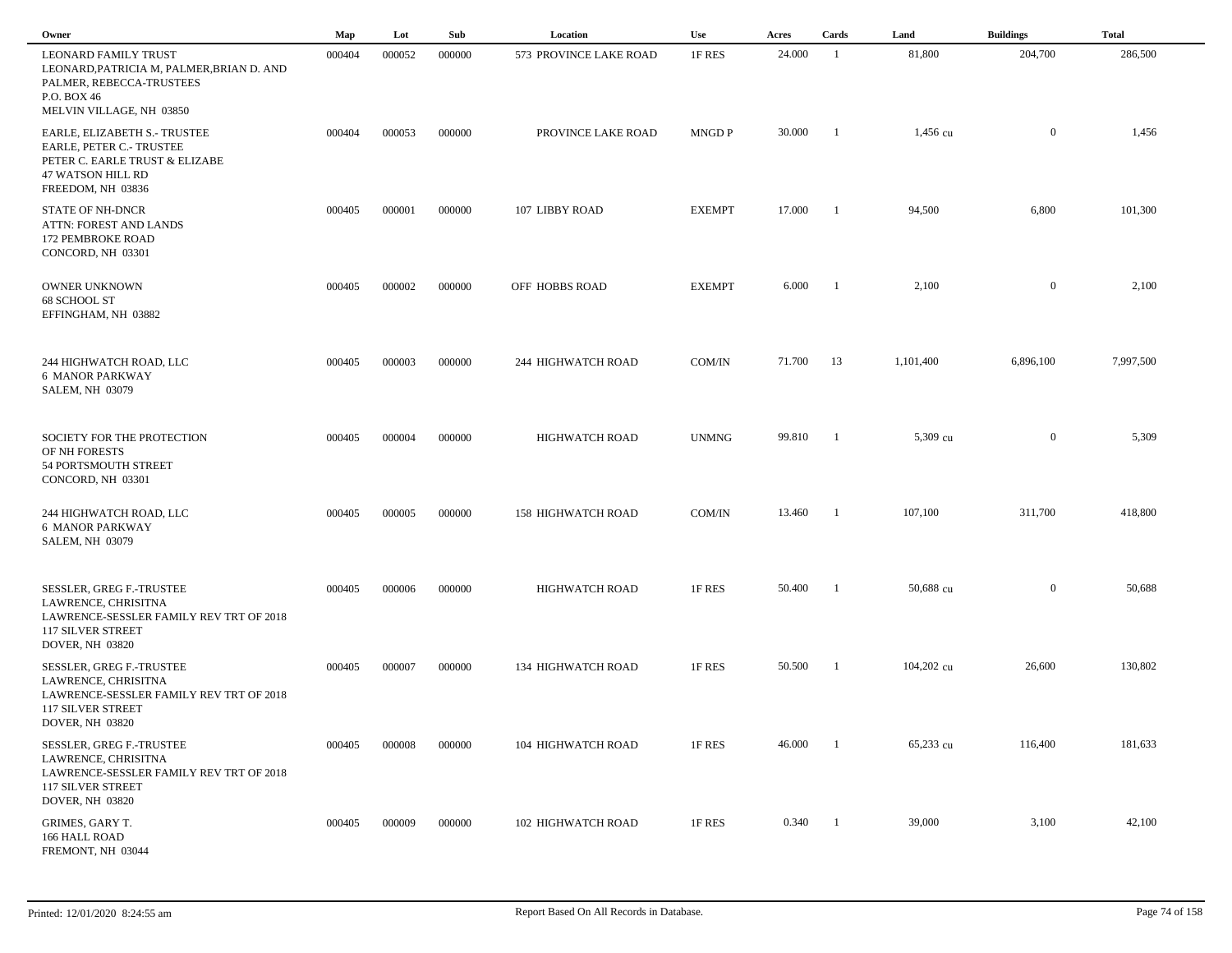| Owner | Map | Lot | Sub | Location | Use | Acres | Cards | Land | Buildings | Total |
|---|---|---|---|---|---|---|---|---|---|---|
| LEONARD FAMILY TRUST<br>LEONARD,PATRICIA M, PALMER,BRIAN D. AND<br>PALMER, REBECCA-TRUSTEES<br>P.O. BOX 46<br>MELVIN VILLAGE, NH 03850 | 000404 | 000052 | 000000 | 573 PROVINCE LAKE ROAD | 1F RES | 24.000 | 1 | 81,800 | 204,700 | 286,500 |
| EARLE, ELIZABETH S.- TRUSTEE<br>EARLE, PETER C.- TRUSTEE<br>PETER C. EARLE TRUST & ELIZABE<br>47 WATSON HILL RD<br>FREEDOM, NH 03836 | 000404 | 000053 | 000000 | PROVINCE LAKE ROAD | MNGD P | 30.000 | 1 | 1,456 cu | 0 | 1,456 |
| STATE OF NH-DNCR<br>ATTN: FOREST AND LANDS<br>172 PEMBROKE ROAD<br>CONCORD, NH 03301 | 000405 | 000001 | 000000 | 107 LIBBY ROAD | EXEMPT | 17.000 | 1 | 94,500 | 6,800 | 101,300 |
| OWNER UNKNOWN<br>68 SCHOOL ST<br>EFFINGHAM, NH 03882 | 000405 | 000002 | 000000 | OFF HOBBS ROAD | EXEMPT | 6.000 | 1 | 2,100 | 0 | 2,100 |
| 244 HIGHWATCH ROAD, LLC<br>6 MANOR PARKWAY<br>SALEM, NH 03079 | 000405 | 000003 | 000000 | 244 HIGHWATCH ROAD | COM/IN | 71.700 | 13 | 1,101,400 | 6,896,100 | 7,997,500 |
| SOCIETY FOR THE PROTECTION<br>OF NH FORESTS<br>54 PORTSMOUTH STREET<br>CONCORD, NH 03301 | 000405 | 000004 | 000000 | HIGHWATCH ROAD | UNMNG | 99.810 | 1 | 5,309 cu | 0 | 5,309 |
| 244 HIGHWATCH ROAD, LLC<br>6 MANOR PARKWAY<br>SALEM, NH 03079 | 000405 | 000005 | 000000 | 158 HIGHWATCH ROAD | COM/IN | 13.460 | 1 | 107,100 | 311,700 | 418,800 |
| SESSLER, GREG F.-TRUSTEE<br>LAWRENCE, CHRISITNA<br>LAWRENCE-SESSLER FAMILY REV TRT OF 2018<br>117 SILVER STREET<br>DOVER, NH 03820 | 000405 | 000006 | 000000 | HIGHWATCH ROAD | 1F RES | 50.400 | 1 | 50,688 cu | 0 | 50,688 |
| SESSLER, GREG F.-TRUSTEE<br>LAWRENCE, CHRISITNA<br>LAWRENCE-SESSLER FAMILY REV TRT OF 2018<br>117 SILVER STREET<br>DOVER, NH 03820 | 000405 | 000007 | 000000 | 134 HIGHWATCH ROAD | 1F RES | 50.500 | 1 | 104,202 cu | 26,600 | 130,802 |
| SESSLER, GREG F.-TRUSTEE<br>LAWRENCE, CHRISITNA<br>LAWRENCE-SESSLER FAMILY REV TRT OF 2018<br>117 SILVER STREET<br>DOVER, NH 03820 | 000405 | 000008 | 000000 | 104 HIGHWATCH ROAD | 1F RES | 46.000 | 1 | 65,233 cu | 116,400 | 181,633 |
| GRIMES, GARY T.<br>166 HALL ROAD<br>FREMONT, NH 03044 | 000405 | 000009 | 000000 | 102 HIGHWATCH ROAD | 1F RES | 0.340 | 1 | 39,000 | 3,100 | 42,100 |

Printed: 12/01/2020 8:24:55 am

Report Based On All Records in Database.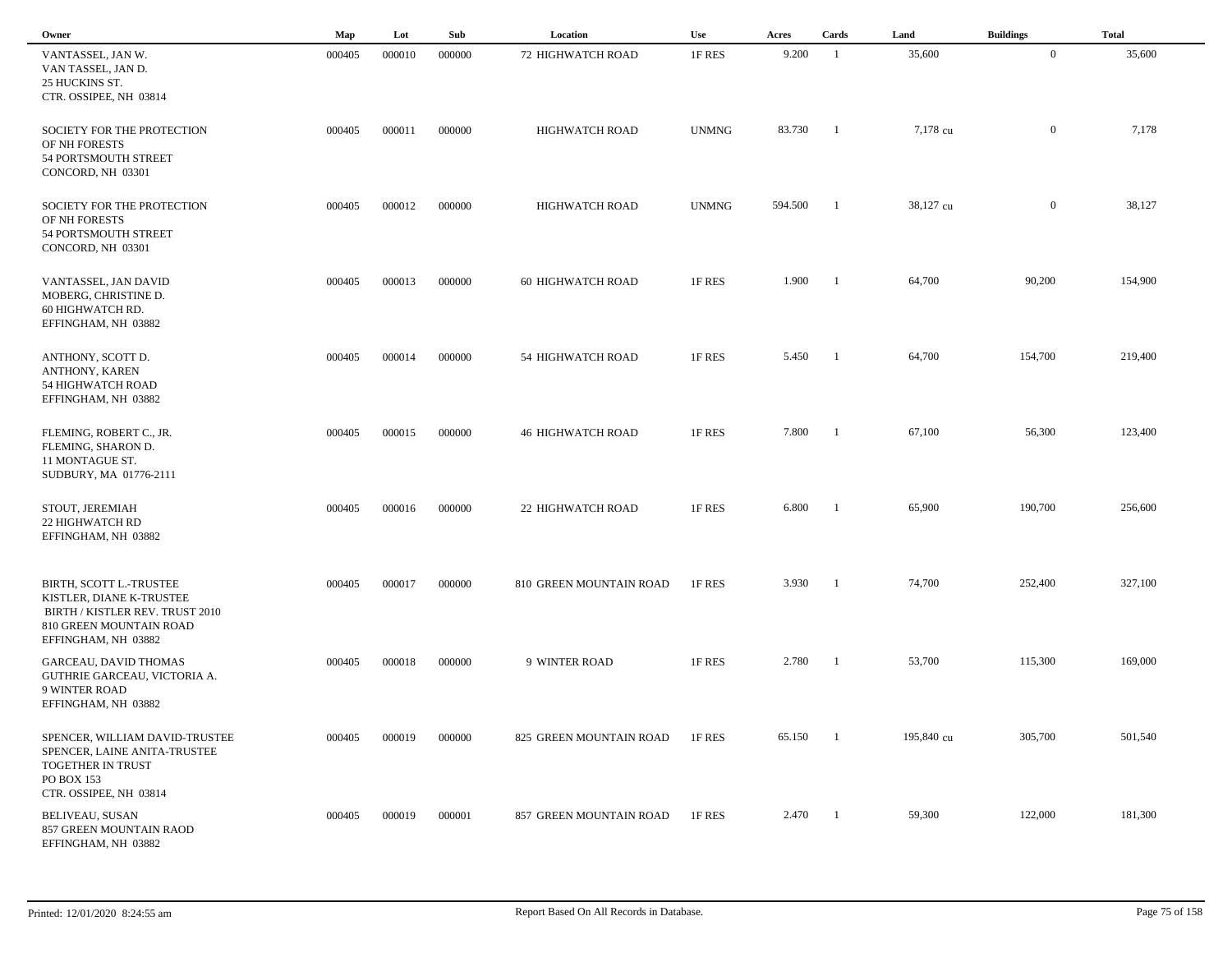| Owner | Map | Lot | Sub | Location | Use | Acres | Cards | Land | Buildings | Total |
|---|---|---|---|---|---|---|---|---|---|---|
| VANTASSEL, JAN W.<br>VAN TASSEL, JAN D.<br>25 HUCKINS ST.<br>CTR. OSSIPEE, NH 03814 | 000405 | 000010 | 000000 | 72 HIGHWATCH ROAD | 1F RES | 9.200 | 1 | 35,600 | 0 | 35,600 |
| SOCIETY FOR THE PROTECTION<br>OF NH FORESTS<br>54 PORTSMOUTH STREET<br>CONCORD, NH 03301 | 000405 | 000011 | 000000 | HIGHWATCH ROAD | UNMNG | 83.730 | 1 | 7,178 cu | 0 | 7,178 |
| SOCIETY FOR THE PROTECTION<br>OF NH FORESTS<br>54 PORTSMOUTH STREET<br>CONCORD, NH 03301 | 000405 | 000012 | 000000 | HIGHWATCH ROAD | UNMNG | 594.500 | 1 | 38,127 cu | 0 | 38,127 |
| VANTASSEL, JAN DAVID<br>MOBERG, CHRISTINE D.<br>60 HIGHWATCH RD.<br>EFFINGHAM, NH 03882 | 000405 | 000013 | 000000 | 60 HIGHWATCH ROAD | 1F RES | 1.900 | 1 | 64,700 | 90,200 | 154,900 |
| ANTHONY, SCOTT D.<br>ANTHONY, KAREN<br>54 HIGHWATCH ROAD<br>EFFINGHAM, NH 03882 | 000405 | 000014 | 000000 | 54 HIGHWATCH ROAD | 1F RES | 5.450 | 1 | 64,700 | 154,700 | 219,400 |
| FLEMING, ROBERT C., JR.<br>FLEMING, SHARON D.<br>11 MONTAGUE ST.<br>SUDBURY, MA 01776-2111 | 000405 | 000015 | 000000 | 46 HIGHWATCH ROAD | 1F RES | 7.800 | 1 | 67,100 | 56,300 | 123,400 |
| STOUT, JEREMIAH<br>22 HIGHWATCH RD<br>EFFINGHAM, NH 03882 | 000405 | 000016 | 000000 | 22 HIGHWATCH ROAD | 1F RES | 6.800 | 1 | 65,900 | 190,700 | 256,600 |
| BIRTH, SCOTT L.-TRUSTEE<br>KISTLER, DIANE K-TRUSTEE<br>BIRTH / KISTLER REV. TRUST 2010<br>810 GREEN MOUNTAIN ROAD<br>EFFINGHAM, NH 03882 | 000405 | 000017 | 000000 | 810 GREEN MOUNTAIN ROAD | 1F RES | 3.930 | 1 | 74,700 | 252,400 | 327,100 |
| GARCEAU, DAVID THOMAS<br>GUTHRIE GARCEAU, VICTORIA A.<br>9 WINTER ROAD<br>EFFINGHAM, NH 03882 | 000405 | 000018 | 000000 | 9 WINTER ROAD | 1F RES | 2.780 | 1 | 53,700 | 115,300 | 169,000 |
| SPENCER, WILLIAM DAVID-TRUSTEE<br>SPENCER, LAINE ANITA-TRUSTEE<br>TOGETHER IN TRUST<br>PO BOX 153<br>CTR. OSSIPEE, NH 03814 | 000405 | 000019 | 000000 | 825 GREEN MOUNTAIN ROAD | 1F RES | 65.150 | 1 | 195,840 cu | 305,700 | 501,540 |
| BELIVEAU, SUSAN<br>857 GREEN MOUNTAIN RAOD<br>EFFINGHAM, NH 03882 | 000405 | 000019 | 000001 | 857 GREEN MOUNTAIN ROAD | 1F RES | 2.470 | 1 | 59,300 | 122,000 | 181,300 |

Printed: 12/01/2020 8:24:55 am

Report Based On All Records in Database.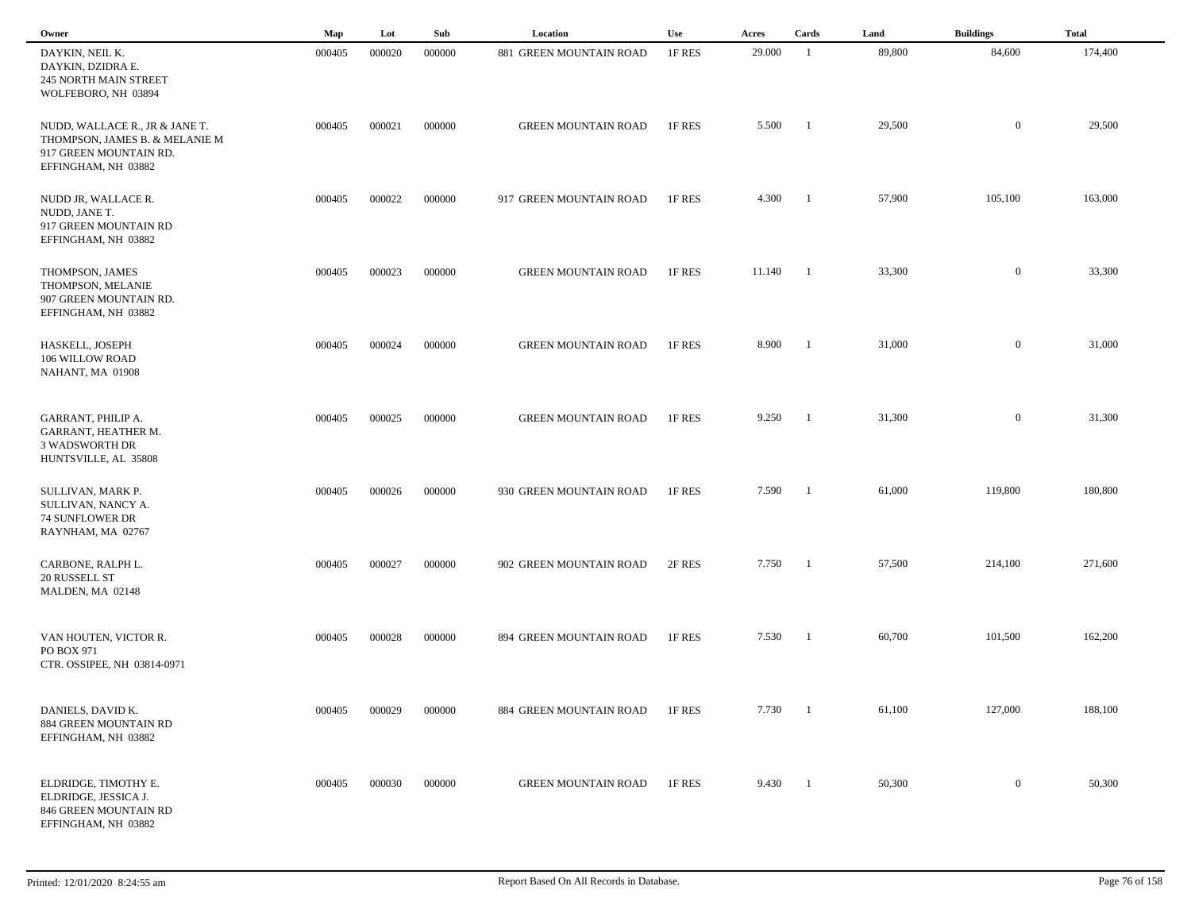| Owner | Map | Lot | Sub | Location | Use | Acres | Cards | Land | Buildings | Total |
|---|---|---|---|---|---|---|---|---|---|---|
| DAYKIN, NEIL K.<br>DAYKIN, DZIDRA E.<br>245 NORTH MAIN STREET<br>WOLFEBORO, NH 03894 | 000405 | 000020 | 000000 | 881 GREEN MOUNTAIN ROAD | 1F RES | 29.000 | 1 | 89,800 | 84,600 | 174,400 |
| NUDD, WALLACE R., JR & JANE T.<br>THOMPSON, JAMES B. & MELANIE M<br>917 GREEN MOUNTAIN RD.<br>EFFINGHAM, NH 03882 | 000405 | 000021 | 000000 | GREEN MOUNTAIN ROAD | 1F RES | 5.500 | 1 | 29,500 | 0 | 29,500 |
| NUDD JR, WALLACE R.<br>NUDD, JANE T.<br>917 GREEN MOUNTAIN RD<br>EFFINGHAM, NH 03882 | 000405 | 000022 | 000000 | 917 GREEN MOUNTAIN ROAD | 1F RES | 4.300 | 1 | 57,900 | 105,100 | 163,000 |
| THOMPSON, JAMES<br>THOMPSON, MELANIE<br>907 GREEN MOUNTAIN RD.<br>EFFINGHAM, NH 03882 | 000405 | 000023 | 000000 | GREEN MOUNTAIN ROAD | 1F RES | 11.140 | 1 | 33,300 | 0 | 33,300 |
| HASKELL, JOSEPH<br>106 WILLOW ROAD<br>NAHANT, MA 01908 | 000405 | 000024 | 000000 | GREEN MOUNTAIN ROAD | 1F RES | 8.900 | 1 | 31,000 | 0 | 31,000 |
| GARRANT, PHILIP A.<br>GARRANT, HEATHER M.<br>3 WADSWORTH DR<br>HUNTSVILLE, AL 35808 | 000405 | 000025 | 000000 | GREEN MOUNTAIN ROAD | 1F RES | 9.250 | 1 | 31,300 | 0 | 31,300 |
| SULLIVAN, MARK P.<br>SULLIVAN, NANCY A.<br>74 SUNFLOWER DR<br>RAYNHAM, MA 02767 | 000405 | 000026 | 000000 | 930 GREEN MOUNTAIN ROAD | 1F RES | 7.590 | 1 | 61,000 | 119,800 | 180,800 |
| CARBONE, RALPH L.<br>20 RUSSELL ST<br>MALDEN, MA 02148 | 000405 | 000027 | 000000 | 902 GREEN MOUNTAIN ROAD | 2F RES | 7.750 | 1 | 57,500 | 214,100 | 271,600 |
| VAN HOUTEN, VICTOR R.<br>PO BOX 971<br>CTR. OSSIPEE, NH 03814-0971 | 000405 | 000028 | 000000 | 894 GREEN MOUNTAIN ROAD | 1F RES | 7.530 | 1 | 60,700 | 101,500 | 162,200 |
| DANIELS, DAVID K.<br>884 GREEN MOUNTAIN RD<br>EFFINGHAM, NH 03882 | 000405 | 000029 | 000000 | 884 GREEN MOUNTAIN ROAD | 1F RES | 7.730 | 1 | 61,100 | 127,000 | 188,100 |
| ELDRIDGE, TIMOTHY E.<br>ELDRIDGE, JESSICA J.<br>846 GREEN MOUNTAIN RD<br>EFFINGHAM, NH 03882 | 000405 | 000030 | 000000 | GREEN MOUNTAIN ROAD | 1F RES | 9.430 | 1 | 50,300 | 0 | 50,300 |

Printed: 12/01/2020 8:24:55 am    Report Based On All Records in Database.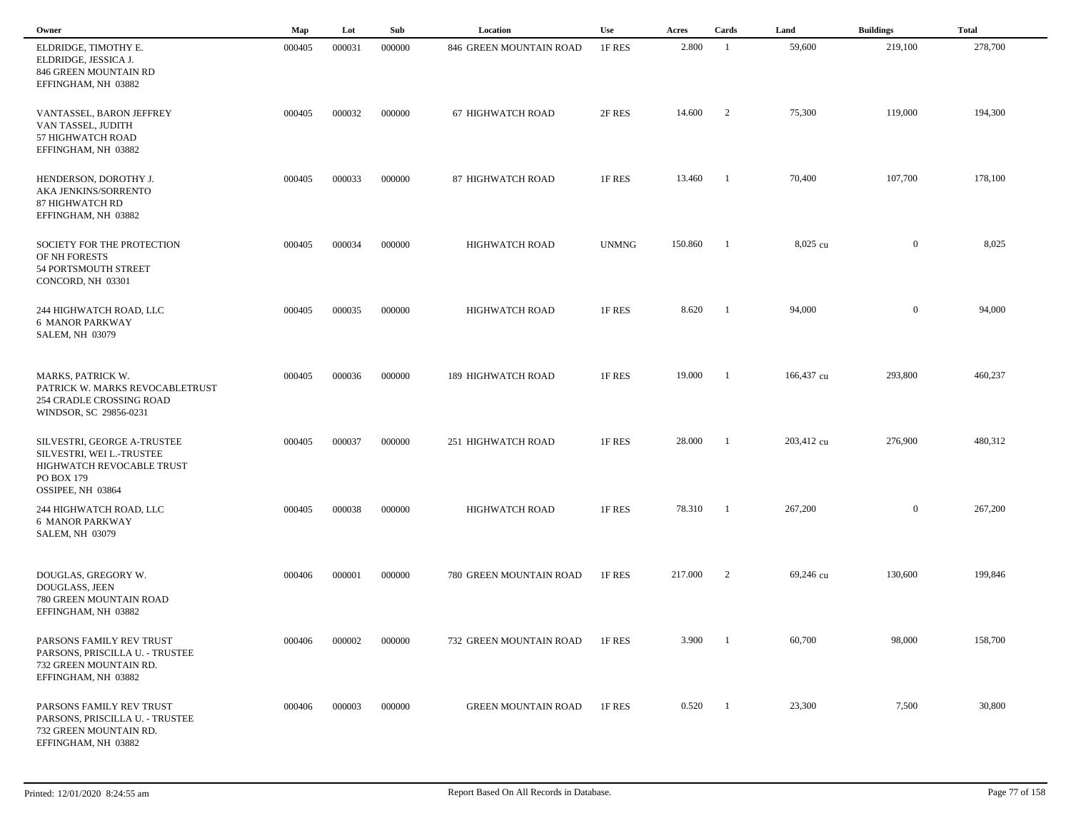| Owner | Map | Lot | Sub | Location | Use | Acres | Cards | Land | Buildings | Total |
|---|---|---|---|---|---|---|---|---|---|---|
| ELDRIDGE, TIMOTHY E.<br>ELDRIDGE, JESSICA J.<br>846 GREEN MOUNTAIN RD<br>EFFINGHAM, NH 03882 | 000405 | 000031 | 000000 | 846 GREEN MOUNTAIN ROAD | 1F RES | 2.800 | 1 | 59,600 | 219,100 | 278,700 |
| VANTASSEL, BARON JEFFREY<br>VAN TASSEL, JUDITH<br>57 HIGHWATCH ROAD<br>EFFINGHAM, NH 03882 | 000405 | 000032 | 000000 | 67 HIGHWATCH ROAD | 2F RES | 14.600 | 2 | 75,300 | 119,000 | 194,300 |
| HENDERSON, DOROTHY J.<br>AKA JENKINS/SORRENTO<br>87 HIGHWATCH RD<br>EFFINGHAM, NH 03882 | 000405 | 000033 | 000000 | 87 HIGHWATCH ROAD | 1F RES | 13.460 | 1 | 70,400 | 107,700 | 178,100 |
| SOCIETY FOR THE PROTECTION<br>OF NH FORESTS<br>54 PORTSMOUTH STREET<br>CONCORD, NH 03301 | 000405 | 000034 | 000000 | HIGHWATCH ROAD | UNMNG | 150.860 | 1 | 8,025 cu | 0 | 8,025 |
| 244 HIGHWATCH ROAD, LLC<br>6 MANOR PARKWAY<br>SALEM, NH 03079 | 000405 | 000035 | 000000 | HIGHWATCH ROAD | 1F RES | 8.620 | 1 | 94,000 | 0 | 94,000 |
| MARKS, PATRICK W.<br>PATRICK W. MARKS REVOCABLETRUST<br>254 CRADLE CROSSING ROAD<br>WINDSOR, SC 29856-0231 | 000405 | 000036 | 000000 | 189 HIGHWATCH ROAD | 1F RES | 19.000 | 1 | 166,437 cu | 293,800 | 460,237 |
| SILVESTRI, GEORGE A-TRUSTEE<br>SILVESTRI, WEI L.-TRUSTEE<br>HIGHWATCH REVOCABLE TRUST<br>PO BOX 179<br>OSSIPEE, NH 03864 | 000405 | 000037 | 000000 | 251 HIGHWATCH ROAD | 1F RES | 28.000 | 1 | 203,412 cu | 276,900 | 480,312 |
| 244 HIGHWATCH ROAD, LLC<br>6 MANOR PARKWAY<br>SALEM, NH 03079 | 000405 | 000038 | 000000 | HIGHWATCH ROAD | 1F RES | 78.310 | 1 | 267,200 | 0 | 267,200 |
| DOUGLAS, GREGORY W.<br>DOUGLASS, JEEN<br>780 GREEN MOUNTAIN ROAD<br>EFFINGHAM, NH 03882 | 000406 | 000001 | 000000 | 780 GREEN MOUNTAIN ROAD | 1F RES | 217.000 | 2 | 69,246 cu | 130,600 | 199,846 |
| PARSONS FAMILY REV TRUST<br>PARSONS, PRISCILLA U. - TRUSTEE<br>732 GREEN MOUNTAIN RD.<br>EFFINGHAM, NH 03882 | 000406 | 000002 | 000000 | 732 GREEN MOUNTAIN ROAD | 1F RES | 3.900 | 1 | 60,700 | 98,000 | 158,700 |
| PARSONS FAMILY REV TRUST<br>PARSONS, PRISCILLA U. - TRUSTEE<br>732 GREEN MOUNTAIN RD.<br>EFFINGHAM, NH 03882 | 000406 | 000003 | 000000 | GREEN MOUNTAIN ROAD | 1F RES | 0.520 | 1 | 23,300 | 7,500 | 30,800 |

Printed: 12/01/2020 8:24:55 am

Report Based On All Records in Database.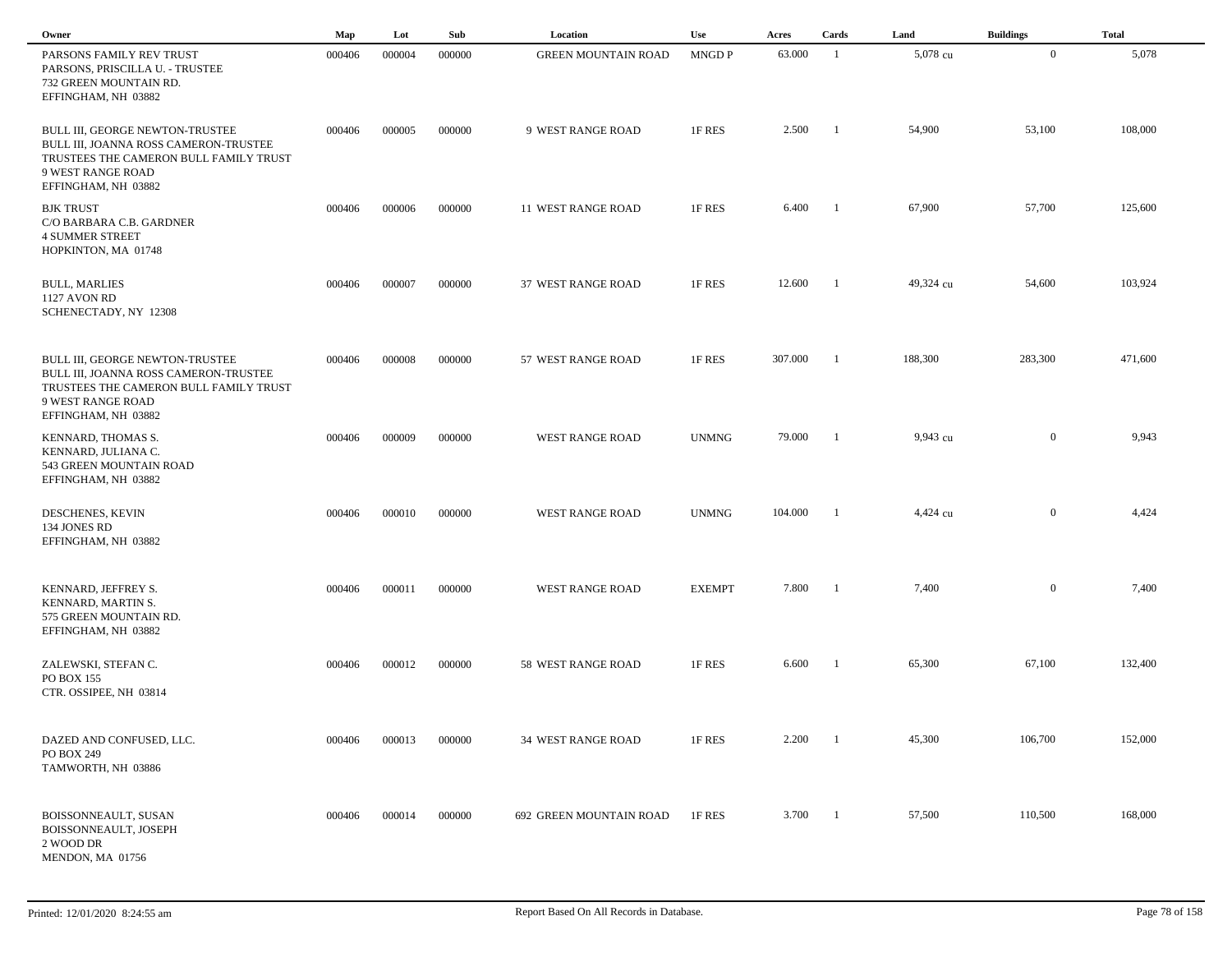| Owner | Map | Lot | Sub | Location | Use | Acres | Cards | Land | Buildings | Total |
|---|---|---|---|---|---|---|---|---|---|---|
| PARSONS FAMILY REV TRUST<br>PARSONS, PRISCILLA U. - TRUSTEE<br>732 GREEN MOUNTAIN RD.<br>EFFINGHAM, NH 03882 | 000406 | 000004 | 000000 | GREEN MOUNTAIN ROAD | MNGD P | 63.000 | 1 | 5,078 cu | 0 | 5,078 |
| BULL III, GEORGE NEWTON-TRUSTEE<br>BULL III, JOANNA ROSS CAMERON-TRUSTEE<br>TRUSTEES THE CAMERON BULL FAMILY TRUST<br>9 WEST RANGE ROAD<br>EFFINGHAM, NH 03882 | 000406 | 000005 | 000000 | 9 WEST RANGE ROAD | 1F RES | 2.500 | 1 | 54,900 | 53,100 | 108,000 |
| BJK TRUST<br>C/O BARBARA C.B. GARDNER<br>4 SUMMER STREET<br>HOPKINTON, MA 01748 | 000406 | 000006 | 000000 | 11 WEST RANGE ROAD | 1F RES | 6.400 | 1 | 67,900 | 57,700 | 125,600 |
| BULL, MARLIES<br>1127 AVON RD<br>SCHENECTADY, NY 12308 | 000406 | 000007 | 000000 | 37 WEST RANGE ROAD | 1F RES | 12.600 | 1 | 49,324 cu | 54,600 | 103,924 |
| BULL III, GEORGE NEWTON-TRUSTEE<br>BULL III, JOANNA ROSS CAMERON-TRUSTEE<br>TRUSTEES THE CAMERON BULL FAMILY TRUST<br>9 WEST RANGE ROAD<br>EFFINGHAM, NH 03882 | 000406 | 000008 | 000000 | 57 WEST RANGE ROAD | 1F RES | 307.000 | 1 | 188,300 | 283,300 | 471,600 |
| KENNARD, THOMAS S.<br>KENNARD, JULIANA C.<br>543 GREEN MOUNTAIN ROAD<br>EFFINGHAM, NH 03882 | 000406 | 000009 | 000000 | WEST RANGE ROAD | UNMNG | 79.000 | 1 | 9,943 cu | 0 | 9,943 |
| DESCHENES, KEVIN<br>134 JONES RD<br>EFFINGHAM, NH 03882 | 000406 | 000010 | 000000 | WEST RANGE ROAD | UNMNG | 104.000 | 1 | 4,424 cu | 0 | 4,424 |
| KENNARD, JEFFREY S.<br>KENNARD, MARTIN S.<br>575 GREEN MOUNTAIN RD.<br>EFFINGHAM, NH 03882 | 000406 | 000011 | 000000 | WEST RANGE ROAD | EXEMPT | 7.800 | 1 | 7,400 | 0 | 7,400 |
| ZALEWSKI, STEFAN C.<br>PO BOX 155<br>CTR. OSSIPEE, NH 03814 | 000406 | 000012 | 000000 | 58 WEST RANGE ROAD | 1F RES | 6.600 | 1 | 65,300 | 67,100 | 132,400 |
| DAZED AND CONFUSED, LLC.<br>PO BOX 249<br>TAMWORTH, NH 03886 | 000406 | 000013 | 000000 | 34 WEST RANGE ROAD | 1F RES | 2.200 | 1 | 45,300 | 106,700 | 152,000 |
| BOISSONNEAULT, SUSAN<br>BOISSONNEAULT, JOSEPH<br>2 WOOD DR<br>MENDON, MA 01756 | 000406 | 000014 | 000000 | 692 GREEN MOUNTAIN ROAD | 1F RES | 3.700 | 1 | 57,500 | 110,500 | 168,000 |

Printed: 12/01/2020 8:24:55 am

Report Based On All Records in Database.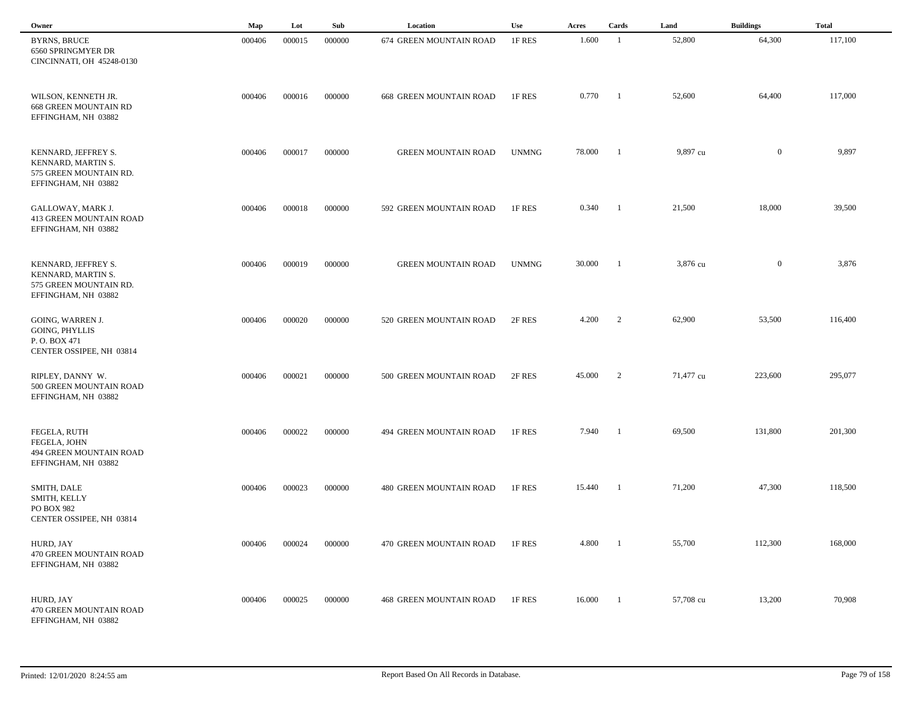| Owner | Map | Lot | Sub | Location | Use | Acres | Cards | Land | Buildings | Total |
|---|---|---|---|---|---|---|---|---|---|---|
| BYRNS, BRUCE<br>6560 SPRINGMYER DR<br>CINCINNATI, OH 45248-0130 | 000406 | 000015 | 000000 | 674 GREEN MOUNTAIN ROAD | 1F RES | 1.600 | 1 | 52,800 | 64,300 | 117,100 |
| WILSON, KENNETH JR.<br>668 GREEN MOUNTAIN RD<br>EFFINGHAM, NH 03882 | 000406 | 000016 | 000000 | 668 GREEN MOUNTAIN ROAD | 1F RES | 0.770 | 1 | 52,600 | 64,400 | 117,000 |
| KENNARD, JEFFREY S.<br>KENNARD, MARTIN S.<br>575 GREEN MOUNTAIN RD.<br>EFFINGHAM, NH 03882 | 000406 | 000017 | 000000 | GREEN MOUNTAIN ROAD | UNMNG | 78.000 | 1 | 9,897 cu | 0 | 9,897 |
| GALLOWAY, MARK J.<br>413 GREEN MOUNTAIN ROAD<br>EFFINGHAM, NH 03882 | 000406 | 000018 | 000000 | 592 GREEN MOUNTAIN ROAD | 1F RES | 0.340 | 1 | 21,500 | 18,000 | 39,500 |
| KENNARD, JEFFREY S.<br>KENNARD, MARTIN S.<br>575 GREEN MOUNTAIN RD.<br>EFFINGHAM, NH 03882 | 000406 | 000019 | 000000 | GREEN MOUNTAIN ROAD | UNMNG | 30.000 | 1 | 3,876 cu | 0 | 3,876 |
| GOING, WARREN J.<br>GOING, PHYLLIS<br>P. O. BOX 471<br>CENTER OSSIPEE, NH 03814 | 000406 | 000020 | 000000 | 520 GREEN MOUNTAIN ROAD | 2F RES | 4.200 | 2 | 62,900 | 53,500 | 116,400 |
| RIPLEY, DANNY W.<br>500 GREEN MOUNTAIN ROAD<br>EFFINGHAM, NH 03882 | 000406 | 000021 | 000000 | 500 GREEN MOUNTAIN ROAD | 2F RES | 45.000 | 2 | 71,477 cu | 223,600 | 295,077 |
| FEGELA, RUTH<br>FEGELA, JOHN<br>494 GREEN MOUNTAIN ROAD<br>EFFINGHAM, NH 03882 | 000406 | 000022 | 000000 | 494 GREEN MOUNTAIN ROAD | 1F RES | 7.940 | 1 | 69,500 | 131,800 | 201,300 |
| SMITH, DALE<br>SMITH, KELLY<br>PO BOX 982<br>CENTER OSSIPEE, NH 03814 | 000406 | 000023 | 000000 | 480 GREEN MOUNTAIN ROAD | 1F RES | 15.440 | 1 | 71,200 | 47,300 | 118,500 |
| HURD, JAY<br>470 GREEN MOUNTAIN ROAD<br>EFFINGHAM, NH 03882 | 000406 | 000024 | 000000 | 470 GREEN MOUNTAIN ROAD | 1F RES | 4.800 | 1 | 55,700 | 112,300 | 168,000 |
| HURD, JAY<br>470 GREEN MOUNTAIN ROAD<br>EFFINGHAM, NH 03882 | 000406 | 000025 | 000000 | 468 GREEN MOUNTAIN ROAD | 1F RES | 16.000 | 1 | 57,708 cu | 13,200 | 70,908 |

Printed: 12/01/2020 8:24:55 am — Report Based On All Records in Database.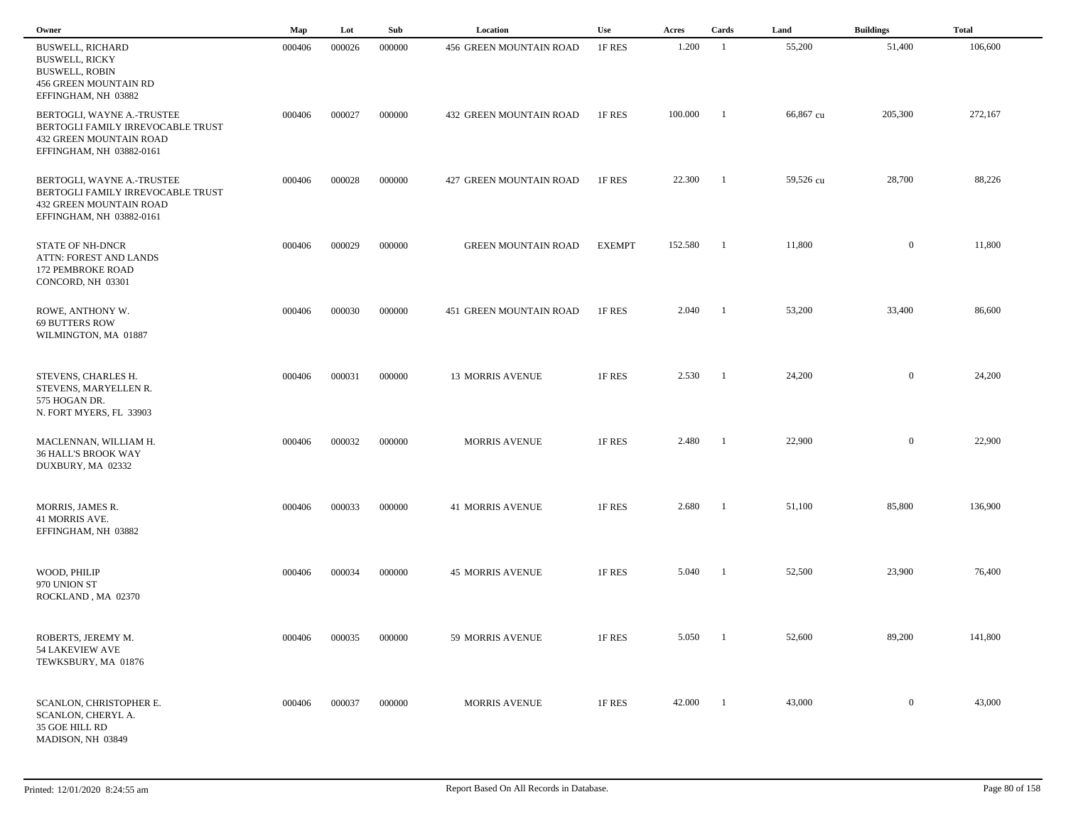| Owner | Map | Lot | Sub | Location | Use | Acres | Cards | Land | Buildings | Total |
|---|---|---|---|---|---|---|---|---|---|---|
| BUSWELL, RICHARD<br>BUSWELL, RICKY<br>BUSWELL, ROBIN<br>456 GREEN MOUNTAIN RD<br>EFFINGHAM, NH 03882 | 000406 | 000026 | 000000 | 456 GREEN MOUNTAIN ROAD | 1F RES | 1.200 | 1 | 55,200 | 51,400 | 106,600 |
| BERTOGLI, WAYNE A.-TRUSTEE<br>BERTOGLI FAMILY IRREVOCABLE TRUST<br>432 GREEN MOUNTAIN ROAD<br>EFFINGHAM, NH 03882-0161 | 000406 | 000027 | 000000 | 432 GREEN MOUNTAIN ROAD | 1F RES | 100.000 | 1 | 66,867 cu | 205,300 | 272,167 |
| BERTOGLI, WAYNE A.-TRUSTEE<br>BERTOGLI FAMILY IRREVOCABLE TRUST<br>432 GREEN MOUNTAIN ROAD<br>EFFINGHAM, NH 03882-0161 | 000406 | 000028 | 000000 | 427 GREEN MOUNTAIN ROAD | 1F RES | 22.300 | 1 | 59,526 cu | 28,700 | 88,226 |
| STATE OF NH-DNCR<br>ATTN: FOREST AND LANDS<br>172 PEMBROKE ROAD<br>CONCORD, NH 03301 | 000406 | 000029 | 000000 | GREEN MOUNTAIN ROAD | EXEMPT | 152.580 | 1 | 11,800 | 0 | 11,800 |
| ROWE, ANTHONY W.<br>69 BUTTERS ROW<br>WILMINGTON, MA 01887 | 000406 | 000030 | 000000 | 451 GREEN MOUNTAIN ROAD | 1F RES | 2.040 | 1 | 53,200 | 33,400 | 86,600 |
| STEVENS, CHARLES H.<br>STEVENS, MARYELLEN R.<br>575 HOGAN DR.<br>N. FORT MYERS, FL 33903 | 000406 | 000031 | 000000 | 13 MORRIS AVENUE | 1F RES | 2.530 | 1 | 24,200 | 0 | 24,200 |
| MACLENNAN, WILLIAM H.<br>36 HALL'S BROOK WAY<br>DUXBURY, MA 02332 | 000406 | 000032 | 000000 | MORRIS AVENUE | 1F RES | 2.480 | 1 | 22,900 | 0 | 22,900 |
| MORRIS, JAMES R.<br>41 MORRIS AVE.<br>EFFINGHAM, NH 03882 | 000406 | 000033 | 000000 | 41 MORRIS AVENUE | 1F RES | 2.680 | 1 | 51,100 | 85,800 | 136,900 |
| WOOD, PHILIP<br>970 UNION ST<br>ROCKLAND , MA 02370 | 000406 | 000034 | 000000 | 45 MORRIS AVENUE | 1F RES | 5.040 | 1 | 52,500 | 23,900 | 76,400 |
| ROBERTS, JEREMY M.<br>54 LAKEVIEW AVE<br>TEWKSBURY, MA 01876 | 000406 | 000035 | 000000 | 59 MORRIS AVENUE | 1F RES | 5.050 | 1 | 52,600 | 89,200 | 141,800 |
| SCANLON, CHRISTOPHER E.<br>SCANLON, CHERYL A.<br>35 GOE HILL RD<br>MADISON, NH 03849 | 000406 | 000037 | 000000 | MORRIS AVENUE | 1F RES | 42.000 | 1 | 43,000 | 0 | 43,000 |

Printed: 12/01/2020 8:24:55 am    Report Based On All Records in Database.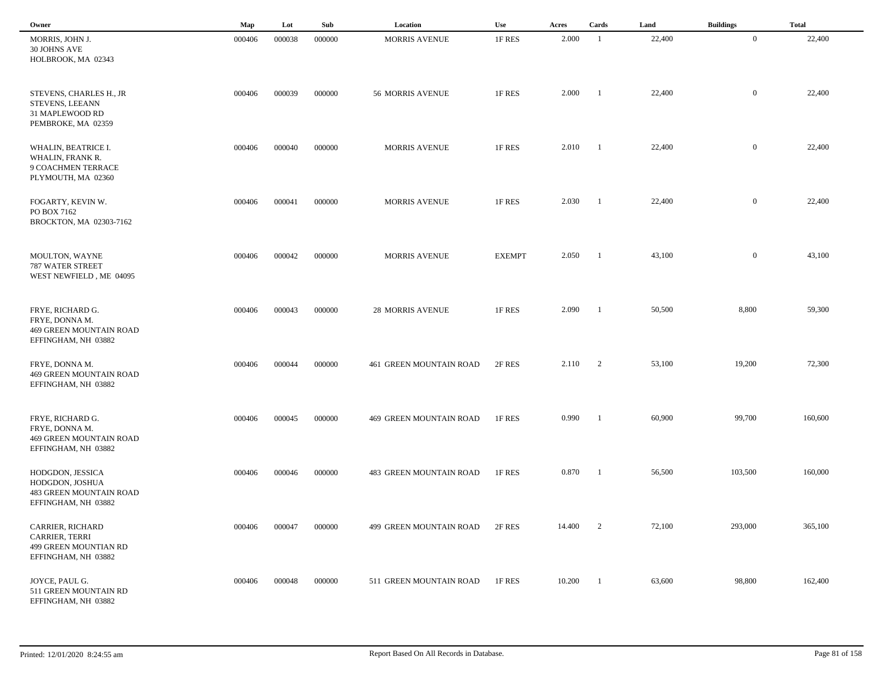| Owner | Map | Lot | Sub | Location | Use | Acres | Cards | Land | Buildings | Total |
|---|---|---|---|---|---|---|---|---|---|---|
| MORRIS, JOHN J.<br>30 JOHNS AVE<br>HOLBROOK, MA 02343 | 000406 | 000038 | 000000 | MORRIS AVENUE | 1F RES | 2.000 | 1 | 22,400 | 0 | 22,400 |
| STEVENS, CHARLES H., JR<br>STEVENS, LEEANN<br>31 MAPLEWOOD RD<br>PEMBROKE, MA 02359 | 000406 | 000039 | 000000 | 56 MORRIS AVENUE | 1F RES | 2.000 | 1 | 22,400 | 0 | 22,400 |
| WHALIN, BEATRICE I.<br>WHALIN, FRANK R.<br>9 COACHMEN TERRACE<br>PLYMOUTH, MA 02360 | 000406 | 000040 | 000000 | MORRIS AVENUE | 1F RES | 2.010 | 1 | 22,400 | 0 | 22,400 |
| FOGARTY, KEVIN W.<br>PO BOX 7162<br>BROCKTON, MA 02303-7162 | 000406 | 000041 | 000000 | MORRIS AVENUE | 1F RES | 2.030 | 1 | 22,400 | 0 | 22,400 |
| MOULTON, WAYNE<br>787 WATER STREET<br>WEST NEWFIELD , ME 04095 | 000406 | 000042 | 000000 | MORRIS AVENUE | EXEMPT | 2.050 | 1 | 43,100 | 0 | 43,100 |
| FRYE, RICHARD G.<br>FRYE, DONNA M.<br>469 GREEN MOUNTAIN ROAD<br>EFFINGHAM, NH 03882 | 000406 | 000043 | 000000 | 28 MORRIS AVENUE | 1F RES | 2.090 | 1 | 50,500 | 8,800 | 59,300 |
| FRYE, DONNA M.<br>469 GREEN MOUNTAIN ROAD<br>EFFINGHAM, NH 03882 | 000406 | 000044 | 000000 | 461 GREEN MOUNTAIN ROAD | 2F RES | 2.110 | 2 | 53,100 | 19,200 | 72,300 |
| FRYE, RICHARD G.<br>FRYE, DONNA M.<br>469 GREEN MOUNTAIN ROAD<br>EFFINGHAM, NH 03882 | 000406 | 000045 | 000000 | 469 GREEN MOUNTAIN ROAD | 1F RES | 0.990 | 1 | 60,900 | 99,700 | 160,600 |
| HODGDON, JESSICA<br>HODGDON, JOSHUA<br>483 GREEN MOUNTAIN ROAD<br>EFFINGHAM, NH 03882 | 000406 | 000046 | 000000 | 483 GREEN MOUNTAIN ROAD | 1F RES | 0.870 | 1 | 56,500 | 103,500 | 160,000 |
| CARRIER, RICHARD<br>CARRIER, TERRI<br>499 GREEN MOUNTIAN RD<br>EFFINGHAM, NH 03882 | 000406 | 000047 | 000000 | 499 GREEN MOUNTAIN ROAD | 2F RES | 14.400 | 2 | 72,100 | 293,000 | 365,100 |
| JOYCE, PAUL G.<br>511 GREEN MOUNTAIN RD<br>EFFINGHAM, NH 03882 | 000406 | 000048 | 000000 | 511 GREEN MOUNTAIN ROAD | 1F RES | 10.200 | 1 | 63,600 | 98,800 | 162,400 |

Printed: 12/01/2020 8:24:55 am

Report Based On All Records in Database.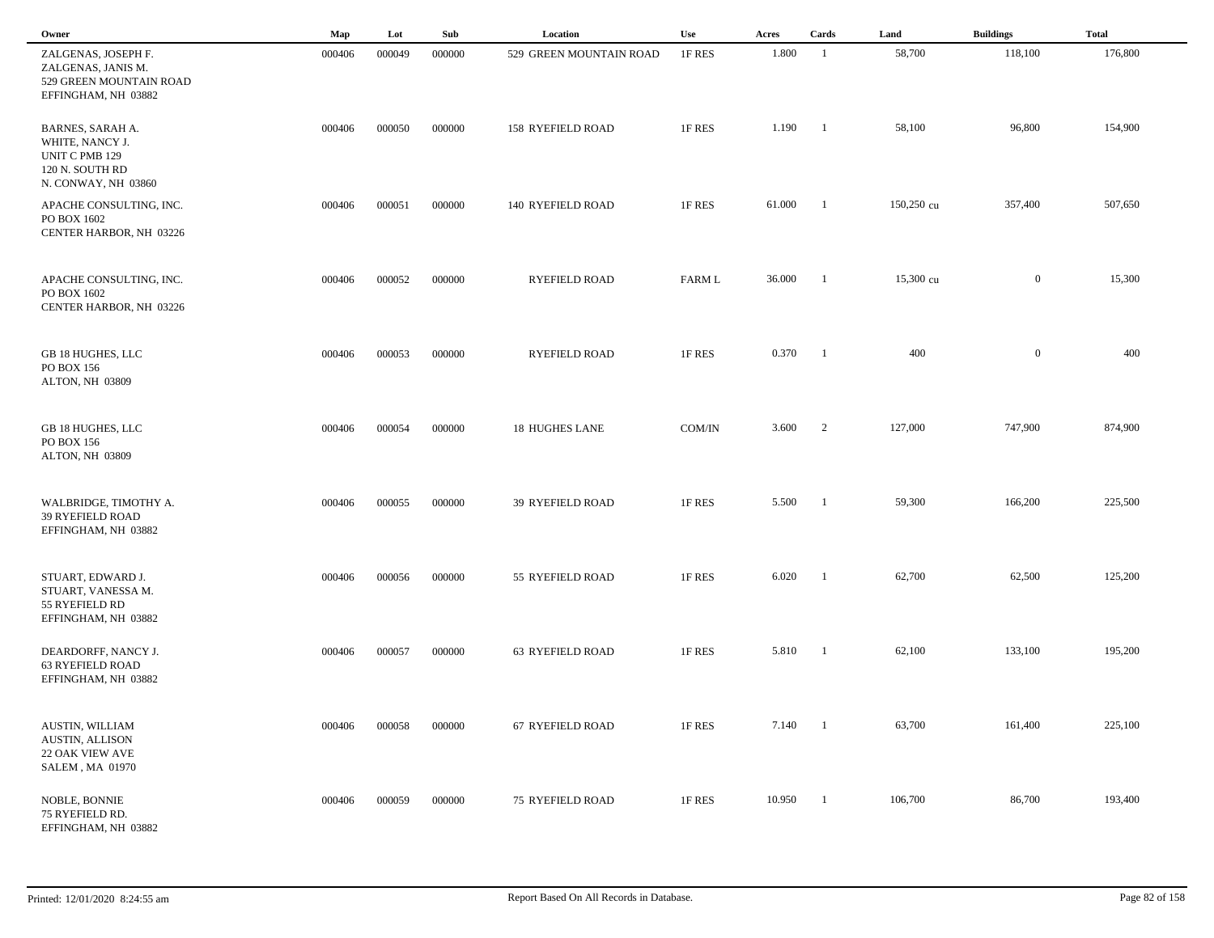| Owner | Map | Lot | Sub | Location | Use | Acres | Cards | Land | Buildings | Total |
|---|---|---|---|---|---|---|---|---|---|---|
| ZALGENAS, JOSEPH F.<br>ZALGENAS, JANIS M.<br>529 GREEN MOUNTAIN ROAD<br>EFFINGHAM, NH 03882 | 000406 | 000049 | 000000 | 529 GREEN MOUNTAIN ROAD | 1F RES | 1.800 | 1 | 58,700 | 118,100 | 176,800 |
| BARNES, SARAH A.<br>WHITE, NANCY J.<br>UNIT C PMB 129<br>120 N. SOUTH RD<br>N. CONWAY, NH 03860 | 000406 | 000050 | 000000 | 158 RYEFIELD ROAD | 1F RES | 1.190 | 1 | 58,100 | 96,800 | 154,900 |
| APACHE CONSULTING, INC.<br>PO BOX 1602<br>CENTER HARBOR, NH 03226 | 000406 | 000051 | 000000 | 140 RYEFIELD ROAD | 1F RES | 61.000 | 1 | 150,250 cu | 357,400 | 507,650 |
| APACHE CONSULTING, INC.<br>PO BOX 1602<br>CENTER HARBOR, NH 03226 | 000406 | 000052 | 000000 | RYEFIELD ROAD | FARM L | 36.000 | 1 | 15,300 cu | 0 | 15,300 |
| GB 18 HUGHES, LLC<br>PO BOX 156<br>ALTON, NH 03809 | 000406 | 000053 | 000000 | RYEFIELD ROAD | 1F RES | 0.370 | 1 | 400 | 0 | 400 |
| GB 18 HUGHES, LLC<br>PO BOX 156<br>ALTON, NH 03809 | 000406 | 000054 | 000000 | 18 HUGHES LANE | COM/IN | 3.600 | 2 | 127,000 | 747,900 | 874,900 |
| WALBRIDGE, TIMOTHY A.<br>39 RYEFIELD ROAD<br>EFFINGHAM, NH 03882 | 000406 | 000055 | 000000 | 39 RYEFIELD ROAD | 1F RES | 5.500 | 1 | 59,300 | 166,200 | 225,500 |
| STUART, EDWARD J.<br>STUART, VANESSA M.<br>55 RYEFIELD RD<br>EFFINGHAM, NH 03882 | 000406 | 000056 | 000000 | 55 RYEFIELD ROAD | 1F RES | 6.020 | 1 | 62,700 | 62,500 | 125,200 |
| DEARDORFF, NANCY J.<br>63 RYEFIELD ROAD<br>EFFINGHAM, NH 03882 | 000406 | 000057 | 000000 | 63 RYEFIELD ROAD | 1F RES | 5.810 | 1 | 62,100 | 133,100 | 195,200 |
| AUSTIN, WILLIAM<br>AUSTIN, ALLISON<br>22 OAK VIEW AVE<br>SALEM , MA 01970 | 000406 | 000058 | 000000 | 67 RYEFIELD ROAD | 1F RES | 7.140 | 1 | 63,700 | 161,400 | 225,100 |
| NOBLE, BONNIE<br>75 RYEFIELD RD.<br>EFFINGHAM, NH 03882 | 000406 | 000059 | 000000 | 75 RYEFIELD ROAD | 1F RES | 10.950 | 1 | 106,700 | 86,700 | 193,400 |

Printed: 12/01/2020 8:24:55 am

Report Based On All Records in Database.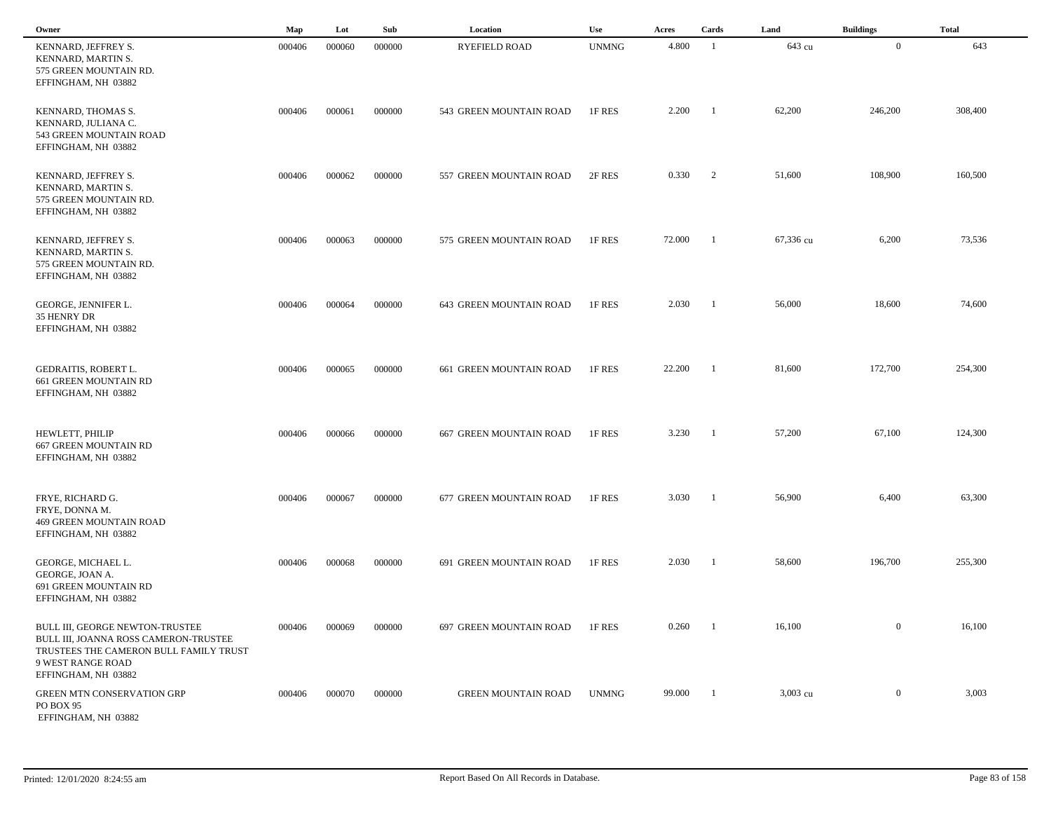| Owner | Map | Lot | Sub | Location | Use | Acres | Cards | Land | Buildings | Total |
|---|---|---|---|---|---|---|---|---|---|---|
| KENNARD, JEFFREY S.<br>KENNARD, MARTIN S.<br>575 GREEN MOUNTAIN RD.<br>EFFINGHAM, NH 03882 | 000406 | 000060 | 000000 | RYEFIELD ROAD | UNMNG | 4.800 | 1 | 643 cu | 0 | 643 |
| KENNARD, THOMAS S.<br>KENNARD, JULIANA C.<br>543 GREEN MOUNTAIN ROAD<br>EFFINGHAM, NH 03882 | 000406 | 000061 | 000000 | 543 GREEN MOUNTAIN ROAD | 1F RES | 2.200 | 1 | 62,200 | 246,200 | 308,400 |
| KENNARD, JEFFREY S.<br>KENNARD, MARTIN S.<br>575 GREEN MOUNTAIN RD.<br>EFFINGHAM, NH 03882 | 000406 | 000062 | 000000 | 557 GREEN MOUNTAIN ROAD | 2F RES | 0.330 | 2 | 51,600 | 108,900 | 160,500 |
| KENNARD, JEFFREY S.<br>KENNARD, MARTIN S.<br>575 GREEN MOUNTAIN RD.<br>EFFINGHAM, NH 03882 | 000406 | 000063 | 000000 | 575 GREEN MOUNTAIN ROAD | 1F RES | 72.000 | 1 | 67,336 cu | 6,200 | 73,536 |
| GEORGE, JENNIFER L.<br>35 HENRY DR<br>EFFINGHAM, NH 03882 | 000406 | 000064 | 000000 | 643 GREEN MOUNTAIN ROAD | 1F RES | 2.030 | 1 | 56,000 | 18,600 | 74,600 |
| GEDRAITIS, ROBERT L.<br>661 GREEN MOUNTAIN RD<br>EFFINGHAM, NH 03882 | 000406 | 000065 | 000000 | 661 GREEN MOUNTAIN ROAD | 1F RES | 22.200 | 1 | 81,600 | 172,700 | 254,300 |
| HEWLETT, PHILIP<br>667 GREEN MOUNTAIN RD<br>EFFINGHAM, NH 03882 | 000406 | 000066 | 000000 | 667 GREEN MOUNTAIN ROAD | 1F RES | 3.230 | 1 | 57,200 | 67,100 | 124,300 |
| FRYE, RICHARD G.<br>FRYE, DONNA M.<br>469 GREEN MOUNTAIN ROAD<br>EFFINGHAM, NH 03882 | 000406 | 000067 | 000000 | 677 GREEN MOUNTAIN ROAD | 1F RES | 3.030 | 1 | 56,900 | 6,400 | 63,300 |
| GEORGE, MICHAEL L.<br>GEORGE, JOAN A.<br>691 GREEN MOUNTAIN RD<br>EFFINGHAM, NH 03882 | 000406 | 000068 | 000000 | 691 GREEN MOUNTAIN ROAD | 1F RES | 2.030 | 1 | 58,600 | 196,700 | 255,300 |
| BULL III, GEORGE NEWTON-TRUSTEE<br>BULL III, JOANNA ROSS CAMERON-TRUSTEE<br>TRUSTEES THE CAMERON BULL FAMILY TRUST<br>9 WEST RANGE ROAD<br>EFFINGHAM, NH 03882 | 000406 | 000069 | 000000 | 697 GREEN MOUNTAIN ROAD | 1F RES | 0.260 | 1 | 16,100 | 0 | 16,100 |
| GREEN MTN CONSERVATION GRP<br>PO BOX 95<br>EFFINGHAM, NH 03882 | 000406 | 000070 | 000000 | GREEN MOUNTAIN ROAD | UNMNG | 99.000 | 1 | 3,003 cu | 0 | 3,003 |

Printed: 12/01/2020 8:24:55 am    Report Based On All Records in Database.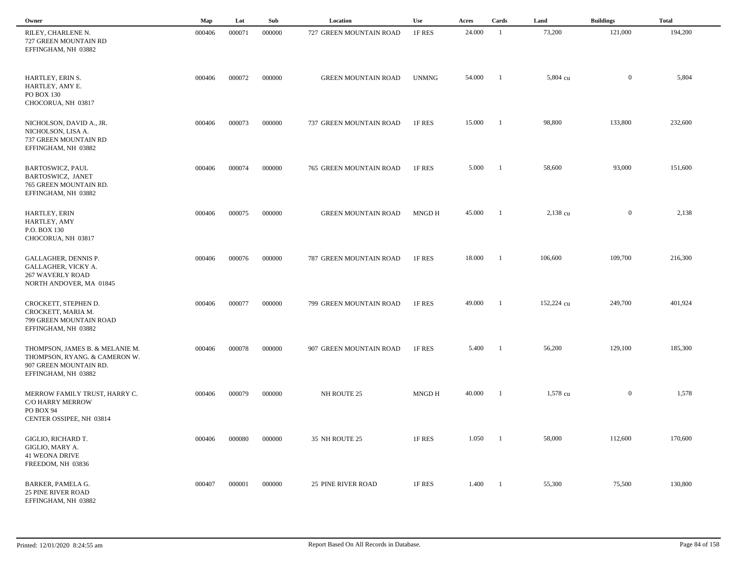| Owner | Map | Lot | Sub | Location | Use | Acres | Cards | Land | Buildings | Total |
|---|---|---|---|---|---|---|---|---|---|---|
| RILEY, CHARLENE N.<br>727 GREEN MOUNTAIN RD<br>EFFINGHAM, NH 03882 | 000406 | 000071 | 000000 | 727 GREEN MOUNTAIN ROAD | 1F RES | 24.000 | 1 | 73,200 | 121,000 | 194,200 |
| HARTLEY, ERIN S.<br>HARTLEY, AMY E.<br>PO BOX 130<br>CHOCORUA, NH 03817 | 000406 | 000072 | 000000 | GREEN MOUNTAIN ROAD | UNMNG | 54.000 | 1 | 5,804 cu | 0 | 5,804 |
| NICHOLSON, DAVID A., JR.<br>NICHOLSON, LISA A.<br>737 GREEN MOUNTAIN RD<br>EFFINGHAM, NH 03882 | 000406 | 000073 | 000000 | 737 GREEN MOUNTAIN ROAD | 1F RES | 15.000 | 1 | 98,800 | 133,800 | 232,600 |
| BARTOSWICZ, PAUL<br>BARTOSWICZ, JANET<br>765 GREEN MOUNTAIN RD.<br>EFFINGHAM, NH 03882 | 000406 | 000074 | 000000 | 765 GREEN MOUNTAIN ROAD | 1F RES | 5.000 | 1 | 58,600 | 93,000 | 151,600 |
| HARTLEY, ERIN<br>HARTLEY, AMY<br>P.O. BOX 130<br>CHOCORUA, NH 03817 | 000406 | 000075 | 000000 | GREEN MOUNTAIN ROAD | MNGD H | 45.000 | 1 | 2,138 cu | 0 | 2,138 |
| GALLAGHER, DENNIS P.<br>GALLAGHER, VICKY A.<br>267 WAVERLY ROAD<br>NORTH ANDOVER, MA 01845 | 000406 | 000076 | 000000 | 787 GREEN MOUNTAIN ROAD | 1F RES | 18.000 | 1 | 106,600 | 109,700 | 216,300 |
| CROCKETT, STEPHEN D.<br>CROCKETT, MARIA M.<br>799 GREEN MOUNTAIN ROAD<br>EFFINGHAM, NH 03882 | 000406 | 000077 | 000000 | 799 GREEN MOUNTAIN ROAD | 1F RES | 49.000 | 1 | 152,224 cu | 249,700 | 401,924 |
| THOMPSON, JAMES B. & MELANIE M.<br>THOMPSON, RYANG. & CAMERON W.<br>907 GREEN MOUNTAIN RD.<br>EFFINGHAM, NH 03882 | 000406 | 000078 | 000000 | 907 GREEN MOUNTAIN ROAD | 1F RES | 5.400 | 1 | 56,200 | 129,100 | 185,300 |
| MERROW FAMILY TRUST, HARRY C.<br>C/O HARRY MERROW<br>PO BOX 94<br>CENTER OSSIPEE, NH 03814 | 000406 | 000079 | 000000 | NH ROUTE 25 | MNGD H | 40.000 | 1 | 1,578 cu | 0 | 1,578 |
| GIGLIO, RICHARD T.<br>GIGLIO, MARY A.<br>41 WEONA DRIVE<br>FREEDOM, NH 03836 | 000406 | 000080 | 000000 | 35 NH ROUTE 25 | 1F RES | 1.050 | 1 | 58,000 | 112,600 | 170,600 |
| BARKER, PAMELA G.<br>25 PINE RIVER ROAD<br>EFFINGHAM, NH 03882 | 000407 | 000001 | 000000 | 25 PINE RIVER ROAD | 1F RES | 1.400 | 1 | 55,300 | 75,500 | 130,800 |

Printed: 12/01/2020 8:24:55 am

Report Based On All Records in Database.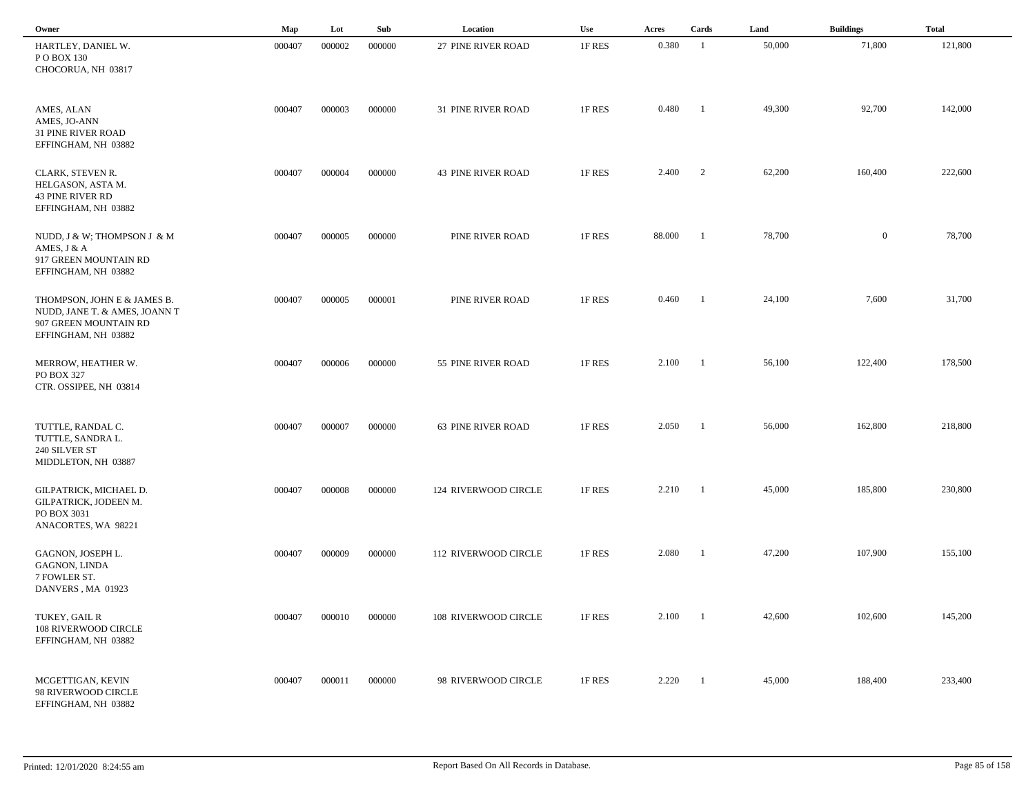| Owner | Map | Lot | Sub | Location | Use | Acres | Cards | Land | Buildings | Total |
|---|---|---|---|---|---|---|---|---|---|---|
| HARTLEY, DANIEL W.<br>P O BOX 130<br>CHOCORUA, NH 03817 | 000407 | 000002 | 000000 | 27 PINE RIVER ROAD | 1F RES | 0.380 | 1 | 50,000 | 71,800 | 121,800 |
| AMES, ALAN<br>AMES, JO-ANN<br>31 PINE RIVER ROAD<br>EFFINGHAM, NH 03882 | 000407 | 000003 | 000000 | 31 PINE RIVER ROAD | 1F RES | 0.480 | 1 | 49,300 | 92,700 | 142,000 |
| CLARK, STEVEN R.<br>HELGASON, ASTA M.<br>43 PINE RIVER RD<br>EFFINGHAM, NH 03882 | 000407 | 000004 | 000000 | 43 PINE RIVER ROAD | 1F RES | 2.400 | 2 | 62,200 | 160,400 | 222,600 |
| NUDD, J & W; THOMPSON J & M<br>AMES, J & A<br>917 GREEN MOUNTAIN RD<br>EFFINGHAM, NH 03882 | 000407 | 000005 | 000000 | PINE RIVER ROAD | 1F RES | 88.000 | 1 | 78,700 | 0 | 78,700 |
| THOMPSON, JOHN E & JAMES B.<br>NUDD, JANE T. & AMES, JOANN T<br>907 GREEN MOUNTAIN RD<br>EFFINGHAM, NH 03882 | 000407 | 000005 | 000001 | PINE RIVER ROAD | 1F RES | 0.460 | 1 | 24,100 | 7,600 | 31,700 |
| MERROW, HEATHER W.<br>PO BOX 327<br>CTR. OSSIPEE, NH 03814 | 000407 | 000006 | 000000 | 55 PINE RIVER ROAD | 1F RES | 2.100 | 1 | 56,100 | 122,400 | 178,500 |
| TUTTLE, RANDAL C.<br>TUTTLE, SANDRA L.<br>240 SILVER ST<br>MIDDLETON, NH 03887 | 000407 | 000007 | 000000 | 63 PINE RIVER ROAD | 1F RES | 2.050 | 1 | 56,000 | 162,800 | 218,800 |
| GILPATRICK, MICHAEL D.<br>GILPATRICK, JODEEN M.<br>PO BOX 3031<br>ANACORTES, WA 98221 | 000407 | 000008 | 000000 | 124 RIVERWOOD CIRCLE | 1F RES | 2.210 | 1 | 45,000 | 185,800 | 230,800 |
| GAGNON, JOSEPH L.<br>GAGNON, LINDA<br>7 FOWLER ST.<br>DANVERS , MA 01923 | 000407 | 000009 | 000000 | 112 RIVERWOOD CIRCLE | 1F RES | 2.080 | 1 | 47,200 | 107,900 | 155,100 |
| TUKEY, GAIL R<br>108 RIVERWOOD CIRCLE<br>EFFINGHAM, NH 03882 | 000407 | 000010 | 000000 | 108 RIVERWOOD CIRCLE | 1F RES | 2.100 | 1 | 42,600 | 102,600 | 145,200 |
| MCGETTIGAN, KEVIN<br>98 RIVERWOOD CIRCLE<br>EFFINGHAM, NH 03882 | 000407 | 000011 | 000000 | 98 RIVERWOOD CIRCLE | 1F RES | 2.220 | 1 | 45,000 | 188,400 | 233,400 |

Printed: 12/01/2020 8:24:55 am

Report Based On All Records in Database.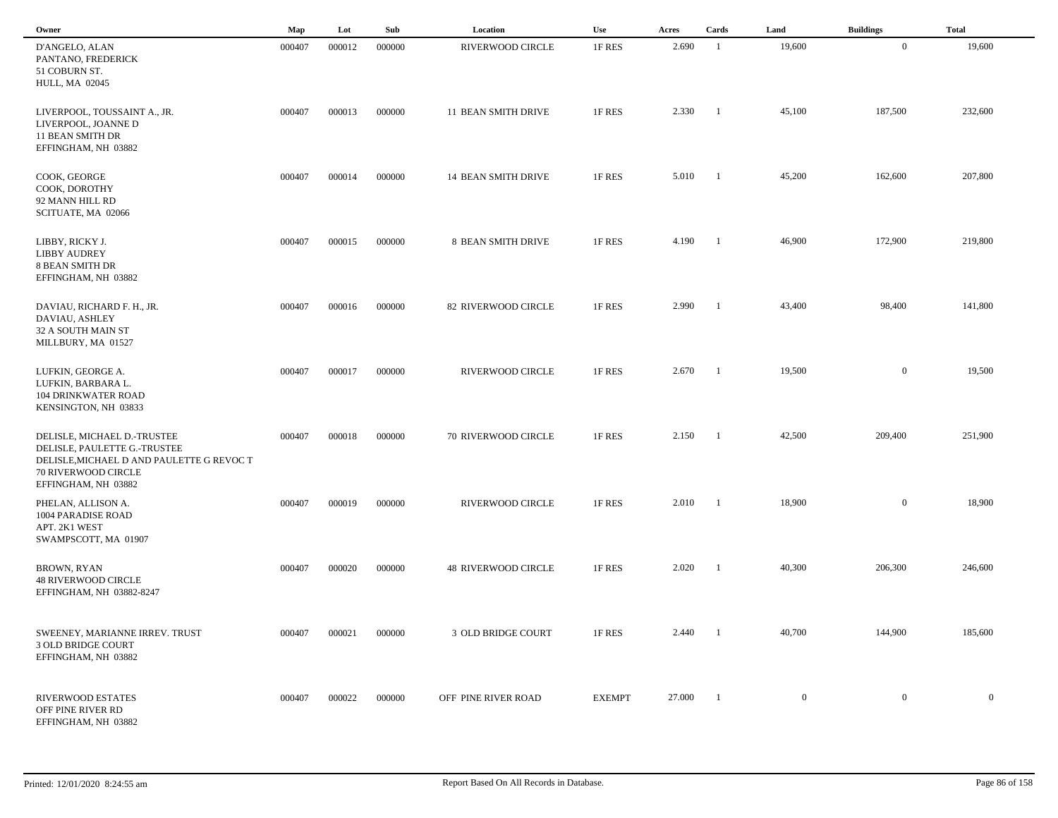| Owner | Map | Lot | Sub | Location | Use | Acres | Cards | Land | Buildings | Total |
|---|---|---|---|---|---|---|---|---|---|---|
| D'ANGELO, ALAN<br>PANTANO, FREDERICK<br>51 COBURN ST.<br>HULL, MA 02045 | 000407 | 000012 | 000000 | RIVERWOOD CIRCLE | 1F RES | 2.690 | 1 | 19,600 | 0 | 19,600 |
| LIVERPOOL, TOUSSAINT A., JR.<br>LIVERPOOL, JOANNE D<br>11 BEAN SMITH DR<br>EFFINGHAM, NH 03882 | 000407 | 000013 | 000000 | 11 BEAN SMITH DRIVE | 1F RES | 2.330 | 1 | 45,100 | 187,500 | 232,600 |
| COOK, GEORGE<br>COOK, DOROTHY<br>92 MANN HILL RD<br>SCITUATE, MA 02066 | 000407 | 000014 | 000000 | 14 BEAN SMITH DRIVE | 1F RES | 5.010 | 1 | 45,200 | 162,600 | 207,800 |
| LIBBY, RICKY J.<br>LIBBY AUDREY<br>8 BEAN SMITH DR<br>EFFINGHAM, NH 03882 | 000407 | 000015 | 000000 | 8 BEAN SMITH DRIVE | 1F RES | 4.190 | 1 | 46,900 | 172,900 | 219,800 |
| DAVIAU, RICHARD F. H., JR.<br>DAVIAU, ASHLEY<br>32 A SOUTH MAIN ST<br>MILLBURY, MA 01527 | 000407 | 000016 | 000000 | 82 RIVERWOOD CIRCLE | 1F RES | 2.990 | 1 | 43,400 | 98,400 | 141,800 |
| LUFKIN, GEORGE A.<br>LUFKIN, BARBARA L.<br>104 DRINKWATER ROAD<br>KENSINGTON, NH 03833 | 000407 | 000017 | 000000 | RIVERWOOD CIRCLE | 1F RES | 2.670 | 1 | 19,500 | 0 | 19,500 |
| DELISLE, MICHAEL D.-TRUSTEE<br>DELISLE, PAULETTE G.-TRUSTEE<br>DELISLE,MICHAEL D AND PAULETTE G REVOC T<br>70 RIVERWOOD CIRCLE<br>EFFINGHAM, NH 03882 | 000407 | 000018 | 000000 | 70 RIVERWOOD CIRCLE | 1F RES | 2.150 | 1 | 42,500 | 209,400 | 251,900 |
| PHELAN, ALLISON A.<br>1004 PARADISE ROAD<br>APT. 2K1 WEST<br>SWAMPSCOTT, MA 01907 | 000407 | 000019 | 000000 | RIVERWOOD CIRCLE | 1F RES | 2.010 | 1 | 18,900 | 0 | 18,900 |
| BROWN, RYAN<br>48 RIVERWOOD CIRCLE<br>EFFINGHAM, NH 03882-8247 | 000407 | 000020 | 000000 | 48 RIVERWOOD CIRCLE | 1F RES | 2.020 | 1 | 40,300 | 206,300 | 246,600 |
| SWEENEY, MARIANNE IRREV. TRUST<br>3 OLD BRIDGE COURT<br>EFFINGHAM, NH 03882 | 000407 | 000021 | 000000 | 3 OLD BRIDGE COURT | 1F RES | 2.440 | 1 | 40,700 | 144,900 | 185,600 |
| RIVERWOOD ESTATES<br>OFF PINE RIVER RD<br>EFFINGHAM, NH 03882 | 000407 | 000022 | 000000 | OFF PINE RIVER ROAD | EXEMPT | 27.000 | 1 | 0 | 0 | 0 |

Printed: 12/01/2020 8:24:55 am

Report Based On All Records in Database.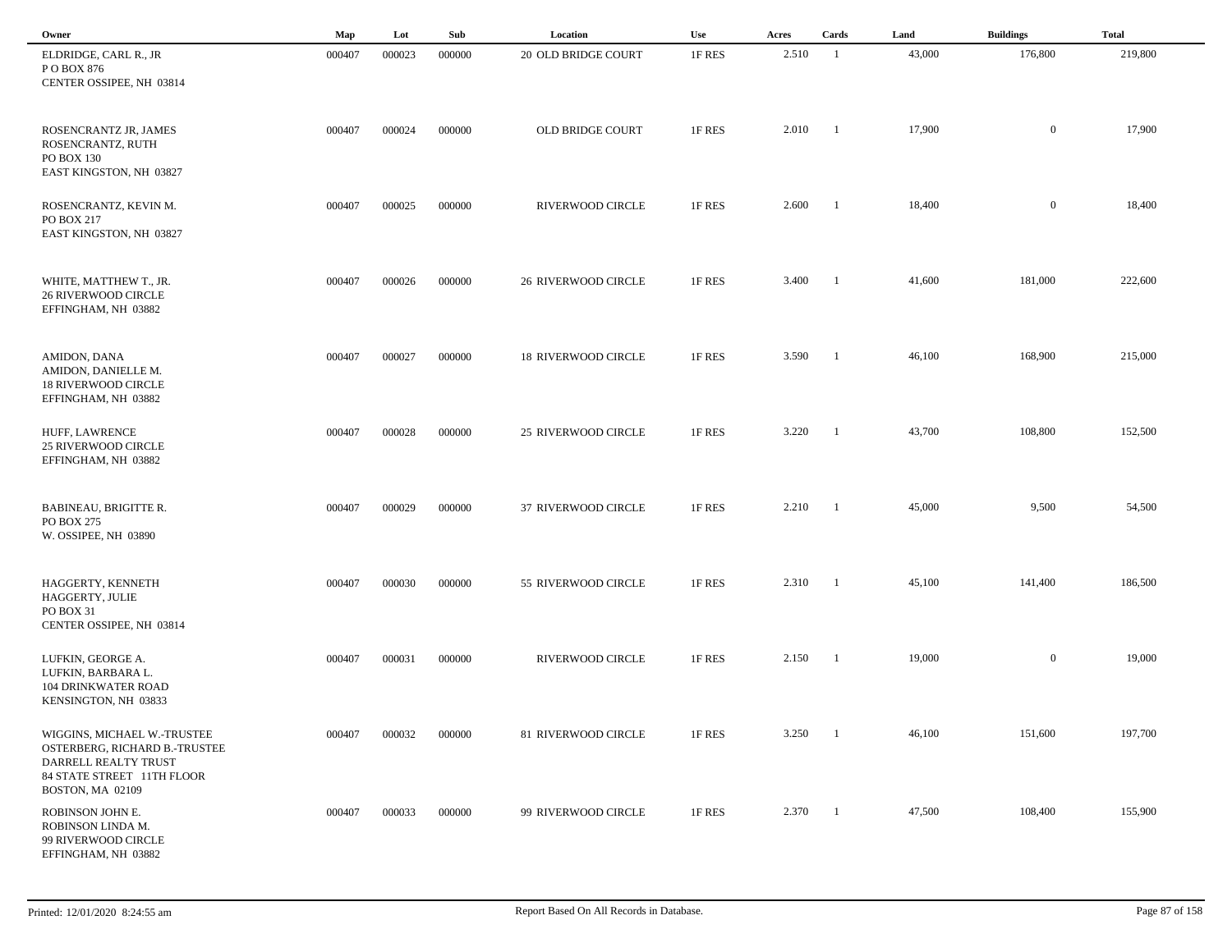| Owner | Map | Lot | Sub | Location | Use | Acres | Cards | Land | Buildings | Total |
|---|---|---|---|---|---|---|---|---|---|---|
| ELDRIDGE, CARL R., JR<br>P O BOX 876<br>CENTER OSSIPEE, NH 03814 | 000407 | 000023 | 000000 | 20 OLD BRIDGE COURT | 1F RES | 2.510 | 1 | 43,000 | 176,800 | 219,800 |
| ROSENCRANTZ JR, JAMES<br>ROSENCRANTZ, RUTH<br>PO BOX 130<br>EAST KINGSTON, NH 03827 | 000407 | 000024 | 000000 | OLD BRIDGE COURT | 1F RES | 2.010 | 1 | 17,900 | 0 | 17,900 |
| ROSENCRANTZ, KEVIN M.<br>PO BOX 217<br>EAST KINGSTON, NH 03827 | 000407 | 000025 | 000000 | RIVERWOOD CIRCLE | 1F RES | 2.600 | 1 | 18,400 | 0 | 18,400 |
| WHITE, MATTHEW T., JR.<br>26 RIVERWOOD CIRCLE<br>EFFINGHAM, NH 03882 | 000407 | 000026 | 000000 | 26 RIVERWOOD CIRCLE | 1F RES | 3.400 | 1 | 41,600 | 181,000 | 222,600 |
| AMIDON, DANA<br>AMIDON, DANIELLE M.<br>18 RIVERWOOD CIRCLE<br>EFFINGHAM, NH 03882 | 000407 | 000027 | 000000 | 18 RIVERWOOD CIRCLE | 1F RES | 3.590 | 1 | 46,100 | 168,900 | 215,000 |
| HUFF, LAWRENCE<br>25 RIVERWOOD CIRCLE<br>EFFINGHAM, NH 03882 | 000407 | 000028 | 000000 | 25 RIVERWOOD CIRCLE | 1F RES | 3.220 | 1 | 43,700 | 108,800 | 152,500 |
| BABINEAU, BRIGITTE R.<br>PO BOX 275<br>W. OSSIPEE, NH 03890 | 000407 | 000029 | 000000 | 37 RIVERWOOD CIRCLE | 1F RES | 2.210 | 1 | 45,000 | 9,500 | 54,500 |
| HAGGERTY, KENNETH<br>HAGGERTY, JULIE<br>PO BOX 31<br>CENTER OSSIPEE, NH 03814 | 000407 | 000030 | 000000 | 55 RIVERWOOD CIRCLE | 1F RES | 2.310 | 1 | 45,100 | 141,400 | 186,500 |
| LUFKIN, GEORGE A.<br>LUFKIN, BARBARA L.<br>104 DRINKWATER ROAD<br>KENSINGTON, NH 03833 | 000407 | 000031 | 000000 | RIVERWOOD CIRCLE | 1F RES | 2.150 | 1 | 19,000 | 0 | 19,000 |
| WIGGINS, MICHAEL W.-TRUSTEE<br>OSTERBERG, RICHARD B.-TRUSTEE<br>DARRELL REALTY TRUST<br>84 STATE STREET 11TH FLOOR<br>BOSTON, MA 02109 | 000407 | 000032 | 000000 | 81 RIVERWOOD CIRCLE | 1F RES | 3.250 | 1 | 46,100 | 151,600 | 197,700 |
| ROBINSON JOHN E.<br>ROBINSON LINDA M.<br>99 RIVERWOOD CIRCLE<br>EFFINGHAM, NH 03882 | 000407 | 000033 | 000000 | 99 RIVERWOOD CIRCLE | 1F RES | 2.370 | 1 | 47,500 | 108,400 | 155,900 |

Printed: 12/01/2020 8:24:55 am

Report Based On All Records in Database.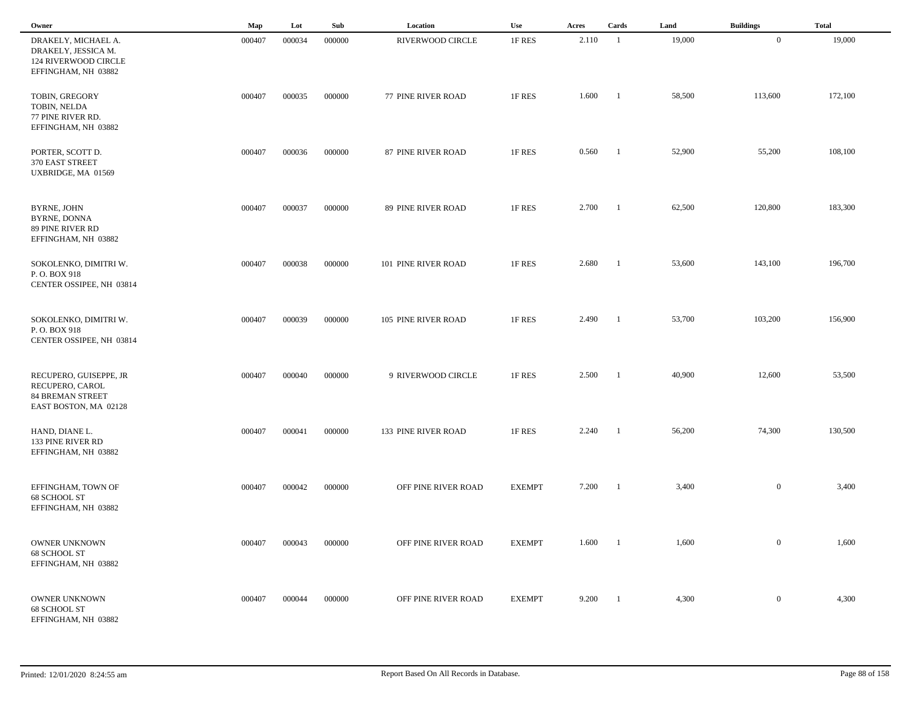| Owner | Map | Lot | Sub | Location | Use | Acres | Cards | Land | Buildings | Total |
|---|---|---|---|---|---|---|---|---|---|---|
| DRAKELY, MICHAEL A.<br>DRAKELY, JESSICA M.<br>124 RIVERWOOD CIRCLE<br>EFFINGHAM, NH 03882 | 000407 | 000034 | 000000 | RIVERWOOD CIRCLE | 1F RES | 2.110 | 1 | 19,000 | 0 | 19,000 |
| TOBIN, GREGORY<br>TOBIN, NELDA<br>77 PINE RIVER RD.<br>EFFINGHAM, NH 03882 | 000407 | 000035 | 000000 | 77 PINE RIVER ROAD | 1F RES | 1.600 | 1 | 58,500 | 113,600 | 172,100 |
| PORTER, SCOTT D.<br>370 EAST STREET<br>UXBRIDGE, MA 01569 | 000407 | 000036 | 000000 | 87 PINE RIVER ROAD | 1F RES | 0.560 | 1 | 52,900 | 55,200 | 108,100 |
| BYRNE, JOHN<br>BYRNE, DONNA<br>89 PINE RIVER RD<br>EFFINGHAM, NH 03882 | 000407 | 000037 | 000000 | 89 PINE RIVER ROAD | 1F RES | 2.700 | 1 | 62,500 | 120,800 | 183,300 |
| SOKOLENKO, DIMITRI W.<br>P. O. BOX 918<br>CENTER OSSIPEE, NH 03814 | 000407 | 000038 | 000000 | 101 PINE RIVER ROAD | 1F RES | 2.680 | 1 | 53,600 | 143,100 | 196,700 |
| SOKOLENKO, DIMITRI W.<br>P. O. BOX 918<br>CENTER OSSIPEE, NH 03814 | 000407 | 000039 | 000000 | 105 PINE RIVER ROAD | 1F RES | 2.490 | 1 | 53,700 | 103,200 | 156,900 |
| RECUPERO, GUISEPPE, JR<br>RECUPERO, CAROL<br>84 BREMAN STREET<br>EAST BOSTON, MA 02128 | 000407 | 000040 | 000000 | 9 RIVERWOOD CIRCLE | 1F RES | 2.500 | 1 | 40,900 | 12,600 | 53,500 |
| HAND, DIANE L.<br>133 PINE RIVER RD<br>EFFINGHAM, NH 03882 | 000407 | 000041 | 000000 | 133 PINE RIVER ROAD | 1F RES | 2.240 | 1 | 56,200 | 74,300 | 130,500 |
| EFFINGHAM, TOWN OF<br>68 SCHOOL ST<br>EFFINGHAM, NH 03882 | 000407 | 000042 | 000000 | OFF PINE RIVER ROAD | EXEMPT | 7.200 | 1 | 3,400 | 0 | 3,400 |
| OWNER UNKNOWN<br>68 SCHOOL ST<br>EFFINGHAM, NH 03882 | 000407 | 000043 | 000000 | OFF PINE RIVER ROAD | EXEMPT | 1.600 | 1 | 1,600 | 0 | 1,600 |
| OWNER UNKNOWN<br>68 SCHOOL ST<br>EFFINGHAM, NH 03882 | 000407 | 000044 | 000000 | OFF PINE RIVER ROAD | EXEMPT | 9.200 | 1 | 4,300 | 0 | 4,300 |

Printed: 12/01/2020 8:24:55 am

Report Based On All Records in Database.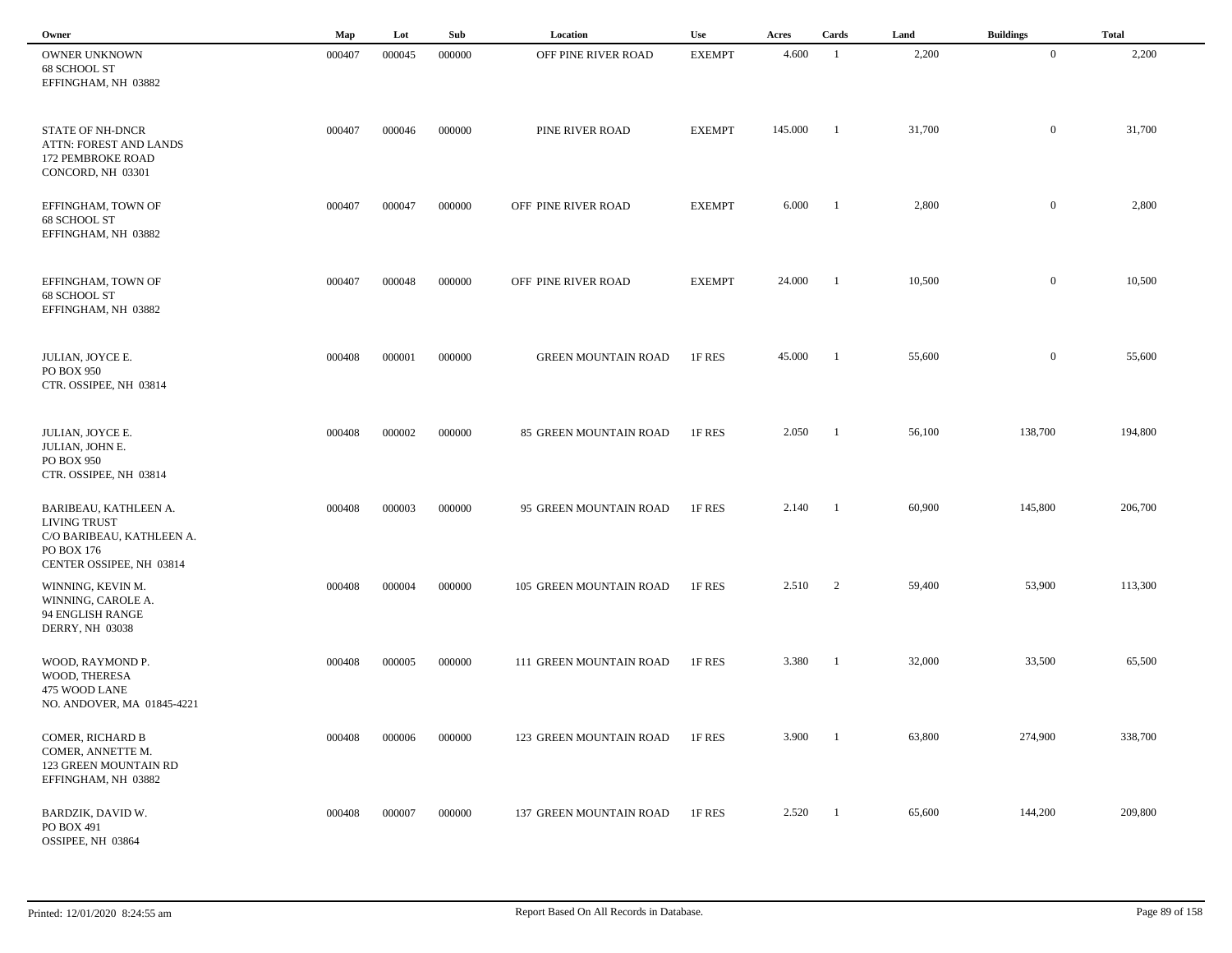| Owner | Map | Lot | Sub | Location | Use | Acres | Cards | Land | Buildings | Total |
|---|---|---|---|---|---|---|---|---|---|---|
| OWNER UNKNOWN<br>68 SCHOOL ST<br>EFFINGHAM, NH 03882 | 000407 | 000045 | 000000 | OFF PINE RIVER ROAD | EXEMPT | 4.600 | 1 | 2,200 | 0 | 2,200 |
| STATE OF NH-DNCR<br>ATTN: FOREST AND LANDS<br>172 PEMBROKE ROAD<br>CONCORD, NH 03301 | 000407 | 000046 | 000000 | PINE RIVER ROAD | EXEMPT | 145.000 | 1 | 31,700 | 0 | 31,700 |
| EFFINGHAM, TOWN OF<br>68 SCHOOL ST<br>EFFINGHAM, NH 03882 | 000407 | 000047 | 000000 | OFF PINE RIVER ROAD | EXEMPT | 6.000 | 1 | 2,800 | 0 | 2,800 |
| EFFINGHAM, TOWN OF<br>68 SCHOOL ST<br>EFFINGHAM, NH 03882 | 000407 | 000048 | 000000 | OFF PINE RIVER ROAD | EXEMPT | 24.000 | 1 | 10,500 | 0 | 10,500 |
| JULIAN, JOYCE E.<br>PO BOX 950<br>CTR. OSSIPEE, NH 03814 | 000408 | 000001 | 000000 | GREEN MOUNTAIN ROAD | 1F RES | 45.000 | 1 | 55,600 | 0 | 55,600 |
| JULIAN, JOYCE E.<br>JULIAN, JOHN E.<br>PO BOX 950<br>CTR. OSSIPEE, NH 03814 | 000408 | 000002 | 000000 | 85 GREEN MOUNTAIN ROAD | 1F RES | 2.050 | 1 | 56,100 | 138,700 | 194,800 |
| BARIBEAU, KATHLEEN A.<br>LIVING TRUST<br>C/O BARIBEAU, KATHLEEN A.<br>PO BOX 176<br>CENTER OSSIPEE, NH 03814 | 000408 | 000003 | 000000 | 95 GREEN MOUNTAIN ROAD | 1F RES | 2.140 | 1 | 60,900 | 145,800 | 206,700 |
| WINNING, KEVIN M.<br>WINNING, CAROLE A.<br>94 ENGLISH RANGE<br>DERRY, NH 03038 | 000408 | 000004 | 000000 | 105 GREEN MOUNTAIN ROAD | 1F RES | 2.510 | 2 | 59,400 | 53,900 | 113,300 |
| WOOD, RAYMOND P.<br>WOOD, THERESA<br>475 WOOD LANE<br>NO. ANDOVER, MA 01845-4221 | 000408 | 000005 | 000000 | 111 GREEN MOUNTAIN ROAD | 1F RES | 3.380 | 1 | 32,000 | 33,500 | 65,500 |
| COMER, RICHARD B<br>COMER, ANNETTE M.<br>123 GREEN MOUNTAIN RD<br>EFFINGHAM, NH 03882 | 000408 | 000006 | 000000 | 123 GREEN MOUNTAIN ROAD | 1F RES | 3.900 | 1 | 63,800 | 274,900 | 338,700 |
| BARDZIK, DAVID W.<br>PO BOX 491<br>OSSIPEE, NH 03864 | 000408 | 000007 | 000000 | 137 GREEN MOUNTAIN ROAD | 1F RES | 2.520 | 1 | 65,600 | 144,200 | 209,800 |

Printed: 12/01/2020 8:24:55 am — Report Based On All Records in Database.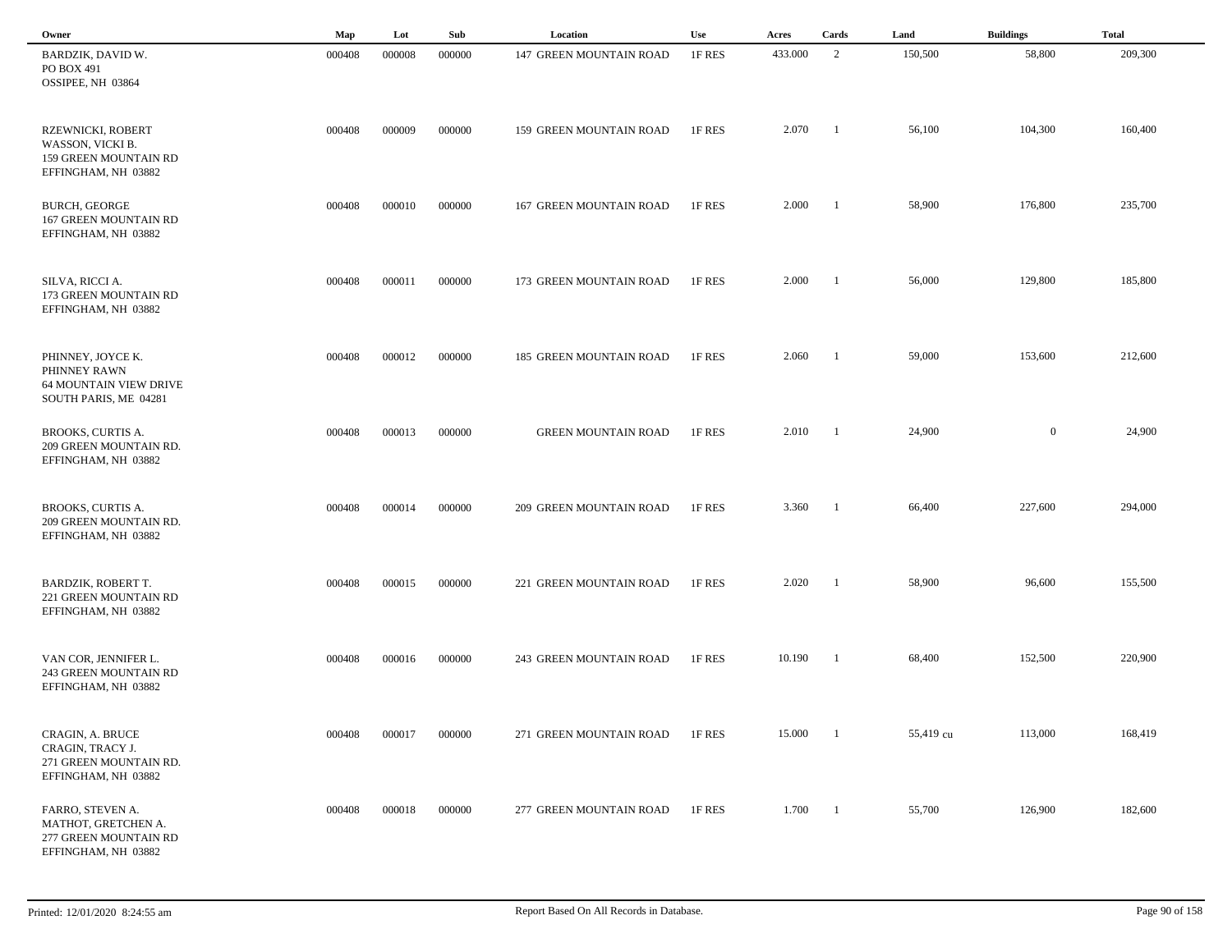| Owner | Map | Lot | Sub | Location | Use | Acres | Cards | Land | Buildings | Total |
|---|---|---|---|---|---|---|---|---|---|---|
| BARDZIK, DAVID W.<br>PO BOX 491<br>OSSIPEE, NH 03864 | 000408 | 000008 | 000000 | 147 GREEN MOUNTAIN ROAD | 1F RES | 433.000 | 2 | 150,500 | 58,800 | 209,300 |
| RZEWNICKI, ROBERT<br>WASSON, VICKI B.<br>159 GREEN MOUNTAIN RD<br>EFFINGHAM, NH 03882 | 000408 | 000009 | 000000 | 159 GREEN MOUNTAIN ROAD | 1F RES | 2.070 | 1 | 56,100 | 104,300 | 160,400 |
| BURCH, GEORGE<br>167 GREEN MOUNTAIN RD<br>EFFINGHAM, NH 03882 | 000408 | 000010 | 000000 | 167 GREEN MOUNTAIN ROAD | 1F RES | 2.000 | 1 | 58,900 | 176,800 | 235,700 |
| SILVA, RICCI A.<br>173 GREEN MOUNTAIN RD<br>EFFINGHAM, NH 03882 | 000408 | 000011 | 000000 | 173 GREEN MOUNTAIN ROAD | 1F RES | 2.000 | 1 | 56,000 | 129,800 | 185,800 |
| PHINNEY, JOYCE K.<br>PHINNEY RAWN<br>64 MOUNTAIN VIEW DRIVE<br>SOUTH PARIS, ME 04281 | 000408 | 000012 | 000000 | 185 GREEN MOUNTAIN ROAD | 1F RES | 2.060 | 1 | 59,000 | 153,600 | 212,600 |
| BROOKS, CURTIS A.<br>209 GREEN MOUNTAIN RD.<br>EFFINGHAM, NH 03882 | 000408 | 000013 | 000000 | GREEN MOUNTAIN ROAD | 1F RES | 2.010 | 1 | 24,900 | 0 | 24,900 |
| BROOKS, CURTIS A.<br>209 GREEN MOUNTAIN RD.<br>EFFINGHAM, NH 03882 | 000408 | 000014 | 000000 | 209 GREEN MOUNTAIN ROAD | 1F RES | 3.360 | 1 | 66,400 | 227,600 | 294,000 |
| BARDZIK, ROBERT T.<br>221 GREEN MOUNTAIN RD<br>EFFINGHAM, NH 03882 | 000408 | 000015 | 000000 | 221 GREEN MOUNTAIN ROAD | 1F RES | 2.020 | 1 | 58,900 | 96,600 | 155,500 |
| VAN COR, JENNIFER L.<br>243 GREEN MOUNTAIN RD<br>EFFINGHAM, NH 03882 | 000408 | 000016 | 000000 | 243 GREEN MOUNTAIN ROAD | 1F RES | 10.190 | 1 | 68,400 | 152,500 | 220,900 |
| CRAGIN, A. BRUCE<br>CRAGIN, TRACY J.<br>271 GREEN MOUNTAIN RD.<br>EFFINGHAM, NH 03882 | 000408 | 000017 | 000000 | 271 GREEN MOUNTAIN ROAD | 1F RES | 15.000 | 1 | 55,419 cu | 113,000 | 168,419 |
| FARRO, STEVEN A.<br>MATHOT, GRETCHEN A.<br>277 GREEN MOUNTAIN RD<br>EFFINGHAM, NH 03882 | 000408 | 000018 | 000000 | 277 GREEN MOUNTAIN ROAD | 1F RES | 1.700 | 1 | 55,700 | 126,900 | 182,600 |

Printed: 12/01/2020 8:24:55 am

Report Based On All Records in Database.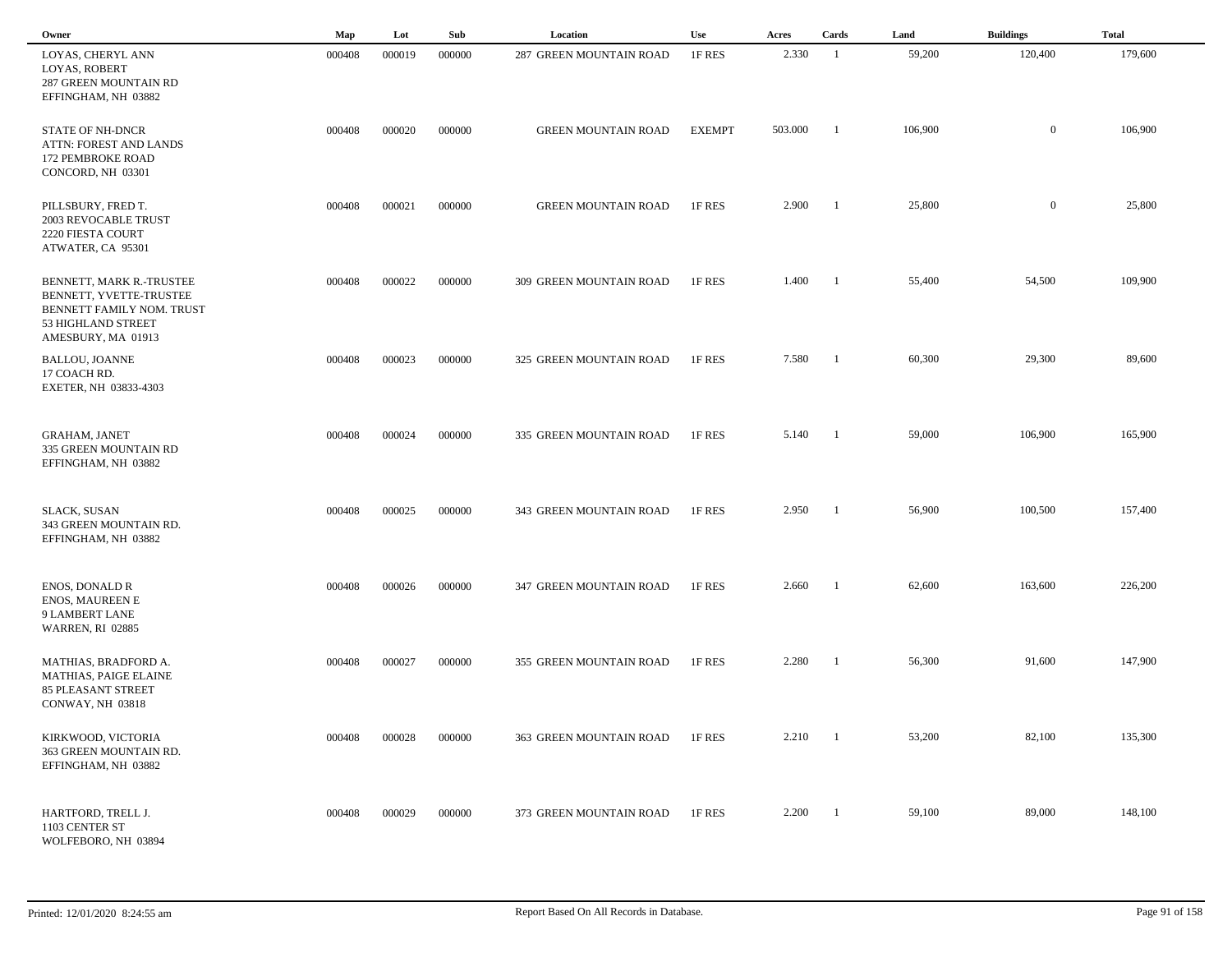| Owner | Map | Lot | Sub | Location | Use | Acres | Cards | Land | Buildings | Total |
|---|---|---|---|---|---|---|---|---|---|---|
| LOYAS, CHERYL ANN<br>LOYAS, ROBERT<br>287 GREEN MOUNTAIN RD<br>EFFINGHAM, NH 03882 | 000408 | 000019 | 000000 | 287 GREEN MOUNTAIN ROAD | 1F RES | 2.330 | 1 | 59,200 | 120,400 | 179,600 |
| STATE OF NH-DNCR<br>ATTN: FOREST AND LANDS<br>172 PEMBROKE ROAD<br>CONCORD, NH 03301 | 000408 | 000020 | 000000 | GREEN MOUNTAIN ROAD | EXEMPT | 503.000 | 1 | 106,900 | 0 | 106,900 |
| PILLSBURY, FRED T.<br>2003 REVOCABLE TRUST<br>2220 FIESTA COURT<br>ATWATER, CA 95301 | 000408 | 000021 | 000000 | GREEN MOUNTAIN ROAD | 1F RES | 2.900 | 1 | 25,800 | 0 | 25,800 |
| BENNETT, MARK R.-TRUSTEE<br>BENNETT, YVETTE-TRUSTEE<br>BENNETT FAMILY NOM. TRUST<br>53 HIGHLAND STREET<br>AMESBURY, MA 01913 | 000408 | 000022 | 000000 | 309 GREEN MOUNTAIN ROAD | 1F RES | 1.400 | 1 | 55,400 | 54,500 | 109,900 |
| BALLOU, JOANNE<br>17 COACH RD.<br>EXETER, NH 03833-4303 | 000408 | 000023 | 000000 | 325 GREEN MOUNTAIN ROAD | 1F RES | 7.580 | 1 | 60,300 | 29,300 | 89,600 |
| GRAHAM, JANET<br>335 GREEN MOUNTAIN RD<br>EFFINGHAM, NH 03882 | 000408 | 000024 | 000000 | 335 GREEN MOUNTAIN ROAD | 1F RES | 5.140 | 1 | 59,000 | 106,900 | 165,900 |
| SLACK, SUSAN<br>343 GREEN MOUNTAIN RD.<br>EFFINGHAM, NH 03882 | 000408 | 000025 | 000000 | 343 GREEN MOUNTAIN ROAD | 1F RES | 2.950 | 1 | 56,900 | 100,500 | 157,400 |
| ENOS, DONALD R<br>ENOS, MAUREEN E<br>9 LAMBERT LANE<br>WARREN, RI 02885 | 000408 | 000026 | 000000 | 347 GREEN MOUNTAIN ROAD | 1F RES | 2.660 | 1 | 62,600 | 163,600 | 226,200 |
| MATHIAS, BRADFORD A.<br>MATHIAS, PAIGE ELAINE<br>85 PLEASANT STREET<br>CONWAY, NH 03818 | 000408 | 000027 | 000000 | 355 GREEN MOUNTAIN ROAD | 1F RES | 2.280 | 1 | 56,300 | 91,600 | 147,900 |
| KIRKWOOD, VICTORIA<br>363 GREEN MOUNTAIN RD.<br>EFFINGHAM, NH 03882 | 000408 | 000028 | 000000 | 363 GREEN MOUNTAIN ROAD | 1F RES | 2.210 | 1 | 53,200 | 82,100 | 135,300 |
| HARTFORD, TRELL J.<br>1103 CENTER ST<br>WOLFEBORO, NH 03894 | 000408 | 000029 | 000000 | 373 GREEN MOUNTAIN ROAD | 1F RES | 2.200 | 1 | 59,100 | 89,000 | 148,100 |

Printed: 12/01/2020 8:24:55 am — Report Based On All Records in Database.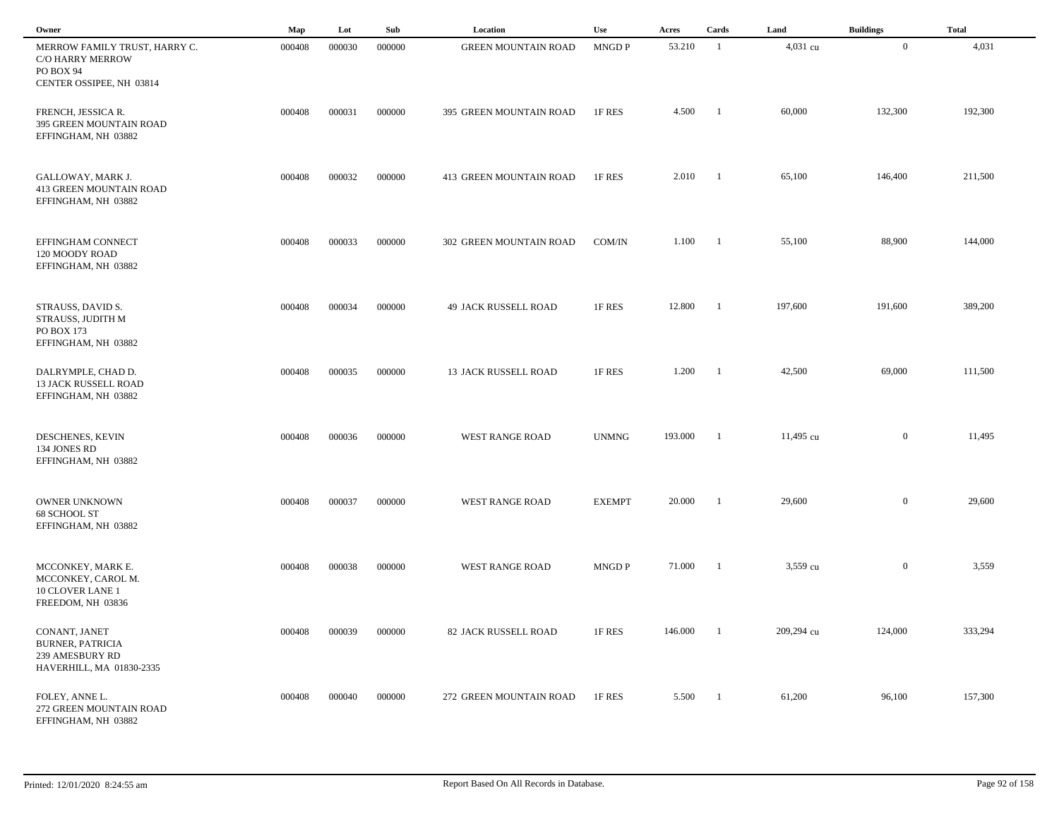| Owner | Map | Lot | Sub | Location | Use | Acres | Cards | Land | Buildings | Total |
|---|---|---|---|---|---|---|---|---|---|---|
| MERROW FAMILY TRUST, HARRY C.<br>C/O HARRY MERROW<br>PO BOX 94<br>CENTER OSSIPEE, NH 03814 | 000408 | 000030 | 000000 | GREEN MOUNTAIN ROAD | MNGD P | 53.210 | 1 | 4,031 cu | 0 | 4,031 |
| FRENCH, JESSICA R.<br>395 GREEN MOUNTAIN ROAD<br>EFFINGHAM, NH 03882 | 000408 | 000031 | 000000 | 395 GREEN MOUNTAIN ROAD | 1F RES | 4.500 | 1 | 60,000 | 132,300 | 192,300 |
| GALLOWAY, MARK J.<br>413 GREEN MOUNTAIN ROAD<br>EFFINGHAM, NH 03882 | 000408 | 000032 | 000000 | 413 GREEN MOUNTAIN ROAD | 1F RES | 2.010 | 1 | 65,100 | 146,400 | 211,500 |
| EFFINGHAM CONNECT<br>120 MOODY ROAD<br>EFFINGHAM, NH 03882 | 000408 | 000033 | 000000 | 302 GREEN MOUNTAIN ROAD | COM/IN | 1.100 | 1 | 55,100 | 88,900 | 144,000 |
| STRAUSS, DAVID S.<br>STRAUSS, JUDITH M<br>PO BOX 173<br>EFFINGHAM, NH 03882 | 000408 | 000034 | 000000 | 49 JACK RUSSELL ROAD | 1F RES | 12.800 | 1 | 197,600 | 191,600 | 389,200 |
| DALRYMPLE, CHAD D.<br>13 JACK RUSSELL ROAD<br>EFFINGHAM, NH 03882 | 000408 | 000035 | 000000 | 13 JACK RUSSELL ROAD | 1F RES | 1.200 | 1 | 42,500 | 69,000 | 111,500 |
| DESCHENES, KEVIN<br>134 JONES RD<br>EFFINGHAM, NH 03882 | 000408 | 000036 | 000000 | WEST RANGE ROAD | UNMNG | 193.000 | 1 | 11,495 cu | 0 | 11,495 |
| OWNER UNKNOWN<br>68 SCHOOL ST<br>EFFINGHAM, NH 03882 | 000408 | 000037 | 000000 | WEST RANGE ROAD | EXEMPT | 20.000 | 1 | 29,600 | 0 | 29,600 |
| MCCONKEY, MARK E.<br>MCCONKEY, CAROL M.<br>10 CLOVER LANE 1<br>FREEDOM, NH 03836 | 000408 | 000038 | 000000 | WEST RANGE ROAD | MNGD P | 71.000 | 1 | 3,559 cu | 0 | 3,559 |
| CONANT, JANET<br>BURNER, PATRICIA<br>239 AMESBURY RD<br>HAVERHILL, MA 01830-2335 | 000408 | 000039 | 000000 | 82 JACK RUSSELL ROAD | 1F RES | 146.000 | 1 | 209,294 cu | 124,000 | 333,294 |
| FOLEY, ANNE L.<br>272 GREEN MOUNTAIN ROAD<br>EFFINGHAM, NH 03882 | 000408 | 000040 | 000000 | 272 GREEN MOUNTAIN ROAD | 1F RES | 5.500 | 1 | 61,200 | 96,100 | 157,300 |

Printed: 12/01/2020 8:24:55 am — Report Based On All Records in Database.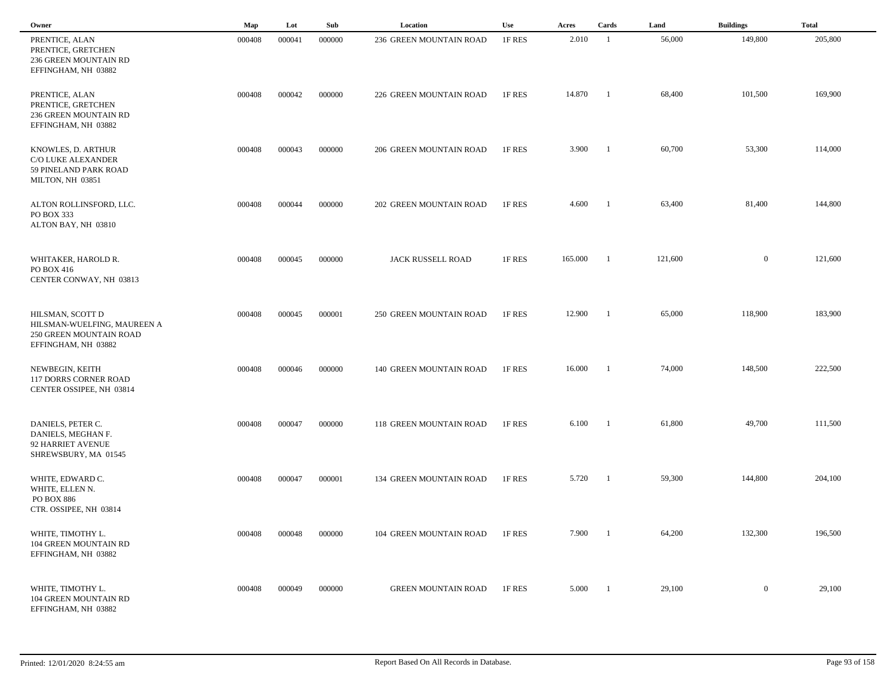| Owner | Map | Lot | Sub | Location | Use | Acres | Cards | Land | Buildings | Total |
|---|---|---|---|---|---|---|---|---|---|---|
| PRENTICE, ALAN<br>PRENTICE, GRETCHEN<br>236 GREEN MOUNTAIN RD<br>EFFINGHAM, NH 03882 | 000408 | 000041 | 000000 | 236 GREEN MOUNTAIN ROAD | 1F RES | 2.010 | 1 | 56,000 | 149,800 | 205,800 |
| PRENTICE, ALAN<br>PRENTICE, GRETCHEN<br>236 GREEN MOUNTAIN RD<br>EFFINGHAM, NH 03882 | 000408 | 000042 | 000000 | 226 GREEN MOUNTAIN ROAD | 1F RES | 14.870 | 1 | 68,400 | 101,500 | 169,900 |
| KNOWLES, D. ARTHUR<br>C/O LUKE ALEXANDER<br>59 PINELAND PARK ROAD<br>MILTON, NH 03851 | 000408 | 000043 | 000000 | 206 GREEN MOUNTAIN ROAD | 1F RES | 3.900 | 1 | 60,700 | 53,300 | 114,000 |
| ALTON ROLLINSFORD, LLC.<br>PO BOX 333<br>ALTON BAY, NH 03810 | 000408 | 000044 | 000000 | 202 GREEN MOUNTAIN ROAD | 1F RES | 4.600 | 1 | 63,400 | 81,400 | 144,800 |
| WHITAKER, HAROLD R.<br>PO BOX 416<br>CENTER CONWAY, NH 03813 | 000408 | 000045 | 000000 | JACK RUSSELL ROAD | 1F RES | 165.000 | 1 | 121,600 | 0 | 121,600 |
| HILSMAN, SCOTT D<br>HILSMAN-WUELFING, MAUREEN A<br>250 GREEN MOUNTAIN ROAD<br>EFFINGHAM, NH 03882 | 000408 | 000045 | 000001 | 250 GREEN MOUNTAIN ROAD | 1F RES | 12.900 | 1 | 65,000 | 118,900 | 183,900 |
| NEWBEGIN, KEITH<br>117 DORRS CORNER ROAD<br>CENTER OSSIPEE, NH 03814 | 000408 | 000046 | 000000 | 140 GREEN MOUNTAIN ROAD | 1F RES | 16.000 | 1 | 74,000 | 148,500 | 222,500 |
| DANIELS, PETER C.<br>DANIELS, MEGHAN F.<br>92 HARRIET AVENUE<br>SHREWSBURY, MA 01545 | 000408 | 000047 | 000000 | 118 GREEN MOUNTAIN ROAD | 1F RES | 6.100 | 1 | 61,800 | 49,700 | 111,500 |
| WHITE, EDWARD C.<br>WHITE, ELLEN N.<br>PO BOX 886<br>CTR. OSSIPEE, NH 03814 | 000408 | 000047 | 000001 | 134 GREEN MOUNTAIN ROAD | 1F RES | 5.720 | 1 | 59,300 | 144,800 | 204,100 |
| WHITE, TIMOTHY L.<br>104 GREEN MOUNTAIN RD<br>EFFINGHAM, NH 03882 | 000408 | 000048 | 000000 | 104 GREEN MOUNTAIN ROAD | 1F RES | 7.900 | 1 | 64,200 | 132,300 | 196,500 |
| WHITE, TIMOTHY L.<br>104 GREEN MOUNTAIN RD<br>EFFINGHAM, NH 03882 | 000408 | 000049 | 000000 | GREEN MOUNTAIN ROAD | 1F RES | 5.000 | 1 | 29,100 | 0 | 29,100 |

Printed: 12/01/2020 8:24:55 am

Report Based On All Records in Database.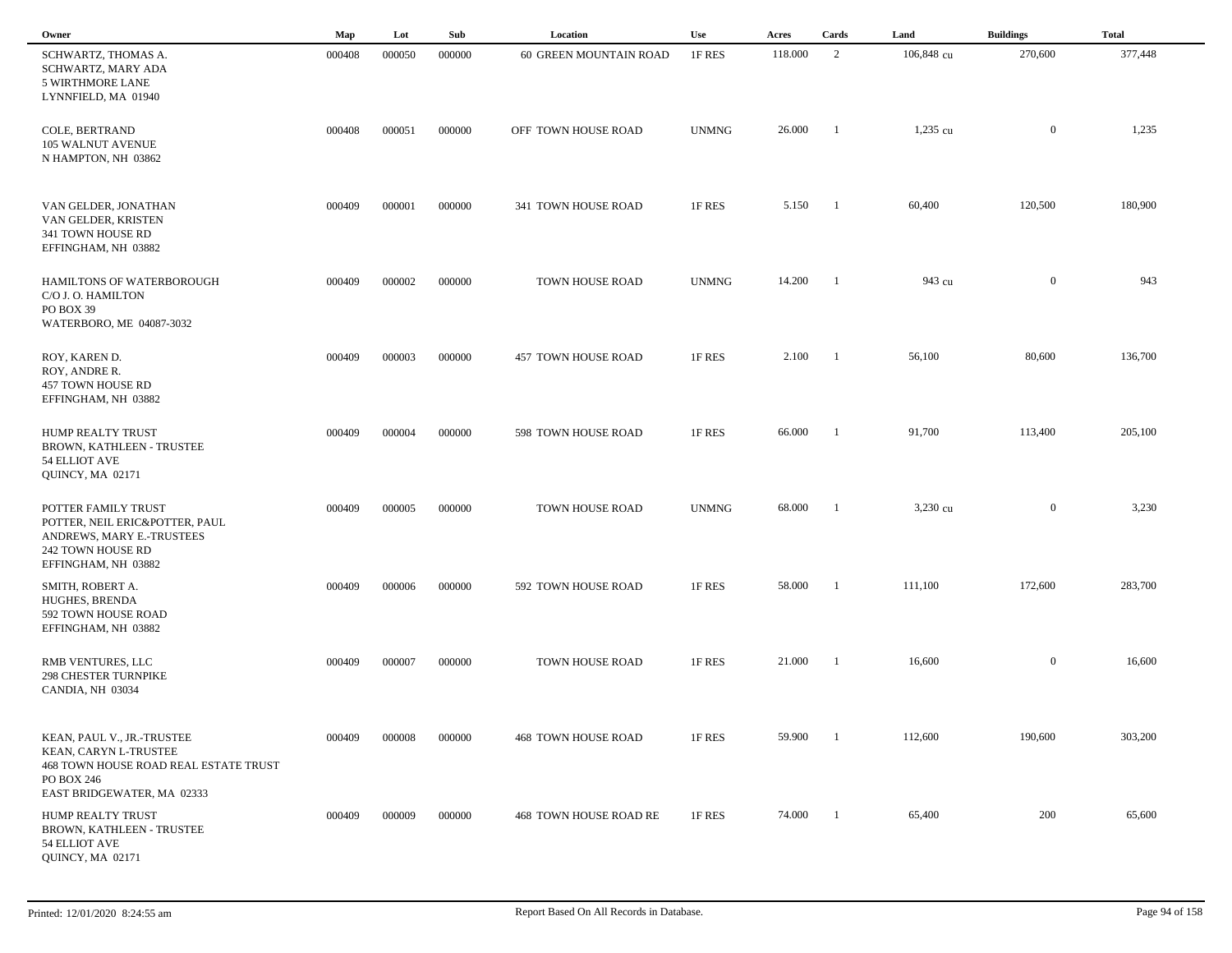| Owner | Map | Lot | Sub | Location | Use | Acres | Cards | Land | Buildings | Total |
|---|---|---|---|---|---|---|---|---|---|---|
| SCHWARTZ, THOMAS A.<br>SCHWARTZ, MARY ADA<br>5 WIRTHMORE LANE<br>LYNNFIELD, MA 01940 | 000408 | 000050 | 000000 | 60 GREEN MOUNTAIN ROAD | 1F RES | 118.000 | 2 | 106,848 cu | 270,600 | 377,448 |
| COLE, BERTRAND<br>105 WALNUT AVENUE<br>N HAMPTON, NH 03862 | 000408 | 000051 | 000000 | OFF TOWN HOUSE ROAD | UNMNG | 26.000 | 1 | 1,235 cu | 0 | 1,235 |
| VAN GELDER, JONATHAN<br>VAN GELDER, KRISTEN<br>341 TOWN HOUSE RD<br>EFFINGHAM, NH 03882 | 000409 | 000001 | 000000 | 341 TOWN HOUSE ROAD | 1F RES | 5.150 | 1 | 60,400 | 120,500 | 180,900 |
| HAMILTONS OF WATERBOROUGH<br>C/O J. O. HAMILTON<br>PO BOX 39<br>WATERBORO, ME 04087-3032 | 000409 | 000002 | 000000 | TOWN HOUSE ROAD | UNMNG | 14.200 | 1 | 943 cu | 0 | 943 |
| ROY, KAREN D.<br>ROY, ANDRE R.<br>457 TOWN HOUSE RD<br>EFFINGHAM, NH 03882 | 000409 | 000003 | 000000 | 457 TOWN HOUSE ROAD | 1F RES | 2.100 | 1 | 56,100 | 80,600 | 136,700 |
| HUMP REALTY TRUST<br>BROWN, KATHLEEN - TRUSTEE<br>54 ELLIOT AVE<br>QUINCY, MA 02171 | 000409 | 000004 | 000000 | 598 TOWN HOUSE ROAD | 1F RES | 66.000 | 1 | 91,700 | 113,400 | 205,100 |
| POTTER FAMILY TRUST<br>POTTER, NEIL ERIC&POTTER, PAUL<br>ANDREWS, MARY E.-TRUSTEES<br>242 TOWN HOUSE RD<br>EFFINGHAM, NH 03882 | 000409 | 000005 | 000000 | TOWN HOUSE ROAD | UNMNG | 68.000 | 1 | 3,230 cu | 0 | 3,230 |
| SMITH, ROBERT A.<br>HUGHES, BRENDA<br>592 TOWN HOUSE ROAD<br>EFFINGHAM, NH 03882 | 000409 | 000006 | 000000 | 592 TOWN HOUSE ROAD | 1F RES | 58.000 | 1 | 111,100 | 172,600 | 283,700 |
| RMB VENTURES, LLC<br>298 CHESTER TURNPIKE<br>CANDIA, NH 03034 | 000409 | 000007 | 000000 | TOWN HOUSE ROAD | 1F RES | 21.000 | 1 | 16,600 | 0 | 16,600 |
| KEAN, PAUL V., JR.-TRUSTEE<br>KEAN, CARYN L-TRUSTEE<br>468 TOWN HOUSE ROAD REAL ESTATE TRUST<br>PO BOX 246<br>EAST BRIDGEWATER, MA 02333 | 000409 | 000008 | 000000 | 468 TOWN HOUSE ROAD | 1F RES | 59.900 | 1 | 112,600 | 190,600 | 303,200 |
| HUMP REALTY TRUST<br>BROWN, KATHLEEN - TRUSTEE<br>54 ELLIOT AVE<br>QUINCY, MA 02171 | 000409 | 000009 | 000000 | 468 TOWN HOUSE ROAD RE | 1F RES | 74.000 | 1 | 65,400 | 200 | 65,600 |

Printed: 12/01/2020 8:24:55 am Report Based On All Records in Database.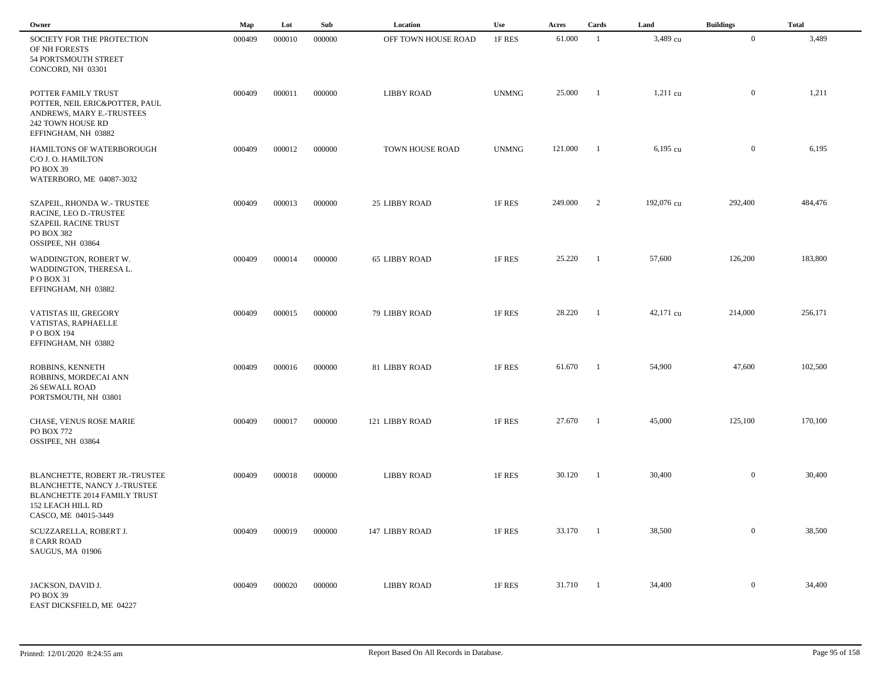| Owner | Map | Lot | Sub | Location | Use | Acres | Cards | Land | Buildings | Total |
|---|---|---|---|---|---|---|---|---|---|---|
| SOCIETY FOR THE PROTECTION OF NH FORESTS 54 PORTSMOUTH STREET CONCORD, NH 03301 | 000409 | 000010 | 000000 | OFF TOWN HOUSE ROAD | 1F RES | 61.000 | 1 | 3,489 cu | 0 | 3,489 |
| POTTER FAMILY TRUST POTTER, NEIL ERIC&POTTER, PAUL ANDREWS, MARY E.-TRUSTEES 242 TOWN HOUSE RD EFFINGHAM, NH 03882 | 000409 | 000011 | 000000 | LIBBY ROAD | UNMNG | 25.000 | 1 | 1,211 cu | 0 | 1,211 |
| HAMILTONS OF WATERBOROUGH C/O J. O. HAMILTON PO BOX 39 WATERBORO, ME 04087-3032 | 000409 | 000012 | 000000 | TOWN HOUSE ROAD | UNMNG | 121.000 | 1 | 6,195 cu | 0 | 6,195 |
| SZAPEIL, RHONDA W.- TRUSTEE RACINE, LEO D.-TRUSTEE SZAPEIL RACINE TRUST PO BOX 382 OSSIPEE, NH 03864 | 000409 | 000013 | 000000 | 25 LIBBY ROAD | 1F RES | 249.000 | 2 | 192,076 cu | 292,400 | 484,476 |
| WADDINGTON, ROBERT W. WADDINGTON, THERESA L. P O BOX 31 EFFINGHAM, NH 03882 | 000409 | 000014 | 000000 | 65 LIBBY ROAD | 1F RES | 25.220 | 1 | 57,600 | 126,200 | 183,800 |
| VATISTAS III, GREGORY VATISTAS, RAPHAELLE P O BOX 194 EFFINGHAM, NH 03882 | 000409 | 000015 | 000000 | 79 LIBBY ROAD | 1F RES | 28.220 | 1 | 42,171 cu | 214,000 | 256,171 |
| ROBBINS, KENNETH ROBBINS, MORDECAI ANN 26 SEWALL ROAD PORTSMOUTH, NH 03801 | 000409 | 000016 | 000000 | 81 LIBBY ROAD | 1F RES | 61.670 | 1 | 54,900 | 47,600 | 102,500 |
| CHASE, VENUS ROSE MARIE PO BOX 772 OSSIPEE, NH 03864 | 000409 | 000017 | 000000 | 121 LIBBY ROAD | 1F RES | 27.670 | 1 | 45,000 | 125,100 | 170,100 |
| BLANCHETTE, ROBERT JR.-TRUSTEE BLANCHETTE, NANCY J.-TRUSTEE BLANCHETTE 2014 FAMILY TRUST 152 LEACH HILL RD CASCO, ME 04015-3449 | 000409 | 000018 | 000000 | LIBBY ROAD | 1F RES | 30.120 | 1 | 30,400 | 0 | 30,400 |
| SCUZZARELLA, ROBERT J. 8 CARR ROAD SAUGUS, MA 01906 | 000409 | 000019 | 000000 | 147 LIBBY ROAD | 1F RES | 33.170 | 1 | 38,500 | 0 | 38,500 |
| JACKSON, DAVID J. PO BOX 39 EAST DICKSFIELD, ME 04227 | 000409 | 000020 | 000000 | LIBBY ROAD | 1F RES | 31.710 | 1 | 34,400 | 0 | 34,400 |

Printed: 12/01/2020 8:24:55 am

Report Based On All Records in Database.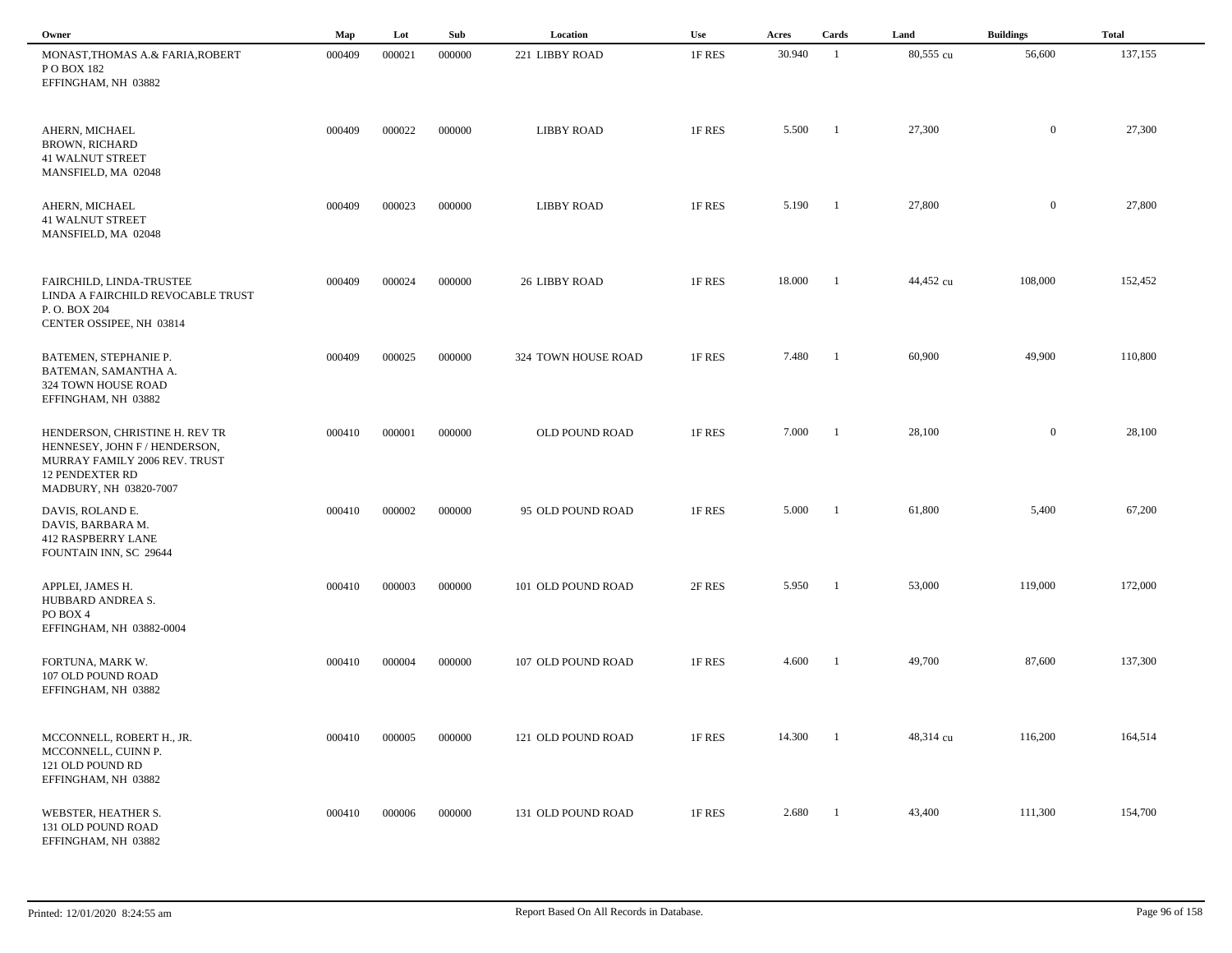| Owner | Map | Lot | Sub | Location | Use | Acres | Cards | Land | Buildings | Total |
|---|---|---|---|---|---|---|---|---|---|---|
| MONAST,THOMAS A.& FARIA,ROBERT<br>P O BOX 182<br>EFFINGHAM, NH 03882 | 000409 | 000021 | 000000 | 221 LIBBY ROAD | 1F RES | 30.940 | 1 | 80,555 cu | 56,600 | 137,155 |
| AHERN, MICHAEL<br>BROWN, RICHARD<br>41 WALNUT STREET<br>MANSFIELD, MA 02048 | 000409 | 000022 | 000000 | LIBBY ROAD | 1F RES | 5.500 | 1 | 27,300 | 0 | 27,300 |
| AHERN, MICHAEL<br>41 WALNUT STREET<br>MANSFIELD, MA 02048 | 000409 | 000023 | 000000 | LIBBY ROAD | 1F RES | 5.190 | 1 | 27,800 | 0 | 27,800 |
| FAIRCHILD, LINDA-TRUSTEE<br>LINDA A FAIRCHILD REVOCABLE TRUST<br>P. O. BOX 204<br>CENTER OSSIPEE, NH 03814 | 000409 | 000024 | 000000 | 26 LIBBY ROAD | 1F RES | 18.000 | 1 | 44,452 cu | 108,000 | 152,452 |
| BATEMEN, STEPHANIE P.<br>BATEMAN, SAMANTHA A.<br>324 TOWN HOUSE ROAD<br>EFFINGHAM, NH 03882 | 000409 | 000025 | 000000 | 324 TOWN HOUSE ROAD | 1F RES | 7.480 | 1 | 60,900 | 49,900 | 110,800 |
| HENDERSON, CHRISTINE H. REV TR<br>HENNESEY, JOHN F / HENDERSON,<br>MURRAY FAMILY 2006 REV. TRUST<br>12 PENDEXTER RD<br>MADBURY, NH 03820-7007 | 000410 | 000001 | 000000 | OLD POUND ROAD | 1F RES | 7.000 | 1 | 28,100 | 0 | 28,100 |
| DAVIS, ROLAND E.<br>DAVIS, BARBARA M.<br>412 RASPBERRY LANE<br>FOUNTAIN INN, SC 29644 | 000410 | 000002 | 000000 | 95 OLD POUND ROAD | 1F RES | 5.000 | 1 | 61,800 | 5,400 | 67,200 |
| APPLEI, JAMES H.<br>HUBBARD ANDREA S.<br>PO BOX 4<br>EFFINGHAM, NH 03882-0004 | 000410 | 000003 | 000000 | 101 OLD POUND ROAD | 2F RES | 5.950 | 1 | 53,000 | 119,000 | 172,000 |
| FORTUNA, MARK W.<br>107 OLD POUND ROAD<br>EFFINGHAM, NH 03882 | 000410 | 000004 | 000000 | 107 OLD POUND ROAD | 1F RES | 4.600 | 1 | 49,700 | 87,600 | 137,300 |
| MCCONNELL, ROBERT H., JR.<br>MCCONNELL, CUINN P.<br>121 OLD POUND RD<br>EFFINGHAM, NH 03882 | 000410 | 000005 | 000000 | 121 OLD POUND ROAD | 1F RES | 14.300 | 1 | 48,314 cu | 116,200 | 164,514 |
| WEBSTER, HEATHER S.<br>131 OLD POUND ROAD<br>EFFINGHAM, NH 03882 | 000410 | 000006 | 000000 | 131 OLD POUND ROAD | 1F RES | 2.680 | 1 | 43,400 | 111,300 | 154,700 |

Printed: 12/01/2020 8:24:55 am

Report Based On All Records in Database.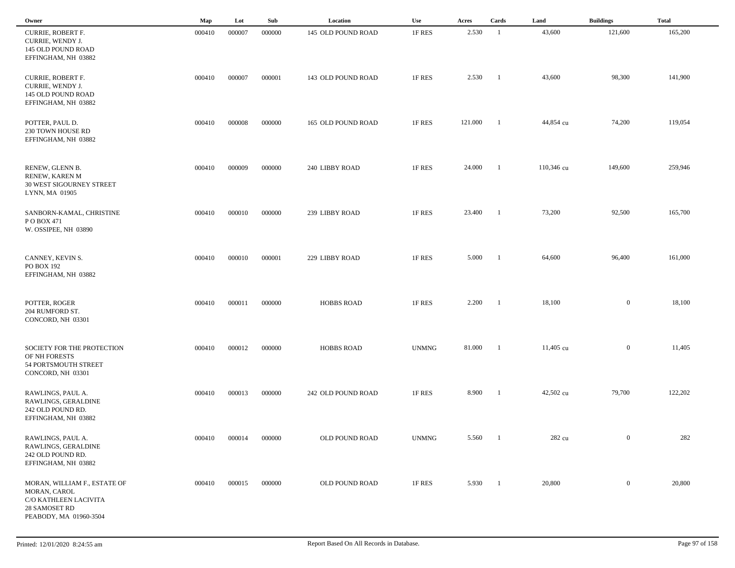| Owner | Map | Lot | Sub | Location | Use | Acres | Cards | Land | Buildings | Total |
|---|---|---|---|---|---|---|---|---|---|---|
| CURRIE, ROBERT F.<br>CURRIE, WENDY J.<br>145 OLD POUND ROAD<br>EFFINGHAM, NH 03882 | 000410 | 000007 | 000000 | 145 OLD POUND ROAD | 1F RES | 2.530 | 1 | 43,600 | 121,600 | 165,200 |
| CURRIE, ROBERT F.<br>CURRIE, WENDY J.<br>145 OLD POUND ROAD<br>EFFINGHAM, NH 03882 | 000410 | 000007 | 000001 | 143 OLD POUND ROAD | 1F RES | 2.530 | 1 | 43,600 | 98,300 | 141,900 |
| POTTER, PAUL D.<br>230 TOWN HOUSE RD<br>EFFINGHAM, NH 03882 | 000410 | 000008 | 000000 | 165 OLD POUND ROAD | 1F RES | 121.000 | 1 | 44,854 cu | 74,200 | 119,054 |
| RENEW, GLENN B.<br>RENEW, KAREN M<br>30 WEST SIGOURNEY STREET<br>LYNN, MA 01905 | 000410 | 000009 | 000000 | 240 LIBBY ROAD | 1F RES | 24.000 | 1 | 110,346 cu | 149,600 | 259,946 |
| SANBORN-KAMAL, CHRISTINE<br>P O BOX 471<br>W. OSSIPEE, NH 03890 | 000410 | 000010 | 000000 | 239 LIBBY ROAD | 1F RES | 23.400 | 1 | 73,200 | 92,500 | 165,700 |
| CANNEY, KEVIN S.<br>PO BOX 192<br>EFFINGHAM, NH 03882 | 000410 | 000010 | 000001 | 229 LIBBY ROAD | 1F RES | 5.000 | 1 | 64,600 | 96,400 | 161,000 |
| POTTER, ROGER<br>204 RUMFORD ST.<br>CONCORD, NH 03301 | 000410 | 000011 | 000000 | HOBBS ROAD | 1F RES | 2.200 | 1 | 18,100 | 0 | 18,100 |
| SOCIETY FOR THE PROTECTION<br>OF NH FORESTS<br>54 PORTSMOUTH STREET<br>CONCORD, NH 03301 | 000410 | 000012 | 000000 | HOBBS ROAD | UNMNG | 81.000 | 1 | 11,405 cu | 0 | 11,405 |
| RAWLINGS, PAUL A.<br>RAWLINGS, GERALDINE<br>242 OLD POUND RD.<br>EFFINGHAM, NH 03882 | 000410 | 000013 | 000000 | 242 OLD POUND ROAD | 1F RES | 8.900 | 1 | 42,502 cu | 79,700 | 122,202 |
| RAWLINGS, PAUL A.<br>RAWLINGS, GERALDINE<br>242 OLD POUND RD.<br>EFFINGHAM, NH 03882 | 000410 | 000014 | 000000 | OLD POUND ROAD | UNMNG | 5.560 | 1 | 282 cu | 0 | 282 |
| MORAN, WILLIAM F., ESTATE OF<br>MORAN, CAROL<br>C/O KATHLEEN LACIVITA<br>28 SAMOSET RD<br>PEABODY, MA 01960-3504 | 000410 | 000015 | 000000 | OLD POUND ROAD | 1F RES | 5.930 | 1 | 20,800 | 0 | 20,800 |

Printed: 12/01/2020 8:24:55 am

Report Based On All Records in Database.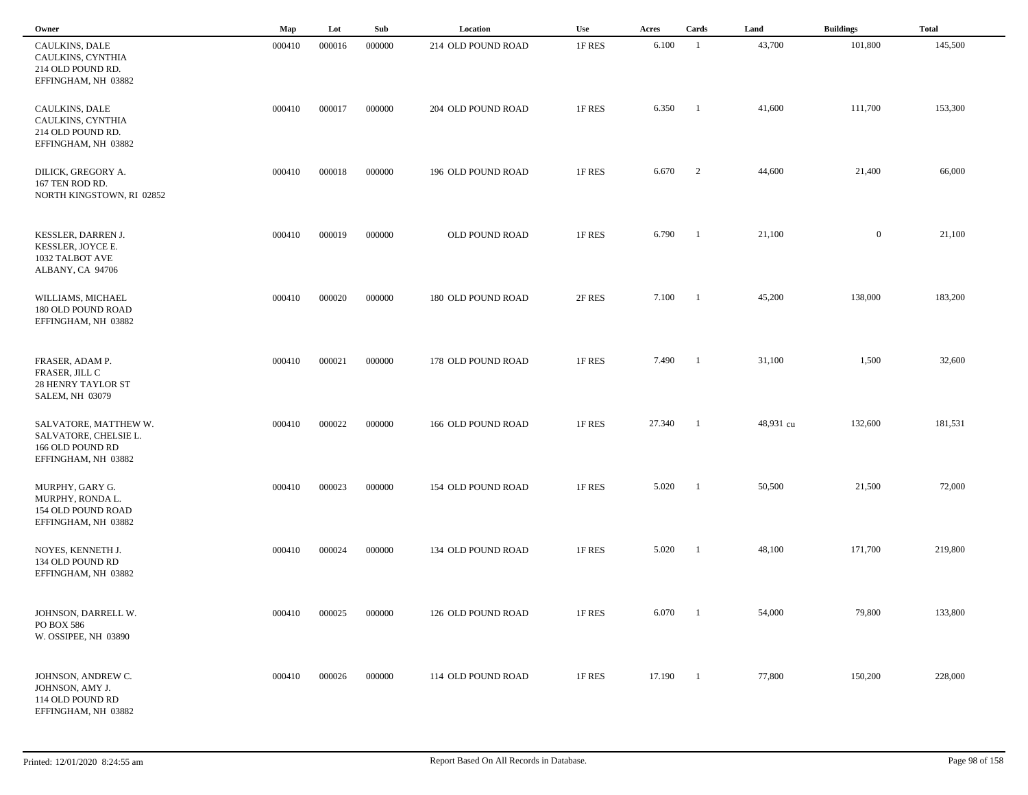| Owner | Map | Lot | Sub | Location | Use | Acres | Cards | Land | Buildings | Total |
|---|---|---|---|---|---|---|---|---|---|---|
| CAULKINS, DALE<br>CAULKINS, CYNTHIA<br>214 OLD POUND RD.<br>EFFINGHAM, NH 03882 | 000410 | 000016 | 000000 | 214 OLD POUND ROAD | 1F RES | 6.100 | 1 | 43,700 | 101,800 | 145,500 |
| CAULKINS, DALE<br>CAULKINS, CYNTHIA<br>214 OLD POUND RD.<br>EFFINGHAM, NH 03882 | 000410 | 000017 | 000000 | 204 OLD POUND ROAD | 1F RES | 6.350 | 1 | 41,600 | 111,700 | 153,300 |
| DILICK, GREGORY A.<br>167 TEN ROD RD.<br>NORTH KINGSTOWN, RI 02852 | 000410 | 000018 | 000000 | 196 OLD POUND ROAD | 1F RES | 6.670 | 2 | 44,600 | 21,400 | 66,000 |
| KESSLER, DARREN J.<br>KESSLER, JOYCE E.<br>1032 TALBOT AVE<br>ALBANY, CA 94706 | 000410 | 000019 | 000000 | OLD POUND ROAD | 1F RES | 6.790 | 1 | 21,100 | 0 | 21,100 |
| WILLIAMS, MICHAEL<br>180 OLD POUND ROAD<br>EFFINGHAM, NH 03882 | 000410 | 000020 | 000000 | 180 OLD POUND ROAD | 2F RES | 7.100 | 1 | 45,200 | 138,000 | 183,200 |
| FRASER, ADAM P.<br>FRASER, JILL C<br>28 HENRY TAYLOR ST<br>SALEM, NH 03079 | 000410 | 000021 | 000000 | 178 OLD POUND ROAD | 1F RES | 7.490 | 1 | 31,100 | 1,500 | 32,600 |
| SALVATORE, MATTHEW W.<br>SALVATORE, CHELSIE L.<br>166 OLD POUND RD<br>EFFINGHAM, NH 03882 | 000410 | 000022 | 000000 | 166 OLD POUND ROAD | 1F RES | 27.340 | 1 | 48,931 cu | 132,600 | 181,531 |
| MURPHY, GARY G.<br>MURPHY, RONDA L.<br>154 OLD POUND ROAD<br>EFFINGHAM, NH 03882 | 000410 | 000023 | 000000 | 154 OLD POUND ROAD | 1F RES | 5.020 | 1 | 50,500 | 21,500 | 72,000 |
| NOYES, KENNETH J.<br>134 OLD POUND RD<br>EFFINGHAM, NH 03882 | 000410 | 000024 | 000000 | 134 OLD POUND ROAD | 1F RES | 5.020 | 1 | 48,100 | 171,700 | 219,800 |
| JOHNSON, DARRELL W.<br>PO BOX 586<br>W. OSSIPEE, NH 03890 | 000410 | 000025 | 000000 | 126 OLD POUND ROAD | 1F RES | 6.070 | 1 | 54,000 | 79,800 | 133,800 |
| JOHNSON, ANDREW C.<br>JOHNSON, AMY J.<br>114 OLD POUND RD<br>EFFINGHAM, NH 03882 | 000410 | 000026 | 000000 | 114 OLD POUND ROAD | 1F RES | 17.190 | 1 | 77,800 | 150,200 | 228,000 |

Printed: 12/01/2020 8:24:55 am

Report Based On All Records in Database.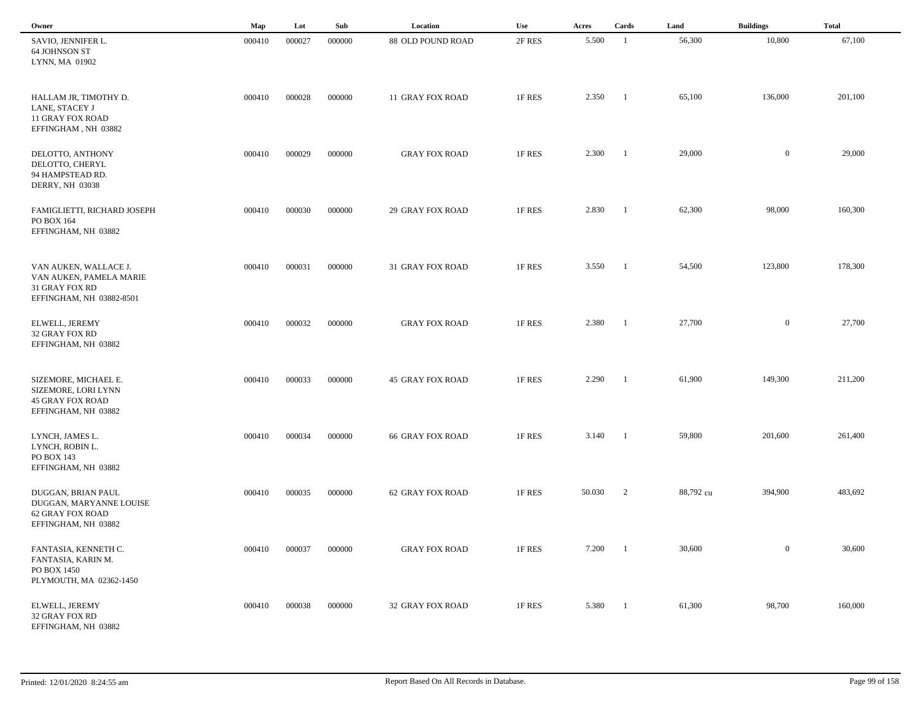| Owner | Map | Lot | Sub | Location | Use | Acres | Cards | Land | Buildings | Total |
|---|---|---|---|---|---|---|---|---|---|---|
| SAVIO, JENNIFER L.<br>64 JOHNSON ST<br>LYNN, MA 01902 | 000410 | 000027 | 000000 | 88 OLD POUND ROAD | 2F RES | 5.500 | 1 | 56,300 | 10,800 | 67,100 |
| HALLAM JR, TIMOTHY D.<br>LANE, STACEY J<br>11 GRAY FOX ROAD<br>EFFINGHAM , NH 03882 | 000410 | 000028 | 000000 | 11 GRAY FOX ROAD | 1F RES | 2.350 | 1 | 65,100 | 136,000 | 201,100 |
| DELOTTO, ANTHONY<br>DELOTTO, CHERYL<br>94 HAMPSTEAD RD.<br>DERRY, NH 03038 | 000410 | 000029 | 000000 | GRAY FOX ROAD | 1F RES | 2.300 | 1 | 29,000 | 0 | 29,000 |
| FAMIGLIETTI, RICHARD JOSEPH<br>PO BOX 164<br>EFFINGHAM, NH 03882 | 000410 | 000030 | 000000 | 29 GRAY FOX ROAD | 1F RES | 2.830 | 1 | 62,300 | 98,000 | 160,300 |
| VAN AUKEN, WALLACE J.<br>VAN AUKEN, PAMELA MARIE<br>31 GRAY FOX RD<br>EFFINGHAM, NH 03882-8501 | 000410 | 000031 | 000000 | 31 GRAY FOX ROAD | 1F RES | 3.550 | 1 | 54,500 | 123,800 | 178,300 |
| ELWELL, JEREMY<br>32 GRAY FOX RD<br>EFFINGHAM, NH 03882 | 000410 | 000032 | 000000 | GRAY FOX ROAD | 1F RES | 2.380 | 1 | 27,700 | 0 | 27,700 |
| SIZEMORE, MICHAEL E.<br>SIZEMORE, LORI LYNN<br>45 GRAY FOX ROAD<br>EFFINGHAM, NH 03882 | 000410 | 000033 | 000000 | 45 GRAY FOX ROAD | 1F RES | 2.290 | 1 | 61,900 | 149,300 | 211,200 |
| LYNCH, JAMES L.<br>LYNCH, ROBIN L.<br>PO BOX 143<br>EFFINGHAM, NH 03882 | 000410 | 000034 | 000000 | 66 GRAY FOX ROAD | 1F RES | 3.140 | 1 | 59,800 | 201,600 | 261,400 |
| DUGGAN, BRIAN PAUL<br>DUGGAN, MARYANNE LOUISE<br>62 GRAY FOX ROAD<br>EFFINGHAM, NH 03882 | 000410 | 000035 | 000000 | 62 GRAY FOX ROAD | 1F RES | 50.030 | 2 | 88,792 cu | 394,900 | 483,692 |
| FANTASIA, KENNETH C.<br>FANTASIA, KARIN M.<br>PO BOX 1450<br>PLYMOUTH, MA 02362-1450 | 000410 | 000037 | 000000 | GRAY FOX ROAD | 1F RES | 7.200 | 1 | 30,600 | 0 | 30,600 |
| ELWELL, JEREMY<br>32 GRAY FOX RD<br>EFFINGHAM, NH 03882 | 000410 | 000038 | 000000 | 32 GRAY FOX ROAD | 1F RES | 5.380 | 1 | 61,300 | 98,700 | 160,000 |

Printed: 12/01/2020 8:24:55 am

Report Based On All Records in Database.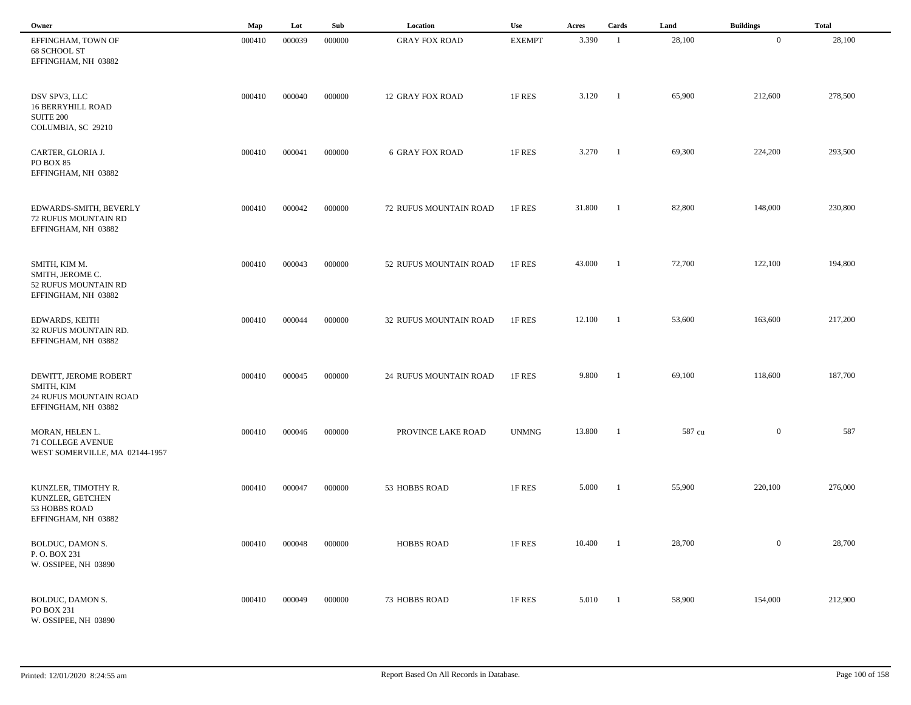| Owner | Map | Lot | Sub | Location | Use | Acres | Cards | Land | Buildings | Total |
|---|---|---|---|---|---|---|---|---|---|---|
| EFFINGHAM, TOWN OF<br>68 SCHOOL ST<br>EFFINGHAM, NH 03882 | 000410 | 000039 | 000000 | GRAY FOX ROAD | EXEMPT | 3.390 | 1 | 28,100 | 0 | 28,100 |
| DSV SPV3, LLC<br>16 BERRYHILL ROAD<br>SUITE 200<br>COLUMBIA, SC 29210 | 000410 | 000040 | 000000 | 12 GRAY FOX ROAD | 1F RES | 3.120 | 1 | 65,900 | 212,600 | 278,500 |
| CARTER, GLORIA J.<br>PO BOX 85<br>EFFINGHAM, NH 03882 | 000410 | 000041 | 000000 | 6 GRAY FOX ROAD | 1F RES | 3.270 | 1 | 69,300 | 224,200 | 293,500 |
| EDWARDS-SMITH, BEVERLY<br>72 RUFUS MOUNTAIN RD<br>EFFINGHAM, NH 03882 | 000410 | 000042 | 000000 | 72 RUFUS MOUNTAIN ROAD | 1F RES | 31.800 | 1 | 82,800 | 148,000 | 230,800 |
| SMITH, KIM M.<br>SMITH, JEROME C.<br>52 RUFUS MOUNTAIN RD<br>EFFINGHAM, NH 03882 | 000410 | 000043 | 000000 | 52 RUFUS MOUNTAIN ROAD | 1F RES | 43.000 | 1 | 72,700 | 122,100 | 194,800 |
| EDWARDS, KEITH<br>32 RUFUS MOUNTAIN RD.<br>EFFINGHAM, NH 03882 | 000410 | 000044 | 000000 | 32 RUFUS MOUNTAIN ROAD | 1F RES | 12.100 | 1 | 53,600 | 163,600 | 217,200 |
| DEWITT, JEROME ROBERT<br>SMITH, KIM<br>24 RUFUS MOUNTAIN ROAD<br>EFFINGHAM, NH 03882 | 000410 | 000045 | 000000 | 24 RUFUS MOUNTAIN ROAD | 1F RES | 9.800 | 1 | 69,100 | 118,600 | 187,700 |
| MORAN, HELEN L.<br>71 COLLEGE AVENUE<br>WEST SOMERVILLE, MA 02144-1957 | 000410 | 000046 | 000000 | PROVINCE LAKE ROAD | UNMNG | 13.800 | 1 | 587 cu | 0 | 587 |
| KUNZLER, TIMOTHY R.<br>KUNZLER, GETCHEN<br>53 HOBBS ROAD<br>EFFINGHAM, NH 03882 | 000410 | 000047 | 000000 | 53 HOBBS ROAD | 1F RES | 5.000 | 1 | 55,900 | 220,100 | 276,000 |
| BOLDUC, DAMON S.<br>P. O. BOX 231<br>W. OSSIPEE, NH 03890 | 000410 | 000048 | 000000 | HOBBS ROAD | 1F RES | 10.400 | 1 | 28,700 | 0 | 28,700 |
| BOLDUC, DAMON S.<br>PO BOX 231<br>W. OSSIPEE, NH 03890 | 000410 | 000049 | 000000 | 73 HOBBS ROAD | 1F RES | 5.010 | 1 | 58,900 | 154,000 | 212,900 |

Printed: 12/01/2020 8:24:55 am

Report Based On All Records in Database.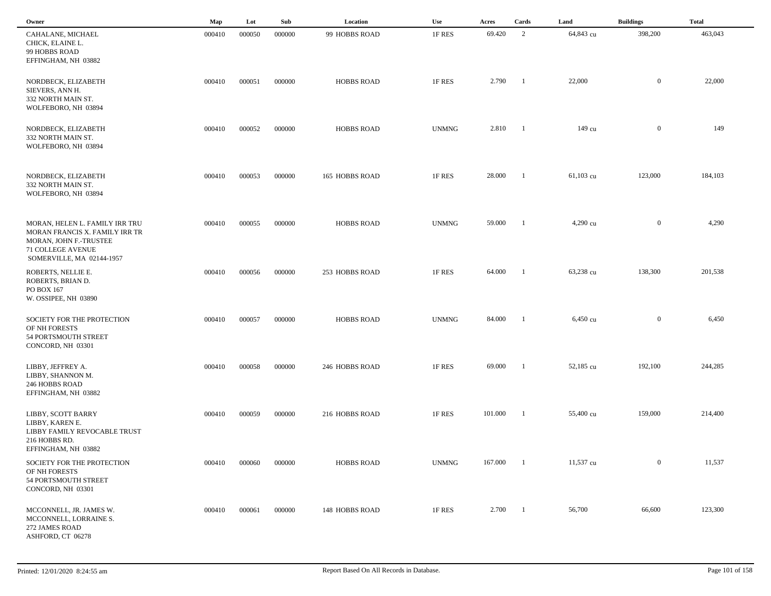| Owner | Map | Lot | Sub | Location | Use | Acres | Cards | Land | Buildings | Total |
|---|---|---|---|---|---|---|---|---|---|---|
| CAHALANE, MICHAEL<br>CHICK, ELAINE L.<br>99 HOBBS ROAD<br>EFFINGHAM, NH 03882 | 000410 | 000050 | 000000 | 99 HOBBS ROAD | 1F RES | 69.420 | 2 | 64,843 cu | 398,200 | 463,043 |
| NORDBECK, ELIZABETH<br>SIEVERS, ANN H.<br>332 NORTH MAIN ST.<br>WOLFEBORO, NH 03894 | 000410 | 000051 | 000000 | HOBBS ROAD | 1F RES | 2.790 | 1 | 22,000 | 0 | 22,000 |
| NORDBECK, ELIZABETH<br>332 NORTH MAIN ST.<br>WOLFEBORO, NH 03894 | 000410 | 000052 | 000000 | HOBBS ROAD | UNMNG | 2.810 | 1 | 149 cu | 0 | 149 |
| NORDBECK, ELIZABETH<br>332 NORTH MAIN ST.<br>WOLFEBORO, NH 03894 | 000410 | 000053 | 000000 | 165 HOBBS ROAD | 1F RES | 28.000 | 1 | 61,103 cu | 123,000 | 184,103 |
| MORAN, HELEN L. FAMILY IRR TRU<br>MORAN FRANCIS X. FAMILY IRR TR<br>MORAN, JOHN F.-TRUSTEE<br>71 COLLEGE AVENUE<br>SOMERVILLE, MA 02144-1957 | 000410 | 000055 | 000000 | HOBBS ROAD | UNMNG | 59.000 | 1 | 4,290 cu | 0 | 4,290 |
| ROBERTS, NELLIE E.<br>ROBERTS, BRIAN D.<br>PO BOX 167<br>W. OSSIPEE, NH 03890 | 000410 | 000056 | 000000 | 253 HOBBS ROAD | 1F RES | 64.000 | 1 | 63,238 cu | 138,300 | 201,538 |
| SOCIETY FOR THE PROTECTION<br>OF NH FORESTS<br>54 PORTSMOUTH STREET<br>CONCORD, NH 03301 | 000410 | 000057 | 000000 | HOBBS ROAD | UNMNG | 84.000 | 1 | 6,450 cu | 0 | 6,450 |
| LIBBY, JEFFREY A.<br>LIBBY, SHANNON M.<br>246 HOBBS ROAD<br>EFFINGHAM, NH 03882 | 000410 | 000058 | 000000 | 246 HOBBS ROAD | 1F RES | 69.000 | 1 | 52,185 cu | 192,100 | 244,285 |
| LIBBY, SCOTT BARRY<br>LIBBY, KAREN E.<br>LIBBY FAMILY REVOCABLE TRUST<br>216 HOBBS RD.<br>EFFINGHAM, NH 03882 | 000410 | 000059 | 000000 | 216 HOBBS ROAD | 1F RES | 101.000 | 1 | 55,400 cu | 159,000 | 214,400 |
| SOCIETY FOR THE PROTECTION<br>OF NH FORESTS<br>54 PORTSMOUTH STREET<br>CONCORD, NH 03301 | 000410 | 000060 | 000000 | HOBBS ROAD | UNMNG | 167.000 | 1 | 11,537 cu | 0 | 11,537 |
| MCCONNELL, JR. JAMES W.<br>MCCONNELL, LORRAINE S.<br>272 JAMES ROAD<br>ASHFORD, CT 06278 | 000410 | 000061 | 000000 | 148 HOBBS ROAD | 1F RES | 2.700 | 1 | 56,700 | 66,600 | 123,300 |

Printed: 12/01/2020 8:24:55 am — Report Based On All Records in Database.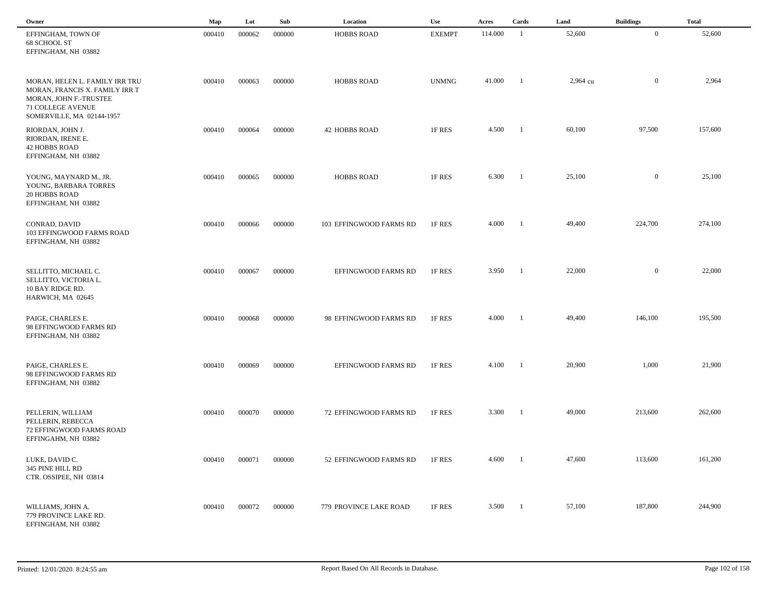| Owner | Map | Lot | Sub | Location | Use | Acres | Cards | Land | Buildings | Total |
|---|---|---|---|---|---|---|---|---|---|---|
| EFFINGHAM, TOWN OF<br>68 SCHOOL ST<br>EFFINGHAM, NH 03882 | 000410 | 000062 | 000000 | HOBBS ROAD | EXEMPT | 114.000 | 1 | 52,600 | 0 | 52,600 |
| MORAN, HELEN L. FAMILY IRR TRU<br>MORAN, FRANCIS X. FAMILY IRR T<br>MORAN, JOHN F.-TRUSTEE<br>71 COLLEGE AVENUE<br>SOMERVILLE, MA 02144-1957 | 000410 | 000063 | 000000 | HOBBS ROAD | UNMNG | 41.000 | 1 | 2,964 cu | 0 | 2,964 |
| RIORDAN, JOHN J.<br>RIORDAN, IRENE E.<br>42 HOBBS ROAD<br>EFFINGHAM, NH 03882 | 000410 | 000064 | 000000 | 42 HOBBS ROAD | 1F RES | 4.500 | 1 | 60,100 | 97,500 | 157,600 |
| YOUNG, MAYNARD M., JR.<br>YOUNG, BARBARA TORRES<br>20 HOBBS ROAD<br>EFFINGHAM, NH 03882 | 000410 | 000065 | 000000 | HOBBS ROAD | 1F RES | 6.300 | 1 | 25,100 | 0 | 25,100 |
| CONRAD, DAVID<br>103 EFFINGWOOD FARMS ROAD<br>EFFINGHAM, NH 03882 | 000410 | 000066 | 000000 | 103 EFFINGWOOD FARMS RD | 1F RES | 4.000 | 1 | 49,400 | 224,700 | 274,100 |
| SELLITTO, MICHAEL C.<br>SELLITTO, VICTORIA L.<br>10 BAY RIDGE RD.<br>HARWICH, MA 02645 | 000410 | 000067 | 000000 | EFFINGWOOD FARMS RD | 1F RES | 3.950 | 1 | 22,000 | 0 | 22,000 |
| PAIGE, CHARLES E.<br>98 EFFINGWOOD FARMS RD<br>EFFINGHAM, NH 03882 | 000410 | 000068 | 000000 | 98 EFFINGWOOD FARMS RD | 1F RES | 4.000 | 1 | 49,400 | 146,100 | 195,500 |
| PAIGE, CHARLES E.<br>98 EFFINGWOOD FARMS RD<br>EFFINGHAM, NH 03882 | 000410 | 000069 | 000000 | EFFINGWOOD FARMS RD | 1F RES | 4.100 | 1 | 20,900 | 1,000 | 21,900 |
| PELLERIN, WILLIAM<br>PELLERIN, REBECCA<br>72 EFFINGWOOD FARMS ROAD<br>EFFINGAHM, NH 03882 | 000410 | 000070 | 000000 | 72 EFFINGWOOD FARMS RD | 1F RES | 3.300 | 1 | 49,000 | 213,600 | 262,600 |
| LUKE, DAVID C.<br>345 PINE HILL RD<br>CTR. OSSIPEE, NH 03814 | 000410 | 000071 | 000000 | 52 EFFINGWOOD FARMS RD | 1F RES | 4.600 | 1 | 47,600 | 113,600 | 161,200 |
| WILLIAMS, JOHN A.<br>779 PROVINCE LAKE RD.<br>EFFINGHAM, NH 03882 | 000410 | 000072 | 000000 | 779 PROVINCE LAKE ROAD | 1F RES | 3.500 | 1 | 57,100 | 187,800 | 244,900 |

Printed: 12/01/2020 8:24:55 am

Report Based On All Records in Database.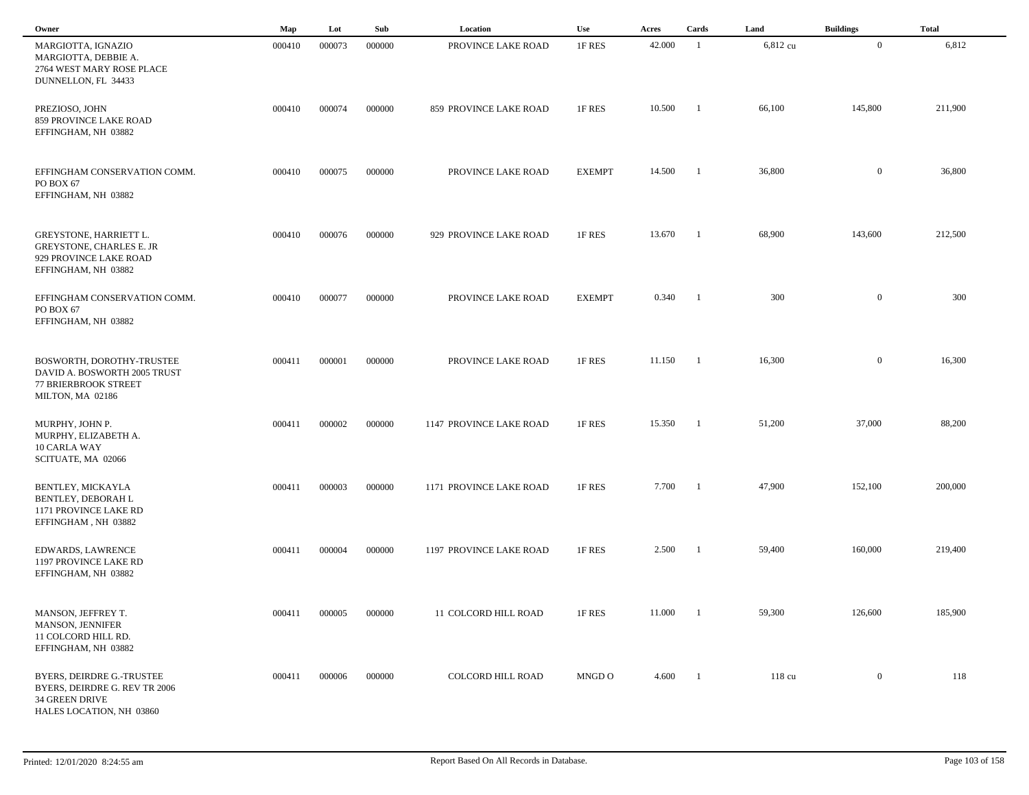| Owner | Map | Lot | Sub | Location | Use | Acres | Cards | Land | Buildings | Total |
|---|---|---|---|---|---|---|---|---|---|---|
| MARGIOTTA, IGNAZIO<br>MARGIOTTA, DEBBIE A.<br>2764 WEST MARY ROSE PLACE<br>DUNNELLON, FL 34433 | 000410 | 000073 | 000000 | PROVINCE LAKE ROAD | 1F RES | 42.000 | 1 | 6,812 cu | 0 | 6,812 |
| PREZIOSO, JOHN<br>859 PROVINCE LAKE ROAD<br>EFFINGHAM, NH 03882 | 000410 | 000074 | 000000 | 859 PROVINCE LAKE ROAD | 1F RES | 10.500 | 1 | 66,100 | 145,800 | 211,900 |
| EFFINGHAM CONSERVATION COMM.<br>PO BOX 67<br>EFFINGHAM, NH 03882 | 000410 | 000075 | 000000 | PROVINCE LAKE ROAD | EXEMPT | 14.500 | 1 | 36,800 | 0 | 36,800 |
| GREYSTONE, HARRIETT L.<br>GREYSTONE, CHARLES E. JR<br>929 PROVINCE LAKE ROAD<br>EFFINGHAM, NH 03882 | 000410 | 000076 | 000000 | 929 PROVINCE LAKE ROAD | 1F RES | 13.670 | 1 | 68,900 | 143,600 | 212,500 |
| EFFINGHAM CONSERVATION COMM.<br>PO BOX 67<br>EFFINGHAM, NH 03882 | 000410 | 000077 | 000000 | PROVINCE LAKE ROAD | EXEMPT | 0.340 | 1 | 300 | 0 | 300 |
| BOSWORTH, DOROTHY-TRUSTEE<br>DAVID A. BOSWORTH 2005 TRUST<br>77 BRIERBROOK STREET<br>MILTON, MA 02186 | 000411 | 000001 | 000000 | PROVINCE LAKE ROAD | 1F RES | 11.150 | 1 | 16,300 | 0 | 16,300 |
| MURPHY, JOHN P.<br>MURPHY, ELIZABETH A.<br>10 CARLA WAY<br>SCITUATE, MA 02066 | 000411 | 000002 | 000000 | 1147 PROVINCE LAKE ROAD | 1F RES | 15.350 | 1 | 51,200 | 37,000 | 88,200 |
| BENTLEY, MICKAYLA<br>BENTLEY, DEBORAH L<br>1171 PROVINCE LAKE RD<br>EFFINGHAM , NH 03882 | 000411 | 000003 | 000000 | 1171 PROVINCE LAKE ROAD | 1F RES | 7.700 | 1 | 47,900 | 152,100 | 200,000 |
| EDWARDS, LAWRENCE<br>1197 PROVINCE LAKE RD<br>EFFINGHAM, NH 03882 | 000411 | 000004 | 000000 | 1197 PROVINCE LAKE ROAD | 1F RES | 2.500 | 1 | 59,400 | 160,000 | 219,400 |
| MANSON, JEFFREY T.<br>MANSON, JENNIFER<br>11 COLCORD HILL RD.<br>EFFINGHAM, NH 03882 | 000411 | 000005 | 000000 | 11 COLCORD HILL ROAD | 1F RES | 11.000 | 1 | 59,300 | 126,600 | 185,900 |
| BYERS, DEIRDRE G.-TRUSTEE<br>BYERS, DEIRDRE G. REV TR 2006<br>34 GREEN DRIVE<br>HALES LOCATION, NH 03860 | 000411 | 000006 | 000000 | COLCORD HILL ROAD | MNGD O | 4.600 | 1 | 118 cu | 0 | 118 |

Printed: 12/01/2020 8:24:55 am

Report Based On All Records in Database.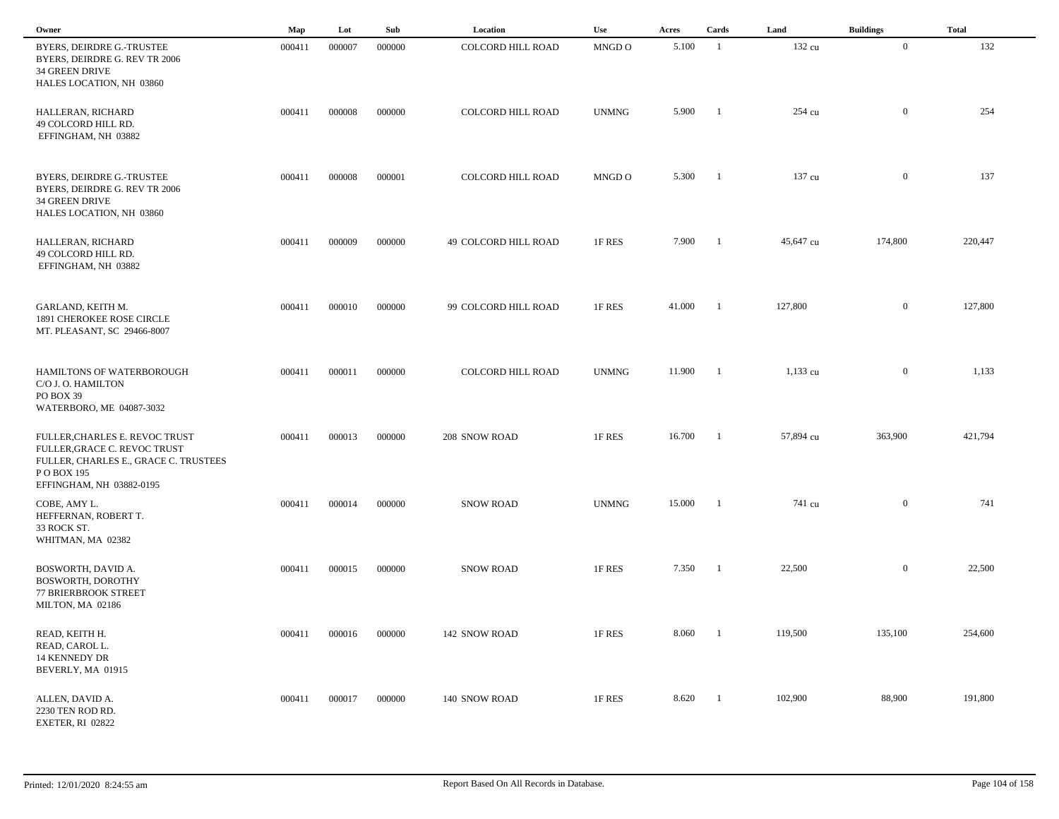| Owner | Map | Lot | Sub | Location | Use | Acres | Cards | Land | Buildings | Total |
|---|---|---|---|---|---|---|---|---|---|---|
| BYERS, DEIRDRE G.-TRUSTEE<br>BYERS, DEIRDRE G. REV TR 2006<br>34 GREEN DRIVE<br>HALES LOCATION, NH 03860 | 000411 | 000007 | 000000 | COLCORD HILL ROAD | MNGD O | 5.100 | 1 | 132 cu | 0 | 132 |
| HALLERAN, RICHARD<br>49 COLCORD HILL RD.<br>EFFINGHAM, NH 03882 | 000411 | 000008 | 000000 | COLCORD HILL ROAD | UNMNG | 5.900 | 1 | 254 cu | 0 | 254 |
| BYERS, DEIRDRE G.-TRUSTEE<br>BYERS, DEIRDRE G. REV TR 2006<br>34 GREEN DRIVE<br>HALES LOCATION, NH 03860 | 000411 | 000008 | 000001 | COLCORD HILL ROAD | MNGD O | 5.300 | 1 | 137 cu | 0 | 137 |
| HALLERAN, RICHARD<br>49 COLCORD HILL RD.<br>EFFINGHAM, NH 03882 | 000411 | 000009 | 000000 | 49 COLCORD HILL ROAD | 1F RES | 7.900 | 1 | 45,647 cu | 174,800 | 220,447 |
| GARLAND, KEITH M.<br>1891 CHEROKEE ROSE CIRCLE<br>MT. PLEASANT, SC 29466-8007 | 000411 | 000010 | 000000 | 99 COLCORD HILL ROAD | 1F RES | 41.000 | 1 | 127,800 | 0 | 127,800 |
| HAMILTONS OF WATERBOROUGH<br>C/O J. O. HAMILTON<br>PO BOX 39<br>WATERBORO, ME 04087-3032 | 000411 | 000011 | 000000 | COLCORD HILL ROAD | UNMNG | 11.900 | 1 | 1,133 cu | 0 | 1,133 |
| FULLER,CHARLES E. REVOC TRUST<br>FULLER,GRACE C. REVOC TRUST<br>FULLER, CHARLES E., GRACE C. TRUSTEES<br>P O BOX 195<br>EFFINGHAM, NH 03882-0195 | 000411 | 000013 | 000000 | 208 SNOW ROAD | 1F RES | 16.700 | 1 | 57,894 cu | 363,900 | 421,794 |
| COBE, AMY L.<br>HEFFERNAN, ROBERT T.<br>33 ROCK ST.<br>WHITMAN, MA 02382 | 000411 | 000014 | 000000 | SNOW ROAD | UNMNG | 15.000 | 1 | 741 cu | 0 | 741 |
| BOSWORTH, DAVID A.<br>BOSWORTH, DOROTHY<br>77 BRIERBROOK STREET<br>MILTON, MA 02186 | 000411 | 000015 | 000000 | SNOW ROAD | 1F RES | 7.350 | 1 | 22,500 | 0 | 22,500 |
| READ, KEITH H.<br>READ, CAROL L.<br>14 KENNEDY DR<br>BEVERLY, MA 01915 | 000411 | 000016 | 000000 | 142 SNOW ROAD | 1F RES | 8.060 | 1 | 119,500 | 135,100 | 254,600 |
| ALLEN, DAVID A.<br>2230 TEN ROD RD.<br>EXETER, RI 02822 | 000411 | 000017 | 000000 | 140 SNOW ROAD | 1F RES | 8.620 | 1 | 102,900 | 88,900 | 191,800 |

Printed: 12/01/2020 8:24:55 am — Report Based On All Records in Database.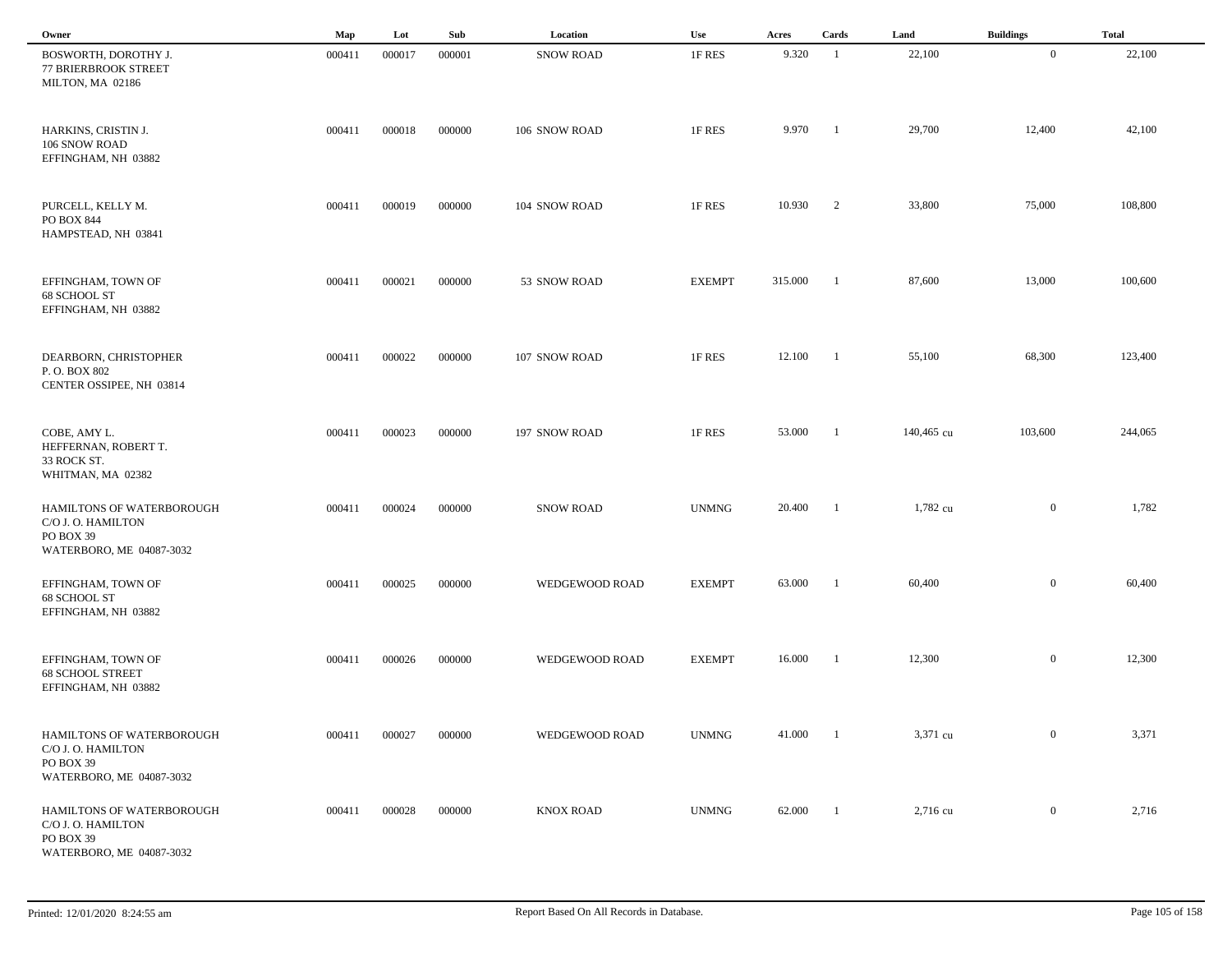| Owner | Map | Lot | Sub | Location | Use | Acres | Cards | Land | Buildings | Total |
|---|---|---|---|---|---|---|---|---|---|---|
| BOSWORTH, DOROTHY J.<br>77 BRIERBROOK STREET<br>MILTON, MA 02186 | 000411 | 000017 | 000001 | SNOW ROAD | 1F RES | 9.320 | 1 | 22,100 | 0 | 22,100 |
| HARKINS, CRISTIN J.<br>106 SNOW ROAD<br>EFFINGHAM, NH 03882 | 000411 | 000018 | 000000 | 106 SNOW ROAD | 1F RES | 9.970 | 1 | 29,700 | 12,400 | 42,100 |
| PURCELL, KELLY M.<br>PO BOX 844<br>HAMPSTEAD, NH 03841 | 000411 | 000019 | 000000 | 104 SNOW ROAD | 1F RES | 10.930 | 2 | 33,800 | 75,000 | 108,800 |
| EFFINGHAM, TOWN OF<br>68 SCHOOL ST<br>EFFINGHAM, NH 03882 | 000411 | 000021 | 000000 | 53 SNOW ROAD | EXEMPT | 315.000 | 1 | 87,600 | 13,000 | 100,600 |
| DEARBORN, CHRISTOPHER<br>P. O. BOX 802<br>CENTER OSSIPEE, NH 03814 | 000411 | 000022 | 000000 | 107 SNOW ROAD | 1F RES | 12.100 | 1 | 55,100 | 68,300 | 123,400 |
| COBE, AMY L.<br>HEFFERNAN, ROBERT T.<br>33 ROCK ST.<br>WHITMAN, MA 02382 | 000411 | 000023 | 000000 | 197 SNOW ROAD | 1F RES | 53.000 | 1 | 140,465 cu | 103,600 | 244,065 |
| HAMILTONS OF WATERBOROUGH<br>C/O J. O. HAMILTON<br>PO BOX 39<br>WATERBORO, ME 04087-3032 | 000411 | 000024 | 000000 | SNOW ROAD | UNMNG | 20.400 | 1 | 1,782 cu | 0 | 1,782 |
| EFFINGHAM, TOWN OF<br>68 SCHOOL ST<br>EFFINGHAM, NH 03882 | 000411 | 000025 | 000000 | WEDGEWOOD ROAD | EXEMPT | 63.000 | 1 | 60,400 | 0 | 60,400 |
| EFFINGHAM, TOWN OF<br>68 SCHOOL STREET<br>EFFINGHAM, NH 03882 | 000411 | 000026 | 000000 | WEDGEWOOD ROAD | EXEMPT | 16.000 | 1 | 12,300 | 0 | 12,300 |
| HAMILTONS OF WATERBOROUGH<br>C/O J. O. HAMILTON<br>PO BOX 39<br>WATERBORO, ME 04087-3032 | 000411 | 000027 | 000000 | WEDGEWOOD ROAD | UNMNG | 41.000 | 1 | 3,371 cu | 0 | 3,371 |
| HAMILTONS OF WATERBOROUGH<br>C/O J. O. HAMILTON<br>PO BOX 39<br>WATERBORO, ME 04087-3032 | 000411 | 000028 | 000000 | KNOX ROAD | UNMNG | 62.000 | 1 | 2,716 cu | 0 | 2,716 |

Printed: 12/01/2020 8:24:55 am

Report Based On All Records in Database.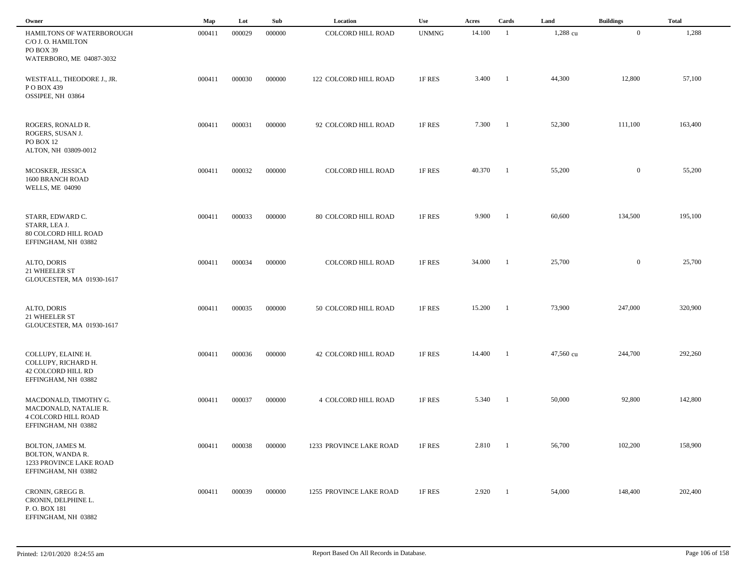| Owner | Map | Lot | Sub | Location | Use | Acres | Cards | Land | Buildings | Total |
|---|---|---|---|---|---|---|---|---|---|---|
| HAMILTONS OF WATERBOROUGH<br>C/O J. O. HAMILTON<br>PO BOX 39<br>WATERBORO, ME 04087-3032 | 000411 | 000029 | 000000 | COLCORD HILL ROAD | UNMNG | 14.100 | 1 | 1,288 cu | 0 | 1,288 |
| WESTFALL, THEODORE J., JR.<br>P O BOX 439<br>OSSIPEE, NH 03864 | 000411 | 000030 | 000000 | 122 COLCORD HILL ROAD | 1F RES | 3.400 | 1 | 44,300 | 12,800 | 57,100 |
| ROGERS, RONALD R.<br>ROGERS, SUSAN J.<br>PO BOX 12<br>ALTON, NH 03809-0012 | 000411 | 000031 | 000000 | 92 COLCORD HILL ROAD | 1F RES | 7.300 | 1 | 52,300 | 111,100 | 163,400 |
| MCOSKER, JESSICA<br>1600 BRANCH ROAD<br>WELLS, ME 04090 | 000411 | 000032 | 000000 | COLCORD HILL ROAD | 1F RES | 40.370 | 1 | 55,200 | 0 | 55,200 |
| STARR, EDWARD C.<br>STARR, LEA J.<br>80 COLCORD HILL ROAD<br>EFFINGHAM, NH 03882 | 000411 | 000033 | 000000 | 80 COLCORD HILL ROAD | 1F RES | 9.900 | 1 | 60,600 | 134,500 | 195,100 |
| ALTO, DORIS<br>21 WHEELER ST<br>GLOUCESTER, MA 01930-1617 | 000411 | 000034 | 000000 | COLCORD HILL ROAD | 1F RES | 34.000 | 1 | 25,700 | 0 | 25,700 |
| ALTO, DORIS<br>21 WHEELER ST<br>GLOUCESTER, MA 01930-1617 | 000411 | 000035 | 000000 | 50 COLCORD HILL ROAD | 1F RES | 15.200 | 1 | 73,900 | 247,000 | 320,900 |
| COLLUPY, ELAINE H.<br>COLLUPY, RICHARD H.<br>42 COLCORD HILL RD<br>EFFINGHAM, NH 03882 | 000411 | 000036 | 000000 | 42 COLCORD HILL ROAD | 1F RES | 14.400 | 1 | 47,560 cu | 244,700 | 292,260 |
| MACDONALD, TIMOTHY G.<br>MACDONALD, NATALIE R.<br>4 COLCORD HILL ROAD<br>EFFINGHAM, NH 03882 | 000411 | 000037 | 000000 | 4 COLCORD HILL ROAD | 1F RES | 5.340 | 1 | 50,000 | 92,800 | 142,800 |
| BOLTON, JAMES M.<br>BOLTON, WANDA R.<br>1233 PROVINCE LAKE ROAD<br>EFFINGHAM, NH 03882 | 000411 | 000038 | 000000 | 1233 PROVINCE LAKE ROAD | 1F RES | 2.810 | 1 | 56,700 | 102,200 | 158,900 |
| CRONIN, GREGG B.<br>CRONIN, DELPHINE L.<br>P. O. BOX 181<br>EFFINGHAM, NH 03882 | 000411 | 000039 | 000000 | 1255 PROVINCE LAKE ROAD | 1F RES | 2.920 | 1 | 54,000 | 148,400 | 202,400 |

Printed: 12/01/2020 8:24:55 am

Report Based On All Records in Database.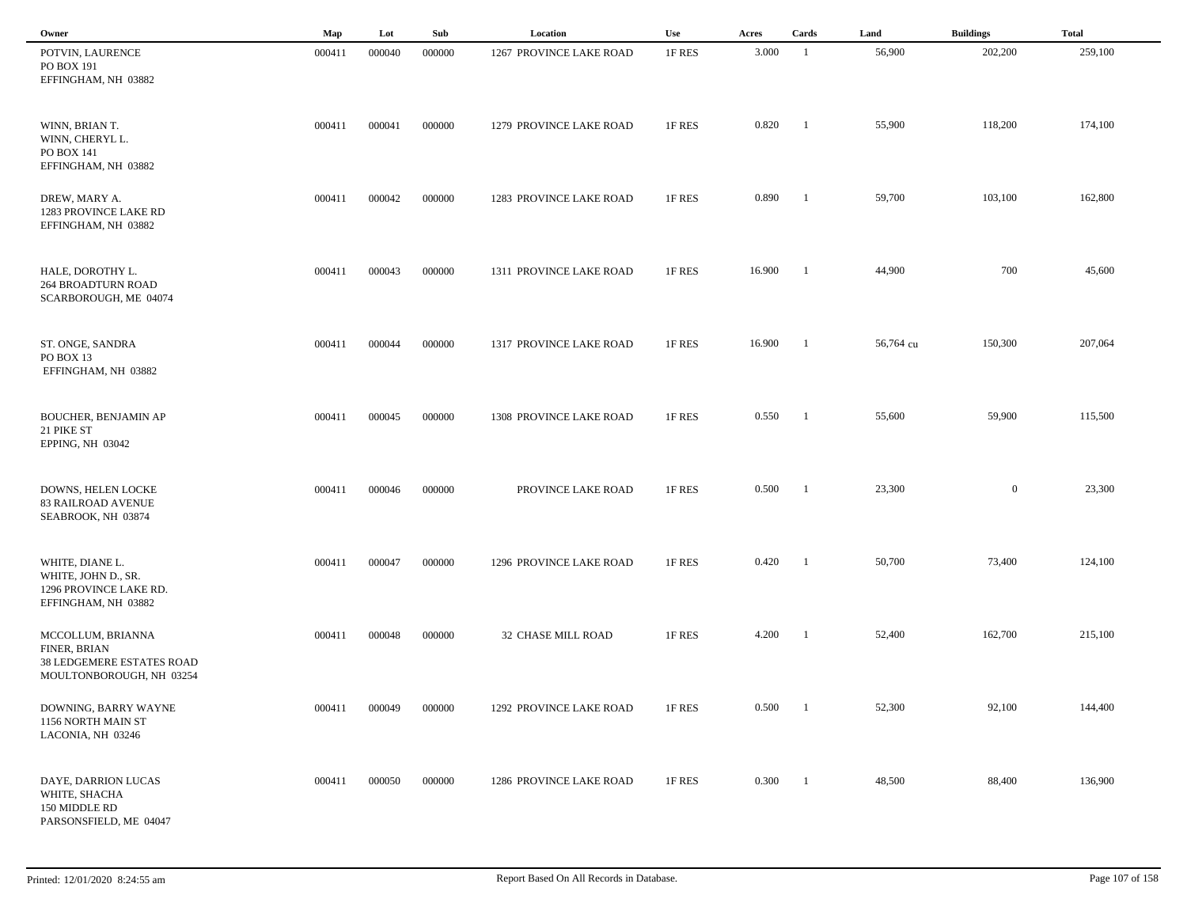| Owner | Map | Lot | Sub | Location | Use | Acres | Cards | Land | Buildings | Total |
|---|---|---|---|---|---|---|---|---|---|---|
| POTVIN, LAURENCE<br>PO BOX 191<br>EFFINGHAM, NH 03882 | 000411 | 000040 | 000000 | 1267 PROVINCE LAKE ROAD | 1F RES | 3.000 | 1 | 56,900 | 202,200 | 259,100 |
| WINN, BRIAN T.<br>WINN, CHERYL L.<br>PO BOX 141<br>EFFINGHAM, NH 03882 | 000411 | 000041 | 000000 | 1279 PROVINCE LAKE ROAD | 1F RES | 0.820 | 1 | 55,900 | 118,200 | 174,100 |
| DREW, MARY A.<br>1283 PROVINCE LAKE RD<br>EFFINGHAM, NH 03882 | 000411 | 000042 | 000000 | 1283 PROVINCE LAKE ROAD | 1F RES | 0.890 | 1 | 59,700 | 103,100 | 162,800 |
| HALE, DOROTHY L.<br>264 BROADTURN ROAD<br>SCARBOROUGH, ME 04074 | 000411 | 000043 | 000000 | 1311 PROVINCE LAKE ROAD | 1F RES | 16.900 | 1 | 44,900 | 700 | 45,600 |
| ST. ONGE, SANDRA<br>PO BOX 13<br>EFFINGHAM, NH 03882 | 000411 | 000044 | 000000 | 1317 PROVINCE LAKE ROAD | 1F RES | 16.900 | 1 | 56,764 cu | 150,300 | 207,064 |
| BOUCHER, BENJAMIN AP<br>21 PIKE ST<br>EPPING, NH 03042 | 000411 | 000045 | 000000 | 1308 PROVINCE LAKE ROAD | 1F RES | 0.550 | 1 | 55,600 | 59,900 | 115,500 |
| DOWNS, HELEN LOCKE<br>83 RAILROAD AVENUE<br>SEABROOK, NH 03874 | 000411 | 000046 | 000000 | PROVINCE LAKE ROAD | 1F RES | 0.500 | 1 | 23,300 | 0 | 23,300 |
| WHITE, DIANE L.<br>WHITE, JOHN D., SR.<br>1296 PROVINCE LAKE RD.<br>EFFINGHAM, NH 03882 | 000411 | 000047 | 000000 | 1296 PROVINCE LAKE ROAD | 1F RES | 0.420 | 1 | 50,700 | 73,400 | 124,100 |
| MCCOLLUM, BRIANNA<br>FINER, BRIAN<br>38 LEDGEMERE ESTATES ROAD<br>MOULTONBOROUGH, NH 03254 | 000411 | 000048 | 000000 | 32 CHASE MILL ROAD | 1F RES | 4.200 | 1 | 52,400 | 162,700 | 215,100 |
| DOWNING, BARRY WAYNE<br>1156 NORTH MAIN ST<br>LACONIA, NH 03246 | 000411 | 000049 | 000000 | 1292 PROVINCE LAKE ROAD | 1F RES | 0.500 | 1 | 52,300 | 92,100 | 144,400 |
| DAYE, DARRION LUCAS<br>WHITE, SHACHA<br>150 MIDDLE RD<br>PARSONSFIELD, ME 04047 | 000411 | 000050 | 000000 | 1286 PROVINCE LAKE ROAD | 1F RES | 0.300 | 1 | 48,500 | 88,400 | 136,900 |

Printed: 12/01/2020 8:24:55 am Report Based On All Records in Database.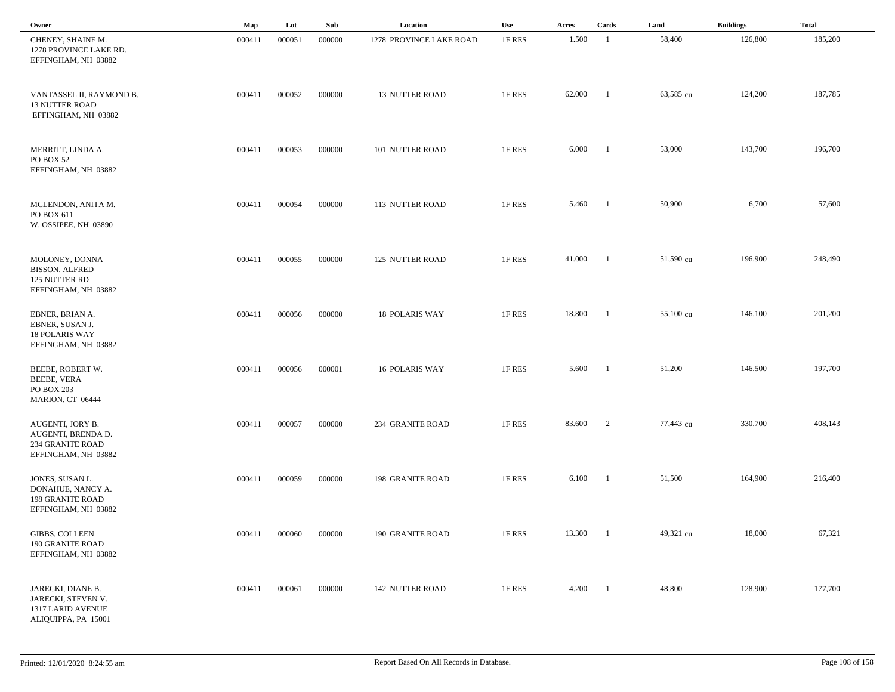| Owner | Map | Lot | Sub | Location | Use | Acres | Cards | Land | Buildings | Total |
|---|---|---|---|---|---|---|---|---|---|---|
| CHENEY, SHAINE M.<br>1278 PROVINCE LAKE RD.<br>EFFINGHAM, NH 03882 | 000411 | 000051 | 000000 | 1278 PROVINCE LAKE ROAD | 1F RES | 1.500 | 1 | 58,400 | 126,800 | 185,200 |
| VANTASSEL II, RAYMOND B.<br>13 NUTTER ROAD<br>EFFINGHAM, NH 03882 | 000411 | 000052 | 000000 | 13 NUTTER ROAD | 1F RES | 62.000 | 1 | 63,585 cu | 124,200 | 187,785 |
| MERRITT, LINDA A.<br>PO BOX 52<br>EFFINGHAM, NH 03882 | 000411 | 000053 | 000000 | 101 NUTTER ROAD | 1F RES | 6.000 | 1 | 53,000 | 143,700 | 196,700 |
| MCLENDON, ANITA M.<br>PO BOX 611<br>W. OSSIPEE, NH 03890 | 000411 | 000054 | 000000 | 113 NUTTER ROAD | 1F RES | 5.460 | 1 | 50,900 | 6,700 | 57,600 |
| MOLONEY, DONNA<br>BISSON, ALFRED<br>125 NUTTER RD<br>EFFINGHAM, NH 03882 | 000411 | 000055 | 000000 | 125 NUTTER ROAD | 1F RES | 41.000 | 1 | 51,590 cu | 196,900 | 248,490 |
| EBNER, BRIAN A.<br>EBNER, SUSAN J.<br>18 POLARIS WAY<br>EFFINGHAM, NH 03882 | 000411 | 000056 | 000000 | 18 POLARIS WAY | 1F RES | 18.800 | 1 | 55,100 cu | 146,100 | 201,200 |
| BEEBE, ROBERT W.<br>BEEBE, VERA<br>PO BOX 203<br>MARION, CT 06444 | 000411 | 000056 | 000001 | 16 POLARIS WAY | 1F RES | 5.600 | 1 | 51,200 | 146,500 | 197,700 |
| AUGENTI, JORY B.<br>AUGENTI, BRENDA D.<br>234 GRANITE ROAD<br>EFFINGHAM, NH 03882 | 000411 | 000057 | 000000 | 234 GRANITE ROAD | 1F RES | 83.600 | 2 | 77,443 cu | 330,700 | 408,143 |
| JONES, SUSAN L.<br>DONAHUE, NANCY A.<br>198 GRANITE ROAD<br>EFFINGHAM, NH 03882 | 000411 | 000059 | 000000 | 198 GRANITE ROAD | 1F RES | 6.100 | 1 | 51,500 | 164,900 | 216,400 |
| GIBBS, COLLEEN<br>190 GRANITE ROAD<br>EFFINGHAM, NH 03882 | 000411 | 000060 | 000000 | 190 GRANITE ROAD | 1F RES | 13.300 | 1 | 49,321 cu | 18,000 | 67,321 |
| JARECKI, DIANE B.<br>JARECKI, STEVEN V.<br>1317 LARID AVENUE<br>ALIQUIPPA, PA 15001 | 000411 | 000061 | 000000 | 142 NUTTER ROAD | 1F RES | 4.200 | 1 | 48,800 | 128,900 | 177,700 |

Printed: 12/01/2020 8:24:55 am Report Based On All Records in Database.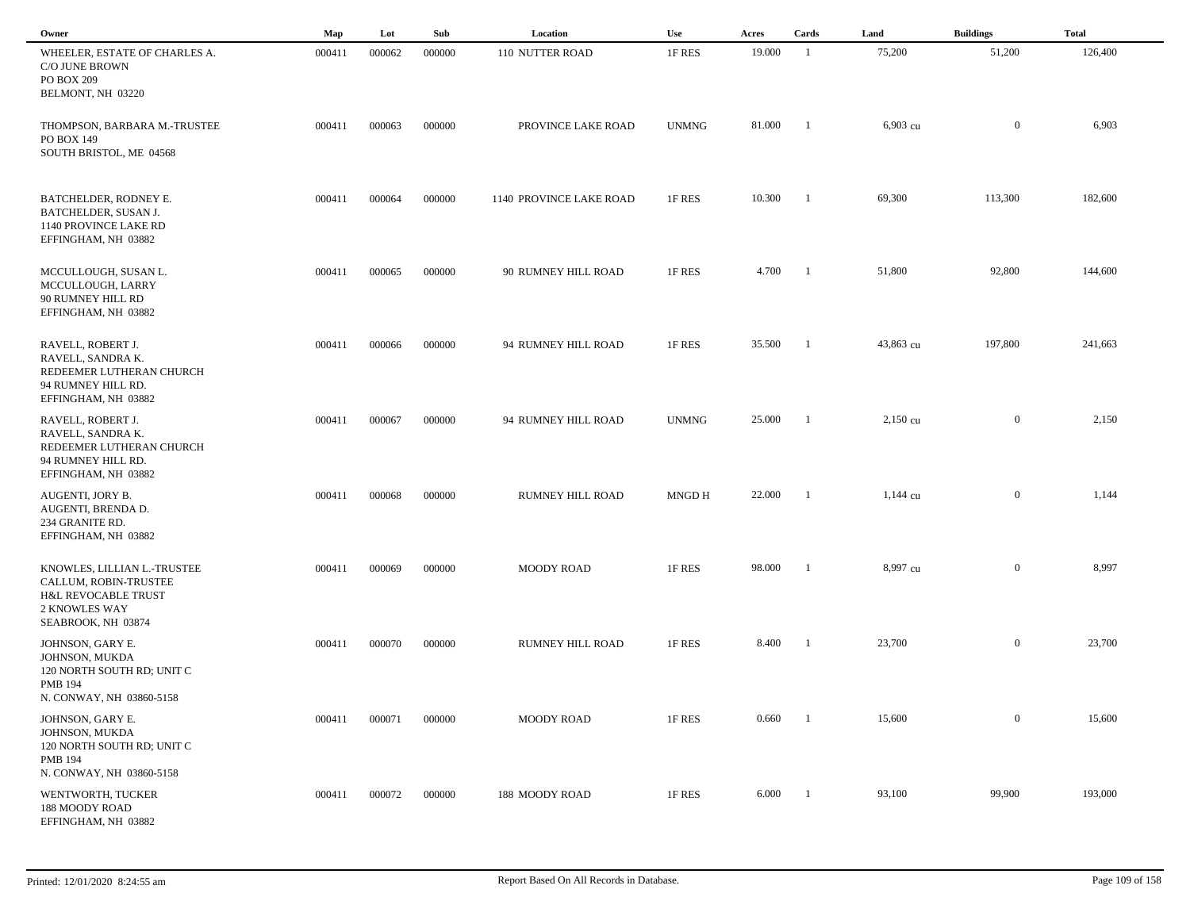| Owner | Map | Lot | Sub | Location | Use | Acres | Cards | Land | Buildings | Total |
|---|---|---|---|---|---|---|---|---|---|---|
| WHEELER, ESTATE OF CHARLES A.<br>C/O JUNE BROWN<br>PO BOX 209<br>BELMONT, NH 03220 | 000411 | 000062 | 000000 | 110 NUTTER ROAD | 1F RES | 19.000 | 1 | 75,200 | 51,200 | 126,400 |
| THOMPSON, BARBARA M.-TRUSTEE<br>PO BOX 149<br>SOUTH BRISTOL, ME 04568 | 000411 | 000063 | 000000 | PROVINCE LAKE ROAD | UNMNG | 81.000 | 1 | 6,903 cu | 0 | 6,903 |
| BATCHELDER, RODNEY E.<br>BATCHELDER, SUSAN J.<br>1140 PROVINCE LAKE RD<br>EFFINGHAM, NH 03882 | 000411 | 000064 | 000000 | 1140 PROVINCE LAKE ROAD | 1F RES | 10.300 | 1 | 69,300 | 113,300 | 182,600 |
| MCCULLOUGH, SUSAN L.<br>MCCULLOUGH, LARRY<br>90 RUMNEY HILL RD<br>EFFINGHAM, NH 03882 | 000411 | 000065 | 000000 | 90 RUMNEY HILL ROAD | 1F RES | 4.700 | 1 | 51,800 | 92,800 | 144,600 |
| RAVELL, ROBERT J.<br>RAVELL, SANDRA K.<br>REDEEMER LUTHERAN CHURCH<br>94 RUMNEY HILL RD.<br>EFFINGHAM, NH 03882 | 000411 | 000066 | 000000 | 94 RUMNEY HILL ROAD | 1F RES | 35.500 | 1 | 43,863 cu | 197,800 | 241,663 |
| RAVELL, ROBERT J.<br>RAVELL, SANDRA K.<br>REDEEMER LUTHERAN CHURCH<br>94 RUMNEY HILL RD.<br>EFFINGHAM, NH 03882 | 000411 | 000067 | 000000 | 94 RUMNEY HILL ROAD | UNMNG | 25.000 | 1 | 2,150 cu | 0 | 2,150 |
| AUGENTI, JORY B.<br>AUGENTI, BRENDA D.<br>234 GRANITE RD.<br>EFFINGHAM, NH 03882 | 000411 | 000068 | 000000 | RUMNEY HILL ROAD | MNGD H | 22.000 | 1 | 1,144 cu | 0 | 1,144 |
| KNOWLES, LILLIAN L.-TRUSTEE<br>CALLUM, ROBIN-TRUSTEE<br>H&L REVOCABLE TRUST<br>2 KNOWLES WAY<br>SEABROOK, NH 03874 | 000411 | 000069 | 000000 | MOODY ROAD | 1F RES | 98.000 | 1 | 8,997 cu | 0 | 8,997 |
| JOHNSON, GARY E.<br>JOHNSON, MUKDA<br>120 NORTH SOUTH RD; UNIT C<br>PMB 194<br>N. CONWAY, NH 03860-5158 | 000411 | 000070 | 000000 | RUMNEY HILL ROAD | 1F RES | 8.400 | 1 | 23,700 | 0 | 23,700 |
| JOHNSON, GARY E.<br>JOHNSON, MUKDA<br>120 NORTH SOUTH RD; UNIT C<br>PMB 194<br>N. CONWAY, NH 03860-5158 | 000411 | 000071 | 000000 | MOODY ROAD | 1F RES | 0.660 | 1 | 15,600 | 0 | 15,600 |
| WENTWORTH, TUCKER<br>188 MOODY ROAD<br>EFFINGHAM, NH 03882 | 000411 | 000072 | 000000 | 188 MOODY ROAD | 1F RES | 6.000 | 1 | 93,100 | 99,900 | 193,000 |

Printed: 12/01/2020 8:24:55 am — Report Based On All Records in Database.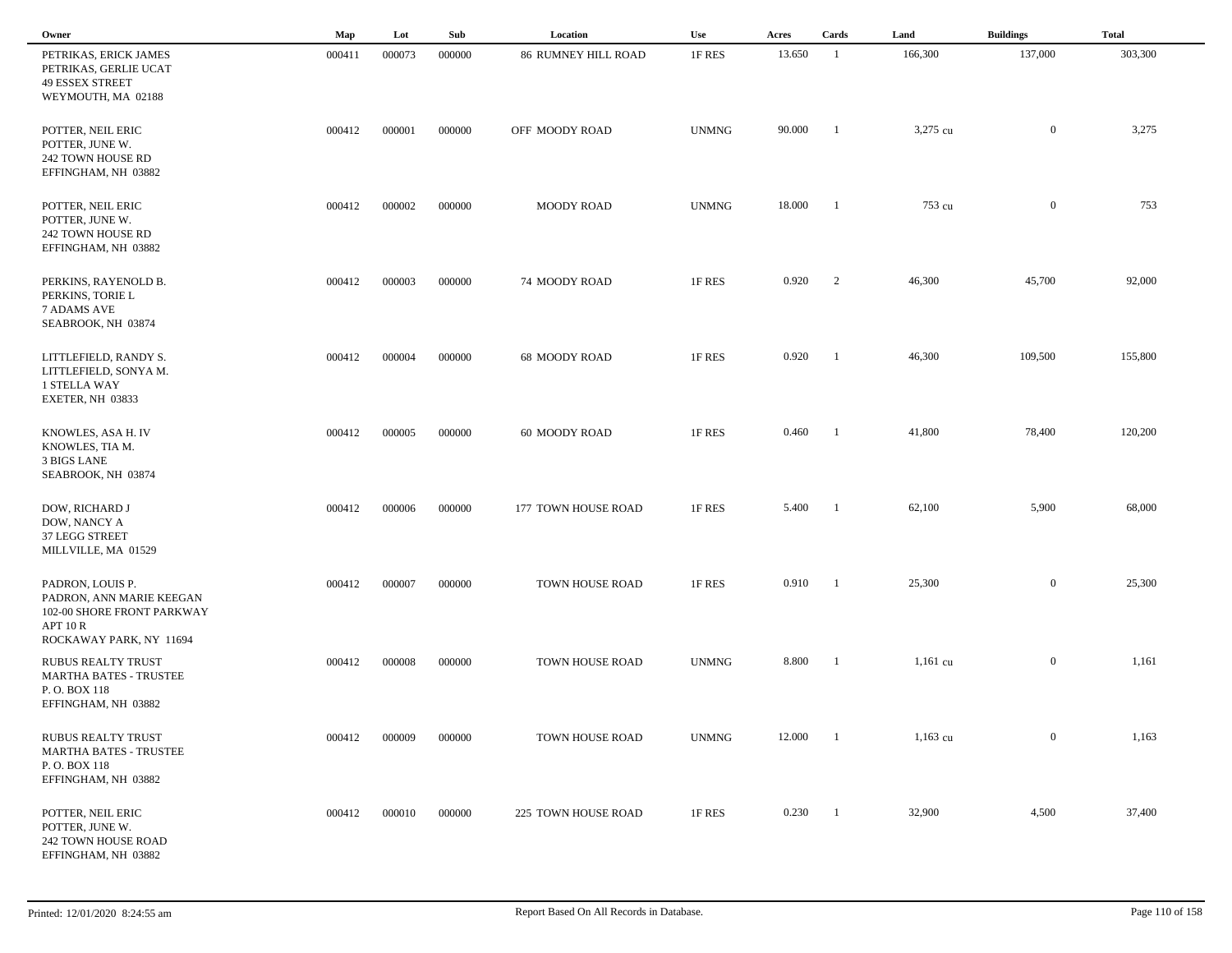| Owner | Map | Lot | Sub | Location | Use | Acres | Cards | Land | Buildings | Total |
|---|---|---|---|---|---|---|---|---|---|---|
| PETRIKAS, ERICK JAMES<br>PETRIKAS, GERLIE UCAT<br>49 ESSEX STREET<br>WEYMOUTH, MA 02188 | 000411 | 000073 | 000000 | 86 RUMNEY HILL ROAD | 1F RES | 13.650 | 1 | 166,300 | 137,000 | 303,300 |
| POTTER, NEIL ERIC<br>POTTER, JUNE W.<br>242 TOWN HOUSE RD<br>EFFINGHAM, NH 03882 | 000412 | 000001 | 000000 | OFF MOODY ROAD | UNMNG | 90.000 | 1 | 3,275 cu | 0 | 3,275 |
| POTTER, NEIL ERIC<br>POTTER, JUNE W.<br>242 TOWN HOUSE RD<br>EFFINGHAM, NH 03882 | 000412 | 000002 | 000000 | MOODY ROAD | UNMNG | 18.000 | 1 | 753 cu | 0 | 753 |
| PERKINS, RAYENOLD B.<br>PERKINS, TORIE L<br>7 ADAMS AVE<br>SEABROOK, NH 03874 | 000412 | 000003 | 000000 | 74 MOODY ROAD | 1F RES | 0.920 | 2 | 46,300 | 45,700 | 92,000 |
| LITTLEFIELD, RANDY S.<br>LITTLEFIELD, SONYA M.<br>1 STELLA WAY<br>EXETER, NH 03833 | 000412 | 000004 | 000000 | 68 MOODY ROAD | 1F RES | 0.920 | 1 | 46,300 | 109,500 | 155,800 |
| KNOWLES, ASA H. IV<br>KNOWLES, TIA M.<br>3 BIGS LANE<br>SEABROOK, NH 03874 | 000412 | 000005 | 000000 | 60 MOODY ROAD | 1F RES | 0.460 | 1 | 41,800 | 78,400 | 120,200 |
| DOW, RICHARD J<br>DOW, NANCY A<br>37 LEGG STREET<br>MILLVILLE, MA 01529 | 000412 | 000006 | 000000 | 177 TOWN HOUSE ROAD | 1F RES | 5.400 | 1 | 62,100 | 5,900 | 68,000 |
| PADRON, LOUIS P.<br>PADRON, ANN MARIE KEEGAN<br>102-00 SHORE FRONT PARKWAY<br>APT 10 R<br>ROCKAWAY PARK, NY 11694 | 000412 | 000007 | 000000 | TOWN HOUSE ROAD | 1F RES | 0.910 | 1 | 25,300 | 0 | 25,300 |
| RUBUS REALTY TRUST<br>MARTHA BATES - TRUSTEE<br>P. O. BOX 118<br>EFFINGHAM, NH 03882 | 000412 | 000008 | 000000 | TOWN HOUSE ROAD | UNMNG | 8.800 | 1 | 1,161 cu | 0 | 1,161 |
| RUBUS REALTY TRUST<br>MARTHA BATES - TRUSTEE<br>P. O. BOX 118<br>EFFINGHAM, NH 03882 | 000412 | 000009 | 000000 | TOWN HOUSE ROAD | UNMNG | 12.000 | 1 | 1,163 cu | 0 | 1,163 |
| POTTER, NEIL ERIC<br>POTTER, JUNE W.<br>242 TOWN HOUSE ROAD<br>EFFINGHAM, NH 03882 | 000412 | 000010 | 000000 | 225 TOWN HOUSE ROAD | 1F RES | 0.230 | 1 | 32,900 | 4,500 | 37,400 |

Printed: 12/01/2020 8:24:55 am

Report Based On All Records in Database.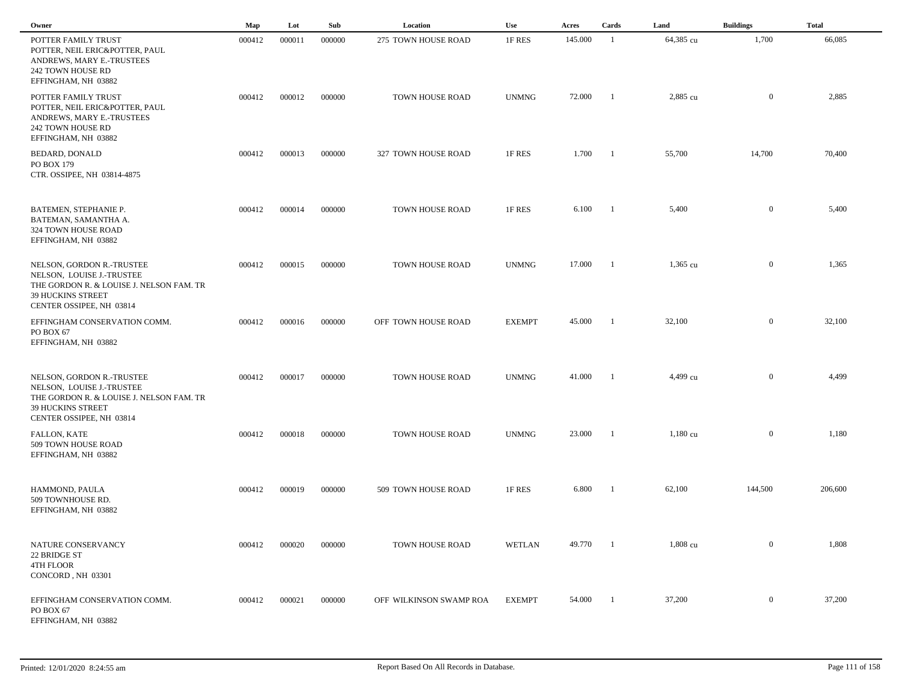| Owner | Map | Lot | Sub | Location | Use | Acres | Cards | Land | Buildings | Total |
|---|---|---|---|---|---|---|---|---|---|---|
| POTTER FAMILY TRUST<br>POTTER, NEIL ERIC&POTTER, PAUL<br>ANDREWS, MARY E.-TRUSTEES<br>242 TOWN HOUSE RD<br>EFFINGHAM, NH 03882 | 000412 | 000011 | 000000 | 275 TOWN HOUSE ROAD | 1F RES | 145.000 | 1 | 64,385 cu | 1,700 | 66,085 |
| POTTER FAMILY TRUST<br>POTTER, NEIL ERIC&POTTER, PAUL<br>ANDREWS, MARY E.-TRUSTEES<br>242 TOWN HOUSE RD<br>EFFINGHAM, NH 03882 | 000412 | 000012 | 000000 | TOWN HOUSE ROAD | UNMNG | 72.000 | 1 | 2,885 cu | 0 | 2,885 |
| BEDARD, DONALD<br>PO BOX 179<br>CTR. OSSIPEE, NH 03814-4875 | 000412 | 000013 | 000000 | 327 TOWN HOUSE ROAD | 1F RES | 1.700 | 1 | 55,700 | 14,700 | 70,400 |
| BATEMEN, STEPHANIE P.<br>BATEMAN, SAMANTHA A.<br>324 TOWN HOUSE ROAD<br>EFFINGHAM, NH 03882 | 000412 | 000014 | 000000 | TOWN HOUSE ROAD | 1F RES | 6.100 | 1 | 5,400 | 0 | 5,400 |
| NELSON, GORDON R.-TRUSTEE<br>NELSON, LOUISE J.-TRUSTEE<br>THE GORDON R. & LOUISE J. NELSON FAM. TR<br>39 HUCKINS STREET<br>CENTER OSSIPEE, NH 03814 | 000412 | 000015 | 000000 | TOWN HOUSE ROAD | UNMNG | 17.000 | 1 | 1,365 cu | 0 | 1,365 |
| EFFINGHAM CONSERVATION COMM.<br>PO BOX 67<br>EFFINGHAM, NH 03882 | 000412 | 000016 | 000000 | OFF TOWN HOUSE ROAD | EXEMPT | 45.000 | 1 | 32,100 | 0 | 32,100 |
| NELSON, GORDON R.-TRUSTEE<br>NELSON, LOUISE J.-TRUSTEE<br>THE GORDON R. & LOUISE J. NELSON FAM. TR<br>39 HUCKINS STREET<br>CENTER OSSIPEE, NH 03814 | 000412 | 000017 | 000000 | TOWN HOUSE ROAD | UNMNG | 41.000 | 1 | 4,499 cu | 0 | 4,499 |
| FALLON, KATE<br>509 TOWN HOUSE ROAD<br>EFFINGHAM, NH 03882 | 000412 | 000018 | 000000 | TOWN HOUSE ROAD | UNMNG | 23.000 | 1 | 1,180 cu | 0 | 1,180 |
| HAMMOND, PAULA<br>509 TOWNHOUSE RD.<br>EFFINGHAM, NH 03882 | 000412 | 000019 | 000000 | 509 TOWN HOUSE ROAD | 1F RES | 6.800 | 1 | 62,100 | 144,500 | 206,600 |
| NATURE CONSERVANCY<br>22 BRIDGE ST<br>4TH FLOOR<br>CONCORD , NH 03301 | 000412 | 000020 | 000000 | TOWN HOUSE ROAD | WETLAN | 49.770 | 1 | 1,808 cu | 0 | 1,808 |
| EFFINGHAM CONSERVATION COMM.<br>PO BOX 67<br>EFFINGHAM, NH 03882 | 000412 | 000021 | 000000 | OFF WILKINSON SWAMP ROA | EXEMPT | 54.000 | 1 | 37,200 | 0 | 37,200 |

Printed: 12/01/2020 8:24:55 am — Report Based On All Records in Database.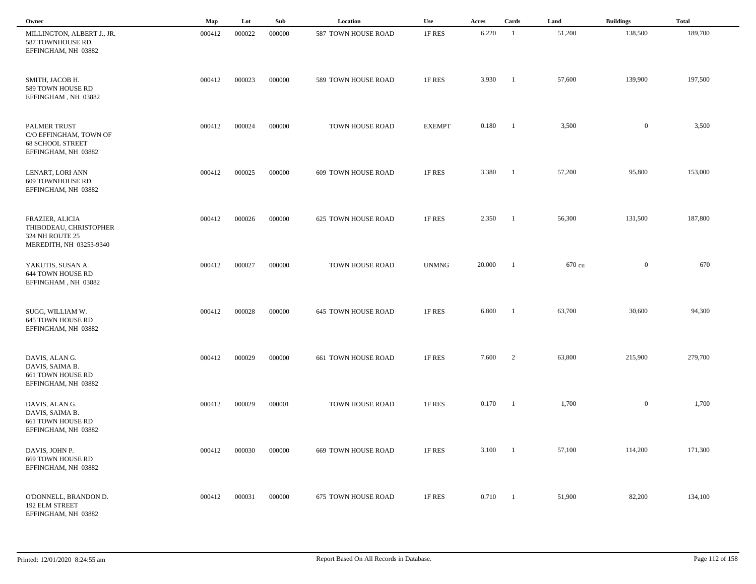| Owner | Map | Lot | Sub | Location | Use | Acres | Cards | Land | Buildings | Total |
|---|---|---|---|---|---|---|---|---|---|---|
| MILLINGTON, ALBERT J., JR.<br>587 TOWNHOUSE RD.<br>EFFINGHAM, NH 03882 | 000412 | 000022 | 000000 | 587 TOWN HOUSE ROAD | 1F RES | 6.220 | 1 | 51,200 | 138,500 | 189,700 |
| SMITH, JACOB H.<br>589 TOWN HOUSE RD<br>EFFINGHAM , NH 03882 | 000412 | 000023 | 000000 | 589 TOWN HOUSE ROAD | 1F RES | 3.930 | 1 | 57,600 | 139,900 | 197,500 |
| PALMER TRUST<br>C/O EFFINGHAM, TOWN OF<br>68 SCHOOL STREET<br>EFFINGHAM, NH 03882 | 000412 | 000024 | 000000 | TOWN HOUSE ROAD | EXEMPT | 0.180 | 1 | 3,500 | 0 | 3,500 |
| LENART, LORI ANN<br>609 TOWNHOUSE RD.<br>EFFINGHAM, NH 03882 | 000412 | 000025 | 000000 | 609 TOWN HOUSE ROAD | 1F RES | 3.380 | 1 | 57,200 | 95,800 | 153,000 |
| FRAZIER, ALICIA<br>THIBODEAU, CHRISTOPHER<br>324 NH ROUTE 25<br>MEREDITH, NH 03253-9340 | 000412 | 000026 | 000000 | 625 TOWN HOUSE ROAD | 1F RES | 2.350 | 1 | 56,300 | 131,500 | 187,800 |
| YAKUTIS, SUSAN A.<br>644 TOWN HOUSE RD<br>EFFINGHAM , NH 03882 | 000412 | 000027 | 000000 | TOWN HOUSE ROAD | UNMNG | 20.000 | 1 | 670 cu | 0 | 670 |
| SUGG, WILLIAM W.<br>645 TOWN HOUSE RD<br>EFFINGHAM, NH 03882 | 000412 | 000028 | 000000 | 645 TOWN HOUSE ROAD | 1F RES | 6.800 | 1 | 63,700 | 30,600 | 94,300 |
| DAVIS, ALAN G.<br>DAVIS, SAIMA B.<br>661 TOWN HOUSE RD<br>EFFINGHAM, NH 03882 | 000412 | 000029 | 000000 | 661 TOWN HOUSE ROAD | 1F RES | 7.600 | 2 | 63,800 | 215,900 | 279,700 |
| DAVIS, ALAN G.<br>DAVIS, SAIMA B.<br>661 TOWN HOUSE RD<br>EFFINGHAM, NH 03882 | 000412 | 000029 | 000001 | TOWN HOUSE ROAD | 1F RES | 0.170 | 1 | 1,700 | 0 | 1,700 |
| DAVIS, JOHN P.<br>669 TOWN HOUSE RD<br>EFFINGHAM, NH 03882 | 000412 | 000030 | 000000 | 669 TOWN HOUSE ROAD | 1F RES | 3.100 | 1 | 57,100 | 114,200 | 171,300 |
| O'DONNELL, BRANDON D.<br>192 ELM STREET<br>EFFINGHAM, NH 03882 | 000412 | 000031 | 000000 | 675 TOWN HOUSE ROAD | 1F RES | 0.710 | 1 | 51,900 | 82,200 | 134,100 |

Printed: 12/01/2020 8:24:55 am

Report Based On All Records in Database.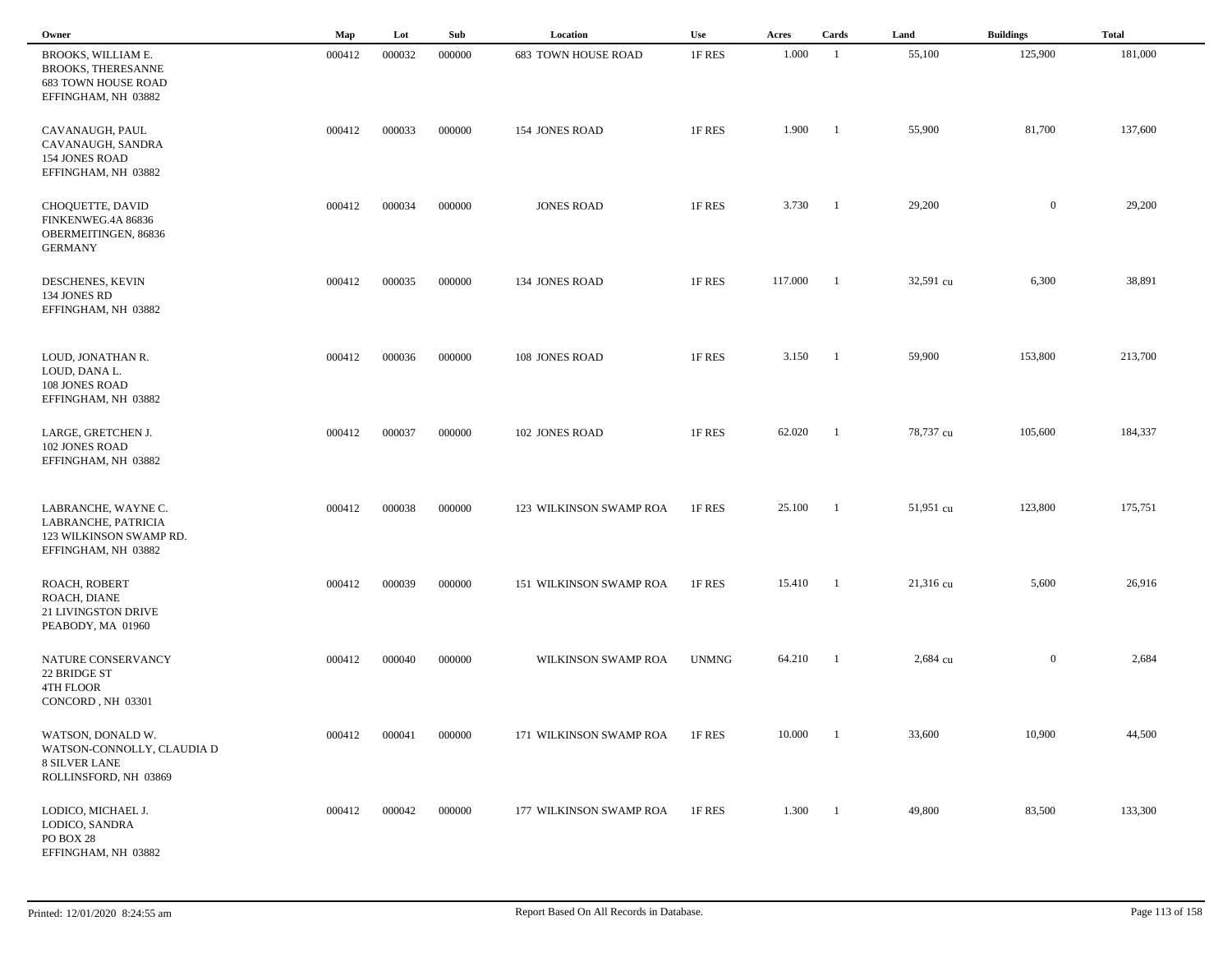| Owner | Map | Lot | Sub | Location | Use | Acres | Cards | Land | Buildings | Total |
|---|---|---|---|---|---|---|---|---|---|---|
| BROOKS, WILLIAM E.<br>BROOKS, THERESANNE<br>683 TOWN HOUSE ROAD<br>EFFINGHAM, NH 03882 | 000412 | 000032 | 000000 | 683 TOWN HOUSE ROAD | 1F RES | 1.000 | 1 | 55,100 | 125,900 | 181,000 |
| CAVANAUGH, PAUL<br>CAVANAUGH, SANDRA<br>154 JONES ROAD<br>EFFINGHAM, NH 03882 | 000412 | 000033 | 000000 | 154 JONES ROAD | 1F RES | 1.900 | 1 | 55,900 | 81,700 | 137,600 |
| CHOQUETTE, DAVID<br>FINKENWEG.4A 86836<br>OBERMEITINGEN, 86836<br>GERMANY | 000412 | 000034 | 000000 | JONES ROAD | 1F RES | 3.730 | 1 | 29,200 | 0 | 29,200 |
| DESCHENES, KEVIN<br>134 JONES RD<br>EFFINGHAM, NH 03882 | 000412 | 000035 | 000000 | 134 JONES ROAD | 1F RES | 117.000 | 1 | 32,591 cu | 6,300 | 38,891 |
| LOUD, JONATHAN R.<br>LOUD, DANA L.<br>108 JONES ROAD<br>EFFINGHAM, NH 03882 | 000412 | 000036 | 000000 | 108 JONES ROAD | 1F RES | 3.150 | 1 | 59,900 | 153,800 | 213,700 |
| LARGE, GRETCHEN J.<br>102 JONES ROAD<br>EFFINGHAM, NH 03882 | 000412 | 000037 | 000000 | 102 JONES ROAD | 1F RES | 62.020 | 1 | 78,737 cu | 105,600 | 184,337 |
| LABRANCHE, WAYNE C.<br>LABRANCHE, PATRICIA<br>123 WILKINSON SWAMP RD.<br>EFFINGHAM, NH 03882 | 000412 | 000038 | 000000 | 123 WILKINSON SWAMP ROA | 1F RES | 25.100 | 1 | 51,951 cu | 123,800 | 175,751 |
| ROACH, ROBERT<br>ROACH, DIANE<br>21 LIVINGSTON DRIVE<br>PEABODY, MA 01960 | 000412 | 000039 | 000000 | 151 WILKINSON SWAMP ROA | 1F RES | 15.410 | 1 | 21,316 cu | 5,600 | 26,916 |
| NATURE CONSERVANCY<br>22 BRIDGE ST<br>4TH FLOOR<br>CONCORD , NH 03301 | 000412 | 000040 | 000000 | WILKINSON SWAMP ROA | UNMNG | 64.210 | 1 | 2,684 cu | 0 | 2,684 |
| WATSON, DONALD W.<br>WATSON-CONNOLLY, CLAUDIA D<br>8 SILVER LANE<br>ROLLINSFORD, NH 03869 | 000412 | 000041 | 000000 | 171 WILKINSON SWAMP ROA | 1F RES | 10.000 | 1 | 33,600 | 10,900 | 44,500 |
| LODICO, MICHAEL J.<br>LODICO, SANDRA<br>PO BOX 28<br>EFFINGHAM, NH 03882 | 000412 | 000042 | 000000 | 177 WILKINSON SWAMP ROA | 1F RES | 1.300 | 1 | 49,800 | 83,500 | 133,300 |

Printed: 12/01/2020 8:24:55 am — Report Based On All Records in Database.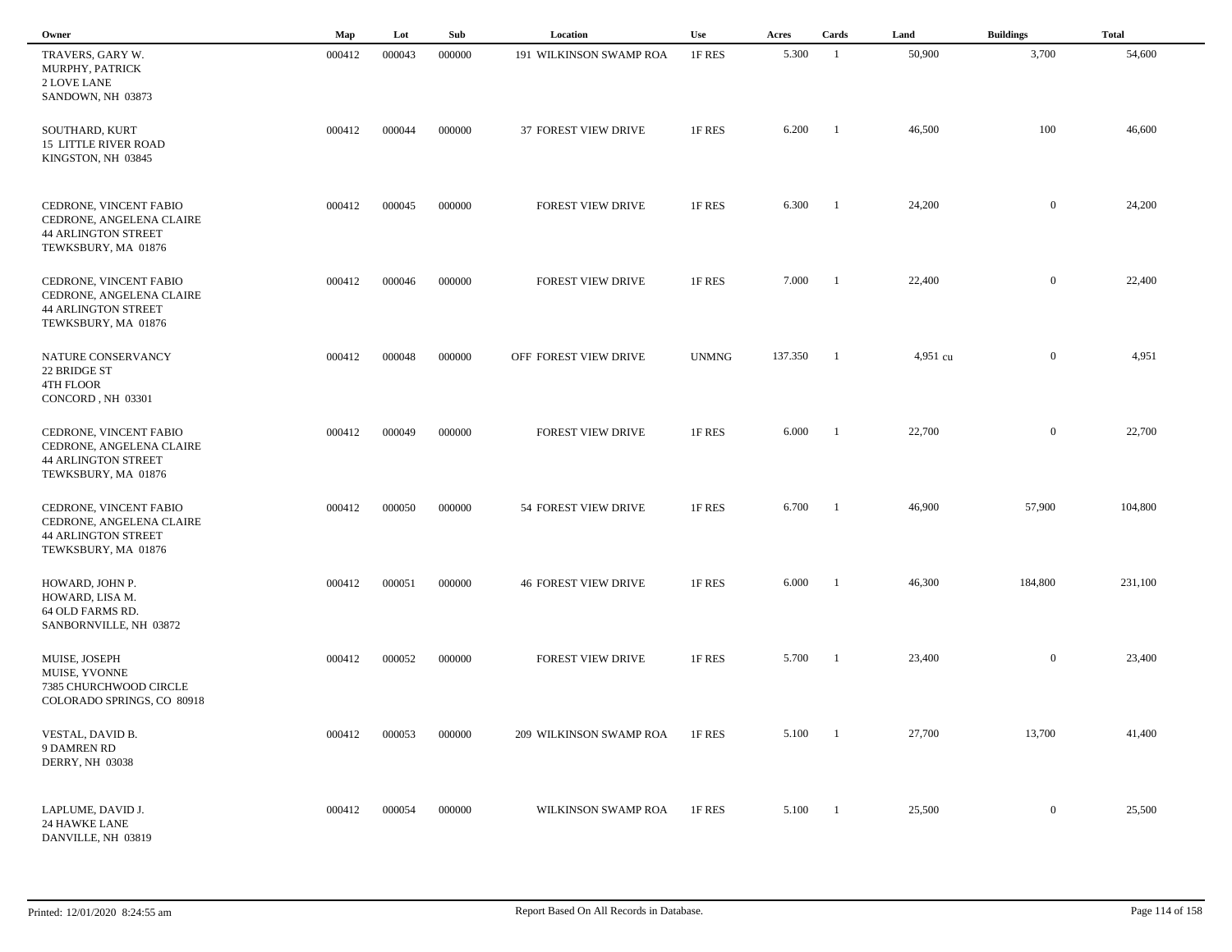| Owner | Map | Lot | Sub | Location | Use | Acres | Cards | Land | Buildings | Total |
|---|---|---|---|---|---|---|---|---|---|---|
| TRAVERS, GARY W.<br>MURPHY, PATRICK<br>2 LOVE LANE<br>SANDOWN, NH 03873 | 000412 | 000043 | 000000 | 191 WILKINSON SWAMP ROA | 1F RES | 5.300 | 1 | 50,900 | 3,700 | 54,600 |
| SOUTHARD, KURT<br>15 LITTLE RIVER ROAD<br>KINGSTON, NH 03845 | 000412 | 000044 | 000000 | 37 FOREST VIEW DRIVE | 1F RES | 6.200 | 1 | 46,500 | 100 | 46,600 |
| CEDRONE, VINCENT FABIO<br>CEDRONE, ANGELENA CLAIRE<br>44 ARLINGTON STREET<br>TEWKSBURY, MA 01876 | 000412 | 000045 | 000000 | FOREST VIEW DRIVE | 1F RES | 6.300 | 1 | 24,200 | 0 | 24,200 |
| CEDRONE, VINCENT FABIO<br>CEDRONE, ANGELENA CLAIRE<br>44 ARLINGTON STREET<br>TEWKSBURY, MA 01876 | 000412 | 000046 | 000000 | FOREST VIEW DRIVE | 1F RES | 7.000 | 1 | 22,400 | 0 | 22,400 |
| NATURE CONSERVANCY<br>22 BRIDGE ST<br>4TH FLOOR<br>CONCORD , NH 03301 | 000412 | 000048 | 000000 | OFF FOREST VIEW DRIVE | UNMNG | 137.350 | 1 | 4,951 cu | 0 | 4,951 |
| CEDRONE, VINCENT FABIO<br>CEDRONE, ANGELENA CLAIRE<br>44 ARLINGTON STREET<br>TEWKSBURY, MA 01876 | 000412 | 000049 | 000000 | FOREST VIEW DRIVE | 1F RES | 6.000 | 1 | 22,700 | 0 | 22,700 |
| CEDRONE, VINCENT FABIO<br>CEDRONE, ANGELENA CLAIRE<br>44 ARLINGTON STREET<br>TEWKSBURY, MA 01876 | 000412 | 000050 | 000000 | 54 FOREST VIEW DRIVE | 1F RES | 6.700 | 1 | 46,900 | 57,900 | 104,800 |
| HOWARD, JOHN P.<br>HOWARD, LISA M.<br>64 OLD FARMS RD.<br>SANBORNVILLE, NH 03872 | 000412 | 000051 | 000000 | 46 FOREST VIEW DRIVE | 1F RES | 6.000 | 1 | 46,300 | 184,800 | 231,100 |
| MUISE, JOSEPH<br>MUISE, YVONNE<br>7385 CHURCHWOOD CIRCLE<br>COLORADO SPRINGS, CO 80918 | 000412 | 000052 | 000000 | FOREST VIEW DRIVE | 1F RES | 5.700 | 1 | 23,400 | 0 | 23,400 |
| VESTAL, DAVID B.<br>9 DAMREN RD<br>DERRY, NH 03038 | 000412 | 000053 | 000000 | 209 WILKINSON SWAMP ROA | 1F RES | 5.100 | 1 | 27,700 | 13,700 | 41,400 |
| LAPLUME, DAVID J.<br>24 HAWKE LANE<br>DANVILLE, NH 03819 | 000412 | 000054 | 000000 | WILKINSON SWAMP ROA | 1F RES | 5.100 | 1 | 25,500 | 0 | 25,500 |

Printed: 12/01/2020 8:24:55 am

Report Based On All Records in Database.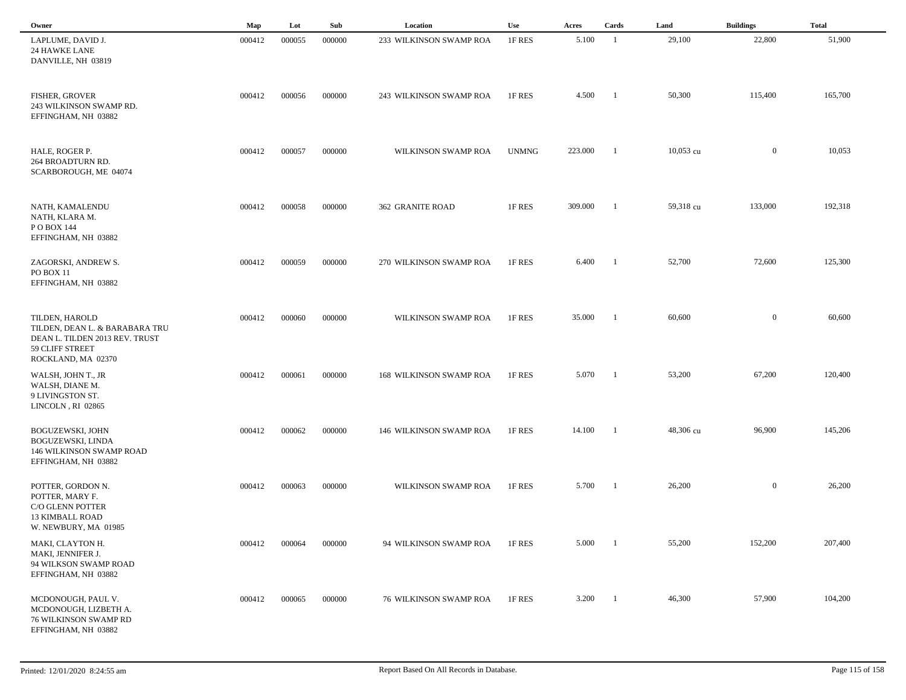| Owner | Map | Lot | Sub | Location | Use | Acres | Cards | Land | Buildings | Total |
|---|---|---|---|---|---|---|---|---|---|---|
| LAPLUME, DAVID J.<br>24 HAWKE LANE<br>DANVILLE, NH 03819 | 000412 | 000055 | 000000 | 233 WILKINSON SWAMP ROA | 1F RES | 5.100 | 1 | 29,100 | 22,800 | 51,900 |
| FISHER, GROVER<br>243 WILKINSON SWAMP RD.<br>EFFINGHAM, NH 03882 | 000412 | 000056 | 000000 | 243 WILKINSON SWAMP ROA | 1F RES | 4.500 | 1 | 50,300 | 115,400 | 165,700 |
| HALE, ROGER P.<br>264 BROADTURN RD.<br>SCARBOROUGH, ME 04074 | 000412 | 000057 | 000000 | WILKINSON SWAMP ROA | UNMNG | 223.000 | 1 | 10,053 cu | 0 | 10,053 |
| NATH, KAMALENDU<br>NATH, KLARA M.<br>P O BOX 144<br>EFFINGHAM, NH 03882 | 000412 | 000058 | 000000 | 362 GRANITE ROAD | 1F RES | 309.000 | 1 | 59,318 cu | 133,000 | 192,318 |
| ZAGORSKI, ANDREW S.<br>PO BOX 11<br>EFFINGHAM, NH 03882 | 000412 | 000059 | 000000 | 270 WILKINSON SWAMP ROA | 1F RES | 6.400 | 1 | 52,700 | 72,600 | 125,300 |
| TILDEN, HAROLD<br>TILDEN, DEAN L. & BARABARA TRU<br>DEAN L. TILDEN 2013 REV. TRUST<br>59 CLIFF STREET<br>ROCKLAND, MA 02370 | 000412 | 000060 | 000000 | WILKINSON SWAMP ROA | 1F RES | 35.000 | 1 | 60,600 | 0 | 60,600 |
| WALSH, JOHN T., JR<br>WALSH, DIANE M.<br>9 LIVINGSTON ST.<br>LINCOLN , RI 02865 | 000412 | 000061 | 000000 | 168 WILKINSON SWAMP ROA | 1F RES | 5.070 | 1 | 53,200 | 67,200 | 120,400 |
| BOGUZEWSKI, JOHN<br>BOGUZEWSKI, LINDA<br>146 WILKINSON SWAMP ROAD<br>EFFINGHAM, NH 03882 | 000412 | 000062 | 000000 | 146 WILKINSON SWAMP ROA | 1F RES | 14.100 | 1 | 48,306 cu | 96,900 | 145,206 |
| POTTER, GORDON N.<br>POTTER, MARY F.<br>C/O GLENN POTTER<br>13 KIMBALL ROAD<br>W. NEWBURY, MA 01985 | 000412 | 000063 | 000000 | WILKINSON SWAMP ROA | 1F RES | 5.700 | 1 | 26,200 | 0 | 26,200 |
| MAKI, CLAYTON H.<br>MAKI, JENNIFER J.<br>94 WILKSON SWAMP ROAD<br>EFFINGHAM, NH 03882 | 000412 | 000064 | 000000 | 94 WILKINSON SWAMP ROA | 1F RES | 5.000 | 1 | 55,200 | 152,200 | 207,400 |
| MCDONOUGH, PAUL V.<br>MCDONOUGH, LIZBETH A.<br>76 WILKINSON SWAMP RD<br>EFFINGHAM, NH 03882 | 000412 | 000065 | 000000 | 76 WILKINSON SWAMP ROA | 1F RES | 3.200 | 1 | 46,300 | 57,900 | 104,200 |

Printed: 12/01/2020 8:24:55 am

Report Based On All Records in Database.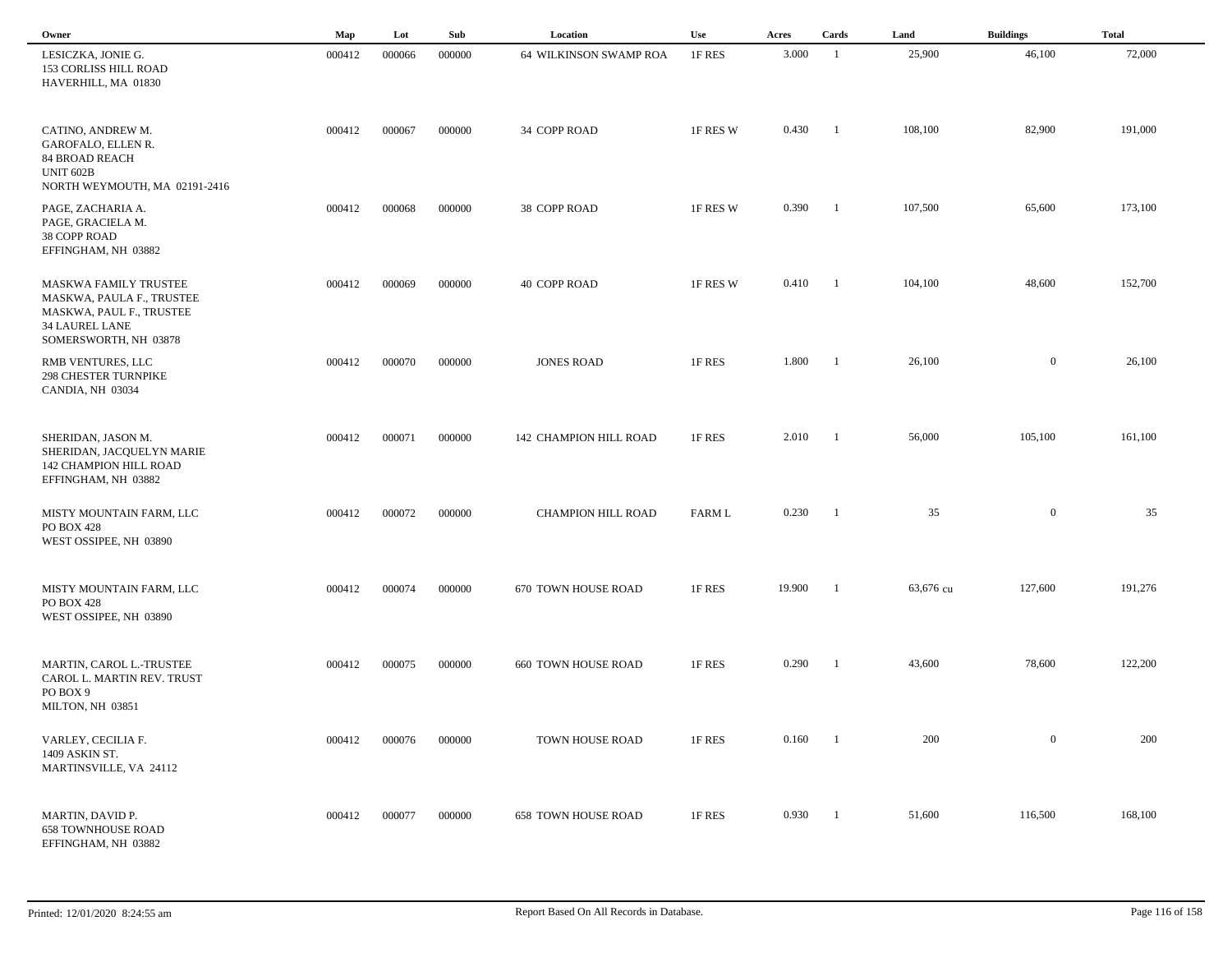| Owner | Map | Lot | Sub | Location | Use | Acres | Cards | Land | Buildings | Total |
|---|---|---|---|---|---|---|---|---|---|---|
| LESICZKA, JONIE G.<br>153 CORLISS HILL ROAD<br>HAVERHILL, MA 01830 | 000412 | 000066 | 000000 | 64 WILKINSON SWAMP ROA | 1F RES | 3.000 | 1 | 25,900 | 46,100 | 72,000 |
| CATINO, ANDREW M.<br>GAROFALO, ELLEN R.<br>84 BROAD REACH<br>UNIT 602B<br>NORTH WEYMOUTH, MA 02191-2416 | 000412 | 000067 | 000000 | 34 COPP ROAD | 1F RES W | 0.430 | 1 | 108,100 | 82,900 | 191,000 |
| PAGE, ZACHARIA A.<br>PAGE, GRACIELA M.<br>38 COPP ROAD<br>EFFINGHAM, NH 03882 | 000412 | 000068 | 000000 | 38 COPP ROAD | 1F RES W | 0.390 | 1 | 107,500 | 65,600 | 173,100 |
| MASKWA FAMILY TRUSTEE<br>MASKWA, PAULA F., TRUSTEE<br>MASKWA, PAUL F., TRUSTEE<br>34 LAUREL LANE<br>SOMERSWORTH, NH 03878 | 000412 | 000069 | 000000 | 40 COPP ROAD | 1F RES W | 0.410 | 1 | 104,100 | 48,600 | 152,700 |
| RMB VENTURES, LLC<br>298 CHESTER TURNPIKE<br>CANDIA, NH 03034 | 000412 | 000070 | 000000 | JONES ROAD | 1F RES | 1.800 | 1 | 26,100 | 0 | 26,100 |
| SHERIDAN, JASON M.<br>SHERIDAN, JACQUELYN MARIE<br>142 CHAMPION HILL ROAD<br>EFFINGHAM, NH 03882 | 000412 | 000071 | 000000 | 142 CHAMPION HILL ROAD | 1F RES | 2.010 | 1 | 56,000 | 105,100 | 161,100 |
| MISTY MOUNTAIN FARM, LLC<br>PO BOX 428<br>WEST OSSIPEE, NH 03890 | 000412 | 000072 | 000000 | CHAMPION HILL ROAD | FARM L | 0.230 | 1 | 35 | 0 | 35 |
| MISTY MOUNTAIN FARM, LLC<br>PO BOX 428<br>WEST OSSIPEE, NH 03890 | 000412 | 000074 | 000000 | 670 TOWN HOUSE ROAD | 1F RES | 19.900 | 1 | 63,676 cu | 127,600 | 191,276 |
| MARTIN, CAROL L.-TRUSTEE<br>CAROL L. MARTIN REV. TRUST<br>PO BOX 9<br>MILTON, NH 03851 | 000412 | 000075 | 000000 | 660 TOWN HOUSE ROAD | 1F RES | 0.290 | 1 | 43,600 | 78,600 | 122,200 |
| VARLEY, CECILIA F.<br>1409 ASKIN ST.<br>MARTINSVILLE, VA 24112 | 000412 | 000076 | 000000 | TOWN HOUSE ROAD | 1F RES | 0.160 | 1 | 200 | 0 | 200 |
| MARTIN, DAVID P.<br>658 TOWNHOUSE ROAD<br>EFFINGHAM, NH 03882 | 000412 | 000077 | 000000 | 658 TOWN HOUSE ROAD | 1F RES | 0.930 | 1 | 51,600 | 116,500 | 168,100 |

Printed: 12/01/2020 8:24:55 am Report Based On All Records in Database.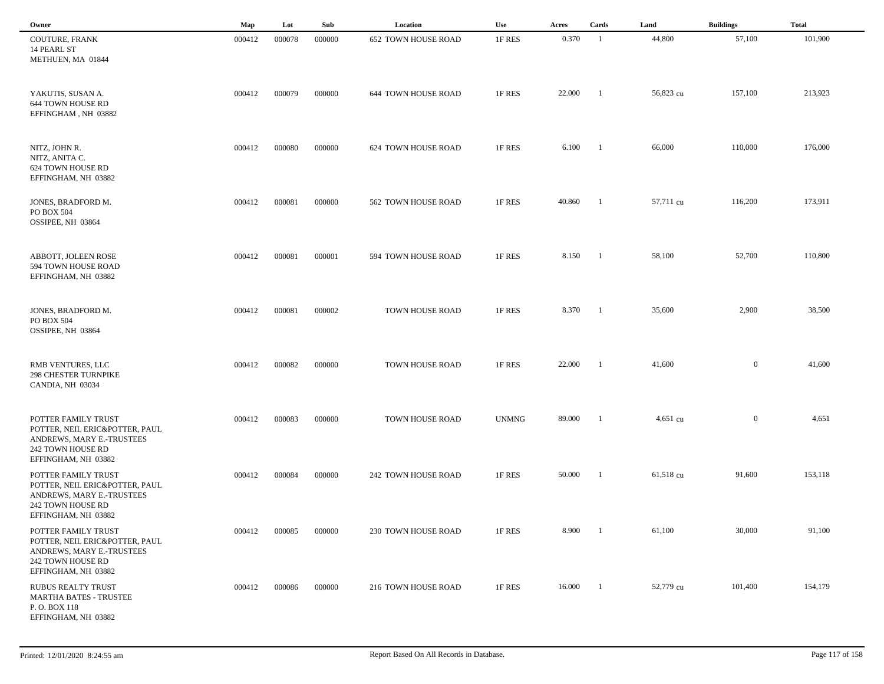| Owner | Map | Lot | Sub | Location | Use | Acres | Cards | Land | Buildings | Total |
|---|---|---|---|---|---|---|---|---|---|---|
| COUTURE, FRANK<br>14 PEARL ST<br>METHUEN, MA 01844 | 000412 | 000078 | 000000 | 652 TOWN HOUSE ROAD | 1F RES | 0.370 | 1 | 44,800 | 57,100 | 101,900 |
| YAKUTIS, SUSAN A.<br>644 TOWN HOUSE RD<br>EFFINGHAM , NH 03882 | 000412 | 000079 | 000000 | 644 TOWN HOUSE ROAD | 1F RES | 22.000 | 1 | 56,823 cu | 157,100 | 213,923 |
| NITZ, JOHN R.<br>NITZ, ANITA C.<br>624 TOWN HOUSE RD<br>EFFINGHAM, NH 03882 | 000412 | 000080 | 000000 | 624 TOWN HOUSE ROAD | 1F RES | 6.100 | 1 | 66,000 | 110,000 | 176,000 |
| JONES, BRADFORD M.<br>PO BOX 504<br>OSSIPEE, NH 03864 | 000412 | 000081 | 000000 | 562 TOWN HOUSE ROAD | 1F RES | 40.860 | 1 | 57,711 cu | 116,200 | 173,911 |
| ABBOTT, JOLEEN ROSE<br>594 TOWN HOUSE ROAD<br>EFFINGHAM, NH 03882 | 000412 | 000081 | 000001 | 594 TOWN HOUSE ROAD | 1F RES | 8.150 | 1 | 58,100 | 52,700 | 110,800 |
| JONES, BRADFORD M.<br>PO BOX 504<br>OSSIPEE, NH 03864 | 000412 | 000081 | 000002 | TOWN HOUSE ROAD | 1F RES | 8.370 | 1 | 35,600 | 2,900 | 38,500 |
| RMB VENTURES, LLC<br>298 CHESTER TURNPIKE<br>CANDIA, NH 03034 | 000412 | 000082 | 000000 | TOWN HOUSE ROAD | 1F RES | 22.000 | 1 | 41,600 | 0 | 41,600 |
| POTTER FAMILY TRUST<br>POTTER, NEIL ERIC&POTTER, PAUL<br>ANDREWS, MARY E.-TRUSTEES<br>242 TOWN HOUSE RD<br>EFFINGHAM, NH 03882 | 000412 | 000083 | 000000 | TOWN HOUSE ROAD | UNMNG | 89.000 | 1 | 4,651 cu | 0 | 4,651 |
| POTTER FAMILY TRUST<br>POTTER, NEIL ERIC&POTTER, PAUL<br>ANDREWS, MARY E.-TRUSTEES<br>242 TOWN HOUSE RD<br>EFFINGHAM, NH 03882 | 000412 | 000084 | 000000 | 242 TOWN HOUSE ROAD | 1F RES | 50.000 | 1 | 61,518 cu | 91,600 | 153,118 |
| POTTER FAMILY TRUST<br>POTTER, NEIL ERIC&POTTER, PAUL<br>ANDREWS, MARY E.-TRUSTEES<br>242 TOWN HOUSE RD<br>EFFINGHAM, NH 03882 | 000412 | 000085 | 000000 | 230 TOWN HOUSE ROAD | 1F RES | 8.900 | 1 | 61,100 | 30,000 | 91,100 |
| RUBUS REALTY TRUST<br>MARTHA BATES - TRUSTEE<br>P. O. BOX 118<br>EFFINGHAM, NH 03882 | 000412 | 000086 | 000000 | 216 TOWN HOUSE ROAD | 1F RES | 16.000 | 1 | 52,779 cu | 101,400 | 154,179 |

Printed: 12/01/2020 8:24:55 am

Report Based On All Records in Database.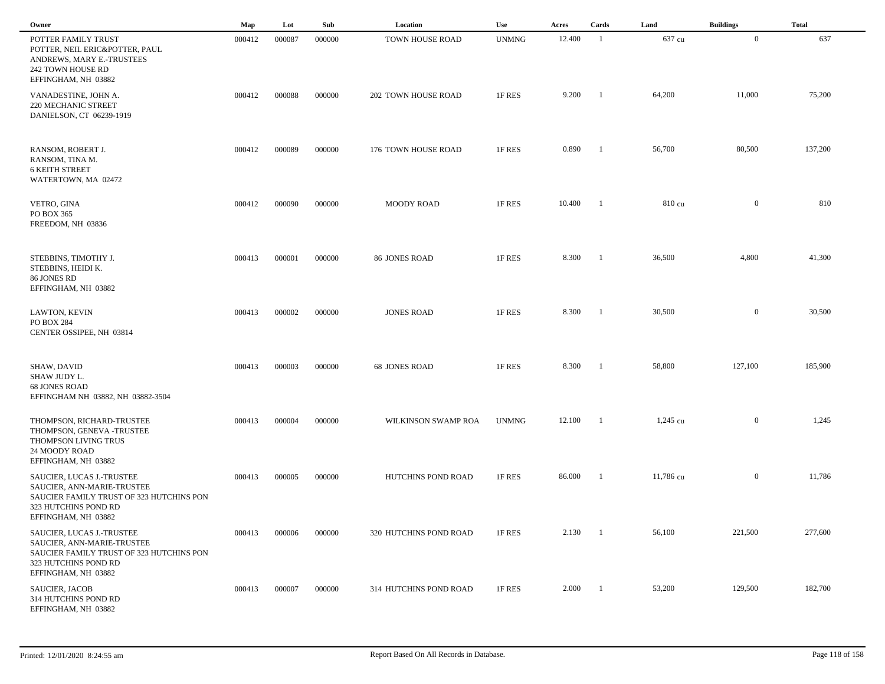| Owner | Map | Lot | Sub | Location | Use | Acres | Cards | Land | Buildings | Total |
|---|---|---|---|---|---|---|---|---|---|---|
| POTTER FAMILY TRUST<br>POTTER, NEIL ERIC&POTTER, PAUL<br>ANDREWS, MARY E.-TRUSTEES<br>242 TOWN HOUSE RD<br>EFFINGHAM, NH 03882 | 000412 | 000087 | 000000 | TOWN HOUSE ROAD | UNMNG | 12.400 | 1 | 637 cu | 0 | 637 |
| VANADESTINE, JOHN A.<br>220 MECHANIC STREET<br>DANIELSON, CT 06239-1919 | 000412 | 000088 | 000000 | 202 TOWN HOUSE ROAD | 1F RES | 9.200 | 1 | 64,200 | 11,000 | 75,200 |
| RANSOM, ROBERT J.<br>RANSOM, TINA M.<br>6 KEITH STREET<br>WATERTOWN, MA 02472 | 000412 | 000089 | 000000 | 176 TOWN HOUSE ROAD | 1F RES | 0.890 | 1 | 56,700 | 80,500 | 137,200 |
| VETRO, GINA<br>PO BOX 365<br>FREEDOM, NH 03836 | 000412 | 000090 | 000000 | MOODY ROAD | 1F RES | 10.400 | 1 | 810 cu | 0 | 810 |
| STEBBINS, TIMOTHY J.<br>STEBBINS, HEIDI K.<br>86 JONES RD<br>EFFINGHAM, NH 03882 | 000413 | 000001 | 000000 | 86 JONES ROAD | 1F RES | 8.300 | 1 | 36,500 | 4,800 | 41,300 |
| LAWTON, KEVIN<br>PO BOX 284<br>CENTER OSSIPEE, NH 03814 | 000413 | 000002 | 000000 | JONES ROAD | 1F RES | 8.300 | 1 | 30,500 | 0 | 30,500 |
| SHAW, DAVID<br>SHAW JUDY L.<br>68 JONES ROAD<br>EFFINGHAM NH 03882, NH 03882-3504 | 000413 | 000003 | 000000 | 68 JONES ROAD | 1F RES | 8.300 | 1 | 58,800 | 127,100 | 185,900 |
| THOMPSON, RICHARD-TRUSTEE<br>THOMPSON, GENEVA -TRUSTEE<br>THOMPSON LIVING TRUS<br>24 MOODY ROAD<br>EFFINGHAM, NH 03882 | 000413 | 000004 | 000000 | WILKINSON SWAMP ROA | UNMNG | 12.100 | 1 | 1,245 cu | 0 | 1,245 |
| SAUCIER, LUCAS J.-TRUSTEE<br>SAUCIER, ANN-MARIE-TRUSTEE<br>SAUCIER FAMILY TRUST OF 323 HUTCHINS PON<br>323 HUTCHINS POND RD<br>EFFINGHAM, NH 03882 | 000413 | 000005 | 000000 | HUTCHINS POND ROAD | 1F RES | 86.000 | 1 | 11,786 cu | 0 | 11,786 |
| SAUCIER, LUCAS J.-TRUSTEE<br>SAUCIER, ANN-MARIE-TRUSTEE<br>SAUCIER FAMILY TRUST OF 323 HUTCHINS PON<br>323 HUTCHINS POND RD<br>EFFINGHAM, NH 03882 | 000413 | 000006 | 000000 | 320 HUTCHINS POND ROAD | 1F RES | 2.130 | 1 | 56,100 | 221,500 | 277,600 |
| SAUCIER, JACOB<br>314 HUTCHINS POND RD<br>EFFINGHAM, NH 03882 | 000413 | 000007 | 000000 | 314 HUTCHINS POND ROAD | 1F RES | 2.000 | 1 | 53,200 | 129,500 | 182,700 |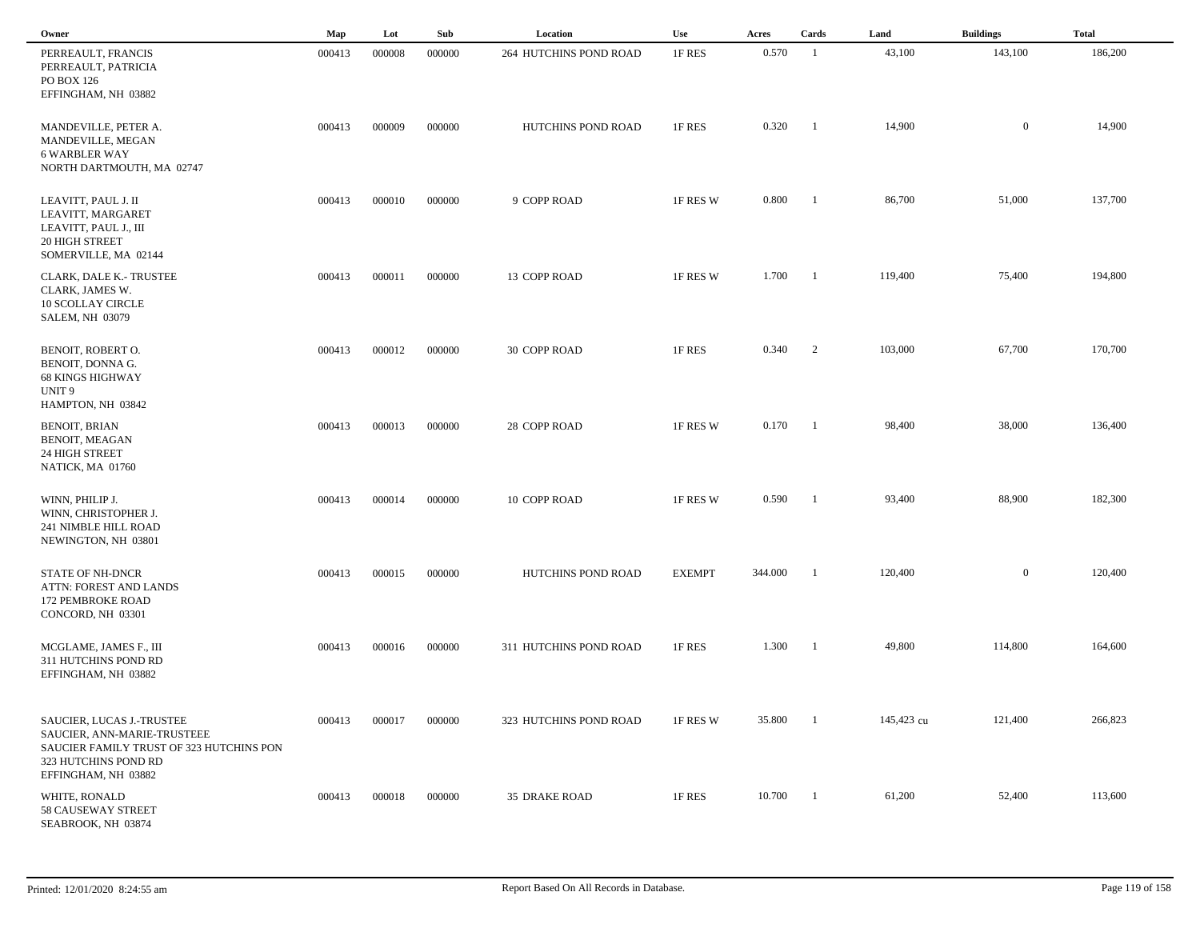| Owner | Map | Lot | Sub | Location | Use | Acres | Cards | Land | Buildings | Total |
|---|---|---|---|---|---|---|---|---|---|---|
| PERREAULT, FRANCIS<br>PERREAULT, PATRICIA<br>PO BOX 126<br>EFFINGHAM, NH 03882 | 000413 | 000008 | 000000 | 264 HUTCHINS POND ROAD | 1F RES | 0.570 | 1 | 43,100 | 143,100 | 186,200 |
| MANDEVILLE, PETER A.<br>MANDEVILLE, MEGAN<br>6 WARBLER WAY<br>NORTH DARTMOUTH, MA 02747 | 000413 | 000009 | 000000 | HUTCHINS POND ROAD | 1F RES | 0.320 | 1 | 14,900 | 0 | 14,900 |
| LEAVITT, PAUL J. II<br>LEAVITT, MARGARET<br>LEAVITT, PAUL J., III<br>20 HIGH STREET<br>SOMERVILLE, MA 02144 | 000413 | 000010 | 000000 | 9 COPP ROAD | 1F RES W | 0.800 | 1 | 86,700 | 51,000 | 137,700 |
| CLARK, DALE K.- TRUSTEE<br>CLARK, JAMES W.<br>10 SCOLLAY CIRCLE<br>SALEM, NH 03079 | 000413 | 000011 | 000000 | 13 COPP ROAD | 1F RES W | 1.700 | 1 | 119,400 | 75,400 | 194,800 |
| BENOIT, ROBERT O.<br>BENOIT, DONNA G.<br>68 KINGS HIGHWAY<br>UNIT 9<br>HAMPTON, NH 03842 | 000413 | 000012 | 000000 | 30 COPP ROAD | 1F RES | 0.340 | 2 | 103,000 | 67,700 | 170,700 |
| BENOIT, BRIAN<br>BENOIT, MEAGAN<br>24 HIGH STREET<br>NATICK, MA 01760 | 000413 | 000013 | 000000 | 28 COPP ROAD | 1F RES W | 0.170 | 1 | 98,400 | 38,000 | 136,400 |
| WINN, PHILIP J.<br>WINN, CHRISTOPHER J.<br>241 NIMBLE HILL ROAD<br>NEWINGTON, NH 03801 | 000413 | 000014 | 000000 | 10 COPP ROAD | 1F RES W | 0.590 | 1 | 93,400 | 88,900 | 182,300 |
| STATE OF NH-DNCR<br>ATTN: FOREST AND LANDS<br>172 PEMBROKE ROAD<br>CONCORD, NH 03301 | 000413 | 000015 | 000000 | HUTCHINS POND ROAD | EXEMPT | 344.000 | 1 | 120,400 | 0 | 120,400 |
| MCGLAME, JAMES F., III<br>311 HUTCHINS POND RD<br>EFFINGHAM, NH 03882 | 000413 | 000016 | 000000 | 311 HUTCHINS POND ROAD | 1F RES | 1.300 | 1 | 49,800 | 114,800 | 164,600 |
| SAUCIER, LUCAS J.-TRUSTEE<br>SAUCIER, ANN-MARIE-TRUSTEEE<br>SAUCIER FAMILY TRUST OF 323 HUTCHINS PON<br>323 HUTCHINS POND RD<br>EFFINGHAM, NH 03882 | 000413 | 000017 | 000000 | 323 HUTCHINS POND ROAD | 1F RES W | 35.800 | 1 | 145,423 cu | 121,400 | 266,823 |
| WHITE, RONALD<br>58 CAUSEWAY STREET<br>SEABROOK, NH 03874 | 000413 | 000018 | 000000 | 35 DRAKE ROAD | 1F RES | 10.700 | 1 | 61,200 | 52,400 | 113,600 |

Printed: 12/01/2020 8:24:55 am — Report Based On All Records in Database.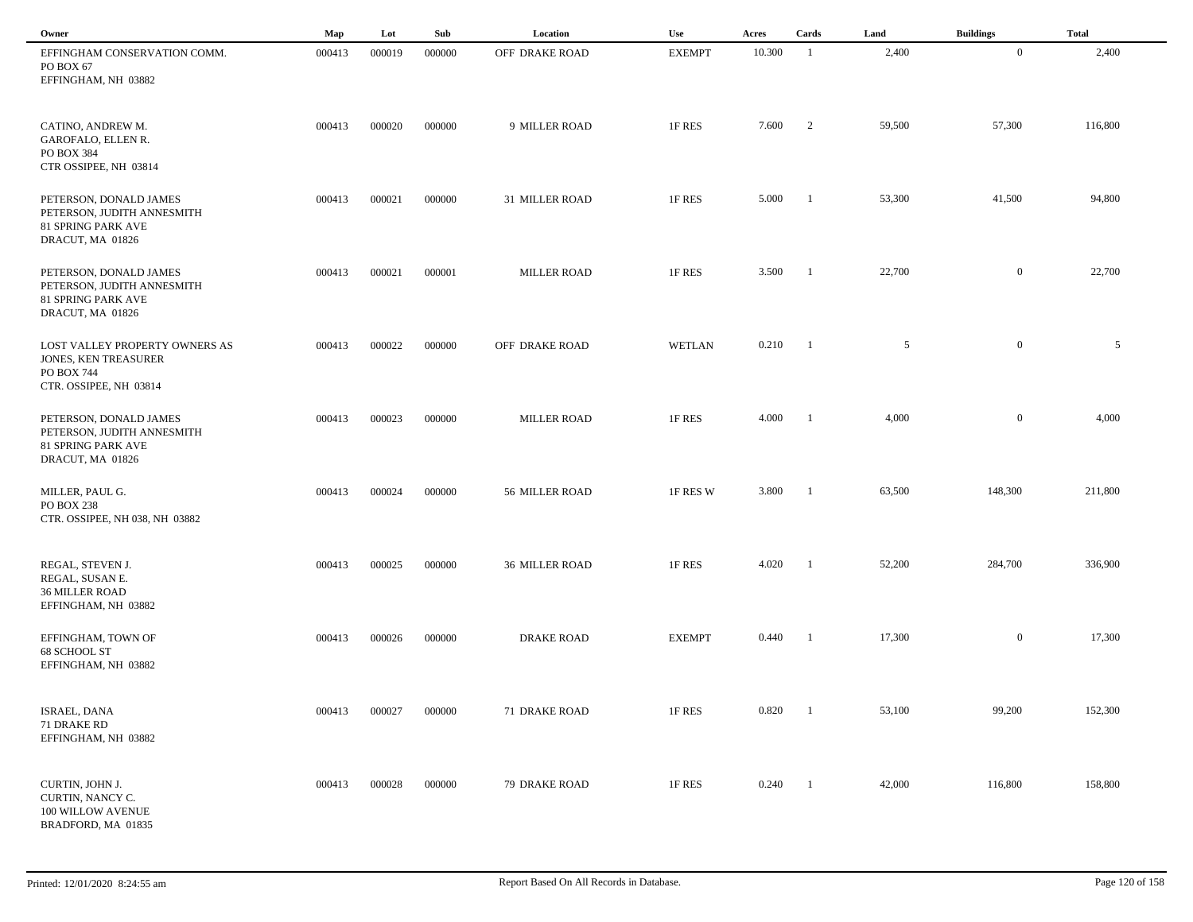| Owner | Map | Lot | Sub | Location | Use | Acres | Cards | Land | Buildings | Total |
|---|---|---|---|---|---|---|---|---|---|---|
| EFFINGHAM CONSERVATION COMM.<br>PO BOX 67<br>EFFINGHAM, NH 03882 | 000413 | 000019 | 000000 | OFF DRAKE ROAD | EXEMPT | 10.300 | 1 | 2,400 | 0 | 2,400 |
| CATINO, ANDREW M.<br>GAROFALO, ELLEN R.<br>PO BOX 384<br>CTR OSSIPEE, NH 03814 | 000413 | 000020 | 000000 | 9 MILLER ROAD | 1F RES | 7.600 | 2 | 59,500 | 57,300 | 116,800 |
| PETERSON, DONALD JAMES<br>PETERSON, JUDITH ANNESMITH<br>81 SPRING PARK AVE<br>DRACUT, MA 01826 | 000413 | 000021 | 000000 | 31 MILLER ROAD | 1F RES | 5.000 | 1 | 53,300 | 41,500 | 94,800 |
| PETERSON, DONALD JAMES<br>PETERSON, JUDITH ANNESMITH<br>81 SPRING PARK AVE<br>DRACUT, MA 01826 | 000413 | 000021 | 000001 | MILLER ROAD | 1F RES | 3.500 | 1 | 22,700 | 0 | 22,700 |
| LOST VALLEY PROPERTY OWNERS AS<br>JONES, KEN TREASURER<br>PO BOX 744<br>CTR. OSSIPEE, NH 03814 | 000413 | 000022 | 000000 | OFF DRAKE ROAD | WETLAN | 0.210 | 1 | 5 | 0 | 5 |
| PETERSON, DONALD JAMES<br>PETERSON, JUDITH ANNESMITH<br>81 SPRING PARK AVE<br>DRACUT, MA 01826 | 000413 | 000023 | 000000 | MILLER ROAD | 1F RES | 4.000 | 1 | 4,000 | 0 | 4,000 |
| MILLER, PAUL G.<br>PO BOX 238<br>CTR. OSSIPEE, NH 038, NH 03882 | 000413 | 000024 | 000000 | 56 MILLER ROAD | 1F RES W | 3.800 | 1 | 63,500 | 148,300 | 211,800 |
| REGAL, STEVEN J.<br>REGAL, SUSAN E.<br>36 MILLER ROAD<br>EFFINGHAM, NH 03882 | 000413 | 000025 | 000000 | 36 MILLER ROAD | 1F RES | 4.020 | 1 | 52,200 | 284,700 | 336,900 |
| EFFINGHAM, TOWN OF<br>68 SCHOOL ST<br>EFFINGHAM, NH 03882 | 000413 | 000026 | 000000 | DRAKE ROAD | EXEMPT | 0.440 | 1 | 17,300 | 0 | 17,300 |
| ISRAEL, DANA<br>71 DRAKE RD<br>EFFINGHAM, NH 03882 | 000413 | 000027 | 000000 | 71 DRAKE ROAD | 1F RES | 0.820 | 1 | 53,100 | 99,200 | 152,300 |
| CURTIN, JOHN J.<br>CURTIN, NANCY C.<br>100 WILLOW AVENUE<br>BRADFORD, MA 01835 | 000413 | 000028 | 000000 | 79 DRAKE ROAD | 1F RES | 0.240 | 1 | 42,000 | 116,800 | 158,800 |

Printed: 12/01/2020 8:24:55 am

Report Based On All Records in Database.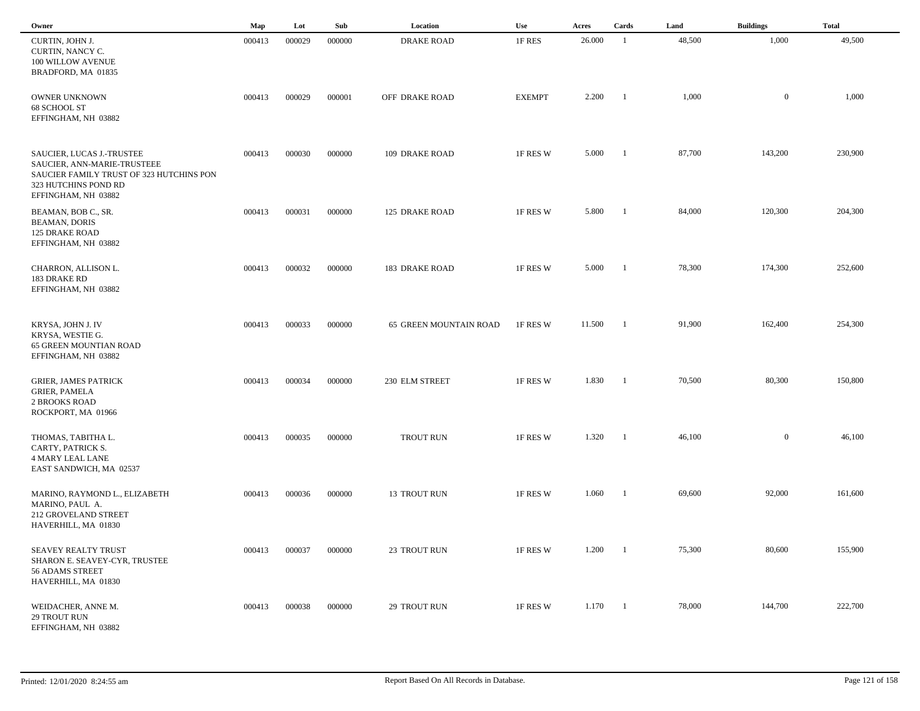| Owner | Map | Lot | Sub | Location | Use | Acres | Cards | Land | Buildings | Total |
|---|---|---|---|---|---|---|---|---|---|---|
| CURTIN, JOHN J.<br>CURTIN, NANCY C.<br>100 WILLOW AVENUE<br>BRADFORD, MA 01835 | 000413 | 000029 | 000000 | DRAKE ROAD | 1F RES | 26.000 | 1 | 48,500 | 1,000 | 49,500 |
| OWNER UNKNOWN<br>68 SCHOOL ST<br>EFFINGHAM, NH 03882 | 000413 | 000029 | 000001 | OFF DRAKE ROAD | EXEMPT | 2.200 | 1 | 1,000 | 0 | 1,000 |
| SAUCIER, LUCAS J.-TRUSTEE<br>SAUCIER, ANN-MARIE-TRUSTEEE<br>SAUCIER FAMILY TRUST OF 323 HUTCHINS PON<br>323 HUTCHINS POND RD<br>EFFINGHAM, NH 03882 | 000413 | 000030 | 000000 | 109 DRAKE ROAD | 1F RES W | 5.000 | 1 | 87,700 | 143,200 | 230,900 |
| BEAMAN, BOB C., SR.<br>BEAMAN, DORIS<br>125 DRAKE ROAD<br>EFFINGHAM, NH 03882 | 000413 | 000031 | 000000 | 125 DRAKE ROAD | 1F RES W | 5.800 | 1 | 84,000 | 120,300 | 204,300 |
| CHARRON, ALLISON L.<br>183 DRAKE RD<br>EFFINGHAM, NH 03882 | 000413 | 000032 | 000000 | 183 DRAKE ROAD | 1F RES W | 5.000 | 1 | 78,300 | 174,300 | 252,600 |
| KRYSA, JOHN J. IV<br>KRYSA, WESTIE G.<br>65 GREEN MOUNTIAN ROAD<br>EFFINGHAM, NH 03882 | 000413 | 000033 | 000000 | 65 GREEN MOUNTAIN ROAD | 1F RES W | 11.500 | 1 | 91,900 | 162,400 | 254,300 |
| GRIER, JAMES PATRICK<br>GRIER, PAMELA<br>2 BROOKS ROAD<br>ROCKPORT, MA 01966 | 000413 | 000034 | 000000 | 230 ELM STREET | 1F RES W | 1.830 | 1 | 70,500 | 80,300 | 150,800 |
| THOMAS, TABITHA L.<br>CARTY, PATRICK S.<br>4 MARY LEAL LANE<br>EAST SANDWICH, MA 02537 | 000413 | 000035 | 000000 | TROUT RUN | 1F RES W | 1.320 | 1 | 46,100 | 0 | 46,100 |
| MARINO, RAYMOND L., ELIZABETH<br>MARINO, PAUL A.<br>212 GROVELAND STREET<br>HAVERHILL, MA 01830 | 000413 | 000036 | 000000 | 13 TROUT RUN | 1F RES W | 1.060 | 1 | 69,600 | 92,000 | 161,600 |
| SEAVEY REALTY TRUST<br>SHARON E. SEAVEY-CYR, TRUSTEE<br>56 ADAMS STREET<br>HAVERHILL, MA 01830 | 000413 | 000037 | 000000 | 23 TROUT RUN | 1F RES W | 1.200 | 1 | 75,300 | 80,600 | 155,900 |
| WEIDACHER, ANNE M.<br>29 TROUT RUN<br>EFFINGHAM, NH 03882 | 000413 | 000038 | 000000 | 29 TROUT RUN | 1F RES W | 1.170 | 1 | 78,000 | 144,700 | 222,700 |

Printed: 12/01/2020 8:24:55 am — Report Based On All Records in Database.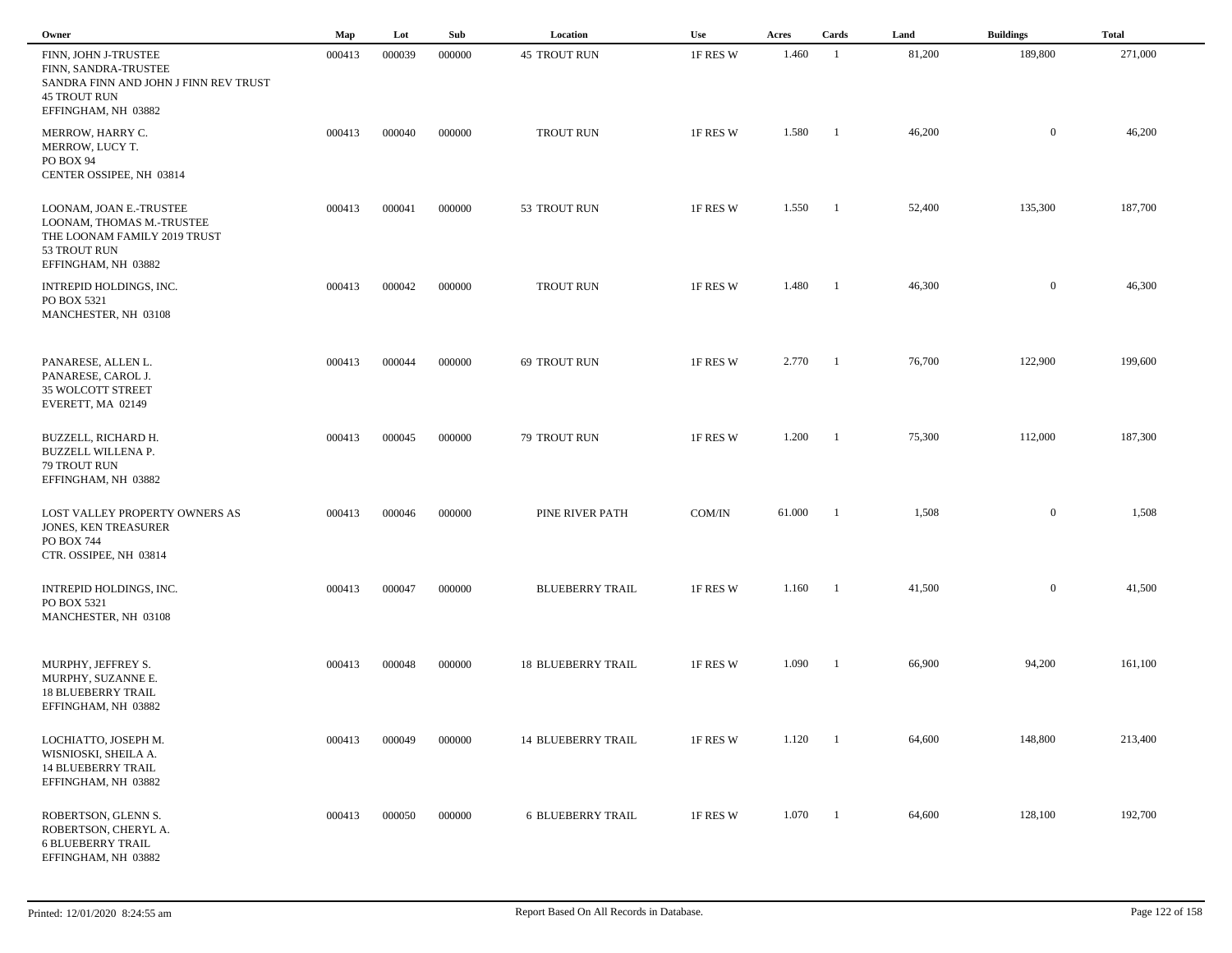| Owner | Map | Lot | Sub | Location | Use | Acres | Cards | Land | Buildings | Total |
|---|---|---|---|---|---|---|---|---|---|---|
| FINN, JOHN J-TRUSTEE<br>FINN, SANDRA-TRUSTEE<br>SANDRA FINN AND JOHN J FINN REV TRUST<br>45 TROUT RUN<br>EFFINGHAM, NH 03882 | 000413 | 000039 | 000000 | 45 TROUT RUN | 1F RES W | 1.460 | 1 | 81,200 | 189,800 | 271,000 |
| MERROW, HARRY C.<br>MERROW, LUCY T.<br>PO BOX 94<br>CENTER OSSIPEE, NH 03814 | 000413 | 000040 | 000000 | TROUT RUN | 1F RES W | 1.580 | 1 | 46,200 | 0 | 46,200 |
| LOONAM, JOAN E.-TRUSTEE<br>LOONAM, THOMAS M.-TRUSTEE<br>THE LOONAM FAMILY 2019 TRUST<br>53 TROUT RUN<br>EFFINGHAM, NH 03882 | 000413 | 000041 | 000000 | 53 TROUT RUN | 1F RES W | 1.550 | 1 | 52,400 | 135,300 | 187,700 |
| INTREPID HOLDINGS, INC.<br>PO BOX 5321<br>MANCHESTER, NH 03108 | 000413 | 000042 | 000000 | TROUT RUN | 1F RES W | 1.480 | 1 | 46,300 | 0 | 46,300 |
| PANARESE, ALLEN L.<br>PANARESE, CAROL J.<br>35 WOLCOTT STREET<br>EVERETT, MA 02149 | 000413 | 000044 | 000000 | 69 TROUT RUN | 1F RES W | 2.770 | 1 | 76,700 | 122,900 | 199,600 |
| BUZZELL, RICHARD H.<br>BUZZELL WILLENA P.<br>79 TROUT RUN<br>EFFINGHAM, NH 03882 | 000413 | 000045 | 000000 | 79 TROUT RUN | 1F RES W | 1.200 | 1 | 75,300 | 112,000 | 187,300 |
| LOST VALLEY PROPERTY OWNERS AS<br>JONES, KEN TREASURER<br>PO BOX 744<br>CTR. OSSIPEE, NH 03814 | 000413 | 000046 | 000000 | PINE RIVER PATH | COM/IN | 61.000 | 1 | 1,508 | 0 | 1,508 |
| INTREPID HOLDINGS, INC.<br>PO BOX 5321<br>MANCHESTER, NH 03108 | 000413 | 000047 | 000000 | BLUEBERRY TRAIL | 1F RES W | 1.160 | 1 | 41,500 | 0 | 41,500 |
| MURPHY, JEFFREY S.<br>MURPHY, SUZANNE E.<br>18 BLUEBERRY TRAIL<br>EFFINGHAM, NH 03882 | 000413 | 000048 | 000000 | 18 BLUEBERRY TRAIL | 1F RES W | 1.090 | 1 | 66,900 | 94,200 | 161,100 |
| LOCHIATTO, JOSEPH M.<br>WISNIOSKI, SHEILA A.<br>14 BLUEBERRY TRAIL<br>EFFINGHAM, NH 03882 | 000413 | 000049 | 000000 | 14 BLUEBERRY TRAIL | 1F RES W | 1.120 | 1 | 64,600 | 148,800 | 213,400 |
| ROBERTSON, GLENN S.<br>ROBERTSON, CHERYL A.<br>6 BLUEBERRY TRAIL<br>EFFINGHAM, NH 03882 | 000413 | 000050 | 000000 | 6 BLUEBERRY TRAIL | 1F RES W | 1.070 | 1 | 64,600 | 128,100 | 192,700 |

Printed: 12/01/2020 8:24:55 am | Report Based On All Records in Database.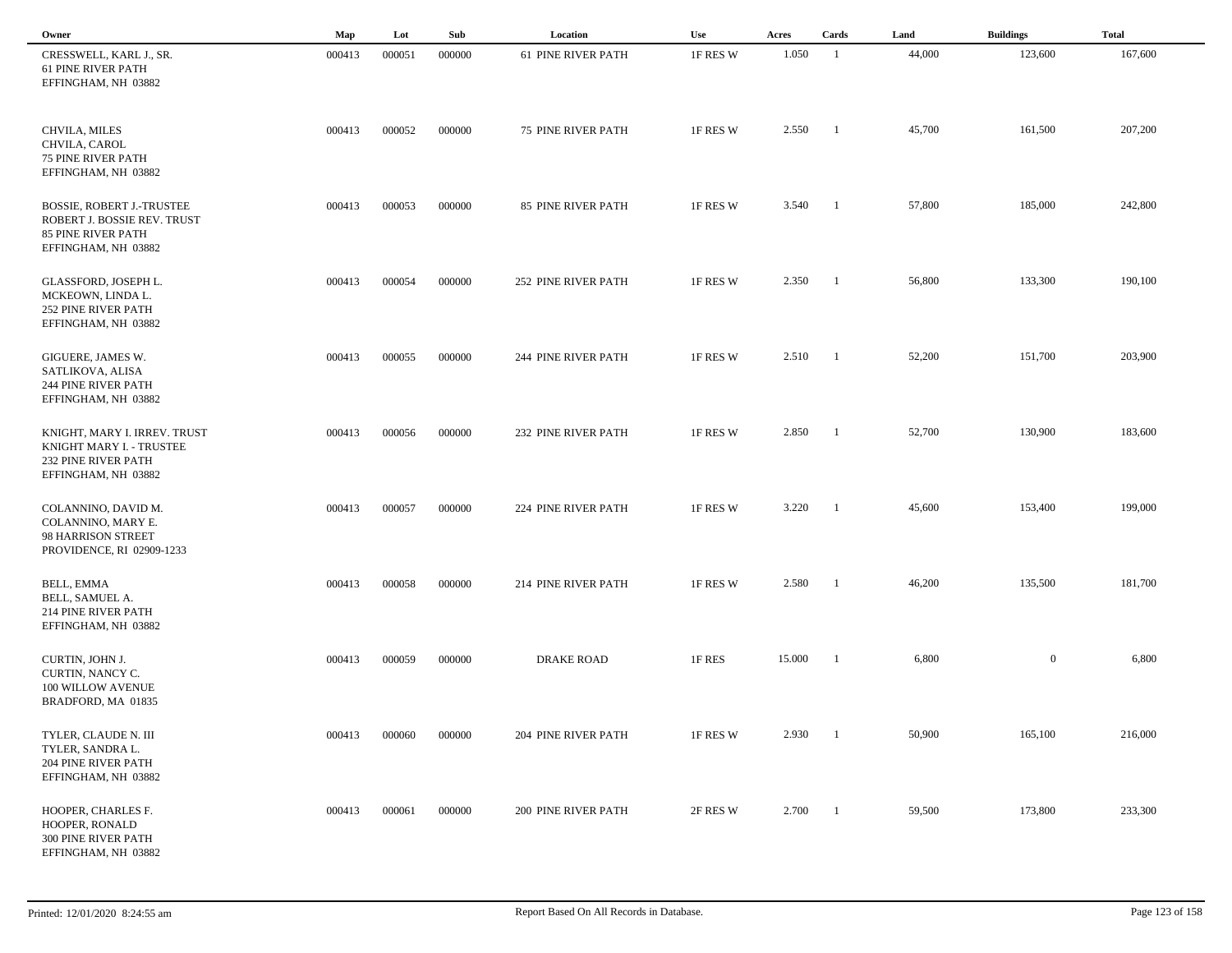| Owner | Map | Lot | Sub | Location | Use | Acres | Cards | Land | Buildings | Total |
|---|---|---|---|---|---|---|---|---|---|---|
| CRESSWELL, KARL J., SR.<br>61 PINE RIVER PATH<br>EFFINGHAM, NH 03882 | 000413 | 000051 | 000000 | 61 PINE RIVER PATH | 1F RES W | 1.050 | 1 | 44,000 | 123,600 | 167,600 |
| CHVILA, MILES<br>CHVILA, CAROL<br>75 PINE RIVER PATH<br>EFFINGHAM, NH 03882 | 000413 | 000052 | 000000 | 75 PINE RIVER PATH | 1F RES W | 2.550 | 1 | 45,700 | 161,500 | 207,200 |
| BOSSIE, ROBERT J.-TRUSTEE<br>ROBERT J. BOSSIE REV. TRUST<br>85 PINE RIVER PATH<br>EFFINGHAM, NH 03882 | 000413 | 000053 | 000000 | 85 PINE RIVER PATH | 1F RES W | 3.540 | 1 | 57,800 | 185,000 | 242,800 |
| GLASSFORD, JOSEPH L.<br>MCKEOWN, LINDA L.<br>252 PINE RIVER PATH<br>EFFINGHAM, NH 03882 | 000413 | 000054 | 000000 | 252 PINE RIVER PATH | 1F RES W | 2.350 | 1 | 56,800 | 133,300 | 190,100 |
| GIGUERE, JAMES W.<br>SATLIKOVA, ALISA<br>244 PINE RIVER PATH<br>EFFINGHAM, NH 03882 | 000413 | 000055 | 000000 | 244 PINE RIVER PATH | 1F RES W | 2.510 | 1 | 52,200 | 151,700 | 203,900 |
| KNIGHT, MARY I. IRREV. TRUST<br>KNIGHT MARY I. - TRUSTEE<br>232 PINE RIVER PATH<br>EFFINGHAM, NH 03882 | 000413 | 000056 | 000000 | 232 PINE RIVER PATH | 1F RES W | 2.850 | 1 | 52,700 | 130,900 | 183,600 |
| COLANNINO, DAVID M.<br>COLANNINO, MARY E.<br>98 HARRISON STREET<br>PROVIDENCE, RI 02909-1233 | 000413 | 000057 | 000000 | 224 PINE RIVER PATH | 1F RES W | 3.220 | 1 | 45,600 | 153,400 | 199,000 |
| BELL, EMMA<br>BELL, SAMUEL A.<br>214 PINE RIVER PATH<br>EFFINGHAM, NH 03882 | 000413 | 000058 | 000000 | 214 PINE RIVER PATH | 1F RES W | 2.580 | 1 | 46,200 | 135,500 | 181,700 |
| CURTIN, JOHN J.<br>CURTIN, NANCY C.<br>100 WILLOW AVENUE<br>BRADFORD, MA 01835 | 000413 | 000059 | 000000 | DRAKE ROAD | 1F RES | 15.000 | 1 | 6,800 | 0 | 6,800 |
| TYLER, CLAUDE N. III<br>TYLER, SANDRA L.<br>204 PINE RIVER PATH<br>EFFINGHAM, NH 03882 | 000413 | 000060 | 000000 | 204 PINE RIVER PATH | 1F RES W | 2.930 | 1 | 50,900 | 165,100 | 216,000 |
| HOOPER, CHARLES F.<br>HOOPER, RONALD<br>300 PINE RIVER PATH<br>EFFINGHAM, NH 03882 | 000413 | 000061 | 000000 | 200 PINE RIVER PATH | 2F RES W | 2.700 | 1 | 59,500 | 173,800 | 233,300 |

Printed: 12/01/2020 8:24:55 am — Report Based On All Records in Database.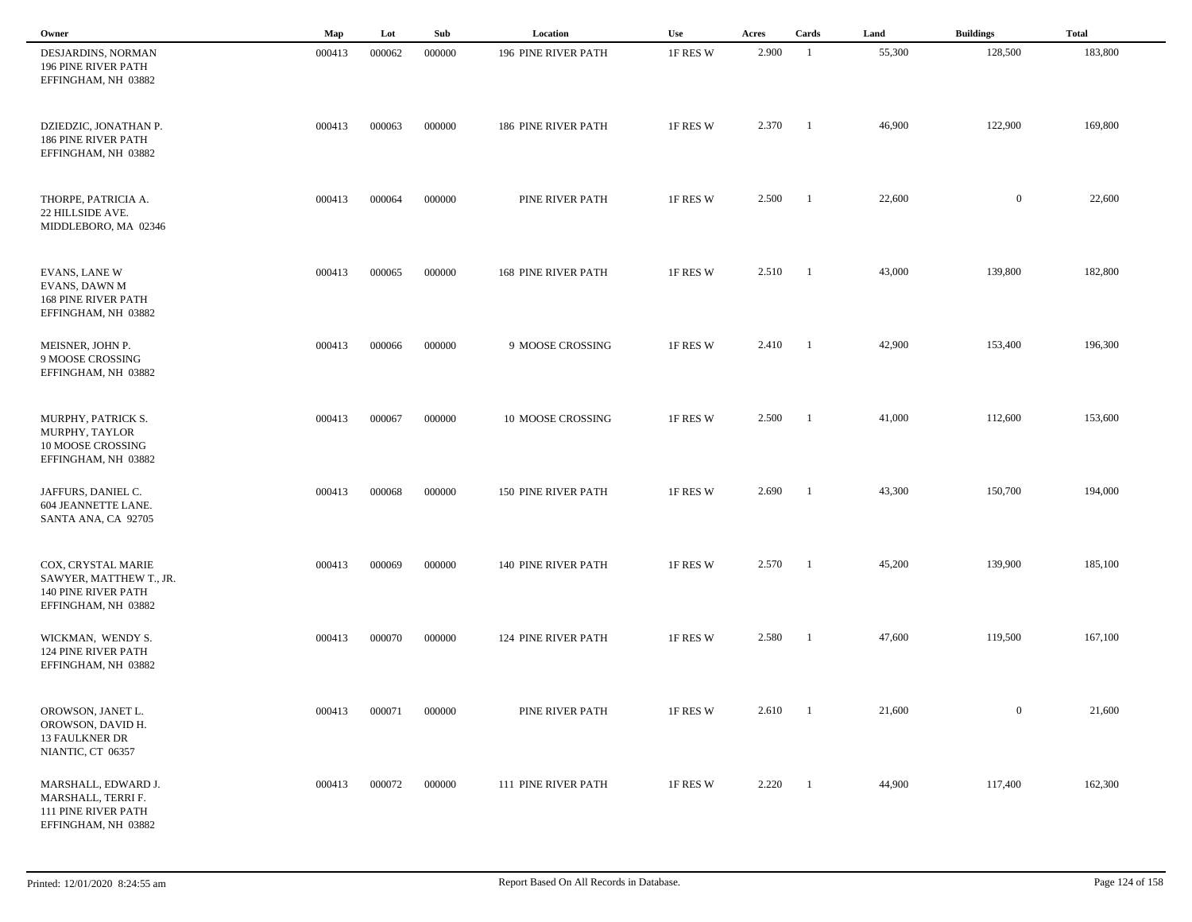| Owner | Map | Lot | Sub | Location | Use | Acres | Cards | Land | Buildings | Total |
|---|---|---|---|---|---|---|---|---|---|---|
| DESJARDINS, NORMAN<br>196 PINE RIVER PATH<br>EFFINGHAM, NH 03882 | 000413 | 000062 | 000000 | 196 PINE RIVER PATH | 1F RES W | 2.900 | 1 | 55,300 | 128,500 | 183,800 |
| DZIEDZIC, JONATHAN P.<br>186 PINE RIVER PATH<br>EFFINGHAM, NH 03882 | 000413 | 000063 | 000000 | 186 PINE RIVER PATH | 1F RES W | 2.370 | 1 | 46,900 | 122,900 | 169,800 |
| THORPE, PATRICIA A.<br>22 HILLSIDE AVE.<br>MIDDLEBORO, MA 02346 | 000413 | 000064 | 000000 | PINE RIVER PATH | 1F RES W | 2.500 | 1 | 22,600 | 0 | 22,600 |
| EVANS, LANE W<br>EVANS, DAWN M<br>168 PINE RIVER PATH<br>EFFINGHAM, NH 03882 | 000413 | 000065 | 000000 | 168 PINE RIVER PATH | 1F RES W | 2.510 | 1 | 43,000 | 139,800 | 182,800 |
| MEISNER, JOHN P.<br>9 MOOSE CROSSING<br>EFFINGHAM, NH 03882 | 000413 | 000066 | 000000 | 9 MOOSE CROSSING | 1F RES W | 2.410 | 1 | 42,900 | 153,400 | 196,300 |
| MURPHY, PATRICK S.<br>MURPHY, TAYLOR<br>10 MOOSE CROSSING<br>EFFINGHAM, NH 03882 | 000413 | 000067 | 000000 | 10 MOOSE CROSSING | 1F RES W | 2.500 | 1 | 41,000 | 112,600 | 153,600 |
| JAFFURS, DANIEL C.<br>604 JEANNETTE LANE.<br>SANTA ANA, CA 92705 | 000413 | 000068 | 000000 | 150 PINE RIVER PATH | 1F RES W | 2.690 | 1 | 43,300 | 150,700 | 194,000 |
| COX, CRYSTAL MARIE<br>SAWYER, MATTHEW T., JR.<br>140 PINE RIVER PATH<br>EFFINGHAM, NH 03882 | 000413 | 000069 | 000000 | 140 PINE RIVER PATH | 1F RES W | 2.570 | 1 | 45,200 | 139,900 | 185,100 |
| WICKMAN, WENDY S.<br>124 PINE RIVER PATH<br>EFFINGHAM, NH 03882 | 000413 | 000070 | 000000 | 124 PINE RIVER PATH | 1F RES W | 2.580 | 1 | 47,600 | 119,500 | 167,100 |
| OROWSON, JANET L.<br>OROWSON, DAVID H.<br>13 FAULKNER DR<br>NIANTIC, CT 06357 | 000413 | 000071 | 000000 | PINE RIVER PATH | 1F RES W | 2.610 | 1 | 21,600 | 0 | 21,600 |
| MARSHALL, EDWARD J.<br>MARSHALL, TERRI F.<br>111 PINE RIVER PATH<br>EFFINGHAM, NH 03882 | 000413 | 000072 | 000000 | 111 PINE RIVER PATH | 1F RES W | 2.220 | 1 | 44,900 | 117,400 | 162,300 |

Printed: 12/01/2020 8:24:55 am

Report Based On All Records in Database.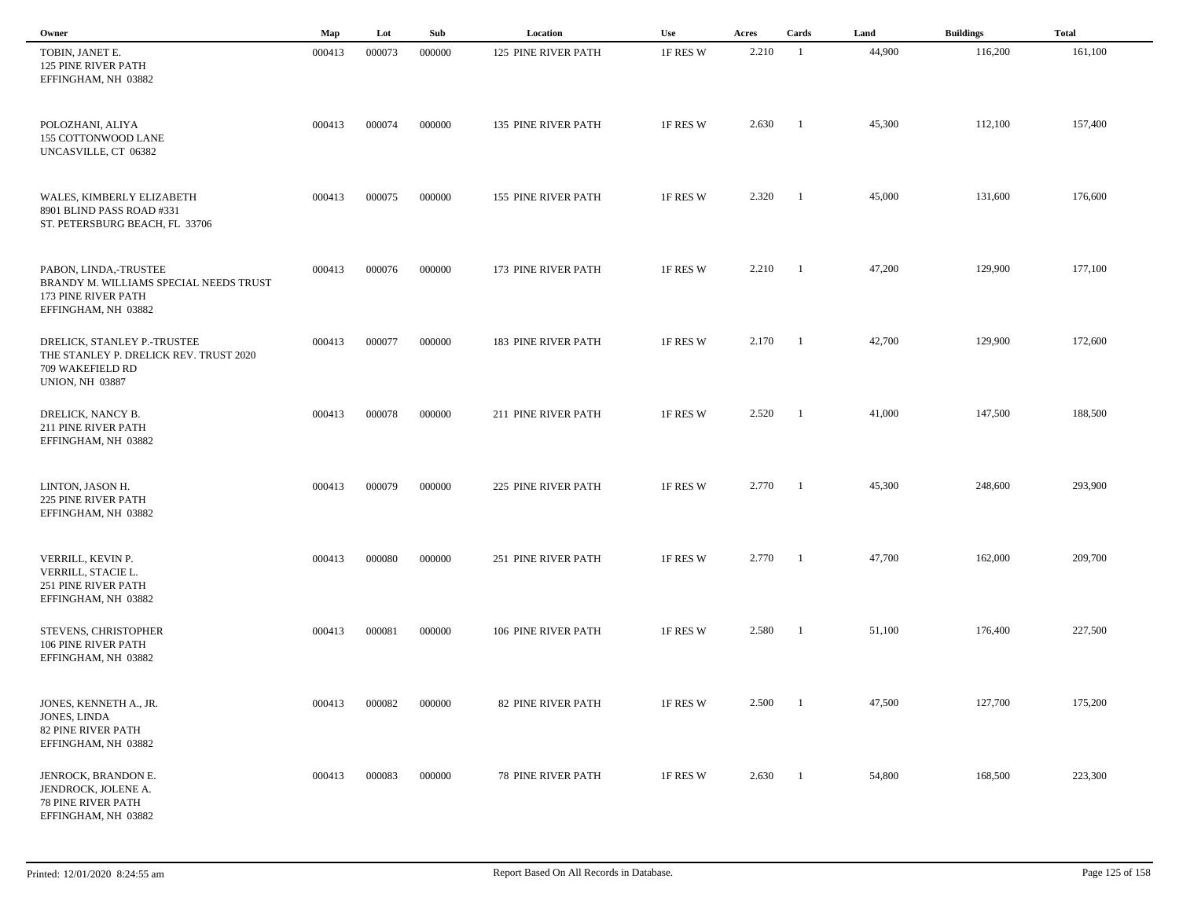| Owner | Map | Lot | Sub | Location | Use | Acres | Cards | Land | Buildings | Total |
|---|---|---|---|---|---|---|---|---|---|---|
| TOBIN, JANET E.<br>125 PINE RIVER PATH<br>EFFINGHAM, NH 03882 | 000413 | 000073 | 000000 | 125 PINE RIVER PATH | 1F RES W | 2.210 | 1 | 44,900 | 116,200 | 161,100 |
| POLOZHANI, ALIYA<br>155 COTTONWOOD LANE<br>UNCASVILLE, CT 06382 | 000413 | 000074 | 000000 | 135 PINE RIVER PATH | 1F RES W | 2.630 | 1 | 45,300 | 112,100 | 157,400 |
| WALES, KIMBERLY ELIZABETH<br>8901 BLIND PASS ROAD #331<br>ST. PETERSBURG BEACH, FL 33706 | 000413 | 000075 | 000000 | 155 PINE RIVER PATH | 1F RES W | 2.320 | 1 | 45,000 | 131,600 | 176,600 |
| PABON, LINDA,-TRUSTEE<br>BRANDY M. WILLIAMS SPECIAL NEEDS TRUST<br>173 PINE RIVER PATH<br>EFFINGHAM, NH 03882 | 000413 | 000076 | 000000 | 173 PINE RIVER PATH | 1F RES W | 2.210 | 1 | 47,200 | 129,900 | 177,100 |
| DRELICK, STANLEY P.-TRUSTEE<br>THE STANLEY P. DRELICK REV. TRUST 2020<br>709 WAKEFIELD RD<br>UNION, NH 03887 | 000413 | 000077 | 000000 | 183 PINE RIVER PATH | 1F RES W | 2.170 | 1 | 42,700 | 129,900 | 172,600 |
| DRELICK, NANCY B.<br>211 PINE RIVER PATH<br>EFFINGHAM, NH 03882 | 000413 | 000078 | 000000 | 211 PINE RIVER PATH | 1F RES W | 2.520 | 1 | 41,000 | 147,500 | 188,500 |
| LINTON, JASON H.<br>225 PINE RIVER PATH<br>EFFINGHAM, NH 03882 | 000413 | 000079 | 000000 | 225 PINE RIVER PATH | 1F RES W | 2.770 | 1 | 45,300 | 248,600 | 293,900 |
| VERRILL, KEVIN P.<br>VERRILL, STACIE L.<br>251 PINE RIVER PATH<br>EFFINGHAM, NH 03882 | 000413 | 000080 | 000000 | 251 PINE RIVER PATH | 1F RES W | 2.770 | 1 | 47,700 | 162,000 | 209,700 |
| STEVENS, CHRISTOPHER<br>106 PINE RIVER PATH<br>EFFINGHAM, NH 03882 | 000413 | 000081 | 000000 | 106 PINE RIVER PATH | 1F RES W | 2.580 | 1 | 51,100 | 176,400 | 227,500 |
| JONES, KENNETH A., JR.<br>JONES, LINDA<br>82 PINE RIVER PATH<br>EFFINGHAM, NH 03882 | 000413 | 000082 | 000000 | 82 PINE RIVER PATH | 1F RES W | 2.500 | 1 | 47,500 | 127,700 | 175,200 |
| JENDROCK, BRANDON E.<br>JENDROCK, JOLENE A.<br>78 PINE RIVER PATH<br>EFFINGHAM, NH 03882 | 000413 | 000083 | 000000 | 78 PINE RIVER PATH | 1F RES W | 2.630 | 1 | 54,800 | 168,500 | 223,300 |

Printed: 12/01/2020 8:24:55 am

Report Based On All Records in Database.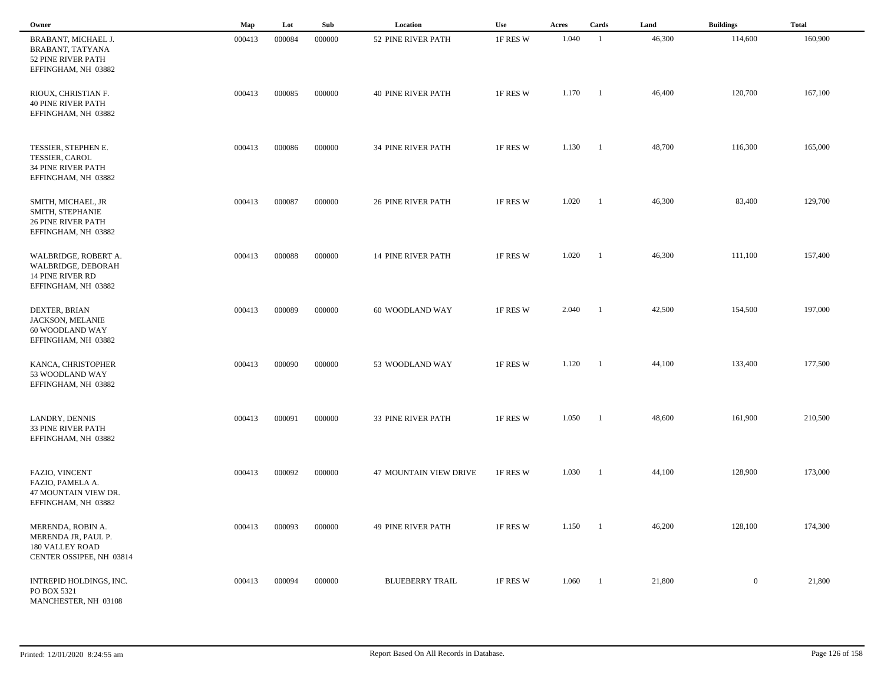| Owner | Map | Lot | Sub | Location | Use | Acres | Cards | Land | Buildings | Total |
|---|---|---|---|---|---|---|---|---|---|---|
| BRABANT, MICHAEL J.<br>BRABANT, TATYANA<br>52 PINE RIVER PATH<br>EFFINGHAM, NH 03882 | 000413 | 000084 | 000000 | 52 PINE RIVER PATH | 1F RES W | 1.040 | 1 | 46,300 | 114,600 | 160,900 |
| RIOUX, CHRISTIAN F.<br>40 PINE RIVER PATH<br>EFFINGHAM, NH 03882 | 000413 | 000085 | 000000 | 40 PINE RIVER PATH | 1F RES W | 1.170 | 1 | 46,400 | 120,700 | 167,100 |
| TESSIER, STEPHEN E.<br>TESSIER, CAROL<br>34 PINE RIVER PATH<br>EFFINGHAM, NH 03882 | 000413 | 000086 | 000000 | 34 PINE RIVER PATH | 1F RES W | 1.130 | 1 | 48,700 | 116,300 | 165,000 |
| SMITH, MICHAEL, JR<br>SMITH, STEPHANIE<br>26 PINE RIVER PATH<br>EFFINGHAM, NH 03882 | 000413 | 000087 | 000000 | 26 PINE RIVER PATH | 1F RES W | 1.020 | 1 | 46,300 | 83,400 | 129,700 |
| WALBRIDGE, ROBERT A.<br>WALBRIDGE, DEBORAH<br>14 PINE RIVER RD<br>EFFINGHAM, NH 03882 | 000413 | 000088 | 000000 | 14 PINE RIVER PATH | 1F RES W | 1.020 | 1 | 46,300 | 111,100 | 157,400 |
| DEXTER, BRIAN<br>JACKSON, MELANIE<br>60 WOODLAND WAY<br>EFFINGHAM, NH 03882 | 000413 | 000089 | 000000 | 60 WOODLAND WAY | 1F RES W | 2.040 | 1 | 42,500 | 154,500 | 197,000 |
| KANCA, CHRISTOPHER<br>53 WOODLAND WAY<br>EFFINGHAM, NH 03882 | 000413 | 000090 | 000000 | 53 WOODLAND WAY | 1F RES W | 1.120 | 1 | 44,100 | 133,400 | 177,500 |
| LANDRY, DENNIS<br>33 PINE RIVER PATH<br>EFFINGHAM, NH 03882 | 000413 | 000091 | 000000 | 33 PINE RIVER PATH | 1F RES W | 1.050 | 1 | 48,600 | 161,900 | 210,500 |
| FAZIO, VINCENT<br>FAZIO, PAMELA A.<br>47 MOUNTAIN VIEW DR.<br>EFFINGHAM, NH 03882 | 000413 | 000092 | 000000 | 47 MOUNTAIN VIEW DRIVE | 1F RES W | 1.030 | 1 | 44,100 | 128,900 | 173,000 |
| MERENDA, ROBIN A.<br>MERENDA JR, PAUL P.<br>180 VALLEY ROAD<br>CENTER OSSIPEE, NH 03814 | 000413 | 000093 | 000000 | 49 PINE RIVER PATH | 1F RES W | 1.150 | 1 | 46,200 | 128,100 | 174,300 |
| INTREPID HOLDINGS, INC.<br>PO BOX 5321<br>MANCHESTER, NH 03108 | 000413 | 000094 | 000000 | BLUEBERRY TRAIL | 1F RES W | 1.060 | 1 | 21,800 | 0 | 21,800 |

Printed: 12/01/2020 8:24:55 am

Report Based On All Records in Database.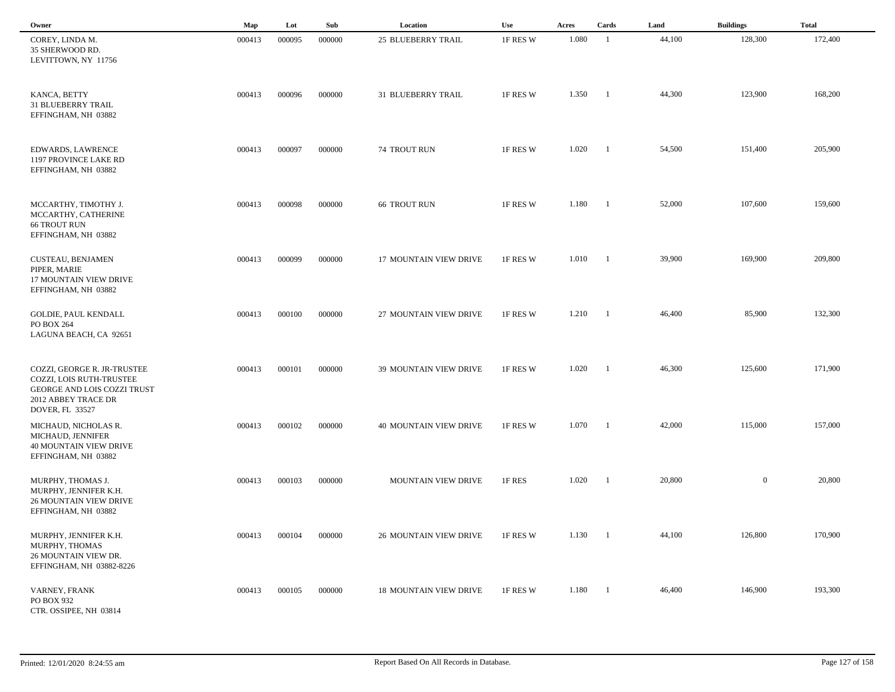| Owner | Map | Lot | Sub | Location | Use | Acres | Cards | Land | Buildings | Total |
|---|---|---|---|---|---|---|---|---|---|---|
| COREY, LINDA M.<br>35 SHERWOOD RD.<br>LEVITTOWN, NY 11756 | 000413 | 000095 | 000000 | 25 BLUEBERRY TRAIL | 1F RES W | 1.080 | 1 | 44,100 | 128,300 | 172,400 |
| KANCA, BETTY<br>31 BLUEBERRY TRAIL<br>EFFINGHAM, NH 03882 | 000413 | 000096 | 000000 | 31 BLUEBERRY TRAIL | 1F RES W | 1.350 | 1 | 44,300 | 123,900 | 168,200 |
| EDWARDS, LAWRENCE<br>1197 PROVINCE LAKE RD<br>EFFINGHAM, NH 03882 | 000413 | 000097 | 000000 | 74 TROUT RUN | 1F RES W | 1.020 | 1 | 54,500 | 151,400 | 205,900 |
| MCCARTHY, TIMOTHY J.<br>MCCARTHY, CATHERINE<br>66 TROUT RUN<br>EFFINGHAM, NH 03882 | 000413 | 000098 | 000000 | 66 TROUT RUN | 1F RES W | 1.180 | 1 | 52,000 | 107,600 | 159,600 |
| CUSTEAU, BENJAMEN<br>PIPER, MARIE<br>17 MOUNTAIN VIEW DRIVE<br>EFFINGHAM, NH 03882 | 000413 | 000099 | 000000 | 17 MOUNTAIN VIEW DRIVE | 1F RES W | 1.010 | 1 | 39,900 | 169,900 | 209,800 |
| GOLDIE, PAUL KENDALL<br>PO BOX 264<br>LAGUNA BEACH, CA 92651 | 000413 | 000100 | 000000 | 27 MOUNTAIN VIEW DRIVE | 1F RES W | 1.210 | 1 | 46,400 | 85,900 | 132,300 |
| COZZI, GEORGE R. JR-TRUSTEE<br>COZZI, LOIS RUTH-TRUSTEE<br>GEORGE AND LOIS COZZI TRUST<br>2012 ABBEY TRACE DR<br>DOVER, FL 33527 | 000413 | 000101 | 000000 | 39 MOUNTAIN VIEW DRIVE | 1F RES W | 1.020 | 1 | 46,300 | 125,600 | 171,900 |
| MICHAUD, NICHOLAS R.<br>MICHAUD, JENNIFER<br>40 MOUNTAIN VIEW DRIVE<br>EFFINGHAM, NH 03882 | 000413 | 000102 | 000000 | 40 MOUNTAIN VIEW DRIVE | 1F RES W | 1.070 | 1 | 42,000 | 115,000 | 157,000 |
| MURPHY, THOMAS J.<br>MURPHY, JENNIFER K.H.<br>26 MOUNTAIN VIEW DRIVE<br>EFFINGHAM, NH 03882 | 000413 | 000103 | 000000 | MOUNTAIN VIEW DRIVE | 1F RES | 1.020 | 1 | 20,800 | 0 | 20,800 |
| MURPHY, JENNIFER K.H.<br>MURPHY, THOMAS<br>26 MOUNTAIN VIEW DR.<br>EFFINGHAM, NH 03882-8226 | 000413 | 000104 | 000000 | 26 MOUNTAIN VIEW DRIVE | 1F RES W | 1.130 | 1 | 44,100 | 126,800 | 170,900 |
| VARNEY, FRANK<br>PO BOX 932<br>CTR. OSSIPEE, NH 03814 | 000413 | 000105 | 000000 | 18 MOUNTAIN VIEW DRIVE | 1F RES W | 1.180 | 1 | 46,400 | 146,900 | 193,300 |

Printed: 12/01/2020 8:24:55 am — Report Based On All Records in Database.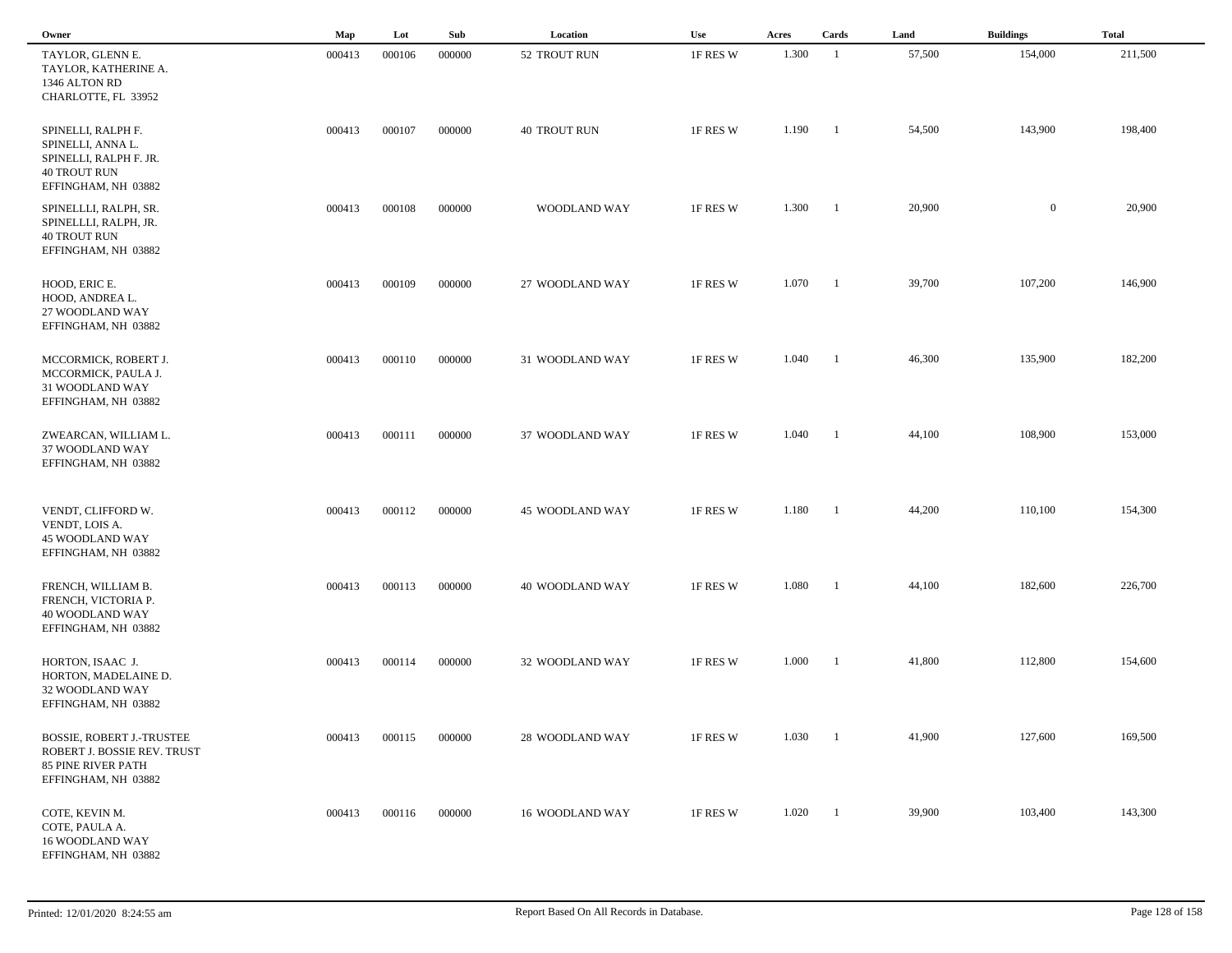| Owner | Map | Lot | Sub | Location | Use | Acres | Cards | Land | Buildings | Total |
|---|---|---|---|---|---|---|---|---|---|---|
| TAYLOR, GLENN E.<br>TAYLOR, KATHERINE A.<br>1346 ALTON RD<br>CHARLOTTE, FL 33952 | 000413 | 000106 | 000000 | 52 TROUT RUN | 1F RES W | 1.300 | 1 | 57,500 | 154,000 | 211,500 |
| SPINELLI, RALPH F.<br>SPINELLI, ANNA L.<br>SPINELLI, RALPH F. JR.<br>40 TROUT RUN<br>EFFINGHAM, NH 03882 | 000413 | 000107 | 000000 | 40 TROUT RUN | 1F RES W | 1.190 | 1 | 54,500 | 143,900 | 198,400 |
| SPINELLLI, RALPH, SR.<br>SPINELLLI, RALPH, JR.<br>40 TROUT RUN<br>EFFINGHAM, NH 03882 | 000413 | 000108 | 000000 | WOODLAND WAY | 1F RES W | 1.300 | 1 | 20,900 | 0 | 20,900 |
| HOOD, ERIC E.<br>HOOD, ANDREA L.<br>27 WOODLAND WAY<br>EFFINGHAM, NH 03882 | 000413 | 000109 | 000000 | 27 WOODLAND WAY | 1F RES W | 1.070 | 1 | 39,700 | 107,200 | 146,900 |
| MCCORMICK, ROBERT J.<br>MCCORMICK, PAULA J.<br>31 WOODLAND WAY<br>EFFINGHAM, NH 03882 | 000413 | 000110 | 000000 | 31 WOODLAND WAY | 1F RES W | 1.040 | 1 | 46,300 | 135,900 | 182,200 |
| ZWEARCAN, WILLIAM L.<br>37 WOODLAND WAY<br>EFFINGHAM, NH 03882 | 000413 | 000111 | 000000 | 37 WOODLAND WAY | 1F RES W | 1.040 | 1 | 44,100 | 108,900 | 153,000 |
| VENDT, CLIFFORD W.<br>VENDT, LOIS A.<br>45 WOODLAND WAY<br>EFFINGHAM, NH 03882 | 000413 | 000112 | 000000 | 45 WOODLAND WAY | 1F RES W | 1.180 | 1 | 44,200 | 110,100 | 154,300 |
| FRENCH, WILLIAM B.<br>FRENCH, VICTORIA P.<br>40 WOODLAND WAY<br>EFFINGHAM, NH 03882 | 000413 | 000113 | 000000 | 40 WOODLAND WAY | 1F RES W | 1.080 | 1 | 44,100 | 182,600 | 226,700 |
| HORTON, ISAAC J.<br>HORTON, MADELAINE D.<br>32 WOODLAND WAY<br>EFFINGHAM, NH 03882 | 000413 | 000114 | 000000 | 32 WOODLAND WAY | 1F RES W | 1.000 | 1 | 41,800 | 112,800 | 154,600 |
| BOSSIE, ROBERT J.-TRUSTEE<br>ROBERT J. BOSSIE REV. TRUST<br>85 PINE RIVER PATH<br>EFFINGHAM, NH 03882 | 000413 | 000115 | 000000 | 28 WOODLAND WAY | 1F RES W | 1.030 | 1 | 41,900 | 127,600 | 169,500 |
| COTE, KEVIN M.<br>COTE, PAULA A.<br>16 WOODLAND WAY<br>EFFINGHAM, NH 03882 | 000413 | 000116 | 000000 | 16 WOODLAND WAY | 1F RES W | 1.020 | 1 | 39,900 | 103,400 | 143,300 |

Printed: 12/01/2020 8:24:55 am

Report Based On All Records in Database.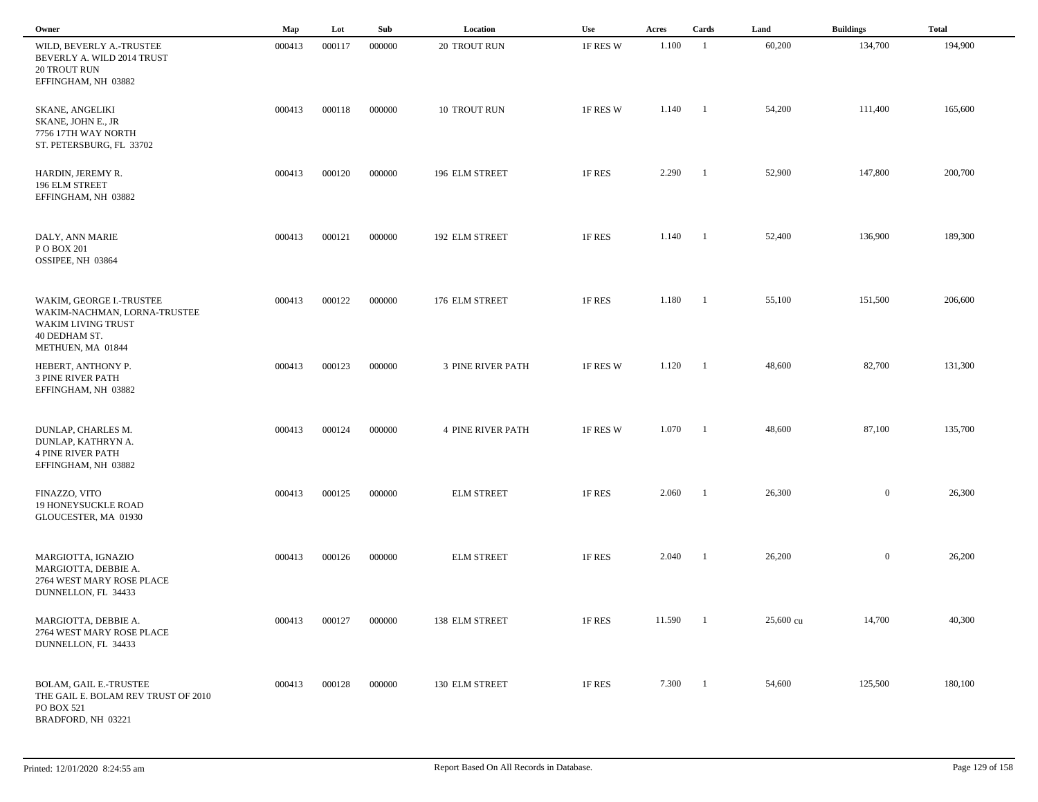| Owner | Map | Lot | Sub | Location | Use | Acres | Cards | Land | Buildings | Total |
|---|---|---|---|---|---|---|---|---|---|---|
| WILD, BEVERLY A.-TRUSTEE<br>BEVERLY A. WILD 2014 TRUST<br>20 TROUT RUN<br>EFFINGHAM, NH 03882 | 000413 | 000117 | 000000 | 20 TROUT RUN | 1F RES W | 1.100 | 1 | 60,200 | 134,700 | 194,900 |
| SKANE, ANGELIKI<br>SKANE, JOHN E., JR<br>7756 17TH WAY NORTH<br>ST. PETERSBURG, FL 33702 | 000413 | 000118 | 000000 | 10 TROUT RUN | 1F RES W | 1.140 | 1 | 54,200 | 111,400 | 165,600 |
| HARDIN, JEREMY R.<br>196 ELM STREET<br>EFFINGHAM, NH 03882 | 000413 | 000120 | 000000 | 196 ELM STREET | 1F RES | 2.290 | 1 | 52,900 | 147,800 | 200,700 |
| DALY, ANN MARIE<br>P O BOX 201<br>OSSIPEE, NH 03864 | 000413 | 000121 | 000000 | 192 ELM STREET | 1F RES | 1.140 | 1 | 52,400 | 136,900 | 189,300 |
| WAKIM, GEORGE I.-TRUSTEE<br>WAKIM-NACHMAN, LORNA-TRUSTEE<br>WAKIM LIVING TRUST<br>40 DEDHAM ST.<br>METHUEN, MA 01844 | 000413 | 000122 | 000000 | 176 ELM STREET | 1F RES | 1.180 | 1 | 55,100 | 151,500 | 206,600 |
| HEBERT, ANTHONY P.<br>3 PINE RIVER PATH<br>EFFINGHAM, NH 03882 | 000413 | 000123 | 000000 | 3 PINE RIVER PATH | 1F RES W | 1.120 | 1 | 48,600 | 82,700 | 131,300 |
| DUNLAP, CHARLES M.<br>DUNLAP, KATHRYN A.<br>4 PINE RIVER PATH<br>EFFINGHAM, NH 03882 | 000413 | 000124 | 000000 | 4 PINE RIVER PATH | 1F RES W | 1.070 | 1 | 48,600 | 87,100 | 135,700 |
| FINAZZO, VITO<br>19 HONEYSUCKLE ROAD<br>GLOUCESTER, MA 01930 | 000413 | 000125 | 000000 | ELM STREET | 1F RES | 2.060 | 1 | 26,300 | 0 | 26,300 |
| MARGIOTTA, IGNAZIO<br>MARGIOTTA, DEBBIE A.<br>2764 WEST MARY ROSE PLACE<br>DUNNELLON, FL 34433 | 000413 | 000126 | 000000 | ELM STREET | 1F RES | 2.040 | 1 | 26,200 | 0 | 26,200 |
| MARGIOTTA, DEBBIE A.<br>2764 WEST MARY ROSE PLACE<br>DUNNELLON, FL 34433 | 000413 | 000127 | 000000 | 138 ELM STREET | 1F RES | 11.590 | 1 | 25,600 cu | 14,700 | 40,300 |
| BOLAM, GAIL E.-TRUSTEE<br>THE GAIL E. BOLAM REV TRUST OF 2010<br>PO BOX 521<br>BRADFORD, NH 03221 | 000413 | 000128 | 000000 | 130 ELM STREET | 1F RES | 7.300 | 1 | 54,600 | 125,500 | 180,100 |

Printed: 12/01/2020 8:24:55 am — Report Based On All Records in Database.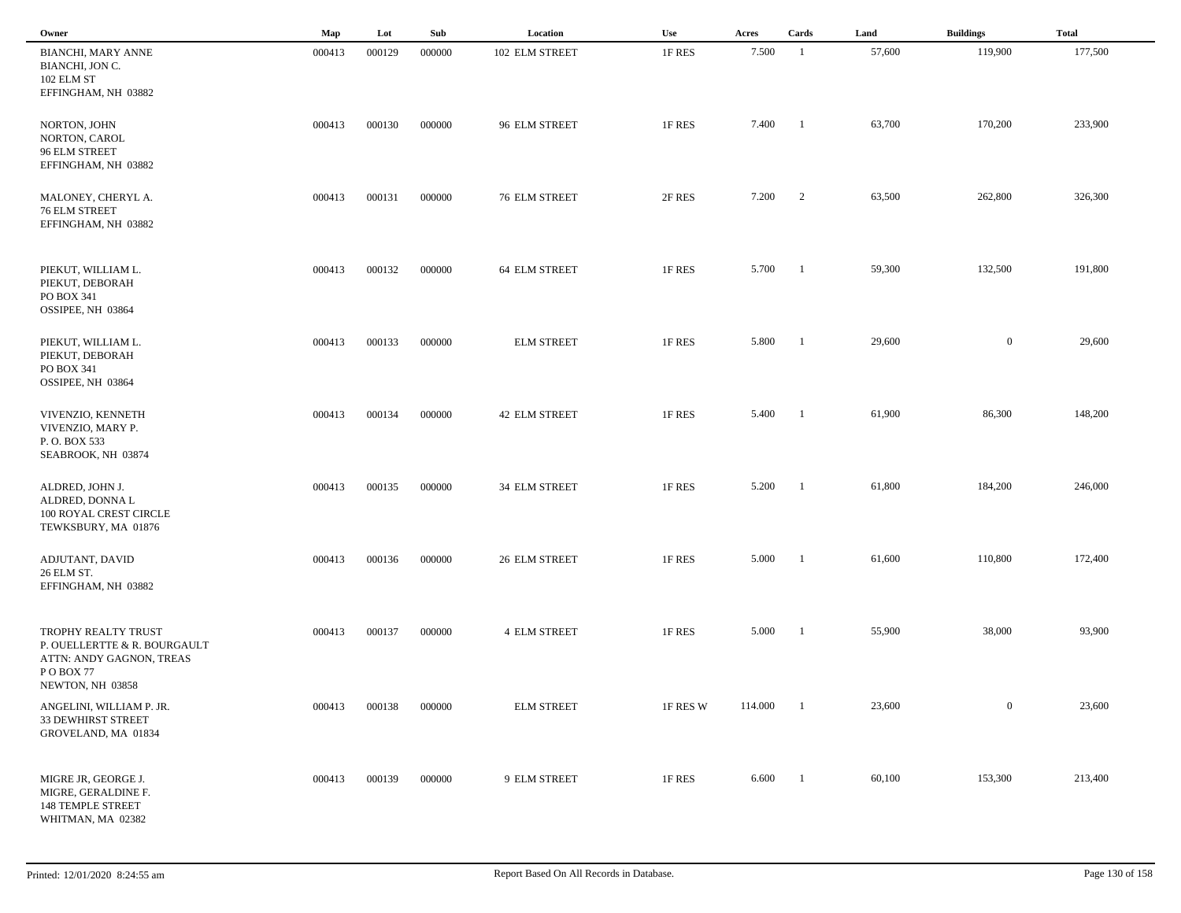| Owner | Map | Lot | Sub | Location | Use | Acres | Cards | Land | Buildings | Total |
|---|---|---|---|---|---|---|---|---|---|---|
| BIANCHI, MARY ANNE<br>BIANCHI, JON C.<br>102 ELM ST<br>EFFINGHAM, NH 03882 | 000413 | 000129 | 000000 | 102 ELM STREET | 1F RES | 7.500 | 1 | 57,600 | 119,900 | 177,500 |
| NORTON, JOHN<br>NORTON, CAROL<br>96 ELM STREET<br>EFFINGHAM, NH 03882 | 000413 | 000130 | 000000 | 96 ELM STREET | 1F RES | 7.400 | 1 | 63,700 | 170,200 | 233,900 |
| MALONEY, CHERYL A.<br>76 ELM STREET<br>EFFINGHAM, NH 03882 | 000413 | 000131 | 000000 | 76 ELM STREET | 2F RES | 7.200 | 2 | 63,500 | 262,800 | 326,300 |
| PIEKUT, WILLIAM L.<br>PIEKUT, DEBORAH<br>PO BOX 341<br>OSSIPEE, NH 03864 | 000413 | 000132 | 000000 | 64 ELM STREET | 1F RES | 5.700 | 1 | 59,300 | 132,500 | 191,800 |
| PIEKUT, WILLIAM L.<br>PIEKUT, DEBORAH<br>PO BOX 341<br>OSSIPEE, NH 03864 | 000413 | 000133 | 000000 | ELM STREET | 1F RES | 5.800 | 1 | 29,600 | 0 | 29,600 |
| VIVENZIO, KENNETH<br>VIVENZIO, MARY P.<br>P. O. BOX 533<br>SEABROOK, NH 03874 | 000413 | 000134 | 000000 | 42 ELM STREET | 1F RES | 5.400 | 1 | 61,900 | 86,300 | 148,200 |
| ALDRED, JOHN J.<br>ALDRED, DONNA L<br>100 ROYAL CREST CIRCLE<br>TEWKSBURY, MA 01876 | 000413 | 000135 | 000000 | 34 ELM STREET | 1F RES | 5.200 | 1 | 61,800 | 184,200 | 246,000 |
| ADJUTANT, DAVID<br>26 ELM ST.<br>EFFINGHAM, NH 03882 | 000413 | 000136 | 000000 | 26 ELM STREET | 1F RES | 5.000 | 1 | 61,600 | 110,800 | 172,400 |
| TROPHY REALTY TRUST<br>P. OUELLERTTE & R. BOURGAULT<br>ATTN: ANDY GAGNON, TREAS<br>P O BOX 77<br>NEWTON, NH 03858 | 000413 | 000137 | 000000 | 4 ELM STREET | 1F RES | 5.000 | 1 | 55,900 | 38,000 | 93,900 |
| ANGELINI, WILLIAM P. JR.<br>33 DEWHIRST STREET<br>GROVELAND, MA 01834 | 000413 | 000138 | 000000 | ELM STREET | 1F RES W | 114.000 | 1 | 23,600 | 0 | 23,600 |
| MIGRE JR, GEORGE J.<br>MIGRE, GERALDINE F.<br>148 TEMPLE STREET<br>WHITMAN, MA 02382 | 000413 | 000139 | 000000 | 9 ELM STREET | 1F RES | 6.600 | 1 | 60,100 | 153,300 | 213,400 |

Printed: 12/01/2020 8:24:55 am | Report Based On All Records in Database.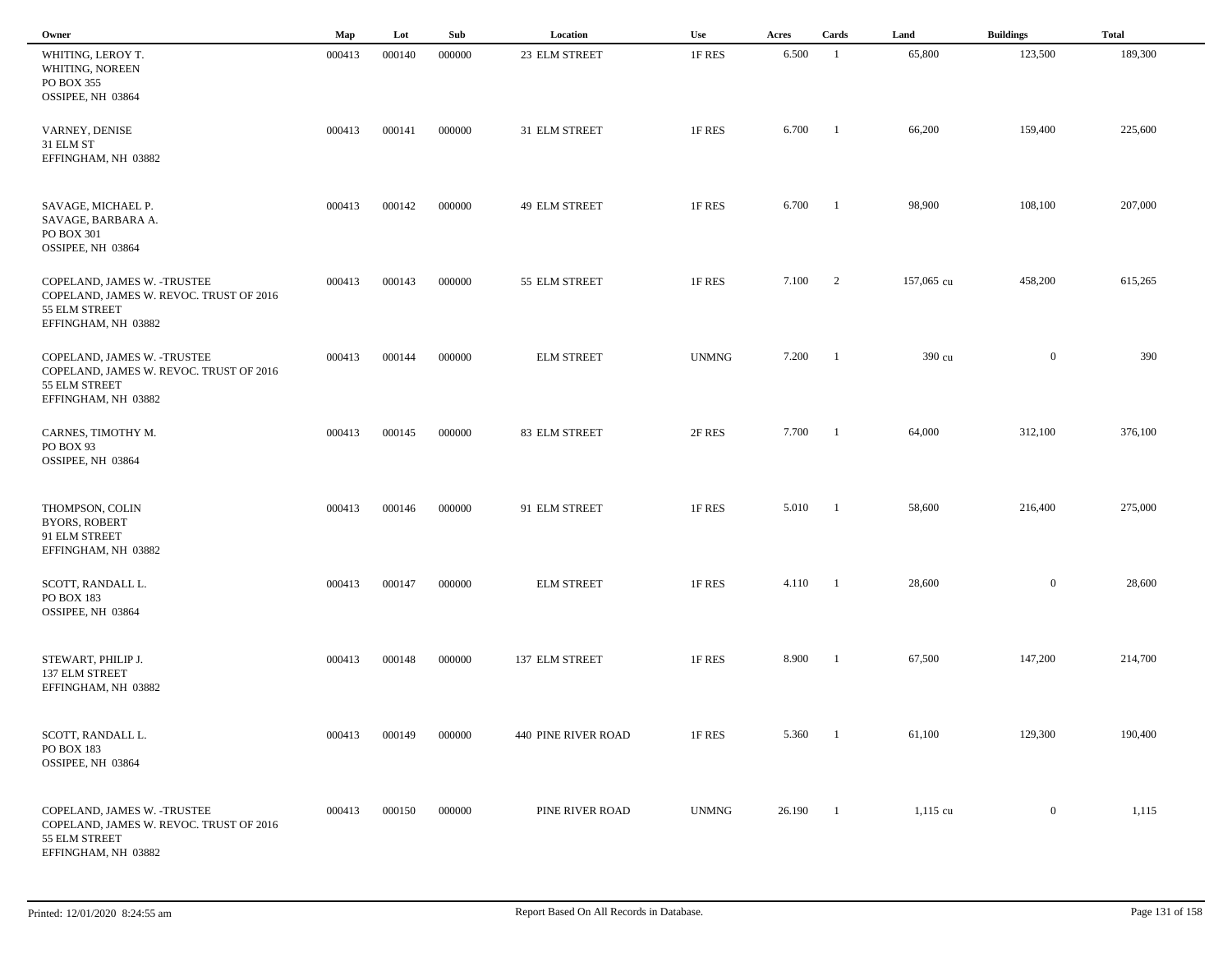| Owner | Map | Lot | Sub | Location | Use | Acres | Cards | Land | Buildings | Total |
|---|---|---|---|---|---|---|---|---|---|---|
| WHITING, LEROY T.<br>WHITING, NOREEN<br>PO BOX 355<br>OSSIPEE, NH 03864 | 000413 | 000140 | 000000 | 23 ELM STREET | 1F RES | 6.500 | 1 | 65,800 | 123,500 | 189,300 |
| VARNEY, DENISE<br>31 ELM ST<br>EFFINGHAM, NH 03882 | 000413 | 000141 | 000000 | 31 ELM STREET | 1F RES | 6.700 | 1 | 66,200 | 159,400 | 225,600 |
| SAVAGE, MICHAEL P.<br>SAVAGE, BARBARA A.<br>PO BOX 301<br>OSSIPEE, NH 03864 | 000413 | 000142 | 000000 | 49 ELM STREET | 1F RES | 6.700 | 1 | 98,900 | 108,100 | 207,000 |
| COPELAND, JAMES W. -TRUSTEE<br>COPELAND, JAMES W. REVOC. TRUST OF 2016<br>55 ELM STREET<br>EFFINGHAM, NH 03882 | 000413 | 000143 | 000000 | 55 ELM STREET | 1F RES | 7.100 | 2 | 157,065 cu | 458,200 | 615,265 |
| COPELAND, JAMES W. -TRUSTEE<br>COPELAND, JAMES W. REVOC. TRUST OF 2016<br>55 ELM STREET<br>EFFINGHAM, NH 03882 | 000413 | 000144 | 000000 | ELM STREET | UNMNG | 7.200 | 1 | 390 cu | 0 | 390 |
| CARNES, TIMOTHY M.<br>PO BOX 93<br>OSSIPEE, NH 03864 | 000413 | 000145 | 000000 | 83 ELM STREET | 2F RES | 7.700 | 1 | 64,000 | 312,100 | 376,100 |
| THOMPSON, COLIN<br>BYORS, ROBERT<br>91 ELM STREET<br>EFFINGHAM, NH 03882 | 000413 | 000146 | 000000 | 91 ELM STREET | 1F RES | 5.010 | 1 | 58,600 | 216,400 | 275,000 |
| SCOTT, RANDALL L.<br>PO BOX 183<br>OSSIPEE, NH 03864 | 000413 | 000147 | 000000 | ELM STREET | 1F RES | 4.110 | 1 | 28,600 | 0 | 28,600 |
| STEWART, PHILIP J.<br>137 ELM STREET<br>EFFINGHAM, NH 03882 | 000413 | 000148 | 000000 | 137 ELM STREET | 1F RES | 8.900 | 1 | 67,500 | 147,200 | 214,700 |
| SCOTT, RANDALL L.<br>PO BOX 183<br>OSSIPEE, NH 03864 | 000413 | 000149 | 000000 | 440 PINE RIVER ROAD | 1F RES | 5.360 | 1 | 61,100 | 129,300 | 190,400 |
| COPELAND, JAMES W. -TRUSTEE<br>COPELAND, JAMES W. REVOC. TRUST OF 2016<br>55 ELM STREET<br>EFFINGHAM, NH 03882 | 000413 | 000150 | 000000 | PINE RIVER ROAD | UNMNG | 26.190 | 1 | 1,115 cu | 0 | 1,115 |

Printed: 12/01/2020 8:24:55 am

Report Based On All Records in Database.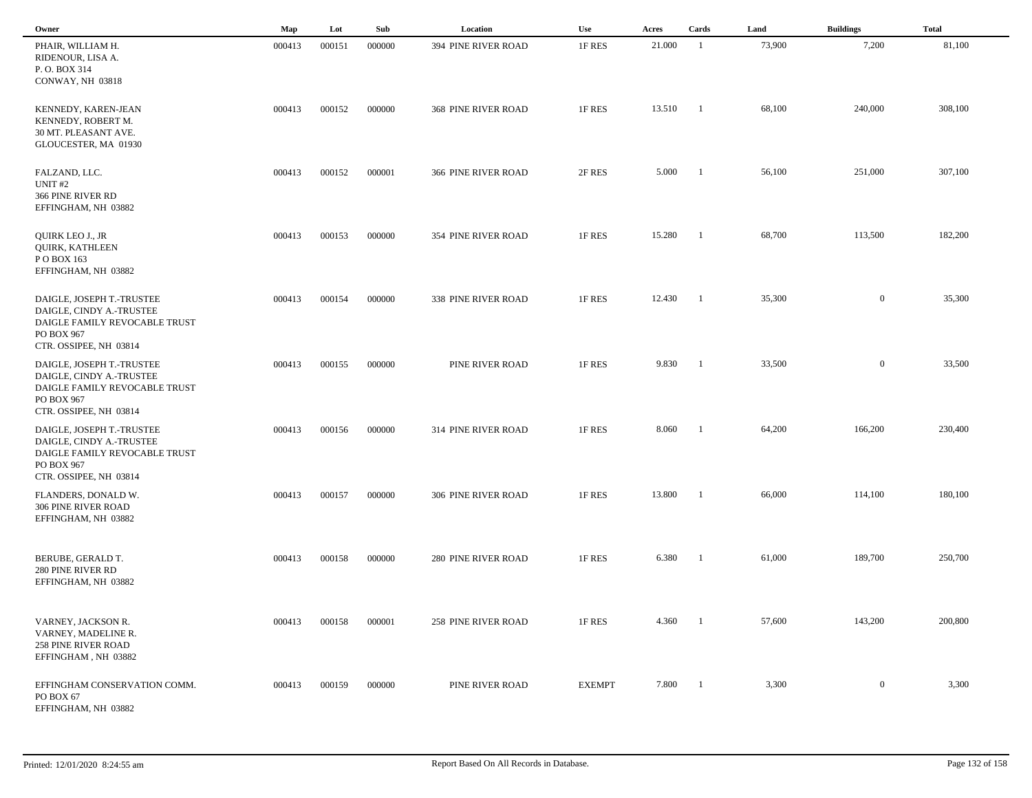| Owner | Map | Lot | Sub | Location | Use | Acres | Cards | Land | Buildings | Total |
|---|---|---|---|---|---|---|---|---|---|---|
| PHAIR, WILLIAM H.<br>RIDENOUR, LISA A.<br>P. O. BOX 314<br>CONWAY, NH 03818 | 000413 | 000151 | 000000 | 394 PINE RIVER ROAD | 1F RES | 21.000 | 1 | 73,900 | 7,200 | 81,100 |
| KENNEDY, KAREN-JEAN<br>KENNEDY, ROBERT M.<br>30 MT. PLEASANT AVE.<br>GLOUCESTER, MA 01930 | 000413 | 000152 | 000000 | 368 PINE RIVER ROAD | 1F RES | 13.510 | 1 | 68,100 | 240,000 | 308,100 |
| FALZAND, LLC.<br>UNIT #2<br>366 PINE RIVER RD<br>EFFINGHAM, NH 03882 | 000413 | 000152 | 000001 | 366 PINE RIVER ROAD | 2F RES | 5.000 | 1 | 56,100 | 251,000 | 307,100 |
| QUIRK LEO J., JR<br>QUIRK, KATHLEEN<br>P O BOX 163<br>EFFINGHAM, NH 03882 | 000413 | 000153 | 000000 | 354 PINE RIVER ROAD | 1F RES | 15.280 | 1 | 68,700 | 113,500 | 182,200 |
| DAIGLE, JOSEPH T.-TRUSTEE<br>DAIGLE, CINDY A.-TRUSTEE<br>DAIGLE FAMILY REVOCABLE TRUST<br>PO BOX 967<br>CTR. OSSIPEE, NH 03814 | 000413 | 000154 | 000000 | 338 PINE RIVER ROAD | 1F RES | 12.430 | 1 | 35,300 | 0 | 35,300 |
| DAIGLE, JOSEPH T.-TRUSTEE<br>DAIGLE, CINDY A.-TRUSTEE<br>DAIGLE FAMILY REVOCABLE TRUST<br>PO BOX 967<br>CTR. OSSIPEE, NH 03814 | 000413 | 000155 | 000000 | PINE RIVER ROAD | 1F RES | 9.830 | 1 | 33,500 | 0 | 33,500 |
| DAIGLE, JOSEPH T.-TRUSTEE<br>DAIGLE, CINDY A.-TRUSTEE<br>DAIGLE FAMILY REVOCABLE TRUST<br>PO BOX 967<br>CTR. OSSIPEE, NH 03814 | 000413 | 000156 | 000000 | 314 PINE RIVER ROAD | 1F RES | 8.060 | 1 | 64,200 | 166,200 | 230,400 |
| FLANDERS, DONALD W.<br>306 PINE RIVER ROAD<br>EFFINGHAM, NH 03882 | 000413 | 000157 | 000000 | 306 PINE RIVER ROAD | 1F RES | 13.800 | 1 | 66,000 | 114,100 | 180,100 |
| BERUBE, GERALD T.<br>280 PINE RIVER RD<br>EFFINGHAM, NH 03882 | 000413 | 000158 | 000000 | 280 PINE RIVER ROAD | 1F RES | 6.380 | 1 | 61,000 | 189,700 | 250,700 |
| VARNEY, JACKSON R.<br>VARNEY, MADELINE R.<br>258 PINE RIVER ROAD<br>EFFINGHAM , NH 03882 | 000413 | 000158 | 000001 | 258 PINE RIVER ROAD | 1F RES | 4.360 | 1 | 57,600 | 143,200 | 200,800 |
| EFFINGHAM CONSERVATION COMM.<br>PO BOX 67<br>EFFINGHAM, NH 03882 | 000413 | 000159 | 000000 | PINE RIVER ROAD | EXEMPT | 7.800 | 1 | 3,300 | 0 | 3,300 |

Printed: 12/01/2020 8:24:55 am — Report Based On All Records in Database.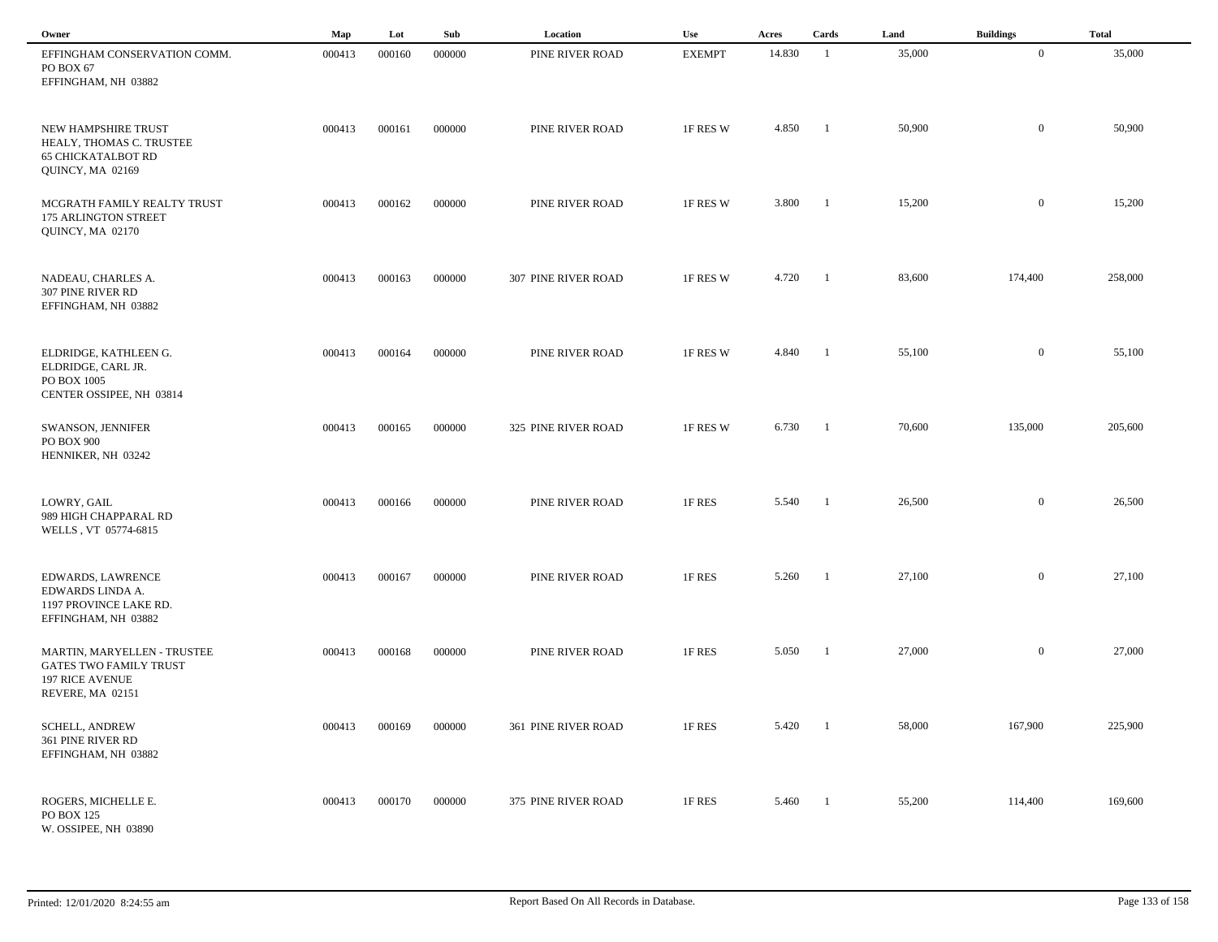| Owner | Map | Lot | Sub | Location | Use | Acres | Cards | Land | Buildings | Total |
|---|---|---|---|---|---|---|---|---|---|---|
| EFFINGHAM CONSERVATION COMM.<br>PO BOX 67<br>EFFINGHAM, NH 03882 | 000413 | 000160 | 000000 | PINE RIVER ROAD | EXEMPT | 14.830 | 1 | 35,000 | 0 | 35,000 |
| NEW HAMPSHIRE TRUST<br>HEALY, THOMAS C. TRUSTEE<br>65 CHICKATALBOT RD<br>QUINCY, MA 02169 | 000413 | 000161 | 000000 | PINE RIVER ROAD | 1F RES W | 4.850 | 1 | 50,900 | 0 | 50,900 |
| MCGRATH FAMILY REALTY TRUST<br>175 ARLINGTON STREET<br>QUINCY, MA 02170 | 000413 | 000162 | 000000 | PINE RIVER ROAD | 1F RES W | 3.800 | 1 | 15,200 | 0 | 15,200 |
| NADEAU, CHARLES A.<br>307 PINE RIVER RD<br>EFFINGHAM, NH 03882 | 000413 | 000163 | 000000 | 307 PINE RIVER ROAD | 1F RES W | 4.720 | 1 | 83,600 | 174,400 | 258,000 |
| ELDRIDGE, KATHLEEN G.<br>ELDRIDGE, CARL JR.<br>PO BOX 1005<br>CENTER OSSIPEE, NH 03814 | 000413 | 000164 | 000000 | PINE RIVER ROAD | 1F RES W | 4.840 | 1 | 55,100 | 0 | 55,100 |
| SWANSON, JENNIFER<br>PO BOX 900<br>HENNIKER, NH 03242 | 000413 | 000165 | 000000 | 325 PINE RIVER ROAD | 1F RES W | 6.730 | 1 | 70,600 | 135,000 | 205,600 |
| LOWRY, GAIL<br>989 HIGH CHAPPARAL RD<br>WELLS , VT 05774-6815 | 000413 | 000166 | 000000 | PINE RIVER ROAD | 1F RES | 5.540 | 1 | 26,500 | 0 | 26,500 |
| EDWARDS, LAWRENCE<br>EDWARDS LINDA A.<br>1197 PROVINCE LAKE RD.<br>EFFINGHAM, NH 03882 | 000413 | 000167 | 000000 | PINE RIVER ROAD | 1F RES | 5.260 | 1 | 27,100 | 0 | 27,100 |
| MARTIN, MARYELLEN - TRUSTEE<br>GATES TWO FAMILY TRUST<br>197 RICE AVENUE<br>REVERE, MA 02151 | 000413 | 000168 | 000000 | PINE RIVER ROAD | 1F RES | 5.050 | 1 | 27,000 | 0 | 27,000 |
| SCHELL, ANDREW<br>361 PINE RIVER RD<br>EFFINGHAM, NH 03882 | 000413 | 000169 | 000000 | 361 PINE RIVER ROAD | 1F RES | 5.420 | 1 | 58,000 | 167,900 | 225,900 |
| ROGERS, MICHELLE E.<br>PO BOX 125<br>W. OSSIPEE, NH 03890 | 000413 | 000170 | 000000 | 375 PINE RIVER ROAD | 1F RES | 5.460 | 1 | 55,200 | 114,400 | 169,600 |

Printed: 12/01/2020 8:24:55 am

Report Based On All Records in Database.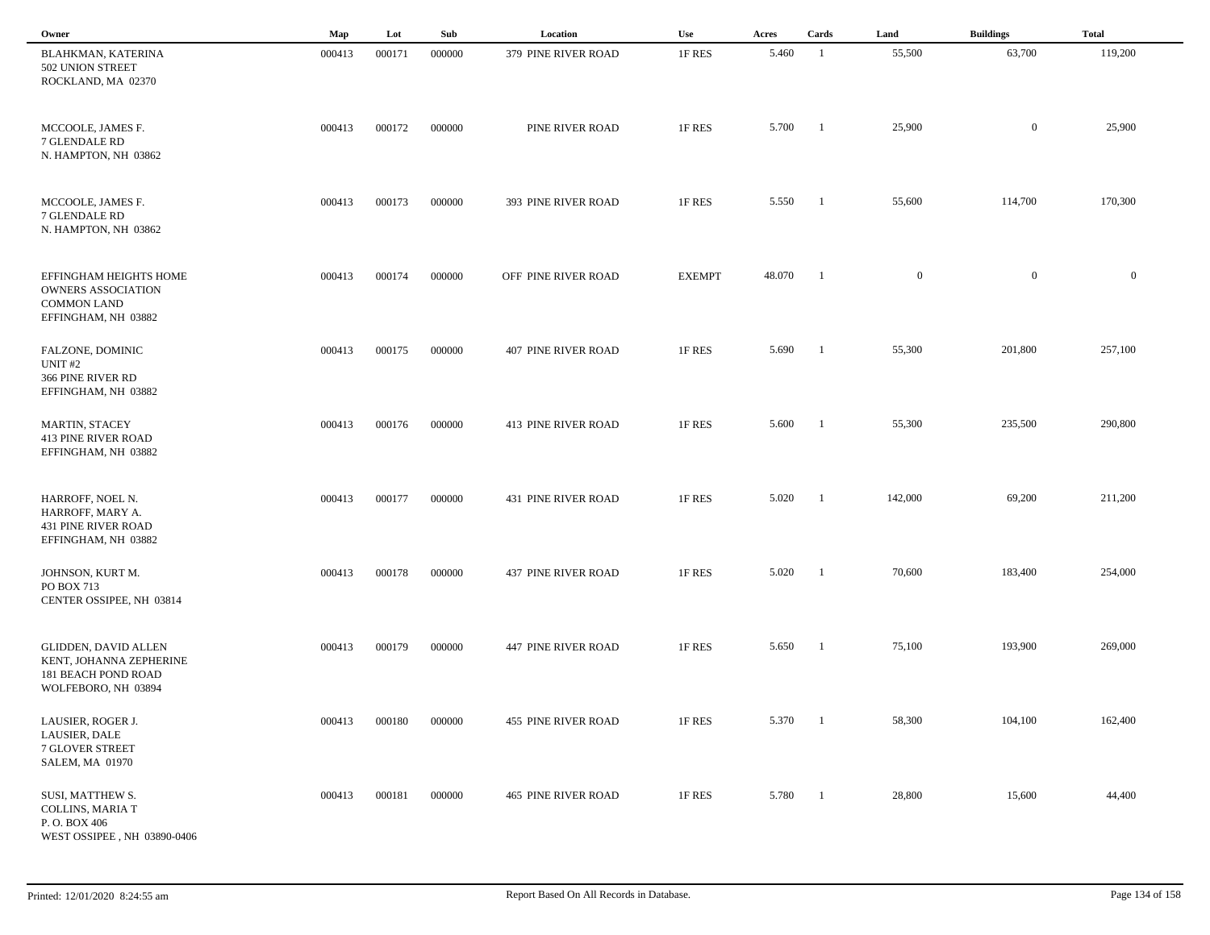| Owner | Map | Lot | Sub | Location | Use | Acres | Cards | Land | Buildings | Total |
|---|---|---|---|---|---|---|---|---|---|---|
| BLAHKMAN, KATERINA<br>502 UNION STREET<br>ROCKLAND, MA 02370 | 000413 | 000171 | 000000 | 379 PINE RIVER ROAD | 1F RES | 5.460 | 1 | 55,500 | 63,700 | 119,200 |
| MCCOOLE, JAMES F.<br>7 GLENDALE RD<br>N. HAMPTON, NH 03862 | 000413 | 000172 | 000000 | PINE RIVER ROAD | 1F RES | 5.700 | 1 | 25,900 | 0 | 25,900 |
| MCCOOLE, JAMES F.<br>7 GLENDALE RD<br>N. HAMPTON, NH 03862 | 000413 | 000173 | 000000 | 393 PINE RIVER ROAD | 1F RES | 5.550 | 1 | 55,600 | 114,700 | 170,300 |
| EFFINGHAM HEIGHTS HOME<br>OWNERS ASSOCIATION<br>COMMON LAND<br>EFFINGHAM, NH 03882 | 000413 | 000174 | 000000 | OFF PINE RIVER ROAD | EXEMPT | 48.070 | 1 | 0 | 0 | 0 |
| FALZONE, DOMINIC<br>UNIT #2<br>366 PINE RIVER RD<br>EFFINGHAM, NH 03882 | 000413 | 000175 | 000000 | 407 PINE RIVER ROAD | 1F RES | 5.690 | 1 | 55,300 | 201,800 | 257,100 |
| MARTIN, STACEY<br>413 PINE RIVER ROAD<br>EFFINGHAM, NH 03882 | 000413 | 000176 | 000000 | 413 PINE RIVER ROAD | 1F RES | 5.600 | 1 | 55,300 | 235,500 | 290,800 |
| HARROFF, NOEL N.<br>HARROFF, MARY A.<br>431 PINE RIVER ROAD<br>EFFINGHAM, NH 03882 | 000413 | 000177 | 000000 | 431 PINE RIVER ROAD | 1F RES | 5.020 | 1 | 142,000 | 69,200 | 211,200 |
| JOHNSON, KURT M.<br>PO BOX 713<br>CENTER OSSIPEE, NH 03814 | 000413 | 000178 | 000000 | 437 PINE RIVER ROAD | 1F RES | 5.020 | 1 | 70,600 | 183,400 | 254,000 |
| GLIDDEN, DAVID ALLEN<br>KENT, JOHANNA ZEPHERINE<br>181 BEACH POND ROAD<br>WOLFEBORO, NH 03894 | 000413 | 000179 | 000000 | 447 PINE RIVER ROAD | 1F RES | 5.650 | 1 | 75,100 | 193,900 | 269,000 |
| LAUSIER, ROGER J.<br>LAUSIER, DALE<br>7 GLOVER STREET<br>SALEM, MA 01970 | 000413 | 000180 | 000000 | 455 PINE RIVER ROAD | 1F RES | 5.370 | 1 | 58,300 | 104,100 | 162,400 |
| SUSI, MATTHEW S.<br>COLLINS, MARIA T<br>P. O. BOX 406<br>WEST OSSIPEE , NH 03890-0406 | 000413 | 000181 | 000000 | 465 PINE RIVER ROAD | 1F RES | 5.780 | 1 | 28,800 | 15,600 | 44,400 |

Printed: 12/01/2020 8:24:55 am    Report Based On All Records in Database.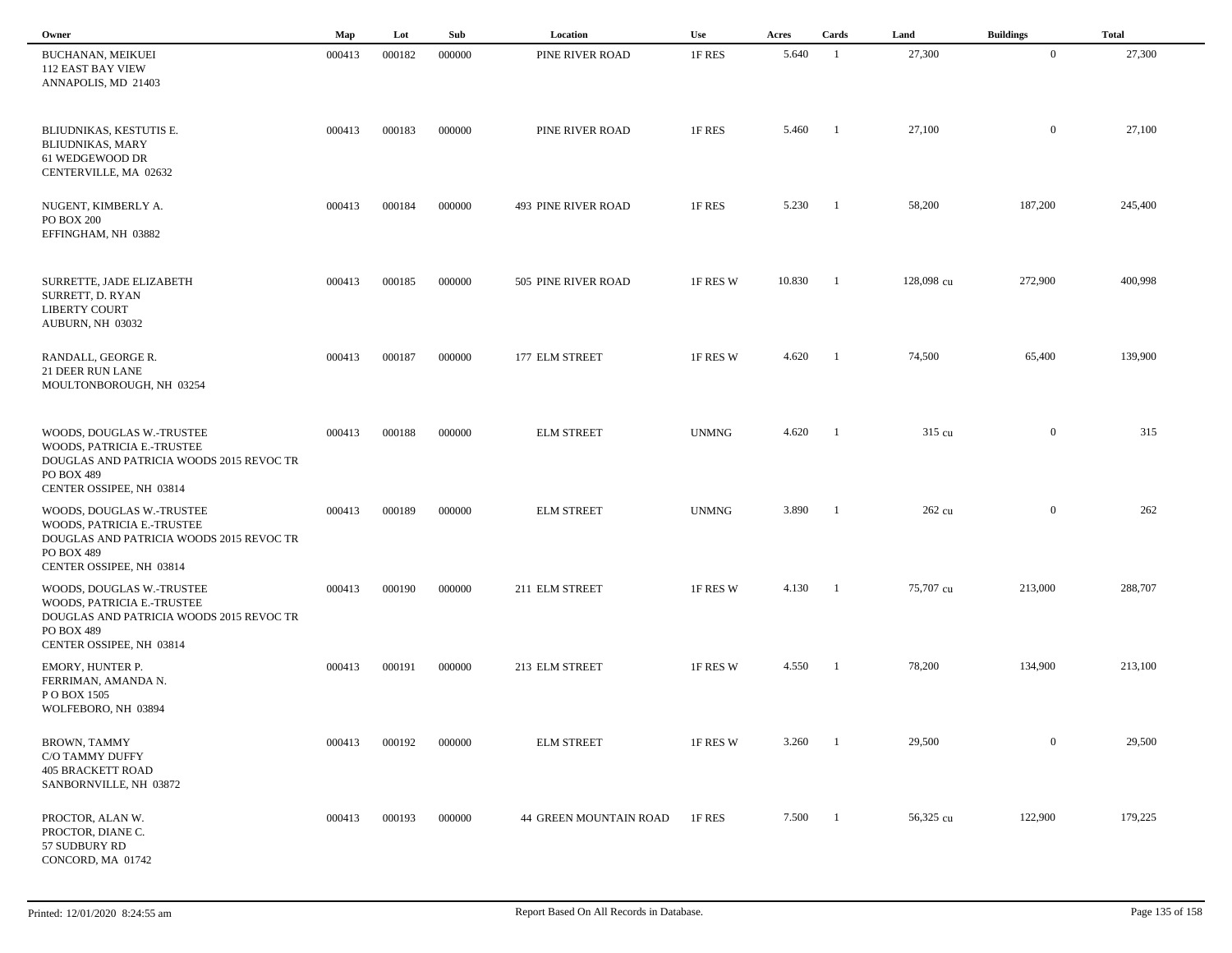| Owner | Map | Lot | Sub | Location | Use | Acres | Cards | Land | Buildings | Total |
|---|---|---|---|---|---|---|---|---|---|---|
| BUCHANAN, MEIKUEI<br>112 EAST BAY VIEW<br>ANNAPOLIS, MD 21403 | 000413 | 000182 | 000000 | PINE RIVER ROAD | 1F RES | 5.640 | 1 | 27,300 | 0 | 27,300 |
| BLIUDNIKAS, KESTUTIS E.<br>BLIUDNIKAS, MARY<br>61 WEDGEWOOD DR<br>CENTERVILLE, MA 02632 | 000413 | 000183 | 000000 | PINE RIVER ROAD | 1F RES | 5.460 | 1 | 27,100 | 0 | 27,100 |
| NUGENT, KIMBERLY A.<br>PO BOX 200<br>EFFINGHAM, NH 03882 | 000413 | 000184 | 000000 | 493 PINE RIVER ROAD | 1F RES | 5.230 | 1 | 58,200 | 187,200 | 245,400 |
| SURRETTE, JADE ELIZABETH<br>SURRETT, D. RYAN<br>LIBERTY COURT<br>AUBURN, NH 03032 | 000413 | 000185 | 000000 | 505 PINE RIVER ROAD | 1F RES W | 10.830 | 1 | 128,098 cu | 272,900 | 400,998 |
| RANDALL, GEORGE R.<br>21 DEER RUN LANE<br>MOULTONBOROUGH, NH 03254 | 000413 | 000187 | 000000 | 177 ELM STREET | 1F RES W | 4.620 | 1 | 74,500 | 65,400 | 139,900 |
| WOODS, DOUGLAS W.-TRUSTEE<br>WOODS, PATRICIA E.-TRUSTEE<br>DOUGLAS AND PATRICIA WOODS 2015 REVOC TR<br>PO BOX 489<br>CENTER OSSIPEE, NH 03814 | 000413 | 000188 | 000000 | ELM STREET | UNMNG | 4.620 | 1 | 315 cu | 0 | 315 |
| WOODS, DOUGLAS W.-TRUSTEE<br>WOODS, PATRICIA E.-TRUSTEE<br>DOUGLAS AND PATRICIA WOODS 2015 REVOC TR<br>PO BOX 489<br>CENTER OSSIPEE, NH 03814 | 000413 | 000189 | 000000 | ELM STREET | UNMNG | 3.890 | 1 | 262 cu | 0 | 262 |
| WOODS, DOUGLAS W.-TRUSTEE<br>WOODS, PATRICIA E.-TRUSTEE<br>DOUGLAS AND PATRICIA WOODS 2015 REVOC TR<br>PO BOX 489<br>CENTER OSSIPEE, NH 03814 | 000413 | 000190 | 000000 | 211 ELM STREET | 1F RES W | 4.130 | 1 | 75,707 cu | 213,000 | 288,707 |
| EMORY, HUNTER P.<br>FERRIMAN, AMANDA N.<br>P O BOX 1505<br>WOLFEBORO, NH 03894 | 000413 | 000191 | 000000 | 213 ELM STREET | 1F RES W | 4.550 | 1 | 78,200 | 134,900 | 213,100 |
| BROWN, TAMMY<br>C/O TAMMY DUFFY<br>405 BRACKETT ROAD<br>SANBORNVILLE, NH 03872 | 000413 | 000192 | 000000 | ELM STREET | 1F RES W | 3.260 | 1 | 29,500 | 0 | 29,500 |
| PROCTOR, ALAN W.<br>PROCTOR, DIANE C.<br>57 SUDBURY RD<br>CONCORD, MA 01742 | 000413 | 000193 | 000000 | 44 GREEN MOUNTAIN ROAD | 1F RES | 7.500 | 1 | 56,325 cu | 122,900 | 179,225 |

Printed: 12/01/2020 8:24:55 am

Report Based On All Records in Database.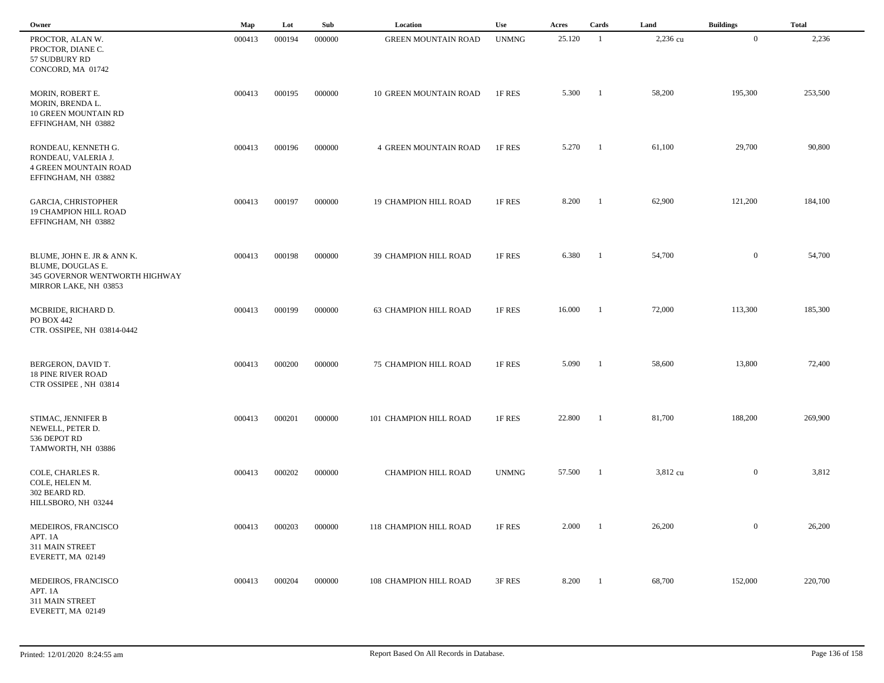| Owner | Map | Lot | Sub | Location | Use | Acres | Cards | Land | Buildings | Total |
|---|---|---|---|---|---|---|---|---|---|---|
| PROCTOR, ALAN W.<br>PROCTOR, DIANE C.<br>57 SUDBURY RD<br>CONCORD, MA 01742 | 000413 | 000194 | 000000 | GREEN MOUNTAIN ROAD | UNMNG | 25.120 | 1 | 2,236 cu | 0 | 2,236 |
| MORIN, ROBERT E.<br>MORIN, BRENDA L.<br>10 GREEN MOUNTAIN RD<br>EFFINGHAM, NH 03882 | 000413 | 000195 | 000000 | 10 GREEN MOUNTAIN ROAD | 1F RES | 5.300 | 1 | 58,200 | 195,300 | 253,500 |
| RONDEAU, KENNETH G.<br>RONDEAU, VALERIA J.<br>4 GREEN MOUNTAIN ROAD<br>EFFINGHAM, NH 03882 | 000413 | 000196 | 000000 | 4 GREEN MOUNTAIN ROAD | 1F RES | 5.270 | 1 | 61,100 | 29,700 | 90,800 |
| GARCIA, CHRISTOPHER<br>19 CHAMPION HILL ROAD<br>EFFINGHAM, NH 03882 | 000413 | 000197 | 000000 | 19 CHAMPION HILL ROAD | 1F RES | 8.200 | 1 | 62,900 | 121,200 | 184,100 |
| BLUME, JOHN E. JR & ANN K.<br>BLUME, DOUGLAS E.<br>345 GOVERNOR WENTWORTH HIGHWAY<br>MIRROR LAKE, NH 03853 | 000413 | 000198 | 000000 | 39 CHAMPION HILL ROAD | 1F RES | 6.380 | 1 | 54,700 | 0 | 54,700 |
| MCBRIDE, RICHARD D.<br>PO BOX 442<br>CTR. OSSIPEE, NH 03814-0442 | 000413 | 000199 | 000000 | 63 CHAMPION HILL ROAD | 1F RES | 16.000 | 1 | 72,000 | 113,300 | 185,300 |
| BERGERON, DAVID T.<br>18 PINE RIVER ROAD<br>CTR OSSIPEE , NH 03814 | 000413 | 000200 | 000000 | 75 CHAMPION HILL ROAD | 1F RES | 5.090 | 1 | 58,600 | 13,800 | 72,400 |
| STIMAC, JENNIFER B<br>NEWELL, PETER D.<br>536 DEPOT RD<br>TAMWORTH, NH 03886 | 000413 | 000201 | 000000 | 101 CHAMPION HILL ROAD | 1F RES | 22.800 | 1 | 81,700 | 188,200 | 269,900 |
| COLE, CHARLES R.<br>COLE, HELEN M.<br>302 BEARD RD.<br>HILLSBORO, NH 03244 | 000413 | 000202 | 000000 | CHAMPION HILL ROAD | UNMNG | 57.500 | 1 | 3,812 cu | 0 | 3,812 |
| MEDEIROS, FRANCISCO<br>APT. 1A<br>311 MAIN STREET<br>EVERETT, MA 02149 | 000413 | 000203 | 000000 | 118 CHAMPION HILL ROAD | 1F RES | 2.000 | 1 | 26,200 | 0 | 26,200 |
| MEDEIROS, FRANCISCO<br>APT. 1A<br>311 MAIN STREET<br>EVERETT, MA 02149 | 000413 | 000204 | 000000 | 108 CHAMPION HILL ROAD | 3F RES | 8.200 | 1 | 68,700 | 152,000 | 220,700 |

Printed: 12/01/2020 8:24:55 am

Report Based On All Records in Database.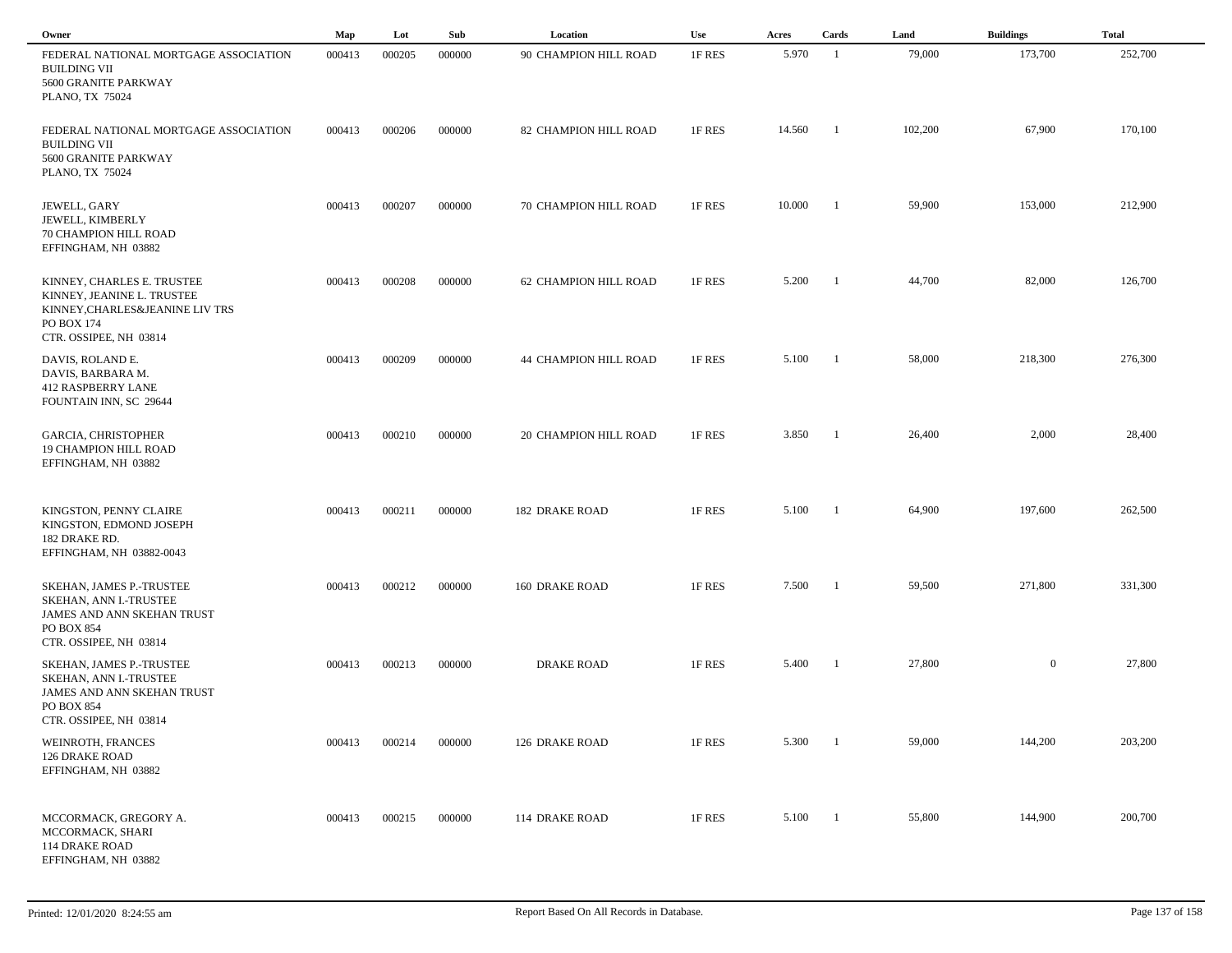| Owner | Map | Lot | Sub | Location | Use | Acres | Cards | Land | Buildings | Total |
|---|---|---|---|---|---|---|---|---|---|---|
| FEDERAL NATIONAL MORTGAGE ASSOCIATION<br>BUILDING VII<br>5600 GRANITE PARKWAY<br>PLANO, TX 75024 | 000413 | 000205 | 000000 | 90 CHAMPION HILL ROAD | 1F RES | 5.970 | 1 | 79,000 | 173,700 | 252,700 |
| FEDERAL NATIONAL MORTGAGE ASSOCIATION<br>BUILDING VII<br>5600 GRANITE PARKWAY<br>PLANO, TX 75024 | 000413 | 000206 | 000000 | 82 CHAMPION HILL ROAD | 1F RES | 14.560 | 1 | 102,200 | 67,900 | 170,100 |
| JEWELL, GARY<br>JEWELL, KIMBERLY<br>70 CHAMPION HILL ROAD<br>EFFINGHAM, NH 03882 | 000413 | 000207 | 000000 | 70 CHAMPION HILL ROAD | 1F RES | 10.000 | 1 | 59,900 | 153,000 | 212,900 |
| KINNEY, CHARLES E. TRUSTEE<br>KINNEY, JEANINE L. TRUSTEE<br>KINNEY,CHARLES&JEANINE LIV TRS<br>PO BOX 174<br>CTR. OSSIPEE, NH 03814 | 000413 | 000208 | 000000 | 62 CHAMPION HILL ROAD | 1F RES | 5.200 | 1 | 44,700 | 82,000 | 126,700 |
| DAVIS, ROLAND E.<br>DAVIS, BARBARA M.<br>412 RASPBERRY LANE<br>FOUNTAIN INN, SC 29644 | 000413 | 000209 | 000000 | 44 CHAMPION HILL ROAD | 1F RES | 5.100 | 1 | 58,000 | 218,300 | 276,300 |
| GARCIA, CHRISTOPHER<br>19 CHAMPION HILL ROAD<br>EFFINGHAM, NH 03882 | 000413 | 000210 | 000000 | 20 CHAMPION HILL ROAD | 1F RES | 3.850 | 1 | 26,400 | 2,000 | 28,400 |
| KINGSTON, PENNY CLAIRE<br>KINGSTON, EDMOND JOSEPH<br>182 DRAKE RD.<br>EFFINGHAM, NH 03882-0043 | 000413 | 000211 | 000000 | 182 DRAKE ROAD | 1F RES | 5.100 | 1 | 64,900 | 197,600 | 262,500 |
| SKEHAN, JAMES P.-TRUSTEE<br>SKEHAN, ANN I.-TRUSTEE<br>JAMES AND ANN SKEHAN TRUST<br>PO BOX 854<br>CTR. OSSIPEE, NH 03814 | 000413 | 000212 | 000000 | 160 DRAKE ROAD | 1F RES | 7.500 | 1 | 59,500 | 271,800 | 331,300 |
| SKEHAN, JAMES P.-TRUSTEE<br>SKEHAN, ANN I.-TRUSTEE<br>JAMES AND ANN SKEHAN TRUST<br>PO BOX 854<br>CTR. OSSIPEE, NH 03814 | 000413 | 000213 | 000000 | DRAKE ROAD | 1F RES | 5.400 | 1 | 27,800 | 0 | 27,800 |
| WEINROTH, FRANCES<br>126 DRAKE ROAD<br>EFFINGHAM, NH 03882 | 000413 | 000214 | 000000 | 126 DRAKE ROAD | 1F RES | 5.300 | 1 | 59,000 | 144,200 | 203,200 |
| MCCORMACK, GREGORY A.<br>MCCORMACK, SHARI<br>114 DRAKE ROAD<br>EFFINGHAM, NH 03882 | 000413 | 000215 | 000000 | 114 DRAKE ROAD | 1F RES | 5.100 | 1 | 55,800 | 144,900 | 200,700 |

Printed: 12/01/2020 8:24:55 am — Report Based On All Records in Database.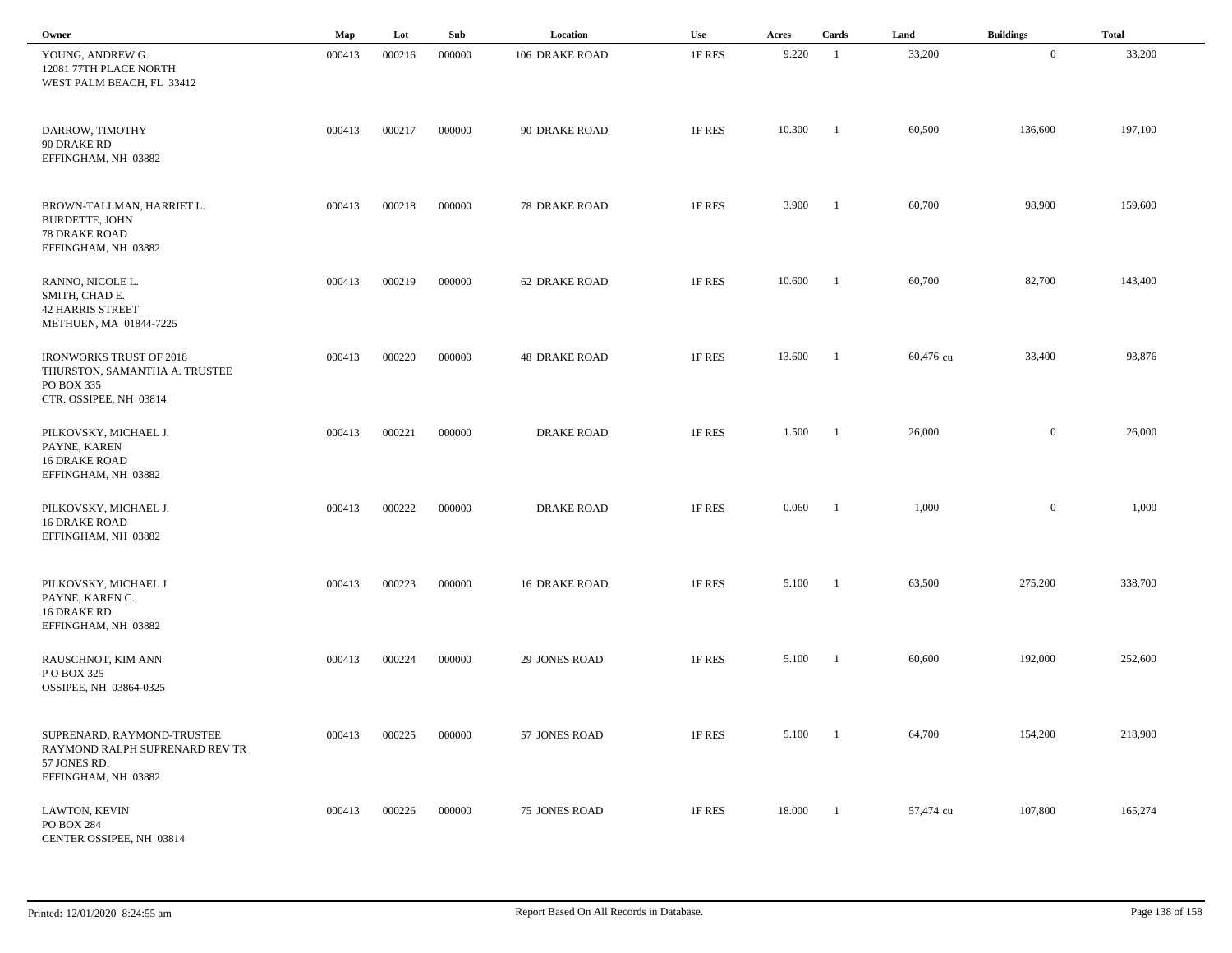| Owner | Map | Lot | Sub | Location | Use | Acres | Cards | Land | Buildings | Total |
|---|---|---|---|---|---|---|---|---|---|---|
| YOUNG, ANDREW G.<br>12081 77TH PLACE NORTH<br>WEST PALM BEACH, FL 33412 | 000413 | 000216 | 000000 | 106 DRAKE ROAD | 1F RES | 9.220 | 1 | 33,200 | 0 | 33,200 |
| DARROW, TIMOTHY<br>90 DRAKE RD<br>EFFINGHAM, NH 03882 | 000413 | 000217 | 000000 | 90 DRAKE ROAD | 1F RES | 10.300 | 1 | 60,500 | 136,600 | 197,100 |
| BROWN-TALLMAN, HARRIET L.<br>BURDETTE, JOHN<br>78 DRAKE ROAD<br>EFFINGHAM, NH 03882 | 000413 | 000218 | 000000 | 78 DRAKE ROAD | 1F RES | 3.900 | 1 | 60,700 | 98,900 | 159,600 |
| RANNO, NICOLE L.<br>SMITH, CHAD E.<br>42 HARRIS STREET<br>METHUEN, MA 01844-7225 | 000413 | 000219 | 000000 | 62 DRAKE ROAD | 1F RES | 10.600 | 1 | 60,700 | 82,700 | 143,400 |
| IRONWORKS TRUST OF 2018<br>THURSTON, SAMANTHA A. TRUSTEE<br>PO BOX 335<br>CTR. OSSIPEE, NH 03814 | 000413 | 000220 | 000000 | 48 DRAKE ROAD | 1F RES | 13.600 | 1 | 60,476 cu | 33,400 | 93,876 |
| PILKOVSKY, MICHAEL J.<br>PAYNE, KAREN<br>16 DRAKE ROAD<br>EFFINGHAM, NH 03882 | 000413 | 000221 | 000000 | DRAKE ROAD | 1F RES | 1.500 | 1 | 26,000 | 0 | 26,000 |
| PILKOVSKY, MICHAEL J.<br>16 DRAKE ROAD<br>EFFINGHAM, NH 03882 | 000413 | 000222 | 000000 | DRAKE ROAD | 1F RES | 0.060 | 1 | 1,000 | 0 | 1,000 |
| PILKOVSKY, MICHAEL J.<br>PAYNE, KAREN C.<br>16 DRAKE RD.<br>EFFINGHAM, NH 03882 | 000413 | 000223 | 000000 | 16 DRAKE ROAD | 1F RES | 5.100 | 1 | 63,500 | 275,200 | 338,700 |
| RAUSCHNOT, KIM ANN<br>P O BOX 325<br>OSSIPEE, NH 03864-0325 | 000413 | 000224 | 000000 | 29 JONES ROAD | 1F RES | 5.100 | 1 | 60,600 | 192,000 | 252,600 |
| SUPRENARD, RAYMOND-TRUSTEE<br>RAYMOND RALPH SUPRENARD REV TR<br>57 JONES RD.<br>EFFINGHAM, NH 03882 | 000413 | 000225 | 000000 | 57 JONES ROAD | 1F RES | 5.100 | 1 | 64,700 | 154,200 | 218,900 |
| LAWTON, KEVIN<br>PO BOX 284<br>CENTER OSSIPEE, NH 03814 | 000413 | 000226 | 000000 | 75 JONES ROAD | 1F RES | 18.000 | 1 | 57,474 cu | 107,800 | 165,274 |

Printed: 12/01/2020 8:24:55 am Report Based On All Records in Database.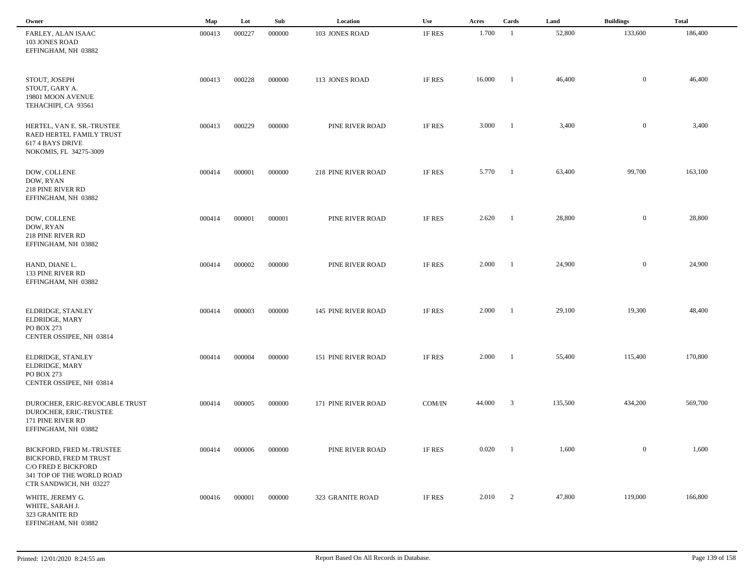| Owner | Map | Lot | Sub | Location | Use | Acres | Cards | Land | Buildings | Total |
|---|---|---|---|---|---|---|---|---|---|---|
| FARLEY, ALAN ISAAC<br>103 JONES ROAD<br>EFFINGHAM, NH 03882 | 000413 | 000227 | 000000 | 103 JONES ROAD | 1F RES | 1.700 | 1 | 52,800 | 133,600 | 186,400 |
| STOUT, JOSEPH<br>STOUT, GARY A.<br>19801 MOON AVENUE<br>TEHACHIPI, CA 93561 | 000413 | 000228 | 000000 | 113 JONES ROAD | 1F RES | 16.000 | 1 | 46,400 | 0 | 46,400 |
| HERTEL, VAN E. SR.-TRUSTEE<br>RAED HERTEL FAMILY TRUST<br>617 4 BAYS DRIVE<br>NOKOMIS, FL 34275-3009 | 000413 | 000229 | 000000 | PINE RIVER ROAD | 1F RES | 3.000 | 1 | 3,400 | 0 | 3,400 |
| DOW, COLLENE<br>DOW, RYAN<br>218 PINE RIVER RD<br>EFFINGHAM, NH 03882 | 000414 | 000001 | 000000 | 218 PINE RIVER ROAD | 1F RES | 5.770 | 1 | 63,400 | 99,700 | 163,100 |
| DOW, COLLENE<br>DOW, RYAN<br>218 PINE RIVER RD<br>EFFINGHAM, NH 03882 | 000414 | 000001 | 000001 | PINE RIVER ROAD | 1F RES | 2.620 | 1 | 28,800 | 0 | 28,800 |
| HAND, DIANE L.<br>133 PINE RIVER RD<br>EFFINGHAM, NH 03882 | 000414 | 000002 | 000000 | PINE RIVER ROAD | 1F RES | 2.000 | 1 | 24,900 | 0 | 24,900 |
| ELDRIDGE, STANLEY<br>ELDRIDGE, MARY<br>PO BOX 273<br>CENTER OSSIPEE, NH 03814 | 000414 | 000003 | 000000 | 145 PINE RIVER ROAD | 1F RES | 2.000 | 1 | 29,100 | 19,300 | 48,400 |
| ELDRIDGE, STANLEY<br>ELDRIDGE, MARY<br>PO BOX 273<br>CENTER OSSIPEE, NH 03814 | 000414 | 000004 | 000000 | 151 PINE RIVER ROAD | 1F RES | 2.000 | 1 | 55,400 | 115,400 | 170,800 |
| DUROCHER, ERIC-REVOCABLE TRUST<br>DUROCHER, ERIC-TRUSTEE<br>171 PINE RIVER RD<br>EFFINGHAM, NH 03882 | 000414 | 000005 | 000000 | 171 PINE RIVER ROAD | COM/IN | 44.000 | 3 | 135,500 | 434,200 | 569,700 |
| BICKFORD, FRED M.-TRUSTEE<br>BICKFORD, FRED M TRUST<br>C/O FRED E BICKFORD<br>341 TOP OF THE WORLD ROAD<br>CTR SANDWICH, NH 03227 | 000414 | 000006 | 000000 | PINE RIVER ROAD | 1F RES | 0.020 | 1 | 1,600 | 0 | 1,600 |
| WHITE, JEREMY G.<br>WHITE, SARAH J.<br>323 GRANITE RD<br>EFFINGHAM, NH 03882 | 000416 | 000001 | 000000 | 323 GRANITE ROAD | 1F RES | 2.010 | 2 | 47,800 | 119,000 | 166,800 |

Printed: 12/01/2020 8:24:55 am

Report Based On All Records in Database.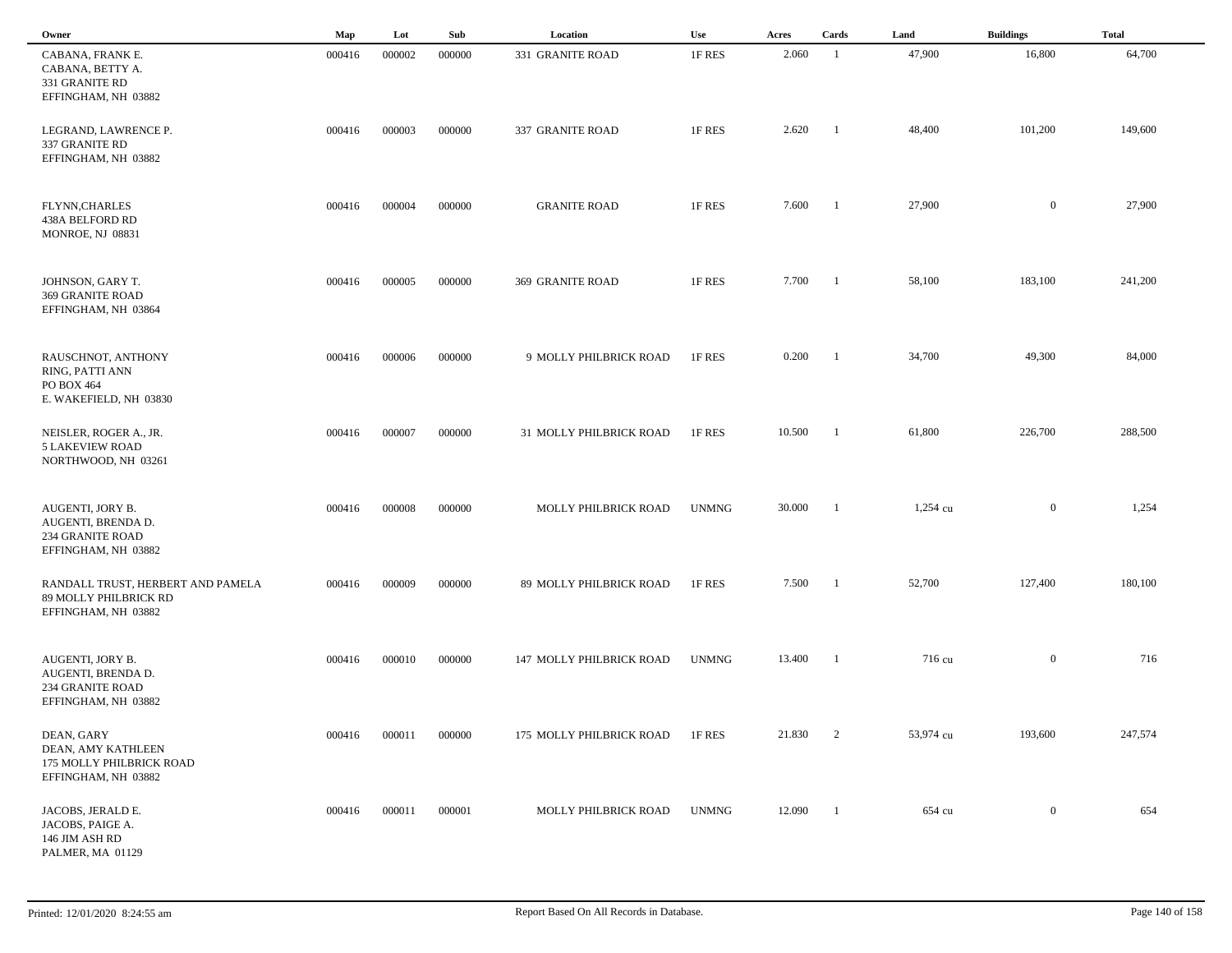| Owner | Map | Lot | Sub | Location | Use | Acres | Cards | Land | Buildings | Total |
|---|---|---|---|---|---|---|---|---|---|---|
| CABANA, FRANK E.<br>CABANA, BETTY A.<br>331 GRANITE RD<br>EFFINGHAM, NH 03882 | 000416 | 000002 | 000000 | 331 GRANITE ROAD | 1F RES | 2.060 | 1 | 47,900 | 16,800 | 64,700 |
| LEGRAND, LAWRENCE P.<br>337 GRANITE RD<br>EFFINGHAM, NH 03882 | 000416 | 000003 | 000000 | 337 GRANITE ROAD | 1F RES | 2.620 | 1 | 48,400 | 101,200 | 149,600 |
| FLYNN,CHARLES<br>438A BELFORD RD<br>MONROE, NJ 08831 | 000416 | 000004 | 000000 | GRANITE ROAD | 1F RES | 7.600 | 1 | 27,900 | 0 | 27,900 |
| JOHNSON, GARY T.<br>369 GRANITE ROAD<br>EFFINGHAM, NH 03864 | 000416 | 000005 | 000000 | 369 GRANITE ROAD | 1F RES | 7.700 | 1 | 58,100 | 183,100 | 241,200 |
| RAUSCHNOT, ANTHONY<br>RING, PATTI ANN<br>PO BOX 464<br>E. WAKEFIELD, NH 03830 | 000416 | 000006 | 000000 | 9 MOLLY PHILBRICK ROAD | 1F RES | 0.200 | 1 | 34,700 | 49,300 | 84,000 |
| NEISLER, ROGER A., JR.<br>5 LAKEVIEW ROAD<br>NORTHWOOD, NH 03261 | 000416 | 000007 | 000000 | 31 MOLLY PHILBRICK ROAD | 1F RES | 10.500 | 1 | 61,800 | 226,700 | 288,500 |
| AUGENTI, JORY B.<br>AUGENTI, BRENDA D.<br>234 GRANITE ROAD<br>EFFINGHAM, NH 03882 | 000416 | 000008 | 000000 | MOLLY PHILBRICK ROAD | UNMNG | 30.000 | 1 | 1,254 cu | 0 | 1,254 |
| RANDALL TRUST, HERBERT AND PAMELA<br>89 MOLLY PHILBRICK RD<br>EFFINGHAM, NH 03882 | 000416 | 000009 | 000000 | 89 MOLLY PHILBRICK ROAD | 1F RES | 7.500 | 1 | 52,700 | 127,400 | 180,100 |
| AUGENTI, JORY B.<br>AUGENTI, BRENDA D.<br>234 GRANITE ROAD<br>EFFINGHAM, NH 03882 | 000416 | 000010 | 000000 | 147 MOLLY PHILBRICK ROAD | UNMNG | 13.400 | 1 | 716 cu | 0 | 716 |
| DEAN, GARY<br>DEAN, AMY KATHLEEN<br>175 MOLLY PHILBRICK ROAD<br>EFFINGHAM, NH 03882 | 000416 | 000011 | 000000 | 175 MOLLY PHILBRICK ROAD | 1F RES | 21.830 | 2 | 53,974 cu | 193,600 | 247,574 |
| JACOBS, JERALD E.<br>JACOBS, PAIGE A.<br>146 JIM ASH RD<br>PALMER, MA 01129 | 000416 | 000011 | 000001 | MOLLY PHILBRICK ROAD | UNMNG | 12.090 | 1 | 654 cu | 0 | 654 |

Printed: 12/01/2020 8:24:55 am    Report Based On All Records in Database.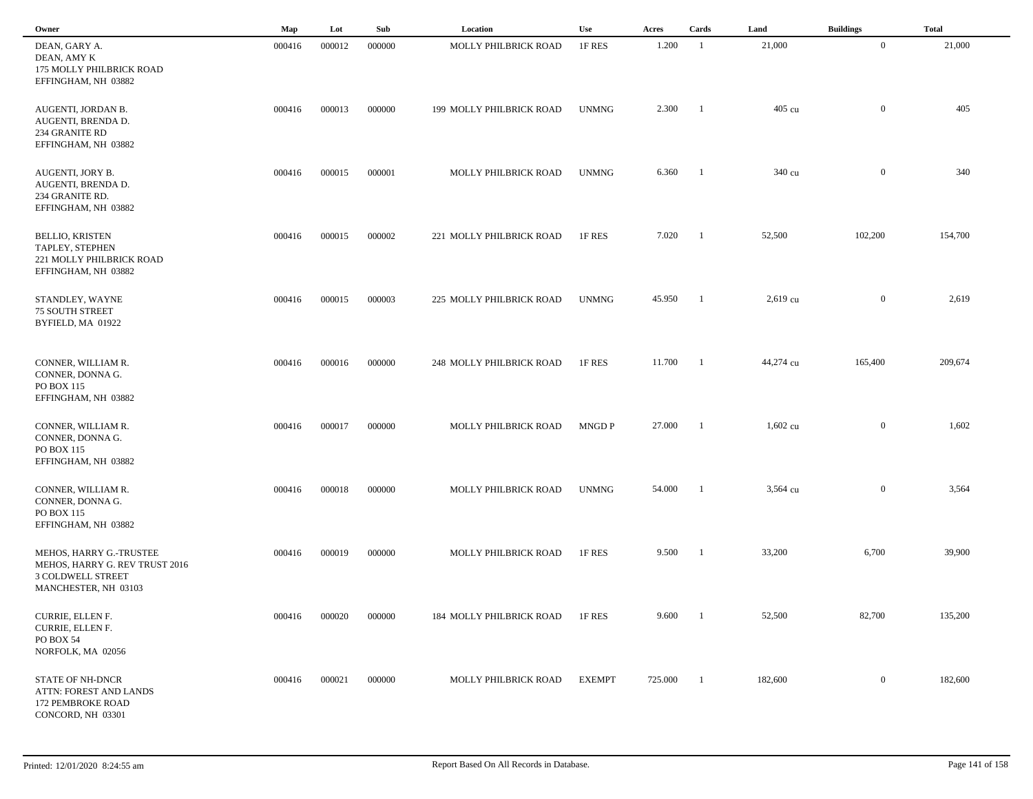| Owner | Map | Lot | Sub | Location | Use | Acres | Cards | Land | Buildings | Total |
|---|---|---|---|---|---|---|---|---|---|---|
| DEAN, GARY A.<br>DEAN, AMY K<br>175 MOLLY PHILBRICK ROAD<br>EFFINGHAM, NH 03882 | 000416 | 000012 | 000000 | MOLLY PHILBRICK ROAD | 1F RES | 1.200 | 1 | 21,000 | 0 | 21,000 |
| AUGENTI, JORDAN B.<br>AUGENTI, BRENDA D.<br>234 GRANITE RD<br>EFFINGHAM, NH 03882 | 000416 | 000013 | 000000 | 199 MOLLY PHILBRICK ROAD | UNMNG | 2.300 | 1 | 405 cu | 0 | 405 |
| AUGENTI, JORY B.<br>AUGENTI, BRENDA D.<br>234 GRANITE RD.<br>EFFINGHAM, NH 03882 | 000416 | 000015 | 000001 | MOLLY PHILBRICK ROAD | UNMNG | 6.360 | 1 | 340 cu | 0 | 340 |
| BELLIO, KRISTEN<br>TAPLEY, STEPHEN<br>221 MOLLY PHILBRICK ROAD<br>EFFINGHAM, NH 03882 | 000416 | 000015 | 000002 | 221 MOLLY PHILBRICK ROAD | 1F RES | 7.020 | 1 | 52,500 | 102,200 | 154,700 |
| STANDLEY, WAYNE<br>75 SOUTH STREET<br>BYFIELD, MA 01922 | 000416 | 000015 | 000003 | 225 MOLLY PHILBRICK ROAD | UNMNG | 45.950 | 1 | 2,619 cu | 0 | 2,619 |
| CONNER, WILLIAM R.<br>CONNER, DONNA G.<br>PO BOX 115<br>EFFINGHAM, NH 03882 | 000416 | 000016 | 000000 | 248 MOLLY PHILBRICK ROAD | 1F RES | 11.700 | 1 | 44,274 cu | 165,400 | 209,674 |
| CONNER, WILLIAM R.<br>CONNER, DONNA G.<br>PO BOX 115<br>EFFINGHAM, NH 03882 | 000416 | 000017 | 000000 | MOLLY PHILBRICK ROAD | MNGD P | 27.000 | 1 | 1,602 cu | 0 | 1,602 |
| CONNER, WILLIAM R.<br>CONNER, DONNA G.<br>PO BOX 115<br>EFFINGHAM, NH 03882 | 000416 | 000018 | 000000 | MOLLY PHILBRICK ROAD | UNMNG | 54.000 | 1 | 3,564 cu | 0 | 3,564 |
| MEHOS, HARRY G.-TRUSTEE<br>MEHOS, HARRY G. REV TRUST 2016<br>3 COLDWELL STREET<br>MANCHESTER, NH 03103 | 000416 | 000019 | 000000 | MOLLY PHILBRICK ROAD | 1F RES | 9.500 | 1 | 33,200 | 6,700 | 39,900 |
| CURRIE, ELLEN F.<br>CURRIE, ELLEN F.<br>PO BOX 54<br>NORFOLK, MA 02056 | 000416 | 000020 | 000000 | 184 MOLLY PHILBRICK ROAD | 1F RES | 9.600 | 1 | 52,500 | 82,700 | 135,200 |
| STATE OF NH-DNCR<br>ATTN: FOREST AND LANDS<br>172 PEMBROKE ROAD<br>CONCORD, NH 03301 | 000416 | 000021 | 000000 | MOLLY PHILBRICK ROAD | EXEMPT | 725.000 | 1 | 182,600 | 0 | 182,600 |

Printed: 12/01/2020 8:24:55 am

Report Based On All Records in Database.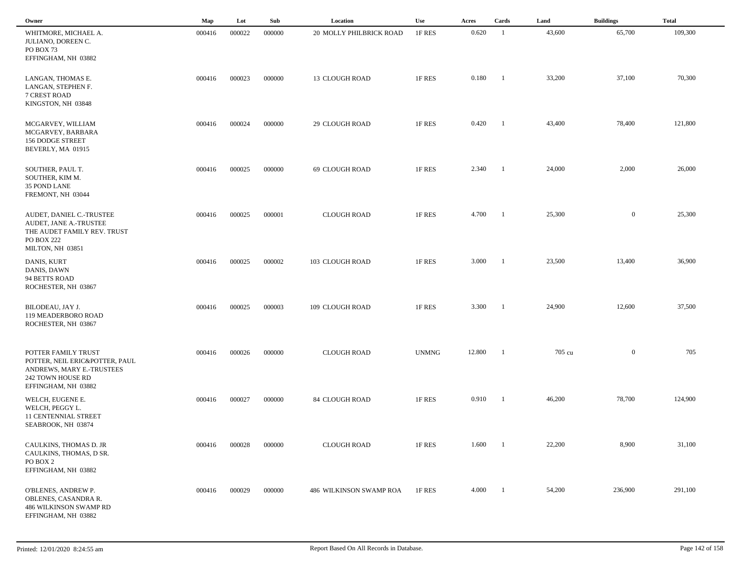| Owner | Map | Lot | Sub | Location | Use | Acres | Cards | Land | Buildings | Total |
|---|---|---|---|---|---|---|---|---|---|---|
| WHITMORE, MICHAEL A.<br>JULIANO, DOREEN C.<br>PO BOX 73<br>EFFINGHAM, NH 03882 | 000416 | 000022 | 000000 | 20 MOLLY PHILBRICK ROAD | 1F RES | 0.620 | 1 | 43,600 | 65,700 | 109,300 |
| LANGAN, THOMAS E.<br>LANGAN, STEPHEN F.<br>7 CREST ROAD<br>KINGSTON, NH 03848 | 000416 | 000023 | 000000 | 13 CLOUGH ROAD | 1F RES | 0.180 | 1 | 33,200 | 37,100 | 70,300 |
| MCGARVEY, WILLIAM<br>MCGARVEY, BARBARA<br>156 DODGE STREET<br>BEVERLY, MA 01915 | 000416 | 000024 | 000000 | 29 CLOUGH ROAD | 1F RES | 0.420 | 1 | 43,400 | 78,400 | 121,800 |
| SOUTHER, PAUL T.<br>SOUTHER, KIM M.<br>35 POND LANE<br>FREMONT, NH 03044 | 000416 | 000025 | 000000 | 69 CLOUGH ROAD | 1F RES | 2.340 | 1 | 24,000 | 2,000 | 26,000 |
| AUDET, DANIEL C.-TRUSTEE<br>AUDET, JANE A.-TRUSTEE<br>THE AUDET FAMILY REV. TRUST<br>PO BOX 222<br>MILTON, NH 03851 | 000416 | 000025 | 000001 | CLOUGH ROAD | 1F RES | 4.700 | 1 | 25,300 | 0 | 25,300 |
| DANIS, KURT<br>DANIS, DAWN<br>94 BETTS ROAD<br>ROCHESTER, NH 03867 | 000416 | 000025 | 000002 | 103 CLOUGH ROAD | 1F RES | 3.000 | 1 | 23,500 | 13,400 | 36,900 |
| BILODEAU, JAY J.<br>119 MEADERBORO ROAD<br>ROCHESTER, NH 03867 | 000416 | 000025 | 000003 | 109 CLOUGH ROAD | 1F RES | 3.300 | 1 | 24,900 | 12,600 | 37,500 |
| POTTER FAMILY TRUST<br>POTTER, NEIL ERIC&POTTER, PAUL<br>ANDREWS, MARY E.-TRUSTEES<br>242 TOWN HOUSE RD<br>EFFINGHAM, NH 03882 | 000416 | 000026 | 000000 | CLOUGH ROAD | UNMNG | 12.800 | 1 | 705 cu | 0 | 705 |
| WELCH, EUGENE E.<br>WELCH, PEGGY L.<br>11 CENTENNIAL STREET<br>SEABROOK, NH 03874 | 000416 | 000027 | 000000 | 84 CLOUGH ROAD | 1F RES | 0.910 | 1 | 46,200 | 78,700 | 124,900 |
| CAULKINS, THOMAS D. JR<br>CAULKINS, THOMAS, D SR.<br>PO BOX 2<br>EFFINGHAM, NH 03882 | 000416 | 000028 | 000000 | CLOUGH ROAD | 1F RES | 1.600 | 1 | 22,200 | 8,900 | 31,100 |
| O'BLENES, ANDREW P.<br>OBLENES, CASANDRA R.<br>486 WILKINSON SWAMP RD<br>EFFINGHAM, NH 03882 | 000416 | 000029 | 000000 | 486 WILKINSON SWAMP ROA | 1F RES | 4.000 | 1 | 54,200 | 236,900 | 291,100 |

Printed: 12/01/2020 8:24:55 am — Report Based On All Records in Database.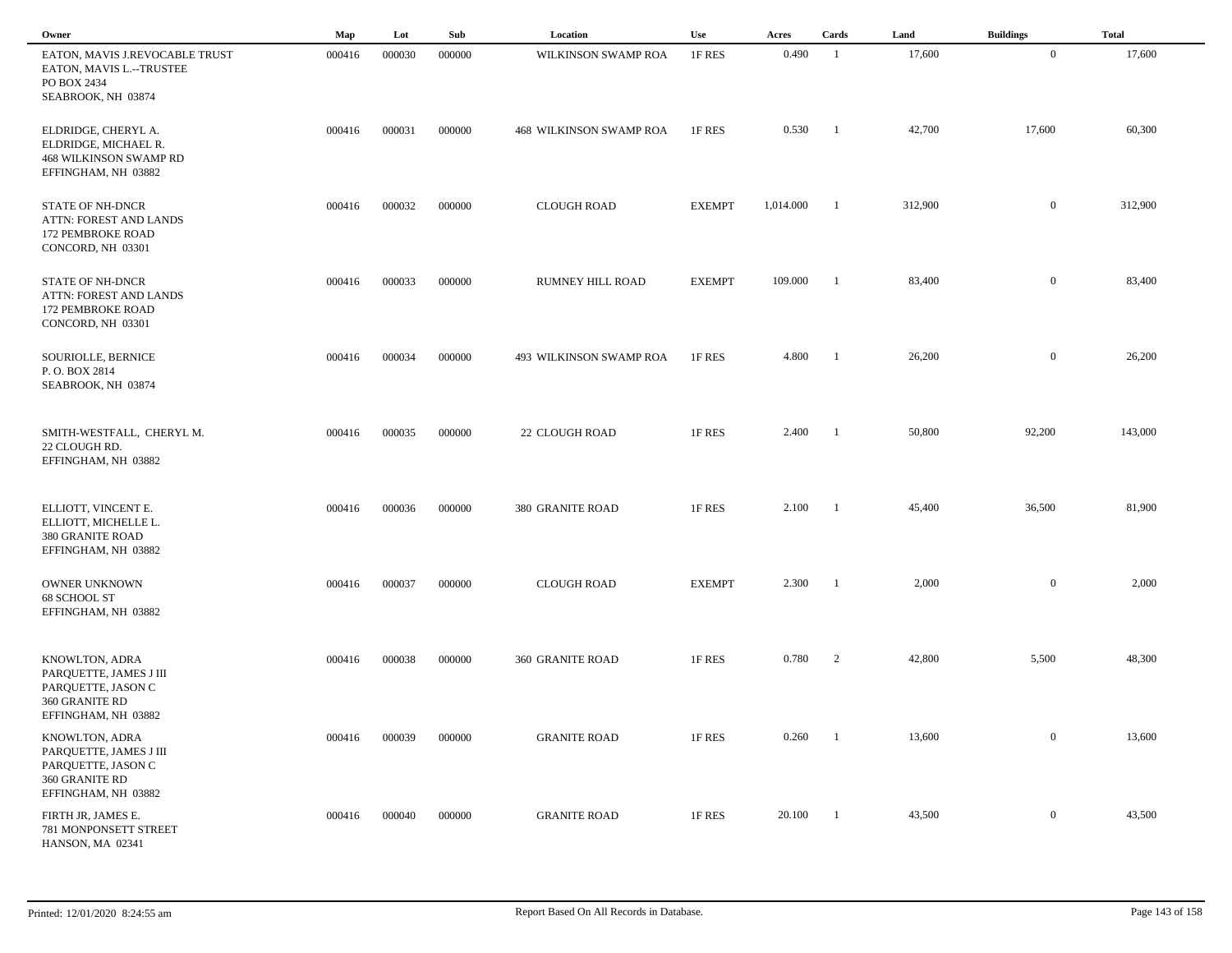| Owner | Map | Lot | Sub | Location | Use | Acres | Cards | Land | Buildings | Total |
|---|---|---|---|---|---|---|---|---|---|---|
| EATON, MAVIS J.REVOCABLE TRUST<br>EATON, MAVIS L.--TRUSTEE<br>PO BOX 2434<br>SEABROOK, NH 03874 | 000416 | 000030 | 000000 | WILKINSON SWAMP ROA | 1F RES | 0.490 | 1 | 17,600 | 0 | 17,600 |
| ELDRIDGE, CHERYL A.<br>ELDRIDGE, MICHAEL R.<br>468 WILKINSON SWAMP RD<br>EFFINGHAM, NH 03882 | 000416 | 000031 | 000000 | 468 WILKINSON SWAMP ROA | 1F RES | 0.530 | 1 | 42,700 | 17,600 | 60,300 |
| STATE OF NH-DNCR<br>ATTN: FOREST AND LANDS<br>172 PEMBROKE ROAD<br>CONCORD, NH 03301 | 000416 | 000032 | 000000 | CLOUGH ROAD | EXEMPT | 1,014.000 | 1 | 312,900 | 0 | 312,900 |
| STATE OF NH-DNCR<br>ATTN: FOREST AND LANDS<br>172 PEMBROKE ROAD<br>CONCORD, NH 03301 | 000416 | 000033 | 000000 | RUMNEY HILL ROAD | EXEMPT | 109.000 | 1 | 83,400 | 0 | 83,400 |
| SOURIOLLE, BERNICE<br>P. O. BOX 2814<br>SEABROOK, NH 03874 | 000416 | 000034 | 000000 | 493 WILKINSON SWAMP ROA | 1F RES | 4.800 | 1 | 26,200 | 0 | 26,200 |
| SMITH-WESTFALL, CHERYL M.<br>22 CLOUGH RD.<br>EFFINGHAM, NH 03882 | 000416 | 000035 | 000000 | 22 CLOUGH ROAD | 1F RES | 2.400 | 1 | 50,800 | 92,200 | 143,000 |
| ELLIOTT, VINCENT E.<br>ELLIOTT, MICHELLE L.<br>380 GRANITE ROAD<br>EFFINGHAM, NH 03882 | 000416 | 000036 | 000000 | 380 GRANITE ROAD | 1F RES | 2.100 | 1 | 45,400 | 36,500 | 81,900 |
| OWNER UNKNOWN<br>68 SCHOOL ST<br>EFFINGHAM, NH 03882 | 000416 | 000037 | 000000 | CLOUGH ROAD | EXEMPT | 2.300 | 1 | 2,000 | 0 | 2,000 |
| KNOWLTON, ADRA<br>PARQUETTE, JAMES J III<br>PARQUETTE, JASON C<br>360 GRANITE RD<br>EFFINGHAM, NH 03882 | 000416 | 000038 | 000000 | 360 GRANITE ROAD | 1F RES | 0.780 | 2 | 42,800 | 5,500 | 48,300 |
| KNOWLTON, ADRA<br>PARQUETTE, JAMES J III<br>PARQUETTE, JASON C<br>360 GRANITE RD<br>EFFINGHAM, NH 03882 | 000416 | 000039 | 000000 | GRANITE ROAD | 1F RES | 0.260 | 1 | 13,600 | 0 | 13,600 |
| FIRTH JR, JAMES E.<br>781 MONPONSETT STREET<br>HANSON, MA 02341 | 000416 | 000040 | 000000 | GRANITE ROAD | 1F RES | 20.100 | 1 | 43,500 | 0 | 43,500 |

Printed: 12/01/2020 8:24:55 am Report Based On All Records in Database.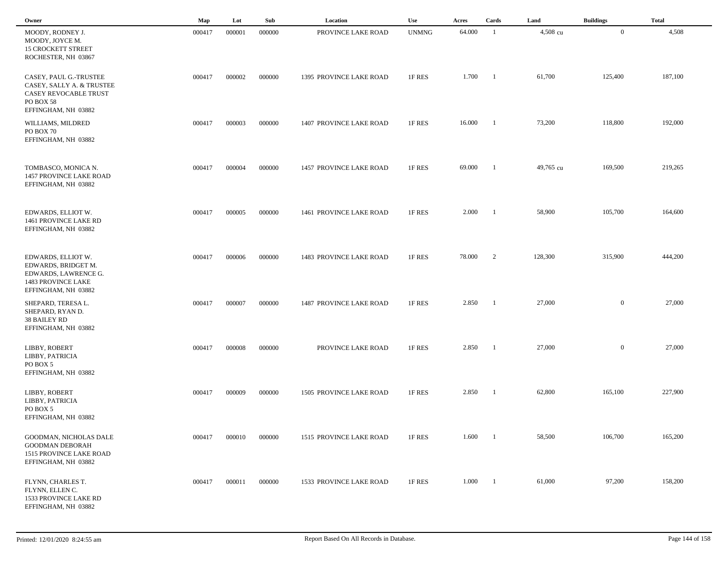| Owner | Map | Lot | Sub | Location | Use | Acres | Cards | Land | Buildings | Total |
|---|---|---|---|---|---|---|---|---|---|---|
| MOODY, RODNEY J.<br>MOODY, JOYCE M.<br>15 CROCKETT STREET<br>ROCHESTER, NH 03867 | 000417 | 000001 | 000000 | PROVINCE LAKE ROAD | UNMNG | 64.000 | 1 | 4,508 cu | 0 | 4,508 |
| CASEY, PAUL G.-TRUSTEE<br>CASEY, SALLY A. & TRUSTEE<br>CASEY REVOCABLE TRUST<br>PO BOX 58<br>EFFINGHAM, NH 03882 | 000417 | 000002 | 000000 | 1395 PROVINCE LAKE ROAD | 1F RES | 1.700 | 1 | 61,700 | 125,400 | 187,100 |
| WILLIAMS, MILDRED<br>PO BOX 70<br>EFFINGHAM, NH 03882 | 000417 | 000003 | 000000 | 1407 PROVINCE LAKE ROAD | 1F RES | 16.000 | 1 | 73,200 | 118,800 | 192,000 |
| TOMBASCO, MONICA N.<br>1457 PROVINCE LAKE ROAD<br>EFFINGHAM, NH 03882 | 000417 | 000004 | 000000 | 1457 PROVINCE LAKE ROAD | 1F RES | 69.000 | 1 | 49,765 cu | 169,500 | 219,265 |
| EDWARDS, ELLIOT W.<br>1461 PROVINCE LAKE RD<br>EFFINGHAM, NH 03882 | 000417 | 000005 | 000000 | 1461 PROVINCE LAKE ROAD | 1F RES | 2.000 | 1 | 58,900 | 105,700 | 164,600 |
| EDWARDS, ELLIOT W.<br>EDWARDS, BRIDGET M.<br>EDWARDS, LAWRENCE G.<br>1483 PROVINCE LAKE<br>EFFINGHAM, NH 03882 | 000417 | 000006 | 000000 | 1483 PROVINCE LAKE ROAD | 1F RES | 78.000 | 2 | 128,300 | 315,900 | 444,200 |
| SHEPARD, TERESA L.<br>SHEPARD, RYAN D.<br>38 BAILEY RD<br>EFFINGHAM, NH 03882 | 000417 | 000007 | 000000 | 1487 PROVINCE LAKE ROAD | 1F RES | 2.850 | 1 | 27,000 | 0 | 27,000 |
| LIBBY, ROBERT<br>LIBBY, PATRICIA<br>PO BOX 5<br>EFFINGHAM, NH 03882 | 000417 | 000008 | 000000 | PROVINCE LAKE ROAD | 1F RES | 2.850 | 1 | 27,000 | 0 | 27,000 |
| LIBBY, ROBERT<br>LIBBY, PATRICIA<br>PO BOX 5<br>EFFINGHAM, NH 03882 | 000417 | 000009 | 000000 | 1505 PROVINCE LAKE ROAD | 1F RES | 2.850 | 1 | 62,800 | 165,100 | 227,900 |
| GOODMAN, NICHOLAS DALE<br>GOODMAN DEBORAH<br>1515 PROVINCE LAKE ROAD<br>EFFINGHAM, NH 03882 | 000417 | 000010 | 000000 | 1515 PROVINCE LAKE ROAD | 1F RES | 1.600 | 1 | 58,500 | 106,700 | 165,200 |
| FLYNN, CHARLES T.<br>FLYNN, ELLEN C.<br>1533 PROVINCE LAKE RD<br>EFFINGHAM, NH 03882 | 000417 | 000011 | 000000 | 1533 PROVINCE LAKE ROAD | 1F RES | 1.000 | 1 | 61,000 | 97,200 | 158,200 |

Printed: 12/01/2020 8:24:55 am — Report Based On All Records in Database.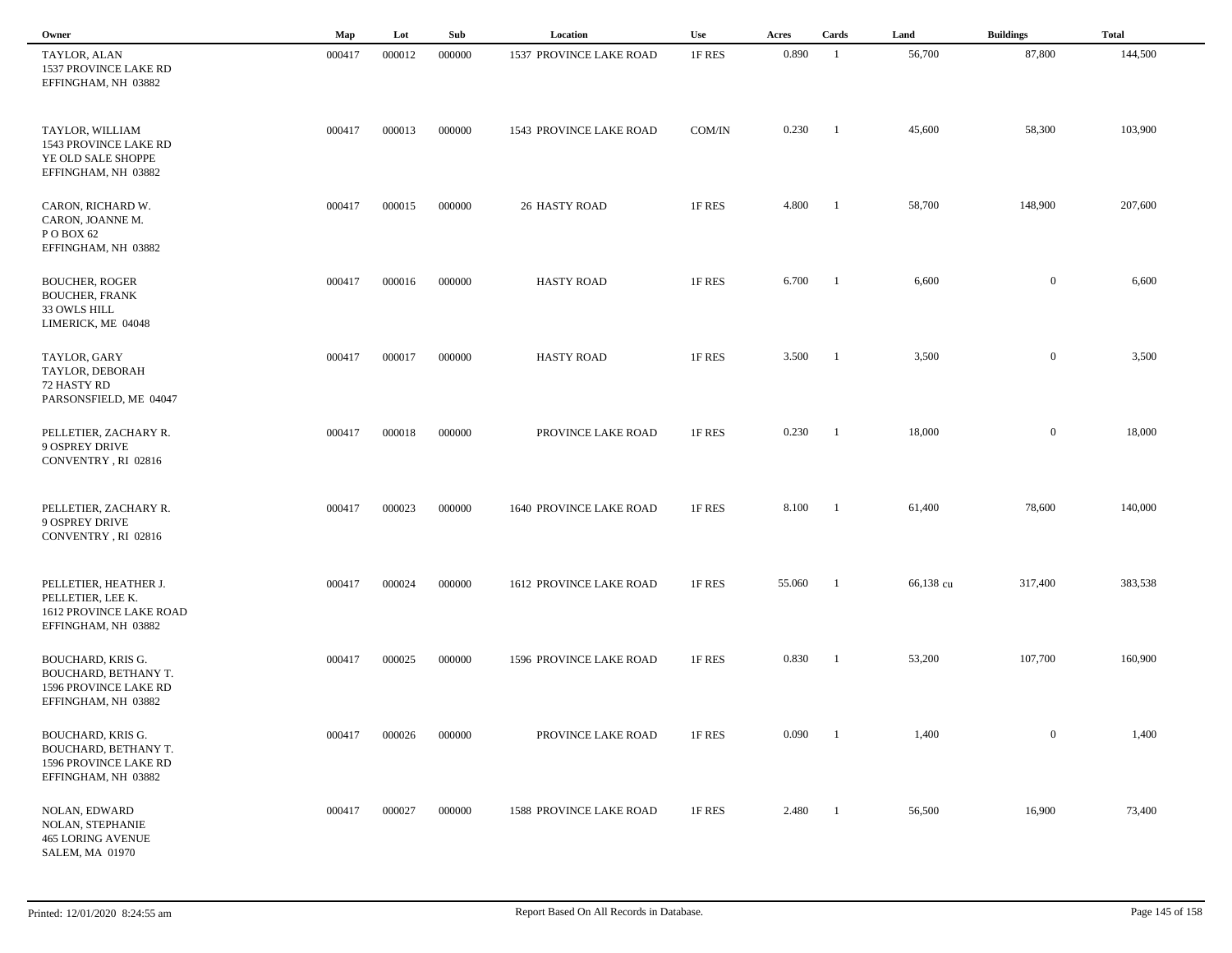| Owner | Map | Lot | Sub | Location | Use | Acres | Cards | Land | Buildings | Total |
|---|---|---|---|---|---|---|---|---|---|---|
| TAYLOR, ALAN<br>1537 PROVINCE LAKE RD<br>EFFINGHAM, NH 03882 | 000417 | 000012 | 000000 | 1537 PROVINCE LAKE ROAD | 1F RES | 0.890 | 1 | 56,700 | 87,800 | 144,500 |
| TAYLOR, WILLIAM<br>1543 PROVINCE LAKE RD<br>YE OLD SALE SHOPPE<br>EFFINGHAM, NH 03882 | 000417 | 000013 | 000000 | 1543 PROVINCE LAKE ROAD | COM/IN | 0.230 | 1 | 45,600 | 58,300 | 103,900 |
| CARON, RICHARD W.<br>CARON, JOANNE M.<br>P O BOX 62<br>EFFINGHAM, NH 03882 | 000417 | 000015 | 000000 | 26 HASTY ROAD | 1F RES | 4.800 | 1 | 58,700 | 148,900 | 207,600 |
| BOUCHER, ROGER<br>BOUCHER, FRANK<br>33 OWLS HILL<br>LIMERICK, ME 04048 | 000417 | 000016 | 000000 | HASTY ROAD | 1F RES | 6.700 | 1 | 6,600 | 0 | 6,600 |
| TAYLOR, GARY<br>TAYLOR, DEBORAH<br>72 HASTY RD<br>PARSONSFIELD, ME 04047 | 000417 | 000017 | 000000 | HASTY ROAD | 1F RES | 3.500 | 1 | 3,500 | 0 | 3,500 |
| PELLETIER, ZACHARY R.<br>9 OSPREY DRIVE<br>CONVENTRY , RI 02816 | 000417 | 000018 | 000000 | PROVINCE LAKE ROAD | 1F RES | 0.230 | 1 | 18,000 | 0 | 18,000 |
| PELLETIER, ZACHARY R.<br>9 OSPREY DRIVE<br>CONVENTRY , RI 02816 | 000417 | 000023 | 000000 | 1640 PROVINCE LAKE ROAD | 1F RES | 8.100 | 1 | 61,400 | 78,600 | 140,000 |
| PELLETIER, HEATHER J.<br>PELLETIER, LEE K.<br>1612 PROVINCE LAKE ROAD<br>EFFINGHAM, NH 03882 | 000417 | 000024 | 000000 | 1612 PROVINCE LAKE ROAD | 1F RES | 55.060 | 1 | 66,138 cu | 317,400 | 383,538 |
| BOUCHARD, KRIS G.<br>BOUCHARD, BETHANY T.<br>1596 PROVINCE LAKE RD<br>EFFINGHAM, NH 03882 | 000417 | 000025 | 000000 | 1596 PROVINCE LAKE ROAD | 1F RES | 0.830 | 1 | 53,200 | 107,700 | 160,900 |
| BOUCHARD, KRIS G.<br>BOUCHARD, BETHANY T.<br>1596 PROVINCE LAKE RD<br>EFFINGHAM, NH 03882 | 000417 | 000026 | 000000 | PROVINCE LAKE ROAD | 1F RES | 0.090 | 1 | 1,400 | 0 | 1,400 |
| NOLAN, EDWARD<br>NOLAN, STEPHANIE<br>465 LORING AVENUE<br>SALEM, MA 01970 | 000417 | 000027 | 000000 | 1588 PROVINCE LAKE ROAD | 1F RES | 2.480 | 1 | 56,500 | 16,900 | 73,400 |

Printed: 12/01/2020 8:24:55 am

Report Based On All Records in Database.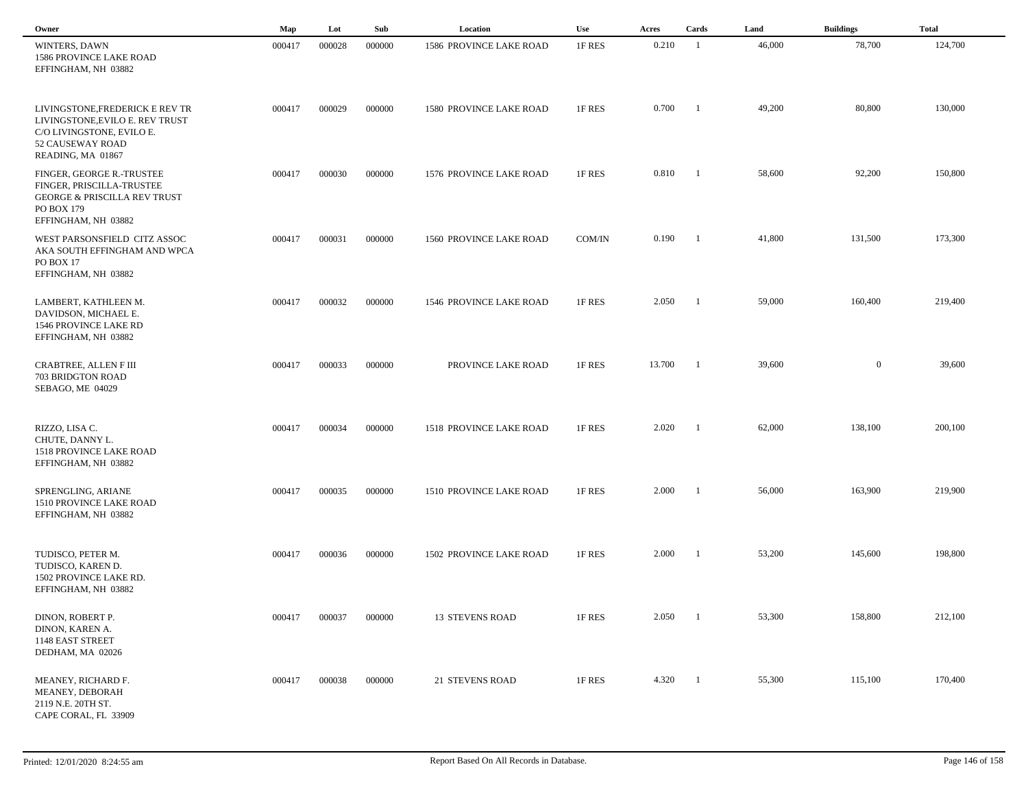| Owner | Map | Lot | Sub | Location | Use | Acres | Cards | Land | Buildings | Total |
|---|---|---|---|---|---|---|---|---|---|---|
| WINTERS, DAWN<br>1586 PROVINCE LAKE ROAD<br>EFFINGHAM, NH 03882 | 000417 | 000028 | 000000 | 1586 PROVINCE LAKE ROAD | 1F RES | 0.210 | 1 | 46,000 | 78,700 | 124,700 |
| LIVINGSTONE,FREDERICK E REV TR<br>LIVINGSTONE,EVILO E. REV TRUST<br>C/O LIVINGSTONE, EVILO E.<br>52 CAUSEWAY ROAD<br>READING, MA 01867 | 000417 | 000029 | 000000 | 1580 PROVINCE LAKE ROAD | 1F RES | 0.700 | 1 | 49,200 | 80,800 | 130,000 |
| FINGER, GEORGE R.-TRUSTEE<br>FINGER, PRISCILLA-TRUSTEE<br>GEORGE & PRISCILLA REV TRUST<br>PO BOX 179<br>EFFINGHAM, NH 03882 | 000417 | 000030 | 000000 | 1576 PROVINCE LAKE ROAD | 1F RES | 0.810 | 1 | 58,600 | 92,200 | 150,800 |
| WEST PARSONSFIELD CITZ ASSOC<br>AKA SOUTH EFFINGHAM AND WPCA<br>PO BOX 17<br>EFFINGHAM, NH 03882 | 000417 | 000031 | 000000 | 1560 PROVINCE LAKE ROAD | COM/IN | 0.190 | 1 | 41,800 | 131,500 | 173,300 |
| LAMBERT, KATHLEEN M.<br>DAVIDSON, MICHAEL E.<br>1546 PROVINCE LAKE RD<br>EFFINGHAM, NH 03882 | 000417 | 000032 | 000000 | 1546 PROVINCE LAKE ROAD | 1F RES | 2.050 | 1 | 59,000 | 160,400 | 219,400 |
| CRABTREE, ALLEN F III<br>703 BRIDGTON ROAD<br>SEBAGO, ME 04029 | 000417 | 000033 | 000000 | PROVINCE LAKE ROAD | 1F RES | 13.700 | 1 | 39,600 | 0 | 39,600 |
| RIZZO, LISA C.<br>CHUTE, DANNY L.<br>1518 PROVINCE LAKE ROAD<br>EFFINGHAM, NH 03882 | 000417 | 000034 | 000000 | 1518 PROVINCE LAKE ROAD | 1F RES | 2.020 | 1 | 62,000 | 138,100 | 200,100 |
| SPRENGLING, ARIANE<br>1510 PROVINCE LAKE ROAD<br>EFFINGHAM, NH 03882 | 000417 | 000035 | 000000 | 1510 PROVINCE LAKE ROAD | 1F RES | 2.000 | 1 | 56,000 | 163,900 | 219,900 |
| TUDISCO, PETER M.<br>TUDISCO, KAREN D.<br>1502 PROVINCE LAKE RD.<br>EFFINGHAM, NH 03882 | 000417 | 000036 | 000000 | 1502 PROVINCE LAKE ROAD | 1F RES | 2.000 | 1 | 53,200 | 145,600 | 198,800 |
| DINON, ROBERT P.<br>DINON, KAREN A.<br>1148 EAST STREET<br>DEDHAM, MA 02026 | 000417 | 000037 | 000000 | 13 STEVENS ROAD | 1F RES | 2.050 | 1 | 53,300 | 158,800 | 212,100 |
| MEANEY, RICHARD F.<br>MEANEY, DEBORAH<br>2119 N.E. 20TH ST.<br>CAPE CORAL, FL 33909 | 000417 | 000038 | 000000 | 21 STEVENS ROAD | 1F RES | 4.320 | 1 | 55,300 | 115,100 | 170,400 |

Printed: 12/01/2020 8:24:55 am — Report Based On All Records in Database.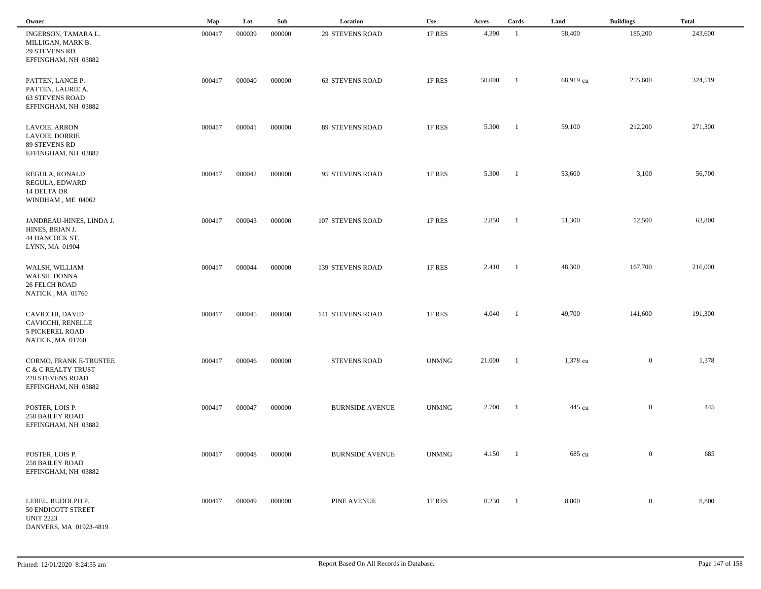| Owner | Map | Lot | Sub | Location | Use | Acres | Cards | Land | Buildings | Total |
|---|---|---|---|---|---|---|---|---|---|---|
| INGERSON, TAMARA L.<br>MILLIGAN, MARK B.<br>29 STEVENS RD<br>EFFINGHAM, NH 03882 | 000417 | 000039 | 000000 | 29 STEVENS ROAD | 1F RES | 4.390 | 1 | 58,400 | 185,200 | 243,600 |
| PATTEN, LANCE P.<br>PATTEN, LAURIE A.<br>63 STEVENS ROAD<br>EFFINGHAM, NH 03882 | 000417 | 000040 | 000000 | 63 STEVENS ROAD | 1F RES | 50.000 | 1 | 68,919 cu | 255,600 | 324,519 |
| LAVOIE, ARRON<br>LAVOIE, DORRIE<br>89 STEVENS RD<br>EFFINGHAM, NH 03882 | 000417 | 000041 | 000000 | 89 STEVENS ROAD | 1F RES | 5.300 | 1 | 59,100 | 212,200 | 271,300 |
| REGULA, RONALD<br>REGULA, EDWARD<br>14 DELTA DR<br>WINDHAM , ME 04062 | 000417 | 000042 | 000000 | 95 STEVENS ROAD | 1F RES | 5.300 | 1 | 53,600 | 3,100 | 56,700 |
| JANDREAU-HINES, LINDA J.<br>HINES, BRIAN J.<br>44 HANCOCK ST.<br>LYNN, MA 01904 | 000417 | 000043 | 000000 | 107 STEVENS ROAD | 1F RES | 2.850 | 1 | 51,300 | 12,500 | 63,800 |
| WALSH, WILLIAM<br>WALSH, DONNA<br>26 FELCH ROAD<br>NATICK , MA 01760 | 000417 | 000044 | 000000 | 139 STEVENS ROAD | 1F RES | 2.410 | 1 | 48,300 | 167,700 | 216,000 |
| CAVICCHI, DAVID<br>CAVICCHI, RENELLE<br>5 PICKEREL ROAD<br>NATICK, MA 01760 | 000417 | 000045 | 000000 | 141 STEVENS ROAD | 1F RES | 4.040 | 1 | 49,700 | 141,600 | 191,300 |
| CORMO, FRANK E-TRUSTEE<br>C & C REALTY TRUST<br>228 STEVENS ROAD<br>EFFINGHAM, NH 03882 | 000417 | 000046 | 000000 | STEVENS ROAD | UNMNG | 21.000 | 1 | 1,378 cu | 0 | 1,378 |
| POSTER, LOIS P.<br>258 BAILEY ROAD<br>EFFINGHAM, NH 03882 | 000417 | 000047 | 000000 | BURNSIDE AVENUE | UNMNG | 2.700 | 1 | 445 cu | 0 | 445 |
| POSTER, LOIS P.<br>258 BAILEY ROAD<br>EFFINGHAM, NH 03882 | 000417 | 000048 | 000000 | BURNSIDE AVENUE | UNMNG | 4.150 | 1 | 685 cu | 0 | 685 |
| LEBEL, RUDOLPH P.<br>50 ENDICOTT STREET<br>UNIT 2223<br>DANVERS, MA 01923-4819 | 000417 | 000049 | 000000 | PINE AVENUE | 1F RES | 0.230 | 1 | 8,800 | 0 | 8,800 |

Printed: 12/01/2020 8:24:55 am

Report Based On All Records in Database.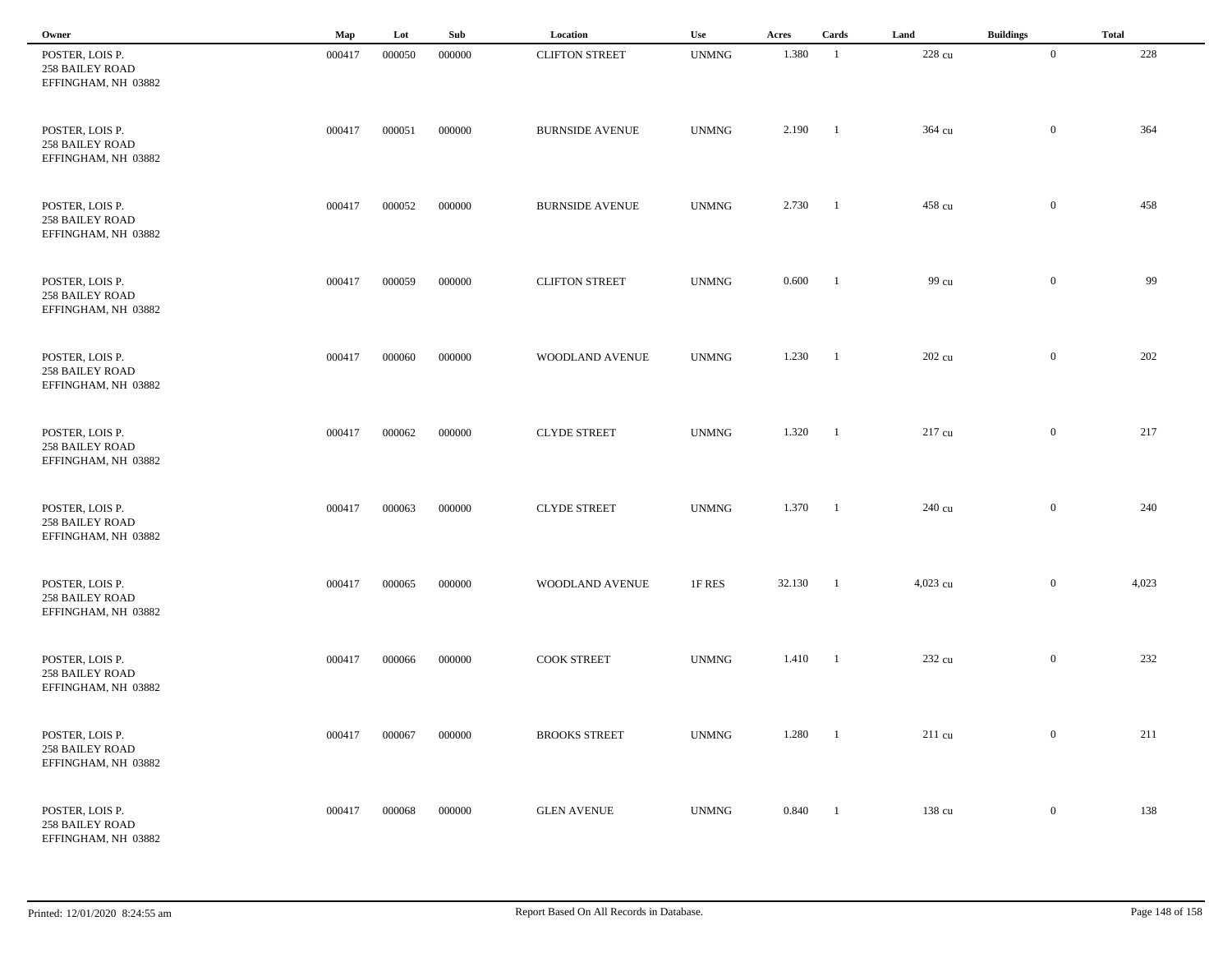| Owner | Map | Lot | Sub | Location | Use | Acres | Cards | Land | Buildings | Total |
|---|---|---|---|---|---|---|---|---|---|---|
| POSTER, LOIS P.<br>258 BAILEY ROAD<br>EFFINGHAM, NH 03882 | 000417 | 000050 | 000000 | CLIFTON STREET | UNMNG | 1.380 | 1 | 228 cu | 0 | 228 |
| POSTER, LOIS P.<br>258 BAILEY ROAD<br>EFFINGHAM, NH 03882 | 000417 | 000051 | 000000 | BURNSIDE AVENUE | UNMNG | 2.190 | 1 | 364 cu | 0 | 364 |
| POSTER, LOIS P.<br>258 BAILEY ROAD<br>EFFINGHAM, NH 03882 | 000417 | 000052 | 000000 | BURNSIDE AVENUE | UNMNG | 2.730 | 1 | 458 cu | 0 | 458 |
| POSTER, LOIS P.<br>258 BAILEY ROAD<br>EFFINGHAM, NH 03882 | 000417 | 000059 | 000000 | CLIFTON STREET | UNMNG | 0.600 | 1 | 99 cu | 0 | 99 |
| POSTER, LOIS P.<br>258 BAILEY ROAD<br>EFFINGHAM, NH 03882 | 000417 | 000060 | 000000 | WOODLAND AVENUE | UNMNG | 1.230 | 1 | 202 cu | 0 | 202 |
| POSTER, LOIS P.<br>258 BAILEY ROAD<br>EFFINGHAM, NH 03882 | 000417 | 000062 | 000000 | CLYDE STREET | UNMNG | 1.320 | 1 | 217 cu | 0 | 217 |
| POSTER, LOIS P.<br>258 BAILEY ROAD<br>EFFINGHAM, NH 03882 | 000417 | 000063 | 000000 | CLYDE STREET | UNMNG | 1.370 | 1 | 240 cu | 0 | 240 |
| POSTER, LOIS P.<br>258 BAILEY ROAD<br>EFFINGHAM, NH 03882 | 000417 | 000065 | 000000 | WOODLAND AVENUE | 1F RES | 32.130 | 1 | 4,023 cu | 0 | 4,023 |
| POSTER, LOIS P.<br>258 BAILEY ROAD<br>EFFINGHAM, NH 03882 | 000417 | 000066 | 000000 | COOK STREET | UNMNG | 1.410 | 1 | 232 cu | 0 | 232 |
| POSTER, LOIS P.<br>258 BAILEY ROAD<br>EFFINGHAM, NH 03882 | 000417 | 000067 | 000000 | BROOKS STREET | UNMNG | 1.280 | 1 | 211 cu | 0 | 211 |
| POSTER, LOIS P.<br>258 BAILEY ROAD<br>EFFINGHAM, NH 03882 | 000417 | 000068 | 000000 | GLEN AVENUE | UNMNG | 0.840 | 1 | 138 cu | 0 | 138 |

Printed: 12/01/2020 8:24:55 am Report Based On All Records in Database.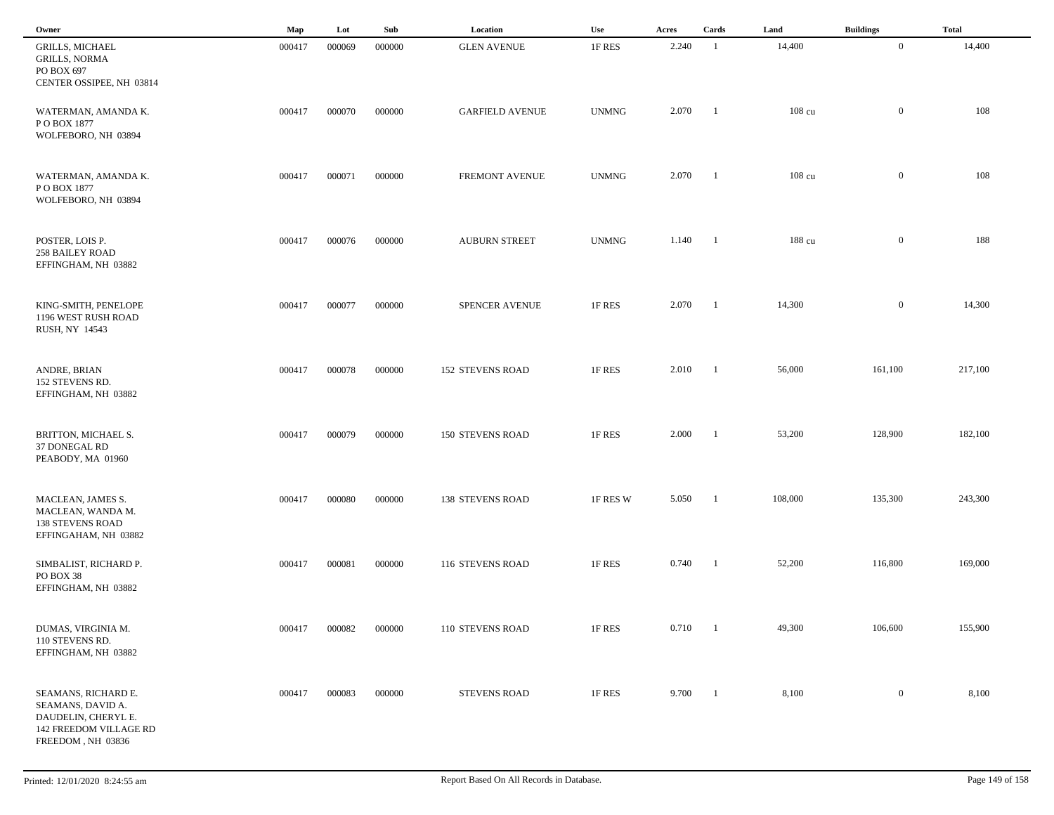| Owner | Map | Lot | Sub | Location | Use | Acres | Cards | Land | Buildings | Total |
|---|---|---|---|---|---|---|---|---|---|---|
| GRILLS, MICHAEL<br>GRILLS, NORMA<br>PO BOX 697<br>CENTER OSSIPEE, NH 03814 | 000417 | 000069 | 000000 | GLEN AVENUE | 1F RES | 2.240 | 1 | 14,400 | 0 | 14,400 |
| WATERMAN, AMANDA K.<br>P O BOX 1877<br>WOLFEBORO, NH 03894 | 000417 | 000070 | 000000 | GARFIELD AVENUE | UNMNG | 2.070 | 1 | 108 cu | 0 | 108 |
| WATERMAN, AMANDA K.<br>P O BOX 1877<br>WOLFEBORO, NH 03894 | 000417 | 000071 | 000000 | FREMONT AVENUE | UNMNG | 2.070 | 1 | 108 cu | 0 | 108 |
| POSTER, LOIS P.<br>258 BAILEY ROAD<br>EFFINGHAM, NH 03882 | 000417 | 000076 | 000000 | AUBURN STREET | UNMNG | 1.140 | 1 | 188 cu | 0 | 188 |
| KING-SMITH, PENELOPE<br>1196 WEST RUSH ROAD<br>RUSH, NY 14543 | 000417 | 000077 | 000000 | SPENCER AVENUE | 1F RES | 2.070 | 1 | 14,300 | 0 | 14,300 |
| ANDRE, BRIAN<br>152 STEVENS RD.<br>EFFINGHAM, NH 03882 | 000417 | 000078 | 000000 | 152 STEVENS ROAD | 1F RES | 2.010 | 1 | 56,000 | 161,100 | 217,100 |
| BRITTON, MICHAEL S.<br>37 DONEGAL RD<br>PEABODY, MA 01960 | 000417 | 000079 | 000000 | 150 STEVENS ROAD | 1F RES | 2.000 | 1 | 53,200 | 128,900 | 182,100 |
| MACLEAN, JAMES S.<br>MACLEAN, WANDA M.<br>138 STEVENS ROAD<br>EFFINGAHAM, NH 03882 | 000417 | 000080 | 000000 | 138 STEVENS ROAD | 1F RES W | 5.050 | 1 | 108,000 | 135,300 | 243,300 |
| SIMBALIST, RICHARD P.<br>PO BOX 38<br>EFFINGHAM, NH 03882 | 000417 | 000081 | 000000 | 116 STEVENS ROAD | 1F RES | 0.740 | 1 | 52,200 | 116,800 | 169,000 |
| DUMAS, VIRGINIA M.<br>110 STEVENS RD.<br>EFFINGHAM, NH 03882 | 000417 | 000082 | 000000 | 110 STEVENS ROAD | 1F RES | 0.710 | 1 | 49,300 | 106,600 | 155,900 |
| SEAMANS, RICHARD E.<br>SEAMANS, DAVID A.<br>DAUDELIN, CHERYL E.<br>142 FREEDOM VILLAGE RD<br>FREEDOM , NH 03836 | 000417 | 000083 | 000000 | STEVENS ROAD | 1F RES | 9.700 | 1 | 8,100 | 0 | 8,100 |

Printed: 12/01/2020 8:24:55 am

Report Based On All Records in Database.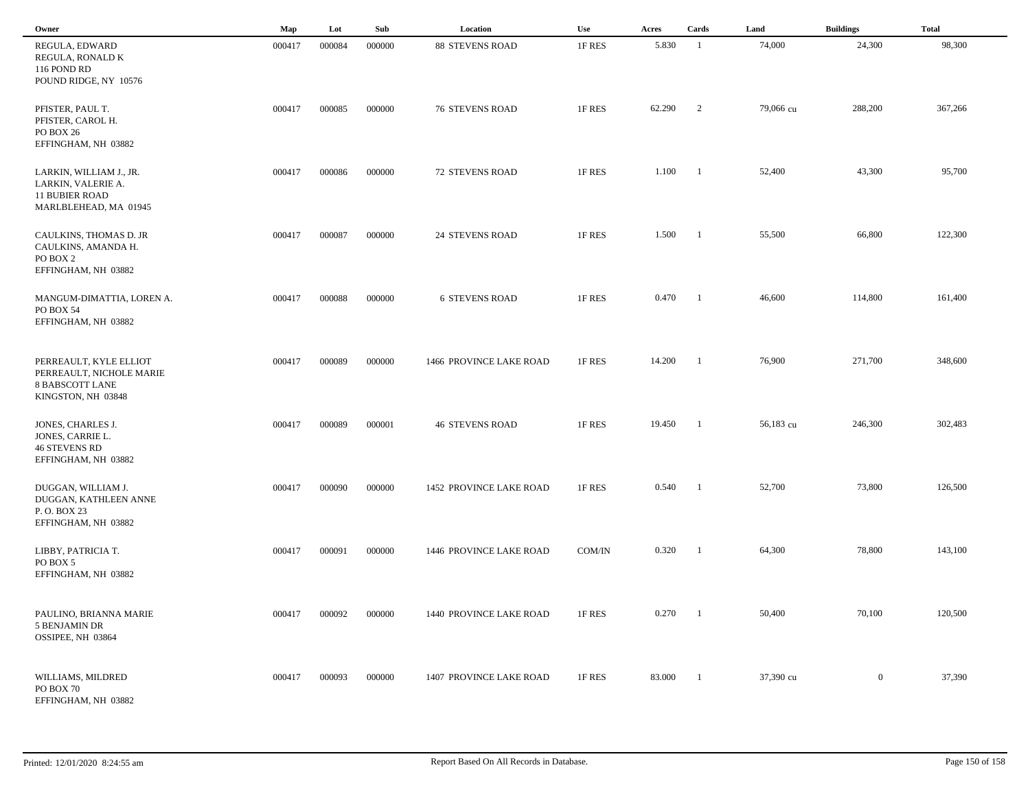| Owner | Map | Lot | Sub | Location | Use | Acres | Cards | Land | Buildings | Total |
|---|---|---|---|---|---|---|---|---|---|---|
| REGULA, EDWARD<br>REGULA, RONALD K<br>116 POND RD<br>POUND RIDGE, NY 10576 | 000417 | 000084 | 000000 | 88 STEVENS ROAD | 1F RES | 5.830 | 1 | 74,000 | 24,300 | 98,300 |
| PFISTER, PAUL T.<br>PFISTER, CAROL H.<br>PO BOX 26<br>EFFINGHAM, NH 03882 | 000417 | 000085 | 000000 | 76 STEVENS ROAD | 1F RES | 62.290 | 2 | 79,066 cu | 288,200 | 367,266 |
| LARKIN, WILLIAM J., JR.<br>LARKIN, VALERIE A.<br>11 BUBIER ROAD<br>MARLBLEHEAD, MA 01945 | 000417 | 000086 | 000000 | 72 STEVENS ROAD | 1F RES | 1.100 | 1 | 52,400 | 43,300 | 95,700 |
| CAULKINS, THOMAS D. JR<br>CAULKINS, AMANDA H.<br>PO BOX 2<br>EFFINGHAM, NH 03882 | 000417 | 000087 | 000000 | 24 STEVENS ROAD | 1F RES | 1.500 | 1 | 55,500 | 66,800 | 122,300 |
| MANGUM-DIMATTIA, LOREN A.<br>PO BOX 54<br>EFFINGHAM, NH 03882 | 000417 | 000088 | 000000 | 6 STEVENS ROAD | 1F RES | 0.470 | 1 | 46,600 | 114,800 | 161,400 |
| PERREAULT, KYLE ELLIOT<br>PERREAULT, NICHOLE MARIE<br>8 BABSCOTT LANE<br>KINGSTON, NH 03848 | 000417 | 000089 | 000000 | 1466 PROVINCE LAKE ROAD | 1F RES | 14.200 | 1 | 76,900 | 271,700 | 348,600 |
| JONES, CHARLES J.<br>JONES, CARRIE L.<br>46 STEVENS RD<br>EFFINGHAM, NH 03882 | 000417 | 000089 | 000001 | 46 STEVENS ROAD | 1F RES | 19.450 | 1 | 56,183 cu | 246,300 | 302,483 |
| DUGGAN, WILLIAM J.<br>DUGGAN, KATHLEEN ANNE<br>P. O. BOX 23<br>EFFINGHAM, NH 03882 | 000417 | 000090 | 000000 | 1452 PROVINCE LAKE ROAD | 1F RES | 0.540 | 1 | 52,700 | 73,800 | 126,500 |
| LIBBY, PATRICIA T.<br>PO BOX 5<br>EFFINGHAM, NH 03882 | 000417 | 000091 | 000000 | 1446 PROVINCE LAKE ROAD | COM/IN | 0.320 | 1 | 64,300 | 78,800 | 143,100 |
| PAULINO, BRIANNA MARIE<br>5 BENJAMIN DR<br>OSSIPEE, NH 03864 | 000417 | 000092 | 000000 | 1440 PROVINCE LAKE ROAD | 1F RES | 0.270 | 1 | 50,400 | 70,100 | 120,500 |
| WILLIAMS, MILDRED<br>PO BOX 70<br>EFFINGHAM, NH 03882 | 000417 | 000093 | 000000 | 1407 PROVINCE LAKE ROAD | 1F RES | 83.000 | 1 | 37,390 cu | 0 | 37,390 |

Printed: 12/01/2020 8:24:55 am — Report Based On All Records in Database.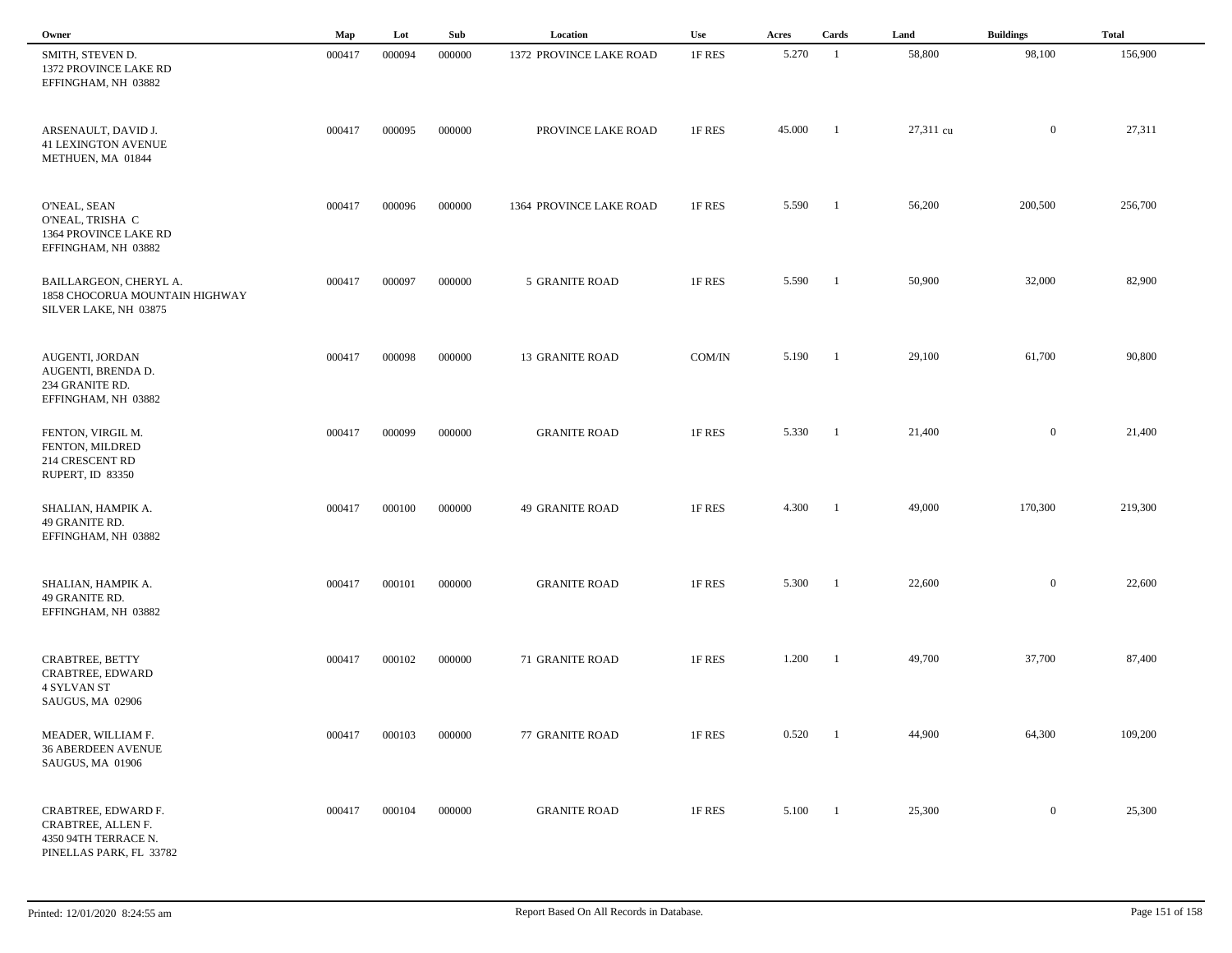| Owner | Map | Lot | Sub | Location | Use | Acres | Cards | Land | Buildings | Total |
|---|---|---|---|---|---|---|---|---|---|---|
| SMITH, STEVEN D.<br>1372 PROVINCE LAKE RD<br>EFFINGHAM, NH 03882 | 000417 | 000094 | 000000 | 1372 PROVINCE LAKE ROAD | 1F RES | 5.270 | 1 | 58,800 | 98,100 | 156,900 |
| ARSENAULT, DAVID J.<br>41 LEXINGTON AVENUE<br>METHUEN, MA 01844 | 000417 | 000095 | 000000 | PROVINCE LAKE ROAD | 1F RES | 45.000 | 1 | 27,311 cu | 0 | 27,311 |
| O'NEAL, SEAN<br>O'NEAL, TRISHA C<br>1364 PROVINCE LAKE RD<br>EFFINGHAM, NH 03882 | 000417 | 000096 | 000000 | 1364 PROVINCE LAKE ROAD | 1F RES | 5.590 | 1 | 56,200 | 200,500 | 256,700 |
| BAILLARGEON, CHERYL A.<br>1858 CHOCORUA MOUNTAIN HIGHWAY<br>SILVER LAKE, NH 03875 | 000417 | 000097 | 000000 | 5 GRANITE ROAD | 1F RES | 5.590 | 1 | 50,900 | 32,000 | 82,900 |
| AUGENTI, JORDAN<br>AUGENTI, BRENDA D.<br>234 GRANITE RD.<br>EFFINGHAM, NH 03882 | 000417 | 000098 | 000000 | 13 GRANITE ROAD | COM/IN | 5.190 | 1 | 29,100 | 61,700 | 90,800 |
| FENTON, VIRGIL M.<br>FENTON, MILDRED<br>214 CRESCENT RD<br>RUPERT, ID 83350 | 000417 | 000099 | 000000 | GRANITE ROAD | 1F RES | 5.330 | 1 | 21,400 | 0 | 21,400 |
| SHALIAN, HAMPIK A.<br>49 GRANITE RD.<br>EFFINGHAM, NH 03882 | 000417 | 000100 | 000000 | 49 GRANITE ROAD | 1F RES | 4.300 | 1 | 49,000 | 170,300 | 219,300 |
| SHALIAN, HAMPIK A.<br>49 GRANITE RD.<br>EFFINGHAM, NH 03882 | 000417 | 000101 | 000000 | GRANITE ROAD | 1F RES | 5.300 | 1 | 22,600 | 0 | 22,600 |
| CRABTREE, BETTY<br>CRABTREE, EDWARD<br>4 SYLVAN ST<br>SAUGUS, MA 02906 | 000417 | 000102 | 000000 | 71 GRANITE ROAD | 1F RES | 1.200 | 1 | 49,700 | 37,700 | 87,400 |
| MEADER, WILLIAM F.<br>36 ABERDEEN AVENUE<br>SAUGUS, MA 01906 | 000417 | 000103 | 000000 | 77 GRANITE ROAD | 1F RES | 0.520 | 1 | 44,900 | 64,300 | 109,200 |
| CRABTREE, EDWARD F.<br>CRABTREE, ALLEN F.<br>4350 94TH TERRACE N.<br>PINELLAS PARK, FL 33782 | 000417 | 000104 | 000000 | GRANITE ROAD | 1F RES | 5.100 | 1 | 25,300 | 0 | 25,300 |

Printed: 12/01/2020 8:24:55 am

Report Based On All Records in Database.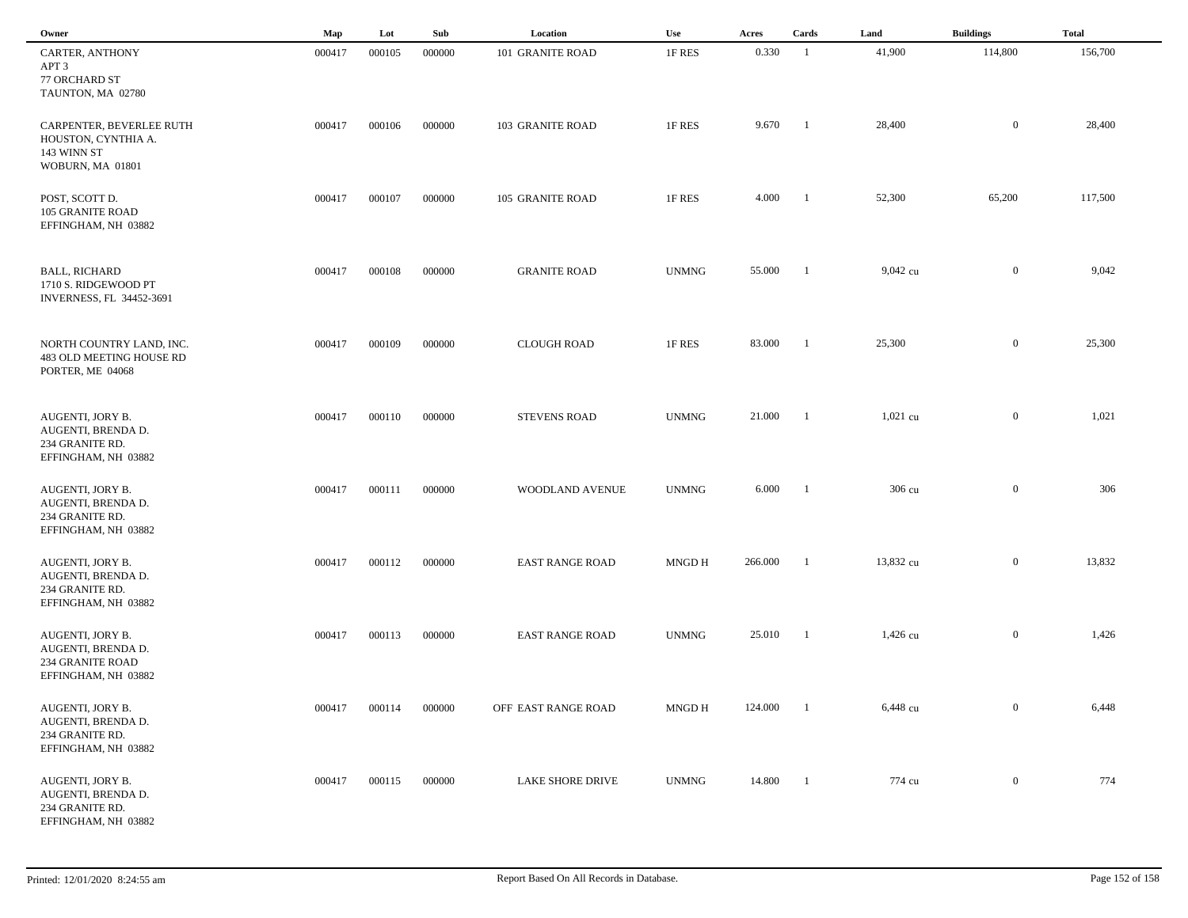| Owner | Map | Lot | Sub | Location | Use | Acres | Cards | Land | Buildings | Total |
|---|---|---|---|---|---|---|---|---|---|---|
| CARTER, ANTHONY<br>APT 3<br>77 ORCHARD ST<br>TAUNTON, MA 02780 | 000417 | 000105 | 000000 | 101 GRANITE ROAD | 1F RES | 0.330 | 1 | 41,900 | 114,800 | 156,700 |
| CARPENTER, BEVERLEE RUTH<br>HOUSTON, CYNTHIA A.<br>143 WINN ST<br>WOBURN, MA 01801 | 000417 | 000106 | 000000 | 103 GRANITE ROAD | 1F RES | 9.670 | 1 | 28,400 | 0 | 28,400 |
| POST, SCOTT D.<br>105 GRANITE ROAD<br>EFFINGHAM, NH 03882 | 000417 | 000107 | 000000 | 105 GRANITE ROAD | 1F RES | 4.000 | 1 | 52,300 | 65,200 | 117,500 |
| BALL, RICHARD<br>1710 S. RIDGEWOOD PT<br>INVERNESS, FL 34452-3691 | 000417 | 000108 | 000000 | GRANITE ROAD | UNMNG | 55.000 | 1 | 9,042 cu | 0 | 9,042 |
| NORTH COUNTRY LAND, INC.<br>483 OLD MEETING HOUSE RD<br>PORTER, ME 04068 | 000417 | 000109 | 000000 | CLOUGH ROAD | 1F RES | 83.000 | 1 | 25,300 | 0 | 25,300 |
| AUGENTI, JORY B.<br>AUGENTI, BRENDA D.<br>234 GRANITE RD.<br>EFFINGHAM, NH 03882 | 000417 | 000110 | 000000 | STEVENS ROAD | UNMNG | 21.000 | 1 | 1,021 cu | 0 | 1,021 |
| AUGENTI, JORY B.<br>AUGENTI, BRENDA D.<br>234 GRANITE RD.<br>EFFINGHAM, NH 03882 | 000417 | 000111 | 000000 | WOODLAND AVENUE | UNMNG | 6.000 | 1 | 306 cu | 0 | 306 |
| AUGENTI, JORY B.<br>AUGENTI, BRENDA D.<br>234 GRANITE RD.<br>EFFINGHAM, NH 03882 | 000417 | 000112 | 000000 | EAST RANGE ROAD | MNGD H | 266.000 | 1 | 13,832 cu | 0 | 13,832 |
| AUGENTI, JORY B.<br>AUGENTI, BRENDA D.<br>234 GRANITE ROAD<br>EFFINGHAM, NH 03882 | 000417 | 000113 | 000000 | EAST RANGE ROAD | UNMNG | 25.010 | 1 | 1,426 cu | 0 | 1,426 |
| AUGENTI, JORY B.<br>AUGENTI, BRENDA D.<br>234 GRANITE RD.<br>EFFINGHAM, NH 03882 | 000417 | 000114 | 000000 | OFF EAST RANGE ROAD | MNGD H | 124.000 | 1 | 6,448 cu | 0 | 6,448 |
| AUGENTI, JORY B.<br>AUGENTI, BRENDA D.<br>234 GRANITE RD.<br>EFFINGHAM, NH 03882 | 000417 | 000115 | 000000 | LAKE SHORE DRIVE | UNMNG | 14.800 | 1 | 774 cu | 0 | 774 |

Printed: 12/01/2020 8:24:55 am Report Based On All Records in Database.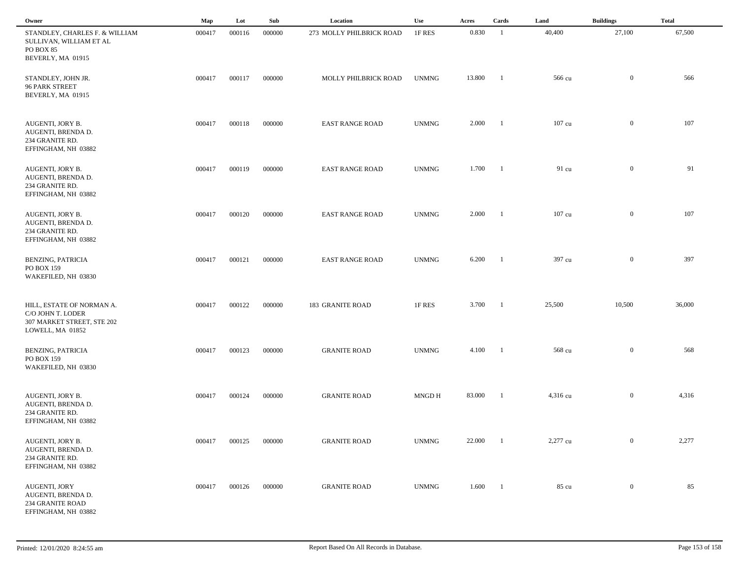| Owner | Map | Lot | Sub | Location | Use | Acres | Cards | Land | Buildings | Total |
|---|---|---|---|---|---|---|---|---|---|---|
| STANDLEY, CHARLES F. & WILLIAM<br>SULLIVAN, WILLIAM ET AL<br>PO BOX 85<br>BEVERLY, MA 01915 | 000417 | 000116 | 000000 | 273 MOLLY PHILBRICK ROAD | 1F RES | 0.830 | 1 | 40,400 | 27,100 | 67,500 |
| STANDLEY, JOHN JR.<br>96 PARK STREET<br>BEVERLY, MA 01915 | 000417 | 000117 | 000000 | MOLLY PHILBRICK ROAD | UNMNG | 13.800 | 1 | 566 cu | 0 | 566 |
| AUGENTI, JORY B.<br>AUGENTI, BRENDA D.<br>234 GRANITE RD.<br>EFFINGHAM, NH 03882 | 000417 | 000118 | 000000 | EAST RANGE ROAD | UNMNG | 2.000 | 1 | 107 cu | 0 | 107 |
| AUGENTI, JORY B.<br>AUGENTI, BRENDA D.<br>234 GRANITE RD.<br>EFFINGHAM, NH 03882 | 000417 | 000119 | 000000 | EAST RANGE ROAD | UNMNG | 1.700 | 1 | 91 cu | 0 | 91 |
| AUGENTI, JORY B.<br>AUGENTI, BRENDA D.<br>234 GRANITE RD.<br>EFFINGHAM, NH 03882 | 000417 | 000120 | 000000 | EAST RANGE ROAD | UNMNG | 2.000 | 1 | 107 cu | 0 | 107 |
| BENZING, PATRICIA<br>PO BOX 159<br>WAKEFILED, NH 03830 | 000417 | 000121 | 000000 | EAST RANGE ROAD | UNMNG | 6.200 | 1 | 397 cu | 0 | 397 |
| HILL, ESTATE OF NORMAN A.<br>C/O JOHN T. LODER<br>307 MARKET STREET, STE 202<br>LOWELL, MA 01852 | 000417 | 000122 | 000000 | 183 GRANITE ROAD | 1F RES | 3.700 | 1 | 25,500 | 10,500 | 36,000 |
| BENZING, PATRICIA<br>PO BOX 159<br>WAKEFILED, NH 03830 | 000417 | 000123 | 000000 | GRANITE ROAD | UNMNG | 4.100 | 1 | 568 cu | 0 | 568 |
| AUGENTI, JORY B.<br>AUGENTI, BRENDA D.<br>234 GRANITE RD.<br>EFFINGHAM, NH 03882 | 000417 | 000124 | 000000 | GRANITE ROAD | MNGD H | 83.000 | 1 | 4,316 cu | 0 | 4,316 |
| AUGENTI, JORY B.<br>AUGENTI, BRENDA D.<br>234 GRANITE RD.<br>EFFINGHAM, NH 03882 | 000417 | 000125 | 000000 | GRANITE ROAD | UNMNG | 22.000 | 1 | 2,277 cu | 0 | 2,277 |
| AUGENTI, JORY<br>AUGENTI, BRENDA D.<br>234 GRANITE ROAD<br>EFFINGHAM, NH 03882 | 000417 | 000126 | 000000 | GRANITE ROAD | UNMNG | 1.600 | 1 | 85 cu | 0 | 85 |

Printed: 12/01/2020 8:24:55 am

Report Based On All Records in Database.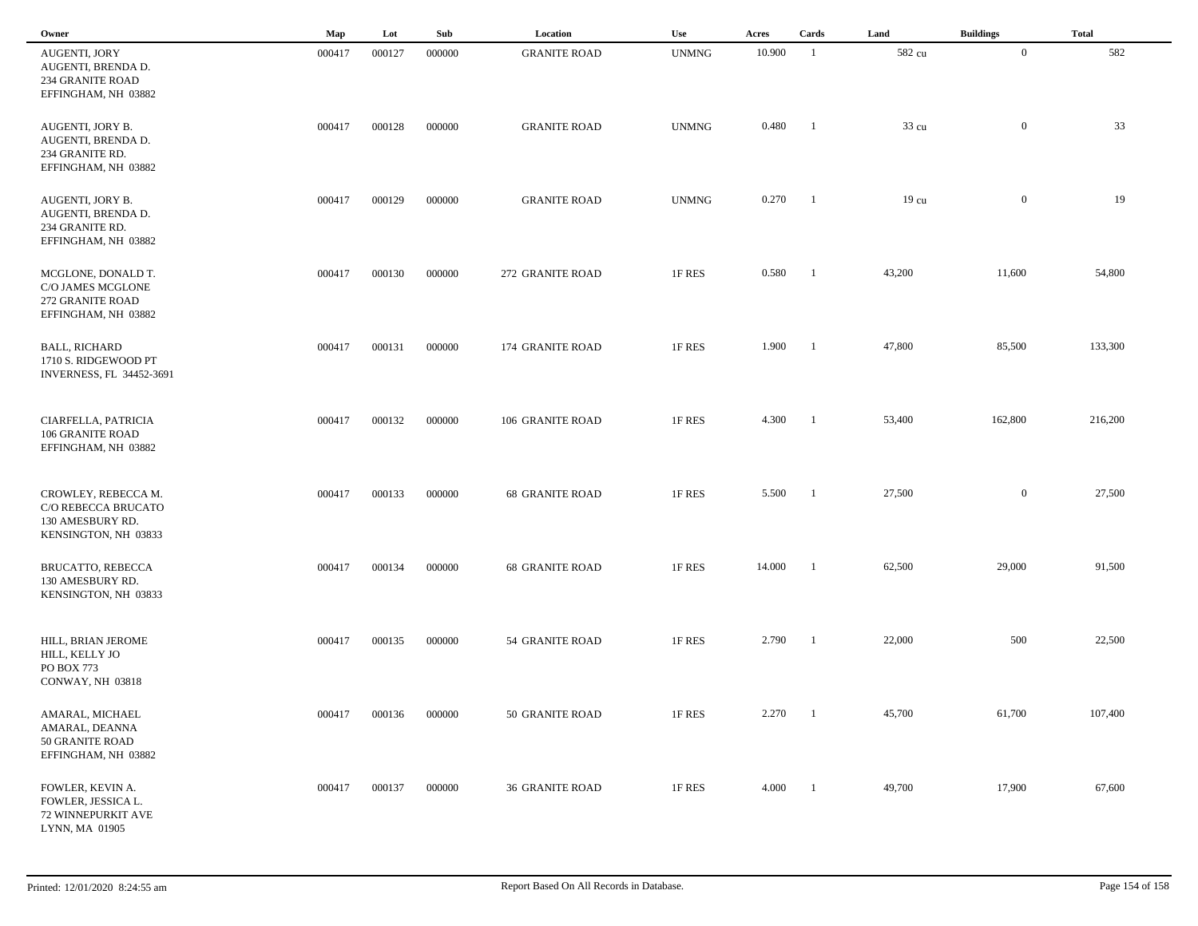| Owner | Map | Lot | Sub | Location | Use | Acres | Cards | Land | Buildings | Total |
|---|---|---|---|---|---|---|---|---|---|---|
| AUGENTI, JORY<br>AUGENTI, BRENDA D.<br>234 GRANITE ROAD<br>EFFINGHAM, NH 03882 | 000417 | 000127 | 000000 | GRANITE ROAD | UNMNG | 10.900 | 1 | 582 cu | 0 | 582 |
| AUGENTI, JORY B.<br>AUGENTI, BRENDA D.<br>234 GRANITE RD.<br>EFFINGHAM, NH 03882 | 000417 | 000128 | 000000 | GRANITE ROAD | UNMNG | 0.480 | 1 | 33 cu | 0 | 33 |
| AUGENTI, JORY B.<br>AUGENTI, BRENDA D.<br>234 GRANITE RD.<br>EFFINGHAM, NH 03882 | 000417 | 000129 | 000000 | GRANITE ROAD | UNMNG | 0.270 | 1 | 19 cu | 0 | 19 |
| MCGLONE, DONALD T.<br>C/O JAMES MCGLONE<br>272 GRANITE ROAD<br>EFFINGHAM, NH 03882 | 000417 | 000130 | 000000 | 272 GRANITE ROAD | 1F RES | 0.580 | 1 | 43,200 | 11,600 | 54,800 |
| BALL, RICHARD<br>1710 S. RIDGEWOOD PT<br>INVERNESS, FL 34452-3691 | 000417 | 000131 | 000000 | 174 GRANITE ROAD | 1F RES | 1.900 | 1 | 47,800 | 85,500 | 133,300 |
| CIARFELLA, PATRICIA<br>106 GRANITE ROAD<br>EFFINGHAM, NH 03882 | 000417 | 000132 | 000000 | 106 GRANITE ROAD | 1F RES | 4.300 | 1 | 53,400 | 162,800 | 216,200 |
| CROWLEY, REBECCA M.<br>C/O REBECCA BRUCATO<br>130 AMESBURY RD.<br>KENSINGTON, NH 03833 | 000417 | 000133 | 000000 | 68 GRANITE ROAD | 1F RES | 5.500 | 1 | 27,500 | 0 | 27,500 |
| BRUCATTO, REBECCA<br>130 AMESBURY RD.<br>KENSINGTON, NH 03833 | 000417 | 000134 | 000000 | 68 GRANITE ROAD | 1F RES | 14.000 | 1 | 62,500 | 29,000 | 91,500 |
| HILL, BRIAN JEROME<br>HILL, KELLY JO<br>PO BOX 773<br>CONWAY, NH 03818 | 000417 | 000135 | 000000 | 54 GRANITE ROAD | 1F RES | 2.790 | 1 | 22,000 | 500 | 22,500 |
| AMARAL, MICHAEL<br>AMARAL, DEANNA<br>50 GRANITE ROAD<br>EFFINGHAM, NH 03882 | 000417 | 000136 | 000000 | 50 GRANITE ROAD | 1F RES | 2.270 | 1 | 45,700 | 61,700 | 107,400 |
| FOWLER, KEVIN A.<br>FOWLER, JESSICA L.<br>72 WINNEPURKIT AVE<br>LYNN, MA 01905 | 000417 | 000137 | 000000 | 36 GRANITE ROAD | 1F RES | 4.000 | 1 | 49,700 | 17,900 | 67,600 |

Printed: 12/01/2020 8:24:55 am Report Based On All Records in Database.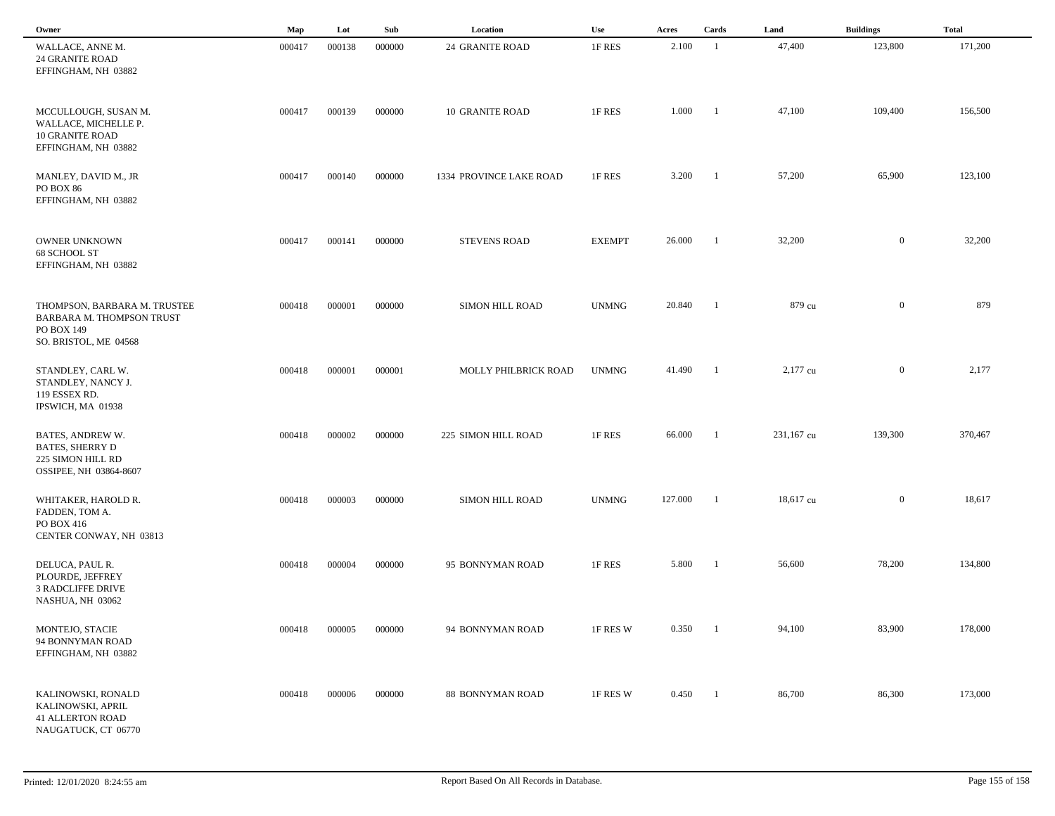| Owner | Map | Lot | Sub | Location | Use | Acres | Cards | Land | Buildings | Total |
|---|---|---|---|---|---|---|---|---|---|---|
| WALLACE, ANNE M.<br>24 GRANITE ROAD<br>EFFINGHAM, NH 03882 | 000417 | 000138 | 000000 | 24 GRANITE ROAD | 1F RES | 2.100 | 1 | 47,400 | 123,800 | 171,200 |
| MCCULLOUGH, SUSAN M.<br>WALLACE, MICHELLE P.<br>10 GRANITE ROAD<br>EFFINGHAM, NH 03882 | 000417 | 000139 | 000000 | 10 GRANITE ROAD | 1F RES | 1.000 | 1 | 47,100 | 109,400 | 156,500 |
| MANLEY, DAVID M., JR<br>PO BOX 86<br>EFFINGHAM, NH 03882 | 000417 | 000140 | 000000 | 1334 PROVINCE LAKE ROAD | 1F RES | 3.200 | 1 | 57,200 | 65,900 | 123,100 |
| OWNER UNKNOWN<br>68 SCHOOL ST<br>EFFINGHAM, NH 03882 | 000417 | 000141 | 000000 | STEVENS ROAD | EXEMPT | 26.000 | 1 | 32,200 | 0 | 32,200 |
| THOMPSON, BARBARA M. TRUSTEE<br>BARBARA M. THOMPSON TRUST<br>PO BOX 149<br>SO. BRISTOL, ME 04568 | 000418 | 000001 | 000000 | SIMON HILL ROAD | UNMNG | 20.840 | 1 | 879 cu | 0 | 879 |
| STANDLEY, CARL W.<br>STANDLEY, NANCY J.<br>119 ESSEX RD.<br>IPSWICH, MA 01938 | 000418 | 000001 | 000001 | MOLLY PHILBRICK ROAD | UNMNG | 41.490 | 1 | 2,177 cu | 0 | 2,177 |
| BATES, ANDREW W.<br>BATES, SHERRY D<br>225 SIMON HILL RD<br>OSSIPEE, NH 03864-8607 | 000418 | 000002 | 000000 | 225 SIMON HILL ROAD | 1F RES | 66.000 | 1 | 231,167 cu | 139,300 | 370,467 |
| WHITAKER, HAROLD R.<br>FADDEN, TOM A.<br>PO BOX 416<br>CENTER CONWAY, NH 03813 | 000418 | 000003 | 000000 | SIMON HILL ROAD | UNMNG | 127.000 | 1 | 18,617 cu | 0 | 18,617 |
| DELUCA, PAUL R.<br>PLOURDE, JEFFREY<br>3 RADCLIFFE DRIVE<br>NASHUA, NH 03062 | 000418 | 000004 | 000000 | 95 BONNYMAN ROAD | 1F RES | 5.800 | 1 | 56,600 | 78,200 | 134,800 |
| MONTEJO, STACIE<br>94 BONNYMAN ROAD<br>EFFINGHAM, NH 03882 | 000418 | 000005 | 000000 | 94 BONNYMAN ROAD | 1F RES W | 0.350 | 1 | 94,100 | 83,900 | 178,000 |
| KALINOWSKI, RONALD<br>KALINOWSKI, APRIL<br>41 ALLERTON ROAD<br>NAUGATUCK, CT 06770 | 000418 | 000006 | 000000 | 88 BONNYMAN ROAD | 1F RES W | 0.450 | 1 | 86,700 | 86,300 | 173,000 |

Printed: 12/01/2020 8:24:55 am — Report Based On All Records in Database.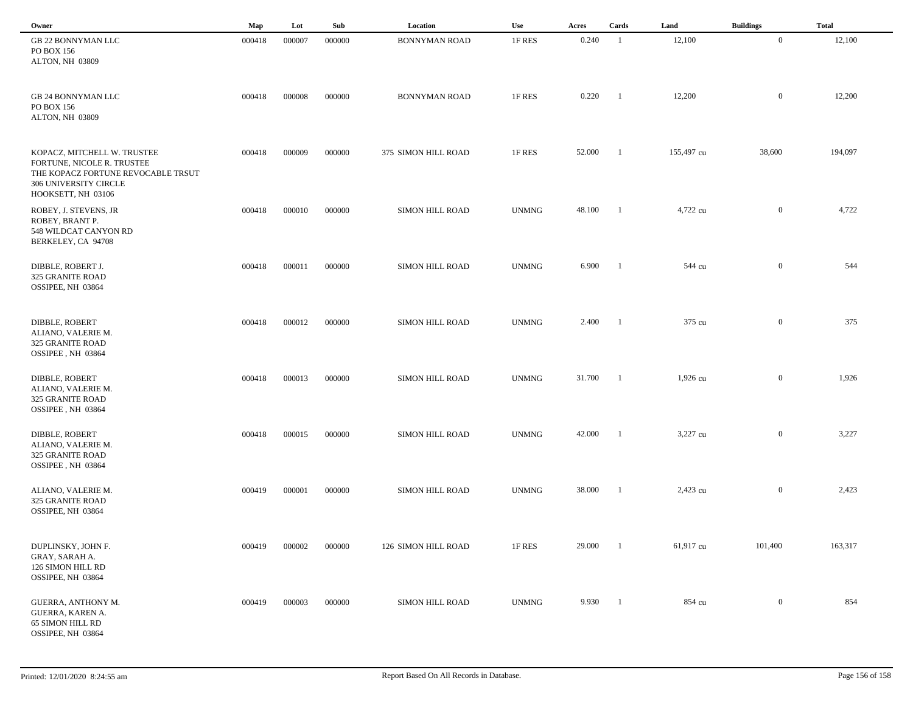| Owner | Map | Lot | Sub | Location | Use | Acres | Cards | Land | Buildings | Total |
|---|---|---|---|---|---|---|---|---|---|---|
| GB 22 BONNYMAN LLC<br>PO BOX 156<br>ALTON, NH 03809 | 000418 | 000007 | 000000 | BONNYMAN ROAD | 1F RES | 0.240 | 1 | 12,100 | 0 | 12,100 |
| GB 24 BONNYMAN LLC<br>PO BOX 156<br>ALTON, NH 03809 | 000418 | 000008 | 000000 | BONNYMAN ROAD | 1F RES | 0.220 | 1 | 12,200 | 0 | 12,200 |
| KOPACZ, MITCHELL W. TRUSTEE<br>FORTUNE, NICOLE R. TRUSTEE<br>THE KOPACZ FORTUNE REVOCABLE TRSUT<br>306 UNIVERSITY CIRCLE<br>HOOKSETT, NH 03106 | 000418 | 000009 | 000000 | 375 SIMON HILL ROAD | 1F RES | 52.000 | 1 | 155,497 cu | 38,600 | 194,097 |
| ROBEY, J. STEVENS, JR<br>ROBEY, BRANT P.<br>548 WILDCAT CANYON RD<br>BERKELEY, CA 94708 | 000418 | 000010 | 000000 | SIMON HILL ROAD | UNMNG | 48.100 | 1 | 4,722 cu | 0 | 4,722 |
| DIBBLE, ROBERT J.<br>325 GRANITE ROAD<br>OSSIPEE, NH 03864 | 000418 | 000011 | 000000 | SIMON HILL ROAD | UNMNG | 6.900 | 1 | 544 cu | 0 | 544 |
| DIBBLE, ROBERT<br>ALIANO, VALERIE M.<br>325 GRANITE ROAD<br>OSSIPEE , NH 03864 | 000418 | 000012 | 000000 | SIMON HILL ROAD | UNMNG | 2.400 | 1 | 375 cu | 0 | 375 |
| DIBBLE, ROBERT<br>ALIANO, VALERIE M.<br>325 GRANITE ROAD<br>OSSIPEE , NH 03864 | 000418 | 000013 | 000000 | SIMON HILL ROAD | UNMNG | 31.700 | 1 | 1,926 cu | 0 | 1,926 |
| DIBBLE, ROBERT<br>ALIANO, VALERIE M.<br>325 GRANITE ROAD<br>OSSIPEE , NH 03864 | 000418 | 000015 | 000000 | SIMON HILL ROAD | UNMNG | 42.000 | 1 | 3,227 cu | 0 | 3,227 |
| ALIANO, VALERIE M.<br>325 GRANITE ROAD<br>OSSIPEE, NH 03864 | 000419 | 000001 | 000000 | SIMON HILL ROAD | UNMNG | 38.000 | 1 | 2,423 cu | 0 | 2,423 |
| DUPLINSKY, JOHN F.<br>GRAY, SARAH A.<br>126 SIMON HILL RD<br>OSSIPEE, NH 03864 | 000419 | 000002 | 000000 | 126 SIMON HILL ROAD | 1F RES | 29.000 | 1 | 61,917 cu | 101,400 | 163,317 |
| GUERRA, ANTHONY M.<br>GUERRA, KAREN A.<br>65 SIMON HILL RD<br>OSSIPEE, NH 03864 | 000419 | 000003 | 000000 | SIMON HILL ROAD | UNMNG | 9.930 | 1 | 854 cu | 0 | 854 |

Printed: 12/01/2020 8:24:55 am

Report Based On All Records in Database.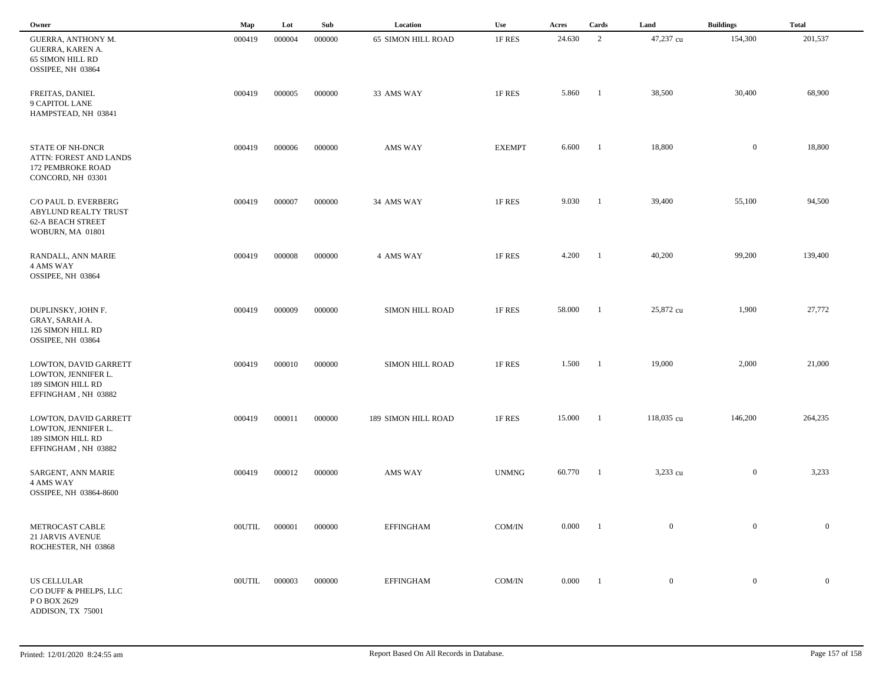| Owner | Map | Lot | Sub | Location | Use | Acres | Cards | Land | Buildings | Total |
|---|---|---|---|---|---|---|---|---|---|---|
| GUERRA, ANTHONY M.<br>GUERRA, KAREN A.<br>65 SIMON HILL RD<br>OSSIPEE, NH 03864 | 000419 | 000004 | 000000 | 65 SIMON HILL ROAD | 1F RES | 24.630 | 2 | 47,237 cu | 154,300 | 201,537 |
| FREITAS, DANIEL<br>9 CAPITOL LANE<br>HAMPSTEAD, NH 03841 | 000419 | 000005 | 000000 | 33 AMS WAY | 1F RES | 5.860 | 1 | 38,500 | 30,400 | 68,900 |
| STATE OF NH-DNCR<br>ATTN: FOREST AND LANDS<br>172 PEMBROKE ROAD<br>CONCORD, NH 03301 | 000419 | 000006 | 000000 | AMS WAY | EXEMPT | 6.600 | 1 | 18,800 | 0 | 18,800 |
| C/O PAUL D. EVERBERG<br>ABYLUND REALTY TRUST<br>62-A BEACH STREET<br>WOBURN, MA 01801 | 000419 | 000007 | 000000 | 34 AMS WAY | 1F RES | 9.030 | 1 | 39,400 | 55,100 | 94,500 |
| RANDALL, ANN MARIE<br>4 AMS WAY<br>OSSIPEE, NH 03864 | 000419 | 000008 | 000000 | 4 AMS WAY | 1F RES | 4.200 | 1 | 40,200 | 99,200 | 139,400 |
| DUPLINSKY, JOHN F.<br>GRAY, SARAH A.<br>126 SIMON HILL RD<br>OSSIPEE, NH 03864 | 000419 | 000009 | 000000 | SIMON HILL ROAD | 1F RES | 58.000 | 1 | 25,872 cu | 1,900 | 27,772 |
| LOWTON, DAVID GARRETT<br>LOWTON, JENNIFER L.<br>189 SIMON HILL RD<br>EFFINGHAM , NH 03882 | 000419 | 000010 | 000000 | SIMON HILL ROAD | 1F RES | 1.500 | 1 | 19,000 | 2,000 | 21,000 |
| LOWTON, DAVID GARRETT<br>LOWTON, JENNIFER L.<br>189 SIMON HILL RD<br>EFFINGHAM , NH 03882 | 000419 | 000011 | 000000 | 189 SIMON HILL ROAD | 1F RES | 15.000 | 1 | 118,035 cu | 146,200 | 264,235 |
| SARGENT, ANN MARIE<br>4 AMS WAY<br>OSSIPEE, NH 03864-8600 | 000419 | 000012 | 000000 | AMS WAY | UNMNG | 60.770 | 1 | 3,233 cu | 0 | 3,233 |
| METROCAST CABLE<br>21 JARVIS AVENUE<br>ROCHESTER, NH 03868 | 00UTIL | 000001 | 000000 | EFFINGHAM | COM/IN | 0.000 | 1 | 0 | 0 | 0 |
| US CELLULAR<br>C/O DUFF & PHELPS, LLC<br>P O BOX 2629<br>ADDISON, TX 75001 | 00UTIL | 000003 | 000000 | EFFINGHAM | COM/IN | 0.000 | 1 | 0 | 0 | 0 |

Printed: 12/01/2020 8:24:55 am

Report Based On All Records in Database.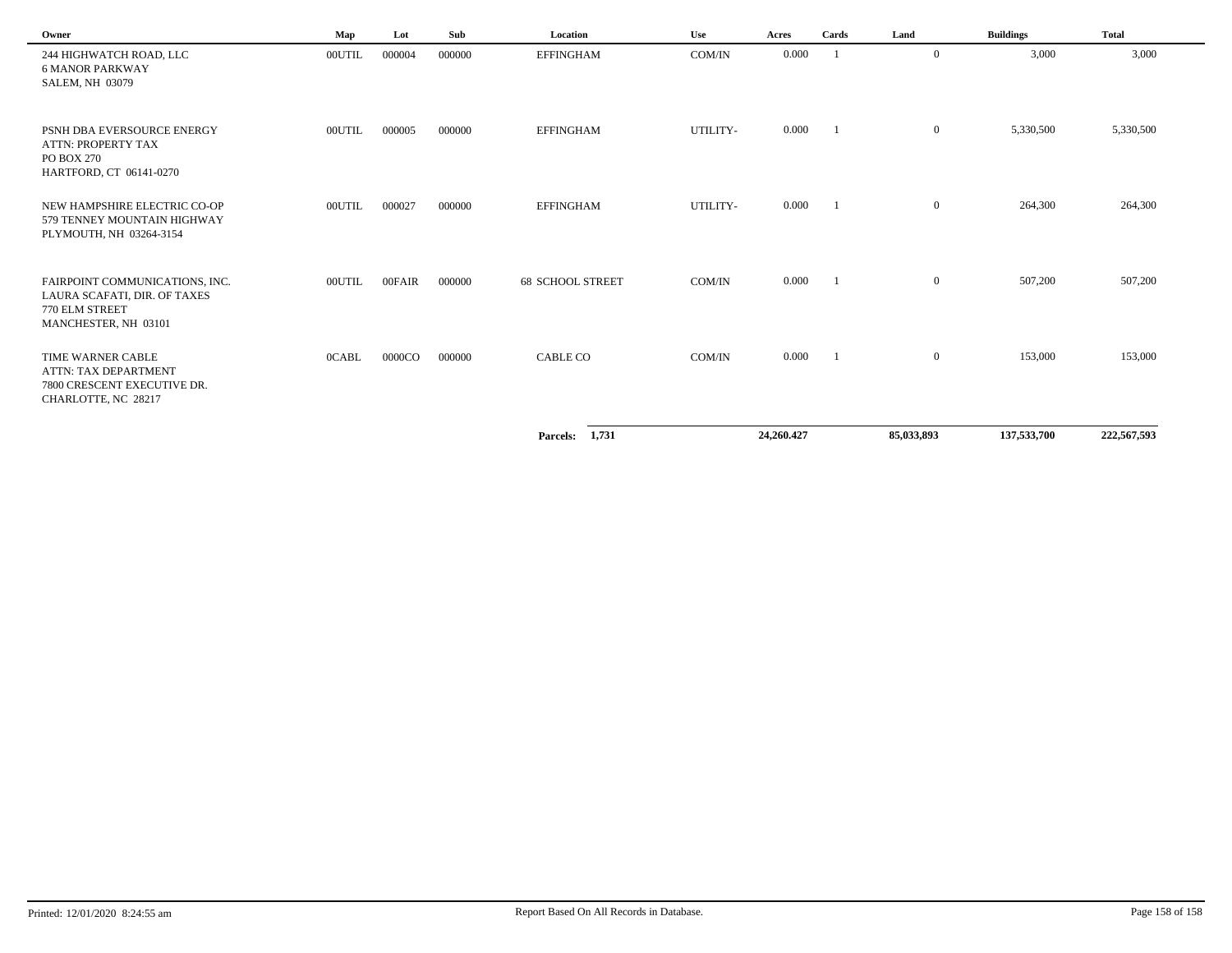| Owner | Map | Lot | Sub | Location | Use | Acres | Cards | Land | Buildings | Total |
|---|---|---|---|---|---|---|---|---|---|---|
| 244 HIGHWATCH ROAD, LLC<br>6 MANOR PARKWAY<br>SALEM, NH 03079 | 00UTIL | 000004 | 000000 | EFFINGHAM | COM/IN | 0.000 | 1 | 0 | 3,000 | 3,000 |
| PSNH DBA EVERSOURCE ENERGY<br>ATTN: PROPERTY TAX<br>PO BOX 270<br>HARTFORD, CT 06141-0270 | 00UTIL | 000005 | 000000 | EFFINGHAM | UTILITY- | 0.000 | 1 | 0 | 5,330,500 | 5,330,500 |
| NEW HAMPSHIRE ELECTRIC CO-OP<br>579 TENNEY MOUNTAIN HIGHWAY<br>PLYMOUTH, NH 03264-3154 | 00UTIL | 000027 | 000000 | EFFINGHAM | UTILITY- | 0.000 | 1 | 0 | 264,300 | 264,300 |
| FAIRPOINT COMMUNICATIONS, INC.<br>LAURA SCAFATI, DIR. OF TAXES<br>770 ELM STREET<br>MANCHESTER, NH 03101 | 00UTIL | 00FAIR | 000000 | 68 SCHOOL STREET | COM/IN | 0.000 | 1 | 0 | 507,200 | 507,200 |
| TIME WARNER CABLE<br>ATTN: TAX DEPARTMENT<br>7800 CRESCENT EXECUTIVE DR.<br>CHARLOTTE, NC 28217 | 0CABL | 0000CO | 000000 | CABLE CO | COM/IN | 0.000 | 1 | 0 | 153,000 | 153,000 |
| | | | | **Parcels: 1,731** | | **24,260.427** | | **85,033,893** | **137,533,700** | **222,567,593** |

Printed: 12/01/2020 8:24:55 am

Report Based On All Records in Database.